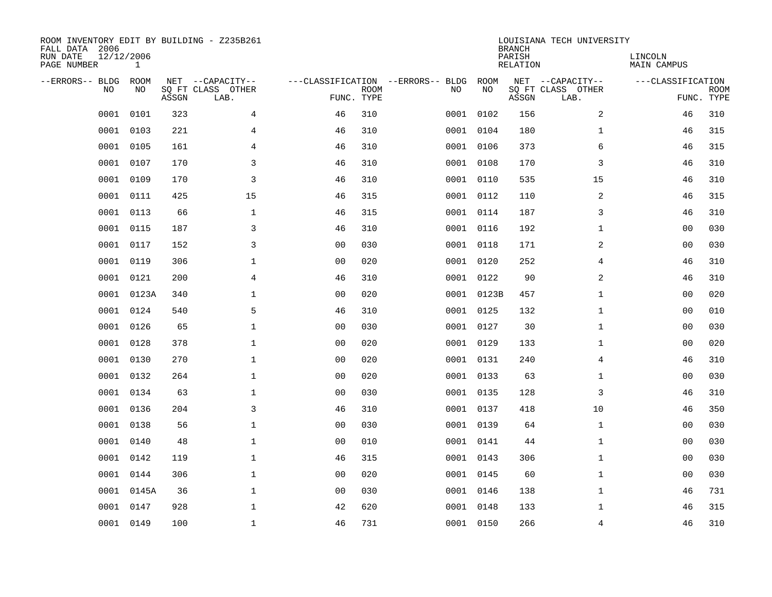ROOM INVENTORY EDIT BY BUILDING - Z235B261
FALL DATA 2006
RUN DATE 12/12/2006
PAGE NUMBER 1

LOUISIANA TECH UNIVERSITY
BRANCH
PARISH LINCOLN
RELATION MAIN CAMPUS

| --ERRORS-- | BLDG NO | ROOM NO | NET SQ FT ASSGN | --CAPACITY-- CLASS LAB. | OTHER | ---CLASSIFICATION FUNC. | ROOM TYPE | --ERRORS-- | BLDG NO | ROOM NO | NET SQ FT ASSGN | --CAPACITY-- CLASS LAB. | OTHER | ---CLASSIFICATION FUNC. | ROOM TYPE |
|---|---|---|---|---|---|---|---|---|---|---|---|---|---|---|---|
| | 0001 | 0101 | 323 | | 4 | 46 | 310 | | 0001 | 0102 | 156 | | 2 | 46 | 310 |
| | 0001 | 0103 | 221 | | 4 | 46 | 310 | | 0001 | 0104 | 180 | | 1 | 46 | 315 |
| | 0001 | 0105 | 161 | | 4 | 46 | 310 | | 0001 | 0106 | 373 | | 6 | 46 | 315 |
| | 0001 | 0107 | 170 | | 3 | 46 | 310 | | 0001 | 0108 | 170 | | 3 | 46 | 310 |
| | 0001 | 0109 | 170 | | 3 | 46 | 310 | | 0001 | 0110 | 535 | | 15 | 46 | 310 |
| | 0001 | 0111 | 425 | | 15 | 46 | 315 | | 0001 | 0112 | 110 | | 2 | 46 | 315 |
| | 0001 | 0113 | 66 | | 1 | 46 | 315 | | 0001 | 0114 | 187 | | 3 | 46 | 310 |
| | 0001 | 0115 | 187 | | 3 | 46 | 310 | | 0001 | 0116 | 192 | | 1 | 00 | 030 |
| | 0001 | 0117 | 152 | | 3 | 00 | 030 | | 0001 | 0118 | 171 | | 2 | 00 | 030 |
| | 0001 | 0119 | 306 | | 1 | 00 | 020 | | 0001 | 0120 | 252 | | 4 | 46 | 310 |
| | 0001 | 0121 | 200 | | 4 | 46 | 310 | | 0001 | 0122 | 90 | | 2 | 46 | 310 |
| | 0001 | 0123A | 340 | | 1 | 00 | 020 | | 0001 | 0123B | 457 | | 1 | 00 | 020 |
| | 0001 | 0124 | 540 | | 5 | 46 | 310 | | 0001 | 0125 | 132 | | 1 | 00 | 010 |
| | 0001 | 0126 | 65 | | 1 | 00 | 030 | | 0001 | 0127 | 30 | | 1 | 00 | 030 |
| | 0001 | 0128 | 378 | | 1 | 00 | 020 | | 0001 | 0129 | 133 | | 1 | 00 | 020 |
| | 0001 | 0130 | 270 | | 1 | 00 | 020 | | 0001 | 0131 | 240 | | 4 | 46 | 310 |
| | 0001 | 0132 | 264 | | 1 | 00 | 020 | | 0001 | 0133 | 63 | | 1 | 00 | 030 |
| | 0001 | 0134 | 63 | | 1 | 00 | 030 | | 0001 | 0135 | 128 | | 3 | 46 | 310 |
| | 0001 | 0136 | 204 | | 3 | 46 | 310 | | 0001 | 0137 | 418 | | 10 | 46 | 350 |
| | 0001 | 0138 | 56 | | 1 | 00 | 030 | | 0001 | 0139 | 64 | | 1 | 00 | 030 |
| | 0001 | 0140 | 48 | | 1 | 00 | 010 | | 0001 | 0141 | 44 | | 1 | 00 | 030 |
| | 0001 | 0142 | 119 | | 1 | 46 | 315 | | 0001 | 0143 | 306 | | 1 | 00 | 030 |
| | 0001 | 0144 | 306 | | 1 | 00 | 020 | | 0001 | 0145 | 60 | | 1 | 00 | 030 |
| | 0001 | 0145A | 36 | | 1 | 00 | 030 | | 0001 | 0146 | 138 | | 1 | 46 | 731 |
| | 0001 | 0147 | 928 | | 1 | 42 | 620 | | 0001 | 0148 | 133 | | 1 | 46 | 315 |
| | 0001 | 0149 | 100 | | 1 | 46 | 731 | | 0001 | 0150 | 266 | | 4 | 46 | 310 |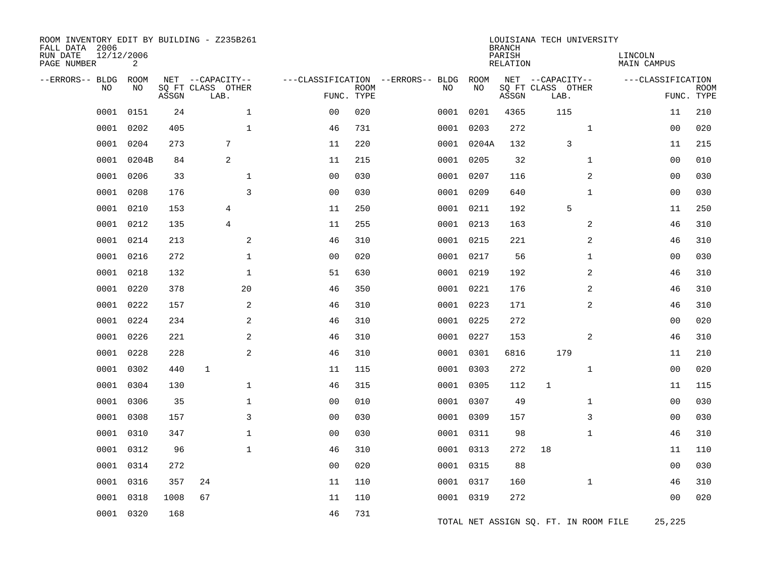ROOM INVENTORY EDIT BY BUILDING - Z235B261
FALL DATA 2006
RUN DATE 12/12/2006
PAGE NUMBER 2

LOUISIANA TECH UNIVERSITY
BRANCH
PARISH LINCOLN
RELATION MAIN CAMPUS

| --ERRORS-- | BLDG NO | ROOM NO | NET SQ FT ASSGN | CAPACITY CLASS LAB. | CAPACITY OTHER | CLASSIFICATION FUNC. | ROOM TYPE | --ERRORS-- | BLDG NO | ROOM NO | NET SQ FT ASSGN | CAPACITY CLASS LAB. | CAPACITY OTHER | CLASSIFICATION FUNC. | ROOM TYPE |
|---|---|---|---|---|---|---|---|---|---|---|---|---|---|---|---|
| | 0001 | 0151 | 24 | | 1 | 00 | 020 | | 0001 | 0201 | 4365 | 115 | | 11 | 210 |
| | 0001 | 0202 | 405 | | 1 | 46 | 731 | | 0001 | 0203 | 272 | | 1 | 00 | 020 |
| | 0001 | 0204 | 273 | 7 | | 11 | 220 | | 0001 | 0204A | 132 | 3 | | 11 | 215 |
| | 0001 | 0204B | 84 | 2 | | 11 | 215 | | 0001 | 0205 | 32 | | 1 | 00 | 010 |
| | 0001 | 0206 | 33 | | 1 | 00 | 030 | | 0001 | 0207 | 116 | | 2 | 00 | 030 |
| | 0001 | 0208 | 176 | | 3 | 00 | 030 | | 0001 | 0209 | 640 | | 1 | 00 | 030 |
| | 0001 | 0210 | 153 | 4 | | 11 | 250 | | 0001 | 0211 | 192 | 5 | | 11 | 250 |
| | 0001 | 0212 | 135 | 4 | | 11 | 255 | | 0001 | 0213 | 163 | | 2 | 46 | 310 |
| | 0001 | 0214 | 213 | | 2 | 46 | 310 | | 0001 | 0215 | 221 | | 2 | 46 | 310 |
| | 0001 | 0216 | 272 | | 1 | 00 | 020 | | 0001 | 0217 | 56 | | 1 | 00 | 030 |
| | 0001 | 0218 | 132 | | 1 | 51 | 630 | | 0001 | 0219 | 192 | | 2 | 46 | 310 |
| | 0001 | 0220 | 378 | | 20 | 46 | 350 | | 0001 | 0221 | 176 | | 2 | 46 | 310 |
| | 0001 | 0222 | 157 | | 2 | 46 | 310 | | 0001 | 0223 | 171 | | 2 | 46 | 310 |
| | 0001 | 0224 | 234 | | 2 | 46 | 310 | | 0001 | 0225 | 272 | | | 00 | 020 |
| | 0001 | 0226 | 221 | | 2 | 46 | 310 | | 0001 | 0227 | 153 | | 2 | 46 | 310 |
| | 0001 | 0228 | 228 | | 2 | 46 | 310 | | 0001 | 0301 | 6816 | 179 | | 11 | 210 |
| | 0001 | 0302 | 440 | 1 | | 11 | 115 | | 0001 | 0303 | 272 | | 1 | 00 | 020 |
| | 0001 | 0304 | 130 | | 1 | 46 | 315 | | 0001 | 0305 | 112 | 1 | | 11 | 115 |
| | 0001 | 0306 | 35 | | 1 | 00 | 010 | | 0001 | 0307 | 49 | | 1 | 00 | 030 |
| | 0001 | 0308 | 157 | | 3 | 00 | 030 | | 0001 | 0309 | 157 | | 3 | 00 | 030 |
| | 0001 | 0310 | 347 | | 1 | 00 | 030 | | 0001 | 0311 | 98 | | 1 | 46 | 310 |
| | 0001 | 0312 | 96 | | 1 | 46 | 310 | | 0001 | 0313 | 272 | 18 | | 11 | 110 |
| | 0001 | 0314 | 272 | | | 00 | 020 | | 0001 | 0315 | 88 | | | 00 | 030 |
| | 0001 | 0316 | 357 | 24 | | 11 | 110 | | 0001 | 0317 | 160 | | 1 | 46 | 310 |
| | 0001 | 0318 | 1008 | 67 | | 11 | 110 | | 0001 | 0319 | 272 | | | 00 | 020 |
| | 0001 | 0320 | 168 | | | 46 | 731 | | | | | | | | |

TOTAL NET ASSIGN SQ. FT. IN ROOM FILE 25,225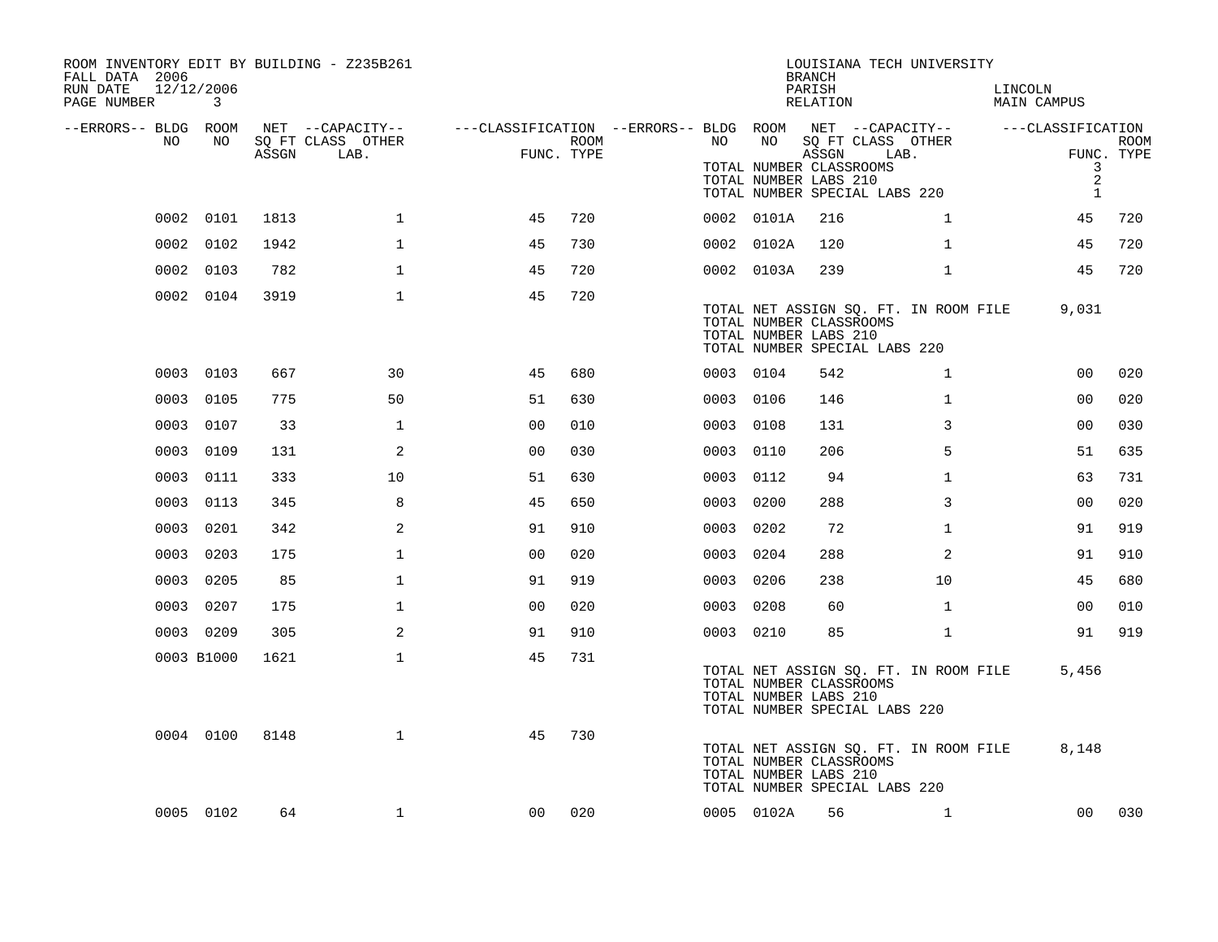ROOM INVENTORY EDIT BY BUILDING - Z235B261
FALL DATA 2006
RUN DATE 12/12/2006
PAGE NUMBER 3

LOUISIANA TECH UNIVERSITY
BRANCH
PARISH LINCOLN
RELATION MAIN CAMPUS

| --ERRORS-- | BLDG NO | ROOM NO | NET SQ FT ASSGN | --CAPACITY-- CLASS LAB. | OTHER | ---CLASSIFICATION FUNC. | ROOM TYPE | --ERRORS-- | BLDG NO | ROOM NO | NET SQ FT ASSGN | --CAPACITY-- CLASS LAB. | OTHER | ---CLASSIFICATION FUNC. | ROOM TYPE |
|---|---|---|---|---|---|---|---|---|---|---|---|---|---|---|---|
| | | | | | | | | | TOTAL NUMBER CLASSROOMS | | | | | 3 | |
| | | | | | | | | | TOTAL NUMBER LABS 210 | | | | | 2 | |
| | | | | | | | | | TOTAL NUMBER SPECIAL LABS 220 | | | | | 1 | |
| | 0002 | 0101 | 1813 | | 1 | 45 | 720 | | 0002 | 0101A | 216 | | 1 | 45 | 720 |
| | 0002 | 0102 | 1942 | | 1 | 45 | 730 | | 0002 | 0102A | 120 | | 1 | 45 | 720 |
| | 0002 | 0103 | 782 | | 1 | 45 | 720 | | 0002 | 0103A | 239 | | 1 | 45 | 720 |
| | 0002 | 0104 | 3919 | | 1 | 45 | 720 | | | | | | | | |
| | | | | | | | | | TOTAL NET ASSIGN SQ. FT. IN ROOM FILE | | | | | 9,031 | |
| | | | | | | | | | TOTAL NUMBER CLASSROOMS | | | | | | |
| | | | | | | | | | TOTAL NUMBER LABS 210 | | | | | | |
| | | | | | | | | | TOTAL NUMBER SPECIAL LABS 220 | | | | | | |
| | 0003 | 0103 | 667 | | 30 | 45 | 680 | | 0003 | 0104 | 542 | | 1 | 00 | 020 |
| | 0003 | 0105 | 775 | | 50 | 51 | 630 | | 0003 | 0106 | 146 | | 1 | 00 | 020 |
| | 0003 | 0107 | 33 | | 1 | 00 | 010 | | 0003 | 0108 | 131 | | 3 | 00 | 030 |
| | 0003 | 0109 | 131 | | 2 | 00 | 030 | | 0003 | 0110 | 206 | | 5 | 51 | 635 |
| | 0003 | 0111 | 333 | | 10 | 51 | 630 | | 0003 | 0112 | 94 | | 1 | 63 | 731 |
| | 0003 | 0113 | 345 | | 8 | 45 | 650 | | 0003 | 0200 | 288 | | 3 | 00 | 020 |
| | 0003 | 0201 | 342 | | 2 | 91 | 910 | | 0003 | 0202 | 72 | | 1 | 91 | 919 |
| | 0003 | 0203 | 175 | | 1 | 00 | 020 | | 0003 | 0204 | 288 | | 2 | 91 | 910 |
| | 0003 | 0205 | 85 | | 1 | 91 | 919 | | 0003 | 0206 | 238 | | 10 | 45 | 680 |
| | 0003 | 0207 | 175 | | 1 | 00 | 020 | | 0003 | 0208 | 60 | | 1 | 00 | 010 |
| | 0003 | 0209 | 305 | | 2 | 91 | 910 | | 0003 | 0210 | 85 | | 1 | 91 | 919 |
| | 0003 | B1000 | 1621 | | 1 | 45 | 731 | | | | | | | | |
| | | | | | | | | | TOTAL NET ASSIGN SQ. FT. IN ROOM FILE | | | | | 5,456 | |
| | | | | | | | | | TOTAL NUMBER CLASSROOMS | | | | | | |
| | | | | | | | | | TOTAL NUMBER LABS 210 | | | | | | |
| | | | | | | | | | TOTAL NUMBER SPECIAL LABS 220 | | | | | | |
| | 0004 | 0100 | 8148 | | 1 | 45 | 730 | | | | | | | | |
| | | | | | | | | | TOTAL NET ASSIGN SQ. FT. IN ROOM FILE | | | | | 8,148 | |
| | | | | | | | | | TOTAL NUMBER CLASSROOMS | | | | | | |
| | | | | | | | | | TOTAL NUMBER LABS 210 | | | | | | |
| | | | | | | | | | TOTAL NUMBER SPECIAL LABS 220 | | | | | | |
| | 0005 | 0102 | 64 | | 1 | 00 | 020 | | 0005 | 0102A | 56 | | 1 | 00 | 030 |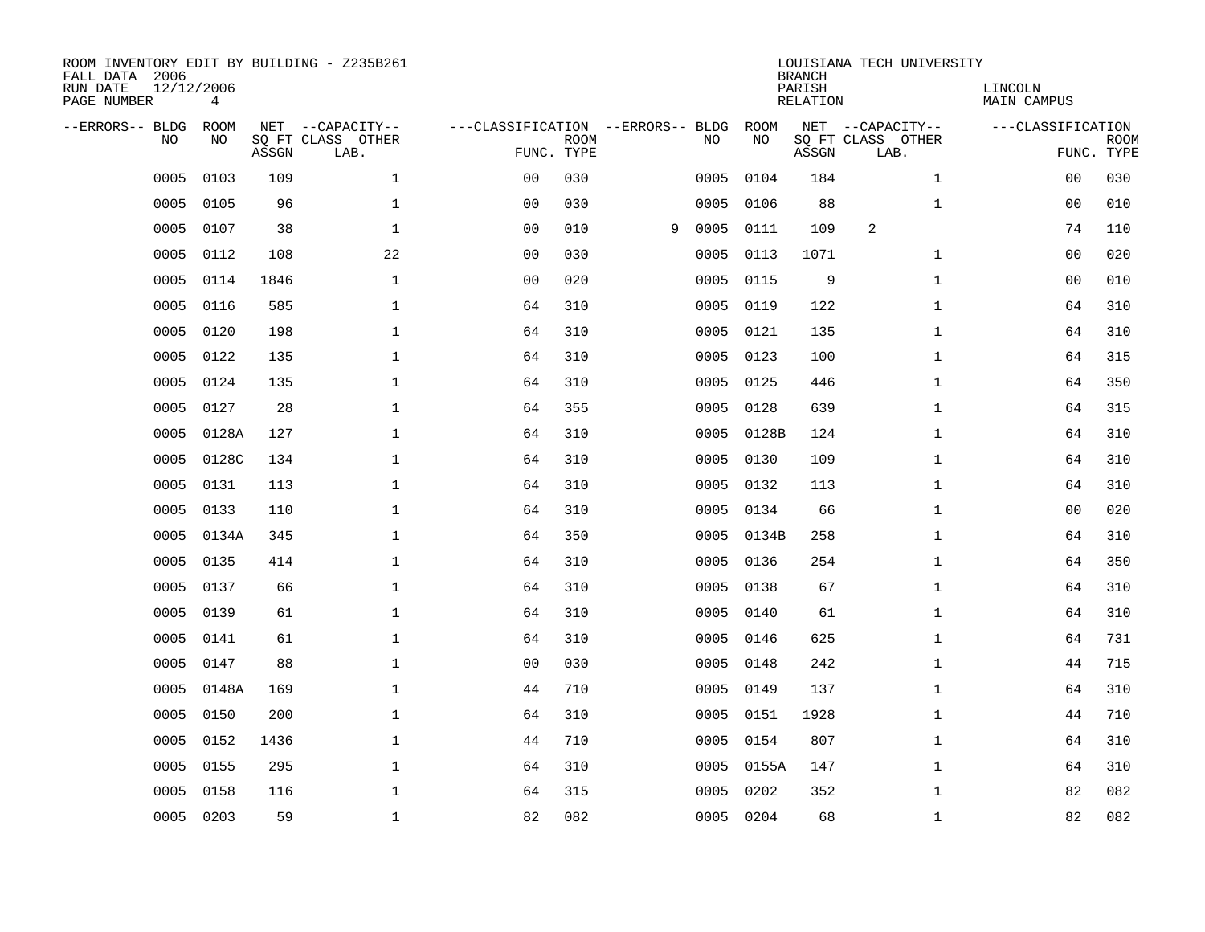ROOM INVENTORY EDIT BY BUILDING - Z235B261
FALL DATA 2006
RUN DATE 12/12/2006
PAGE NUMBER 4

LOUISIANA TECH UNIVERSITY
BRANCH
PARISH LINCOLN
RELATION MAIN CAMPUS

| --ERRORS-- | BLDG NO | ROOM NO | NET SQ FT ASSGN | --CAPACITY-- CLASS | OTHER LAB. | ---CLASSIFICATION FUNC. | ROOM TYPE | --ERRORS-- | BLDG NO | ROOM NO | NET SQ FT ASSGN | --CAPACITY-- CLASS | OTHER LAB. | ---CLASSIFICATION FUNC. | ROOM TYPE |
|---|---|---|---|---|---|---|---|---|---|---|---|---|---|---|---|
| | 0005 | 0103 | 109 | | 1 | 00 | 030 | | 0005 | 0104 | 184 | | 1 | 00 | 030 |
| | 0005 | 0105 | 96 | | 1 | 00 | 030 | | 0005 | 0106 | 88 | | 1 | 00 | 010 |
| | 0005 | 0107 | 38 | | 1 | 00 | 010 | 9 | 0005 | 0111 | 109 | 2 | | 74 | 110 |
| | 0005 | 0112 | 108 | | 22 | 00 | 030 | | 0005 | 0113 | 1071 | | 1 | 00 | 020 |
| | 0005 | 0114 | 1846 | | 1 | 00 | 020 | | 0005 | 0115 | 9 | | 1 | 00 | 010 |
| | 0005 | 0116 | 585 | | 1 | 64 | 310 | | 0005 | 0119 | 122 | | 1 | 64 | 310 |
| | 0005 | 0120 | 198 | | 1 | 64 | 310 | | 0005 | 0121 | 135 | | 1 | 64 | 310 |
| | 0005 | 0122 | 135 | | 1 | 64 | 310 | | 0005 | 0123 | 100 | | 1 | 64 | 315 |
| | 0005 | 0124 | 135 | | 1 | 64 | 310 | | 0005 | 0125 | 446 | | 1 | 64 | 350 |
| | 0005 | 0127 | 28 | | 1 | 64 | 355 | | 0005 | 0128 | 639 | | 1 | 64 | 315 |
| | 0005 | 0128A | 127 | | 1 | 64 | 310 | | 0005 | 0128B | 124 | | 1 | 64 | 310 |
| | 0005 | 0128C | 134 | | 1 | 64 | 310 | | 0005 | 0130 | 109 | | 1 | 64 | 310 |
| | 0005 | 0131 | 113 | | 1 | 64 | 310 | | 0005 | 0132 | 113 | | 1 | 64 | 310 |
| | 0005 | 0133 | 110 | | 1 | 64 | 310 | | 0005 | 0134 | 66 | | 1 | 00 | 020 |
| | 0005 | 0134A | 345 | | 1 | 64 | 350 | | 0005 | 0134B | 258 | | 1 | 64 | 310 |
| | 0005 | 0135 | 414 | | 1 | 64 | 310 | | 0005 | 0136 | 254 | | 1 | 64 | 350 |
| | 0005 | 0137 | 66 | | 1 | 64 | 310 | | 0005 | 0138 | 67 | | 1 | 64 | 310 |
| | 0005 | 0139 | 61 | | 1 | 64 | 310 | | 0005 | 0140 | 61 | | 1 | 64 | 310 |
| | 0005 | 0141 | 61 | | 1 | 64 | 310 | | 0005 | 0146 | 625 | | 1 | 64 | 731 |
| | 0005 | 0147 | 88 | | 1 | 00 | 030 | | 0005 | 0148 | 242 | | 1 | 44 | 715 |
| | 0005 | 0148A | 169 | | 1 | 44 | 710 | | 0005 | 0149 | 137 | | 1 | 64 | 310 |
| | 0005 | 0150 | 200 | | 1 | 64 | 310 | | 0005 | 0151 | 1928 | | 1 | 44 | 710 |
| | 0005 | 0152 | 1436 | | 1 | 44 | 710 | | 0005 | 0154 | 807 | | 1 | 64 | 310 |
| | 0005 | 0155 | 295 | | 1 | 64 | 310 | | 0005 | 0155A | 147 | | 1 | 64 | 310 |
| | 0005 | 0158 | 116 | | 1 | 64 | 315 | | 0005 | 0202 | 352 | | 1 | 82 | 082 |
| | 0005 | 0203 | 59 | | 1 | 82 | 082 | | 0005 | 0204 | 68 | | 1 | 82 | 082 |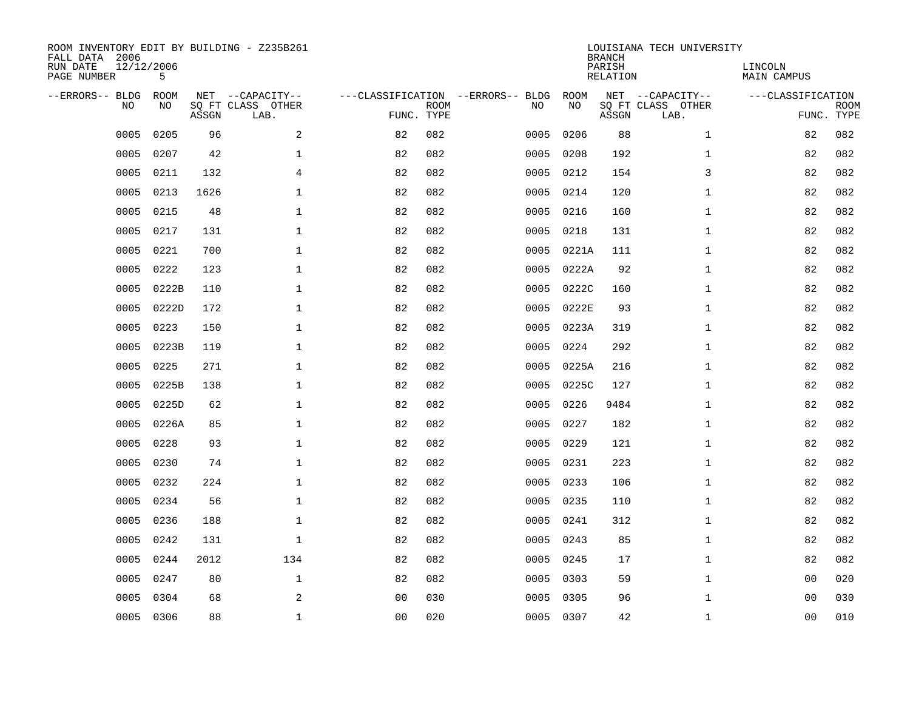ROOM INVENTORY EDIT BY BUILDING - Z235B261
FALL DATA 2006
RUN DATE 12/12/2006

LOUISIANA TECH UNIVERSITY
BRANCH
PARISH LINCOLN
RELATION MAIN CAMPUS

| --ERRORS-- | BLDG NO | ROOM NO | NET SQ FT ASSGN | --CAPACITY-- CLASS LAB. | OTHER | ---CLASSIFICATION FUNC. | ROOM TYPE | --ERRORS-- | BLDG NO | ROOM NO | NET SQ FT ASSGN | --CAPACITY-- CLASS LAB. | OTHER | ---CLASSIFICATION FUNC. | ROOM TYPE |
|---|---|---|---|---|---|---|---|---|---|---|---|---|---|---|---|
| | 0005 | 0205 | 96 | | 2 | 82 | 082 | | 0005 | 0206 | 88 | | 1 | 82 | 082 |
| | 0005 | 0207 | 42 | | 1 | 82 | 082 | | 0005 | 0208 | 192 | | 1 | 82 | 082 |
| | 0005 | 0211 | 132 | | 4 | 82 | 082 | | 0005 | 0212 | 154 | | 3 | 82 | 082 |
| | 0005 | 0213 | 1626 | | 1 | 82 | 082 | | 0005 | 0214 | 120 | | 1 | 82 | 082 |
| | 0005 | 0215 | 48 | | 1 | 82 | 082 | | 0005 | 0216 | 160 | | 1 | 82 | 082 |
| | 0005 | 0217 | 131 | | 1 | 82 | 082 | | 0005 | 0218 | 131 | | 1 | 82 | 082 |
| | 0005 | 0221 | 700 | | 1 | 82 | 082 | | 0005 | 0221A | 111 | | 1 | 82 | 082 |
| | 0005 | 0222 | 123 | | 1 | 82 | 082 | | 0005 | 0222A | 92 | | 1 | 82 | 082 |
| | 0005 | 0222B | 110 | | 1 | 82 | 082 | | 0005 | 0222C | 160 | | 1 | 82 | 082 |
| | 0005 | 0222D | 172 | | 1 | 82 | 082 | | 0005 | 0222E | 93 | | 1 | 82 | 082 |
| | 0005 | 0223 | 150 | | 1 | 82 | 082 | | 0005 | 0223A | 319 | | 1 | 82 | 082 |
| | 0005 | 0223B | 119 | | 1 | 82 | 082 | | 0005 | 0224 | 292 | | 1 | 82 | 082 |
| | 0005 | 0225 | 271 | | 1 | 82 | 082 | | 0005 | 0225A | 216 | | 1 | 82 | 082 |
| | 0005 | 0225B | 138 | | 1 | 82 | 082 | | 0005 | 0225C | 127 | | 1 | 82 | 082 |
| | 0005 | 0225D | 62 | | 1 | 82 | 082 | | 0005 | 0226 | 9484 | | 1 | 82 | 082 |
| | 0005 | 0226A | 85 | | 1 | 82 | 082 | | 0005 | 0227 | 182 | | 1 | 82 | 082 |
| | 0005 | 0228 | 93 | | 1 | 82 | 082 | | 0005 | 0229 | 121 | | 1 | 82 | 082 |
| | 0005 | 0230 | 74 | | 1 | 82 | 082 | | 0005 | 0231 | 223 | | 1 | 82 | 082 |
| | 0005 | 0232 | 224 | | 1 | 82 | 082 | | 0005 | 0233 | 106 | | 1 | 82 | 082 |
| | 0005 | 0234 | 56 | | 1 | 82 | 082 | | 0005 | 0235 | 110 | | 1 | 82 | 082 |
| | 0005 | 0236 | 188 | | 1 | 82 | 082 | | 0005 | 0241 | 312 | | 1 | 82 | 082 |
| | 0005 | 0242 | 131 | | 1 | 82 | 082 | | 0005 | 0243 | 85 | | 1 | 82 | 082 |
| | 0005 | 0244 | 2012 | | 134 | 82 | 082 | | 0005 | 0245 | 17 | | 1 | 82 | 082 |
| | 0005 | 0247 | 80 | | 1 | 82 | 082 | | 0005 | 0303 | 59 | | 1 | 00 | 020 |
| | 0005 | 0304 | 68 | | 2 | 00 | 030 | | 0005 | 0305 | 96 | | 1 | 00 | 030 |
| | 0005 | 0306 | 88 | | 1 | 00 | 020 | | 0005 | 0307 | 42 | | 1 | 00 | 010 |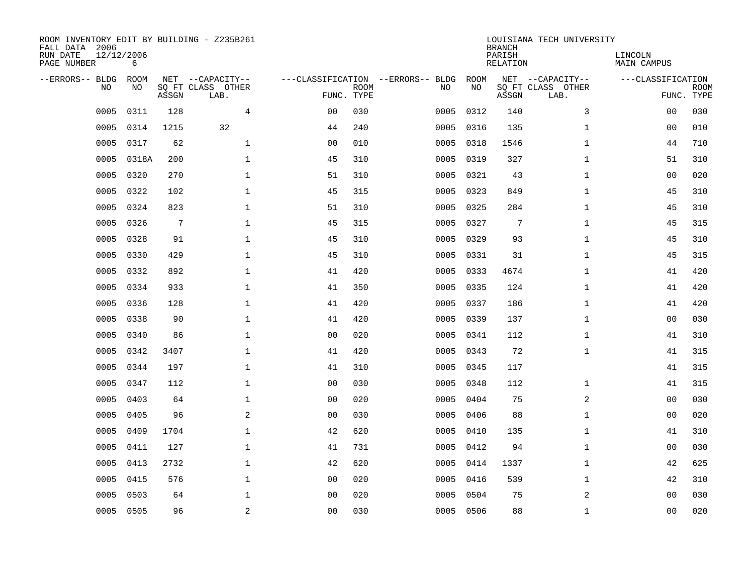ROOM INVENTORY EDIT BY BUILDING - Z235B261
FALL DATA 2006
RUN DATE 12/12/2006
PAGE NUMBER 6

LOUISIANA TECH UNIVERSITY
BRANCH
PARISH LINCOLN
RELATION MAIN CAMPUS

| --ERRORS-- | BLDG NO | ROOM NO | NET SQ FT ASSGN | CAPACITY CLASS LAB. | CAPACITY OTHER | CLASSIFICATION FUNC. | ROOM TYPE | --ERRORS-- | BLDG NO | ROOM NO | NET SQ FT ASSGN | CAPACITY CLASS LAB. | CAPACITY OTHER | CLASSIFICATION FUNC. | ROOM TYPE |
|---|---|---|---|---|---|---|---|---|---|---|---|---|---|---|---|
| | 0005 | 0311 | 128 | | 4 | 00 | 030 | | 0005 | 0312 | 140 | | 3 | 00 | 030 |
| | 0005 | 0314 | 1215 | 32 | | 44 | 240 | | 0005 | 0316 | 135 | | 1 | 00 | 010 |
| | 0005 | 0317 | 62 | | 1 | 00 | 010 | | 0005 | 0318 | 1546 | | 1 | 44 | 710 |
| | 0005 | 0318A | 200 | | 1 | 45 | 310 | | 0005 | 0319 | 327 | | 1 | 51 | 310 |
| | 0005 | 0320 | 270 | | 1 | 51 | 310 | | 0005 | 0321 | 43 | | 1 | 00 | 020 |
| | 0005 | 0322 | 102 | | 1 | 45 | 315 | | 0005 | 0323 | 849 | | 1 | 45 | 310 |
| | 0005 | 0324 | 823 | | 1 | 51 | 310 | | 0005 | 0325 | 284 | | 1 | 45 | 310 |
| | 0005 | 0326 | 7 | | 1 | 45 | 315 | | 0005 | 0327 | 7 | | 1 | 45 | 315 |
| | 0005 | 0328 | 91 | | 1 | 45 | 310 | | 0005 | 0329 | 93 | | 1 | 45 | 310 |
| | 0005 | 0330 | 429 | | 1 | 45 | 310 | | 0005 | 0331 | 31 | | 1 | 45 | 315 |
| | 0005 | 0332 | 892 | | 1 | 41 | 420 | | 0005 | 0333 | 4674 | | 1 | 41 | 420 |
| | 0005 | 0334 | 933 | | 1 | 41 | 350 | | 0005 | 0335 | 124 | | 1 | 41 | 420 |
| | 0005 | 0336 | 128 | | 1 | 41 | 420 | | 0005 | 0337 | 186 | | 1 | 41 | 420 |
| | 0005 | 0338 | 90 | | 1 | 41 | 420 | | 0005 | 0339 | 137 | | 1 | 00 | 030 |
| | 0005 | 0340 | 86 | | 1 | 00 | 020 | | 0005 | 0341 | 112 | | 1 | 41 | 310 |
| | 0005 | 0342 | 3407 | | 1 | 41 | 420 | | 0005 | 0343 | 72 | | 1 | 41 | 315 |
| | 0005 | 0344 | 197 | | 1 | 41 | 310 | | 0005 | 0345 | 117 | | | 41 | 315 |
| | 0005 | 0347 | 112 | | 1 | 00 | 030 | | 0005 | 0348 | 112 | | 1 | 41 | 315 |
| | 0005 | 0403 | 64 | | 1 | 00 | 020 | | 0005 | 0404 | 75 | | 2 | 00 | 030 |
| | 0005 | 0405 | 96 | | 2 | 00 | 030 | | 0005 | 0406 | 88 | | 1 | 00 | 020 |
| | 0005 | 0409 | 1704 | | 1 | 42 | 620 | | 0005 | 0410 | 135 | | 1 | 41 | 310 |
| | 0005 | 0411 | 127 | | 1 | 41 | 731 | | 0005 | 0412 | 94 | | 1 | 00 | 030 |
| | 0005 | 0413 | 2732 | | 1 | 42 | 620 | | 0005 | 0414 | 1337 | | 1 | 42 | 625 |
| | 0005 | 0415 | 576 | | 1 | 00 | 020 | | 0005 | 0416 | 539 | | 1 | 42 | 310 |
| | 0005 | 0503 | 64 | | 1 | 00 | 020 | | 0005 | 0504 | 75 | | 2 | 00 | 030 |
| | 0005 | 0505 | 96 | | 2 | 00 | 030 | | 0005 | 0506 | 88 | | 1 | 00 | 020 |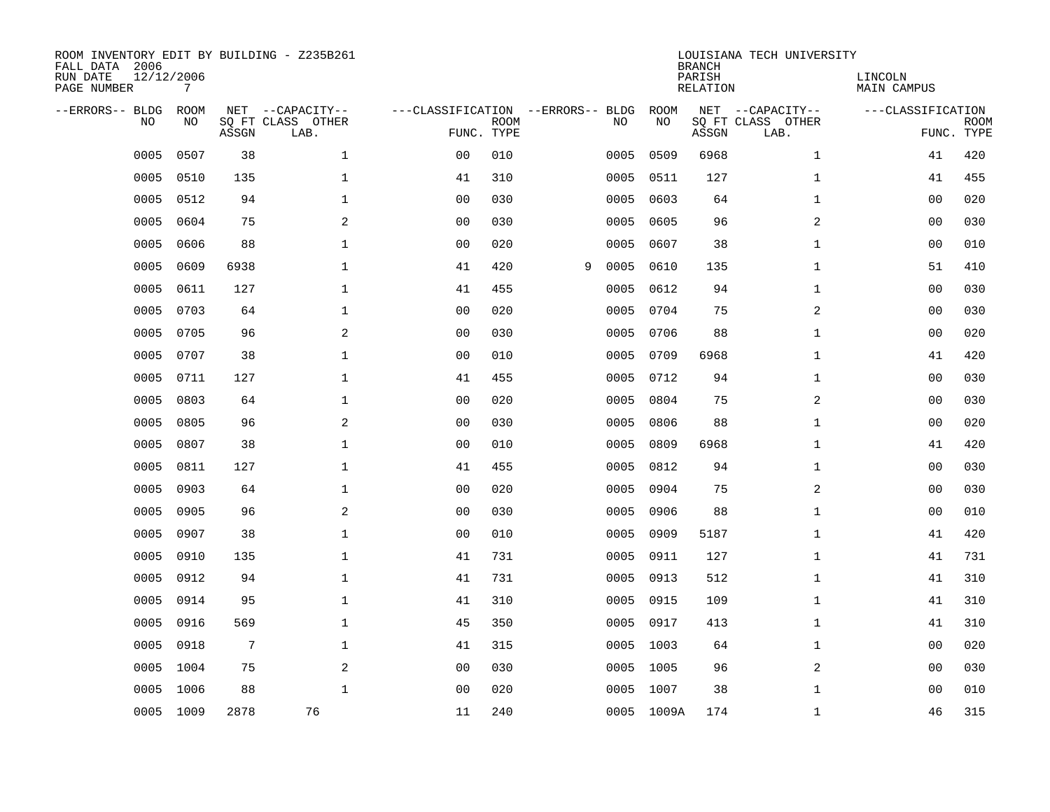ROOM INVENTORY EDIT BY BUILDING - Z235B261
FALL DATA 2006
RUN DATE 12/12/2006

LOUISIANA TECH UNIVERSITY
BRANCH
PARISH LINCOLN
RELATION MAIN CAMPUS

| --ERRORS-- | BLDG NO | ROOM NO | NET SQ FT ASSGN | CAPACITY CLASS LAB. | CAPACITY OTHER | CLASSIFICATION FUNC. | ROOM TYPE | --ERRORS-- | BLDG NO | ROOM NO | NET SQ FT ASSGN | CAPACITY CLASS LAB. | CAPACITY OTHER | CLASSIFICATION FUNC. | ROOM TYPE |
|---|---|---|---|---|---|---|---|---|---|---|---|---|---|---|---|
| | 0005 | 0507 | 38 | | 1 | 00 | 010 | | 0005 | 0509 | 6968 | | 1 | 41 | 420 |
| | 0005 | 0510 | 135 | | 1 | 41 | 310 | | 0005 | 0511 | 127 | | 1 | 41 | 455 |
| | 0005 | 0512 | 94 | | 1 | 00 | 030 | | 0005 | 0603 | 64 | | 1 | 00 | 020 |
| | 0005 | 0604 | 75 | | 2 | 00 | 030 | | 0005 | 0605 | 96 | | 2 | 00 | 030 |
| | 0005 | 0606 | 88 | | 1 | 00 | 020 | | 0005 | 0607 | 38 | | 1 | 00 | 010 |
| | 0005 | 0609 | 6938 | | 1 | 41 | 420 | 9 | 0005 | 0610 | 135 | | 1 | 51 | 410 |
| | 0005 | 0611 | 127 | | 1 | 41 | 455 | | 0005 | 0612 | 94 | | 1 | 00 | 030 |
| | 0005 | 0703 | 64 | | 1 | 00 | 020 | | 0005 | 0704 | 75 | | 2 | 00 | 030 |
| | 0005 | 0705 | 96 | | 2 | 00 | 030 | | 0005 | 0706 | 88 | | 1 | 00 | 020 |
| | 0005 | 0707 | 38 | | 1 | 00 | 010 | | 0005 | 0709 | 6968 | | 1 | 41 | 420 |
| | 0005 | 0711 | 127 | | 1 | 41 | 455 | | 0005 | 0712 | 94 | | 1 | 00 | 030 |
| | 0005 | 0803 | 64 | | 1 | 00 | 020 | | 0005 | 0804 | 75 | | 2 | 00 | 030 |
| | 0005 | 0805 | 96 | | 2 | 00 | 030 | | 0005 | 0806 | 88 | | 1 | 00 | 020 |
| | 0005 | 0807 | 38 | | 1 | 00 | 010 | | 0005 | 0809 | 6968 | | 1 | 41 | 420 |
| | 0005 | 0811 | 127 | | 1 | 41 | 455 | | 0005 | 0812 | 94 | | 1 | 00 | 030 |
| | 0005 | 0903 | 64 | | 1 | 00 | 020 | | 0005 | 0904 | 75 | | 2 | 00 | 030 |
| | 0005 | 0905 | 96 | | 2 | 00 | 030 | | 0005 | 0906 | 88 | | 1 | 00 | 010 |
| | 0005 | 0907 | 38 | | 1 | 00 | 010 | | 0005 | 0909 | 5187 | | 1 | 41 | 420 |
| | 0005 | 0910 | 135 | | 1 | 41 | 731 | | 0005 | 0911 | 127 | | 1 | 41 | 731 |
| | 0005 | 0912 | 94 | | 1 | 41 | 731 | | 0005 | 0913 | 512 | | 1 | 41 | 310 |
| | 0005 | 0914 | 95 | | 1 | 41 | 310 | | 0005 | 0915 | 109 | | 1 | 41 | 310 |
| | 0005 | 0916 | 569 | | 1 | 45 | 350 | | 0005 | 0917 | 413 | | 1 | 41 | 310 |
| | 0005 | 0918 | 7 | | 1 | 41 | 315 | | 0005 | 1003 | 64 | | 1 | 00 | 020 |
| | 0005 | 1004 | 75 | | 2 | 00 | 030 | | 0005 | 1005 | 96 | | 2 | 00 | 030 |
| | 0005 | 1006 | 88 | | 1 | 00 | 020 | | 0005 | 1007 | 38 | | 1 | 00 | 010 |
| | 0005 | 1009 | 2878 | 76 | | 11 | 240 | | 0005 | 1009A | 174 | | 1 | 46 | 315 |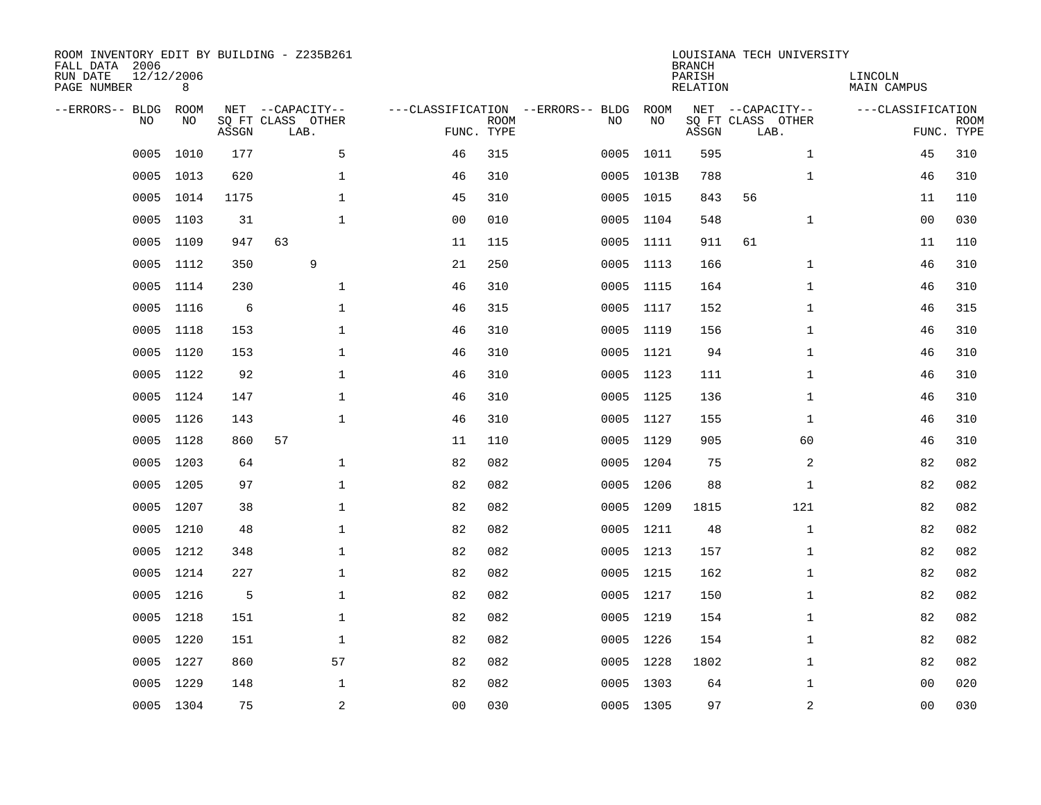ROOM INVENTORY EDIT BY BUILDING - Z235B261
FALL DATA 2006
RUN DATE 12/12/2006
PAGE NUMBER 8

LOUISIANA TECH UNIVERSITY
BRANCH
PARISH LINCOLN
RELATION MAIN CAMPUS

| --ERRORS-- | BLDG NO | ROOM NO | NET SQ FT ASSGN | CAPACITY CLASS LAB. | CAPACITY OTHER | CLASSIFICATION FUNC. | ROOM TYPE | --ERRORS-- | BLDG NO | ROOM NO | NET SQ FT ASSGN | CAPACITY CLASS LAB. | CAPACITY OTHER | CLASSIFICATION FUNC. | ROOM TYPE |
|---|---|---|---|---|---|---|---|---|---|---|---|---|---|---|---|
| | 0005 | 1010 | 177 | | 5 | 46 | 315 | | 0005 | 1011 | 595 | | 1 | 45 | 310 |
| | 0005 | 1013 | 620 | | 1 | 46 | 310 | | 0005 | 1013B | 788 | | 1 | 46 | 310 |
| | 0005 | 1014 | 1175 | | 1 | 45 | 310 | | 0005 | 1015 | 843 | 56 | | 11 | 110 |
| | 0005 | 1103 | 31 | | 1 | 00 | 010 | | 0005 | 1104 | 548 | | 1 | 00 | 030 |
| | 0005 | 1109 | 947 | 63 | | 11 | 115 | | 0005 | 1111 | 911 | 61 | | 11 | 110 |
| | 0005 | 1112 | 350 | 9 | | 21 | 250 | | 0005 | 1113 | 166 | | 1 | 46 | 310 |
| | 0005 | 1114 | 230 | | 1 | 46 | 310 | | 0005 | 1115 | 164 | | 1 | 46 | 310 |
| | 0005 | 1116 | 6 | | 1 | 46 | 315 | | 0005 | 1117 | 152 | | 1 | 46 | 315 |
| | 0005 | 1118 | 153 | | 1 | 46 | 310 | | 0005 | 1119 | 156 | | 1 | 46 | 310 |
| | 0005 | 1120 | 153 | | 1 | 46 | 310 | | 0005 | 1121 | 94 | | 1 | 46 | 310 |
| | 0005 | 1122 | 92 | | 1 | 46 | 310 | | 0005 | 1123 | 111 | | 1 | 46 | 310 |
| | 0005 | 1124 | 147 | | 1 | 46 | 310 | | 0005 | 1125 | 136 | | 1 | 46 | 310 |
| | 0005 | 1126 | 143 | | 1 | 46 | 310 | | 0005 | 1127 | 155 | | 1 | 46 | 310 |
| | 0005 | 1128 | 860 | 57 | | 11 | 110 | | 0005 | 1129 | 905 | | 60 | 46 | 310 |
| | 0005 | 1203 | 64 | | 1 | 82 | 082 | | 0005 | 1204 | 75 | | 2 | 82 | 082 |
| | 0005 | 1205 | 97 | | 1 | 82 | 082 | | 0005 | 1206 | 88 | | 1 | 82 | 082 |
| | 0005 | 1207 | 38 | | 1 | 82 | 082 | | 0005 | 1209 | 1815 | | 121 | 82 | 082 |
| | 0005 | 1210 | 48 | | 1 | 82 | 082 | | 0005 | 1211 | 48 | | 1 | 82 | 082 |
| | 0005 | 1212 | 348 | | 1 | 82 | 082 | | 0005 | 1213 | 157 | | 1 | 82 | 082 |
| | 0005 | 1214 | 227 | | 1 | 82 | 082 | | 0005 | 1215 | 162 | | 1 | 82 | 082 |
| | 0005 | 1216 | 5 | | 1 | 82 | 082 | | 0005 | 1217 | 150 | | 1 | 82 | 082 |
| | 0005 | 1218 | 151 | | 1 | 82 | 082 | | 0005 | 1219 | 154 | | 1 | 82 | 082 |
| | 0005 | 1220 | 151 | | 1 | 82 | 082 | | 0005 | 1226 | 154 | | 1 | 82 | 082 |
| | 0005 | 1227 | 860 | | 57 | 82 | 082 | | 0005 | 1228 | 1802 | | 1 | 82 | 082 |
| | 0005 | 1229 | 148 | | 1 | 82 | 082 | | 0005 | 1303 | 64 | | 1 | 00 | 020 |
| | 0005 | 1304 | 75 | | 2 | 00 | 030 | | 0005 | 1305 | 97 | | 2 | 00 | 030 |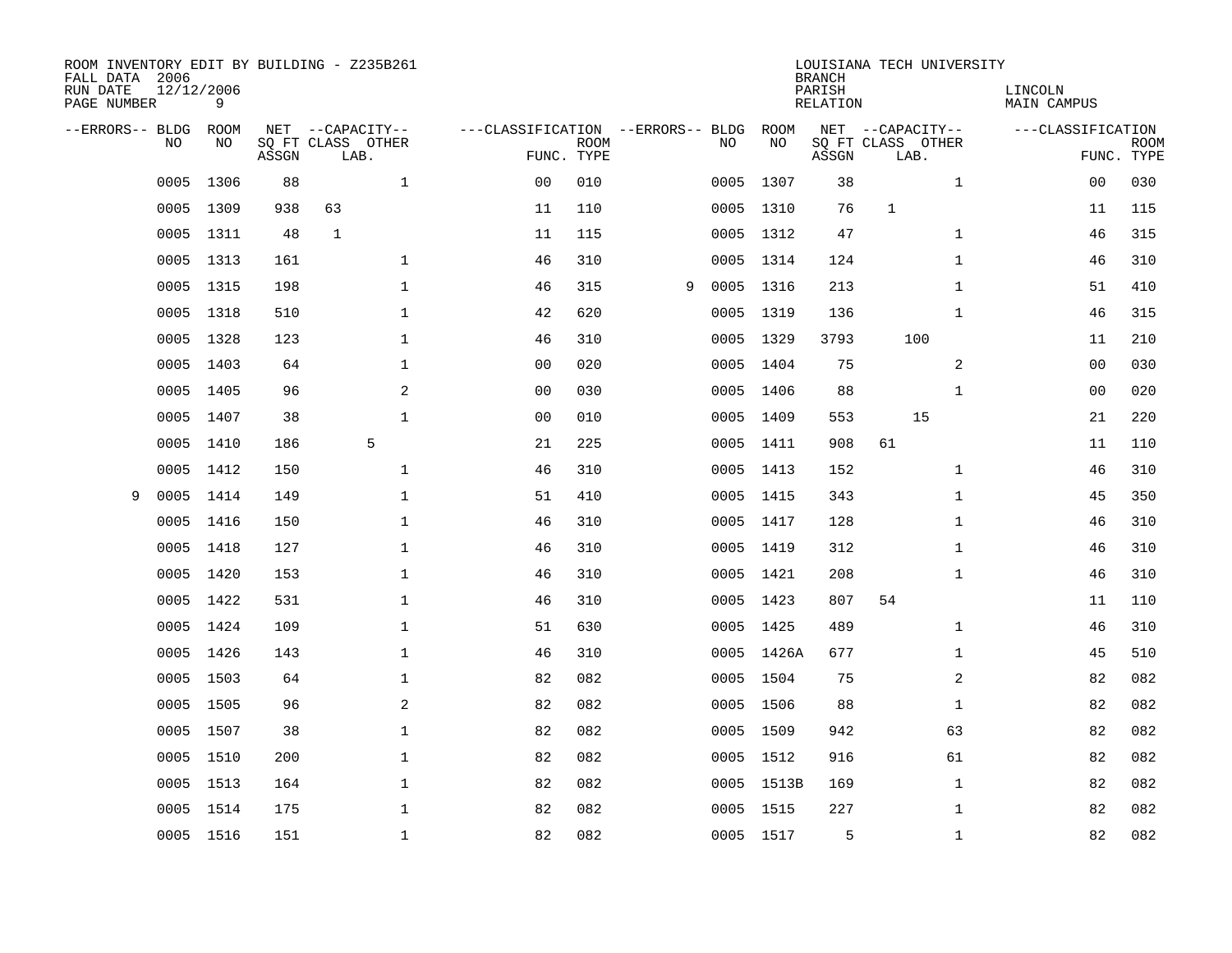ROOM INVENTORY EDIT BY BUILDING - Z235B261
FALL DATA 2006
RUN DATE 12/12/2006
PAGE NUMBER 9

LOUISIANA TECH UNIVERSITY
BRANCH
PARISH LINCOLN
RELATION MAIN CAMPUS

| --ERRORS-- | BLDG NO | ROOM NO | NET SQ FT ASSGN | CAPACITY CLASS LAB. | CAPACITY OTHER | CLASSIFICATION FUNC. | ROOM TYPE | --ERRORS-- | BLDG NO | ROOM NO | NET SQ FT ASSGN | CAPACITY CLASS LAB. | CAPACITY OTHER | CLASSIFICATION FUNC. | ROOM TYPE |
|---|---|---|---|---|---|---|---|---|---|---|---|---|---|---|---|
| | 0005 | 1306 | 88 | | 1 | 00 | 010 | | 0005 | 1307 | 38 | | 1 | 00 | 030 |
| | 0005 | 1309 | 938 | 63 | | 11 | 110 | | 0005 | 1310 | 76 | 1 | | 11 | 115 |
| | 0005 | 1311 | 48 | 1 | | 11 | 115 | | 0005 | 1312 | 47 | | 1 | 46 | 315 |
| | 0005 | 1313 | 161 | | 1 | 46 | 310 | | 0005 | 1314 | 124 | | 1 | 46 | 310 |
| | 0005 | 1315 | 198 | | 1 | 46 | 315 | 9 | 0005 | 1316 | 213 | | 1 | 51 | 410 |
| | 0005 | 1318 | 510 | | 1 | 42 | 620 | | 0005 | 1319 | 136 | | 1 | 46 | 315 |
| | 0005 | 1328 | 123 | | 1 | 46 | 310 | | 0005 | 1329 | 3793 | 100 | | 11 | 210 |
| | 0005 | 1403 | 64 | | 1 | 00 | 020 | | 0005 | 1404 | 75 | | 2 | 00 | 030 |
| | 0005 | 1405 | 96 | | 2 | 00 | 030 | | 0005 | 1406 | 88 | | 1 | 00 | 020 |
| | 0005 | 1407 | 38 | | 1 | 00 | 010 | | 0005 | 1409 | 553 | 15 | | 21 | 220 |
| | 0005 | 1410 | 186 | 5 | | 21 | 225 | | 0005 | 1411 | 908 | 61 | | 11 | 110 |
| | 0005 | 1412 | 150 | | 1 | 46 | 310 | | 0005 | 1413 | 152 | | 1 | 46 | 310 |
| 9 | 0005 | 1414 | 149 | | 1 | 51 | 410 | | 0005 | 1415 | 343 | | 1 | 45 | 350 |
| | 0005 | 1416 | 150 | | 1 | 46 | 310 | | 0005 | 1417 | 128 | | 1 | 46 | 310 |
| | 0005 | 1418 | 127 | | 1 | 46 | 310 | | 0005 | 1419 | 312 | | 1 | 46 | 310 |
| | 0005 | 1420 | 153 | | 1 | 46 | 310 | | 0005 | 1421 | 208 | | 1 | 46 | 310 |
| | 0005 | 1422 | 531 | | 1 | 46 | 310 | | 0005 | 1423 | 807 | 54 | | 11 | 110 |
| | 0005 | 1424 | 109 | | 1 | 51 | 630 | | 0005 | 1425 | 489 | | 1 | 46 | 310 |
| | 0005 | 1426 | 143 | | 1 | 46 | 310 | | 0005 | 1426A | 677 | | 1 | 45 | 510 |
| | 0005 | 1503 | 64 | | 1 | 82 | 082 | | 0005 | 1504 | 75 | | 2 | 82 | 082 |
| | 0005 | 1505 | 96 | | 2 | 82 | 082 | | 0005 | 1506 | 88 | | 1 | 82 | 082 |
| | 0005 | 1507 | 38 | | 1 | 82 | 082 | | 0005 | 1509 | 942 | | 63 | 82 | 082 |
| | 0005 | 1510 | 200 | | 1 | 82 | 082 | | 0005 | 1512 | 916 | | 61 | 82 | 082 |
| | 0005 | 1513 | 164 | | 1 | 82 | 082 | | 0005 | 1513B | 169 | | 1 | 82 | 082 |
| | 0005 | 1514 | 175 | | 1 | 82 | 082 | | 0005 | 1515 | 227 | | 1 | 82 | 082 |
| | 0005 | 1516 | 151 | | 1 | 82 | 082 | | 0005 | 1517 | 5 | | 1 | 82 | 082 |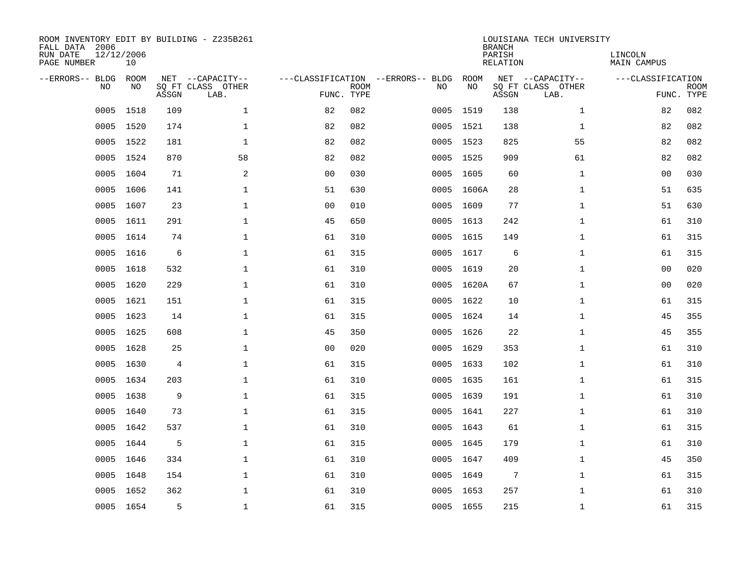ROOM INVENTORY EDIT BY BUILDING - Z235B261
FALL DATA 2006
RUN DATE 12/12/2006
PAGE NUMBER 10

LOUISIANA TECH UNIVERSITY
BRANCH
PARISH LINCOLN
RELATION MAIN CAMPUS

| --ERRORS-- | BLDG NO | ROOM NO | NET SQ FT ASSGN | --CAPACITY-- CLASS LAB. | OTHER | ---CLASSIFICATION FUNC. | ROOM TYPE | --ERRORS-- | BLDG NO | ROOM NO | NET SQ FT ASSGN | --CAPACITY-- CLASS LAB. | OTHER | ---CLASSIFICATION FUNC. | ROOM TYPE |
|---|---|---|---|---|---|---|---|---|---|---|---|---|---|---|---|
| | 0005 | 1518 | 109 | | 1 | 82 | 082 | | 0005 | 1519 | 138 | | 1 | 82 | 082 |
| | 0005 | 1520 | 174 | | 1 | 82 | 082 | | 0005 | 1521 | 138 | | 1 | 82 | 082 |
| | 0005 | 1522 | 181 | | 1 | 82 | 082 | | 0005 | 1523 | 825 | | 55 | 82 | 082 |
| | 0005 | 1524 | 870 | | 58 | 82 | 082 | | 0005 | 1525 | 909 | | 61 | 82 | 082 |
| | 0005 | 1604 | 71 | | 2 | 00 | 030 | | 0005 | 1605 | 60 | | 1 | 00 | 030 |
| | 0005 | 1606 | 141 | | 1 | 51 | 630 | | 0005 | 1606A | 28 | | 1 | 51 | 635 |
| | 0005 | 1607 | 23 | | 1 | 00 | 010 | | 0005 | 1609 | 77 | | 1 | 51 | 630 |
| | 0005 | 1611 | 291 | | 1 | 45 | 650 | | 0005 | 1613 | 242 | | 1 | 61 | 310 |
| | 0005 | 1614 | 74 | | 1 | 61 | 310 | | 0005 | 1615 | 149 | | 1 | 61 | 315 |
| | 0005 | 1616 | 6 | | 1 | 61 | 315 | | 0005 | 1617 | 6 | | 1 | 61 | 315 |
| | 0005 | 1618 | 532 | | 1 | 61 | 310 | | 0005 | 1619 | 20 | | 1 | 00 | 020 |
| | 0005 | 1620 | 229 | | 1 | 61 | 310 | | 0005 | 1620A | 67 | | 1 | 00 | 020 |
| | 0005 | 1621 | 151 | | 1 | 61 | 315 | | 0005 | 1622 | 10 | | 1 | 61 | 315 |
| | 0005 | 1623 | 14 | | 1 | 61 | 315 | | 0005 | 1624 | 14 | | 1 | 45 | 355 |
| | 0005 | 1625 | 608 | | 1 | 45 | 350 | | 0005 | 1626 | 22 | | 1 | 45 | 355 |
| | 0005 | 1628 | 25 | | 1 | 00 | 020 | | 0005 | 1629 | 353 | | 1 | 61 | 310 |
| | 0005 | 1630 | 4 | | 1 | 61 | 315 | | 0005 | 1633 | 102 | | 1 | 61 | 310 |
| | 0005 | 1634 | 203 | | 1 | 61 | 310 | | 0005 | 1635 | 161 | | 1 | 61 | 315 |
| | 0005 | 1638 | 9 | | 1 | 61 | 315 | | 0005 | 1639 | 191 | | 1 | 61 | 310 |
| | 0005 | 1640 | 73 | | 1 | 61 | 315 | | 0005 | 1641 | 227 | | 1 | 61 | 310 |
| | 0005 | 1642 | 537 | | 1 | 61 | 310 | | 0005 | 1643 | 61 | | 1 | 61 | 315 |
| | 0005 | 1644 | 5 | | 1 | 61 | 315 | | 0005 | 1645 | 179 | | 1 | 61 | 310 |
| | 0005 | 1646 | 334 | | 1 | 61 | 310 | | 0005 | 1647 | 409 | | 1 | 45 | 350 |
| | 0005 | 1648 | 154 | | 1 | 61 | 310 | | 0005 | 1649 | 7 | | 1 | 61 | 315 |
| | 0005 | 1652 | 362 | | 1 | 61 | 310 | | 0005 | 1653 | 257 | | 1 | 61 | 310 |
| | 0005 | 1654 | 5 | | 1 | 61 | 315 | | 0005 | 1655 | 215 | | 1 | 61 | 315 |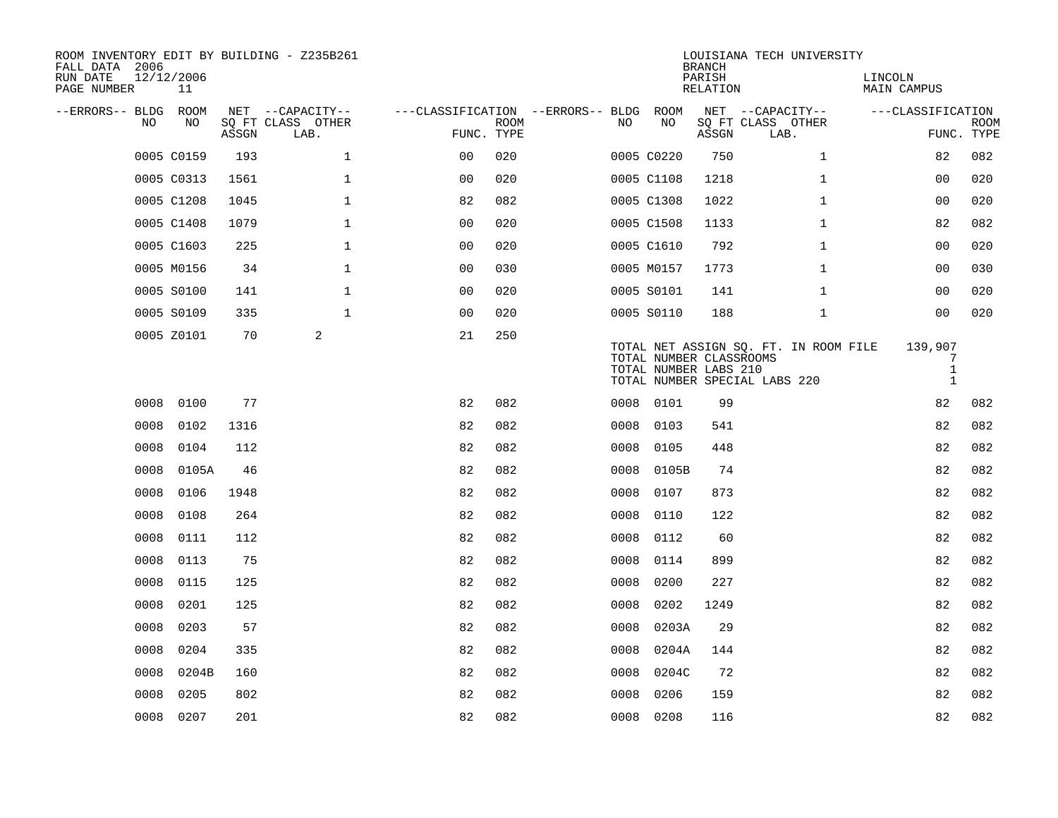ROOM INVENTORY EDIT BY BUILDING - Z235B261
FALL DATA 2006
RUN DATE 12/12/2006
PAGE NUMBER 11

LOUISIANA TECH UNIVERSITY
BRANCH
PARISH LINCOLN
RELATION MAIN CAMPUS

| --ERRORS-- | BLDG NO | ROOM NO | NET ASSGN SQ FT | CAPACITY CLASS LAB. | CAPACITY OTHER | CLASSIFICATION FUNC. | ROOM TYPE | --ERRORS-- | BLDG NO | ROOM NO | NET ASSGN SQ FT | CAPACITY CLASS LAB. | CAPACITY OTHER | CLASSIFICATION FUNC. | ROOM TYPE |
|---|---|---|---|---|---|---|---|---|---|---|---|---|---|---|---|
| | 0005 | C0159 | 193 | | 1 | 00 | 020 | | 0005 | C0220 | 750 | | 1 | 82 | 082 |
| | 0005 | C0313 | 1561 | | 1 | 00 | 020 | | 0005 | C1108 | 1218 | | 1 | 00 | 020 |
| | 0005 | C1208 | 1045 | | 1 | 82 | 082 | | 0005 | C1308 | 1022 | | 1 | 00 | 020 |
| | 0005 | C1408 | 1079 | | 1 | 00 | 020 | | 0005 | C1508 | 1133 | | 1 | 82 | 082 |
| | 0005 | C1603 | 225 | | 1 | 00 | 020 | | 0005 | C1610 | 792 | | 1 | 00 | 020 |
| | 0005 | M0156 | 34 | | 1 | 00 | 030 | | 0005 | M0157 | 1773 | | 1 | 00 | 030 |
| | 0005 | S0100 | 141 | | 1 | 00 | 020 | | 0005 | S0101 | 141 | | 1 | 00 | 020 |
| | 0005 | S0109 | 335 | | 1 | 00 | 020 | | 0005 | S0110 | 188 | | 1 | 00 | 020 |
| | 0005 | Z0101 | 70 | 2 | | 21 | 250 | | | | | | | | |

TOTAL NET ASSIGN SQ. FT. IN ROOM FILE 139,907
TOTAL NUMBER CLASSROOMS 7
TOTAL NUMBER LABS 210 1
TOTAL NUMBER SPECIAL LABS 220 1

| --ERRORS-- | BLDG NO | ROOM NO | NET ASSGN SQ FT | CAPACITY CLASS LAB. | CAPACITY OTHER | CLASSIFICATION FUNC. | ROOM TYPE | --ERRORS-- | BLDG NO | ROOM NO | NET ASSGN SQ FT | CAPACITY CLASS LAB. | CAPACITY OTHER | CLASSIFICATION FUNC. | ROOM TYPE |
|---|---|---|---|---|---|---|---|---|---|---|---|---|---|---|---|
| | 0008 | 0100 | 77 | | | 82 | 082 | | 0008 | 0101 | 99 | | | 82 | 082 |
| | 0008 | 0102 | 1316 | | | 82 | 082 | | 0008 | 0103 | 541 | | | 82 | 082 |
| | 0008 | 0104 | 112 | | | 82 | 082 | | 0008 | 0105 | 448 | | | 82 | 082 |
| | 0008 | 0105A | 46 | | | 82 | 082 | | 0008 | 0105B | 74 | | | 82 | 082 |
| | 0008 | 0106 | 1948 | | | 82 | 082 | | 0008 | 0107 | 873 | | | 82 | 082 |
| | 0008 | 0108 | 264 | | | 82 | 082 | | 0008 | 0110 | 122 | | | 82 | 082 |
| | 0008 | 0111 | 112 | | | 82 | 082 | | 0008 | 0112 | 60 | | | 82 | 082 |
| | 0008 | 0113 | 75 | | | 82 | 082 | | 0008 | 0114 | 899 | | | 82 | 082 |
| | 0008 | 0115 | 125 | | | 82 | 082 | | 0008 | 0200 | 227 | | | 82 | 082 |
| | 0008 | 0201 | 125 | | | 82 | 082 | | 0008 | 0202 | 1249 | | | 82 | 082 |
| | 0008 | 0203 | 57 | | | 82 | 082 | | 0008 | 0203A | 29 | | | 82 | 082 |
| | 0008 | 0204 | 335 | | | 82 | 082 | | 0008 | 0204A | 144 | | | 82 | 082 |
| | 0008 | 0204B | 160 | | | 82 | 082 | | 0008 | 0204C | 72 | | | 82 | 082 |
| | 0008 | 0205 | 802 | | | 82 | 082 | | 0008 | 0206 | 159 | | | 82 | 082 |
| | 0008 | 0207 | 201 | | | 82 | 082 | | 0008 | 0208 | 116 | | | 82 | 082 |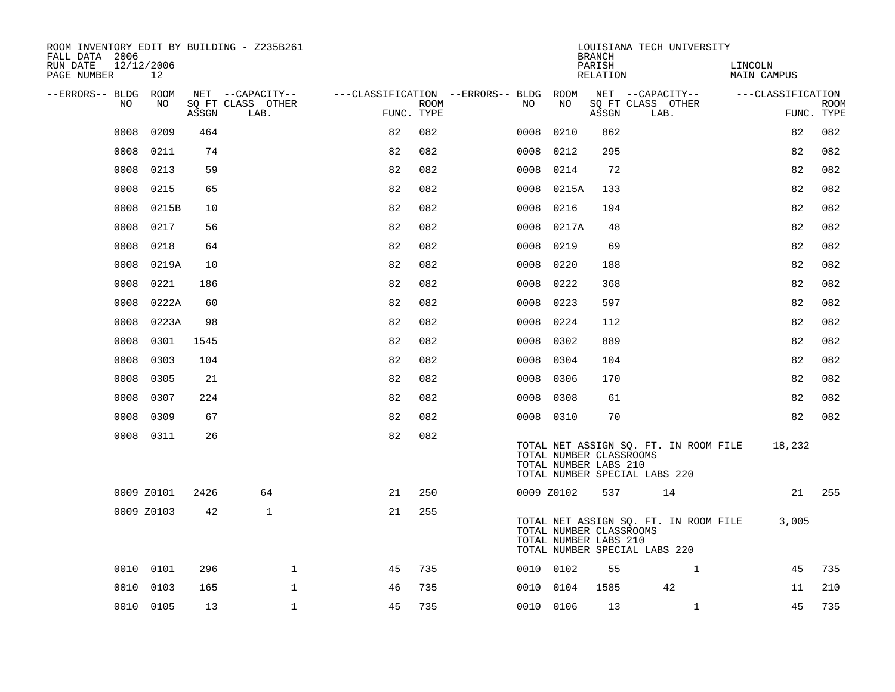ROOM INVENTORY EDIT BY BUILDING - Z235B261
FALL DATA 2006
RUN DATE 12/12/2006
PAGE NUMBER 12

LOUISIANA TECH UNIVERSITY
BRANCH
PARISH LINCOLN
RELATION MAIN CAMPUS

| --ERRORS-- | BLDG NO | ROOM NO | NET SQ FT ASSGN | CAPACITY CLASS LAB. | CAPACITY OTHER | CLASSIFICATION FUNC. | ROOM TYPE | --ERRORS-- | BLDG NO | ROOM NO | NET SQ FT ASSGN | CAPACITY CLASS LAB. | CAPACITY OTHER | CLASSIFICATION FUNC. | ROOM TYPE |
|---|---|---|---|---|---|---|---|---|---|---|---|---|---|---|---|
| | 0008 | 0209 | 464 | | | 82 | 082 | | 0008 | 0210 | 862 | | | 82 | 082 |
| | 0008 | 0211 | 74 | | | 82 | 082 | | 0008 | 0212 | 295 | | | 82 | 082 |
| | 0008 | 0213 | 59 | | | 82 | 082 | | 0008 | 0214 | 72 | | | 82 | 082 |
| | 0008 | 0215 | 65 | | | 82 | 082 | | 0008 | 0215A | 133 | | | 82 | 082 |
| | 0008 | 0215B | 10 | | | 82 | 082 | | 0008 | 0216 | 194 | | | 82 | 082 |
| | 0008 | 0217 | 56 | | | 82 | 082 | | 0008 | 0217A | 48 | | | 82 | 082 |
| | 0008 | 0218 | 64 | | | 82 | 082 | | 0008 | 0219 | 69 | | | 82 | 082 |
| | 0008 | 0219A | 10 | | | 82 | 082 | | 0008 | 0220 | 188 | | | 82 | 082 |
| | 0008 | 0221 | 186 | | | 82 | 082 | | 0008 | 0222 | 368 | | | 82 | 082 |
| | 0008 | 0222A | 60 | | | 82 | 082 | | 0008 | 0223 | 597 | | | 82 | 082 |
| | 0008 | 0223A | 98 | | | 82 | 082 | | 0008 | 0224 | 112 | | | 82 | 082 |
| | 0008 | 0301 | 1545 | | | 82 | 082 | | 0008 | 0302 | 889 | | | 82 | 082 |
| | 0008 | 0303 | 104 | | | 82 | 082 | | 0008 | 0304 | 104 | | | 82 | 082 |
| | 0008 | 0305 | 21 | | | 82 | 082 | | 0008 | 0306 | 170 | | | 82 | 082 |
| | 0008 | 0307 | 224 | | | 82 | 082 | | 0008 | 0308 | 61 | | | 82 | 082 |
| | 0008 | 0309 | 67 | | | 82 | 082 | | 0008 | 0310 | 70 | | | 82 | 082 |
| | 0008 | 0311 | 26 | | | 82 | 082 | | | | | | | | |

TOTAL NET ASSIGN SQ. FT. IN ROOM FILE 18,232
TOTAL NUMBER CLASSROOMS
TOTAL NUMBER LABS 210
TOTAL NUMBER SPECIAL LABS 220

| --ERRORS-- | BLDG NO | ROOM NO | NET SQ FT ASSGN | CAPACITY CLASS LAB. | CAPACITY OTHER | CLASSIFICATION FUNC. | ROOM TYPE | --ERRORS-- | BLDG NO | ROOM NO | NET SQ FT ASSGN | CAPACITY CLASS LAB. | CAPACITY OTHER | CLASSIFICATION FUNC. | ROOM TYPE |
|---|---|---|---|---|---|---|---|---|---|---|---|---|---|---|---|
| | 0009 | Z0101 | 2426 | 64 | | 21 | 250 | | 0009 | Z0102 | 537 | 14 | | 21 | 255 |
| | 0009 | Z0103 | 42 | 1 | | 21 | 255 | | | | | | | | |

TOTAL NET ASSIGN SQ. FT. IN ROOM FILE 3,005
TOTAL NUMBER CLASSROOMS
TOTAL NUMBER LABS 210
TOTAL NUMBER SPECIAL LABS 220

| --ERRORS-- | BLDG NO | ROOM NO | NET SQ FT ASSGN | CAPACITY CLASS LAB. | CAPACITY OTHER | CLASSIFICATION FUNC. | ROOM TYPE | --ERRORS-- | BLDG NO | ROOM NO | NET SQ FT ASSGN | CAPACITY CLASS LAB. | CAPACITY OTHER | CLASSIFICATION FUNC. | ROOM TYPE |
|---|---|---|---|---|---|---|---|---|---|---|---|---|---|---|---|
| | 0010 | 0101 | 296 | | 1 | 45 | 735 | | 0010 | 0102 | 55 | | 1 | 45 | 735 |
| | 0010 | 0103 | 165 | | 1 | 46 | 735 | | 0010 | 0104 | 1585 | 42 | | 11 | 210 |
| | 0010 | 0105 | 13 | | 1 | 45 | 735 | | 0010 | 0106 | 13 | | 1 | 45 | 735 |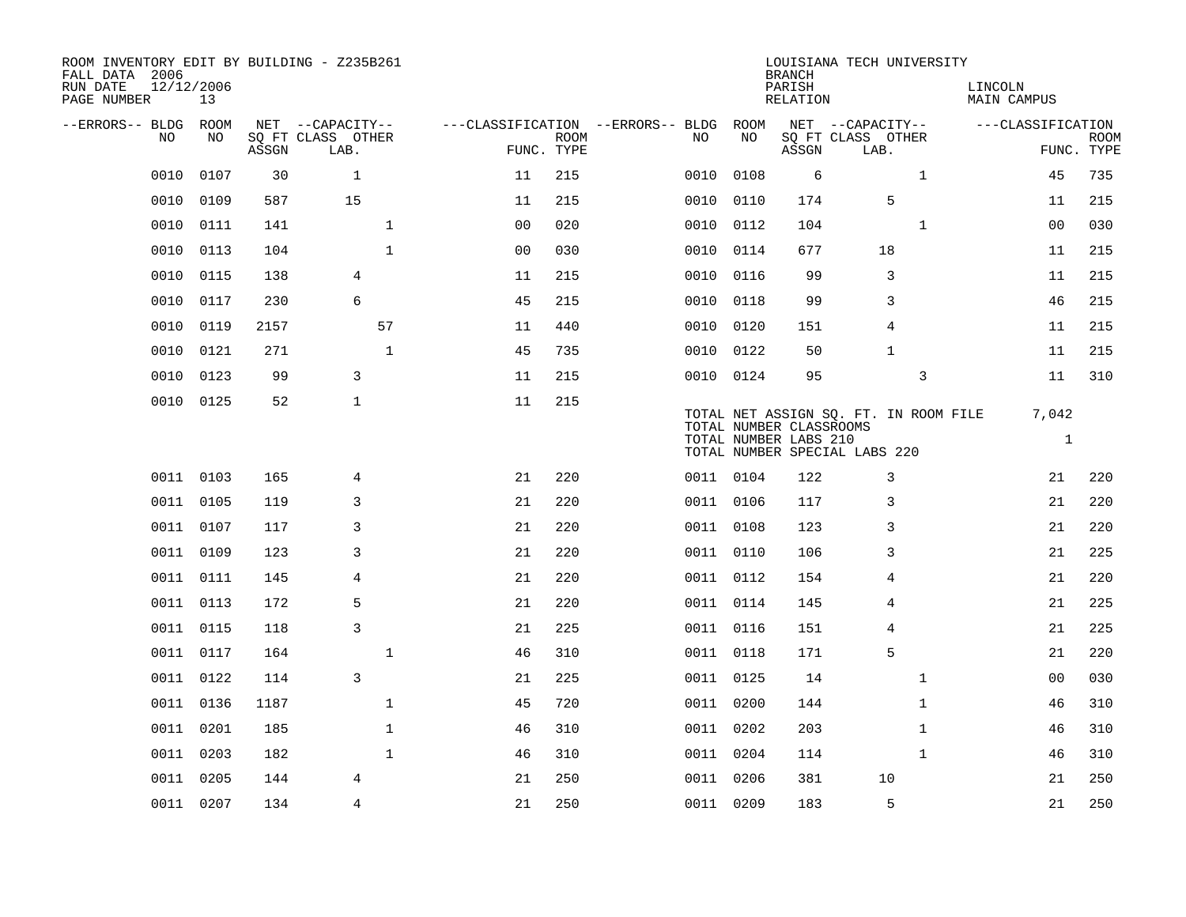ROOM INVENTORY EDIT BY BUILDING - Z235B261
FALL DATA 2006
RUN DATE 12/12/2006
PAGE NUMBER 13

LOUISIANA TECH UNIVERSITY
BRANCH
PARISH LINCOLN
RELATION MAIN CAMPUS

| --ERRORS-- | BLDG NO | ROOM NO | NET SQ FT ASSGN | CAPACITY CLASS LAB. | CAPACITY OTHER | CLASSIFICATION FUNC. | ROOM TYPE | --ERRORS-- | BLDG NO | ROOM NO | NET SQ FT ASSGN | CAPACITY CLASS LAB. | CAPACITY OTHER | CLASSIFICATION FUNC. | ROOM TYPE |
|---|---|---|---|---|---|---|---|---|---|---|---|---|---|---|---|
| | 0010 | 0107 | 30 | 1 | | 11 | 215 | | 0010 | 0108 | 6 | | 1 | 45 | 735 |
| | 0010 | 0109 | 587 | 15 | | 11 | 215 | | 0010 | 0110 | 174 | 5 | | 11 | 215 |
| | 0010 | 0111 | 141 | | 1 | 00 | 020 | | 0010 | 0112 | 104 | | 1 | 00 | 030 |
| | 0010 | 0113 | 104 | | 1 | 00 | 030 | | 0010 | 0114 | 677 | 18 | | 11 | 215 |
| | 0010 | 0115 | 138 | 4 | | 11 | 215 | | 0010 | 0116 | 99 | 3 | | 11 | 215 |
| | 0010 | 0117 | 230 | 6 | | 45 | 215 | | 0010 | 0118 | 99 | 3 | | 46 | 215 |
| | 0010 | 0119 | 2157 | | 57 | 11 | 440 | | 0010 | 0120 | 151 | 4 | | 11 | 215 |
| | 0010 | 0121 | 271 | | 1 | 45 | 735 | | 0010 | 0122 | 50 | 1 | | 11 | 215 |
| | 0010 | 0123 | 99 | 3 | | 11 | 215 | | 0010 | 0124 | 95 | | 3 | 11 | 310 |
| | 0010 | 0125 | 52 | 1 | | 11 | 215 | | | | | | | | |

TOTAL NET ASSIGN SQ. FT. IN ROOM FILE 7,042
TOTAL NUMBER CLASSROOMS
TOTAL NUMBER LABS 210 1
TOTAL NUMBER SPECIAL LABS 220

| --ERRORS-- | BLDG NO | ROOM NO | NET SQ FT ASSGN | CAPACITY CLASS LAB. | CAPACITY OTHER | CLASSIFICATION FUNC. | ROOM TYPE | --ERRORS-- | BLDG NO | ROOM NO | NET SQ FT ASSGN | CAPACITY CLASS LAB. | CAPACITY OTHER | CLASSIFICATION FUNC. | ROOM TYPE |
|---|---|---|---|---|---|---|---|---|---|---|---|---|---|---|---|
| | 0011 | 0103 | 165 | 4 | | 21 | 220 | | 0011 | 0104 | 122 | 3 | | 21 | 220 |
| | 0011 | 0105 | 119 | 3 | | 21 | 220 | | 0011 | 0106 | 117 | 3 | | 21 | 220 |
| | 0011 | 0107 | 117 | 3 | | 21 | 220 | | 0011 | 0108 | 123 | 3 | | 21 | 220 |
| | 0011 | 0109 | 123 | 3 | | 21 | 220 | | 0011 | 0110 | 106 | 3 | | 21 | 225 |
| | 0011 | 0111 | 145 | 4 | | 21 | 220 | | 0011 | 0112 | 154 | 4 | | 21 | 220 |
| | 0011 | 0113 | 172 | 5 | | 21 | 220 | | 0011 | 0114 | 145 | 4 | | 21 | 225 |
| | 0011 | 0115 | 118 | 3 | | 21 | 225 | | 0011 | 0116 | 151 | 4 | | 21 | 225 |
| | 0011 | 0117 | 164 | | 1 | 46 | 310 | | 0011 | 0118 | 171 | 5 | | 21 | 220 |
| | 0011 | 0122 | 114 | 3 | | 21 | 225 | | 0011 | 0125 | 14 | | 1 | 00 | 030 |
| | 0011 | 0136 | 1187 | | 1 | 45 | 720 | | 0011 | 0200 | 144 | | 1 | 46 | 310 |
| | 0011 | 0201 | 185 | | 1 | 46 | 310 | | 0011 | 0202 | 203 | | 1 | 46 | 310 |
| | 0011 | 0203 | 182 | | 1 | 46 | 310 | | 0011 | 0204 | 114 | | 1 | 46 | 310 |
| | 0011 | 0205 | 144 | 4 | | 21 | 250 | | 0011 | 0206 | 381 | 10 | | 21 | 250 |
| | 0011 | 0207 | 134 | 4 | | 21 | 250 | | 0011 | 0209 | 183 | 5 | | 21 | 250 |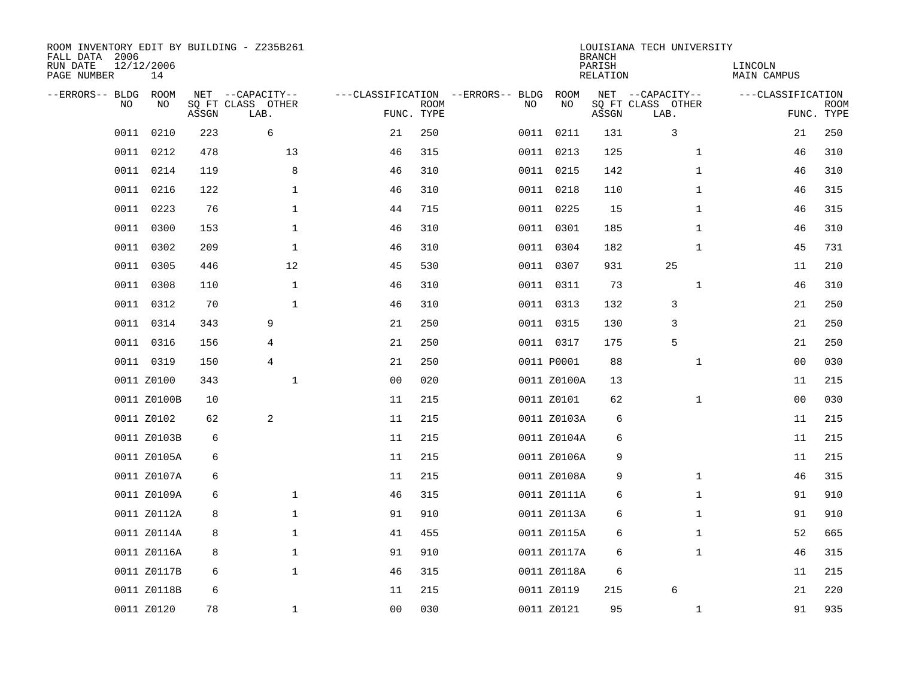ROOM INVENTORY EDIT BY BUILDING - Z235B261
FALL DATA 2006
RUN DATE 12/12/2006
PAGE NUMBER 14

LOUISIANA TECH UNIVERSITY
BRANCH
PARISH LINCOLN
RELATION MAIN CAMPUS

| --ERRORS-- | BLDG NO | ROOM NO | NET SQ FT ASSGN | CAPACITY CLASS LAB. | CAPACITY OTHER | CLASSIFICATION FUNC. | ROOM TYPE | --ERRORS-- | BLDG NO | ROOM NO | NET SQ FT ASSGN | CAPACITY CLASS LAB. | CAPACITY OTHER | CLASSIFICATION FUNC. | ROOM TYPE |
|---|---|---|---|---|---|---|---|---|---|---|---|---|---|---|---|
| | 0011 | 0210 | 223 | 6 | | 21 | 250 | | 0011 | 0211 | 131 | 3 | | 21 | 250 |
| | 0011 | 0212 | 478 | | 13 | 46 | 315 | | 0011 | 0213 | 125 | | 1 | 46 | 310 |
| | 0011 | 0214 | 119 | | 8 | 46 | 310 | | 0011 | 0215 | 142 | | 1 | 46 | 310 |
| | 0011 | 0216 | 122 | | 1 | 46 | 310 | | 0011 | 0218 | 110 | | 1 | 46 | 315 |
| | 0011 | 0223 | 76 | | 1 | 44 | 715 | | 0011 | 0225 | 15 | | 1 | 46 | 315 |
| | 0011 | 0300 | 153 | | 1 | 46 | 310 | | 0011 | 0301 | 185 | | 1 | 46 | 310 |
| | 0011 | 0302 | 209 | | 1 | 46 | 310 | | 0011 | 0304 | 182 | | 1 | 45 | 731 |
| | 0011 | 0305 | 446 | | 12 | 45 | 530 | | 0011 | 0307 | 931 | 25 | | 11 | 210 |
| | 0011 | 0308 | 110 | | 1 | 46 | 310 | | 0011 | 0311 | 73 | | 1 | 46 | 310 |
| | 0011 | 0312 | 70 | | 1 | 46 | 310 | | 0011 | 0313 | 132 | 3 | | 21 | 250 |
| | 0011 | 0314 | 343 | 9 | | 21 | 250 | | 0011 | 0315 | 130 | 3 | | 21 | 250 |
| | 0011 | 0316 | 156 | 4 | | 21 | 250 | | 0011 | 0317 | 175 | 5 | | 21 | 250 |
| | 0011 | 0319 | 150 | 4 | | 21 | 250 | | 0011 | P0001 | 88 | | 1 | 00 | 030 |
| | 0011 | Z0100 | 343 | | 1 | 00 | 020 | | 0011 | Z0100A | 13 | | | 11 | 215 |
| | 0011 | Z0100B | 10 | | | 11 | 215 | | 0011 | Z0101 | 62 | | 1 | 00 | 030 |
| | 0011 | Z0102 | 62 | 2 | | 11 | 215 | | 0011 | Z0103A | 6 | | | 11 | 215 |
| | 0011 | Z0103B | 6 | | | 11 | 215 | | 0011 | Z0104A | 6 | | | 11 | 215 |
| | 0011 | Z0105A | 6 | | | 11 | 215 | | 0011 | Z0106A | 9 | | | 11 | 215 |
| | 0011 | Z0107A | 6 | | | 11 | 215 | | 0011 | Z0108A | 9 | | 1 | 46 | 315 |
| | 0011 | Z0109A | 6 | | 1 | 46 | 315 | | 0011 | Z0111A | 6 | | 1 | 91 | 910 |
| | 0011 | Z0112A | 8 | | 1 | 91 | 910 | | 0011 | Z0113A | 6 | | 1 | 91 | 910 |
| | 0011 | Z0114A | 8 | | 1 | 41 | 455 | | 0011 | Z0115A | 6 | | 1 | 52 | 665 |
| | 0011 | Z0116A | 8 | | 1 | 91 | 910 | | 0011 | Z0117A | 6 | | 1 | 46 | 315 |
| | 0011 | Z0117B | 6 | | 1 | 46 | 315 | | 0011 | Z0118A | 6 | | | 11 | 215 |
| | 0011 | Z0118B | 6 | | | 11 | 215 | | 0011 | Z0119 | 215 | 6 | | 21 | 220 |
| | 0011 | Z0120 | 78 | | 1 | 00 | 030 | | 0011 | Z0121 | 95 | | 1 | 91 | 935 |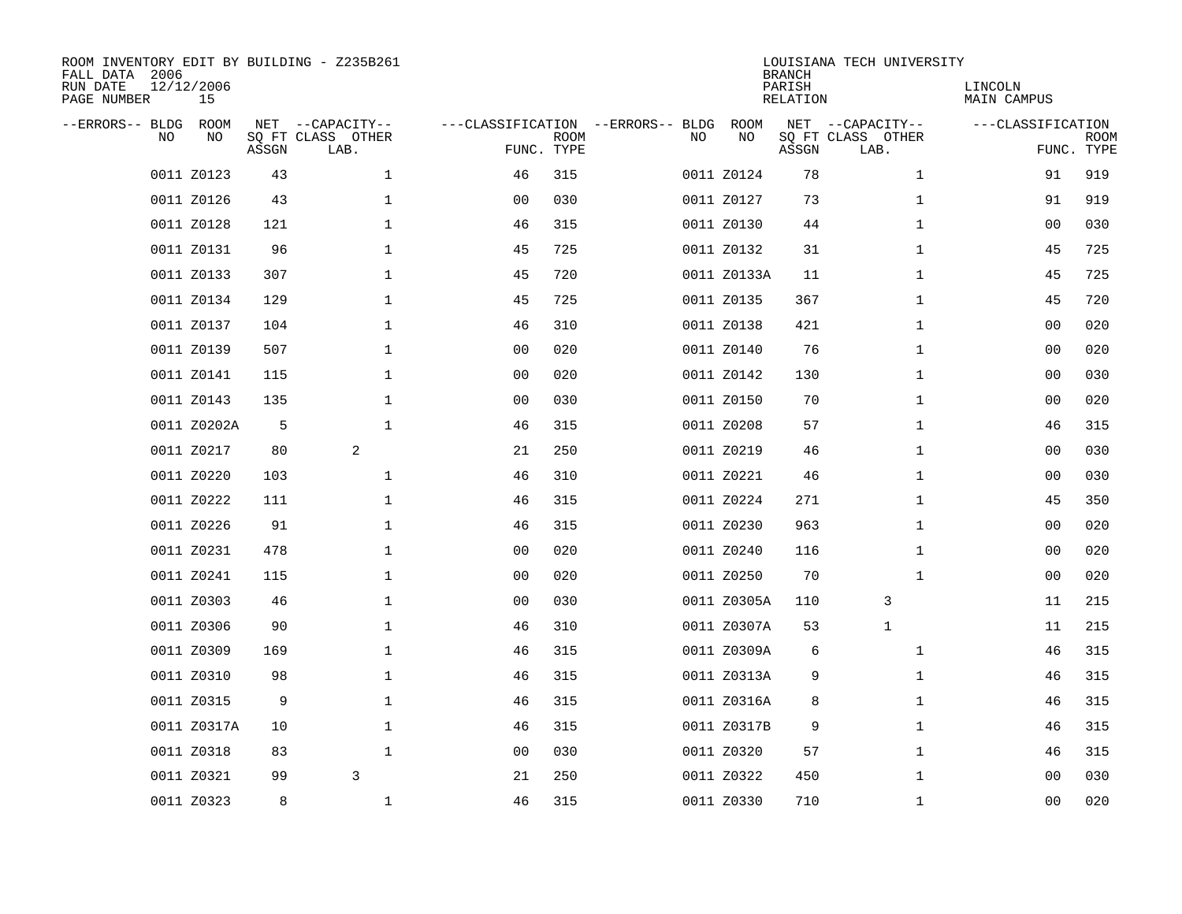ROOM INVENTORY EDIT BY BUILDING - Z235B261
FALL DATA 2006
RUN DATE 12/12/2006
PAGE NUMBER 15

LOUISIANA TECH UNIVERSITY
BRANCH
PARISH LINCOLN
RELATION MAIN CAMPUS

| --ERRORS-- | BLDG NO | ROOM NO | NET SQ FT ASSGN | --CAPACITY-- CLASS LAB. | OTHER | ---CLASSIFICATION FUNC. | ROOM TYPE | --ERRORS-- | BLDG NO | ROOM NO | NET SQ FT ASSGN | --CAPACITY-- CLASS LAB. | OTHER | ---CLASSIFICATION FUNC. | ROOM TYPE |
|---|---|---|---|---|---|---|---|---|---|---|---|---|---|---|---|
| | 0011 | Z0123 | 43 | | 1 | 46 | 315 | | 0011 | Z0124 | 78 | | 1 | 91 | 919 |
| | 0011 | Z0126 | 43 | | 1 | 00 | 030 | | 0011 | Z0127 | 73 | | 1 | 91 | 919 |
| | 0011 | Z0128 | 121 | | 1 | 46 | 315 | | 0011 | Z0130 | 44 | | 1 | 00 | 030 |
| | 0011 | Z0131 | 96 | | 1 | 45 | 725 | | 0011 | Z0132 | 31 | | 1 | 45 | 725 |
| | 0011 | Z0133 | 307 | | 1 | 45 | 720 | | 0011 | Z0133A | 11 | | 1 | 45 | 725 |
| | 0011 | Z0134 | 129 | | 1 | 45 | 725 | | 0011 | Z0135 | 367 | | 1 | 45 | 720 |
| | 0011 | Z0137 | 104 | | 1 | 46 | 310 | | 0011 | Z0138 | 421 | | 1 | 00 | 020 |
| | 0011 | Z0139 | 507 | | 1 | 00 | 020 | | 0011 | Z0140 | 76 | | 1 | 00 | 020 |
| | 0011 | Z0141 | 115 | | 1 | 00 | 020 | | 0011 | Z0142 | 130 | | 1 | 00 | 030 |
| | 0011 | Z0143 | 135 | | 1 | 00 | 030 | | 0011 | Z0150 | 70 | | 1 | 00 | 020 |
| | 0011 | Z0202A | 5 | | 1 | 46 | 315 | | 0011 | Z0208 | 57 | | 1 | 46 | 315 |
| | 0011 | Z0217 | 80 | 2 | | 21 | 250 | | 0011 | Z0219 | 46 | | 1 | 00 | 030 |
| | 0011 | Z0220 | 103 | | 1 | 46 | 310 | | 0011 | Z0221 | 46 | | 1 | 00 | 030 |
| | 0011 | Z0222 | 111 | | 1 | 46 | 315 | | 0011 | Z0224 | 271 | | 1 | 45 | 350 |
| | 0011 | Z0226 | 91 | | 1 | 46 | 315 | | 0011 | Z0230 | 963 | | 1 | 00 | 020 |
| | 0011 | Z0231 | 478 | | 1 | 00 | 020 | | 0011 | Z0240 | 116 | | 1 | 00 | 020 |
| | 0011 | Z0241 | 115 | | 1 | 00 | 020 | | 0011 | Z0250 | 70 | | 1 | 00 | 020 |
| | 0011 | Z0303 | 46 | | 1 | 00 | 030 | | 0011 | Z0305A | 110 | 3 | | 11 | 215 |
| | 0011 | Z0306 | 90 | | 1 | 46 | 310 | | 0011 | Z0307A | 53 | 1 | | 11 | 215 |
| | 0011 | Z0309 | 169 | | 1 | 46 | 315 | | 0011 | Z0309A | 6 | | 1 | 46 | 315 |
| | 0011 | Z0310 | 98 | | 1 | 46 | 315 | | 0011 | Z0313A | 9 | | 1 | 46 | 315 |
| | 0011 | Z0315 | 9 | | 1 | 46 | 315 | | 0011 | Z0316A | 8 | | 1 | 46 | 315 |
| | 0011 | Z0317A | 10 | | 1 | 46 | 315 | | 0011 | Z0317B | 9 | | 1 | 46 | 315 |
| | 0011 | Z0318 | 83 | | 1 | 00 | 030 | | 0011 | Z0320 | 57 | | 1 | 46 | 315 |
| | 0011 | Z0321 | 99 | 3 | | 21 | 250 | | 0011 | Z0322 | 450 | | 1 | 00 | 030 |
| | 0011 | Z0323 | 8 | | 1 | 46 | 315 | | 0011 | Z0330 | 710 | | 1 | 00 | 020 |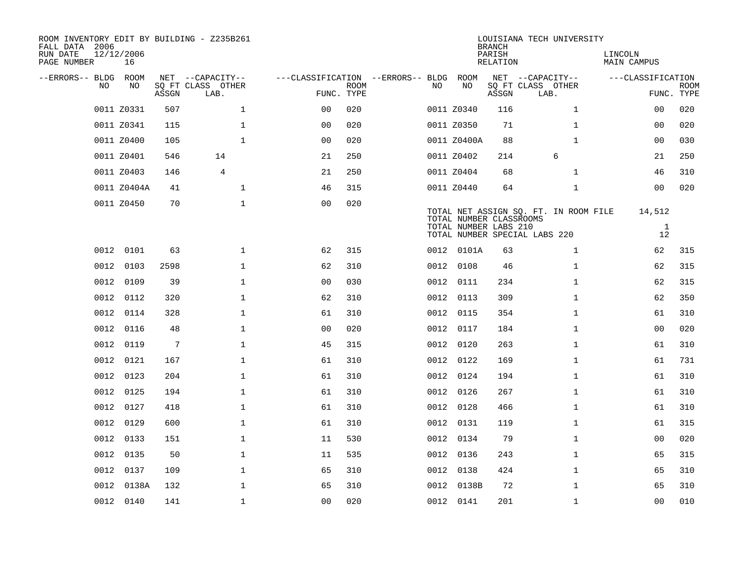ROOM INVENTORY EDIT BY BUILDING - Z235B261
FALL DATA 2006
RUN DATE 12/12/2006
PAGE NUMBER 16

LOUISIANA TECH UNIVERSITY
BRANCH
PARISH LINCOLN
RELATION MAIN CAMPUS

| --ERRORS-- | BLDG NO | ROOM NO | NET SQ FT ASSGN | CAPACITY CLASS LAB. | CAPACITY OTHER | CLASSIFICATION FUNC. | ROOM TYPE | --ERRORS-- | BLDG NO | ROOM NO | NET SQ FT ASSGN | CAPACITY CLASS LAB. | CAPACITY OTHER | CLASSIFICATION FUNC. | ROOM TYPE |
|---|---|---|---|---|---|---|---|---|---|---|---|---|---|---|---|
| | 0011 | Z0331 | 507 | | 1 | 00 | 020 | | 0011 | Z0340 | 116 | | 1 | 00 | 020 |
| | 0011 | Z0341 | 115 | | 1 | 00 | 020 | | 0011 | Z0350 | 71 | | 1 | 00 | 020 |
| | 0011 | Z0400 | 105 | | 1 | 00 | 020 | | 0011 | Z0400A | 88 | | 1 | 00 | 030 |
| | 0011 | Z0401 | 546 | 14 | | 21 | 250 | | 0011 | Z0402 | 214 | 6 | | 21 | 250 |
| | 0011 | Z0403 | 146 | 4 | | 21 | 250 | | 0011 | Z0404 | 68 | | 1 | 46 | 310 |
| | 0011 | Z0404A | 41 | | 1 | 46 | 315 | | 0011 | Z0440 | 64 | | 1 | 00 | 020 |
| | 0011 | Z0450 | 70 | | 1 | 00 | 020 | | | | | | | | |

TOTAL NET ASSIGN SQ. FT. IN ROOM FILE 14,512
TOTAL NUMBER CLASSROOMS
TOTAL NUMBER LABS 210 1
TOTAL NUMBER SPECIAL LABS 220 12

| --ERRORS-- | BLDG NO | ROOM NO | NET SQ FT ASSGN | CAPACITY CLASS LAB. | CAPACITY OTHER | CLASSIFICATION FUNC. | ROOM TYPE | --ERRORS-- | BLDG NO | ROOM NO | NET SQ FT ASSGN | CAPACITY CLASS LAB. | CAPACITY OTHER | CLASSIFICATION FUNC. | ROOM TYPE |
|---|---|---|---|---|---|---|---|---|---|---|---|---|---|---|---|
| | 0012 | 0101 | 63 | | 1 | 62 | 315 | | 0012 | 0101A | 63 | | 1 | 62 | 315 |
| | 0012 | 0103 | 2598 | | 1 | 62 | 310 | | 0012 | 0108 | 46 | | 1 | 62 | 315 |
| | 0012 | 0109 | 39 | | 1 | 00 | 030 | | 0012 | 0111 | 234 | | 1 | 62 | 315 |
| | 0012 | 0112 | 320 | | 1 | 62 | 310 | | 0012 | 0113 | 309 | | 1 | 62 | 350 |
| | 0012 | 0114 | 328 | | 1 | 61 | 310 | | 0012 | 0115 | 354 | | 1 | 61 | 310 |
| | 0012 | 0116 | 48 | | 1 | 00 | 020 | | 0012 | 0117 | 184 | | 1 | 00 | 020 |
| | 0012 | 0119 | 7 | | 1 | 45 | 315 | | 0012 | 0120 | 263 | | 1 | 61 | 310 |
| | 0012 | 0121 | 167 | | 1 | 61 | 310 | | 0012 | 0122 | 169 | | 1 | 61 | 731 |
| | 0012 | 0123 | 204 | | 1 | 61 | 310 | | 0012 | 0124 | 194 | | 1 | 61 | 310 |
| | 0012 | 0125 | 194 | | 1 | 61 | 310 | | 0012 | 0126 | 267 | | 1 | 61 | 310 |
| | 0012 | 0127 | 418 | | 1 | 61 | 310 | | 0012 | 0128 | 466 | | 1 | 61 | 310 |
| | 0012 | 0129 | 600 | | 1 | 61 | 310 | | 0012 | 0131 | 119 | | 1 | 61 | 315 |
| | 0012 | 0133 | 151 | | 1 | 11 | 530 | | 0012 | 0134 | 79 | | 1 | 00 | 020 |
| | 0012 | 0135 | 50 | | 1 | 11 | 535 | | 0012 | 0136 | 243 | | 1 | 65 | 315 |
| | 0012 | 0137 | 109 | | 1 | 65 | 310 | | 0012 | 0138 | 424 | | 1 | 65 | 310 |
| | 0012 | 0138A | 132 | | 1 | 65 | 310 | | 0012 | 0138B | 72 | | 1 | 65 | 310 |
| | 0012 | 0140 | 141 | | 1 | 00 | 020 | | 0012 | 0141 | 201 | | 1 | 00 | 010 |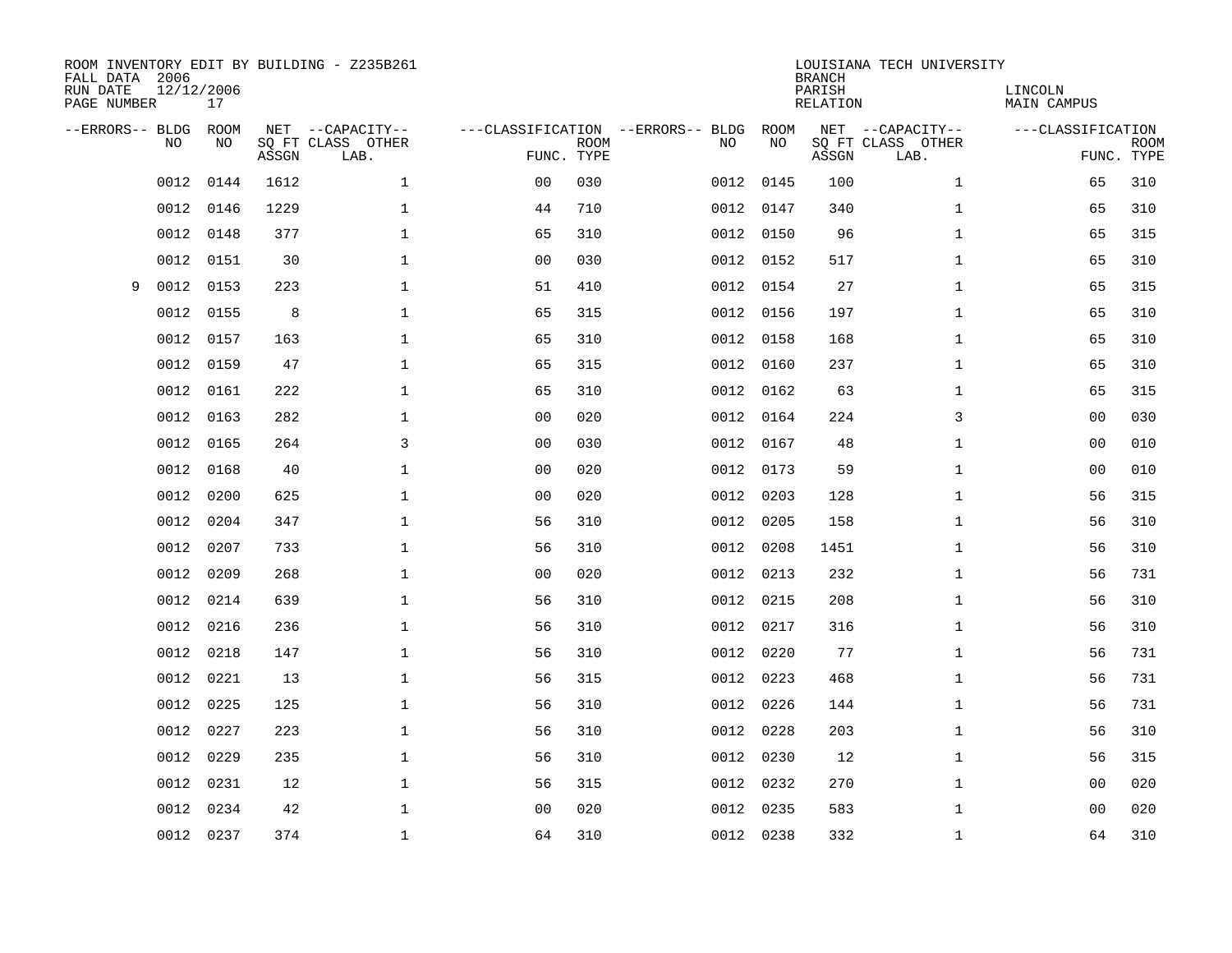ROOM INVENTORY EDIT BY BUILDING - Z235B261
FALL DATA 2006
RUN DATE 12/12/2006
PAGE NUMBER 17

LOUISIANA TECH UNIVERSITY
BRANCH
PARISH LINCOLN
RELATION MAIN CAMPUS

| --ERRORS-- | BLDG NO | ROOM NO | NET SQ FT ASSGN | --CAPACITY-- CLASS LAB. | OTHER | ---CLASSIFICATION FUNC. | ROOM TYPE | --ERRORS-- | BLDG NO | ROOM NO | NET SQ FT ASSGN | --CAPACITY-- CLASS LAB. | OTHER | ---CLASSIFICATION FUNC. | ROOM TYPE |
|---|---|---|---|---|---|---|---|---|---|---|---|---|---|---|---|
| | 0012 | 0144 | 1612 | | 1 | 00 | 030 | | 0012 | 0145 | 100 | | 1 | 65 | 310 |
| | 0012 | 0146 | 1229 | | 1 | 44 | 710 | | 0012 | 0147 | 340 | | 1 | 65 | 310 |
| | 0012 | 0148 | 377 | | 1 | 65 | 310 | | 0012 | 0150 | 96 | | 1 | 65 | 315 |
| | 0012 | 0151 | 30 | | 1 | 00 | 030 | | 0012 | 0152 | 517 | | 1 | 65 | 310 |
| 9 | 0012 | 0153 | 223 | | 1 | 51 | 410 | | 0012 | 0154 | 27 | | 1 | 65 | 315 |
| | 0012 | 0155 | 8 | | 1 | 65 | 315 | | 0012 | 0156 | 197 | | 1 | 65 | 310 |
| | 0012 | 0157 | 163 | | 1 | 65 | 310 | | 0012 | 0158 | 168 | | 1 | 65 | 310 |
| | 0012 | 0159 | 47 | | 1 | 65 | 315 | | 0012 | 0160 | 237 | | 1 | 65 | 310 |
| | 0012 | 0161 | 222 | | 1 | 65 | 310 | | 0012 | 0162 | 63 | | 1 | 65 | 315 |
| | 0012 | 0163 | 282 | | 1 | 00 | 020 | | 0012 | 0164 | 224 | | 3 | 00 | 030 |
| | 0012 | 0165 | 264 | | 3 | 00 | 030 | | 0012 | 0167 | 48 | | 1 | 00 | 010 |
| | 0012 | 0168 | 40 | | 1 | 00 | 020 | | 0012 | 0173 | 59 | | 1 | 00 | 010 |
| | 0012 | 0200 | 625 | | 1 | 00 | 020 | | 0012 | 0203 | 128 | | 1 | 56 | 315 |
| | 0012 | 0204 | 347 | | 1 | 56 | 310 | | 0012 | 0205 | 158 | | 1 | 56 | 310 |
| | 0012 | 0207 | 733 | | 1 | 56 | 310 | | 0012 | 0208 | 1451 | | 1 | 56 | 310 |
| | 0012 | 0209 | 268 | | 1 | 00 | 020 | | 0012 | 0213 | 232 | | 1 | 56 | 731 |
| | 0012 | 0214 | 639 | | 1 | 56 | 310 | | 0012 | 0215 | 208 | | 1 | 56 | 310 |
| | 0012 | 0216 | 236 | | 1 | 56 | 310 | | 0012 | 0217 | 316 | | 1 | 56 | 310 |
| | 0012 | 0218 | 147 | | 1 | 56 | 310 | | 0012 | 0220 | 77 | | 1 | 56 | 731 |
| | 0012 | 0221 | 13 | | 1 | 56 | 315 | | 0012 | 0223 | 468 | | 1 | 56 | 731 |
| | 0012 | 0225 | 125 | | 1 | 56 | 310 | | 0012 | 0226 | 144 | | 1 | 56 | 731 |
| | 0012 | 0227 | 223 | | 1 | 56 | 310 | | 0012 | 0228 | 203 | | 1 | 56 | 310 |
| | 0012 | 0229 | 235 | | 1 | 56 | 310 | | 0012 | 0230 | 12 | | 1 | 56 | 315 |
| | 0012 | 0231 | 12 | | 1 | 56 | 315 | | 0012 | 0232 | 270 | | 1 | 00 | 020 |
| | 0012 | 0234 | 42 | | 1 | 00 | 020 | | 0012 | 0235 | 583 | | 1 | 00 | 020 |
| | 0012 | 0237 | 374 | | 1 | 64 | 310 | | 0012 | 0238 | 332 | | 1 | 64 | 310 |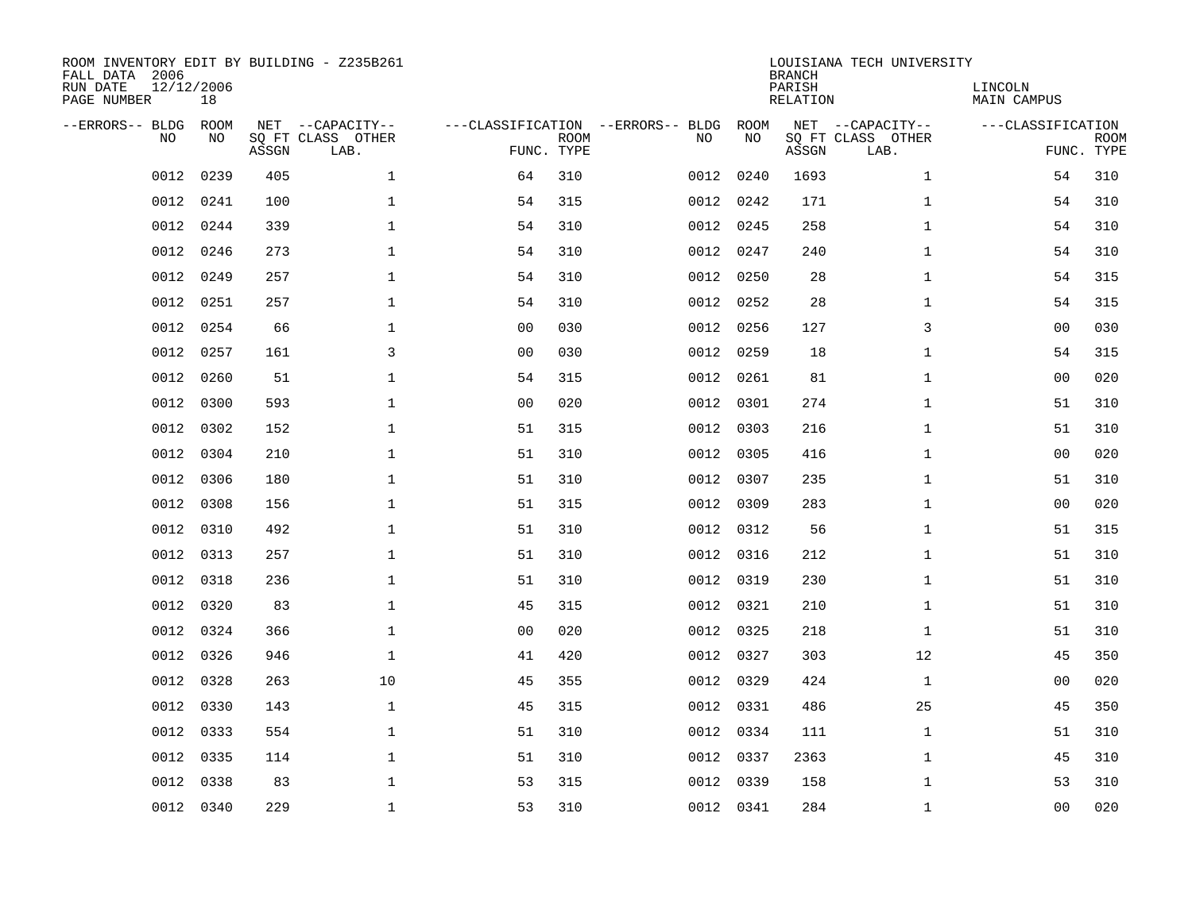ROOM INVENTORY EDIT BY BUILDING - Z235B261
FALL DATA 2006
RUN DATE 12/12/2006
PAGE NUMBER 18

LOUISIANA TECH UNIVERSITY
BRANCH
PARISH LINCOLN
RELATION MAIN CAMPUS

| --ERRORS-- | BLDG NO | ROOM NO | NET SQ FT ASSGN | --CAPACITY-- CLASS LAB. | OTHER | ---CLASSIFICATION FUNC. | ROOM TYPE | --ERRORS-- | BLDG NO | ROOM NO | NET SQ FT ASSGN | --CAPACITY-- CLASS LAB. | OTHER | ---CLASSIFICATION FUNC. | ROOM TYPE |
|---|---|---|---|---|---|---|---|---|---|---|---|---|---|---|---|
| | 0012 | 0239 | 405 | | 1 | 64 | 310 | | 0012 | 0240 | 1693 | | 1 | 54 | 310 |
| | 0012 | 0241 | 100 | | 1 | 54 | 315 | | 0012 | 0242 | 171 | | 1 | 54 | 310 |
| | 0012 | 0244 | 339 | | 1 | 54 | 310 | | 0012 | 0245 | 258 | | 1 | 54 | 310 |
| | 0012 | 0246 | 273 | | 1 | 54 | 310 | | 0012 | 0247 | 240 | | 1 | 54 | 310 |
| | 0012 | 0249 | 257 | | 1 | 54 | 310 | | 0012 | 0250 | 28 | | 1 | 54 | 315 |
| | 0012 | 0251 | 257 | | 1 | 54 | 310 | | 0012 | 0252 | 28 | | 1 | 54 | 315 |
| | 0012 | 0254 | 66 | | 1 | 00 | 030 | | 0012 | 0256 | 127 | | 3 | 00 | 030 |
| | 0012 | 0257 | 161 | | 3 | 00 | 030 | | 0012 | 0259 | 18 | | 1 | 54 | 315 |
| | 0012 | 0260 | 51 | | 1 | 54 | 315 | | 0012 | 0261 | 81 | | 1 | 00 | 020 |
| | 0012 | 0300 | 593 | | 1 | 00 | 020 | | 0012 | 0301 | 274 | | 1 | 51 | 310 |
| | 0012 | 0302 | 152 | | 1 | 51 | 315 | | 0012 | 0303 | 216 | | 1 | 51 | 310 |
| | 0012 | 0304 | 210 | | 1 | 51 | 310 | | 0012 | 0305 | 416 | | 1 | 00 | 020 |
| | 0012 | 0306 | 180 | | 1 | 51 | 310 | | 0012 | 0307 | 235 | | 1 | 51 | 310 |
| | 0012 | 0308 | 156 | | 1 | 51 | 315 | | 0012 | 0309 | 283 | | 1 | 00 | 020 |
| | 0012 | 0310 | 492 | | 1 | 51 | 310 | | 0012 | 0312 | 56 | | 1 | 51 | 315 |
| | 0012 | 0313 | 257 | | 1 | 51 | 310 | | 0012 | 0316 | 212 | | 1 | 51 | 310 |
| | 0012 | 0318 | 236 | | 1 | 51 | 310 | | 0012 | 0319 | 230 | | 1 | 51 | 310 |
| | 0012 | 0320 | 83 | | 1 | 45 | 315 | | 0012 | 0321 | 210 | | 1 | 51 | 310 |
| | 0012 | 0324 | 366 | | 1 | 00 | 020 | | 0012 | 0325 | 218 | | 1 | 51 | 310 |
| | 0012 | 0326 | 946 | | 1 | 41 | 420 | | 0012 | 0327 | 303 | | 12 | 45 | 350 |
| | 0012 | 0328 | 263 | | 10 | 45 | 355 | | 0012 | 0329 | 424 | | 1 | 00 | 020 |
| | 0012 | 0330 | 143 | | 1 | 45 | 315 | | 0012 | 0331 | 486 | | 25 | 45 | 350 |
| | 0012 | 0333 | 554 | | 1 | 51 | 310 | | 0012 | 0334 | 111 | | 1 | 51 | 310 |
| | 0012 | 0335 | 114 | | 1 | 51 | 310 | | 0012 | 0337 | 2363 | | 1 | 45 | 310 |
| | 0012 | 0338 | 83 | | 1 | 53 | 315 | | 0012 | 0339 | 158 | | 1 | 53 | 310 |
| | 0012 | 0340 | 229 | | 1 | 53 | 310 | | 0012 | 0341 | 284 | | 1 | 00 | 020 |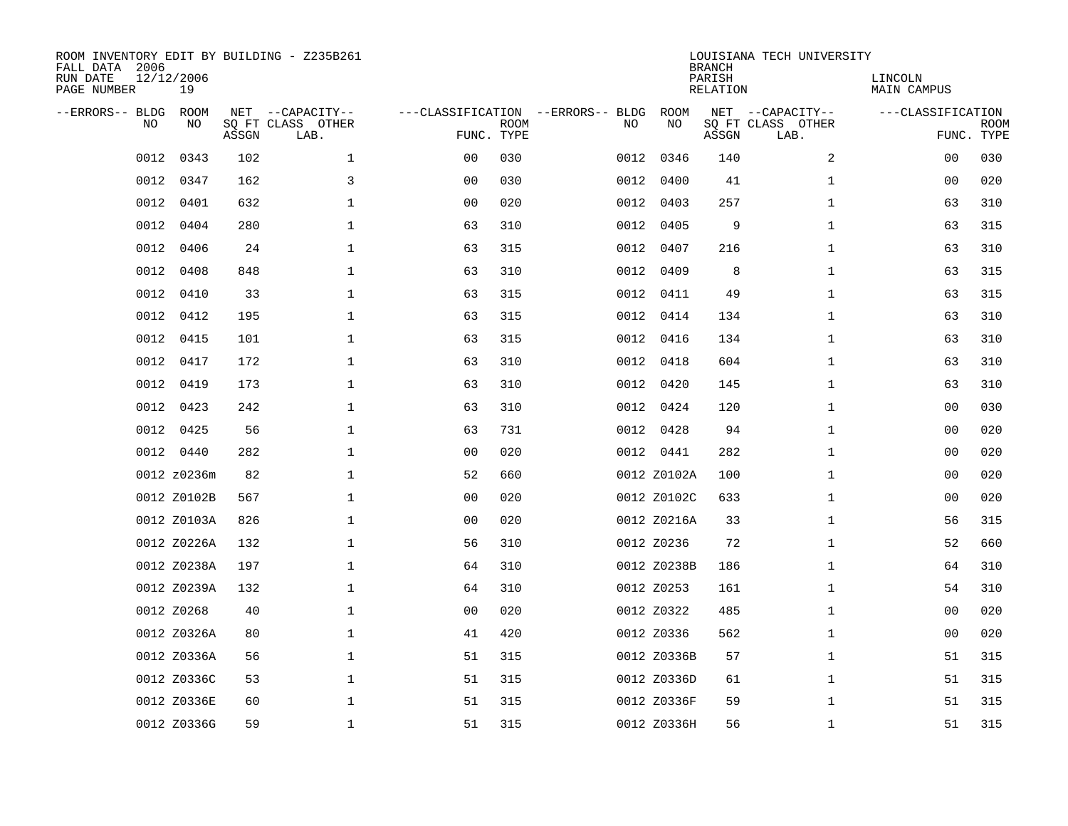ROOM INVENTORY EDIT BY BUILDING - Z235B261
FALL DATA 2006
RUN DATE 12/12/2006
PAGE NUMBER 19

LOUISIANA TECH UNIVERSITY
BRANCH
PARISH LINCOLN
RELATION MAIN CAMPUS

| --ERRORS-- | BLDG NO | ROOM NO | NET SQ FT ASSGN | --CAPACITY-- CLASS | LAB. | OTHER | ---CLASSIFICATION FUNC. | ROOM TYPE | --ERRORS-- | BLDG NO | ROOM NO | NET SQ FT ASSGN | --CAPACITY-- CLASS | LAB. | OTHER | ---CLASSIFICATION FUNC. | ROOM TYPE |
|---|---|---|---|---|---|---|---|---|---|---|---|---|---|---|---|---|---|
| | 0012 | 0343 | 102 | | | 1 | 00 | 030 | | 0012 | 0346 | 140 | | | 2 | 00 | 030 |
| | 0012 | 0347 | 162 | | | 3 | 00 | 030 | | 0012 | 0400 | 41 | | | 1 | 00 | 020 |
| | 0012 | 0401 | 632 | | | 1 | 00 | 020 | | 0012 | 0403 | 257 | | | 1 | 63 | 310 |
| | 0012 | 0404 | 280 | | | 1 | 63 | 310 | | 0012 | 0405 | 9 | | | 1 | 63 | 315 |
| | 0012 | 0406 | 24 | | | 1 | 63 | 315 | | 0012 | 0407 | 216 | | | 1 | 63 | 310 |
| | 0012 | 0408 | 848 | | | 1 | 63 | 310 | | 0012 | 0409 | 8 | | | 1 | 63 | 315 |
| | 0012 | 0410 | 33 | | | 1 | 63 | 315 | | 0012 | 0411 | 49 | | | 1 | 63 | 315 |
| | 0012 | 0412 | 195 | | | 1 | 63 | 315 | | 0012 | 0414 | 134 | | | 1 | 63 | 310 |
| | 0012 | 0415 | 101 | | | 1 | 63 | 315 | | 0012 | 0416 | 134 | | | 1 | 63 | 310 |
| | 0012 | 0417 | 172 | | | 1 | 63 | 310 | | 0012 | 0418 | 604 | | | 1 | 63 | 310 |
| | 0012 | 0419 | 173 | | | 1 | 63 | 310 | | 0012 | 0420 | 145 | | | 1 | 63 | 310 |
| | 0012 | 0423 | 242 | | | 1 | 63 | 310 | | 0012 | 0424 | 120 | | | 1 | 00 | 030 |
| | 0012 | 0425 | 56 | | | 1 | 63 | 731 | | 0012 | 0428 | 94 | | | 1 | 00 | 020 |
| | 0012 | 0440 | 282 | | | 1 | 00 | 020 | | 0012 | 0441 | 282 | | | 1 | 00 | 020 |
| | 0012 | z0236m | 82 | | | 1 | 52 | 660 | | 0012 | Z0102A | 100 | | | 1 | 00 | 020 |
| | 0012 | Z0102B | 567 | | | 1 | 00 | 020 | | 0012 | Z0102C | 633 | | | 1 | 00 | 020 |
| | 0012 | Z0103A | 826 | | | 1 | 00 | 020 | | 0012 | Z0216A | 33 | | | 1 | 56 | 315 |
| | 0012 | Z0226A | 132 | | | 1 | 56 | 310 | | 0012 | Z0236 | 72 | | | 1 | 52 | 660 |
| | 0012 | Z0238A | 197 | | | 1 | 64 | 310 | | 0012 | Z0238B | 186 | | | 1 | 64 | 310 |
| | 0012 | Z0239A | 132 | | | 1 | 64 | 310 | | 0012 | Z0253 | 161 | | | 1 | 54 | 310 |
| | 0012 | Z0268 | 40 | | | 1 | 00 | 020 | | 0012 | Z0322 | 485 | | | 1 | 00 | 020 |
| | 0012 | Z0326A | 80 | | | 1 | 41 | 420 | | 0012 | Z0336 | 562 | | | 1 | 00 | 020 |
| | 0012 | Z0336A | 56 | | | 1 | 51 | 315 | | 0012 | Z0336B | 57 | | | 1 | 51 | 315 |
| | 0012 | Z0336C | 53 | | | 1 | 51 | 315 | | 0012 | Z0336D | 61 | | | 1 | 51 | 315 |
| | 0012 | Z0336E | 60 | | | 1 | 51 | 315 | | 0012 | Z0336F | 59 | | | 1 | 51 | 315 |
| | 0012 | Z0336G | 59 | | | 1 | 51 | 315 | | 0012 | Z0336H | 56 | | | 1 | 51 | 315 |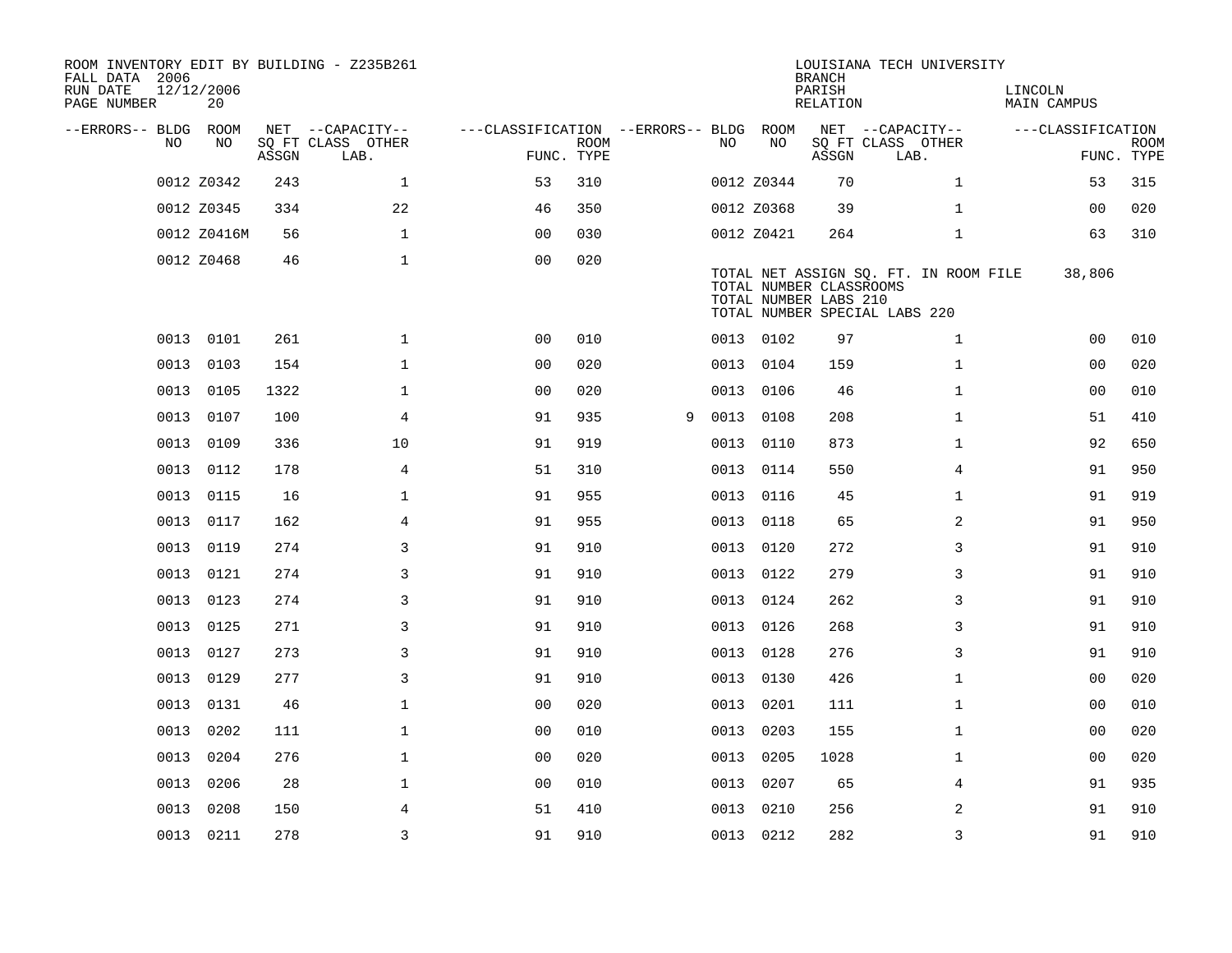ROOM INVENTORY EDIT BY BUILDING - Z235B261
FALL DATA 2006
RUN DATE 12/12/2006
PAGE NUMBER 20

LOUISIANA TECH UNIVERSITY
BRANCH
PARISH LINCOLN
RELATION MAIN CAMPUS

| --ERRORS-- | BLDG NO | ROOM NO | NET SQ FT ASSGN | --CAPACITY-- CLASS LAB. | OTHER | ---CLASSIFICATION FUNC. | ROOM TYPE | --ERRORS-- | BLDG NO | ROOM NO | NET SQ FT ASSGN | --CAPACITY-- CLASS LAB. | OTHER | ---CLASSIFICATION FUNC. | ROOM TYPE |
|---|---|---|---|---|---|---|---|---|---|---|---|---|---|---|---|
| | 0012 | Z0342 | 243 | | 1 | 53 | 310 | | 0012 | Z0344 | 70 | | 1 | 53 | 315 |
| | 0012 | Z0345 | 334 | | 22 | 46 | 350 | | 0012 | Z0368 | 39 | | 1 | 00 | 020 |
| | 0012 | Z0416M | 56 | | 1 | 00 | 030 | | 0012 | Z0421 | 264 | | 1 | 63 | 310 |
| | 0012 | Z0468 | 46 | | 1 | 00 | 020 | | | | | | | | |

TOTAL NET ASSIGN SQ. FT. IN ROOM FILE 38,806
TOTAL NUMBER CLASSROOMS
TOTAL NUMBER LABS 210
TOTAL NUMBER SPECIAL LABS 220

| --ERRORS-- | BLDG NO | ROOM NO | NET SQ FT ASSGN | --CAPACITY-- CLASS LAB. | OTHER | ---CLASSIFICATION FUNC. | ROOM TYPE | --ERRORS-- | BLDG NO | ROOM NO | NET SQ FT ASSGN | --CAPACITY-- CLASS LAB. | OTHER | ---CLASSIFICATION FUNC. | ROOM TYPE |
|---|---|---|---|---|---|---|---|---|---|---|---|---|---|---|---|
| | 0013 | 0101 | 261 | | 1 | 00 | 010 | | 0013 | 0102 | 97 | | 1 | 00 | 010 |
| | 0013 | 0103 | 154 | | 1 | 00 | 020 | | 0013 | 0104 | 159 | | 1 | 00 | 020 |
| | 0013 | 0105 | 1322 | | 1 | 00 | 020 | | 0013 | 0106 | 46 | | 1 | 00 | 010 |
| | 0013 | 0107 | 100 | | 4 | 91 | 935 | 9 | 0013 | 0108 | 208 | | 1 | 51 | 410 |
| | 0013 | 0109 | 336 | | 10 | 91 | 919 | | 0013 | 0110 | 873 | | 1 | 92 | 650 |
| | 0013 | 0112 | 178 | | 4 | 51 | 310 | | 0013 | 0114 | 550 | | 4 | 91 | 950 |
| | 0013 | 0115 | 16 | | 1 | 91 | 955 | | 0013 | 0116 | 45 | | 1 | 91 | 919 |
| | 0013 | 0117 | 162 | | 4 | 91 | 955 | | 0013 | 0118 | 65 | | 2 | 91 | 950 |
| | 0013 | 0119 | 274 | | 3 | 91 | 910 | | 0013 | 0120 | 272 | | 3 | 91 | 910 |
| | 0013 | 0121 | 274 | | 3 | 91 | 910 | | 0013 | 0122 | 279 | | 3 | 91 | 910 |
| | 0013 | 0123 | 274 | | 3 | 91 | 910 | | 0013 | 0124 | 262 | | 3 | 91 | 910 |
| | 0013 | 0125 | 271 | | 3 | 91 | 910 | | 0013 | 0126 | 268 | | 3 | 91 | 910 |
| | 0013 | 0127 | 273 | | 3 | 91 | 910 | | 0013 | 0128 | 276 | | 3 | 91 | 910 |
| | 0013 | 0129 | 277 | | 3 | 91 | 910 | | 0013 | 0130 | 426 | | 1 | 00 | 020 |
| | 0013 | 0131 | 46 | | 1 | 00 | 020 | | 0013 | 0201 | 111 | | 1 | 00 | 010 |
| | 0013 | 0202 | 111 | | 1 | 00 | 010 | | 0013 | 0203 | 155 | | 1 | 00 | 020 |
| | 0013 | 0204 | 276 | | 1 | 00 | 020 | | 0013 | 0205 | 1028 | | 1 | 00 | 020 |
| | 0013 | 0206 | 28 | | 1 | 00 | 010 | | 0013 | 0207 | 65 | | 4 | 91 | 935 |
| | 0013 | 0208 | 150 | | 4 | 51 | 410 | | 0013 | 0210 | 256 | | 2 | 91 | 910 |
| | 0013 | 0211 | 278 | | 3 | 91 | 910 | | 0013 | 0212 | 282 | | 3 | 91 | 910 |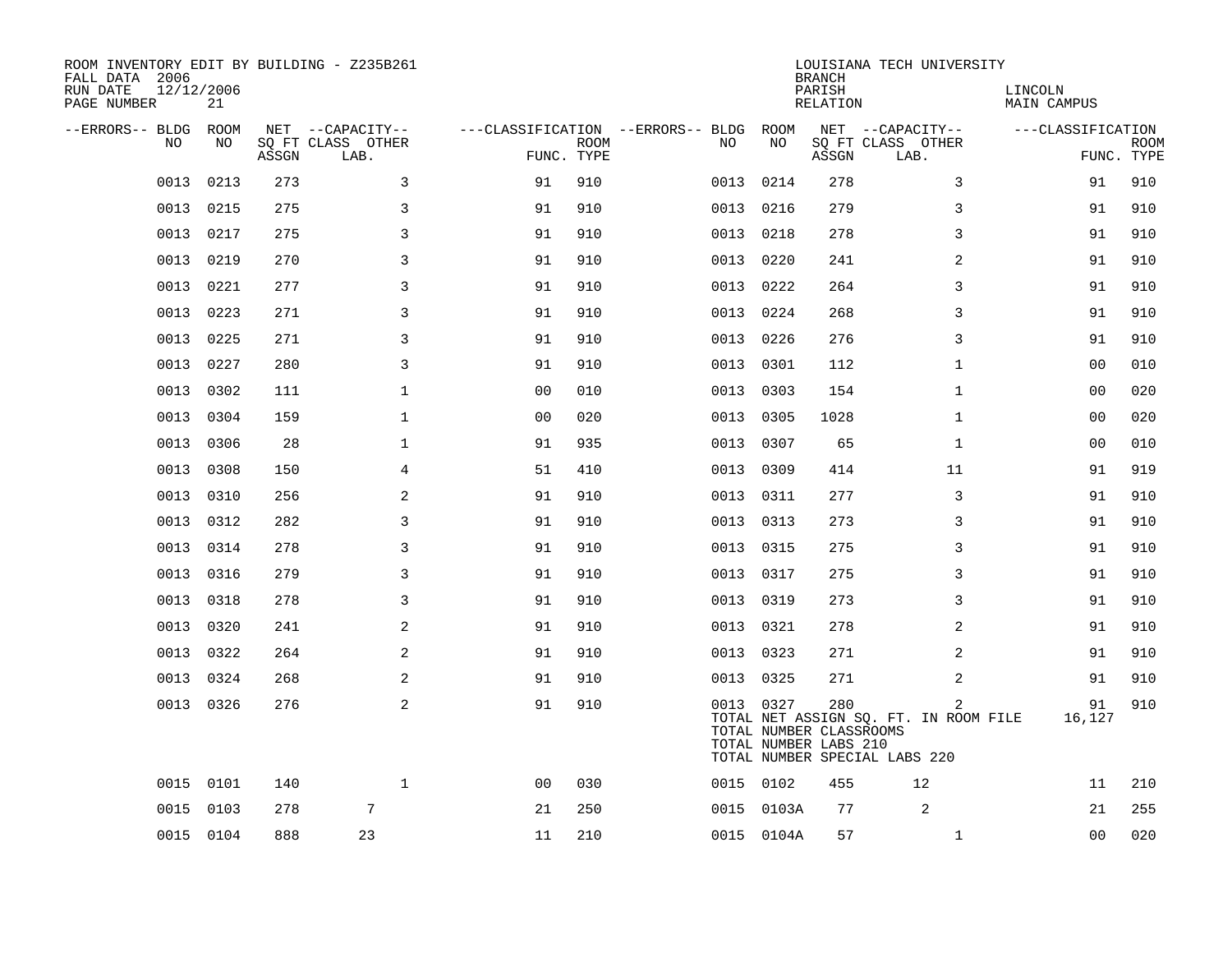ROOM INVENTORY EDIT BY BUILDING - Z235B261
FALL DATA 2006
RUN DATE 12/12/2006
PAGE NUMBER 21

LOUISIANA TECH UNIVERSITY
BRANCH
PARISH LINCOLN
RELATION MAIN CAMPUS

| --ERRORS-- | BLDG NO | ROOM NO | NET SQ FT ASSGN | CAPACITY CLASS LAB. | CAPACITY OTHER | CLASSIFICATION FUNC. | ROOM TYPE | --ERRORS-- | BLDG NO | ROOM NO | NET SQ FT ASSGN | CAPACITY CLASS LAB. | CAPACITY OTHER | CLASSIFICATION FUNC. | ROOM TYPE |
|---|---|---|---|---|---|---|---|---|---|---|---|---|---|---|---|
| | 0013 | 0213 | 273 | | 3 | 91 | 910 | | 0013 | 0214 | 278 | | 3 | 91 | 910 |
| | 0013 | 0215 | 275 | | 3 | 91 | 910 | | 0013 | 0216 | 279 | | 3 | 91 | 910 |
| | 0013 | 0217 | 275 | | 3 | 91 | 910 | | 0013 | 0218 | 278 | | 3 | 91 | 910 |
| | 0013 | 0219 | 270 | | 3 | 91 | 910 | | 0013 | 0220 | 241 | | 2 | 91 | 910 |
| | 0013 | 0221 | 277 | | 3 | 91 | 910 | | 0013 | 0222 | 264 | | 3 | 91 | 910 |
| | 0013 | 0223 | 271 | | 3 | 91 | 910 | | 0013 | 0224 | 268 | | 3 | 91 | 910 |
| | 0013 | 0225 | 271 | | 3 | 91 | 910 | | 0013 | 0226 | 276 | | 3 | 91 | 910 |
| | 0013 | 0227 | 280 | | 3 | 91 | 910 | | 0013 | 0301 | 112 | | 1 | 00 | 010 |
| | 0013 | 0302 | 111 | | 1 | 00 | 010 | | 0013 | 0303 | 154 | | 1 | 00 | 020 |
| | 0013 | 0304 | 159 | | 1 | 00 | 020 | | 0013 | 0305 | 1028 | | 1 | 00 | 020 |
| | 0013 | 0306 | 28 | | 1 | 91 | 935 | | 0013 | 0307 | 65 | | 1 | 00 | 010 |
| | 0013 | 0308 | 150 | | 4 | 51 | 410 | | 0013 | 0309 | 414 | | 11 | 91 | 919 |
| | 0013 | 0310 | 256 | | 2 | 91 | 910 | | 0013 | 0311 | 277 | | 3 | 91 | 910 |
| | 0013 | 0312 | 282 | | 3 | 91 | 910 | | 0013 | 0313 | 273 | | 3 | 91 | 910 |
| | 0013 | 0314 | 278 | | 3 | 91 | 910 | | 0013 | 0315 | 275 | | 3 | 91 | 910 |
| | 0013 | 0316 | 279 | | 3 | 91 | 910 | | 0013 | 0317 | 275 | | 3 | 91 | 910 |
| | 0013 | 0318 | 278 | | 3 | 91 | 910 | | 0013 | 0319 | 273 | | 3 | 91 | 910 |
| | 0013 | 0320 | 241 | | 2 | 91 | 910 | | 0013 | 0321 | 278 | | 2 | 91 | 910 |
| | 0013 | 0322 | 264 | | 2 | 91 | 910 | | 0013 | 0323 | 271 | | 2 | 91 | 910 |
| | 0013 | 0324 | 268 | | 2 | 91 | 910 | | 0013 | 0325 | 271 | | 2 | 91 | 910 |
| | 0013 | 0326 | 276 | | 2 | 91 | 910 | | 0013 | 0327 | 280 | | 2 | 91 | 910 |
| | | | | | | | | | TOTAL NET ASSIGN SQ. FT. IN ROOM FILE | | | | | 16,127 | |
| | | | | | | | | | TOTAL NUMBER CLASSROOMS | | | | | | |
| | | | | | | | | | TOTAL NUMBER LABS 210 | | | | | | |
| | | | | | | | | | TOTAL NUMBER SPECIAL LABS 220 | | | | | | |
| | 0015 | 0101 | 140 | | 1 | 00 | 030 | | 0015 | 0102 | 455 | 12 | | 11 | 210 |
| | 0015 | 0103 | 278 | 7 | | 21 | 250 | | 0015 | 0103A | 77 | 2 | | 21 | 255 |
| | 0015 | 0104 | 888 | 23 | | 11 | 210 | | 0015 | 0104A | 57 | | 1 | 00 | 020 |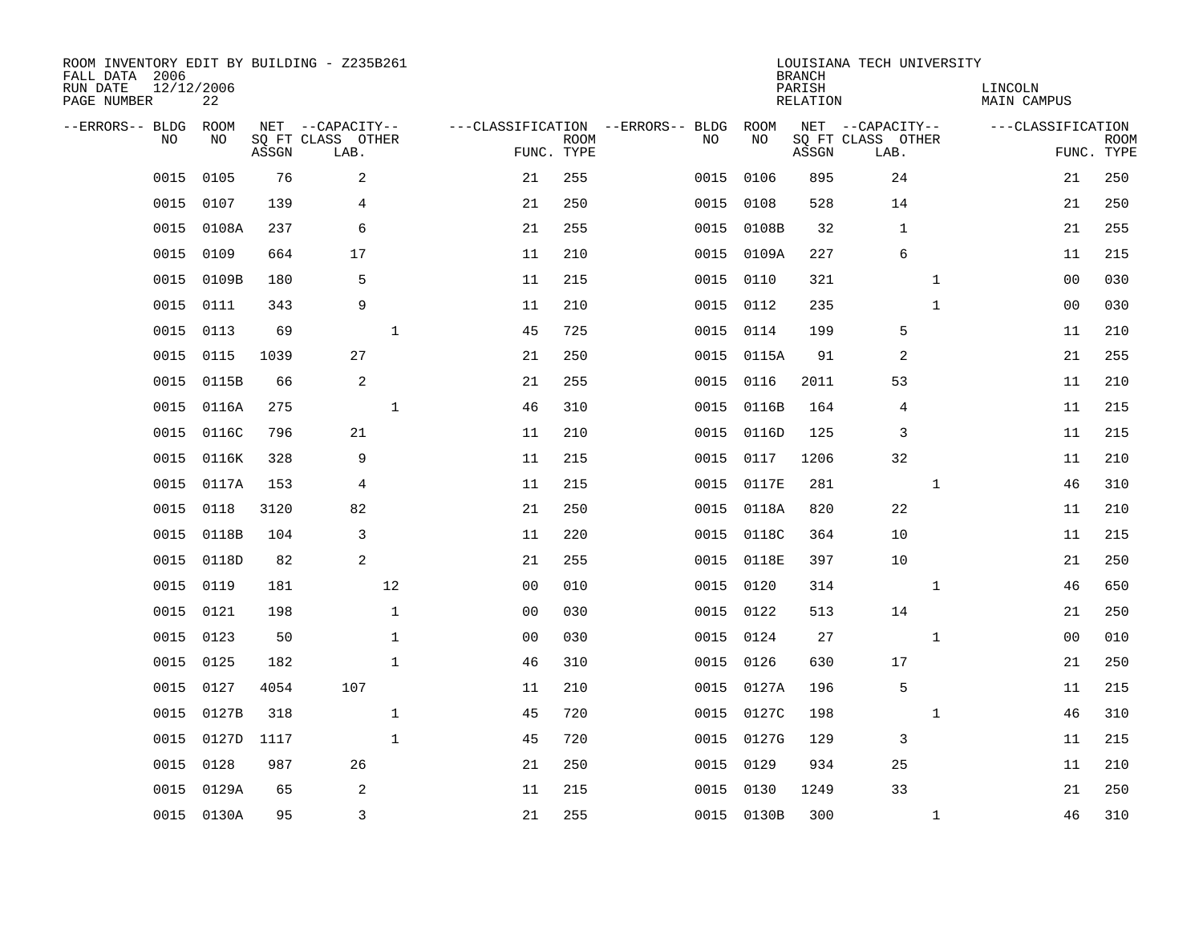ROOM INVENTORY EDIT BY BUILDING - Z235B261
FALL DATA 2006
RUN DATE 12/12/2006
PAGE NUMBER 22

LOUISIANA TECH UNIVERSITY
BRANCH
PARISH LINCOLN
RELATION MAIN CAMPUS

| --ERRORS-- | BLDG NO | ROOM NO | NET SQ FT ASSGN | CAPACITY CLASS LAB. | CAPACITY OTHER | CLASSIFICATION FUNC. | ROOM TYPE | --ERRORS-- | BLDG NO | ROOM NO | NET SQ FT ASSGN | CAPACITY CLASS LAB. | CAPACITY OTHER | CLASSIFICATION FUNC. | ROOM TYPE |
|---|---|---|---|---|---|---|---|---|---|---|---|---|---|---|---|
| | 0015 | 0105 | 76 | 2 | | 21 | 255 | | 0015 | 0106 | 895 | 24 | | 21 | 250 |
| | 0015 | 0107 | 139 | 4 | | 21 | 250 | | 0015 | 0108 | 528 | 14 | | 21 | 250 |
| | 0015 | 0108A | 237 | 6 | | 21 | 255 | | 0015 | 0108B | 32 | 1 | | 21 | 255 |
| | 0015 | 0109 | 664 | 17 | | 11 | 210 | | 0015 | 0109A | 227 | 6 | | 11 | 215 |
| | 0015 | 0109B | 180 | 5 | | 11 | 215 | | 0015 | 0110 | 321 | | 1 | 00 | 030 |
| | 0015 | 0111 | 343 | 9 | | 11 | 210 | | 0015 | 0112 | 235 | | 1 | 00 | 030 |
| | 0015 | 0113 | 69 | | 1 | 45 | 725 | | 0015 | 0114 | 199 | 5 | | 11 | 210 |
| | 0015 | 0115 | 1039 | 27 | | 21 | 250 | | 0015 | 0115A | 91 | 2 | | 21 | 255 |
| | 0015 | 0115B | 66 | 2 | | 21 | 255 | | 0015 | 0116 | 2011 | 53 | | 11 | 210 |
| | 0015 | 0116A | 275 | | 1 | 46 | 310 | | 0015 | 0116B | 164 | 4 | | 11 | 215 |
| | 0015 | 0116C | 796 | 21 | | 11 | 210 | | 0015 | 0116D | 125 | 3 | | 11 | 215 |
| | 0015 | 0116K | 328 | 9 | | 11 | 215 | | 0015 | 0117 | 1206 | 32 | | 11 | 210 |
| | 0015 | 0117A | 153 | 4 | | 11 | 215 | | 0015 | 0117E | 281 | | 1 | 46 | 310 |
| | 0015 | 0118 | 3120 | 82 | | 21 | 250 | | 0015 | 0118A | 820 | 22 | | 11 | 210 |
| | 0015 | 0118B | 104 | 3 | | 11 | 220 | | 0015 | 0118C | 364 | 10 | | 11 | 215 |
| | 0015 | 0118D | 82 | 2 | | 21 | 255 | | 0015 | 0118E | 397 | 10 | | 21 | 250 |
| | 0015 | 0119 | 181 | | 12 | 00 | 010 | | 0015 | 0120 | 314 | | 1 | 46 | 650 |
| | 0015 | 0121 | 198 | | 1 | 00 | 030 | | 0015 | 0122 | 513 | 14 | | 21 | 250 |
| | 0015 | 0123 | 50 | | 1 | 00 | 030 | | 0015 | 0124 | 27 | | 1 | 00 | 010 |
| | 0015 | 0125 | 182 | | 1 | 46 | 310 | | 0015 | 0126 | 630 | 17 | | 21 | 250 |
| | 0015 | 0127 | 4054 | 107 | | 11 | 210 | | 0015 | 0127A | 196 | 5 | | 11 | 215 |
| | 0015 | 0127B | 318 | | 1 | 45 | 720 | | 0015 | 0127C | 198 | | 1 | 46 | 310 |
| | 0015 | 0127D | 1117 | | 1 | 45 | 720 | | 0015 | 0127G | 129 | 3 | | 11 | 215 |
| | 0015 | 0128 | 987 | 26 | | 21 | 250 | | 0015 | 0129 | 934 | 25 | | 11 | 210 |
| | 0015 | 0129A | 65 | 2 | | 11 | 215 | | 0015 | 0130 | 1249 | 33 | | 21 | 250 |
| | 0015 | 0130A | 95 | 3 | | 21 | 255 | | 0015 | 0130B | 300 | | 1 | 46 | 310 |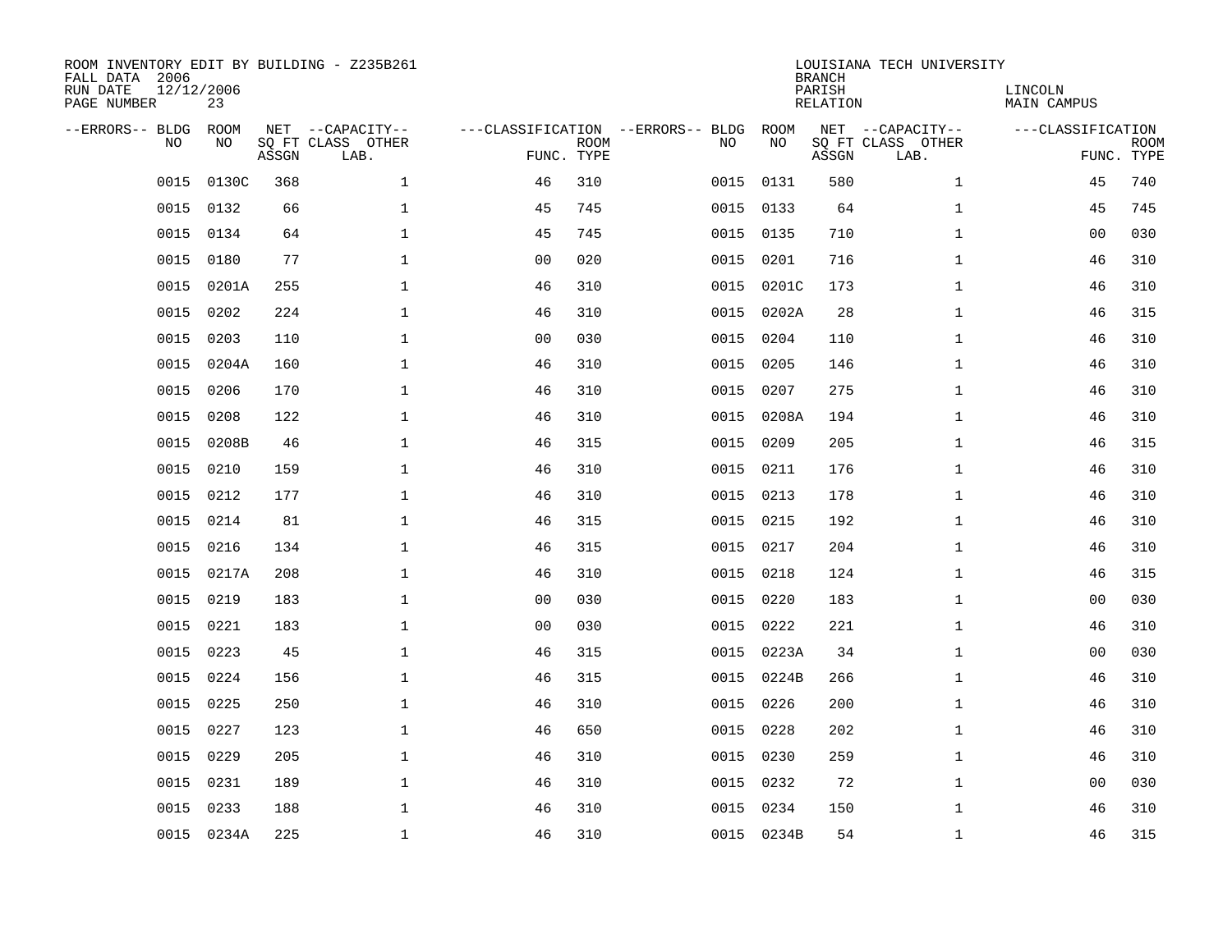ROOM INVENTORY EDIT BY BUILDING - Z235B261
FALL DATA 2006
RUN DATE 12/12/2006
PAGE NUMBER 23

LOUISIANA TECH UNIVERSITY
BRANCH
PARISH LINCOLN
RELATION MAIN CAMPUS

| --ERRORS-- | BLDG NO | ROOM NO | NET SQ FT ASSGN | --CAPACITY-- CLASS | OTHER LAB. | ---CLASSIFICATION FUNC. | ROOM TYPE | --ERRORS-- | BLDG NO | ROOM NO | NET SQ FT ASSGN | --CAPACITY-- CLASS | OTHER LAB. | ---CLASSIFICATION FUNC. | ROOM TYPE |
|---|---|---|---|---|---|---|---|---|---|---|---|---|---|---|---|
| | 0015 | 0130C | 368 | | 1 | 46 | 310 | | 0015 | 0131 | 580 | | 1 | 45 | 740 |
| | 0015 | 0132 | 66 | | 1 | 45 | 745 | | 0015 | 0133 | 64 | | 1 | 45 | 745 |
| | 0015 | 0134 | 64 | | 1 | 45 | 745 | | 0015 | 0135 | 710 | | 1 | 00 | 030 |
| | 0015 | 0180 | 77 | | 1 | 00 | 020 | | 0015 | 0201 | 716 | | 1 | 46 | 310 |
| | 0015 | 0201A | 255 | | 1 | 46 | 310 | | 0015 | 0201C | 173 | | 1 | 46 | 310 |
| | 0015 | 0202 | 224 | | 1 | 46 | 310 | | 0015 | 0202A | 28 | | 1 | 46 | 315 |
| | 0015 | 0203 | 110 | | 1 | 00 | 030 | | 0015 | 0204 | 110 | | 1 | 46 | 310 |
| | 0015 | 0204A | 160 | | 1 | 46 | 310 | | 0015 | 0205 | 146 | | 1 | 46 | 310 |
| | 0015 | 0206 | 170 | | 1 | 46 | 310 | | 0015 | 0207 | 275 | | 1 | 46 | 310 |
| | 0015 | 0208 | 122 | | 1 | 46 | 310 | | 0015 | 0208A | 194 | | 1 | 46 | 310 |
| | 0015 | 0208B | 46 | | 1 | 46 | 315 | | 0015 | 0209 | 205 | | 1 | 46 | 315 |
| | 0015 | 0210 | 159 | | 1 | 46 | 310 | | 0015 | 0211 | 176 | | 1 | 46 | 310 |
| | 0015 | 0212 | 177 | | 1 | 46 | 310 | | 0015 | 0213 | 178 | | 1 | 46 | 310 |
| | 0015 | 0214 | 81 | | 1 | 46 | 315 | | 0015 | 0215 | 192 | | 1 | 46 | 310 |
| | 0015 | 0216 | 134 | | 1 | 46 | 315 | | 0015 | 0217 | 204 | | 1 | 46 | 310 |
| | 0015 | 0217A | 208 | | 1 | 46 | 310 | | 0015 | 0218 | 124 | | 1 | 46 | 315 |
| | 0015 | 0219 | 183 | | 1 | 00 | 030 | | 0015 | 0220 | 183 | | 1 | 00 | 030 |
| | 0015 | 0221 | 183 | | 1 | 00 | 030 | | 0015 | 0222 | 221 | | 1 | 46 | 310 |
| | 0015 | 0223 | 45 | | 1 | 46 | 315 | | 0015 | 0223A | 34 | | 1 | 00 | 030 |
| | 0015 | 0224 | 156 | | 1 | 46 | 315 | | 0015 | 0224B | 266 | | 1 | 46 | 310 |
| | 0015 | 0225 | 250 | | 1 | 46 | 310 | | 0015 | 0226 | 200 | | 1 | 46 | 310 |
| | 0015 | 0227 | 123 | | 1 | 46 | 650 | | 0015 | 0228 | 202 | | 1 | 46 | 310 |
| | 0015 | 0229 | 205 | | 1 | 46 | 310 | | 0015 | 0230 | 259 | | 1 | 46 | 310 |
| | 0015 | 0231 | 189 | | 1 | 46 | 310 | | 0015 | 0232 | 72 | | 1 | 00 | 030 |
| | 0015 | 0233 | 188 | | 1 | 46 | 310 | | 0015 | 0234 | 150 | | 1 | 46 | 310 |
| | 0015 | 0234A | 225 | | 1 | 46 | 310 | | 0015 | 0234B | 54 | | 1 | 46 | 315 |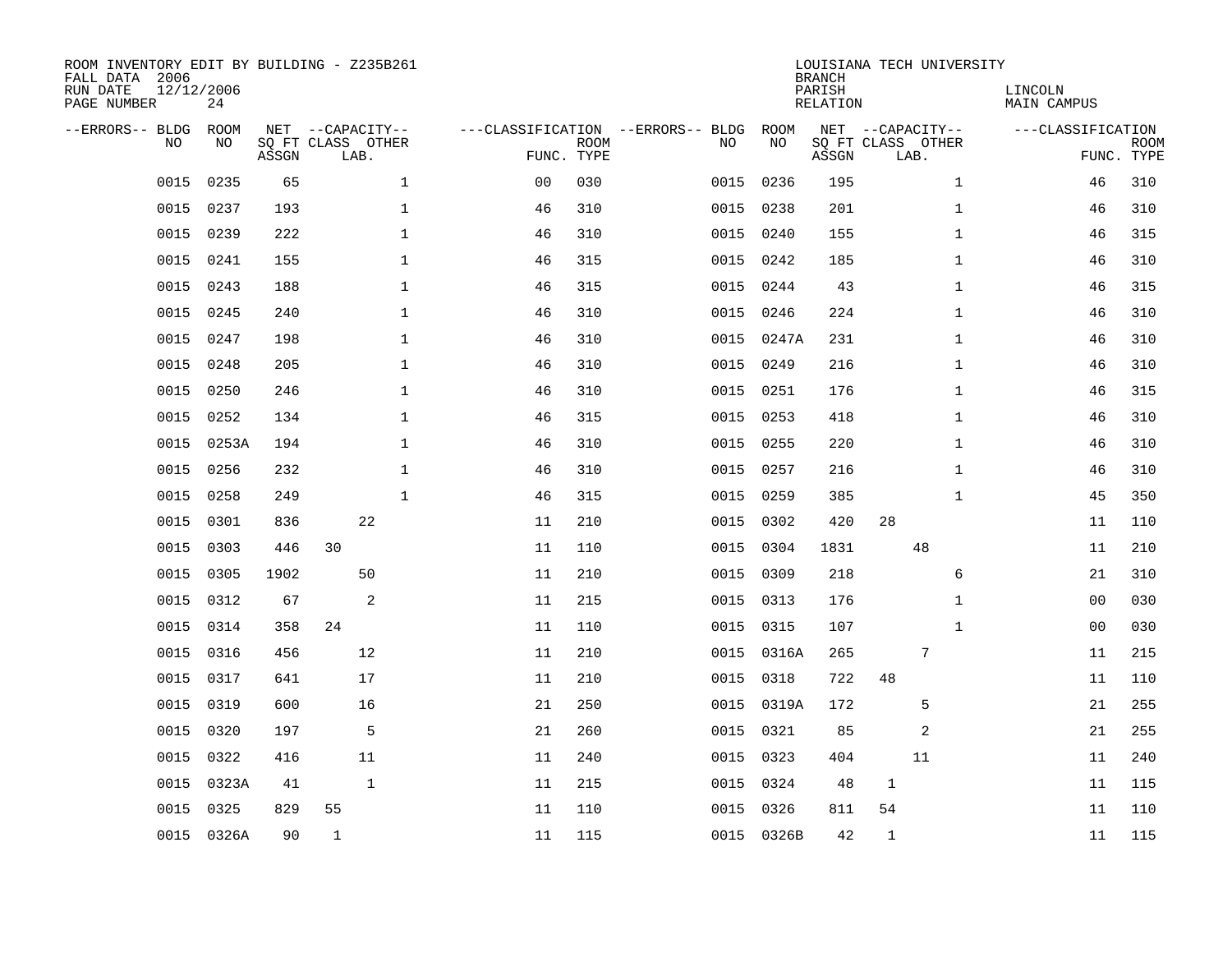ROOM INVENTORY EDIT BY BUILDING - Z235B261
FALL DATA 2006
RUN DATE 12/12/2006
PAGE NUMBER 24

LOUISIANA TECH UNIVERSITY
BRANCH
PARISH LINCOLN
RELATION MAIN CAMPUS

| --ERRORS-- | BLDG NO | ROOM NO | NET SQ FT ASSGN | CAPACITY CLASS | CAPACITY LAB. | CAPACITY OTHER | FUNC. | ROOM TYPE | --ERRORS-- | BLDG NO | ROOM NO | NET SQ FT ASSGN | CAPACITY CLASS | CAPACITY LAB. | CAPACITY OTHER | FUNC. | ROOM TYPE |
|---|---|---|---|---|---|---|---|---|---|---|---|---|---|---|---|---|---|
| | 0015 | 0235 | 65 | | | 1 | 00 | 030 | | 0015 | 0236 | 195 | | | 1 | 46 | 310 |
| | 0015 | 0237 | 193 | | | 1 | 46 | 310 | | 0015 | 0238 | 201 | | | 1 | 46 | 310 |
| | 0015 | 0239 | 222 | | | 1 | 46 | 310 | | 0015 | 0240 | 155 | | | 1 | 46 | 315 |
| | 0015 | 0241 | 155 | | | 1 | 46 | 315 | | 0015 | 0242 | 185 | | | 1 | 46 | 310 |
| | 0015 | 0243 | 188 | | | 1 | 46 | 315 | | 0015 | 0244 | 43 | | | 1 | 46 | 315 |
| | 0015 | 0245 | 240 | | | 1 | 46 | 310 | | 0015 | 0246 | 224 | | | 1 | 46 | 310 |
| | 0015 | 0247 | 198 | | | 1 | 46 | 310 | | 0015 | 0247A | 231 | | | 1 | 46 | 310 |
| | 0015 | 0248 | 205 | | | 1 | 46 | 310 | | 0015 | 0249 | 216 | | | 1 | 46 | 310 |
| | 0015 | 0250 | 246 | | | 1 | 46 | 310 | | 0015 | 0251 | 176 | | | 1 | 46 | 315 |
| | 0015 | 0252 | 134 | | | 1 | 46 | 315 | | 0015 | 0253 | 418 | | | 1 | 46 | 310 |
| | 0015 | 0253A | 194 | | | 1 | 46 | 310 | | 0015 | 0255 | 220 | | | 1 | 46 | 310 |
| | 0015 | 0256 | 232 | | | 1 | 46 | 310 | | 0015 | 0257 | 216 | | | 1 | 46 | 310 |
| | 0015 | 0258 | 249 | | | 1 | 46 | 315 | | 0015 | 0259 | 385 | | | 1 | 45 | 350 |
| | 0015 | 0301 | 836 | | 22 | | 11 | 210 | | 0015 | 0302 | 420 | 28 | | | 11 | 110 |
| | 0015 | 0303 | 446 | 30 | | | 11 | 110 | | 0015 | 0304 | 1831 | | 48 | | 11 | 210 |
| | 0015 | 0305 | 1902 | | 50 | | 11 | 210 | | 0015 | 0309 | 218 | | | 6 | 21 | 310 |
| | 0015 | 0312 | 67 | | 2 | | 11 | 215 | | 0015 | 0313 | 176 | | | 1 | 00 | 030 |
| | 0015 | 0314 | 358 | 24 | | | 11 | 110 | | 0015 | 0315 | 107 | | | 1 | 00 | 030 |
| | 0015 | 0316 | 456 | | 12 | | 11 | 210 | | 0015 | 0316A | 265 | | 7 | | 11 | 215 |
| | 0015 | 0317 | 641 | | 17 | | 11 | 210 | | 0015 | 0318 | 722 | 48 | | | 11 | 110 |
| | 0015 | 0319 | 600 | | 16 | | 21 | 250 | | 0015 | 0319A | 172 | | 5 | | 21 | 255 |
| | 0015 | 0320 | 197 | | 5 | | 21 | 260 | | 0015 | 0321 | 85 | | 2 | | 21 | 255 |
| | 0015 | 0322 | 416 | | 11 | | 11 | 240 | | 0015 | 0323 | 404 | | 11 | | 11 | 240 |
| | 0015 | 0323A | 41 | | 1 | | 11 | 215 | | 0015 | 0324 | 48 | 1 | | | 11 | 115 |
| | 0015 | 0325 | 829 | 55 | | | 11 | 110 | | 0015 | 0326 | 811 | 54 | | | 11 | 110 |
| | 0015 | 0326A | 90 | 1 | | | 11 | 115 | | 0015 | 0326B | 42 | 1 | | | 11 | 115 |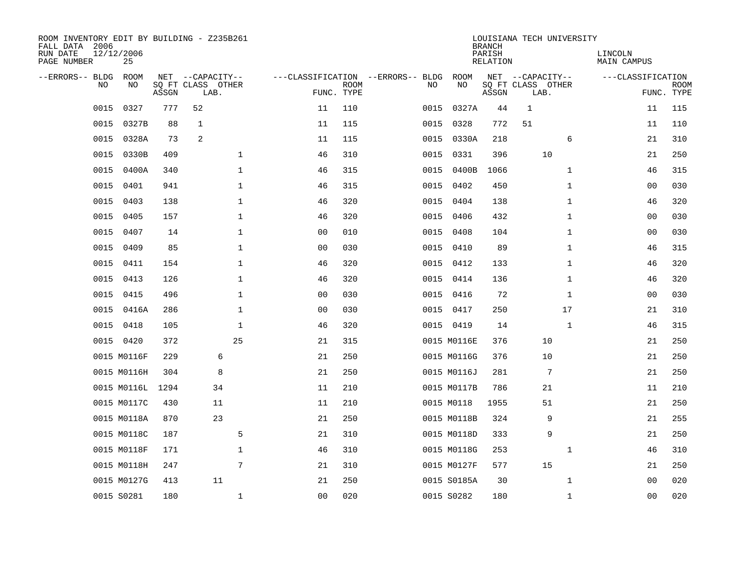ROOM INVENTORY EDIT BY BUILDING - Z235B261
FALL DATA 2006
RUN DATE 12/12/2006
PAGE NUMBER 25

LOUISIANA TECH UNIVERSITY
BRANCH
PARISH LINCOLN
RELATION MAIN CAMPUS

| --ERRORS-- | BLDG NO | ROOM NO | NET SQ FT ASSGN | CAPACITY CLASS LAB. | CAPACITY OTHER | CLASSIFICATION FUNC. | ROOM TYPE | --ERRORS-- | BLDG NO | ROOM NO | NET SQ FT ASSGN | CAPACITY CLASS LAB. | CAPACITY OTHER | CLASSIFICATION FUNC. | ROOM TYPE |
|---|---|---|---|---|---|---|---|---|---|---|---|---|---|---|---|
| | 0015 | 0327 | 777 | 52 | | 11 | 110 | | 0015 | 0327A | 44 | 1 | | 11 | 115 |
| | 0015 | 0327B | 88 | 1 | | 11 | 115 | | 0015 | 0328 | 772 | 51 | | 11 | 110 |
| | 0015 | 0328A | 73 | 2 | | 11 | 115 | | 0015 | 0330A | 218 | | 6 | 21 | 310 |
| | 0015 | 0330B | 409 | | 1 | 46 | 310 | | 0015 | 0331 | 396 | 10 | | 21 | 250 |
| | 0015 | 0400A | 340 | | 1 | 46 | 315 | | 0015 | 0400B | 1066 | | 1 | 46 | 315 |
| | 0015 | 0401 | 941 | | 1 | 46 | 315 | | 0015 | 0402 | 450 | | 1 | 00 | 030 |
| | 0015 | 0403 | 138 | | 1 | 46 | 320 | | 0015 | 0404 | 138 | | 1 | 46 | 320 |
| | 0015 | 0405 | 157 | | 1 | 46 | 320 | | 0015 | 0406 | 432 | | 1 | 00 | 030 |
| | 0015 | 0407 | 14 | | 1 | 00 | 010 | | 0015 | 0408 | 104 | | 1 | 00 | 030 |
| | 0015 | 0409 | 85 | | 1 | 00 | 030 | | 0015 | 0410 | 89 | | 1 | 46 | 315 |
| | 0015 | 0411 | 154 | | 1 | 46 | 320 | | 0015 | 0412 | 133 | | 1 | 46 | 320 |
| | 0015 | 0413 | 126 | | 1 | 46 | 320 | | 0015 | 0414 | 136 | | 1 | 46 | 320 |
| | 0015 | 0415 | 496 | | 1 | 00 | 030 | | 0015 | 0416 | 72 | | 1 | 00 | 030 |
| | 0015 | 0416A | 286 | | 1 | 00 | 030 | | 0015 | 0417 | 250 | | 17 | 21 | 310 |
| | 0015 | 0418 | 105 | | 1 | 46 | 320 | | 0015 | 0419 | 14 | | 1 | 46 | 315 |
| | 0015 | 0420 | 372 | | 25 | 21 | 315 | | 0015 | M0116E | 376 | 10 | | 21 | 250 |
| | 0015 | M0116F | 229 | 6 | | 21 | 250 | | 0015 | M0116G | 376 | 10 | | 21 | 250 |
| | 0015 | M0116H | 304 | 8 | | 21 | 250 | | 0015 | M0116J | 281 | 7 | | 21 | 250 |
| | 0015 | M0116L | 1294 | 34 | | 11 | 210 | | 0015 | M0117B | 786 | 21 | | 11 | 210 |
| | 0015 | M0117C | 430 | 11 | | 11 | 210 | | 0015 | M0118 | 1955 | 51 | | 21 | 250 |
| | 0015 | M0118A | 870 | 23 | | 21 | 250 | | 0015 | M0118B | 324 | 9 | | 21 | 255 |
| | 0015 | M0118C | 187 | | 5 | 21 | 310 | | 0015 | M0118D | 333 | 9 | | 21 | 250 |
| | 0015 | M0118F | 171 | | 1 | 46 | 310 | | 0015 | M0118G | 253 | | 1 | 46 | 310 |
| | 0015 | M0118H | 247 | | 7 | 21 | 310 | | 0015 | M0127F | 577 | 15 | | 21 | 250 |
| | 0015 | M0127G | 413 | 11 | | 21 | 250 | | 0015 | S0185A | 30 | | 1 | 00 | 020 |
| | 0015 | S0281 | 180 | | 1 | 00 | 020 | | 0015 | S0282 | 180 | | 1 | 00 | 020 |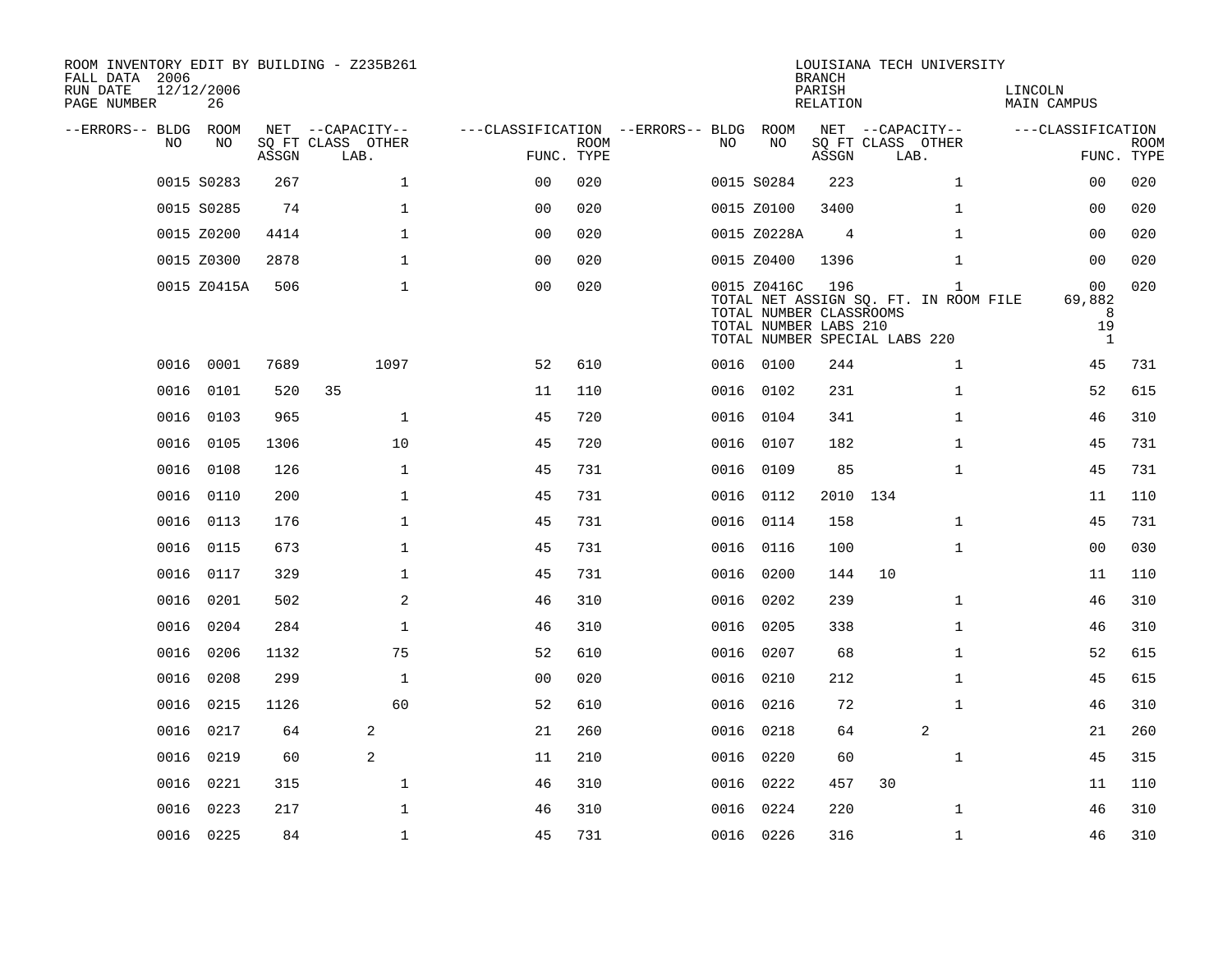ROOM INVENTORY EDIT BY BUILDING - Z235B261
FALL DATA 2006
RUN DATE 12/12/2006
PAGE NUMBER 26

LOUISIANA TECH UNIVERSITY
BRANCH
PARISH LINCOLN
RELATION MAIN CAMPUS

| --ERRORS-- | BLDG NO | ROOM NO | NET ASSGN SQ FT | CAPACITY CLASS | CAPACITY OTHER LAB. | CLASSIFICATION FUNC. | ROOM TYPE | --ERRORS-- | BLDG NO | ROOM NO | NET ASSGN SQ FT | CAPACITY CLASS | CAPACITY OTHER LAB. | CLASSIFICATION FUNC. | ROOM TYPE |
|---|---|---|---|---|---|---|---|---|---|---|---|---|---|---|---|
| | 0015 | S0283 | 267 | | 1 | 00 | 020 | | 0015 | S0284 | 223 | | 1 | 00 | 020 |
| | 0015 | S0285 | 74 | | 1 | 00 | 020 | | 0015 | Z0100 | 3400 | | 1 | 00 | 020 |
| | 0015 | Z0200 | 4414 | | 1 | 00 | 020 | | 0015 | Z0228A | 4 | | 1 | 00 | 020 |
| | 0015 | Z0300 | 2878 | | 1 | 00 | 020 | | 0015 | Z0400 | 1396 | | 1 | 00 | 020 |
| | 0015 | Z0415A | 506 | | 1 | 00 | 020 | | 0015 | Z0416C | 196 | | 1 | 00 | 020 |

TOTAL NET ASSIGN SQ. FT. IN ROOM FILE 69,882
TOTAL NUMBER CLASSROOMS 8
TOTAL NUMBER LABS 210 19
TOTAL NUMBER SPECIAL LABS 220 1

| --ERRORS-- | BLDG NO | ROOM NO | NET ASSGN SQ FT | CAPACITY CLASS | CAPACITY OTHER LAB. | CLASSIFICATION FUNC. | ROOM TYPE | --ERRORS-- | BLDG NO | ROOM NO | NET ASSGN SQ FT | CAPACITY CLASS | CAPACITY OTHER LAB. | CLASSIFICATION FUNC. | ROOM TYPE |
|---|---|---|---|---|---|---|---|---|---|---|---|---|---|---|---|
| | 0016 | 0001 | 7689 | | 1097 | 52 | 610 | | 0016 | 0100 | 244 | | 1 | 45 | 731 |
| | 0016 | 0101 | 520 | 35 | | 11 | 110 | | 0016 | 0102 | 231 | | 1 | 52 | 615 |
| | 0016 | 0103 | 965 | | 1 | 45 | 720 | | 0016 | 0104 | 341 | | 1 | 46 | 310 |
| | 0016 | 0105 | 1306 | | 10 | 45 | 720 | | 0016 | 0107 | 182 | | 1 | 45 | 731 |
| | 0016 | 0108 | 126 | | 1 | 45 | 731 | | 0016 | 0109 | 85 | | 1 | 45 | 731 |
| | 0016 | 0110 | 200 | | 1 | 45 | 731 | | 0016 | 0112 | 2010 | 134 | | 11 | 110 |
| | 0016 | 0113 | 176 | | 1 | 45 | 731 | | 0016 | 0114 | 158 | | 1 | 45 | 731 |
| | 0016 | 0115 | 673 | | 1 | 45 | 731 | | 0016 | 0116 | 100 | | 1 | 00 | 030 |
| | 0016 | 0117 | 329 | | 1 | 45 | 731 | | 0016 | 0200 | 144 | 10 | | 11 | 110 |
| | 0016 | 0201 | 502 | | 2 | 46 | 310 | | 0016 | 0202 | 239 | | 1 | 46 | 310 |
| | 0016 | 0204 | 284 | | 1 | 46 | 310 | | 0016 | 0205 | 338 | | 1 | 46 | 310 |
| | 0016 | 0206 | 1132 | | 75 | 52 | 610 | | 0016 | 0207 | 68 | | 1 | 52 | 615 |
| | 0016 | 0208 | 299 | | 1 | 00 | 020 | | 0016 | 0210 | 212 | | 1 | 45 | 615 |
| | 0016 | 0215 | 1126 | | 60 | 52 | 610 | | 0016 | 0216 | 72 | | 1 | 46 | 310 |
| | 0016 | 0217 | 64 | | 2 | 21 | 260 | | 0016 | 0218 | 64 | | 2 | 21 | 260 |
| | 0016 | 0219 | 60 | | 2 | 11 | 210 | | 0016 | 0220 | 60 | | 1 | 45 | 315 |
| | 0016 | 0221 | 315 | | 1 | 46 | 310 | | 0016 | 0222 | 457 | 30 | | 11 | 110 |
| | 0016 | 0223 | 217 | | 1 | 46 | 310 | | 0016 | 0224 | 220 | | 1 | 46 | 310 |
| | 0016 | 0225 | 84 | | 1 | 45 | 731 | | 0016 | 0226 | 316 | | 1 | 46 | 310 |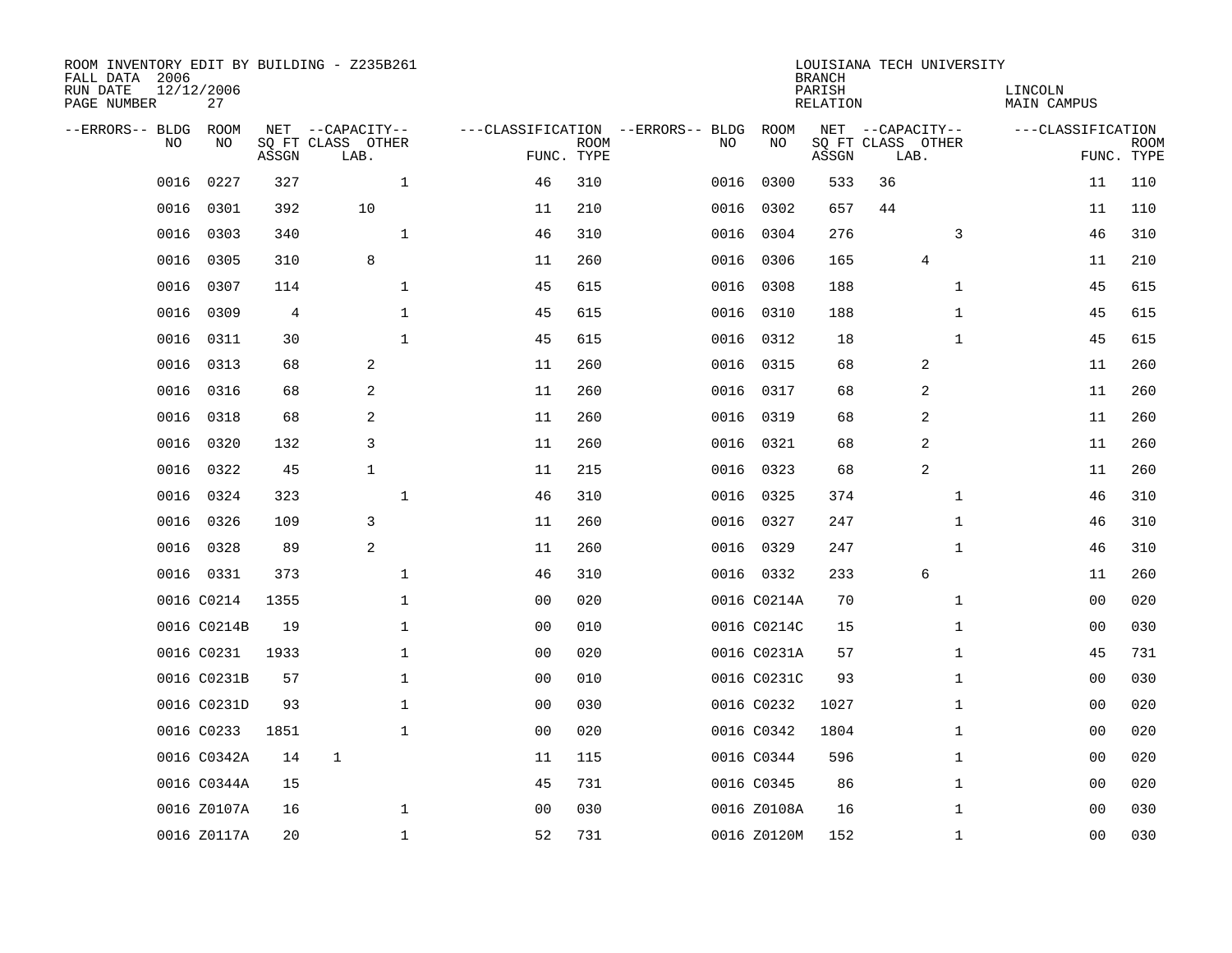ROOM INVENTORY EDIT BY BUILDING - Z235B261
FALL DATA 2006
RUN DATE 12/12/2006
PAGE NUMBER 27

LOUISIANA TECH UNIVERSITY
BRANCH
PARISH LINCOLN
RELATION MAIN CAMPUS

| --ERRORS-- | BLDG NO | ROOM NO | NET SQ FT ASSGN | CAPACITY CLASS LAB. | CAPACITY OTHER | CLASSIFICATION FUNC. | ROOM TYPE | --ERRORS-- | BLDG NO | ROOM NO | NET SQ FT ASSGN | CAPACITY CLASS LAB. | CAPACITY OTHER | CLASSIFICATION FUNC. | ROOM TYPE |
|---|---|---|---|---|---|---|---|---|---|---|---|---|---|---|---|
| | 0016 | 0227 | 327 | | 1 | 46 | 310 | | 0016 | 0300 | 533 | 36 | | 11 | 110 |
| | 0016 | 0301 | 392 | 10 | | 11 | 210 | | 0016 | 0302 | 657 | 44 | | 11 | 110 |
| | 0016 | 0303 | 340 | | 1 | 46 | 310 | | 0016 | 0304 | 276 | | 3 | 46 | 310 |
| | 0016 | 0305 | 310 | 8 | | 11 | 260 | | 0016 | 0306 | 165 | 4 | | 11 | 210 |
| | 0016 | 0307 | 114 | | 1 | 45 | 615 | | 0016 | 0308 | 188 | | 1 | 45 | 615 |
| | 0016 | 0309 | 4 | | 1 | 45 | 615 | | 0016 | 0310 | 188 | | 1 | 45 | 615 |
| | 0016 | 0311 | 30 | | 1 | 45 | 615 | | 0016 | 0312 | 18 | | 1 | 45 | 615 |
| | 0016 | 0313 | 68 | 2 | | 11 | 260 | | 0016 | 0315 | 68 | 2 | | 11 | 260 |
| | 0016 | 0316 | 68 | 2 | | 11 | 260 | | 0016 | 0317 | 68 | 2 | | 11 | 260 |
| | 0016 | 0318 | 68 | 2 | | 11 | 260 | | 0016 | 0319 | 68 | 2 | | 11 | 260 |
| | 0016 | 0320 | 132 | 3 | | 11 | 260 | | 0016 | 0321 | 68 | 2 | | 11 | 260 |
| | 0016 | 0322 | 45 | 1 | | 11 | 215 | | 0016 | 0323 | 68 | 2 | | 11 | 260 |
| | 0016 | 0324 | 323 | | 1 | 46 | 310 | | 0016 | 0325 | 374 | | 1 | 46 | 310 |
| | 0016 | 0326 | 109 | 3 | | 11 | 260 | | 0016 | 0327 | 247 | | 1 | 46 | 310 |
| | 0016 | 0328 | 89 | 2 | | 11 | 260 | | 0016 | 0329 | 247 | | 1 | 46 | 310 |
| | 0016 | 0331 | 373 | | 1 | 46 | 310 | | 0016 | 0332 | 233 | 6 | | 11 | 260 |
| | 0016 | C0214 | 1355 | | 1 | 00 | 020 | | 0016 | C0214A | 70 | | 1 | 00 | 020 |
| | 0016 | C0214B | 19 | | 1 | 00 | 010 | | 0016 | C0214C | 15 | | 1 | 00 | 030 |
| | 0016 | C0231 | 1933 | | 1 | 00 | 020 | | 0016 | C0231A | 57 | | 1 | 45 | 731 |
| | 0016 | C0231B | 57 | | 1 | 00 | 010 | | 0016 | C0231C | 93 | | 1 | 00 | 030 |
| | 0016 | C0231D | 93 | | 1 | 00 | 030 | | 0016 | C0232 | 1027 | | 1 | 00 | 020 |
| | 0016 | C0233 | 1851 | | 1 | 00 | 020 | | 0016 | C0342 | 1804 | | 1 | 00 | 020 |
| | 0016 | C0342A | 14 | 1 | | 11 | 115 | | 0016 | C0344 | 596 | | 1 | 00 | 020 |
| | 0016 | C0344A | 15 | | | 45 | 731 | | 0016 | C0345 | 86 | | 1 | 00 | 020 |
| | 0016 | Z0107A | 16 | | 1 | 00 | 030 | | 0016 | Z0108A | 16 | | 1 | 00 | 030 |
| | 0016 | Z0117A | 20 | | 1 | 52 | 731 | | 0016 | Z0120M | 152 | | 1 | 00 | 030 |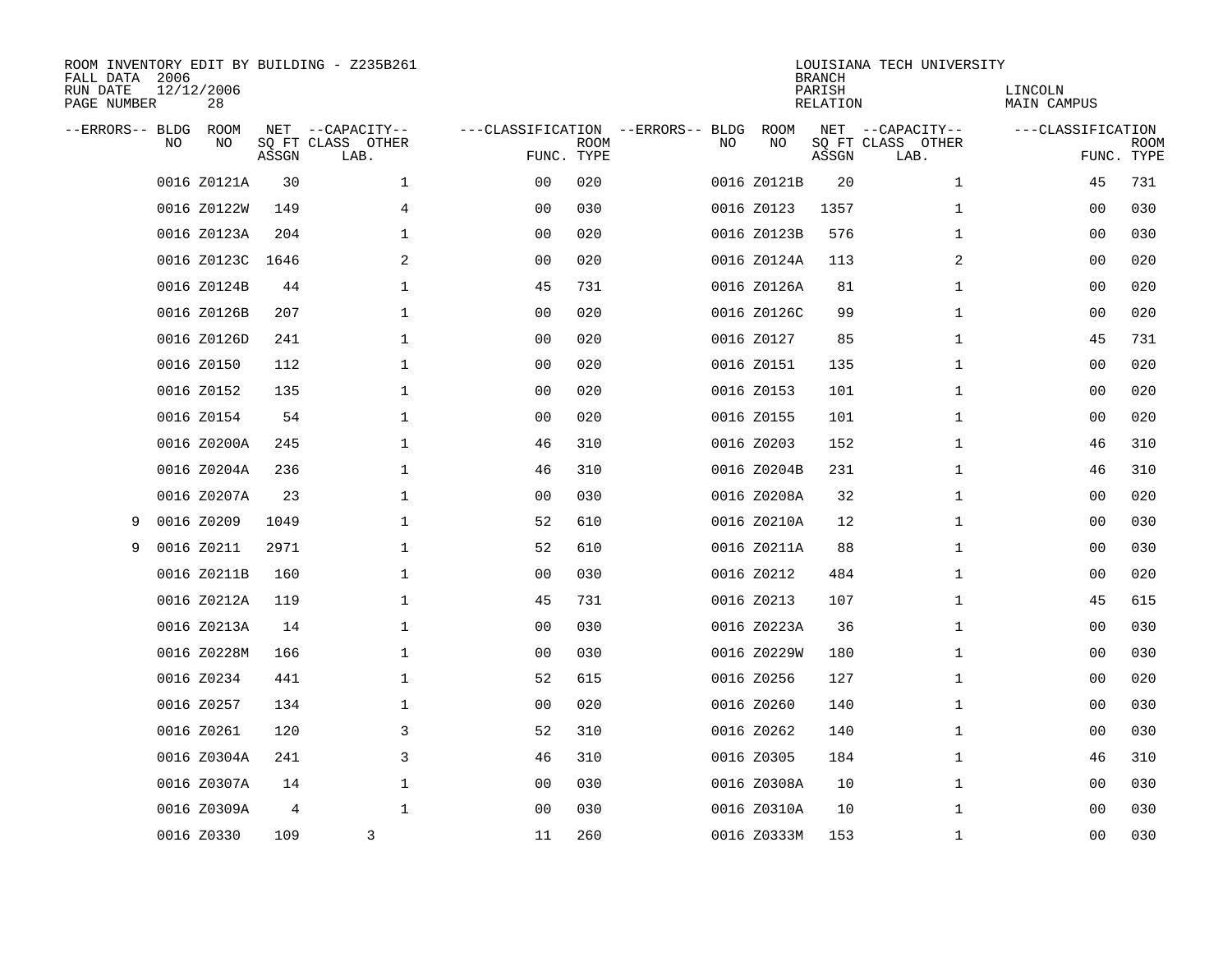ROOM INVENTORY EDIT BY BUILDING - Z235B261
FALL DATA 2006
RUN DATE 12/12/2006
PAGE NUMBER 28

LOUISIANA TECH UNIVERSITY
BRANCH
PARISH LINCOLN
RELATION MAIN CAMPUS

| --ERRORS-- | BLDG NO | ROOM NO | NET SQ FT ASSGN | CAPACITY CLASS | CAPACITY LAB. | CAPACITY OTHER | CLASSIFICATION FUNC. | ROOM TYPE | --ERRORS-- | BLDG NO | ROOM NO | NET SQ FT ASSGN | CAPACITY CLASS | CAPACITY LAB. | CAPACITY OTHER | CLASSIFICATION FUNC. | ROOM TYPE |
|---|---|---|---|---|---|---|---|---|---|---|---|---|---|---|---|---|---|
| | 0016 | Z0121A | 30 | | | 1 | 00 | 020 | | 0016 | Z0121B | 20 | | | 1 | 45 | 731 |
| | 0016 | Z0122W | 149 | | | 4 | 00 | 030 | | 0016 | Z0123 | 1357 | | | 1 | 00 | 030 |
| | 0016 | Z0123A | 204 | | | 1 | 00 | 020 | | 0016 | Z0123B | 576 | | | 1 | 00 | 030 |
| | 0016 | Z0123C | 1646 | | | 2 | 00 | 020 | | 0016 | Z0124A | 113 | | | 2 | 00 | 020 |
| | 0016 | Z0124B | 44 | | | 1 | 45 | 731 | | 0016 | Z0126A | 81 | | | 1 | 00 | 020 |
| | 0016 | Z0126B | 207 | | | 1 | 00 | 020 | | 0016 | Z0126C | 99 | | | 1 | 00 | 020 |
| | 0016 | Z0126D | 241 | | | 1 | 00 | 020 | | 0016 | Z0127 | 85 | | | 1 | 45 | 731 |
| | 0016 | Z0150 | 112 | | | 1 | 00 | 020 | | 0016 | Z0151 | 135 | | | 1 | 00 | 020 |
| | 0016 | Z0152 | 135 | | | 1 | 00 | 020 | | 0016 | Z0153 | 101 | | | 1 | 00 | 020 |
| | 0016 | Z0154 | 54 | | | 1 | 00 | 020 | | 0016 | Z0155 | 101 | | | 1 | 00 | 020 |
| | 0016 | Z0200A | 245 | | | 1 | 46 | 310 | | 0016 | Z0203 | 152 | | | 1 | 46 | 310 |
| | 0016 | Z0204A | 236 | | | 1 | 46 | 310 | | 0016 | Z0204B | 231 | | | 1 | 46 | 310 |
| | 0016 | Z0207A | 23 | | | 1 | 00 | 030 | | 0016 | Z0208A | 32 | | | 1 | 00 | 020 |
| 9 | 0016 | Z0209 | 1049 | | | 1 | 52 | 610 | | 0016 | Z0210A | 12 | | | 1 | 00 | 030 |
| 9 | 0016 | Z0211 | 2971 | | | 1 | 52 | 610 | | 0016 | Z0211A | 88 | | | 1 | 00 | 030 |
| | 0016 | Z0211B | 160 | | | 1 | 00 | 030 | | 0016 | Z0212 | 484 | | | 1 | 00 | 020 |
| | 0016 | Z0212A | 119 | | | 1 | 45 | 731 | | 0016 | Z0213 | 107 | | | 1 | 45 | 615 |
| | 0016 | Z0213A | 14 | | | 1 | 00 | 030 | | 0016 | Z0223A | 36 | | | 1 | 00 | 030 |
| | 0016 | Z0228M | 166 | | | 1 | 00 | 030 | | 0016 | Z0229W | 180 | | | 1 | 00 | 030 |
| | 0016 | Z0234 | 441 | | | 1 | 52 | 615 | | 0016 | Z0256 | 127 | | | 1 | 00 | 020 |
| | 0016 | Z0257 | 134 | | | 1 | 00 | 020 | | 0016 | Z0260 | 140 | | | 1 | 00 | 030 |
| | 0016 | Z0261 | 120 | | | 3 | 52 | 310 | | 0016 | Z0262 | 140 | | | 1 | 00 | 030 |
| | 0016 | Z0304A | 241 | | | 3 | 46 | 310 | | 0016 | Z0305 | 184 | | | 1 | 46 | 310 |
| | 0016 | Z0307A | 14 | | | 1 | 00 | 030 | | 0016 | Z0308A | 10 | | | 1 | 00 | 030 |
| | 0016 | Z0309A | 4 | | | 1 | 00 | 030 | | 0016 | Z0310A | 10 | | | 1 | 00 | 030 |
| | 0016 | Z0330 | 109 | | 3 | | 11 | 260 | | 0016 | Z0333M | 153 | | | 1 | 00 | 030 |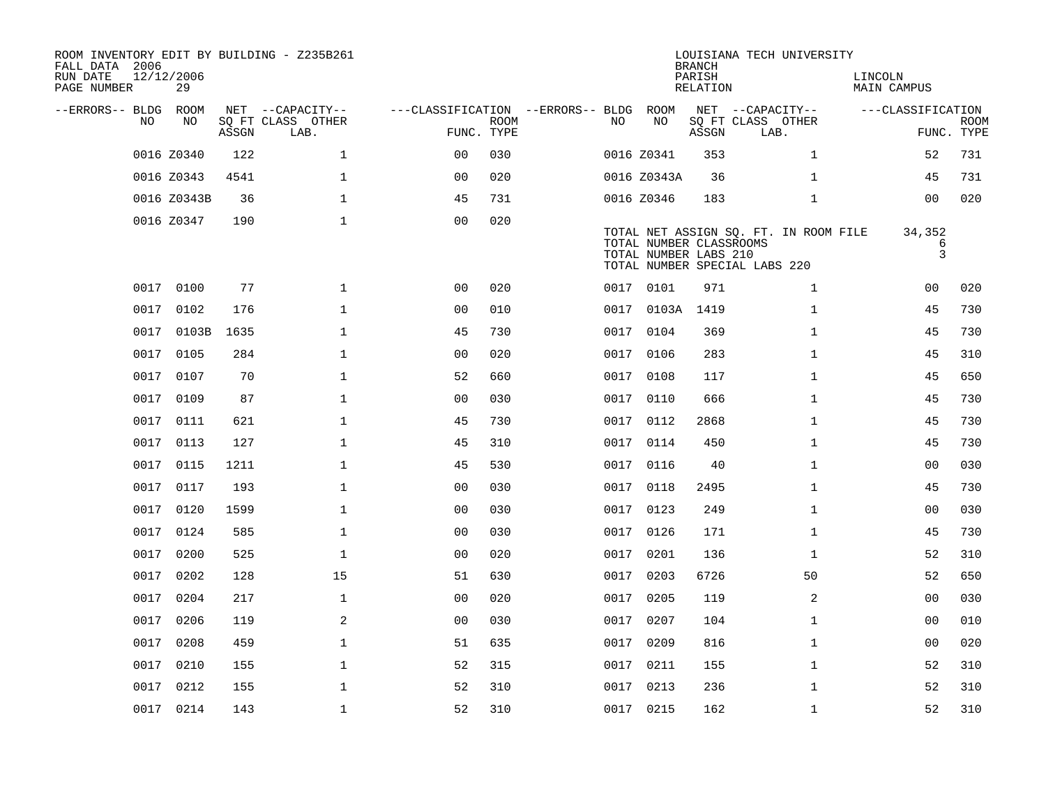ROOM INVENTORY EDIT BY BUILDING - Z235B261
FALL DATA 2006
RUN DATE 12/12/2006
PAGE NUMBER 29

LOUISIANA TECH UNIVERSITY
BRANCH
PARISH LINCOLN
RELATION MAIN CAMPUS

| --ERRORS-- | BLDG NO | ROOM NO | NET SQ FT ASSGN | --CAPACITY-- SQ FT CLASS LAB. | OTHER | ---CLASSIFICATION FUNC. | ROOM TYPE | --ERRORS-- | BLDG NO | ROOM NO | NET SQ FT ASSGN | --CAPACITY-- SQ FT CLASS LAB. | OTHER | ---CLASSIFICATION FUNC. | ROOM TYPE |
|---|---|---|---|---|---|---|---|---|---|---|---|---|---|---|---|
| | 0016 | Z0340 | 122 | | 1 | 00 | 030 | | 0016 | Z0341 | 353 | | 1 | 52 | 731 |
| | 0016 | Z0343 | 4541 | | 1 | 00 | 020 | | 0016 | Z0343A | 36 | | 1 | 45 | 731 |
| | 0016 | Z0343B | 36 | | 1 | 45 | 731 | | 0016 | Z0346 | 183 | | 1 | 00 | 020 |
| | 0016 | Z0347 | 190 | | 1 | 00 | 020 | | | | | | | | |

TOTAL NET ASSIGN SQ. FT. IN ROOM FILE 34,352
TOTAL NUMBER CLASSROOMS 6
TOTAL NUMBER LABS 210 3
TOTAL NUMBER SPECIAL LABS 220

| --ERRORS-- | BLDG NO | ROOM NO | NET SQ FT ASSGN | --CAPACITY-- SQ FT CLASS LAB. | OTHER | ---CLASSIFICATION FUNC. | ROOM TYPE | --ERRORS-- | BLDG NO | ROOM NO | NET SQ FT ASSGN | --CAPACITY-- SQ FT CLASS LAB. | OTHER | ---CLASSIFICATION FUNC. | ROOM TYPE |
|---|---|---|---|---|---|---|---|---|---|---|---|---|---|---|---|
| | 0017 | 0100 | 77 | | 1 | 00 | 020 | | 0017 | 0101 | 971 | | 1 | 00 | 020 |
| | 0017 | 0102 | 176 | | 1 | 00 | 010 | | 0017 | 0103A | 1419 | | 1 | 45 | 730 |
| | 0017 | 0103B | 1635 | | 1 | 45 | 730 | | 0017 | 0104 | 369 | | 1 | 45 | 730 |
| | 0017 | 0105 | 284 | | 1 | 00 | 020 | | 0017 | 0106 | 283 | | 1 | 45 | 310 |
| | 0017 | 0107 | 70 | | 1 | 52 | 660 | | 0017 | 0108 | 117 | | 1 | 45 | 650 |
| | 0017 | 0109 | 87 | | 1 | 00 | 030 | | 0017 | 0110 | 666 | | 1 | 45 | 730 |
| | 0017 | 0111 | 621 | | 1 | 45 | 730 | | 0017 | 0112 | 2868 | | 1 | 45 | 730 |
| | 0017 | 0113 | 127 | | 1 | 45 | 310 | | 0017 | 0114 | 450 | | 1 | 45 | 730 |
| | 0017 | 0115 | 1211 | | 1 | 45 | 530 | | 0017 | 0116 | 40 | | 1 | 00 | 030 |
| | 0017 | 0117 | 193 | | 1 | 00 | 030 | | 0017 | 0118 | 2495 | | 1 | 45 | 730 |
| | 0017 | 0120 | 1599 | | 1 | 00 | 030 | | 0017 | 0123 | 249 | | 1 | 00 | 030 |
| | 0017 | 0124 | 585 | | 1 | 00 | 030 | | 0017 | 0126 | 171 | | 1 | 45 | 730 |
| | 0017 | 0200 | 525 | | 1 | 00 | 020 | | 0017 | 0201 | 136 | | 1 | 52 | 310 |
| | 0017 | 0202 | 128 | | 15 | 51 | 630 | | 0017 | 0203 | 6726 | | 50 | 52 | 650 |
| | 0017 | 0204 | 217 | | 1 | 00 | 020 | | 0017 | 0205 | 119 | | 2 | 00 | 030 |
| | 0017 | 0206 | 119 | | 2 | 00 | 030 | | 0017 | 0207 | 104 | | 1 | 00 | 010 |
| | 0017 | 0208 | 459 | | 1 | 51 | 635 | | 0017 | 0209 | 816 | | 1 | 00 | 020 |
| | 0017 | 0210 | 155 | | 1 | 52 | 315 | | 0017 | 0211 | 155 | | 1 | 52 | 310 |
| | 0017 | 0212 | 155 | | 1 | 52 | 310 | | 0017 | 0213 | 236 | | 1 | 52 | 310 |
| | 0017 | 0214 | 143 | | 1 | 52 | 310 | | 0017 | 0215 | 162 | | 1 | 52 | 310 |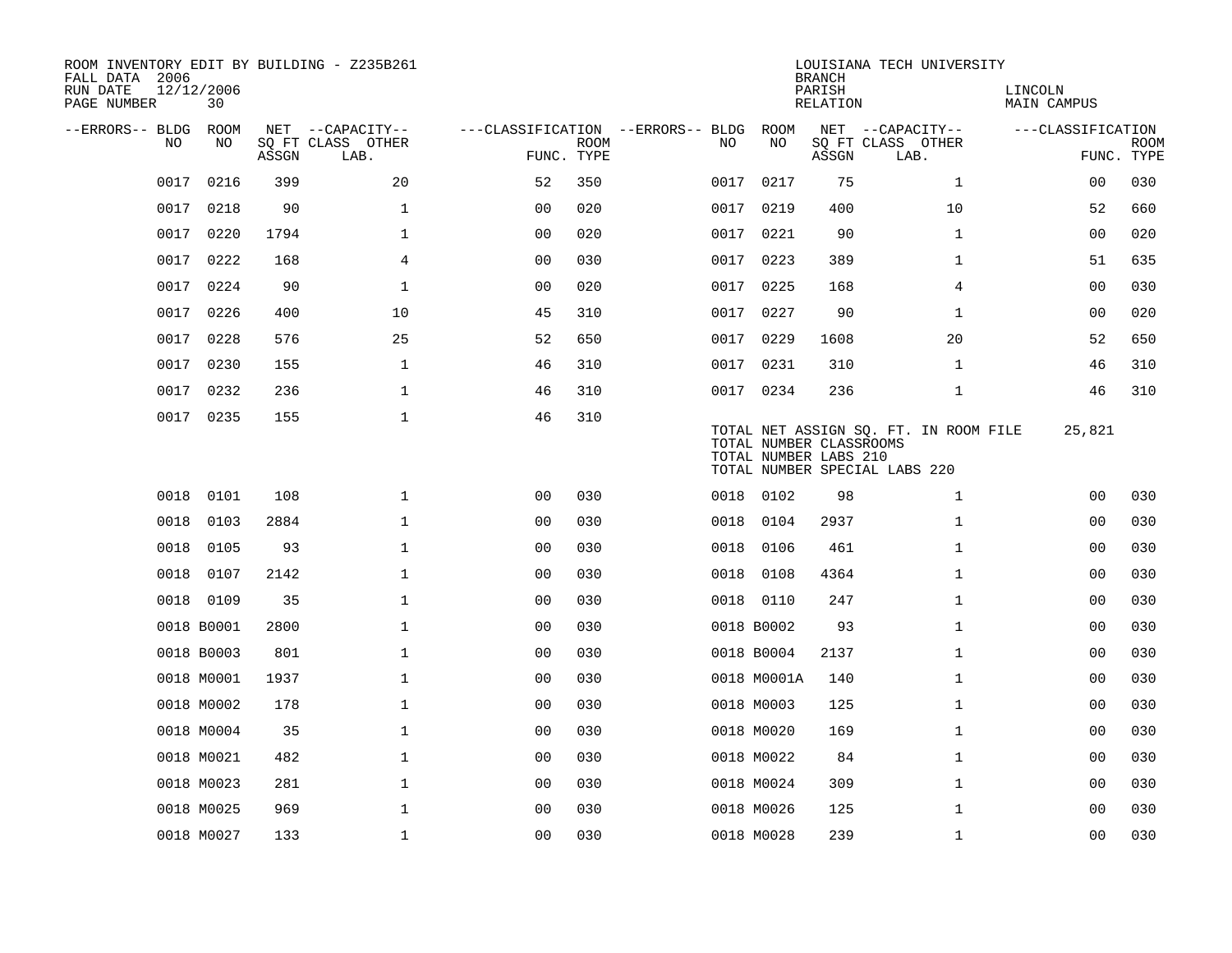ROOM INVENTORY EDIT BY BUILDING - Z235B261
FALL DATA 2006
RUN DATE 12/12/2006
PAGE NUMBER 30

LOUISIANA TECH UNIVERSITY
BRANCH
PARISH LINCOLN
RELATION MAIN CAMPUS

| --ERRORS-- | BLDG NO | ROOM NO | NET SQ FT ASSGN | --CAPACITY-- CLASS LAB. | OTHER | ---CLASSIFICATION FUNC. | ROOM TYPE | --ERRORS-- | BLDG NO | ROOM NO | NET SQ FT ASSGN | --CAPACITY-- CLASS LAB. | OTHER | ---CLASSIFICATION FUNC. | ROOM TYPE |
|---|---|---|---|---|---|---|---|---|---|---|---|---|---|---|---|
| | 0017 | 0216 | 399 | | 20 | 52 | 350 | | 0017 | 0217 | 75 | | 1 | 00 | 030 |
| | 0017 | 0218 | 90 | | 1 | 00 | 020 | | 0017 | 0219 | 400 | | 10 | 52 | 660 |
| | 0017 | 0220 | 1794 | | 1 | 00 | 020 | | 0017 | 0221 | 90 | | 1 | 00 | 020 |
| | 0017 | 0222 | 168 | | 4 | 00 | 030 | | 0017 | 0223 | 389 | | 1 | 51 | 635 |
| | 0017 | 0224 | 90 | | 1 | 00 | 020 | | 0017 | 0225 | 168 | | 4 | 00 | 030 |
| | 0017 | 0226 | 400 | | 10 | 45 | 310 | | 0017 | 0227 | 90 | | 1 | 00 | 020 |
| | 0017 | 0228 | 576 | | 25 | 52 | 650 | | 0017 | 0229 | 1608 | | 20 | 52 | 650 |
| | 0017 | 0230 | 155 | | 1 | 46 | 310 | | 0017 | 0231 | 310 | | 1 | 46 | 310 |
| | 0017 | 0232 | 236 | | 1 | 46 | 310 | | 0017 | 0234 | 236 | | 1 | 46 | 310 |
| | 0017 | 0235 | 155 | | 1 | 46 | 310 | | | | | | | | |

TOTAL NET ASSIGN SQ. FT. IN ROOM FILE 25,821
TOTAL NUMBER CLASSROOMS
TOTAL NUMBER LABS 210
TOTAL NUMBER SPECIAL LABS 220

| --ERRORS-- | BLDG NO | ROOM NO | NET SQ FT ASSGN | --CAPACITY-- CLASS LAB. | OTHER | ---CLASSIFICATION FUNC. | ROOM TYPE | --ERRORS-- | BLDG NO | ROOM NO | NET SQ FT ASSGN | --CAPACITY-- CLASS LAB. | OTHER | ---CLASSIFICATION FUNC. | ROOM TYPE |
|---|---|---|---|---|---|---|---|---|---|---|---|---|---|---|---|
| | 0018 | 0101 | 108 | | 1 | 00 | 030 | | 0018 | 0102 | 98 | | 1 | 00 | 030 |
| | 0018 | 0103 | 2884 | | 1 | 00 | 030 | | 0018 | 0104 | 2937 | | 1 | 00 | 030 |
| | 0018 | 0105 | 93 | | 1 | 00 | 030 | | 0018 | 0106 | 461 | | 1 | 00 | 030 |
| | 0018 | 0107 | 2142 | | 1 | 00 | 030 | | 0018 | 0108 | 4364 | | 1 | 00 | 030 |
| | 0018 | 0109 | 35 | | 1 | 00 | 030 | | 0018 | 0110 | 247 | | 1 | 00 | 030 |
| | 0018 | B0001 | 2800 | | 1 | 00 | 030 | | 0018 | B0002 | 93 | | 1 | 00 | 030 |
| | 0018 | B0003 | 801 | | 1 | 00 | 030 | | 0018 | B0004 | 2137 | | 1 | 00 | 030 |
| | 0018 | M0001 | 1937 | | 1 | 00 | 030 | | 0018 | M0001A | 140 | | 1 | 00 | 030 |
| | 0018 | M0002 | 178 | | 1 | 00 | 030 | | 0018 | M0003 | 125 | | 1 | 00 | 030 |
| | 0018 | M0004 | 35 | | 1 | 00 | 030 | | 0018 | M0020 | 169 | | 1 | 00 | 030 |
| | 0018 | M0021 | 482 | | 1 | 00 | 030 | | 0018 | M0022 | 84 | | 1 | 00 | 030 |
| | 0018 | M0023 | 281 | | 1 | 00 | 030 | | 0018 | M0024 | 309 | | 1 | 00 | 030 |
| | 0018 | M0025 | 969 | | 1 | 00 | 030 | | 0018 | M0026 | 125 | | 1 | 00 | 030 |
| | 0018 | M0027 | 133 | | 1 | 00 | 030 | | 0018 | M0028 | 239 | | 1 | 00 | 030 |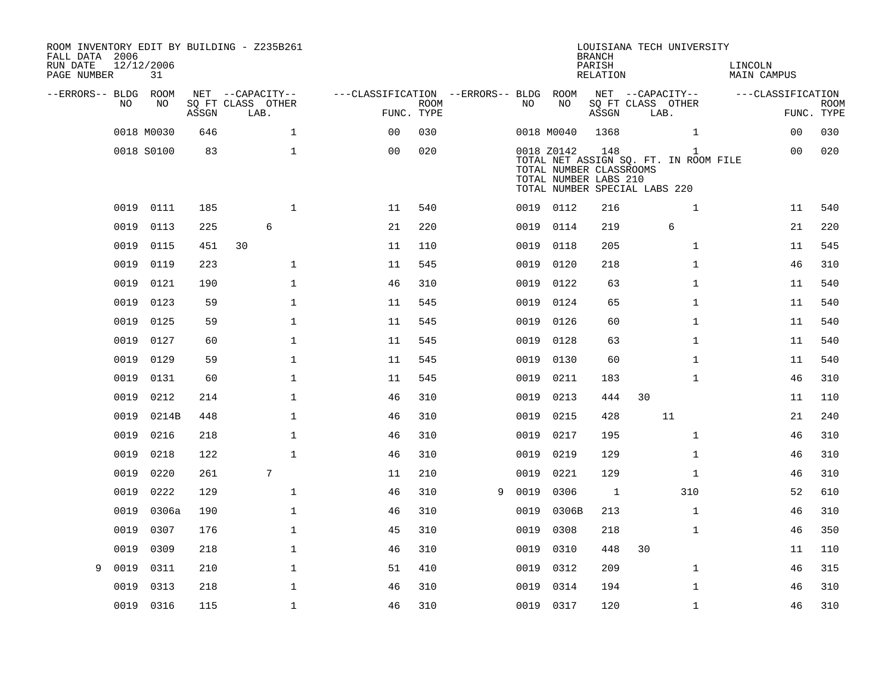ROOM INVENTORY EDIT BY BUILDING - Z235B261
FALL DATA 2006
RUN DATE 12/12/2006
PAGE NUMBER 31

LOUISIANA TECH UNIVERSITY
BRANCH
PARISH LINCOLN
RELATION MAIN CAMPUS

| --ERRORS-- | BLDG NO | ROOM NO | NET SQ FT ASSGN | CAPACITY CLASS | CAPACITY LAB. | CAPACITY OTHER | CLASSIFICATION FUNC. | ROOM TYPE | --ERRORS-- | BLDG NO | ROOM NO | NET SQ FT ASSGN | CAPACITY CLASS | CAPACITY LAB. | CAPACITY OTHER | CLASSIFICATION FUNC. | ROOM TYPE |
|---|---|---|---|---|---|---|---|---|---|---|---|---|---|---|---|---|---|
| | 0018 | M0030 | 646 | | | 1 | 00 | 030 | | 0018 | M0040 | 1368 | | | 1 | 00 | 030 |
| | 0018 | S0100 | 83 | | | 1 | 00 | 020 | | 0018 | Z0142 | 148 | | | 1 | 00 | 020 |
| | | | | | | | | | | TOTAL NET ASSIGN SQ. FT. IN ROOM FILE | | | | | | | |
| | | | | | | | | | | TOTAL NUMBER CLASSROOMS | | | | | | | |
| | | | | | | | | | | TOTAL NUMBER LABS 210 | | | | | | | |
| | | | | | | | | | | TOTAL NUMBER SPECIAL LABS 220 | | | | | | | |
| | 0019 | 0111 | 185 | | | 1 | 11 | 540 | | 0019 | 0112 | 216 | | | 1 | 11 | 540 |
| | 0019 | 0113 | 225 | | 6 | | 21 | 220 | | 0019 | 0114 | 219 | | 6 | | 21 | 220 |
| | 0019 | 0115 | 451 | 30 | | | 11 | 110 | | 0019 | 0118 | 205 | | | 1 | 11 | 545 |
| | 0019 | 0119 | 223 | | | 1 | 11 | 545 | | 0019 | 0120 | 218 | | | 1 | 46 | 310 |
| | 0019 | 0121 | 190 | | | 1 | 46 | 310 | | 0019 | 0122 | 63 | | | 1 | 11 | 540 |
| | 0019 | 0123 | 59 | | | 1 | 11 | 545 | | 0019 | 0124 | 65 | | | 1 | 11 | 540 |
| | 0019 | 0125 | 59 | | | 1 | 11 | 545 | | 0019 | 0126 | 60 | | | 1 | 11 | 540 |
| | 0019 | 0127 | 60 | | | 1 | 11 | 545 | | 0019 | 0128 | 63 | | | 1 | 11 | 540 |
| | 0019 | 0129 | 59 | | | 1 | 11 | 545 | | 0019 | 0130 | 60 | | | 1 | 11 | 540 |
| | 0019 | 0131 | 60 | | | 1 | 11 | 545 | | 0019 | 0211 | 183 | | | 1 | 46 | 310 |
| | 0019 | 0212 | 214 | | | 1 | 46 | 310 | | 0019 | 0213 | 444 | 30 | | | 11 | 110 |
| | 0019 | 0214B | 448 | | | 1 | 46 | 310 | | 0019 | 0215 | 428 | | 11 | | 21 | 240 |
| | 0019 | 0216 | 218 | | | 1 | 46 | 310 | | 0019 | 0217 | 195 | | | 1 | 46 | 310 |
| | 0019 | 0218 | 122 | | | 1 | 46 | 310 | | 0019 | 0219 | 129 | | | 1 | 46 | 310 |
| | 0019 | 0220 | 261 | | 7 | | 11 | 210 | | 0019 | 0221 | 129 | | | 1 | 46 | 310 |
| | 0019 | 0222 | 129 | | | 1 | 46 | 310 | 9 | 0019 | 0306 | 1 | | | 310 | 52 | 610 |
| | 0019 | 0306a | 190 | | | 1 | 46 | 310 | | 0019 | 0306B | 213 | | | 1 | 46 | 310 |
| | 0019 | 0307 | 176 | | | 1 | 45 | 310 | | 0019 | 0308 | 218 | | | 1 | 46 | 350 |
| | 0019 | 0309 | 218 | | | 1 | 46 | 310 | | 0019 | 0310 | 448 | 30 | | | 11 | 110 |
| 9 | 0019 | 0311 | 210 | | | 1 | 51 | 410 | | 0019 | 0312 | 209 | | | 1 | 46 | 315 |
| | 0019 | 0313 | 218 | | | 1 | 46 | 310 | | 0019 | 0314 | 194 | | | 1 | 46 | 310 |
| | 0019 | 0316 | 115 | | | 1 | 46 | 310 | | 0019 | 0317 | 120 | | | 1 | 46 | 310 |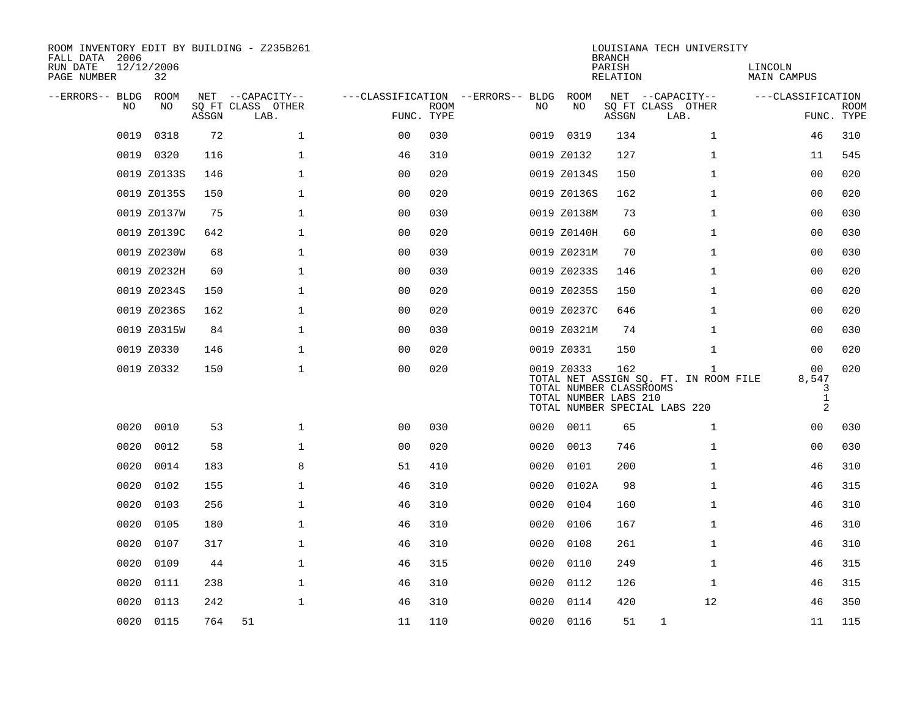ROOM INVENTORY EDIT BY BUILDING - Z235B261
FALL DATA 2006
RUN DATE 12/12/2006
PAGE NUMBER 32

LOUISIANA TECH UNIVERSITY
BRANCH
PARISH LINCOLN
RELATION MAIN CAMPUS

| --ERRORS-- | BLDG NO | ROOM NO | NET SQ FT ASSGN | CAPACITY CLASS LAB. | CAPACITY OTHER | CLASSIFICATION FUNC. | ROOM TYPE | --ERRORS-- | BLDG NO | ROOM NO | NET SQ FT ASSGN | CAPACITY CLASS LAB. | CAPACITY OTHER | CLASSIFICATION FUNC. | ROOM TYPE |
|---|---|---|---|---|---|---|---|---|---|---|---|---|---|---|---|
| | 0019 | 0318 | 72 | | 1 | 00 | 030 | | 0019 | 0319 | 134 | | 1 | 46 | 310 |
| | 0019 | 0320 | 116 | | 1 | 46 | 310 | | 0019 | Z0132 | 127 | | 1 | 11 | 545 |
| | 0019 | Z0133S | 146 | | 1 | 00 | 020 | | 0019 | Z0134S | 150 | | 1 | 00 | 020 |
| | 0019 | Z0135S | 150 | | 1 | 00 | 020 | | 0019 | Z0136S | 162 | | 1 | 00 | 020 |
| | 0019 | Z0137W | 75 | | 1 | 00 | 030 | | 0019 | Z0138M | 73 | | 1 | 00 | 030 |
| | 0019 | Z0139C | 642 | | 1 | 00 | 020 | | 0019 | Z0140H | 60 | | 1 | 00 | 030 |
| | 0019 | Z0230W | 68 | | 1 | 00 | 030 | | 0019 | Z0231M | 70 | | 1 | 00 | 030 |
| | 0019 | Z0232H | 60 | | 1 | 00 | 030 | | 0019 | Z0233S | 146 | | 1 | 00 | 020 |
| | 0019 | Z0234S | 150 | | 1 | 00 | 020 | | 0019 | Z0235S | 150 | | 1 | 00 | 020 |
| | 0019 | Z0236S | 162 | | 1 | 00 | 020 | | 0019 | Z0237C | 646 | | 1 | 00 | 020 |
| | 0019 | Z0315W | 84 | | 1 | 00 | 030 | | 0019 | Z0321M | 74 | | 1 | 00 | 030 |
| | 0019 | Z0330 | 146 | | 1 | 00 | 020 | | 0019 | Z0331 | 150 | | 1 | 00 | 020 |
| | 0019 | Z0332 | 150 | | 1 | 00 | 020 | | 0019 | Z0333 | 162 | | 1 | 00 | 020 |
| | | | | | | | | | TOTAL NET ASSIGN SQ. FT. IN ROOM FILE | | | | | 8,547 | |
| | | | | | | | | | TOTAL NUMBER CLASSROOMS | | | | | 3 | |
| | | | | | | | | | TOTAL NUMBER LABS 210 | | | | | 1 | |
| | | | | | | | | | TOTAL NUMBER SPECIAL LABS 220 | | | | | 2 | |
| | 0020 | 0010 | 53 | | 1 | 00 | 030 | | 0020 | 0011 | 65 | | 1 | 00 | 030 |
| | 0020 | 0012 | 58 | | 1 | 00 | 020 | | 0020 | 0013 | 746 | | 1 | 00 | 030 |
| | 0020 | 0014 | 183 | | 8 | 51 | 410 | | 0020 | 0101 | 200 | | 1 | 46 | 310 |
| | 0020 | 0102 | 155 | | 1 | 46 | 310 | | 0020 | 0102A | 98 | | 1 | 46 | 315 |
| | 0020 | 0103 | 256 | | 1 | 46 | 310 | | 0020 | 0104 | 160 | | 1 | 46 | 310 |
| | 0020 | 0105 | 180 | | 1 | 46 | 310 | | 0020 | 0106 | 167 | | 1 | 46 | 310 |
| | 0020 | 0107 | 317 | | 1 | 46 | 310 | | 0020 | 0108 | 261 | | 1 | 46 | 310 |
| | 0020 | 0109 | 44 | | 1 | 46 | 315 | | 0020 | 0110 | 249 | | 1 | 46 | 315 |
| | 0020 | 0111 | 238 | | 1 | 46 | 310 | | 0020 | 0112 | 126 | | 1 | 46 | 315 |
| | 0020 | 0113 | 242 | | 1 | 46 | 310 | | 0020 | 0114 | 420 | | 12 | 46 | 350 |
| | 0020 | 0115 | 764 | 51 | | 11 | 110 | | 0020 | 0116 | 51 | 1 | | 11 | 115 |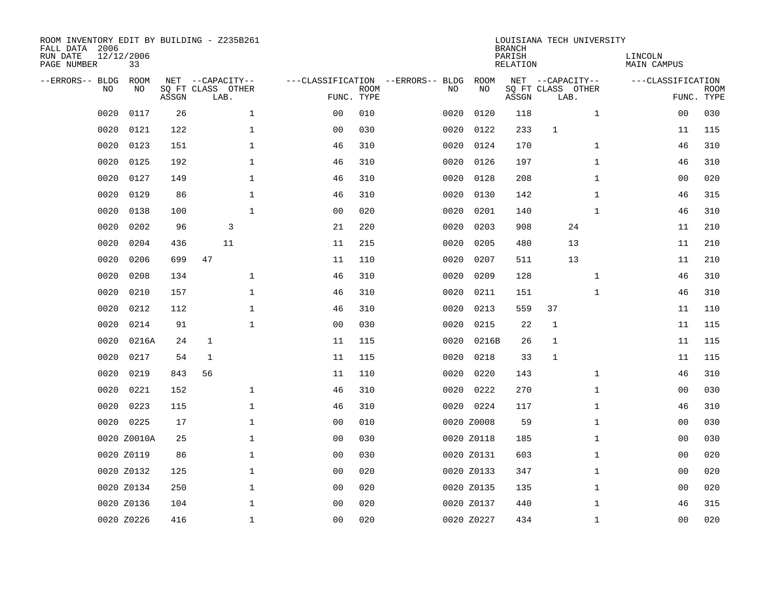ROOM INVENTORY EDIT BY BUILDING - Z235B261
FALL DATA 2006
RUN DATE 12/12/2006
PAGE NUMBER 33

LOUISIANA TECH UNIVERSITY
BRANCH
PARISH LINCOLN
RELATION MAIN CAMPUS

| --ERRORS-- | BLDG NO | ROOM NO | NET SQ FT ASSGN | CAPACITY CLASS LAB. | CAPACITY OTHER | CLASSIFICATION FUNC. | ROOM TYPE | --ERRORS-- | BLDG NO | ROOM NO | NET SQ FT ASSGN | CAPACITY CLASS LAB. | CAPACITY OTHER | CLASSIFICATION FUNC. | ROOM TYPE |
|---|---|---|---|---|---|---|---|---|---|---|---|---|---|---|---|
| | 0020 | 0117 | 26 | | 1 | 00 | 010 | | 0020 | 0120 | 118 | | 1 | 00 | 030 |
| | 0020 | 0121 | 122 | | 1 | 00 | 030 | | 0020 | 0122 | 233 | 1 | | 11 | 115 |
| | 0020 | 0123 | 151 | | 1 | 46 | 310 | | 0020 | 0124 | 170 | | 1 | 46 | 310 |
| | 0020 | 0125 | 192 | | 1 | 46 | 310 | | 0020 | 0126 | 197 | | 1 | 46 | 310 |
| | 0020 | 0127 | 149 | | 1 | 46 | 310 | | 0020 | 0128 | 208 | | 1 | 00 | 020 |
| | 0020 | 0129 | 86 | | 1 | 46 | 310 | | 0020 | 0130 | 142 | | 1 | 46 | 315 |
| | 0020 | 0138 | 100 | | 1 | 00 | 020 | | 0020 | 0201 | 140 | | 1 | 46 | 310 |
| | 0020 | 0202 | 96 | 3 | | 21 | 220 | | 0020 | 0203 | 908 | 24 | | 11 | 210 |
| | 0020 | 0204 | 436 | 11 | | 11 | 215 | | 0020 | 0205 | 480 | 13 | | 11 | 210 |
| | 0020 | 0206 | 699 | 47 | | 11 | 110 | | 0020 | 0207 | 511 | 13 | | 11 | 210 |
| | 0020 | 0208 | 134 | | 1 | 46 | 310 | | 0020 | 0209 | 128 | | 1 | 46 | 310 |
| | 0020 | 0210 | 157 | | 1 | 46 | 310 | | 0020 | 0211 | 151 | | 1 | 46 | 310 |
| | 0020 | 0212 | 112 | | 1 | 46 | 310 | | 0020 | 0213 | 559 | 37 | | 11 | 110 |
| | 0020 | 0214 | 91 | | 1 | 00 | 030 | | 0020 | 0215 | 22 | 1 | | 11 | 115 |
| | 0020 | 0216A | 24 | 1 | | 11 | 115 | | 0020 | 0216B | 26 | 1 | | 11 | 115 |
| | 0020 | 0217 | 54 | 1 | | 11 | 115 | | 0020 | 0218 | 33 | 1 | | 11 | 115 |
| | 0020 | 0219 | 843 | 56 | | 11 | 110 | | 0020 | 0220 | 143 | | 1 | 46 | 310 |
| | 0020 | 0221 | 152 | | 1 | 46 | 310 | | 0020 | 0222 | 270 | | 1 | 00 | 030 |
| | 0020 | 0223 | 115 | | 1 | 46 | 310 | | 0020 | 0224 | 117 | | 1 | 46 | 310 |
| | 0020 | 0225 | 17 | | 1 | 00 | 010 | | 0020 | Z0008 | 59 | | 1 | 00 | 030 |
| | 0020 | Z0010A | 25 | | 1 | 00 | 030 | | 0020 | Z0118 | 185 | | 1 | 00 | 030 |
| | 0020 | Z0119 | 86 | | 1 | 00 | 030 | | 0020 | Z0131 | 603 | | 1 | 00 | 020 |
| | 0020 | Z0132 | 125 | | 1 | 00 | 020 | | 0020 | Z0133 | 347 | | 1 | 00 | 020 |
| | 0020 | Z0134 | 250 | | 1 | 00 | 020 | | 0020 | Z0135 | 135 | | 1 | 00 | 020 |
| | 0020 | Z0136 | 104 | | 1 | 00 | 020 | | 0020 | Z0137 | 440 | | 1 | 46 | 315 |
| | 0020 | Z0226 | 416 | | 1 | 00 | 020 | | 0020 | Z0227 | 434 | | 1 | 00 | 020 |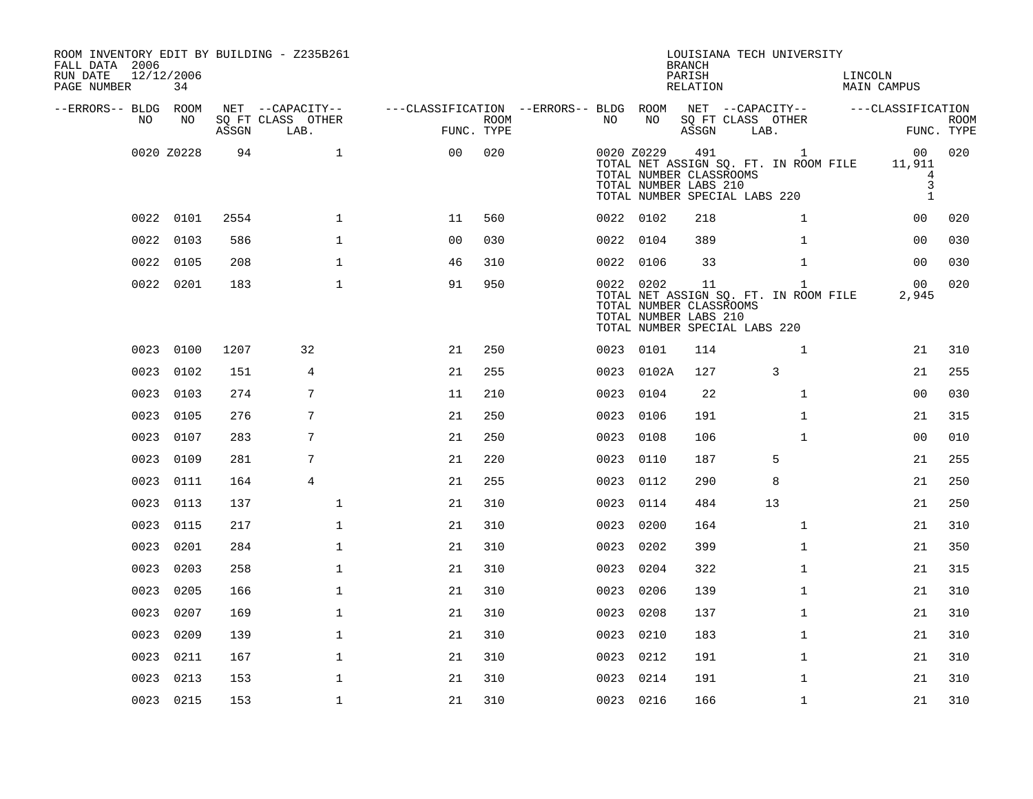ROOM INVENTORY EDIT BY BUILDING - Z235B261
FALL DATA 2006
RUN DATE 12/12/2006
PAGE NUMBER 34

LOUISIANA TECH UNIVERSITY
BRANCH
PARISH LINCOLN
RELATION MAIN CAMPUS

| --ERRORS-- | BLDG NO | ROOM NO | NET SQ FT ASSGN | CAPACITY CLASS LAB. | CAPACITY OTHER | CLASSIFICATION FUNC. | ROOM TYPE | --ERRORS-- | BLDG NO | ROOM NO | NET SQ FT ASSGN | CAPACITY CLASS LAB. | CAPACITY OTHER | CLASSIFICATION FUNC. | ROOM TYPE |
|---|---|---|---|---|---|---|---|---|---|---|---|---|---|---|---|
| | 0020 | Z0228 | 94 | | 1 | 00 | 020 | | 0020 | Z0229 | 491 | | 1 | 00 | 020 |
| | | | | | | | | | TOTAL NET ASSIGN SQ. FT. IN ROOM FILE | | | | | 11,911 | |
| | | | | | | | | | TOTAL NUMBER CLASSROOMS | | | | | 4 | |
| | | | | | | | | | TOTAL NUMBER LABS 210 | | | | | 3 | |
| | | | | | | | | | TOTAL NUMBER SPECIAL LABS 220 | | | | | 1 | |
| | 0022 | 0101 | 2554 | | 1 | 11 | 560 | | 0022 | 0102 | 218 | | 1 | 00 | 020 |
| | 0022 | 0103 | 586 | | 1 | 00 | 030 | | 0022 | 0104 | 389 | | 1 | 00 | 030 |
| | 0022 | 0105 | 208 | | 1 | 46 | 310 | | 0022 | 0106 | 33 | | 1 | 00 | 030 |
| | 0022 | 0201 | 183 | | 1 | 91 | 950 | | 0022 | 0202 | 11 | | 1 | 00 | 020 |
| | | | | | | | | | TOTAL NET ASSIGN SQ. FT. IN ROOM FILE | | | | | 2,945 | |
| | | | | | | | | | TOTAL NUMBER CLASSROOMS | | | | | | |
| | | | | | | | | | TOTAL NUMBER LABS 210 | | | | | | |
| | | | | | | | | | TOTAL NUMBER SPECIAL LABS 220 | | | | | | |
| | 0023 | 0100 | 1207 | 32 | | 21 | 250 | | 0023 | 0101 | 114 | | 1 | 21 | 310 |
| | 0023 | 0102 | 151 | 4 | | 21 | 255 | | 0023 | 0102A | 127 | 3 | | 21 | 255 |
| | 0023 | 0103 | 274 | 7 | | 11 | 210 | | 0023 | 0104 | 22 | | 1 | 00 | 030 |
| | 0023 | 0105 | 276 | 7 | | 21 | 250 | | 0023 | 0106 | 191 | | 1 | 21 | 315 |
| | 0023 | 0107 | 283 | 7 | | 21 | 250 | | 0023 | 0108 | 106 | | 1 | 00 | 010 |
| | 0023 | 0109 | 281 | 7 | | 21 | 220 | | 0023 | 0110 | 187 | 5 | | 21 | 255 |
| | 0023 | 0111 | 164 | 4 | | 21 | 255 | | 0023 | 0112 | 290 | 8 | | 21 | 250 |
| | 0023 | 0113 | 137 | | 1 | 21 | 310 | | 0023 | 0114 | 484 | 13 | | 21 | 250 |
| | 0023 | 0115 | 217 | | 1 | 21 | 310 | | 0023 | 0200 | 164 | | 1 | 21 | 310 |
| | 0023 | 0201 | 284 | | 1 | 21 | 310 | | 0023 | 0202 | 399 | | 1 | 21 | 350 |
| | 0023 | 0203 | 258 | | 1 | 21 | 310 | | 0023 | 0204 | 322 | | 1 | 21 | 315 |
| | 0023 | 0205 | 166 | | 1 | 21 | 310 | | 0023 | 0206 | 139 | | 1 | 21 | 310 |
| | 0023 | 0207 | 169 | | 1 | 21 | 310 | | 0023 | 0208 | 137 | | 1 | 21 | 310 |
| | 0023 | 0209 | 139 | | 1 | 21 | 310 | | 0023 | 0210 | 183 | | 1 | 21 | 310 |
| | 0023 | 0211 | 167 | | 1 | 21 | 310 | | 0023 | 0212 | 191 | | 1 | 21 | 310 |
| | 0023 | 0213 | 153 | | 1 | 21 | 310 | | 0023 | 0214 | 191 | | 1 | 21 | 310 |
| | 0023 | 0215 | 153 | | 1 | 21 | 310 | | 0023 | 0216 | 166 | | 1 | 21 | 310 |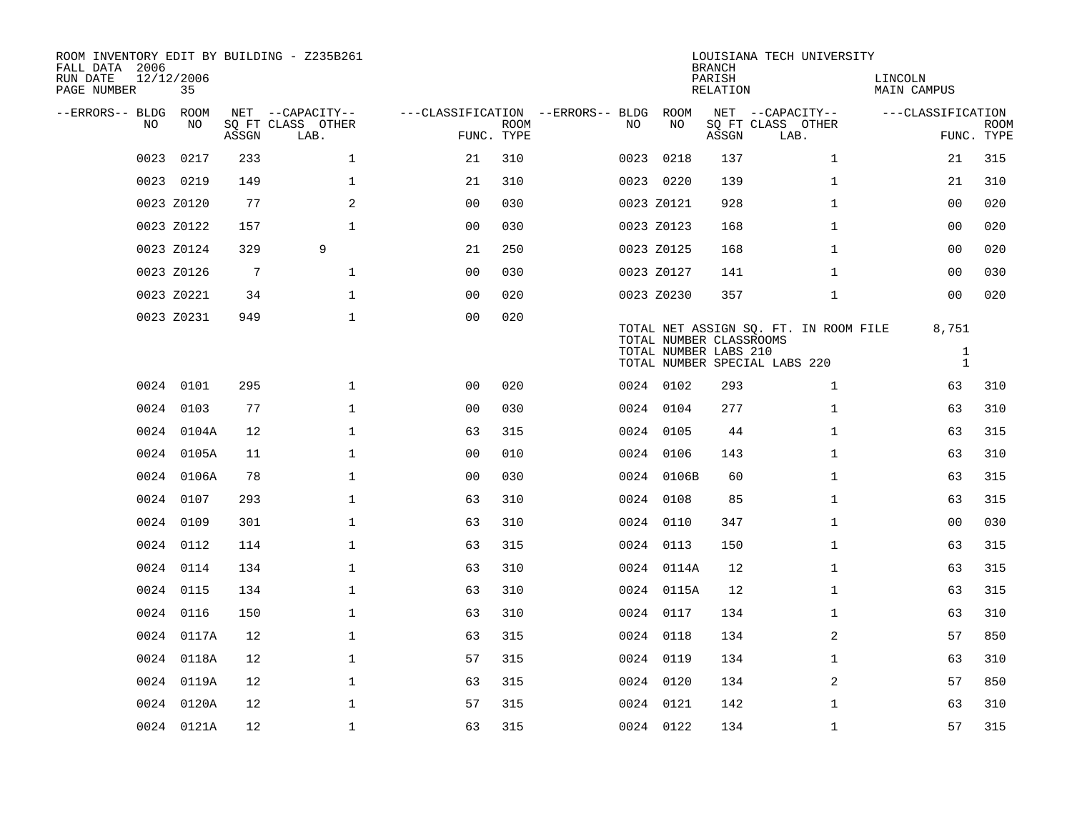ROOM INVENTORY EDIT BY BUILDING - Z235B261
FALL DATA 2006
RUN DATE 12/12/2006
PAGE NUMBER 35

LOUISIANA TECH UNIVERSITY
BRANCH
PARISH LINCOLN
RELATION MAIN CAMPUS

| --ERRORS-- | BLDG NO | ROOM NO | NET ASSGN SQ FT | CAPACITY CLASS LAB. | CAPACITY OTHER | FUNC. | ROOM TYPE | --ERRORS-- | BLDG NO | ROOM NO | NET ASSGN SQ FT | CAPACITY CLASS LAB. | CAPACITY OTHER | FUNC. | ROOM TYPE |
|---|---|---|---|---|---|---|---|---|---|---|---|---|---|---|---|
| | 0023 | 0217 | 233 | | 1 | 21 | 310 | | 0023 | 0218 | 137 | | 1 | 21 | 315 |
| | 0023 | 0219 | 149 | | 1 | 21 | 310 | | 0023 | 0220 | 139 | | 1 | 21 | 310 |
| | 0023 | Z0120 | 77 | | 2 | 00 | 030 | | 0023 | Z0121 | 928 | | 1 | 00 | 020 |
| | 0023 | Z0122 | 157 | | 1 | 00 | 030 | | 0023 | Z0123 | 168 | | 1 | 00 | 020 |
| | 0023 | Z0124 | 329 | 9 | | 21 | 250 | | 0023 | Z0125 | 168 | | 1 | 00 | 020 |
| | 0023 | Z0126 | 7 | | 1 | 00 | 030 | | 0023 | Z0127 | 141 | | 1 | 00 | 030 |
| | 0023 | Z0221 | 34 | | 1 | 00 | 020 | | 0023 | Z0230 | 357 | | 1 | 00 | 020 |
| | 0023 | Z0231 | 949 | | 1 | 00 | 020 | | | | | | | | |

TOTAL NET ASSIGN SQ. FT. IN ROOM FILE 8,751
TOTAL NUMBER CLASSROOMS
TOTAL NUMBER LABS 210 1
TOTAL NUMBER SPECIAL LABS 220 1

| --ERRORS-- | BLDG NO | ROOM NO | NET ASSGN SQ FT | CAPACITY CLASS LAB. | CAPACITY OTHER | FUNC. | ROOM TYPE | --ERRORS-- | BLDG NO | ROOM NO | NET ASSGN SQ FT | CAPACITY CLASS LAB. | CAPACITY OTHER | FUNC. | ROOM TYPE |
|---|---|---|---|---|---|---|---|---|---|---|---|---|---|---|---|
| | 0024 | 0101 | 295 | | 1 | 00 | 020 | | 0024 | 0102 | 293 | | 1 | 63 | 310 |
| | 0024 | 0103 | 77 | | 1 | 00 | 030 | | 0024 | 0104 | 277 | | 1 | 63 | 310 |
| | 0024 | 0104A | 12 | | 1 | 63 | 315 | | 0024 | 0105 | 44 | | 1 | 63 | 315 |
| | 0024 | 0105A | 11 | | 1 | 00 | 010 | | 0024 | 0106 | 143 | | 1 | 63 | 310 |
| | 0024 | 0106A | 78 | | 1 | 00 | 030 | | 0024 | 0106B | 60 | | 1 | 63 | 315 |
| | 0024 | 0107 | 293 | | 1 | 63 | 310 | | 0024 | 0108 | 85 | | 1 | 63 | 315 |
| | 0024 | 0109 | 301 | | 1 | 63 | 310 | | 0024 | 0110 | 347 | | 1 | 00 | 030 |
| | 0024 | 0112 | 114 | | 1 | 63 | 315 | | 0024 | 0113 | 150 | | 1 | 63 | 315 |
| | 0024 | 0114 | 134 | | 1 | 63 | 310 | | 0024 | 0114A | 12 | | 1 | 63 | 315 |
| | 0024 | 0115 | 134 | | 1 | 63 | 310 | | 0024 | 0115A | 12 | | 1 | 63 | 315 |
| | 0024 | 0116 | 150 | | 1 | 63 | 310 | | 0024 | 0117 | 134 | | 1 | 63 | 310 |
| | 0024 | 0117A | 12 | | 1 | 63 | 315 | | 0024 | 0118 | 134 | | 2 | 57 | 850 |
| | 0024 | 0118A | 12 | | 1 | 57 | 315 | | 0024 | 0119 | 134 | | 1 | 63 | 310 |
| | 0024 | 0119A | 12 | | 1 | 63 | 315 | | 0024 | 0120 | 134 | | 2 | 57 | 850 |
| | 0024 | 0120A | 12 | | 1 | 57 | 315 | | 0024 | 0121 | 142 | | 1 | 63 | 310 |
| | 0024 | 0121A | 12 | | 1 | 63 | 315 | | 0024 | 0122 | 134 | | 1 | 57 | 315 |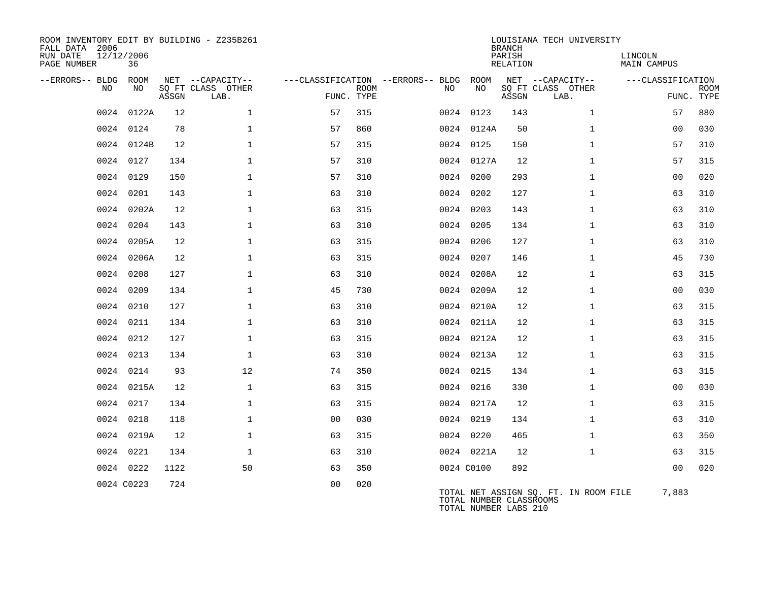ROOM INVENTORY EDIT BY BUILDING - Z235B261
FALL DATA 2006
RUN DATE 12/12/2006
PAGE NUMBER 36

LOUISIANA TECH UNIVERSITY
BRANCH
PARISH LINCOLN
RELATION MAIN CAMPUS

| --ERRORS-- | BLDG NO | ROOM NO | NET SQ FT ASSGN | --CAPACITY-- CLASS LAB. | OTHER | ---CLASSIFICATION FUNC. | ROOM TYPE | --ERRORS-- | BLDG NO | ROOM NO | NET SQ FT ASSGN | --CAPACITY-- CLASS LAB. | OTHER | ---CLASSIFICATION FUNC. | ROOM TYPE |
|---|---|---|---|---|---|---|---|---|---|---|---|---|---|---|---|
| | 0024 | 0122A | 12 | | 1 | 57 | 315 | | 0024 | 0123 | 143 | | 1 | 57 | 880 |
| | 0024 | 0124 | 78 | | 1 | 57 | 860 | | 0024 | 0124A | 50 | | 1 | 00 | 030 |
| | 0024 | 0124B | 12 | | 1 | 57 | 315 | | 0024 | 0125 | 150 | | 1 | 57 | 310 |
| | 0024 | 0127 | 134 | | 1 | 57 | 310 | | 0024 | 0127A | 12 | | 1 | 57 | 315 |
| | 0024 | 0129 | 150 | | 1 | 57 | 310 | | 0024 | 0200 | 293 | | 1 | 00 | 020 |
| | 0024 | 0201 | 143 | | 1 | 63 | 310 | | 0024 | 0202 | 127 | | 1 | 63 | 310 |
| | 0024 | 0202A | 12 | | 1 | 63 | 315 | | 0024 | 0203 | 143 | | 1 | 63 | 310 |
| | 0024 | 0204 | 143 | | 1 | 63 | 310 | | 0024 | 0205 | 134 | | 1 | 63 | 310 |
| | 0024 | 0205A | 12 | | 1 | 63 | 315 | | 0024 | 0206 | 127 | | 1 | 63 | 310 |
| | 0024 | 0206A | 12 | | 1 | 63 | 315 | | 0024 | 0207 | 146 | | 1 | 45 | 730 |
| | 0024 | 0208 | 127 | | 1 | 63 | 310 | | 0024 | 0208A | 12 | | 1 | 63 | 315 |
| | 0024 | 0209 | 134 | | 1 | 45 | 730 | | 0024 | 0209A | 12 | | 1 | 00 | 030 |
| | 0024 | 0210 | 127 | | 1 | 63 | 310 | | 0024 | 0210A | 12 | | 1 | 63 | 315 |
| | 0024 | 0211 | 134 | | 1 | 63 | 310 | | 0024 | 0211A | 12 | | 1 | 63 | 315 |
| | 0024 | 0212 | 127 | | 1 | 63 | 315 | | 0024 | 0212A | 12 | | 1 | 63 | 315 |
| | 0024 | 0213 | 134 | | 1 | 63 | 310 | | 0024 | 0213A | 12 | | 1 | 63 | 315 |
| | 0024 | 0214 | 93 | | 12 | 74 | 350 | | 0024 | 0215 | 134 | | 1 | 63 | 315 |
| | 0024 | 0215A | 12 | | 1 | 63 | 315 | | 0024 | 0216 | 330 | | 1 | 00 | 030 |
| | 0024 | 0217 | 134 | | 1 | 63 | 315 | | 0024 | 0217A | 12 | | 1 | 63 | 315 |
| | 0024 | 0218 | 118 | | 1 | 00 | 030 | | 0024 | 0219 | 134 | | 1 | 63 | 310 |
| | 0024 | 0219A | 12 | | 1 | 63 | 315 | | 0024 | 0220 | 465 | | 1 | 63 | 350 |
| | 0024 | 0221 | 134 | | 1 | 63 | 310 | | 0024 | 0221A | 12 | | 1 | 63 | 315 |
| | 0024 | 0222 | 1122 | | 50 | 63 | 350 | | 0024 | C0100 | 892 | | | 00 | 020 |
| | 0024 | C0223 | 724 | | | 00 | 020 | | | | | | | | |

TOTAL NET ASSIGN SQ. FT. IN ROOM FILE 7,883
TOTAL NUMBER CLASSROOMS
TOTAL NUMBER LABS 210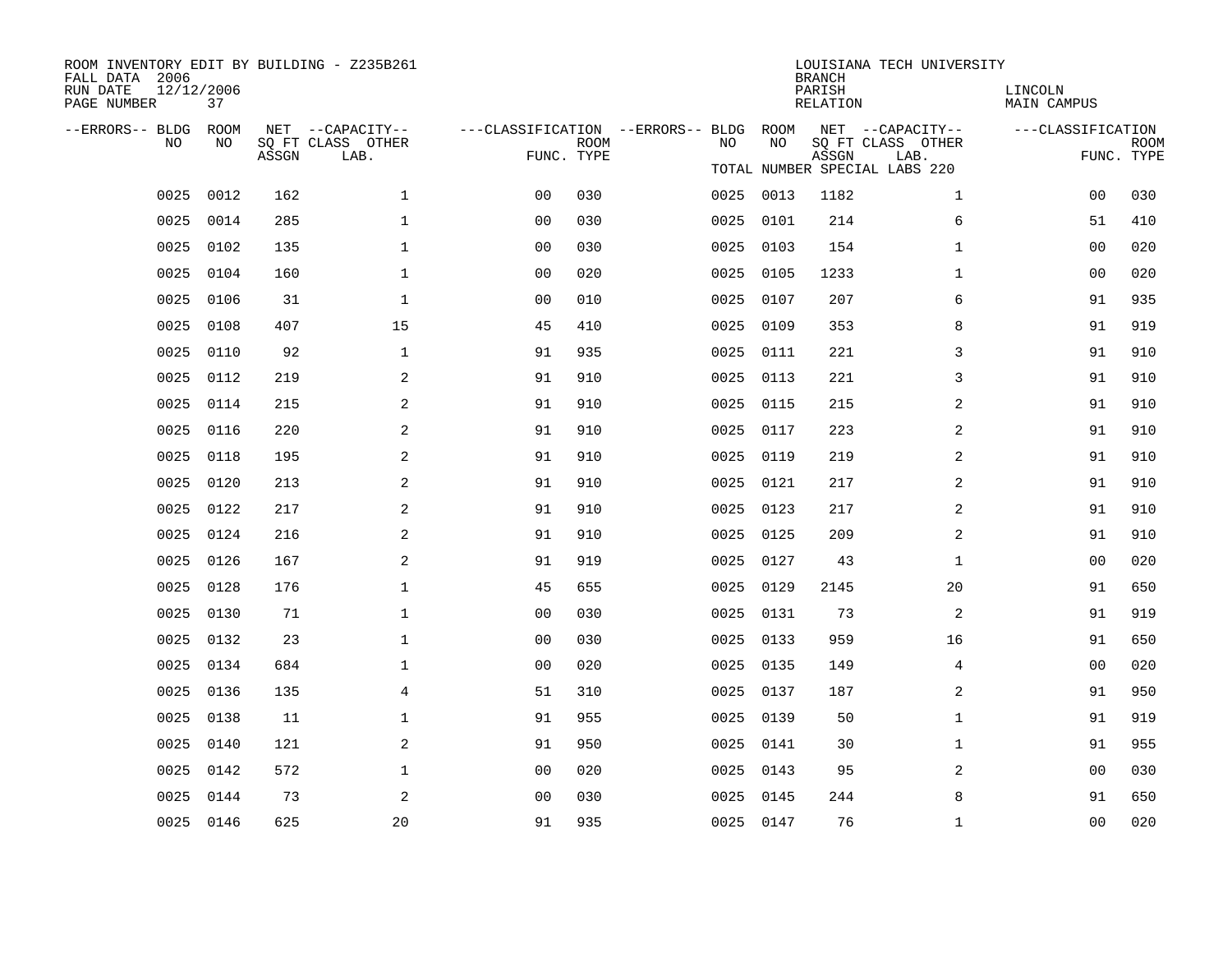ROOM INVENTORY EDIT BY BUILDING - Z235B261
FALL DATA 2006
RUN DATE 12/12/2006
PAGE NUMBER 37

LOUISIANA TECH UNIVERSITY
BRANCH
PARISH LINCOLN
RELATION MAIN CAMPUS

TOTAL NUMBER SPECIAL LABS 220

| --ERRORS-- | BLDG NO | ROOM NO | NET SQ FT ASSGN | CAPACITY CLASS LAB. | CAPACITY OTHER | CLASSIFICATION FUNC. | ROOM TYPE | --ERRORS-- | BLDG NO | ROOM NO | NET SQ FT ASSGN | CAPACITY CLASS LAB. | CAPACITY OTHER | CLASSIFICATION FUNC. | ROOM TYPE |
|---|---|---|---|---|---|---|---|---|---|---|---|---|---|---|---|
| | 0025 | 0012 | 162 | | 1 | 00 | 030 | | 0025 | 0013 | 1182 | | 1 | 00 | 030 |
| | 0025 | 0014 | 285 | | 1 | 00 | 030 | | 0025 | 0101 | 214 | | 6 | 51 | 410 |
| | 0025 | 0102 | 135 | | 1 | 00 | 030 | | 0025 | 0103 | 154 | | 1 | 00 | 020 |
| | 0025 | 0104 | 160 | | 1 | 00 | 020 | | 0025 | 0105 | 1233 | | 1 | 00 | 020 |
| | 0025 | 0106 | 31 | | 1 | 00 | 010 | | 0025 | 0107 | 207 | | 6 | 91 | 935 |
| | 0025 | 0108 | 407 | | 15 | 45 | 410 | | 0025 | 0109 | 353 | | 8 | 91 | 919 |
| | 0025 | 0110 | 92 | | 1 | 91 | 935 | | 0025 | 0111 | 221 | | 3 | 91 | 910 |
| | 0025 | 0112 | 219 | | 2 | 91 | 910 | | 0025 | 0113 | 221 | | 3 | 91 | 910 |
| | 0025 | 0114 | 215 | | 2 | 91 | 910 | | 0025 | 0115 | 215 | | 2 | 91 | 910 |
| | 0025 | 0116 | 220 | | 2 | 91 | 910 | | 0025 | 0117 | 223 | | 2 | 91 | 910 |
| | 0025 | 0118 | 195 | | 2 | 91 | 910 | | 0025 | 0119 | 219 | | 2 | 91 | 910 |
| | 0025 | 0120 | 213 | | 2 | 91 | 910 | | 0025 | 0121 | 217 | | 2 | 91 | 910 |
| | 0025 | 0122 | 217 | | 2 | 91 | 910 | | 0025 | 0123 | 217 | | 2 | 91 | 910 |
| | 0025 | 0124 | 216 | | 2 | 91 | 910 | | 0025 | 0125 | 209 | | 2 | 91 | 910 |
| | 0025 | 0126 | 167 | | 2 | 91 | 919 | | 0025 | 0127 | 43 | | 1 | 00 | 020 |
| | 0025 | 0128 | 176 | | 1 | 45 | 655 | | 0025 | 0129 | 2145 | | 20 | 91 | 650 |
| | 0025 | 0130 | 71 | | 1 | 00 | 030 | | 0025 | 0131 | 73 | | 2 | 91 | 919 |
| | 0025 | 0132 | 23 | | 1 | 00 | 030 | | 0025 | 0133 | 959 | | 16 | 91 | 650 |
| | 0025 | 0134 | 684 | | 1 | 00 | 020 | | 0025 | 0135 | 149 | | 4 | 00 | 020 |
| | 0025 | 0136 | 135 | | 4 | 51 | 310 | | 0025 | 0137 | 187 | | 2 | 91 | 950 |
| | 0025 | 0138 | 11 | | 1 | 91 | 955 | | 0025 | 0139 | 50 | | 1 | 91 | 919 |
| | 0025 | 0140 | 121 | | 2 | 91 | 950 | | 0025 | 0141 | 30 | | 1 | 91 | 955 |
| | 0025 | 0142 | 572 | | 1 | 00 | 020 | | 0025 | 0143 | 95 | | 2 | 00 | 030 |
| | 0025 | 0144 | 73 | | 2 | 00 | 030 | | 0025 | 0145 | 244 | | 8 | 91 | 650 |
| | 0025 | 0146 | 625 | | 20 | 91 | 935 | | 0025 | 0147 | 76 | | 1 | 00 | 020 |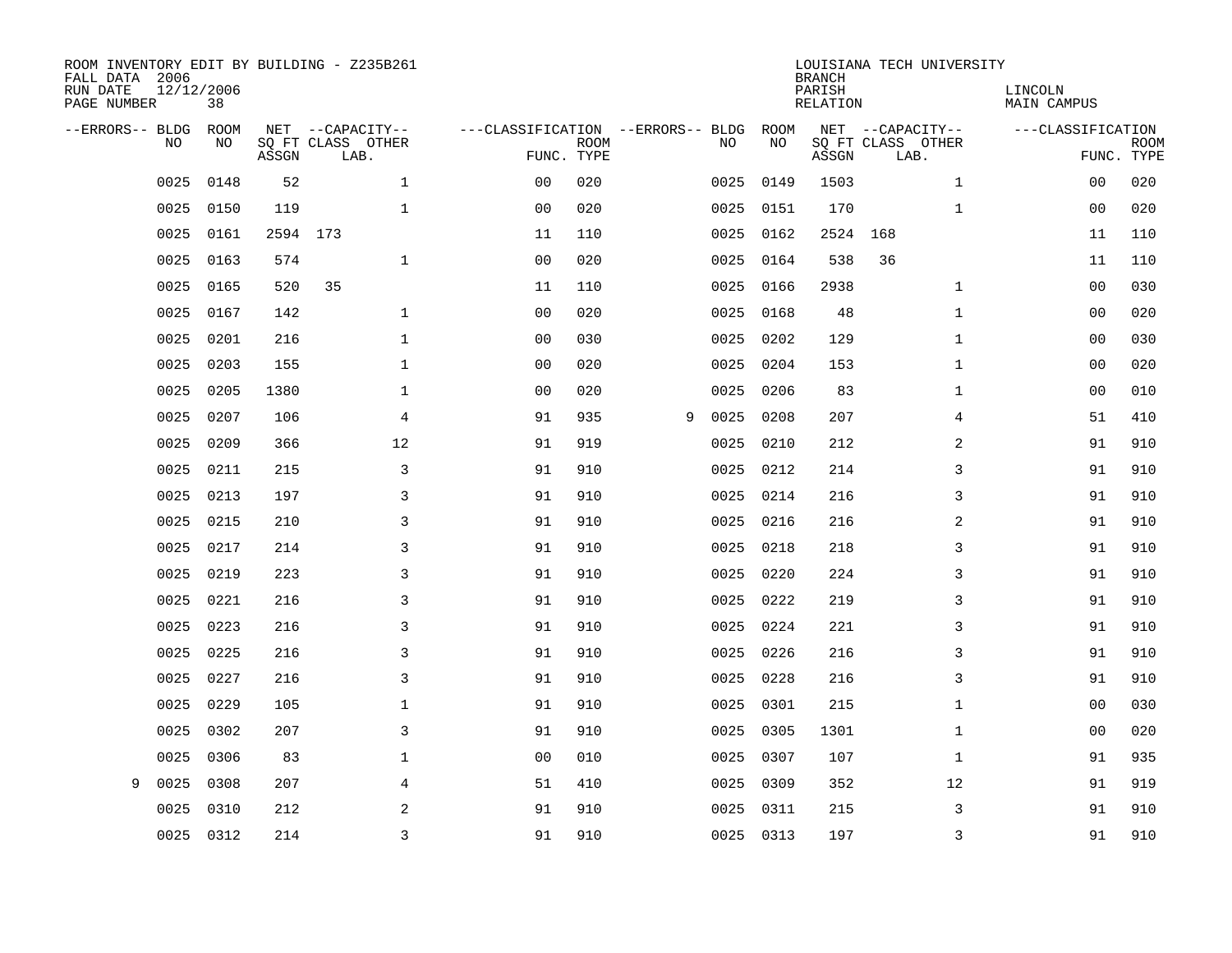ROOM INVENTORY EDIT BY BUILDING - Z235B261
FALL DATA 2006
RUN DATE 12/12/2006
PAGE NUMBER 38

LOUISIANA TECH UNIVERSITY
BRANCH
PARISH LINCOLN
RELATION MAIN CAMPUS

| --ERRORS-- | BLDG NO | ROOM NO | NET SQ FT ASSGN | CAPACITY CLASS LAB. | CAPACITY OTHER | CLASSIFICATION FUNC. | ROOM TYPE | --ERRORS-- | BLDG NO | ROOM NO | NET SQ FT ASSGN | CAPACITY CLASS LAB. | CAPACITY OTHER | CLASSIFICATION FUNC. | ROOM TYPE |
|---|---|---|---|---|---|---|---|---|---|---|---|---|---|---|---|
| | 0025 | 0148 | 52 | | 1 | 00 | 020 | | 0025 | 0149 | 1503 | | 1 | 00 | 020 |
| | 0025 | 0150 | 119 | | 1 | 00 | 020 | | 0025 | 0151 | 170 | | 1 | 00 | 020 |
| | 0025 | 0161 | 2594 | 173 | | 11 | 110 | | 0025 | 0162 | 2524 | 168 | | 11 | 110 |
| | 0025 | 0163 | 574 | | 1 | 00 | 020 | | 0025 | 0164 | 538 | 36 | | 11 | 110 |
| | 0025 | 0165 | 520 | 35 | | 11 | 110 | | 0025 | 0166 | 2938 | | 1 | 00 | 030 |
| | 0025 | 0167 | 142 | | 1 | 00 | 020 | | 0025 | 0168 | 48 | | 1 | 00 | 020 |
| | 0025 | 0201 | 216 | | 1 | 00 | 030 | | 0025 | 0202 | 129 | | 1 | 00 | 030 |
| | 0025 | 0203 | 155 | | 1 | 00 | 020 | | 0025 | 0204 | 153 | | 1 | 00 | 020 |
| | 0025 | 0205 | 1380 | | 1 | 00 | 020 | | 0025 | 0206 | 83 | | 1 | 00 | 010 |
| | 0025 | 0207 | 106 | | 4 | 91 | 935 | 9 | 0025 | 0208 | 207 | | 4 | 51 | 410 |
| | 0025 | 0209 | 366 | | 12 | 91 | 919 | | 0025 | 0210 | 212 | | 2 | 91 | 910 |
| | 0025 | 0211 | 215 | | 3 | 91 | 910 | | 0025 | 0212 | 214 | | 3 | 91 | 910 |
| | 0025 | 0213 | 197 | | 3 | 91 | 910 | | 0025 | 0214 | 216 | | 3 | 91 | 910 |
| | 0025 | 0215 | 210 | | 3 | 91 | 910 | | 0025 | 0216 | 216 | | 2 | 91 | 910 |
| | 0025 | 0217 | 214 | | 3 | 91 | 910 | | 0025 | 0218 | 218 | | 3 | 91 | 910 |
| | 0025 | 0219 | 223 | | 3 | 91 | 910 | | 0025 | 0220 | 224 | | 3 | 91 | 910 |
| | 0025 | 0221 | 216 | | 3 | 91 | 910 | | 0025 | 0222 | 219 | | 3 | 91 | 910 |
| | 0025 | 0223 | 216 | | 3 | 91 | 910 | | 0025 | 0224 | 221 | | 3 | 91 | 910 |
| | 0025 | 0225 | 216 | | 3 | 91 | 910 | | 0025 | 0226 | 216 | | 3 | 91 | 910 |
| | 0025 | 0227 | 216 | | 3 | 91 | 910 | | 0025 | 0228 | 216 | | 3 | 91 | 910 |
| | 0025 | 0229 | 105 | | 1 | 91 | 910 | | 0025 | 0301 | 215 | | 1 | 00 | 030 |
| | 0025 | 0302 | 207 | | 3 | 91 | 910 | | 0025 | 0305 | 1301 | | 1 | 00 | 020 |
| | 0025 | 0306 | 83 | | 1 | 00 | 010 | | 0025 | 0307 | 107 | | 1 | 91 | 935 |
| 9 | 0025 | 0308 | 207 | | 4 | 51 | 410 | | 0025 | 0309 | 352 | | 12 | 91 | 919 |
| | 0025 | 0310 | 212 | | 2 | 91 | 910 | | 0025 | 0311 | 215 | | 3 | 91 | 910 |
| | 0025 | 0312 | 214 | | 3 | 91 | 910 | | 0025 | 0313 | 197 | | 3 | 91 | 910 |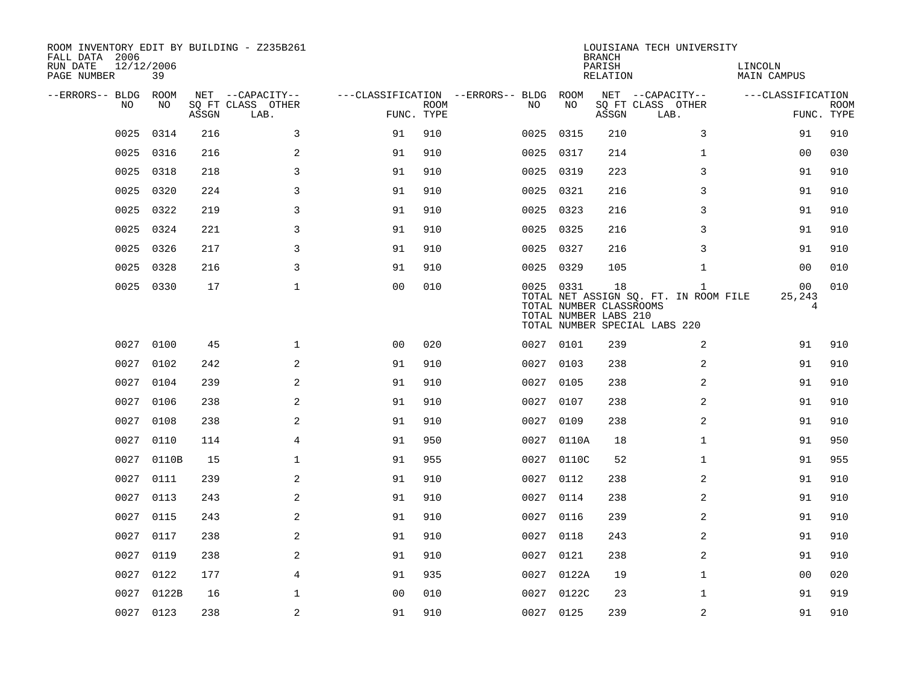ROOM INVENTORY EDIT BY BUILDING - Z235B261
FALL DATA 2006
RUN DATE 12/12/2006
PAGE NUMBER 39

LOUISIANA TECH UNIVERSITY
BRANCH
PARISH LINCOLN
RELATION MAIN CAMPUS

| --ERRORS-- | BLDG NO | ROOM NO | NET SQ FT ASSGN | CAPACITY CLASS LAB. | CAPACITY OTHER | CLASSIFICATION FUNC. | ROOM TYPE | --ERRORS-- | BLDG NO | ROOM NO | NET SQ FT ASSGN | CAPACITY CLASS LAB. | CAPACITY OTHER | CLASSIFICATION FUNC. | ROOM TYPE |
|---|---|---|---|---|---|---|---|---|---|---|---|---|---|---|---|
| | 0025 | 0314 | 216 | | 3 | 91 | 910 | | 0025 | 0315 | 210 | | 3 | 91 | 910 |
| | 0025 | 0316 | 216 | | 2 | 91 | 910 | | 0025 | 0317 | 214 | | 1 | 00 | 030 |
| | 0025 | 0318 | 218 | | 3 | 91 | 910 | | 0025 | 0319 | 223 | | 3 | 91 | 910 |
| | 0025 | 0320 | 224 | | 3 | 91 | 910 | | 0025 | 0321 | 216 | | 3 | 91 | 910 |
| | 0025 | 0322 | 219 | | 3 | 91 | 910 | | 0025 | 0323 | 216 | | 3 | 91 | 910 |
| | 0025 | 0324 | 221 | | 3 | 91 | 910 | | 0025 | 0325 | 216 | | 3 | 91 | 910 |
| | 0025 | 0326 | 217 | | 3 | 91 | 910 | | 0025 | 0327 | 216 | | 3 | 91 | 910 |
| | 0025 | 0328 | 216 | | 3 | 91 | 910 | | 0025 | 0329 | 105 | | 1 | 00 | 010 |
| | 0025 | 0330 | 17 | | 1 | 00 | 010 | | 0025 | 0331 | 18 | | 1 | 00 | 010 |
| | | | | | | | | | TOTAL NET ASSIGN SQ. FT. IN ROOM FILE | | | | | 25,243 | |
| | | | | | | | | | TOTAL NUMBER CLASSROOMS | | | | | 4 | |
| | | | | | | | | | TOTAL NUMBER LABS 210 | | | | | | |
| | | | | | | | | | TOTAL NUMBER SPECIAL LABS 220 | | | | | | |
| | 0027 | 0100 | 45 | | 1 | 00 | 020 | | 0027 | 0101 | 239 | | 2 | 91 | 910 |
| | 0027 | 0102 | 242 | | 2 | 91 | 910 | | 0027 | 0103 | 238 | | 2 | 91 | 910 |
| | 0027 | 0104 | 239 | | 2 | 91 | 910 | | 0027 | 0105 | 238 | | 2 | 91 | 910 |
| | 0027 | 0106 | 238 | | 2 | 91 | 910 | | 0027 | 0107 | 238 | | 2 | 91 | 910 |
| | 0027 | 0108 | 238 | | 2 | 91 | 910 | | 0027 | 0109 | 238 | | 2 | 91 | 910 |
| | 0027 | 0110 | 114 | | 4 | 91 | 950 | | 0027 | 0110A | 18 | | 1 | 91 | 950 |
| | 0027 | 0110B | 15 | | 1 | 91 | 955 | | 0027 | 0110C | 52 | | 1 | 91 | 955 |
| | 0027 | 0111 | 239 | | 2 | 91 | 910 | | 0027 | 0112 | 238 | | 2 | 91 | 910 |
| | 0027 | 0113 | 243 | | 2 | 91 | 910 | | 0027 | 0114 | 238 | | 2 | 91 | 910 |
| | 0027 | 0115 | 243 | | 2 | 91 | 910 | | 0027 | 0116 | 239 | | 2 | 91 | 910 |
| | 0027 | 0117 | 238 | | 2 | 91 | 910 | | 0027 | 0118 | 243 | | 2 | 91 | 910 |
| | 0027 | 0119 | 238 | | 2 | 91 | 910 | | 0027 | 0121 | 238 | | 2 | 91 | 910 |
| | 0027 | 0122 | 177 | | 4 | 91 | 935 | | 0027 | 0122A | 19 | | 1 | 00 | 020 |
| | 0027 | 0122B | 16 | | 1 | 00 | 010 | | 0027 | 0122C | 23 | | 1 | 91 | 919 |
| | 0027 | 0123 | 238 | | 2 | 91 | 910 | | 0027 | 0125 | 239 | | 2 | 91 | 910 |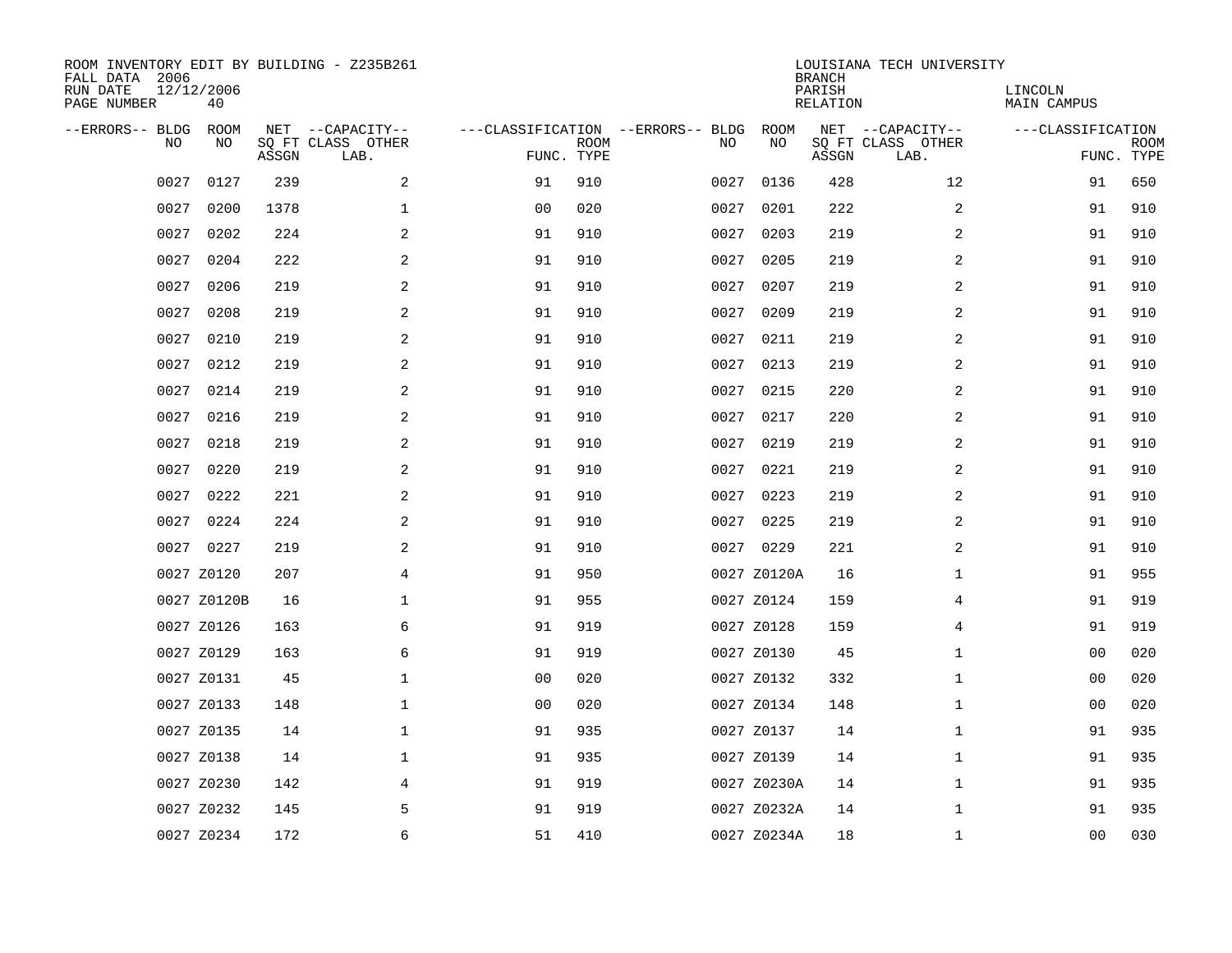ROOM INVENTORY EDIT BY BUILDING - Z235B261
FALL DATA 2006
RUN DATE 12/12/2006
PAGE NUMBER 40

LOUISIANA TECH UNIVERSITY
BRANCH
PARISH LINCOLN
RELATION MAIN CAMPUS

| --ERRORS-- | BLDG NO | ROOM NO | NET SQ FT ASSGN | --CAPACITY-- CLASS LAB. | OTHER | ---CLASSIFICATION FUNC. | ROOM TYPE | --ERRORS-- | BLDG NO | ROOM NO | NET SQ FT ASSGN | --CAPACITY-- CLASS LAB. | OTHER | ---CLASSIFICATION FUNC. | ROOM TYPE |
|---|---|---|---|---|---|---|---|---|---|---|---|---|---|---|---|
| | 0027 | 0127 | 239 | | 2 | 91 | 910 | | 0027 | 0136 | 428 | | 12 | 91 | 650 |
| | 0027 | 0200 | 1378 | | 1 | 00 | 020 | | 0027 | 0201 | 222 | | 2 | 91 | 910 |
| | 0027 | 0202 | 224 | | 2 | 91 | 910 | | 0027 | 0203 | 219 | | 2 | 91 | 910 |
| | 0027 | 0204 | 222 | | 2 | 91 | 910 | | 0027 | 0205 | 219 | | 2 | 91 | 910 |
| | 0027 | 0206 | 219 | | 2 | 91 | 910 | | 0027 | 0207 | 219 | | 2 | 91 | 910 |
| | 0027 | 0208 | 219 | | 2 | 91 | 910 | | 0027 | 0209 | 219 | | 2 | 91 | 910 |
| | 0027 | 0210 | 219 | | 2 | 91 | 910 | | 0027 | 0211 | 219 | | 2 | 91 | 910 |
| | 0027 | 0212 | 219 | | 2 | 91 | 910 | | 0027 | 0213 | 219 | | 2 | 91 | 910 |
| | 0027 | 0214 | 219 | | 2 | 91 | 910 | | 0027 | 0215 | 220 | | 2 | 91 | 910 |
| | 0027 | 0216 | 219 | | 2 | 91 | 910 | | 0027 | 0217 | 220 | | 2 | 91 | 910 |
| | 0027 | 0218 | 219 | | 2 | 91 | 910 | | 0027 | 0219 | 219 | | 2 | 91 | 910 |
| | 0027 | 0220 | 219 | | 2 | 91 | 910 | | 0027 | 0221 | 219 | | 2 | 91 | 910 |
| | 0027 | 0222 | 221 | | 2 | 91 | 910 | | 0027 | 0223 | 219 | | 2 | 91 | 910 |
| | 0027 | 0224 | 224 | | 2 | 91 | 910 | | 0027 | 0225 | 219 | | 2 | 91 | 910 |
| | 0027 | 0227 | 219 | | 2 | 91 | 910 | | 0027 | 0229 | 221 | | 2 | 91 | 910 |
| | 0027 | Z0120 | 207 | | 4 | 91 | 950 | | 0027 | Z0120A | 16 | | 1 | 91 | 955 |
| | 0027 | Z0120B | 16 | | 1 | 91 | 955 | | 0027 | Z0124 | 159 | | 4 | 91 | 919 |
| | 0027 | Z0126 | 163 | | 6 | 91 | 919 | | 0027 | Z0128 | 159 | | 4 | 91 | 919 |
| | 0027 | Z0129 | 163 | | 6 | 91 | 919 | | 0027 | Z0130 | 45 | | 1 | 00 | 020 |
| | 0027 | Z0131 | 45 | | 1 | 00 | 020 | | 0027 | Z0132 | 332 | | 1 | 00 | 020 |
| | 0027 | Z0133 | 148 | | 1 | 00 | 020 | | 0027 | Z0134 | 148 | | 1 | 00 | 020 |
| | 0027 | Z0135 | 14 | | 1 | 91 | 935 | | 0027 | Z0137 | 14 | | 1 | 91 | 935 |
| | 0027 | Z0138 | 14 | | 1 | 91 | 935 | | 0027 | Z0139 | 14 | | 1 | 91 | 935 |
| | 0027 | Z0230 | 142 | | 4 | 91 | 919 | | 0027 | Z0230A | 14 | | 1 | 91 | 935 |
| | 0027 | Z0232 | 145 | | 5 | 91 | 919 | | 0027 | Z0232A | 14 | | 1 | 91 | 935 |
| | 0027 | Z0234 | 172 | | 6 | 51 | 410 | | 0027 | Z0234A | 18 | | 1 | 00 | 030 |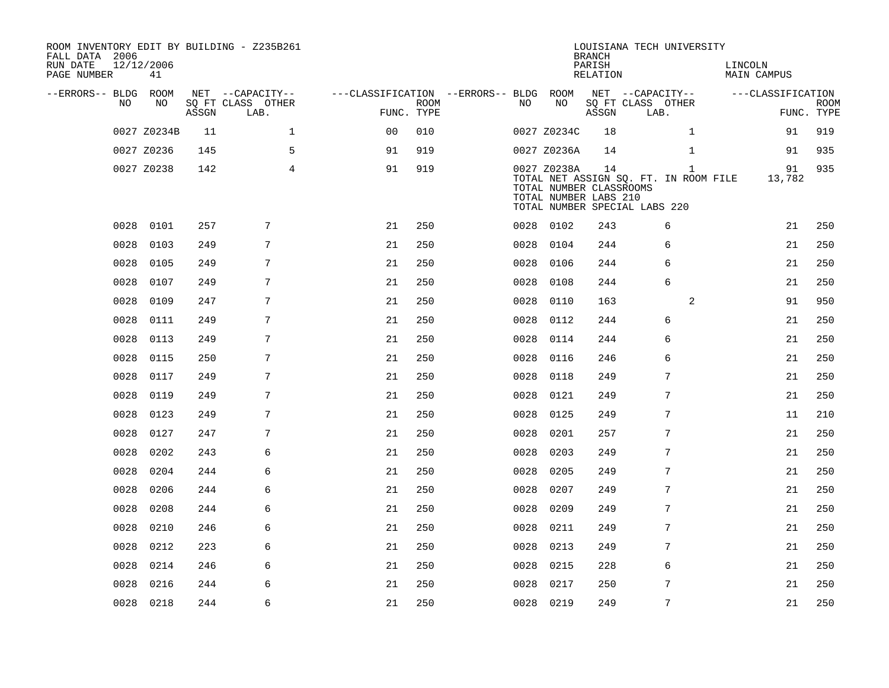ROOM INVENTORY EDIT BY BUILDING - Z235B261
FALL DATA 2006
RUN DATE 12/12/2006
PAGE NUMBER 41

LOUISIANA TECH UNIVERSITY
BRANCH
PARISH LINCOLN
RELATION MAIN CAMPUS

| --ERRORS-- | BLDG NO | ROOM NO | NET SQ FT ASSGN | CAPACITY CLASS LAB. | CAPACITY OTHER | CLASSIFICATION FUNC. | ROOM TYPE | --ERRORS-- | BLDG NO | ROOM NO | NET SQ FT ASSGN | CAPACITY CLASS LAB. | CAPACITY OTHER | CLASSIFICATION FUNC. | ROOM TYPE |
|---|---|---|---|---|---|---|---|---|---|---|---|---|---|---|---|
| | 0027 | Z0234B | 11 | | 1 | 00 | 010 | | 0027 | Z0234C | 18 | | 1 | 91 | 919 |
| | 0027 | Z0236 | 145 | | 5 | 91 | 919 | | 0027 | Z0236A | 14 | | 1 | 91 | 935 |
| | 0027 | Z0238 | 142 | | 4 | 91 | 919 | | 0027 | Z0238A | 14 | | 1 | 91 | 935 |

TOTAL NET ASSIGN SQ. FT. IN ROOM FILE 13,782
TOTAL NUMBER CLASSROOMS
TOTAL NUMBER LABS 210
TOTAL NUMBER SPECIAL LABS 220

| --ERRORS-- | BLDG NO | ROOM NO | NET SQ FT ASSGN | CAPACITY CLASS LAB. | CAPACITY OTHER | CLASSIFICATION FUNC. | ROOM TYPE | --ERRORS-- | BLDG NO | ROOM NO | NET SQ FT ASSGN | CAPACITY CLASS LAB. | CAPACITY OTHER | CLASSIFICATION FUNC. | ROOM TYPE |
|---|---|---|---|---|---|---|---|---|---|---|---|---|---|---|---|
| | 0028 | 0101 | 257 | 7 | | 21 | 250 | | 0028 | 0102 | 243 | 6 | | 21 | 250 |
| | 0028 | 0103 | 249 | 7 | | 21 | 250 | | 0028 | 0104 | 244 | 6 | | 21 | 250 |
| | 0028 | 0105 | 249 | 7 | | 21 | 250 | | 0028 | 0106 | 244 | 6 | | 21 | 250 |
| | 0028 | 0107 | 249 | 7 | | 21 | 250 | | 0028 | 0108 | 244 | 6 | | 21 | 250 |
| | 0028 | 0109 | 247 | 7 | | 21 | 250 | | 0028 | 0110 | 163 | | 2 | 91 | 950 |
| | 0028 | 0111 | 249 | 7 | | 21 | 250 | | 0028 | 0112 | 244 | 6 | | 21 | 250 |
| | 0028 | 0113 | 249 | 7 | | 21 | 250 | | 0028 | 0114 | 244 | 6 | | 21 | 250 |
| | 0028 | 0115 | 250 | 7 | | 21 | 250 | | 0028 | 0116 | 246 | 6 | | 21 | 250 |
| | 0028 | 0117 | 249 | 7 | | 21 | 250 | | 0028 | 0118 | 249 | 7 | | 21 | 250 |
| | 0028 | 0119 | 249 | 7 | | 21 | 250 | | 0028 | 0121 | 249 | 7 | | 21 | 250 |
| | 0028 | 0123 | 249 | 7 | | 21 | 250 | | 0028 | 0125 | 249 | 7 | | 11 | 210 |
| | 0028 | 0127 | 247 | 7 | | 21 | 250 | | 0028 | 0201 | 257 | 7 | | 21 | 250 |
| | 0028 | 0202 | 243 | 6 | | 21 | 250 | | 0028 | 0203 | 249 | 7 | | 21 | 250 |
| | 0028 | 0204 | 244 | 6 | | 21 | 250 | | 0028 | 0205 | 249 | 7 | | 21 | 250 |
| | 0028 | 0206 | 244 | 6 | | 21 | 250 | | 0028 | 0207 | 249 | 7 | | 21 | 250 |
| | 0028 | 0208 | 244 | 6 | | 21 | 250 | | 0028 | 0209 | 249 | 7 | | 21 | 250 |
| | 0028 | 0210 | 246 | 6 | | 21 | 250 | | 0028 | 0211 | 249 | 7 | | 21 | 250 |
| | 0028 | 0212 | 223 | 6 | | 21 | 250 | | 0028 | 0213 | 249 | 7 | | 21 | 250 |
| | 0028 | 0214 | 246 | 6 | | 21 | 250 | | 0028 | 0215 | 228 | 6 | | 21 | 250 |
| | 0028 | 0216 | 244 | 6 | | 21 | 250 | | 0028 | 0217 | 250 | 7 | | 21 | 250 |
| | 0028 | 0218 | 244 | 6 | | 21 | 250 | | 0028 | 0219 | 249 | 7 | | 21 | 250 |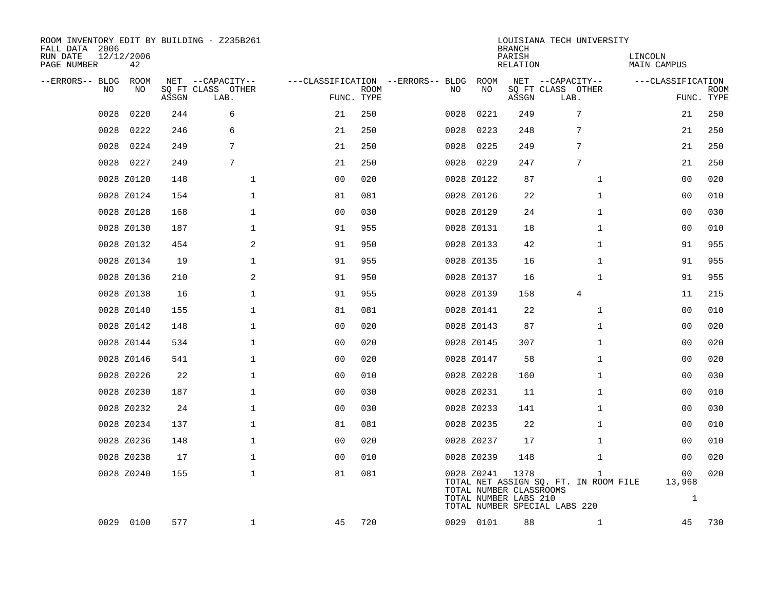ROOM INVENTORY EDIT BY BUILDING - Z235B261
FALL DATA 2006
RUN DATE 12/12/2006
PAGE NUMBER 42

LOUISIANA TECH UNIVERSITY
BRANCH
PARISH LINCOLN
RELATION MAIN CAMPUS

| --ERRORS-- | BLDG NO | ROOM NO | NET SQ FT ASSGN | CAPACITY CLASS LAB. | CAPACITY OTHER | CLASSIFICATION FUNC. | ROOM TYPE | --ERRORS-- | BLDG NO | ROOM NO | NET SQ FT ASSGN | CAPACITY CLASS LAB. | CAPACITY OTHER | CLASSIFICATION FUNC. | ROOM TYPE |
|---|---|---|---|---|---|---|---|---|---|---|---|---|---|---|---|
| | 0028 | 0220 | 244 | 6 | | 21 | 250 | | 0028 | 0221 | 249 | 7 | | 21 | 250 |
| | 0028 | 0222 | 246 | 6 | | 21 | 250 | | 0028 | 0223 | 248 | 7 | | 21 | 250 |
| | 0028 | 0224 | 249 | 7 | | 21 | 250 | | 0028 | 0225 | 249 | 7 | | 21 | 250 |
| | 0028 | 0227 | 249 | 7 | | 21 | 250 | | 0028 | 0229 | 247 | 7 | | 21 | 250 |
| | 0028 | Z0120 | 148 | | 1 | 00 | 020 | | 0028 | Z0122 | 87 | | 1 | 00 | 020 |
| | 0028 | Z0124 | 154 | | 1 | 81 | 081 | | 0028 | Z0126 | 22 | | 1 | 00 | 010 |
| | 0028 | Z0128 | 168 | | 1 | 00 | 030 | | 0028 | Z0129 | 24 | | 1 | 00 | 030 |
| | 0028 | Z0130 | 187 | | 1 | 91 | 955 | | 0028 | Z0131 | 18 | | 1 | 00 | 010 |
| | 0028 | Z0132 | 454 | | 2 | 91 | 950 | | 0028 | Z0133 | 42 | | 1 | 91 | 955 |
| | 0028 | Z0134 | 19 | | 1 | 91 | 955 | | 0028 | Z0135 | 16 | | 1 | 91 | 955 |
| | 0028 | Z0136 | 210 | | 2 | 91 | 950 | | 0028 | Z0137 | 16 | | 1 | 91 | 955 |
| | 0028 | Z0138 | 16 | | 1 | 91 | 955 | | 0028 | Z0139 | 158 | 4 | | 11 | 215 |
| | 0028 | Z0140 | 155 | | 1 | 81 | 081 | | 0028 | Z0141 | 22 | | 1 | 00 | 010 |
| | 0028 | Z0142 | 148 | | 1 | 00 | 020 | | 0028 | Z0143 | 87 | | 1 | 00 | 020 |
| | 0028 | Z0144 | 534 | | 1 | 00 | 020 | | 0028 | Z0145 | 307 | | 1 | 00 | 020 |
| | 0028 | Z0146 | 541 | | 1 | 00 | 020 | | 0028 | Z0147 | 58 | | 1 | 00 | 020 |
| | 0028 | Z0226 | 22 | | 1 | 00 | 010 | | 0028 | Z0228 | 160 | | 1 | 00 | 030 |
| | 0028 | Z0230 | 187 | | 1 | 00 | 030 | | 0028 | Z0231 | 11 | | 1 | 00 | 010 |
| | 0028 | Z0232 | 24 | | 1 | 00 | 030 | | 0028 | Z0233 | 141 | | 1 | 00 | 030 |
| | 0028 | Z0234 | 137 | | 1 | 81 | 081 | | 0028 | Z0235 | 22 | | 1 | 00 | 010 |
| | 0028 | Z0236 | 148 | | 1 | 00 | 020 | | 0028 | Z0237 | 17 | | 1 | 00 | 010 |
| | 0028 | Z0238 | 17 | | 1 | 00 | 010 | | 0028 | Z0239 | 148 | | 1 | 00 | 020 |
| | 0028 | Z0240 | 155 | | 1 | 81 | 081 | | 0028 | Z0241 | 1378 | | 1 | 00 | 020 |
| | | | | | | | | | TOTAL NET ASSIGN SQ. FT. IN ROOM FILE | | | | | 13,968 | |
| | | | | | | | | | TOTAL NUMBER CLASSROOMS | | | | | | |
| | | | | | | | | | TOTAL NUMBER LABS 210 | | | | | 1 | |
| | | | | | | | | | TOTAL NUMBER SPECIAL LABS 220 | | | | | | |
| | 0029 | 0100 | 577 | | 1 | 45 | 720 | | 0029 | 0101 | 88 | | 1 | 45 | 730 |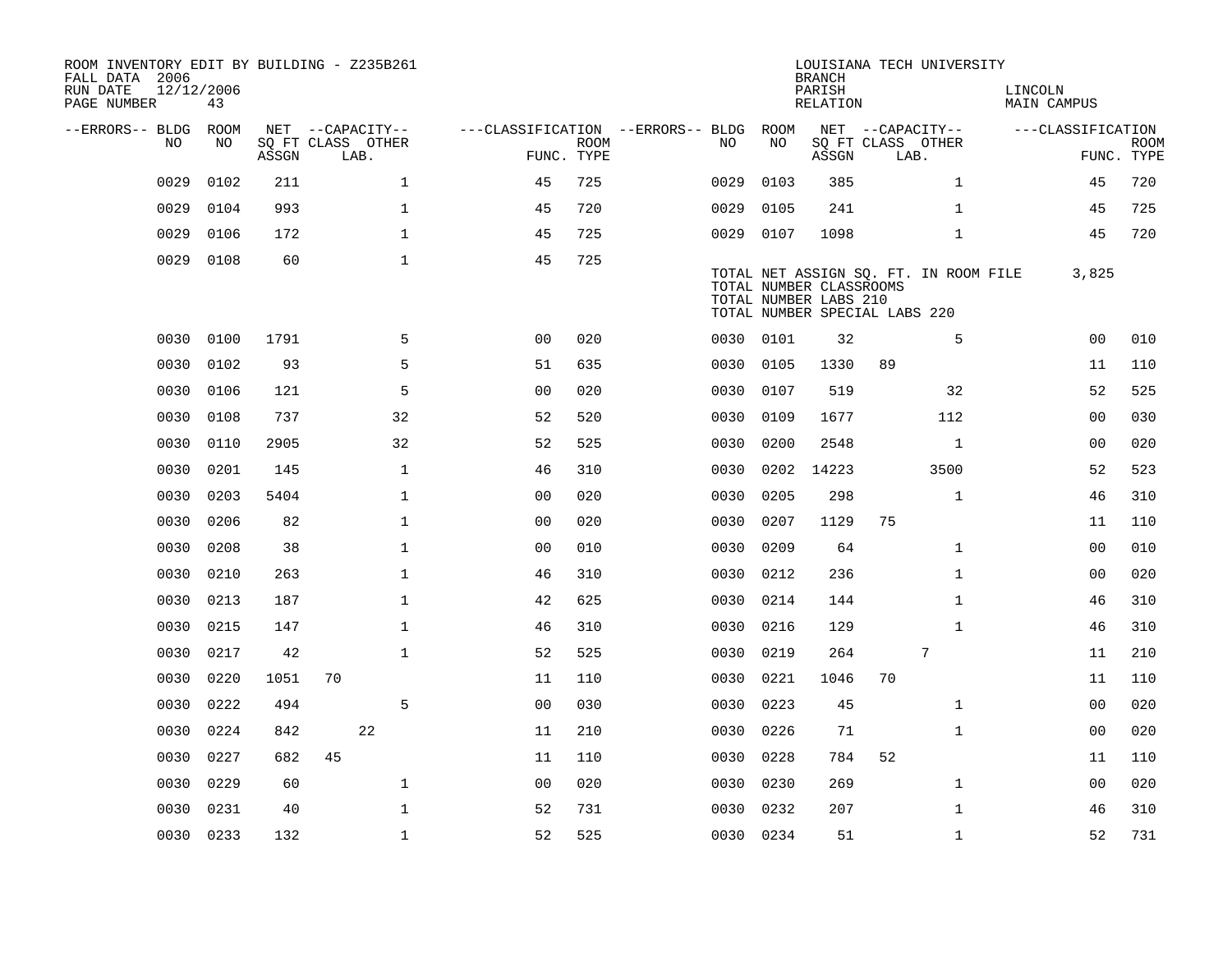ROOM INVENTORY EDIT BY BUILDING - Z235B261
FALL DATA 2006
RUN DATE 12/12/2006
PAGE NUMBER 43

LOUISIANA TECH UNIVERSITY
BRANCH
PARISH LINCOLN
RELATION MAIN CAMPUS

| --ERRORS-- | BLDG NO | ROOM NO | NET SQ FT ASSGN | CAPACITY CLASS | CAPACITY LAB. | CAPACITY OTHER | CLASSIFICATION FUNC. | ROOM TYPE | --ERRORS-- | BLDG NO | ROOM NO | NET SQ FT ASSGN | CAPACITY CLASS | CAPACITY LAB. | CAPACITY OTHER | CLASSIFICATION FUNC. | ROOM TYPE |
|---|---|---|---|---|---|---|---|---|---|---|---|---|---|---|---|---|---|
| | 0029 | 0102 | 211 | | | 1 | 45 | 725 | | 0029 | 0103 | 385 | | | 1 | 45 | 720 |
| | 0029 | 0104 | 993 | | | 1 | 45 | 720 | | 0029 | 0105 | 241 | | | 1 | 45 | 725 |
| | 0029 | 0106 | 172 | | | 1 | 45 | 725 | | 0029 | 0107 | 1098 | | | 1 | 45 | 720 |
| | 0029 | 0108 | 60 | | | 1 | 45 | 725 | | | | | | | | | |

TOTAL NET ASSIGN SQ. FT. IN ROOM FILE 3,825
TOTAL NUMBER CLASSROOMS
TOTAL NUMBER LABS 210
TOTAL NUMBER SPECIAL LABS 220

| --ERRORS-- | BLDG NO | ROOM NO | NET SQ FT ASSGN | CAPACITY CLASS | CAPACITY LAB. | CAPACITY OTHER | CLASSIFICATION FUNC. | ROOM TYPE | --ERRORS-- | BLDG NO | ROOM NO | NET SQ FT ASSGN | CAPACITY CLASS | CAPACITY LAB. | CAPACITY OTHER | CLASSIFICATION FUNC. | ROOM TYPE |
|---|---|---|---|---|---|---|---|---|---|---|---|---|---|---|---|---|---|
| | 0030 | 0100 | 1791 | | | 5 | 00 | 020 | | 0030 | 0101 | 32 | | | 5 | 00 | 010 |
| | 0030 | 0102 | 93 | | | 5 | 51 | 635 | | 0030 | 0105 | 1330 | 89 | | | 11 | 110 |
| | 0030 | 0106 | 121 | | | 5 | 00 | 020 | | 0030 | 0107 | 519 | | | 32 | 52 | 525 |
| | 0030 | 0108 | 737 | | | 32 | 52 | 520 | | 0030 | 0109 | 1677 | | | 112 | 00 | 030 |
| | 0030 | 0110 | 2905 | | | 32 | 52 | 525 | | 0030 | 0200 | 2548 | | | 1 | 00 | 020 |
| | 0030 | 0201 | 145 | | | 1 | 46 | 310 | | 0030 | 0202 | 14223 | | | 3500 | 52 | 523 |
| | 0030 | 0203 | 5404 | | | 1 | 00 | 020 | | 0030 | 0205 | 298 | | | 1 | 46 | 310 |
| | 0030 | 0206 | 82 | | | 1 | 00 | 020 | | 0030 | 0207 | 1129 | 75 | | | 11 | 110 |
| | 0030 | 0208 | 38 | | | 1 | 00 | 010 | | 0030 | 0209 | 64 | | | 1 | 00 | 010 |
| | 0030 | 0210 | 263 | | | 1 | 46 | 310 | | 0030 | 0212 | 236 | | | 1 | 00 | 020 |
| | 0030 | 0213 | 187 | | | 1 | 42 | 625 | | 0030 | 0214 | 144 | | | 1 | 46 | 310 |
| | 0030 | 0215 | 147 | | | 1 | 46 | 310 | | 0030 | 0216 | 129 | | | 1 | 46 | 310 |
| | 0030 | 0217 | 42 | | | 1 | 52 | 525 | | 0030 | 0219 | 264 | | 7 | | 11 | 210 |
| | 0030 | 0220 | 1051 | 70 | | | 11 | 110 | | 0030 | 0221 | 1046 | 70 | | | 11 | 110 |
| | 0030 | 0222 | 494 | | | 5 | 00 | 030 | | 0030 | 0223 | 45 | | | 1 | 00 | 020 |
| | 0030 | 0224 | 842 | | 22 | | 11 | 210 | | 0030 | 0226 | 71 | | | 1 | 00 | 020 |
| | 0030 | 0227 | 682 | 45 | | | 11 | 110 | | 0030 | 0228 | 784 | 52 | | | 11 | 110 |
| | 0030 | 0229 | 60 | | | 1 | 00 | 020 | | 0030 | 0230 | 269 | | | 1 | 00 | 020 |
| | 0030 | 0231 | 40 | | | 1 | 52 | 731 | | 0030 | 0232 | 207 | | | 1 | 46 | 310 |
| | 0030 | 0233 | 132 | | | 1 | 52 | 525 | | 0030 | 0234 | 51 | | | 1 | 52 | 731 |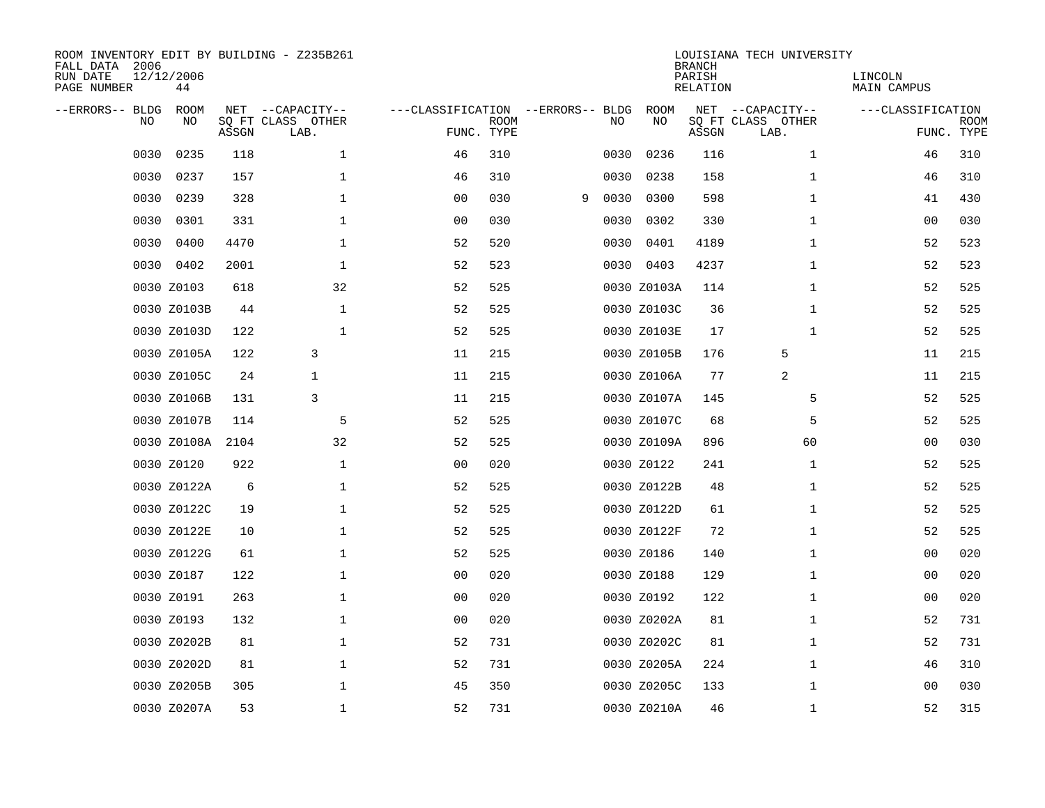ROOM INVENTORY EDIT BY BUILDING - Z235B261
FALL DATA 2006
RUN DATE 12/12/2006
PAGE NUMBER 44

LOUISIANA TECH UNIVERSITY
BRANCH
PARISH LINCOLN
RELATION MAIN CAMPUS

| --ERRORS-- | BLDG NO | ROOM NO | NET SQ FT ASSGN | --CAPACITY-- CLASS LAB. | OTHER | ---CLASSIFICATION FUNC. | ROOM TYPE | --ERRORS-- | BLDG NO | ROOM NO | NET SQ FT ASSGN | --CAPACITY-- CLASS LAB. | OTHER | ---CLASSIFICATION FUNC. | ROOM TYPE |
|---|---|---|---|---|---|---|---|---|---|---|---|---|---|---|---|
| | 0030 | 0235 | 118 | | 1 | 46 | 310 | | 0030 | 0236 | 116 | | 1 | 46 | 310 |
| | 0030 | 0237 | 157 | | 1 | 46 | 310 | | 0030 | 0238 | 158 | | 1 | 46 | 310 |
| | 0030 | 0239 | 328 | | 1 | 00 | 030 | 9 | 0030 | 0300 | 598 | | 1 | 41 | 430 |
| | 0030 | 0301 | 331 | | 1 | 00 | 030 | | 0030 | 0302 | 330 | | 1 | 00 | 030 |
| | 0030 | 0400 | 4470 | | 1 | 52 | 520 | | 0030 | 0401 | 4189 | | 1 | 52 | 523 |
| | 0030 | 0402 | 2001 | | 1 | 52 | 523 | | 0030 | 0403 | 4237 | | 1 | 52 | 523 |
| | 0030 | Z0103 | 618 | | 32 | 52 | 525 | | 0030 | Z0103A | 114 | | 1 | 52 | 525 |
| | 0030 | Z0103B | 44 | | 1 | 52 | 525 | | 0030 | Z0103C | 36 | | 1 | 52 | 525 |
| | 0030 | Z0103D | 122 | | 1 | 52 | 525 | | 0030 | Z0103E | 17 | | 1 | 52 | 525 |
| | 0030 | Z0105A | 122 | 3 | | 11 | 215 | | 0030 | Z0105B | 176 | 5 | | 11 | 215 |
| | 0030 | Z0105C | 24 | 1 | | 11 | 215 | | 0030 | Z0106A | 77 | 2 | | 11 | 215 |
| | 0030 | Z0106B | 131 | 3 | | 11 | 215 | | 0030 | Z0107A | 145 | | 5 | 52 | 525 |
| | 0030 | Z0107B | 114 | | 5 | 52 | 525 | | 0030 | Z0107C | 68 | | 5 | 52 | 525 |
| | 0030 | Z0108A | 2104 | | 32 | 52 | 525 | | 0030 | Z0109A | 896 | | 60 | 00 | 030 |
| | 0030 | Z0120 | 922 | | 1 | 00 | 020 | | 0030 | Z0122 | 241 | | 1 | 52 | 525 |
| | 0030 | Z0122A | 6 | | 1 | 52 | 525 | | 0030 | Z0122B | 48 | | 1 | 52 | 525 |
| | 0030 | Z0122C | 19 | | 1 | 52 | 525 | | 0030 | Z0122D | 61 | | 1 | 52 | 525 |
| | 0030 | Z0122E | 10 | | 1 | 52 | 525 | | 0030 | Z0122F | 72 | | 1 | 52 | 525 |
| | 0030 | Z0122G | 61 | | 1 | 52 | 525 | | 0030 | Z0186 | 140 | | 1 | 00 | 020 |
| | 0030 | Z0187 | 122 | | 1 | 00 | 020 | | 0030 | Z0188 | 129 | | 1 | 00 | 020 |
| | 0030 | Z0191 | 263 | | 1 | 00 | 020 | | 0030 | Z0192 | 122 | | 1 | 00 | 020 |
| | 0030 | Z0193 | 132 | | 1 | 00 | 020 | | 0030 | Z0202A | 81 | | 1 | 52 | 731 |
| | 0030 | Z0202B | 81 | | 1 | 52 | 731 | | 0030 | Z0202C | 81 | | 1 | 52 | 731 |
| | 0030 | Z0202D | 81 | | 1 | 52 | 731 | | 0030 | Z0205A | 224 | | 1 | 46 | 310 |
| | 0030 | Z0205B | 305 | | 1 | 45 | 350 | | 0030 | Z0205C | 133 | | 1 | 00 | 030 |
| | 0030 | Z0207A | 53 | | 1 | 52 | 731 | | 0030 | Z0210A | 46 | | 1 | 52 | 315 |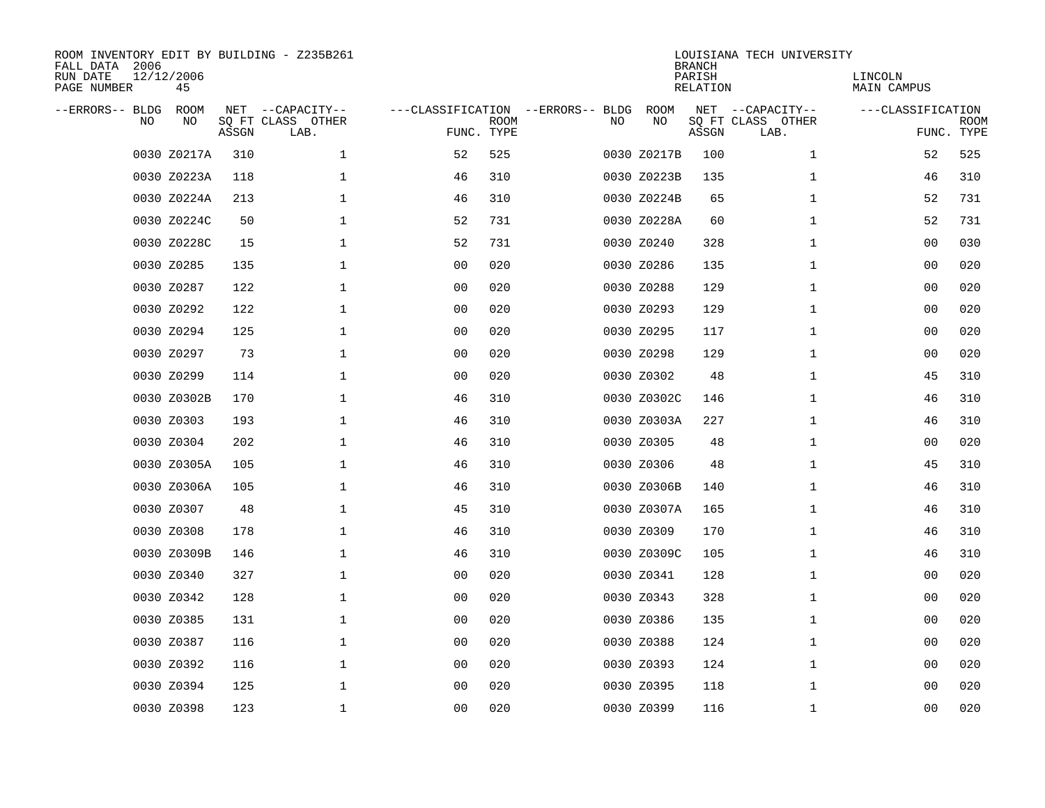ROOM INVENTORY EDIT BY BUILDING - Z235B261
FALL DATA 2006
RUN DATE 12/12/2006
PAGE NUMBER 45

LOUISIANA TECH UNIVERSITY
BRANCH
PARISH LINCOLN
RELATION MAIN CAMPUS

| --ERRORS-- | BLDG NO | ROOM NO | NET SQ FT ASSGN | --CAPACITY-- CLASS LAB. | OTHER | ---CLASSIFICATION FUNC. | ROOM TYPE | --ERRORS-- | BLDG NO | ROOM NO | NET SQ FT ASSGN | --CAPACITY-- CLASS LAB. | OTHER | ---CLASSIFICATION FUNC. | ROOM TYPE |
|---|---|---|---|---|---|---|---|---|---|---|---|---|---|---|---|
| | 0030 | Z0217A | 310 | | 1 | 52 | 525 | | 0030 | Z0217B | 100 | | 1 | 52 | 525 |
| | 0030 | Z0223A | 118 | | 1 | 46 | 310 | | 0030 | Z0223B | 135 | | 1 | 46 | 310 |
| | 0030 | Z0224A | 213 | | 1 | 46 | 310 | | 0030 | Z0224B | 65 | | 1 | 52 | 731 |
| | 0030 | Z0224C | 50 | | 1 | 52 | 731 | | 0030 | Z0228A | 60 | | 1 | 52 | 731 |
| | 0030 | Z0228C | 15 | | 1 | 52 | 731 | | 0030 | Z0240 | 328 | | 1 | 00 | 030 |
| | 0030 | Z0285 | 135 | | 1 | 00 | 020 | | 0030 | Z0286 | 135 | | 1 | 00 | 020 |
| | 0030 | Z0287 | 122 | | 1 | 00 | 020 | | 0030 | Z0288 | 129 | | 1 | 00 | 020 |
| | 0030 | Z0292 | 122 | | 1 | 00 | 020 | | 0030 | Z0293 | 129 | | 1 | 00 | 020 |
| | 0030 | Z0294 | 125 | | 1 | 00 | 020 | | 0030 | Z0295 | 117 | | 1 | 00 | 020 |
| | 0030 | Z0297 | 73 | | 1 | 00 | 020 | | 0030 | Z0298 | 129 | | 1 | 00 | 020 |
| | 0030 | Z0299 | 114 | | 1 | 00 | 020 | | 0030 | Z0302 | 48 | | 1 | 45 | 310 |
| | 0030 | Z0302B | 170 | | 1 | 46 | 310 | | 0030 | Z0302C | 146 | | 1 | 46 | 310 |
| | 0030 | Z0303 | 193 | | 1 | 46 | 310 | | 0030 | Z0303A | 227 | | 1 | 46 | 310 |
| | 0030 | Z0304 | 202 | | 1 | 46 | 310 | | 0030 | Z0305 | 48 | | 1 | 00 | 020 |
| | 0030 | Z0305A | 105 | | 1 | 46 | 310 | | 0030 | Z0306 | 48 | | 1 | 45 | 310 |
| | 0030 | Z0306A | 105 | | 1 | 46 | 310 | | 0030 | Z0306B | 140 | | 1 | 46 | 310 |
| | 0030 | Z0307 | 48 | | 1 | 45 | 310 | | 0030 | Z0307A | 165 | | 1 | 46 | 310 |
| | 0030 | Z0308 | 178 | | 1 | 46 | 310 | | 0030 | Z0309 | 170 | | 1 | 46 | 310 |
| | 0030 | Z0309B | 146 | | 1 | 46 | 310 | | 0030 | Z0309C | 105 | | 1 | 46 | 310 |
| | 0030 | Z0340 | 327 | | 1 | 00 | 020 | | 0030 | Z0341 | 128 | | 1 | 00 | 020 |
| | 0030 | Z0342 | 128 | | 1 | 00 | 020 | | 0030 | Z0343 | 328 | | 1 | 00 | 020 |
| | 0030 | Z0385 | 131 | | 1 | 00 | 020 | | 0030 | Z0386 | 135 | | 1 | 00 | 020 |
| | 0030 | Z0387 | 116 | | 1 | 00 | 020 | | 0030 | Z0388 | 124 | | 1 | 00 | 020 |
| | 0030 | Z0392 | 116 | | 1 | 00 | 020 | | 0030 | Z0393 | 124 | | 1 | 00 | 020 |
| | 0030 | Z0394 | 125 | | 1 | 00 | 020 | | 0030 | Z0395 | 118 | | 1 | 00 | 020 |
| | 0030 | Z0398 | 123 | | 1 | 00 | 020 | | 0030 | Z0399 | 116 | | 1 | 00 | 020 |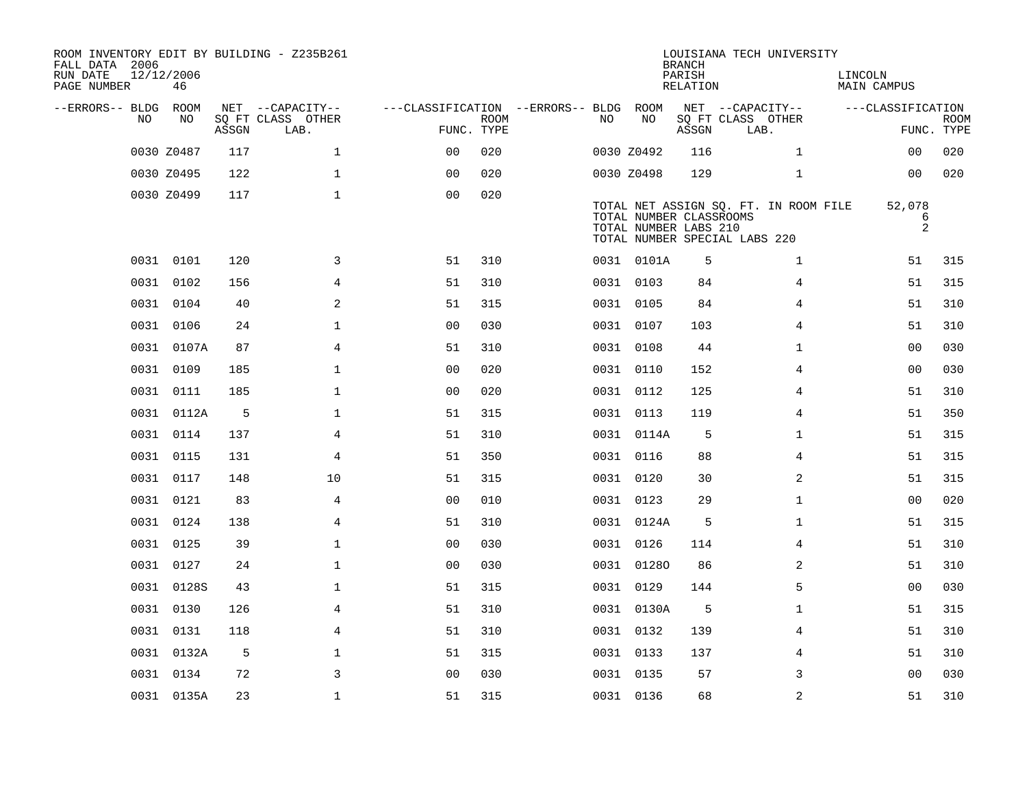ROOM INVENTORY EDIT BY BUILDING - Z235B261
FALL DATA 2006
RUN DATE 12/12/2006
PAGE NUMBER 46

LOUISIANA TECH UNIVERSITY
BRANCH
PARISH LINCOLN
RELATION MAIN CAMPUS

| --ERRORS-- | BLDG NO | ROOM NO | NET SQ FT ASSGN | CAPACITY CLASS LAB. | CAPACITY OTHER | CLASSIFICATION FUNC. | ROOM TYPE | --ERRORS-- | BLDG NO | ROOM NO | NET SQ FT ASSGN | CAPACITY CLASS LAB. | CAPACITY OTHER | CLASSIFICATION FUNC. | ROOM TYPE |
|---|---|---|---|---|---|---|---|---|---|---|---|---|---|---|---|
| | 0030 | Z0487 | 117 | | 1 | 00 | 020 | | 0030 | Z0492 | 116 | | 1 | 00 | 020 |
| | 0030 | Z0495 | 122 | | 1 | 00 | 020 | | 0030 | Z0498 | 129 | | 1 | 00 | 020 |
| | 0030 | Z0499 | 117 | | 1 | 00 | 020 | | | | | | | | |

TOTAL NET ASSIGN SQ. FT. IN ROOM FILE 52,078
TOTAL NUMBER CLASSROOMS 6
TOTAL NUMBER LABS 210 2
TOTAL NUMBER SPECIAL LABS 220

| --ERRORS-- | BLDG NO | ROOM NO | NET SQ FT ASSGN | CAPACITY CLASS LAB. | CAPACITY OTHER | CLASSIFICATION FUNC. | ROOM TYPE | --ERRORS-- | BLDG NO | ROOM NO | NET SQ FT ASSGN | CAPACITY CLASS LAB. | CAPACITY OTHER | CLASSIFICATION FUNC. | ROOM TYPE |
|---|---|---|---|---|---|---|---|---|---|---|---|---|---|---|---|
| | 0031 | 0101 | 120 | | 3 | 51 | 310 | | 0031 | 0101A | 5 | | 1 | 51 | 315 |
| | 0031 | 0102 | 156 | | 4 | 51 | 310 | | 0031 | 0103 | 84 | | 4 | 51 | 315 |
| | 0031 | 0104 | 40 | | 2 | 51 | 315 | | 0031 | 0105 | 84 | | 4 | 51 | 310 |
| | 0031 | 0106 | 24 | | 1 | 00 | 030 | | 0031 | 0107 | 103 | | 4 | 51 | 310 |
| | 0031 | 0107A | 87 | | 4 | 51 | 310 | | 0031 | 0108 | 44 | | 1 | 00 | 030 |
| | 0031 | 0109 | 185 | | 1 | 00 | 020 | | 0031 | 0110 | 152 | | 4 | 00 | 030 |
| | 0031 | 0111 | 185 | | 1 | 00 | 020 | | 0031 | 0112 | 125 | | 4 | 51 | 310 |
| | 0031 | 0112A | 5 | | 1 | 51 | 315 | | 0031 | 0113 | 119 | | 4 | 51 | 350 |
| | 0031 | 0114 | 137 | | 4 | 51 | 310 | | 0031 | 0114A | 5 | | 1 | 51 | 315 |
| | 0031 | 0115 | 131 | | 4 | 51 | 350 | | 0031 | 0116 | 88 | | 4 | 51 | 315 |
| | 0031 | 0117 | 148 | | 10 | 51 | 315 | | 0031 | 0120 | 30 | | 2 | 51 | 315 |
| | 0031 | 0121 | 83 | | 4 | 00 | 010 | | 0031 | 0123 | 29 | | 1 | 00 | 020 |
| | 0031 | 0124 | 138 | | 4 | 51 | 310 | | 0031 | 0124A | 5 | | 1 | 51 | 315 |
| | 0031 | 0125 | 39 | | 1 | 00 | 030 | | 0031 | 0126 | 114 | | 4 | 51 | 310 |
| | 0031 | 0127 | 24 | | 1 | 00 | 030 | | 0031 | 0128O | 86 | | 2 | 51 | 310 |
| | 0031 | 0128S | 43 | | 1 | 51 | 315 | | 0031 | 0129 | 144 | | 5 | 00 | 030 |
| | 0031 | 0130 | 126 | | 4 | 51 | 310 | | 0031 | 0130A | 5 | | 1 | 51 | 315 |
| | 0031 | 0131 | 118 | | 4 | 51 | 310 | | 0031 | 0132 | 139 | | 4 | 51 | 310 |
| | 0031 | 0132A | 5 | | 1 | 51 | 315 | | 0031 | 0133 | 137 | | 4 | 51 | 310 |
| | 0031 | 0134 | 72 | | 3 | 00 | 030 | | 0031 | 0135 | 57 | | 3 | 00 | 030 |
| | 0031 | 0135A | 23 | | 1 | 51 | 315 | | 0031 | 0136 | 68 | | 2 | 51 | 310 |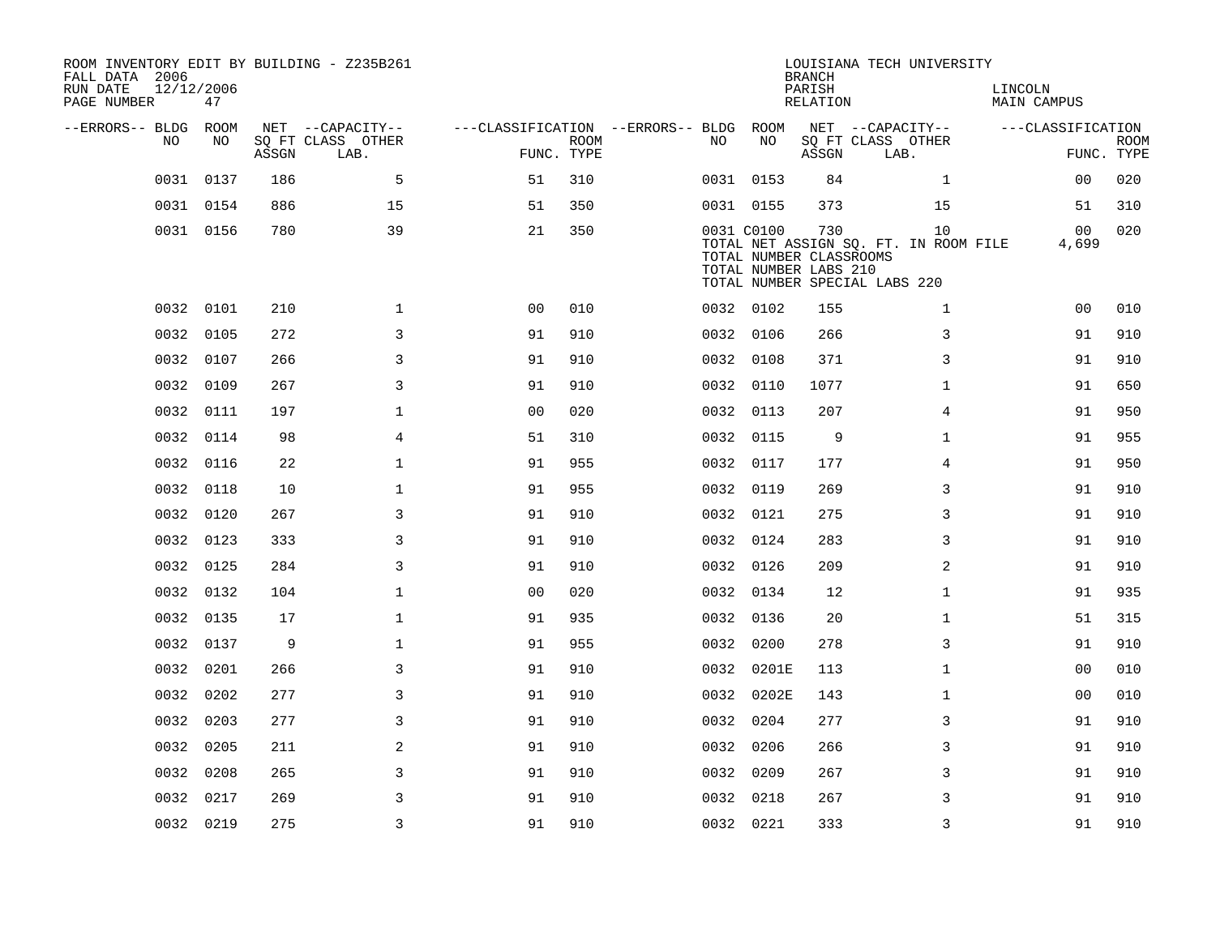ROOM INVENTORY EDIT BY BUILDING - Z235B261
FALL DATA 2006
RUN DATE 12/12/2006
PAGE NUMBER 47

LOUISIANA TECH UNIVERSITY
BRANCH
PARISH LINCOLN
RELATION MAIN CAMPUS

| --ERRORS-- | BLDG NO | ROOM NO | NET SQ FT ASSGN | CAPACITY CLASS LAB. | CAPACITY OTHER | CLASSIFICATION FUNC. | ROOM TYPE | --ERRORS-- | BLDG NO | ROOM NO | NET SQ FT ASSGN | CAPACITY CLASS LAB. | CAPACITY OTHER | CLASSIFICATION FUNC. | ROOM TYPE |
|---|---|---|---|---|---|---|---|---|---|---|---|---|---|---|---|
| | 0031 | 0137 | 186 | | 5 | 51 | 310 | | 0031 | 0153 | 84 | | 1 | 00 | 020 |
| | 0031 | 0154 | 886 | | 15 | 51 | 350 | | 0031 | 0155 | 373 | | 15 | 51 | 310 |
| | 0031 | 0156 | 780 | | 39 | 21 | 350 | | 0031 | C0100 | 730 | | 10 | 00 | 020 |
| | | | | | | | | | TOTAL NET ASSIGN SQ. FT. IN ROOM FILE | | | | | 4,699 | |
| | | | | | | | | | TOTAL NUMBER CLASSROOMS | | | | | | |
| | | | | | | | | | TOTAL NUMBER LABS 210 | | | | | | |
| | | | | | | | | | TOTAL NUMBER SPECIAL LABS 220 | | | | | | |
| | 0032 | 0101 | 210 | | 1 | 00 | 010 | | 0032 | 0102 | 155 | | 1 | 00 | 010 |
| | 0032 | 0105 | 272 | | 3 | 91 | 910 | | 0032 | 0106 | 266 | | 3 | 91 | 910 |
| | 0032 | 0107 | 266 | | 3 | 91 | 910 | | 0032 | 0108 | 371 | | 3 | 91 | 910 |
| | 0032 | 0109 | 267 | | 3 | 91 | 910 | | 0032 | 0110 | 1077 | | 1 | 91 | 650 |
| | 0032 | 0111 | 197 | | 1 | 00 | 020 | | 0032 | 0113 | 207 | | 4 | 91 | 950 |
| | 0032 | 0114 | 98 | | 4 | 51 | 310 | | 0032 | 0115 | 9 | | 1 | 91 | 955 |
| | 0032 | 0116 | 22 | | 1 | 91 | 955 | | 0032 | 0117 | 177 | | 4 | 91 | 950 |
| | 0032 | 0118 | 10 | | 1 | 91 | 955 | | 0032 | 0119 | 269 | | 3 | 91 | 910 |
| | 0032 | 0120 | 267 | | 3 | 91 | 910 | | 0032 | 0121 | 275 | | 3 | 91 | 910 |
| | 0032 | 0123 | 333 | | 3 | 91 | 910 | | 0032 | 0124 | 283 | | 3 | 91 | 910 |
| | 0032 | 0125 | 284 | | 3 | 91 | 910 | | 0032 | 0126 | 209 | | 2 | 91 | 910 |
| | 0032 | 0132 | 104 | | 1 | 00 | 020 | | 0032 | 0134 | 12 | | 1 | 91 | 935 |
| | 0032 | 0135 | 17 | | 1 | 91 | 935 | | 0032 | 0136 | 20 | | 1 | 51 | 315 |
| | 0032 | 0137 | 9 | | 1 | 91 | 955 | | 0032 | 0200 | 278 | | 3 | 91 | 910 |
| | 0032 | 0201 | 266 | | 3 | 91 | 910 | | 0032 | 0201E | 113 | | 1 | 00 | 010 |
| | 0032 | 0202 | 277 | | 3 | 91 | 910 | | 0032 | 0202E | 143 | | 1 | 00 | 010 |
| | 0032 | 0203 | 277 | | 3 | 91 | 910 | | 0032 | 0204 | 277 | | 3 | 91 | 910 |
| | 0032 | 0205 | 211 | | 2 | 91 | 910 | | 0032 | 0206 | 266 | | 3 | 91 | 910 |
| | 0032 | 0208 | 265 | | 3 | 91 | 910 | | 0032 | 0209 | 267 | | 3 | 91 | 910 |
| | 0032 | 0217 | 269 | | 3 | 91 | 910 | | 0032 | 0218 | 267 | | 3 | 91 | 910 |
| | 0032 | 0219 | 275 | | 3 | 91 | 910 | | 0032 | 0221 | 333 | | 3 | 91 | 910 |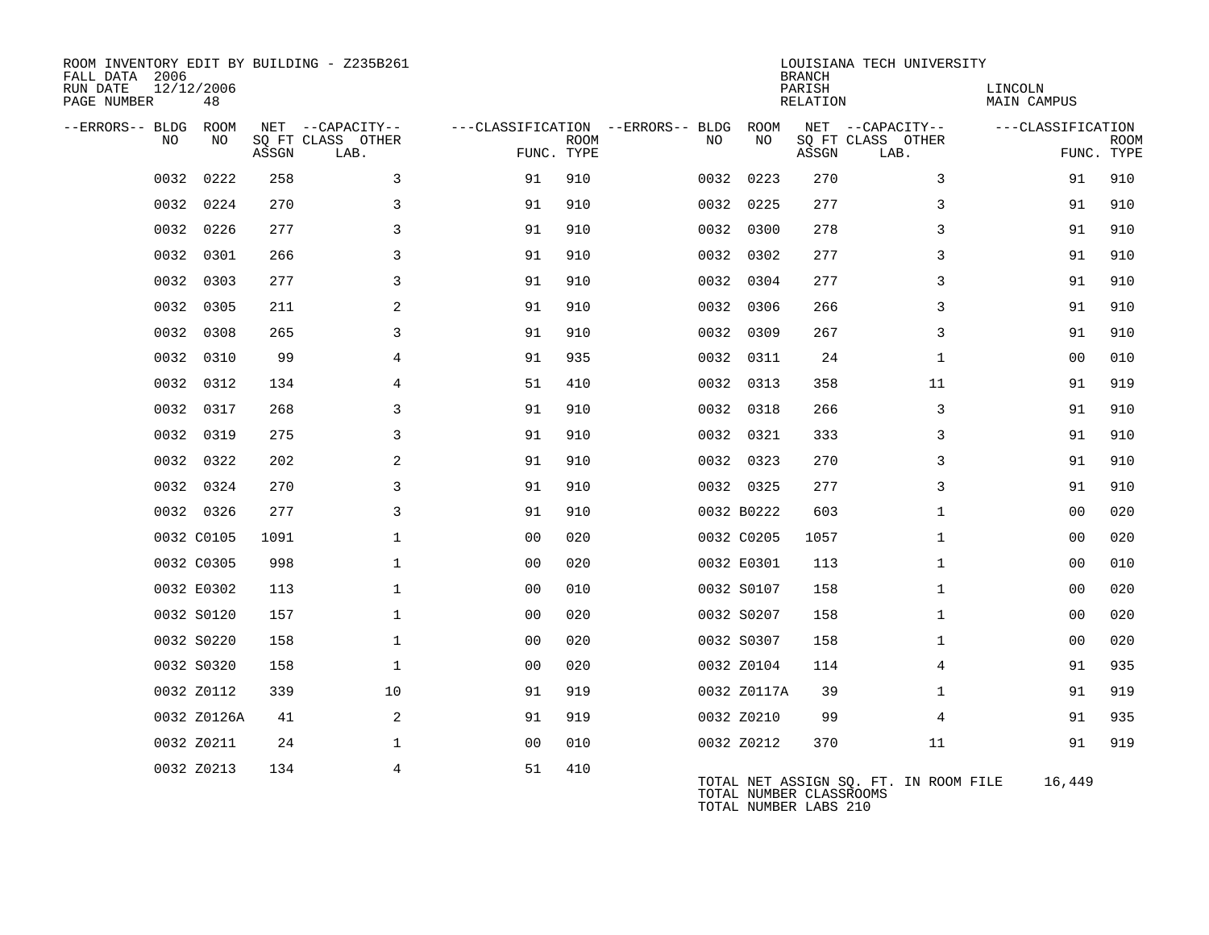ROOM INVENTORY EDIT BY BUILDING - Z235B261
FALL DATA 2006
RUN DATE 12/12/2006
PAGE NUMBER 48

LOUISIANA TECH UNIVERSITY
BRANCH
PARISH LINCOLN
RELATION MAIN CAMPUS

| --ERRORS-- | BLDG NO | ROOM NO | NET SQ FT ASSGN | --CAPACITY-- CLASS | OTHER LAB. | ---CLASSIFICATION FUNC. | ROOM TYPE | --ERRORS-- | BLDG NO | ROOM NO | NET SQ FT ASSGN | --CAPACITY-- CLASS | OTHER LAB. | ---CLASSIFICATION FUNC. | ROOM TYPE |
|---|---|---|---|---|---|---|---|---|---|---|---|---|---|---|---|
| | 0032 | 0222 | 258 | | 3 | 91 | 910 | | 0032 | 0223 | 270 | | 3 | 91 | 910 |
| | 0032 | 0224 | 270 | | 3 | 91 | 910 | | 0032 | 0225 | 277 | | 3 | 91 | 910 |
| | 0032 | 0226 | 277 | | 3 | 91 | 910 | | 0032 | 0300 | 278 | | 3 | 91 | 910 |
| | 0032 | 0301 | 266 | | 3 | 91 | 910 | | 0032 | 0302 | 277 | | 3 | 91 | 910 |
| | 0032 | 0303 | 277 | | 3 | 91 | 910 | | 0032 | 0304 | 277 | | 3 | 91 | 910 |
| | 0032 | 0305 | 211 | | 2 | 91 | 910 | | 0032 | 0306 | 266 | | 3 | 91 | 910 |
| | 0032 | 0308 | 265 | | 3 | 91 | 910 | | 0032 | 0309 | 267 | | 3 | 91 | 910 |
| | 0032 | 0310 | 99 | | 4 | 91 | 935 | | 0032 | 0311 | 24 | | 1 | 00 | 010 |
| | 0032 | 0312 | 134 | | 4 | 51 | 410 | | 0032 | 0313 | 358 | | 11 | 91 | 919 |
| | 0032 | 0317 | 268 | | 3 | 91 | 910 | | 0032 | 0318 | 266 | | 3 | 91 | 910 |
| | 0032 | 0319 | 275 | | 3 | 91 | 910 | | 0032 | 0321 | 333 | | 3 | 91 | 910 |
| | 0032 | 0322 | 202 | | 2 | 91 | 910 | | 0032 | 0323 | 270 | | 3 | 91 | 910 |
| | 0032 | 0324 | 270 | | 3 | 91 | 910 | | 0032 | 0325 | 277 | | 3 | 91 | 910 |
| | 0032 | 0326 | 277 | | 3 | 91 | 910 | | 0032 | B0222 | 603 | | 1 | 00 | 020 |
| | 0032 | C0105 | 1091 | | 1 | 00 | 020 | | 0032 | C0205 | 1057 | | 1 | 00 | 020 |
| | 0032 | C0305 | 998 | | 1 | 00 | 020 | | 0032 | E0301 | 113 | | 1 | 00 | 010 |
| | 0032 | E0302 | 113 | | 1 | 00 | 010 | | 0032 | S0107 | 158 | | 1 | 00 | 020 |
| | 0032 | S0120 | 157 | | 1 | 00 | 020 | | 0032 | S0207 | 158 | | 1 | 00 | 020 |
| | 0032 | S0220 | 158 | | 1 | 00 | 020 | | 0032 | S0307 | 158 | | 1 | 00 | 020 |
| | 0032 | S0320 | 158 | | 1 | 00 | 020 | | 0032 | Z0104 | 114 | | 4 | 91 | 935 |
| | 0032 | Z0112 | 339 | | 10 | 91 | 919 | | 0032 | Z0117A | 39 | | 1 | 91 | 919 |
| | 0032 | Z0126A | 41 | | 2 | 91 | 919 | | 0032 | Z0210 | 99 | | 4 | 91 | 935 |
| | 0032 | Z0211 | 24 | | 1 | 00 | 010 | | 0032 | Z0212 | 370 | | 11 | 91 | 919 |
| | 0032 | Z0213 | 134 | | 4 | 51 | 410 | | | | | | | | |

TOTAL NET ASSIGN SQ. FT. IN ROOM FILE 16,449
TOTAL NUMBER CLASSROOMS
TOTAL NUMBER LABS 210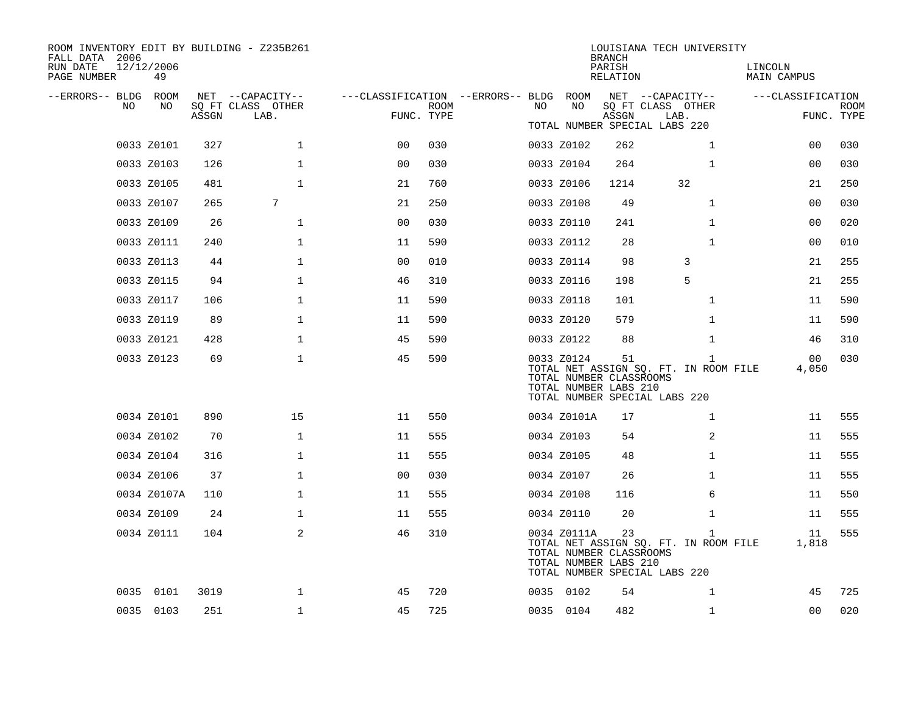ROOM INVENTORY EDIT BY BUILDING - Z235B261
FALL DATA 2006
RUN DATE 12/12/2006
PAGE NUMBER 49

LOUISIANA TECH UNIVERSITY
BRANCH
PARISH LINCOLN
RELATION MAIN CAMPUS

| --ERRORS-- | BLDG NO | ROOM NO | NET SQ FT ASSGN | CAPACITY CLASS LAB. | CAPACITY OTHER | CLASSIFICATION FUNC. | ROOM TYPE | --ERRORS-- | BLDG NO | ROOM NO | NET SQ FT ASSGN | CAPACITY CLASS LAB. | CAPACITY OTHER | CLASSIFICATION FUNC. | ROOM TYPE |
|---|---|---|---|---|---|---|---|---|---|---|---|---|---|---|---|
| | | | | | | | | | TOTAL NUMBER SPECIAL LABS 220 | | | | | | |
| | 0033 | Z0101 | 327 | | 1 | 00 | 030 | | 0033 | Z0102 | 262 | | 1 | 00 | 030 |
| | 0033 | Z0103 | 126 | | 1 | 00 | 030 | | 0033 | Z0104 | 264 | | 1 | 00 | 030 |
| | 0033 | Z0105 | 481 | | 1 | 21 | 760 | | 0033 | Z0106 | 1214 | 32 | | 21 | 250 |
| | 0033 | Z0107 | 265 | 7 | | 21 | 250 | | 0033 | Z0108 | 49 | | 1 | 00 | 030 |
| | 0033 | Z0109 | 26 | | 1 | 00 | 030 | | 0033 | Z0110 | 241 | | 1 | 00 | 020 |
| | 0033 | Z0111 | 240 | | 1 | 11 | 590 | | 0033 | Z0112 | 28 | | 1 | 00 | 010 |
| | 0033 | Z0113 | 44 | | 1 | 00 | 010 | | 0033 | Z0114 | 98 | 3 | | 21 | 255 |
| | 0033 | Z0115 | 94 | | 1 | 46 | 310 | | 0033 | Z0116 | 198 | 5 | | 21 | 255 |
| | 0033 | Z0117 | 106 | | 1 | 11 | 590 | | 0033 | Z0118 | 101 | | 1 | 11 | 590 |
| | 0033 | Z0119 | 89 | | 1 | 11 | 590 | | 0033 | Z0120 | 579 | | 1 | 11 | 590 |
| | 0033 | Z0121 | 428 | | 1 | 45 | 590 | | 0033 | Z0122 | 88 | | 1 | 46 | 310 |
| | 0033 | Z0123 | 69 | | 1 | 45 | 590 | | 0033 | Z0124 | 51 | | 1 | 00 | 030 |
| | | | | | | | | | TOTAL NET ASSIGN SQ. FT. IN ROOM FILE | | | | | 4,050 | |
| | | | | | | | | | TOTAL NUMBER CLASSROOMS | | | | | | |
| | | | | | | | | | TOTAL NUMBER LABS 210 | | | | | | |
| | | | | | | | | | TOTAL NUMBER SPECIAL LABS 220 | | | | | | |
| | 0034 | Z0101 | 890 | | 15 | 11 | 550 | | 0034 | Z0101A | 17 | | 1 | 11 | 555 |
| | 0034 | Z0102 | 70 | | 1 | 11 | 555 | | 0034 | Z0103 | 54 | | 2 | 11 | 555 |
| | 0034 | Z0104 | 316 | | 1 | 11 | 555 | | 0034 | Z0105 | 48 | | 1 | 11 | 555 |
| | 0034 | Z0106 | 37 | | 1 | 00 | 030 | | 0034 | Z0107 | 26 | | 1 | 11 | 555 |
| | 0034 | Z0107A | 110 | | 1 | 11 | 555 | | 0034 | Z0108 | 116 | | 6 | 11 | 550 |
| | 0034 | Z0109 | 24 | | 1 | 11 | 555 | | 0034 | Z0110 | 20 | | 1 | 11 | 555 |
| | 0034 | Z0111 | 104 | | 2 | 46 | 310 | | 0034 | Z0111A | 23 | | 1 | 11 | 555 |
| | | | | | | | | | TOTAL NET ASSIGN SQ. FT. IN ROOM FILE | | | | | 1,818 | |
| | | | | | | | | | TOTAL NUMBER CLASSROOMS | | | | | | |
| | | | | | | | | | TOTAL NUMBER LABS 210 | | | | | | |
| | | | | | | | | | TOTAL NUMBER SPECIAL LABS 220 | | | | | | |
| | 0035 | 0101 | 3019 | | 1 | 45 | 720 | | 0035 | 0102 | 54 | | 1 | 45 | 725 |
| | 0035 | 0103 | 251 | | 1 | 45 | 725 | | 0035 | 0104 | 482 | | 1 | 00 | 020 |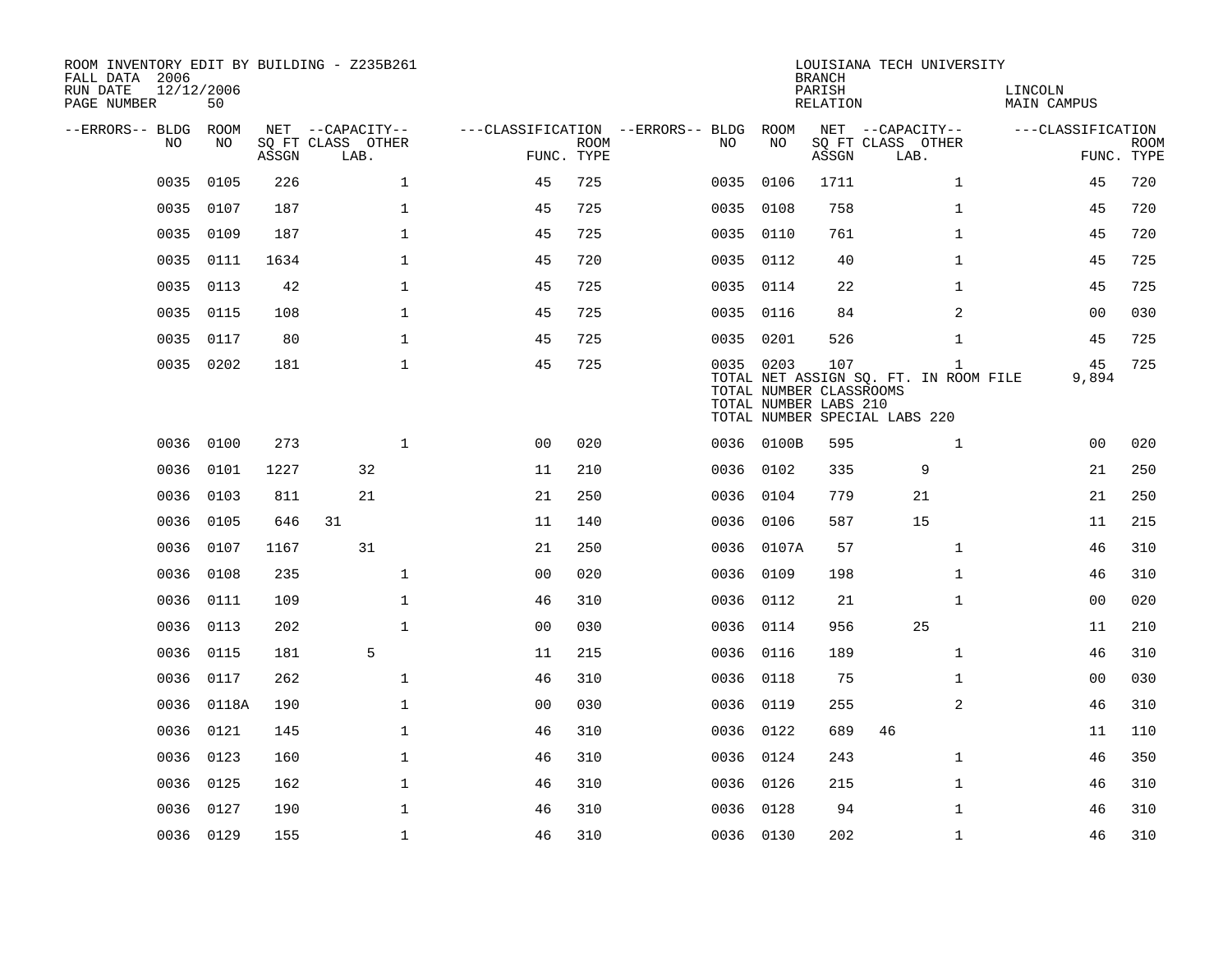ROOM INVENTORY EDIT BY BUILDING - Z235B261
FALL DATA 2006
RUN DATE 12/12/2006
PAGE NUMBER 50

LOUISIANA TECH UNIVERSITY
BRANCH
PARISH LINCOLN
RELATION MAIN CAMPUS

| --ERRORS-- | BLDG NO | ROOM NO | NET SQ FT ASSGN | CAPACITY CLASS | CAPACITY LAB. | CAPACITY OTHER | CLASSIFICATION FUNC. | ROOM TYPE | --ERRORS-- | BLDG NO | ROOM NO | NET SQ FT ASSGN | CAPACITY CLASS | CAPACITY LAB. | CAPACITY OTHER | CLASSIFICATION FUNC. | ROOM TYPE |
|---|---|---|---|---|---|---|---|---|---|---|---|---|---|---|---|---|---|
| | 0035 | 0105 | 226 | | | 1 | 45 | 725 | | 0035 | 0106 | 1711 | | | 1 | 45 | 720 |
| | 0035 | 0107 | 187 | | | 1 | 45 | 725 | | 0035 | 0108 | 758 | | | 1 | 45 | 720 |
| | 0035 | 0109 | 187 | | | 1 | 45 | 725 | | 0035 | 0110 | 761 | | | 1 | 45 | 720 |
| | 0035 | 0111 | 1634 | | | 1 | 45 | 720 | | 0035 | 0112 | 40 | | | 1 | 45 | 725 |
| | 0035 | 0113 | 42 | | | 1 | 45 | 725 | | 0035 | 0114 | 22 | | | 1 | 45 | 725 |
| | 0035 | 0115 | 108 | | | 1 | 45 | 725 | | 0035 | 0116 | 84 | | | 2 | 00 | 030 |
| | 0035 | 0117 | 80 | | | 1 | 45 | 725 | | 0035 | 0201 | 526 | | | 1 | 45 | 725 |
| | 0035 | 0202 | 181 | | | 1 | 45 | 725 | | 0035 | 0203 | 107 | | | 1 | 45 | 725 |

TOTAL NET ASSIGN SQ. FT. IN ROOM FILE 9,894
TOTAL NUMBER CLASSROOMS
TOTAL NUMBER LABS 210
TOTAL NUMBER SPECIAL LABS 220

| --ERRORS-- | BLDG NO | ROOM NO | NET SQ FT ASSGN | CAPACITY CLASS | CAPACITY LAB. | CAPACITY OTHER | CLASSIFICATION FUNC. | ROOM TYPE | --ERRORS-- | BLDG NO | ROOM NO | NET SQ FT ASSGN | CAPACITY CLASS | CAPACITY LAB. | CAPACITY OTHER | CLASSIFICATION FUNC. | ROOM TYPE |
|---|---|---|---|---|---|---|---|---|---|---|---|---|---|---|---|---|---|
| | 0036 | 0100 | 273 | | | 1 | 00 | 020 | | 0036 | 0100B | 595 | | | 1 | 00 | 020 |
| | 0036 | 0101 | 1227 | | 32 | | 11 | 210 | | 0036 | 0102 | 335 | | 9 | | 21 | 250 |
| | 0036 | 0103 | 811 | | 21 | | 21 | 250 | | 0036 | 0104 | 779 | | 21 | | 21 | 250 |
| | 0036 | 0105 | 646 | 31 | | | 11 | 140 | | 0036 | 0106 | 587 | | 15 | | 11 | 215 |
| | 0036 | 0107 | 1167 | | 31 | | 21 | 250 | | 0036 | 0107A | 57 | | | 1 | 46 | 310 |
| | 0036 | 0108 | 235 | | | 1 | 00 | 020 | | 0036 | 0109 | 198 | | | 1 | 46 | 310 |
| | 0036 | 0111 | 109 | | | 1 | 46 | 310 | | 0036 | 0112 | 21 | | | 1 | 00 | 020 |
| | 0036 | 0113 | 202 | | | 1 | 00 | 030 | | 0036 | 0114 | 956 | | 25 | | 11 | 210 |
| | 0036 | 0115 | 181 | | 5 | | 11 | 215 | | 0036 | 0116 | 189 | | | 1 | 46 | 310 |
| | 0036 | 0117 | 262 | | | 1 | 46 | 310 | | 0036 | 0118 | 75 | | | 1 | 00 | 030 |
| | 0036 | 0118A | 190 | | | 1 | 00 | 030 | | 0036 | 0119 | 255 | | | 2 | 46 | 310 |
| | 0036 | 0121 | 145 | | | 1 | 46 | 310 | | 0036 | 0122 | 689 | 46 | | | 11 | 110 |
| | 0036 | 0123 | 160 | | | 1 | 46 | 310 | | 0036 | 0124 | 243 | | | 1 | 46 | 350 |
| | 0036 | 0125 | 162 | | | 1 | 46 | 310 | | 0036 | 0126 | 215 | | | 1 | 46 | 310 |
| | 0036 | 0127 | 190 | | | 1 | 46 | 310 | | 0036 | 0128 | 94 | | | 1 | 46 | 310 |
| | 0036 | 0129 | 155 | | | 1 | 46 | 310 | | 0036 | 0130 | 202 | | | 1 | 46 | 310 |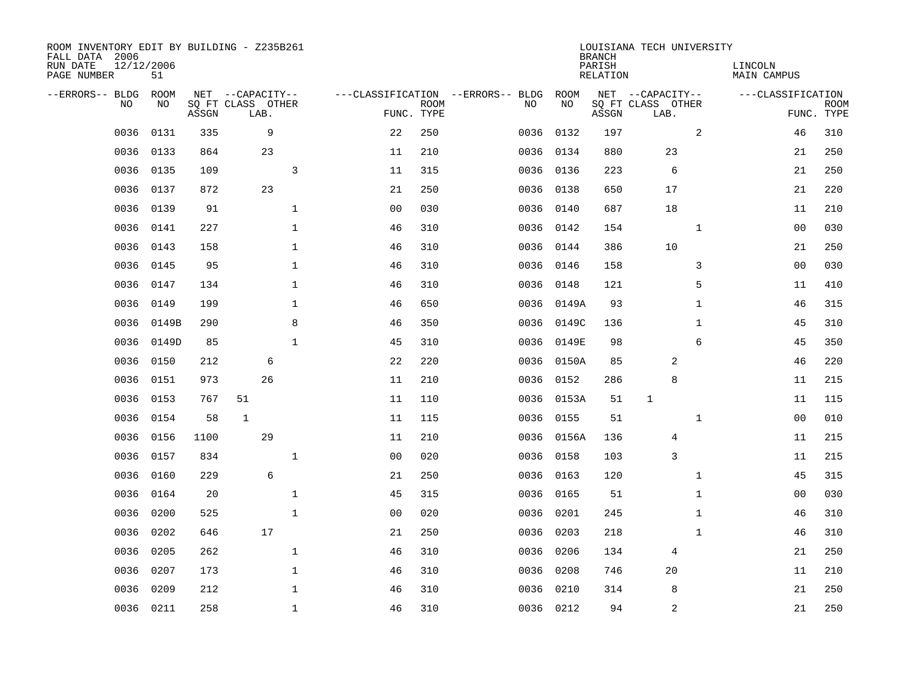ROOM INVENTORY EDIT BY BUILDING - Z235B261
FALL DATA 2006
RUN DATE 12/12/2006
PAGE NUMBER 51

LOUISIANA TECH UNIVERSITY
BRANCH
PARISH LINCOLN
RELATION MAIN CAMPUS

| --ERRORS-- | BLDG NO | ROOM NO | NET SQ FT ASSGN | CAPACITY CLASS | CAPACITY LAB. | CAPACITY OTHER | CLASSIFICATION FUNC. | ROOM TYPE | --ERRORS-- | BLDG NO | ROOM NO | NET SQ FT ASSGN | CAPACITY CLASS | CAPACITY LAB. | CAPACITY OTHER | CLASSIFICATION FUNC. | ROOM TYPE |
|---|---|---|---|---|---|---|---|---|---|---|---|---|---|---|---|---|---|
| | 0036 | 0131 | 335 | | 9 | | 22 | 250 | | 0036 | 0132 | 197 | | | 2 | 46 | 310 |
| | 0036 | 0133 | 864 | | 23 | | 11 | 210 | | 0036 | 0134 | 880 | | 23 | | 21 | 250 |
| | 0036 | 0135 | 109 | | | 3 | 11 | 315 | | 0036 | 0136 | 223 | | 6 | | 21 | 250 |
| | 0036 | 0137 | 872 | | 23 | | 21 | 250 | | 0036 | 0138 | 650 | | 17 | | 21 | 220 |
| | 0036 | 0139 | 91 | | | 1 | 00 | 030 | | 0036 | 0140 | 687 | | 18 | | 11 | 210 |
| | 0036 | 0141 | 227 | | | 1 | 46 | 310 | | 0036 | 0142 | 154 | | | 1 | 00 | 030 |
| | 0036 | 0143 | 158 | | | 1 | 46 | 310 | | 0036 | 0144 | 386 | | 10 | | 21 | 250 |
| | 0036 | 0145 | 95 | | | 1 | 46 | 310 | | 0036 | 0146 | 158 | | | 3 | 00 | 030 |
| | 0036 | 0147 | 134 | | | 1 | 46 | 310 | | 0036 | 0148 | 121 | | | 5 | 11 | 410 |
| | 0036 | 0149 | 199 | | | 1 | 46 | 650 | | 0036 | 0149A | 93 | | | 1 | 46 | 315 |
| | 0036 | 0149B | 290 | | | 8 | 46 | 350 | | 0036 | 0149C | 136 | | | 1 | 45 | 310 |
| | 0036 | 0149D | 85 | | | 1 | 45 | 310 | | 0036 | 0149E | 98 | | | 6 | 45 | 350 |
| | 0036 | 0150 | 212 | | 6 | | 22 | 220 | | 0036 | 0150A | 85 | | 2 | | 46 | 220 |
| | 0036 | 0151 | 973 | | 26 | | 11 | 210 | | 0036 | 0152 | 286 | | 8 | | 11 | 215 |
| | 0036 | 0153 | 767 | 51 | | | 11 | 110 | | 0036 | 0153A | 51 | 1 | | | 11 | 115 |
| | 0036 | 0154 | 58 | 1 | | | 11 | 115 | | 0036 | 0155 | 51 | | | 1 | 00 | 010 |
| | 0036 | 0156 | 1100 | | 29 | | 11 | 210 | | 0036 | 0156A | 136 | | 4 | | 11 | 215 |
| | 0036 | 0157 | 834 | | | 1 | 00 | 020 | | 0036 | 0158 | 103 | | 3 | | 11 | 215 |
| | 0036 | 0160 | 229 | | 6 | | 21 | 250 | | 0036 | 0163 | 120 | | | 1 | 45 | 315 |
| | 0036 | 0164 | 20 | | | 1 | 45 | 315 | | 0036 | 0165 | 51 | | | 1 | 00 | 030 |
| | 0036 | 0200 | 525 | | | 1 | 00 | 020 | | 0036 | 0201 | 245 | | | 1 | 46 | 310 |
| | 0036 | 0202 | 646 | | 17 | | 21 | 250 | | 0036 | 0203 | 218 | | | 1 | 46 | 310 |
| | 0036 | 0205 | 262 | | | 1 | 46 | 310 | | 0036 | 0206 | 134 | | 4 | | 21 | 250 |
| | 0036 | 0207 | 173 | | | 1 | 46 | 310 | | 0036 | 0208 | 746 | | 20 | | 11 | 210 |
| | 0036 | 0209 | 212 | | | 1 | 46 | 310 | | 0036 | 0210 | 314 | | 8 | | 21 | 250 |
| | 0036 | 0211 | 258 | | | 1 | 46 | 310 | | 0036 | 0212 | 94 | | 2 | | 21 | 250 |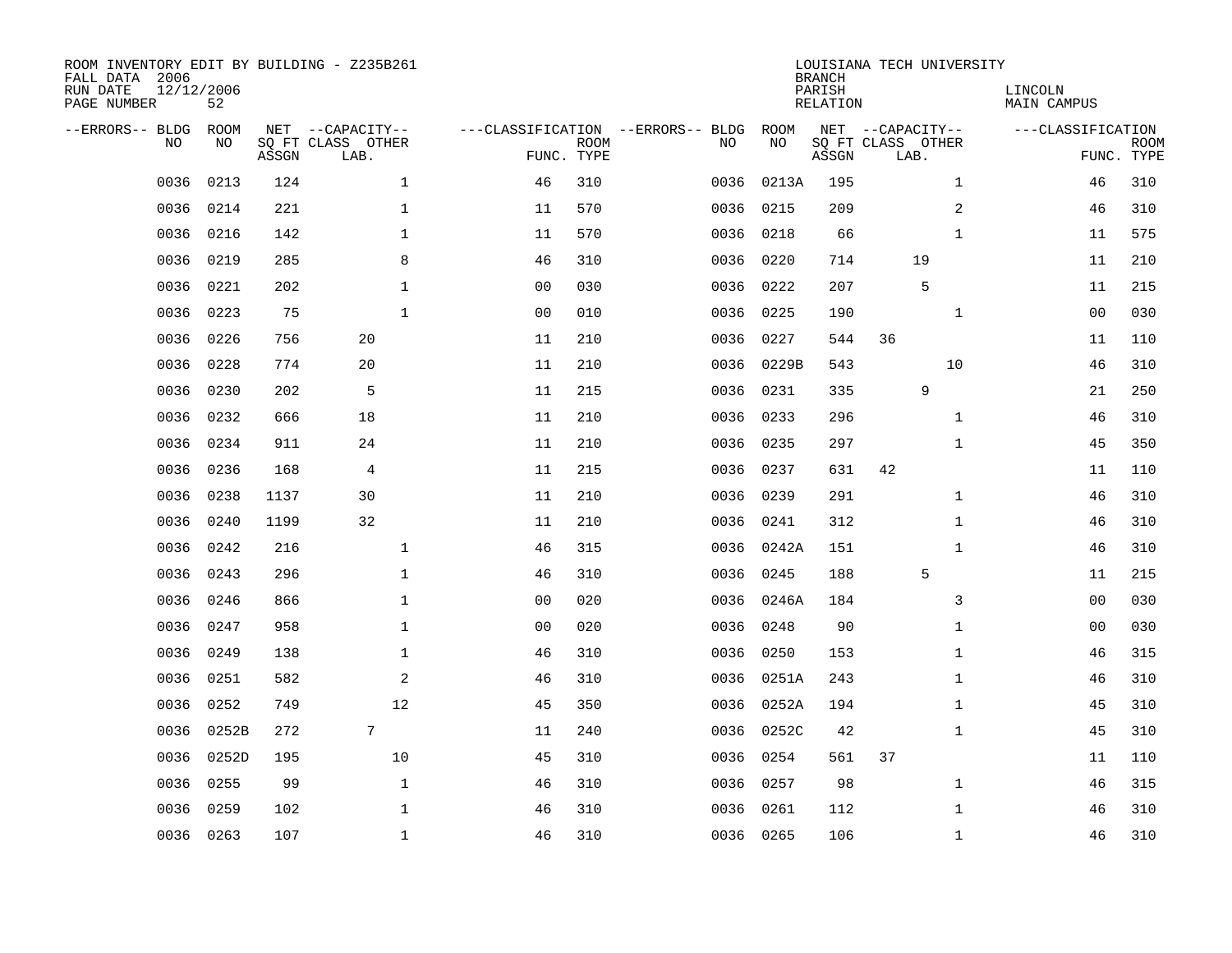ROOM INVENTORY EDIT BY BUILDING - Z235B261
FALL DATA 2006
RUN DATE 12/12/2006
PAGE NUMBER 52

LOUISIANA TECH UNIVERSITY
BRANCH
PARISH LINCOLN
RELATION MAIN CAMPUS

| --ERRORS-- | BLDG NO | ROOM NO | NET ASSGN SQ FT | CAPACITY CLASS LAB. | CAPACITY OTHER | CLASSIFICATION FUNC. | ROOM TYPE | --ERRORS-- | BLDG NO | ROOM NO | NET ASSGN SQ FT | CAPACITY CLASS LAB. | CAPACITY OTHER | CLASSIFICATION FUNC. | ROOM TYPE |
|---|---|---|---|---|---|---|---|---|---|---|---|---|---|---|---|
| | 0036 | 0213 | 124 | | 1 | 46 | 310 | | 0036 | 0213A | 195 | | 1 | 46 | 310 |
| | 0036 | 0214 | 221 | | 1 | 11 | 570 | | 0036 | 0215 | 209 | | 2 | 46 | 310 |
| | 0036 | 0216 | 142 | | 1 | 11 | 570 | | 0036 | 0218 | 66 | | 1 | 11 | 575 |
| | 0036 | 0219 | 285 | | 8 | 46 | 310 | | 0036 | 0220 | 714 | 19 | | 11 | 210 |
| | 0036 | 0221 | 202 | | 1 | 00 | 030 | | 0036 | 0222 | 207 | 5 | | 11 | 215 |
| | 0036 | 0223 | 75 | | 1 | 00 | 010 | | 0036 | 0225 | 190 | | 1 | 00 | 030 |
| | 0036 | 0226 | 756 | 20 | | 11 | 210 | | 0036 | 0227 | 544 | 36 | | 11 | 110 |
| | 0036 | 0228 | 774 | 20 | | 11 | 210 | | 0036 | 0229B | 543 | | 10 | 46 | 310 |
| | 0036 | 0230 | 202 | 5 | | 11 | 215 | | 0036 | 0231 | 335 | 9 | | 21 | 250 |
| | 0036 | 0232 | 666 | 18 | | 11 | 210 | | 0036 | 0233 | 296 | | 1 | 46 | 310 |
| | 0036 | 0234 | 911 | 24 | | 11 | 210 | | 0036 | 0235 | 297 | | 1 | 45 | 350 |
| | 0036 | 0236 | 168 | 4 | | 11 | 215 | | 0036 | 0237 | 631 | 42 | | 11 | 110 |
| | 0036 | 0238 | 1137 | 30 | | 11 | 210 | | 0036 | 0239 | 291 | | 1 | 46 | 310 |
| | 0036 | 0240 | 1199 | 32 | | 11 | 210 | | 0036 | 0241 | 312 | | 1 | 46 | 310 |
| | 0036 | 0242 | 216 | | 1 | 46 | 315 | | 0036 | 0242A | 151 | | 1 | 46 | 310 |
| | 0036 | 0243 | 296 | | 1 | 46 | 310 | | 0036 | 0245 | 188 | 5 | | 11 | 215 |
| | 0036 | 0246 | 866 | | 1 | 00 | 020 | | 0036 | 0246A | 184 | | 3 | 00 | 030 |
| | 0036 | 0247 | 958 | | 1 | 00 | 020 | | 0036 | 0248 | 90 | | 1 | 00 | 030 |
| | 0036 | 0249 | 138 | | 1 | 46 | 310 | | 0036 | 0250 | 153 | | 1 | 46 | 315 |
| | 0036 | 0251 | 582 | | 2 | 46 | 310 | | 0036 | 0251A | 243 | | 1 | 46 | 310 |
| | 0036 | 0252 | 749 | | 12 | 45 | 350 | | 0036 | 0252A | 194 | | 1 | 45 | 310 |
| | 0036 | 0252B | 272 | 7 | | 11 | 240 | | 0036 | 0252C | 42 | | 1 | 45 | 310 |
| | 0036 | 0252D | 195 | | 10 | 45 | 310 | | 0036 | 0254 | 561 | 37 | | 11 | 110 |
| | 0036 | 0255 | 99 | | 1 | 46 | 310 | | 0036 | 0257 | 98 | | 1 | 46 | 315 |
| | 0036 | 0259 | 102 | | 1 | 46 | 310 | | 0036 | 0261 | 112 | | 1 | 46 | 310 |
| | 0036 | 0263 | 107 | | 1 | 46 | 310 | | 0036 | 0265 | 106 | | 1 | 46 | 310 |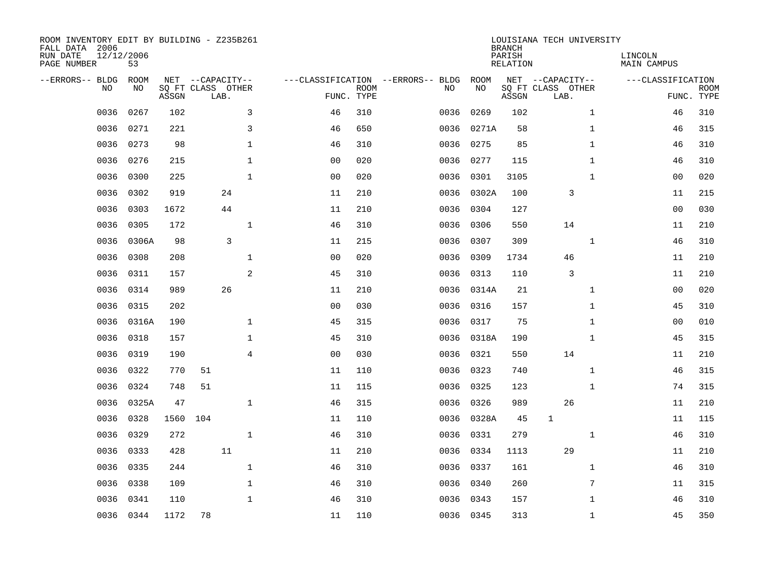ROOM INVENTORY EDIT BY BUILDING - Z235B261
FALL DATA 2006
RUN DATE 12/12/2006
PAGE NUMBER 53

LOUISIANA TECH UNIVERSITY
BRANCH
PARISH LINCOLN
RELATION MAIN CAMPUS

| --ERRORS-- | BLDG NO | ROOM NO | NET SQ FT ASSGN | --CAPACITY-- CLASS | LAB. | OTHER | ---CLASSIFICATION FUNC. | ROOM TYPE | --ERRORS-- | BLDG NO | ROOM NO | NET SQ FT ASSGN | --CAPACITY-- CLASS | LAB. | OTHER | ---CLASSIFICATION FUNC. | ROOM TYPE |
|---|---|---|---|---|---|---|---|---|---|---|---|---|---|---|---|---|---|
| | 0036 | 0267 | 102 | | | 3 | 46 | 310 | | 0036 | 0269 | 102 | | | 1 | 46 | 310 |
| | 0036 | 0271 | 221 | | | 3 | 46 | 650 | | 0036 | 0271A | 58 | | | 1 | 46 | 315 |
| | 0036 | 0273 | 98 | | | 1 | 46 | 310 | | 0036 | 0275 | 85 | | | 1 | 46 | 310 |
| | 0036 | 0276 | 215 | | | 1 | 00 | 020 | | 0036 | 0277 | 115 | | | 1 | 46 | 310 |
| | 0036 | 0300 | 225 | | | 1 | 00 | 020 | | 0036 | 0301 | 3105 | | | 1 | 00 | 020 |
| | 0036 | 0302 | 919 | | 24 | | 11 | 210 | | 0036 | 0302A | 100 | | 3 | | 11 | 215 |
| | 0036 | 0303 | 1672 | | 44 | | 11 | 210 | | 0036 | 0304 | 127 | | | | 00 | 030 |
| | 0036 | 0305 | 172 | | | 1 | 46 | 310 | | 0036 | 0306 | 550 | | 14 | | 11 | 210 |
| | 0036 | 0306A | 98 | | 3 | | 11 | 215 | | 0036 | 0307 | 309 | | | 1 | 46 | 310 |
| | 0036 | 0308 | 208 | | | 1 | 00 | 020 | | 0036 | 0309 | 1734 | | 46 | | 11 | 210 |
| | 0036 | 0311 | 157 | | | 2 | 45 | 310 | | 0036 | 0313 | 110 | | 3 | | 11 | 210 |
| | 0036 | 0314 | 989 | | 26 | | 11 | 210 | | 0036 | 0314A | 21 | | | 1 | 00 | 020 |
| | 0036 | 0315 | 202 | | | | 00 | 030 | | 0036 | 0316 | 157 | | | 1 | 45 | 310 |
| | 0036 | 0316A | 190 | | | 1 | 45 | 315 | | 0036 | 0317 | 75 | | | 1 | 00 | 010 |
| | 0036 | 0318 | 157 | | | 1 | 45 | 310 | | 0036 | 0318A | 190 | | | 1 | 45 | 315 |
| | 0036 | 0319 | 190 | | | 4 | 00 | 030 | | 0036 | 0321 | 550 | | 14 | | 11 | 210 |
| | 0036 | 0322 | 770 | 51 | | | 11 | 110 | | 0036 | 0323 | 740 | | | 1 | 46 | 315 |
| | 0036 | 0324 | 748 | 51 | | | 11 | 115 | | 0036 | 0325 | 123 | | | 1 | 74 | 315 |
| | 0036 | 0325A | 47 | | | 1 | 46 | 315 | | 0036 | 0326 | 989 | | 26 | | 11 | 210 |
| | 0036 | 0328 | 1560 | 104 | | | 11 | 110 | | 0036 | 0328A | 45 | 1 | | | 11 | 115 |
| | 0036 | 0329 | 272 | | | 1 | 46 | 310 | | 0036 | 0331 | 279 | | | 1 | 46 | 310 |
| | 0036 | 0333 | 428 | | 11 | | 11 | 210 | | 0036 | 0334 | 1113 | | 29 | | 11 | 210 |
| | 0036 | 0335 | 244 | | | 1 | 46 | 310 | | 0036 | 0337 | 161 | | | 1 | 46 | 310 |
| | 0036 | 0338 | 109 | | | 1 | 46 | 310 | | 0036 | 0340 | 260 | | | 7 | 11 | 315 |
| | 0036 | 0341 | 110 | | | 1 | 46 | 310 | | 0036 | 0343 | 157 | | | 1 | 46 | 310 |
| | 0036 | 0344 | 1172 | 78 | | | 11 | 110 | | 0036 | 0345 | 313 | | | 1 | 45 | 350 |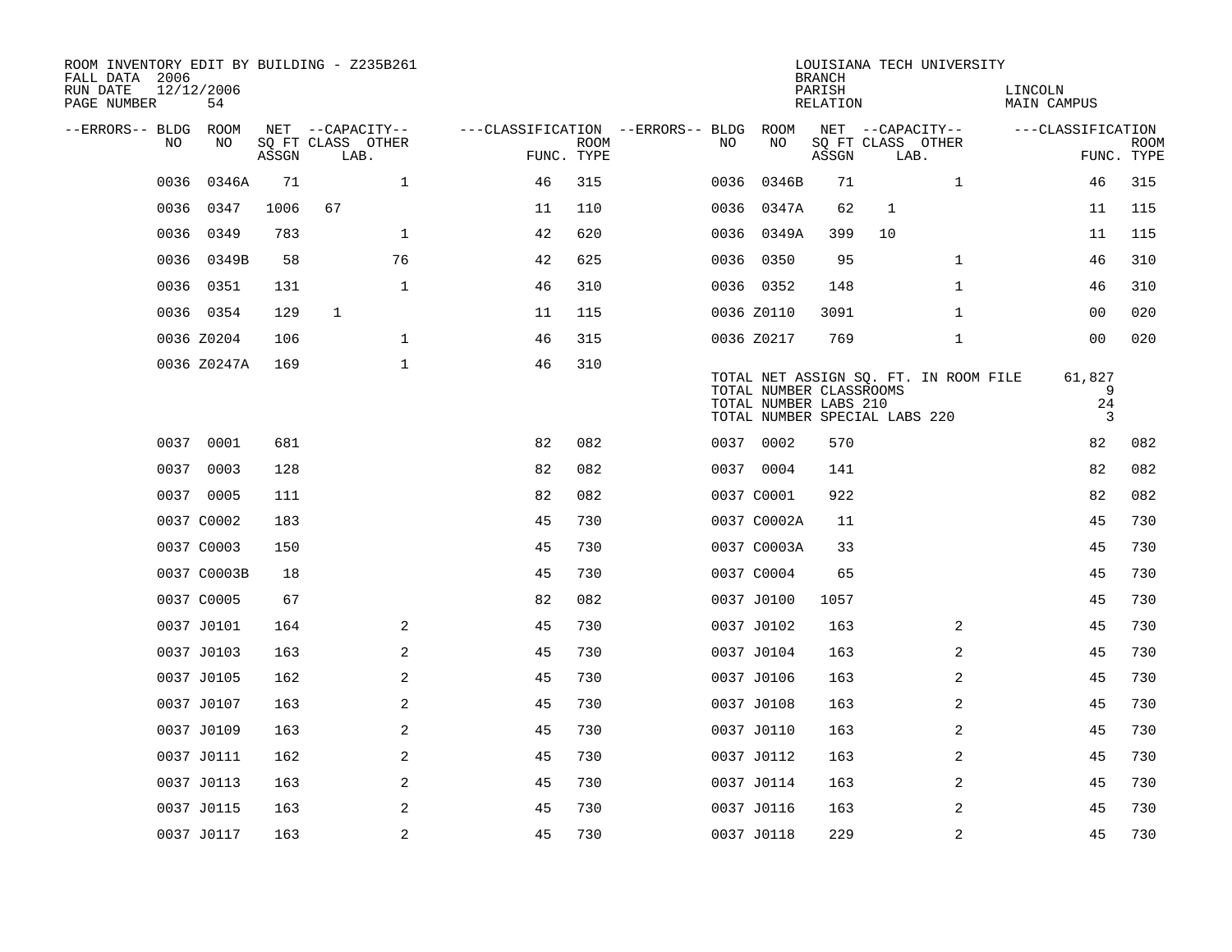ROOM INVENTORY EDIT BY BUILDING - Z235B261
FALL DATA 2006
RUN DATE 12/12/2006
PAGE NUMBER 54

LOUISIANA TECH UNIVERSITY
BRANCH
PARISH LINCOLN
RELATION MAIN CAMPUS

| --ERRORS-- | BLDG NO | ROOM NO | NET SQ FT ASSGN | CLASS | LAB. | OTHER | FUNC. | ROOM TYPE | --ERRORS-- | BLDG NO | ROOM NO | NET SQ FT ASSGN | CLASS | LAB. | OTHER | FUNC. | ROOM TYPE |
|---|---|---|---|---|---|---|---|---|---|---|---|---|---|---|---|---|---|
| | 0036 | 0346A | 71 | | | 1 | 46 | 315 | | 0036 | 0346B | 71 | | | 1 | 46 | 315 |
| | 0036 | 0347 | 1006 | 67 | | | 11 | 110 | | 0036 | 0347A | 62 | 1 | | | 11 | 115 |
| | 0036 | 0349 | 783 | | | 1 | 42 | 620 | | 0036 | 0349A | 399 | 10 | | | 11 | 115 |
| | 0036 | 0349B | 58 | | | 76 | 42 | 625 | | 0036 | 0350 | 95 | | | 1 | 46 | 310 |
| | 0036 | 0351 | 131 | | | 1 | 46 | 310 | | 0036 | 0352 | 148 | | | 1 | 46 | 310 |
| | 0036 | 0354 | 129 | 1 | | | 11 | 115 | | 0036 | Z0110 | 3091 | | | 1 | 00 | 020 |
| | 0036 | Z0204 | 106 | | | 1 | 46 | 315 | | 0036 | Z0217 | 769 | | | 1 | 00 | 020 |
| | 0036 | Z0247A | 169 | | | 1 | 46 | 310 | | | | | | | | | |

TOTAL NET ASSIGN SQ. FT. IN ROOM FILE 61,827
TOTAL NUMBER CLASSROOMS 9
TOTAL NUMBER LABS 210 24
TOTAL NUMBER SPECIAL LABS 220 3

| --ERRORS-- | BLDG NO | ROOM NO | NET SQ FT ASSGN | CLASS | LAB. | OTHER | FUNC. | ROOM TYPE | --ERRORS-- | BLDG NO | ROOM NO | NET SQ FT ASSGN | CLASS | LAB. | OTHER | FUNC. | ROOM TYPE |
|---|---|---|---|---|---|---|---|---|---|---|---|---|---|---|---|---|---|
| | 0037 | 0001 | 681 | | | | 82 | 082 | | 0037 | 0002 | 570 | | | | 82 | 082 |
| | 0037 | 0003 | 128 | | | | 82 | 082 | | 0037 | 0004 | 141 | | | | 82 | 082 |
| | 0037 | 0005 | 111 | | | | 82 | 082 | | 0037 | C0001 | 922 | | | | 82 | 082 |
| | 0037 | C0002 | 183 | | | | 45 | 730 | | 0037 | C0002A | 11 | | | | 45 | 730 |
| | 0037 | C0003 | 150 | | | | 45 | 730 | | 0037 | C0003A | 33 | | | | 45 | 730 |
| | 0037 | C0003B | 18 | | | | 45 | 730 | | 0037 | C0004 | 65 | | | | 45 | 730 |
| | 0037 | C0005 | 67 | | | | 82 | 082 | | 0037 | J0100 | 1057 | | | | 45 | 730 |
| | 0037 | J0101 | 164 | | | 2 | 45 | 730 | | 0037 | J0102 | 163 | | | 2 | 45 | 730 |
| | 0037 | J0103 | 163 | | | 2 | 45 | 730 | | 0037 | J0104 | 163 | | | 2 | 45 | 730 |
| | 0037 | J0105 | 162 | | | 2 | 45 | 730 | | 0037 | J0106 | 163 | | | 2 | 45 | 730 |
| | 0037 | J0107 | 163 | | | 2 | 45 | 730 | | 0037 | J0108 | 163 | | | 2 | 45 | 730 |
| | 0037 | J0109 | 163 | | | 2 | 45 | 730 | | 0037 | J0110 | 163 | | | 2 | 45 | 730 |
| | 0037 | J0111 | 162 | | | 2 | 45 | 730 | | 0037 | J0112 | 163 | | | 2 | 45 | 730 |
| | 0037 | J0113 | 163 | | | 2 | 45 | 730 | | 0037 | J0114 | 163 | | | 2 | 45 | 730 |
| | 0037 | J0115 | 163 | | | 2 | 45 | 730 | | 0037 | J0116 | 163 | | | 2 | 45 | 730 |
| | 0037 | J0117 | 163 | | | 2 | 45 | 730 | | 0037 | J0118 | 229 | | | 2 | 45 | 730 |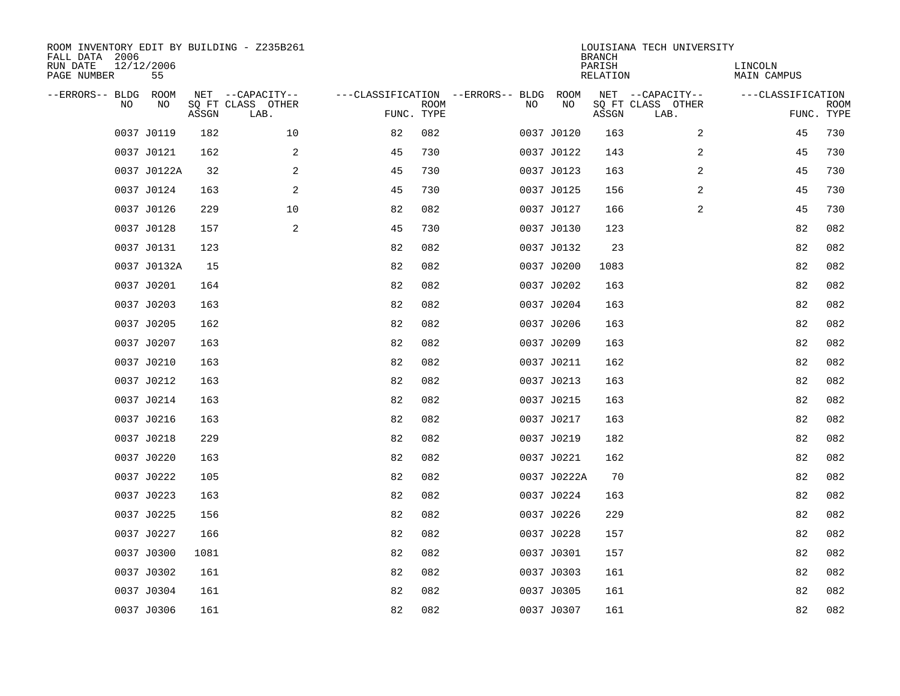ROOM INVENTORY EDIT BY BUILDING - Z235B261
FALL DATA 2006
RUN DATE 12/12/2006
PAGE NUMBER 55

LOUISIANA TECH UNIVERSITY
BRANCH
PARISH LINCOLN
RELATION MAIN CAMPUS

| --ERRORS-- | BLDG NO | ROOM NO | NET SQ FT ASSGN | --CAPACITY-- CLASS LAB. | OTHER | ---CLASSIFICATION FUNC. | ROOM TYPE | --ERRORS-- | BLDG NO | ROOM NO | NET SQ FT ASSGN | --CAPACITY-- CLASS LAB. | OTHER | ---CLASSIFICATION FUNC. | ROOM TYPE |
|---|---|---|---|---|---|---|---|---|---|---|---|---|---|---|---|
| | 0037 | J0119 | 182 | | 10 | 82 | 082 | | 0037 | J0120 | 163 | | 2 | 45 | 730 |
| | 0037 | J0121 | 162 | | 2 | 45 | 730 | | 0037 | J0122 | 143 | | 2 | 45 | 730 |
| | 0037 | J0122A | 32 | | 2 | 45 | 730 | | 0037 | J0123 | 163 | | 2 | 45 | 730 |
| | 0037 | J0124 | 163 | | 2 | 45 | 730 | | 0037 | J0125 | 156 | | 2 | 45 | 730 |
| | 0037 | J0126 | 229 | | 10 | 82 | 082 | | 0037 | J0127 | 166 | | 2 | 45 | 730 |
| | 0037 | J0128 | 157 | | 2 | 45 | 730 | | 0037 | J0130 | 123 | | | 82 | 082 |
| | 0037 | J0131 | 123 | | | 82 | 082 | | 0037 | J0132 | 23 | | | 82 | 082 |
| | 0037 | J0132A | 15 | | | 82 | 082 | | 0037 | J0200 | 1083 | | | 82 | 082 |
| | 0037 | J0201 | 164 | | | 82 | 082 | | 0037 | J0202 | 163 | | | 82 | 082 |
| | 0037 | J0203 | 163 | | | 82 | 082 | | 0037 | J0204 | 163 | | | 82 | 082 |
| | 0037 | J0205 | 162 | | | 82 | 082 | | 0037 | J0206 | 163 | | | 82 | 082 |
| | 0037 | J0207 | 163 | | | 82 | 082 | | 0037 | J0209 | 163 | | | 82 | 082 |
| | 0037 | J0210 | 163 | | | 82 | 082 | | 0037 | J0211 | 162 | | | 82 | 082 |
| | 0037 | J0212 | 163 | | | 82 | 082 | | 0037 | J0213 | 163 | | | 82 | 082 |
| | 0037 | J0214 | 163 | | | 82 | 082 | | 0037 | J0215 | 163 | | | 82 | 082 |
| | 0037 | J0216 | 163 | | | 82 | 082 | | 0037 | J0217 | 163 | | | 82 | 082 |
| | 0037 | J0218 | 229 | | | 82 | 082 | | 0037 | J0219 | 182 | | | 82 | 082 |
| | 0037 | J0220 | 163 | | | 82 | 082 | | 0037 | J0221 | 162 | | | 82 | 082 |
| | 0037 | J0222 | 105 | | | 82 | 082 | | 0037 | J0222A | 70 | | | 82 | 082 |
| | 0037 | J0223 | 163 | | | 82 | 082 | | 0037 | J0224 | 163 | | | 82 | 082 |
| | 0037 | J0225 | 156 | | | 82 | 082 | | 0037 | J0226 | 229 | | | 82 | 082 |
| | 0037 | J0227 | 166 | | | 82 | 082 | | 0037 | J0228 | 157 | | | 82 | 082 |
| | 0037 | J0300 | 1081 | | | 82 | 082 | | 0037 | J0301 | 157 | | | 82 | 082 |
| | 0037 | J0302 | 161 | | | 82 | 082 | | 0037 | J0303 | 161 | | | 82 | 082 |
| | 0037 | J0304 | 161 | | | 82 | 082 | | 0037 | J0305 | 161 | | | 82 | 082 |
| | 0037 | J0306 | 161 | | | 82 | 082 | | 0037 | J0307 | 161 | | | 82 | 082 |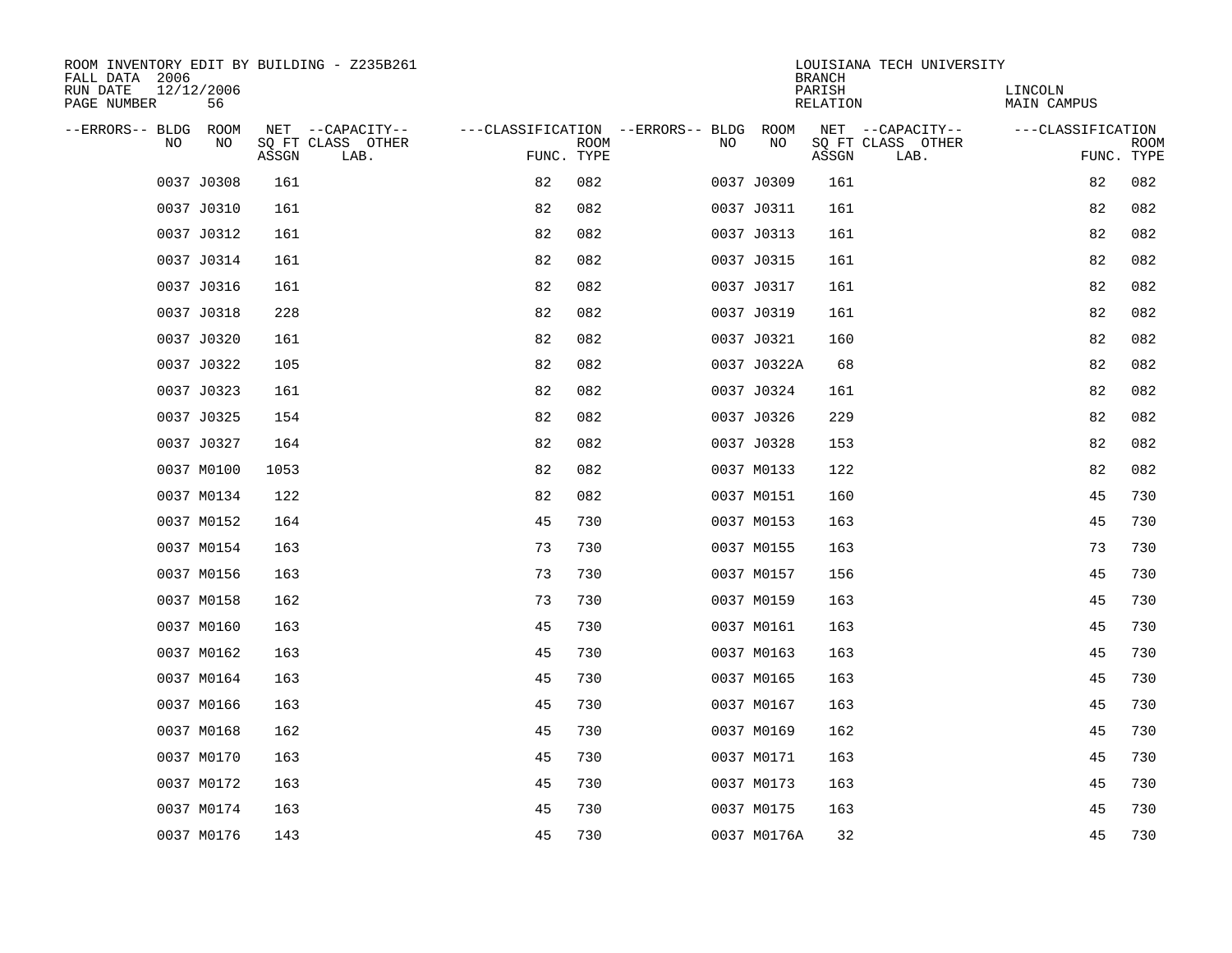ROOM INVENTORY EDIT BY BUILDING - Z235B261
FALL DATA 2006
RUN DATE 12/12/2006
PAGE NUMBER 56

LOUISIANA TECH UNIVERSITY
BRANCH
PARISH LINCOLN
RELATION MAIN CAMPUS

| --ERRORS-- | BLDG NO | ROOM NO | NET SQ FT ASSGN | --CAPACITY-- CLASS LAB. | OTHER | ---CLASSIFICATION FUNC. | ROOM TYPE | --ERRORS-- | BLDG NO | ROOM NO | NET SQ FT ASSGN | --CAPACITY-- CLASS LAB. | OTHER | ---CLASSIFICATION FUNC. | ROOM TYPE |
|---|---|---|---|---|---|---|---|---|---|---|---|---|---|---|---|
| | 0037 | J0308 | 161 | | | 82 | 082 | | 0037 | J0309 | 161 | | | 82 | 082 |
| | 0037 | J0310 | 161 | | | 82 | 082 | | 0037 | J0311 | 161 | | | 82 | 082 |
| | 0037 | J0312 | 161 | | | 82 | 082 | | 0037 | J0313 | 161 | | | 82 | 082 |
| | 0037 | J0314 | 161 | | | 82 | 082 | | 0037 | J0315 | 161 | | | 82 | 082 |
| | 0037 | J0316 | 161 | | | 82 | 082 | | 0037 | J0317 | 161 | | | 82 | 082 |
| | 0037 | J0318 | 228 | | | 82 | 082 | | 0037 | J0319 | 161 | | | 82 | 082 |
| | 0037 | J0320 | 161 | | | 82 | 082 | | 0037 | J0321 | 160 | | | 82 | 082 |
| | 0037 | J0322 | 105 | | | 82 | 082 | | 0037 | J0322A | 68 | | | 82 | 082 |
| | 0037 | J0323 | 161 | | | 82 | 082 | | 0037 | J0324 | 161 | | | 82 | 082 |
| | 0037 | J0325 | 154 | | | 82 | 082 | | 0037 | J0326 | 229 | | | 82 | 082 |
| | 0037 | J0327 | 164 | | | 82 | 082 | | 0037 | J0328 | 153 | | | 82 | 082 |
| | 0037 | M0100 | 1053 | | | 82 | 082 | | 0037 | M0133 | 122 | | | 82 | 082 |
| | 0037 | M0134 | 122 | | | 82 | 082 | | 0037 | M0151 | 160 | | | 45 | 730 |
| | 0037 | M0152 | 164 | | | 45 | 730 | | 0037 | M0153 | 163 | | | 45 | 730 |
| | 0037 | M0154 | 163 | | | 73 | 730 | | 0037 | M0155 | 163 | | | 73 | 730 |
| | 0037 | M0156 | 163 | | | 73 | 730 | | 0037 | M0157 | 156 | | | 45 | 730 |
| | 0037 | M0158 | 162 | | | 73 | 730 | | 0037 | M0159 | 163 | | | 45 | 730 |
| | 0037 | M0160 | 163 | | | 45 | 730 | | 0037 | M0161 | 163 | | | 45 | 730 |
| | 0037 | M0162 | 163 | | | 45 | 730 | | 0037 | M0163 | 163 | | | 45 | 730 |
| | 0037 | M0164 | 163 | | | 45 | 730 | | 0037 | M0165 | 163 | | | 45 | 730 |
| | 0037 | M0166 | 163 | | | 45 | 730 | | 0037 | M0167 | 163 | | | 45 | 730 |
| | 0037 | M0168 | 162 | | | 45 | 730 | | 0037 | M0169 | 162 | | | 45 | 730 |
| | 0037 | M0170 | 163 | | | 45 | 730 | | 0037 | M0171 | 163 | | | 45 | 730 |
| | 0037 | M0172 | 163 | | | 45 | 730 | | 0037 | M0173 | 163 | | | 45 | 730 |
| | 0037 | M0174 | 163 | | | 45 | 730 | | 0037 | M0175 | 163 | | | 45 | 730 |
| | 0037 | M0176 | 143 | | | 45 | 730 | | 0037 | M0176A | 32 | | | 45 | 730 |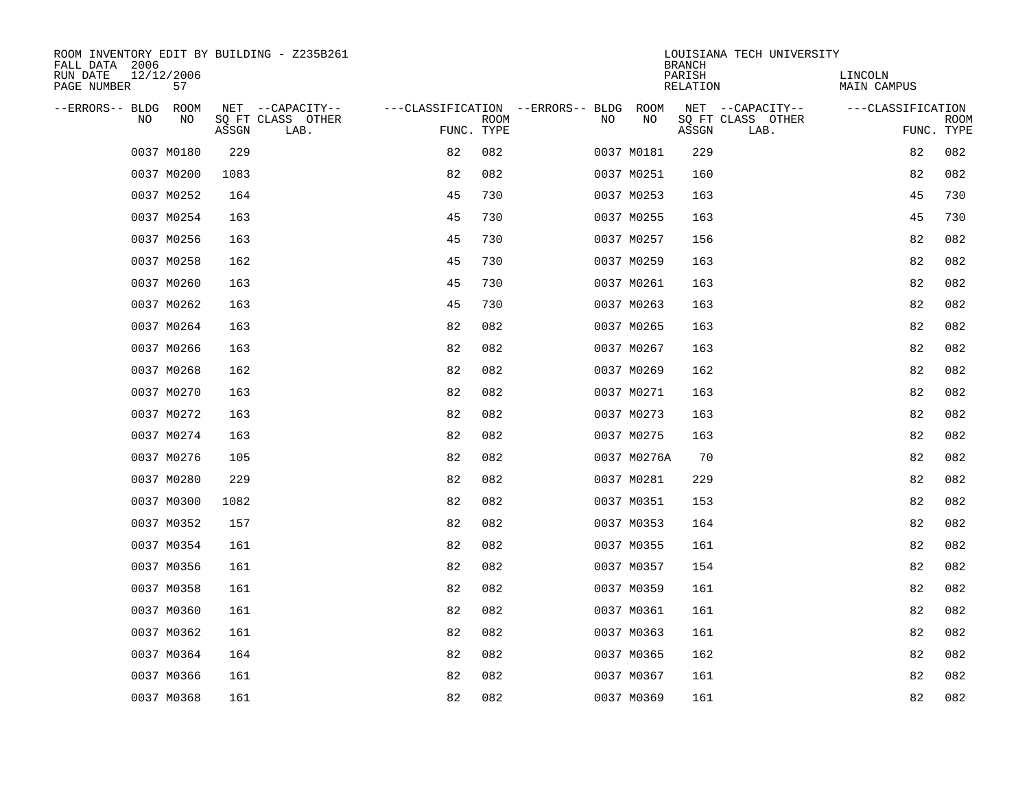ROOM INVENTORY EDIT BY BUILDING - Z235B261
FALL DATA 2006
RUN DATE 12/12/2006
PAGE NUMBER 57

LOUISIANA TECH UNIVERSITY
BRANCH
PARISH LINCOLN
RELATION MAIN CAMPUS

| --ERRORS-- | BLDG NO | ROOM NO | NET SQ FT ASSGN | --CAPACITY-- CLASS LAB. | OTHER | ---CLASSIFICATION FUNC. | ROOM TYPE | --ERRORS-- | BLDG NO | ROOM NO | NET SQ FT ASSGN | --CAPACITY-- CLASS LAB. | OTHER | ---CLASSIFICATION FUNC. | ROOM TYPE |
|---|---|---|---|---|---|---|---|---|---|---|---|---|---|---|---|
| | 0037 | M0180 | 229 | | | 82 | 082 | | 0037 | M0181 | 229 | | | 82 | 082 |
| | 0037 | M0200 | 1083 | | | 82 | 082 | | 0037 | M0251 | 160 | | | 82 | 082 |
| | 0037 | M0252 | 164 | | | 45 | 730 | | 0037 | M0253 | 163 | | | 45 | 730 |
| | 0037 | M0254 | 163 | | | 45 | 730 | | 0037 | M0255 | 163 | | | 45 | 730 |
| | 0037 | M0256 | 163 | | | 45 | 730 | | 0037 | M0257 | 156 | | | 82 | 082 |
| | 0037 | M0258 | 162 | | | 45 | 730 | | 0037 | M0259 | 163 | | | 82 | 082 |
| | 0037 | M0260 | 163 | | | 45 | 730 | | 0037 | M0261 | 163 | | | 82 | 082 |
| | 0037 | M0262 | 163 | | | 45 | 730 | | 0037 | M0263 | 163 | | | 82 | 082 |
| | 0037 | M0264 | 163 | | | 82 | 082 | | 0037 | M0265 | 163 | | | 82 | 082 |
| | 0037 | M0266 | 163 | | | 82 | 082 | | 0037 | M0267 | 163 | | | 82 | 082 |
| | 0037 | M0268 | 162 | | | 82 | 082 | | 0037 | M0269 | 162 | | | 82 | 082 |
| | 0037 | M0270 | 163 | | | 82 | 082 | | 0037 | M0271 | 163 | | | 82 | 082 |
| | 0037 | M0272 | 163 | | | 82 | 082 | | 0037 | M0273 | 163 | | | 82 | 082 |
| | 0037 | M0274 | 163 | | | 82 | 082 | | 0037 | M0275 | 163 | | | 82 | 082 |
| | 0037 | M0276 | 105 | | | 82 | 082 | | 0037 | M0276A | 70 | | | 82 | 082 |
| | 0037 | M0280 | 229 | | | 82 | 082 | | 0037 | M0281 | 229 | | | 82 | 082 |
| | 0037 | M0300 | 1082 | | | 82 | 082 | | 0037 | M0351 | 153 | | | 82 | 082 |
| | 0037 | M0352 | 157 | | | 82 | 082 | | 0037 | M0353 | 164 | | | 82 | 082 |
| | 0037 | M0354 | 161 | | | 82 | 082 | | 0037 | M0355 | 161 | | | 82 | 082 |
| | 0037 | M0356 | 161 | | | 82 | 082 | | 0037 | M0357 | 154 | | | 82 | 082 |
| | 0037 | M0358 | 161 | | | 82 | 082 | | 0037 | M0359 | 161 | | | 82 | 082 |
| | 0037 | M0360 | 161 | | | 82 | 082 | | 0037 | M0361 | 161 | | | 82 | 082 |
| | 0037 | M0362 | 161 | | | 82 | 082 | | 0037 | M0363 | 161 | | | 82 | 082 |
| | 0037 | M0364 | 164 | | | 82 | 082 | | 0037 | M0365 | 162 | | | 82 | 082 |
| | 0037 | M0366 | 161 | | | 82 | 082 | | 0037 | M0367 | 161 | | | 82 | 082 |
| | 0037 | M0368 | 161 | | | 82 | 082 | | 0037 | M0369 | 161 | | | 82 | 082 |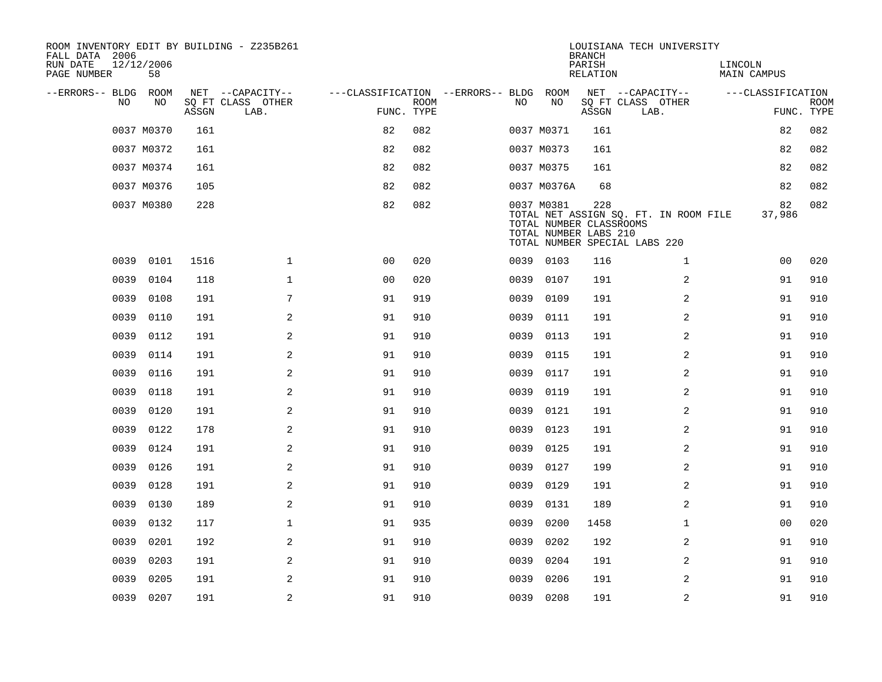ROOM INVENTORY EDIT BY BUILDING - Z235B261
FALL DATA 2006
RUN DATE 12/12/2006
PAGE NUMBER 58

LOUISIANA TECH UNIVERSITY
BRANCH
PARISH LINCOLN
RELATION MAIN CAMPUS

| --ERRORS-- | BLDG NO | ROOM NO | NET SQ FT ASSGN | --CAPACITY-- CLASS LAB. | OTHER | ---CLASSIFICATION FUNC. | ROOM TYPE | --ERRORS-- | BLDG NO | ROOM NO | NET SQ FT ASSGN | --CAPACITY-- CLASS LAB. | OTHER | ---CLASSIFICATION FUNC. | ROOM TYPE |
|---|---|---|---|---|---|---|---|---|---|---|---|---|---|---|---|
| | 0037 | M0370 | 161 | | | 82 | 082 | | 0037 | M0371 | 161 | | | 82 | 082 |
| | 0037 | M0372 | 161 | | | 82 | 082 | | 0037 | M0373 | 161 | | | 82 | 082 |
| | 0037 | M0374 | 161 | | | 82 | 082 | | 0037 | M0375 | 161 | | | 82 | 082 |
| | 0037 | M0376 | 105 | | | 82 | 082 | | 0037 | M0376A | 68 | | | 82 | 082 |
| | 0037 | M0380 | 228 | | | 82 | 082 | | 0037 | M0381 | 228 | | | 82 | 082 |
| | | | | | | | | | TOTAL NET ASSIGN SQ. FT. IN ROOM FILE | | | | | 37,986 | |
| | | | | | | | | | TOTAL NUMBER CLASSROOMS | | | | | | |
| | | | | | | | | | TOTAL NUMBER LABS 210 | | | | | | |
| | | | | | | | | | TOTAL NUMBER SPECIAL LABS 220 | | | | | | |
| | 0039 | 0101 | 1516 | | 1 | 00 | 020 | | 0039 | 0103 | 116 | | 1 | 00 | 020 |
| | 0039 | 0104 | 118 | | 1 | 00 | 020 | | 0039 | 0107 | 191 | | 2 | 91 | 910 |
| | 0039 | 0108 | 191 | | 7 | 91 | 919 | | 0039 | 0109 | 191 | | 2 | 91 | 910 |
| | 0039 | 0110 | 191 | | 2 | 91 | 910 | | 0039 | 0111 | 191 | | 2 | 91 | 910 |
| | 0039 | 0112 | 191 | | 2 | 91 | 910 | | 0039 | 0113 | 191 | | 2 | 91 | 910 |
| | 0039 | 0114 | 191 | | 2 | 91 | 910 | | 0039 | 0115 | 191 | | 2 | 91 | 910 |
| | 0039 | 0116 | 191 | | 2 | 91 | 910 | | 0039 | 0117 | 191 | | 2 | 91 | 910 |
| | 0039 | 0118 | 191 | | 2 | 91 | 910 | | 0039 | 0119 | 191 | | 2 | 91 | 910 |
| | 0039 | 0120 | 191 | | 2 | 91 | 910 | | 0039 | 0121 | 191 | | 2 | 91 | 910 |
| | 0039 | 0122 | 178 | | 2 | 91 | 910 | | 0039 | 0123 | 191 | | 2 | 91 | 910 |
| | 0039 | 0124 | 191 | | 2 | 91 | 910 | | 0039 | 0125 | 191 | | 2 | 91 | 910 |
| | 0039 | 0126 | 191 | | 2 | 91 | 910 | | 0039 | 0127 | 199 | | 2 | 91 | 910 |
| | 0039 | 0128 | 191 | | 2 | 91 | 910 | | 0039 | 0129 | 191 | | 2 | 91 | 910 |
| | 0039 | 0130 | 189 | | 2 | 91 | 910 | | 0039 | 0131 | 189 | | 2 | 91 | 910 |
| | 0039 | 0132 | 117 | | 1 | 91 | 935 | | 0039 | 0200 | 1458 | | 1 | 00 | 020 |
| | 0039 | 0201 | 192 | | 2 | 91 | 910 | | 0039 | 0202 | 192 | | 2 | 91 | 910 |
| | 0039 | 0203 | 191 | | 2 | 91 | 910 | | 0039 | 0204 | 191 | | 2 | 91 | 910 |
| | 0039 | 0205 | 191 | | 2 | 91 | 910 | | 0039 | 0206 | 191 | | 2 | 91 | 910 |
| | 0039 | 0207 | 191 | | 2 | 91 | 910 | | 0039 | 0208 | 191 | | 2 | 91 | 910 |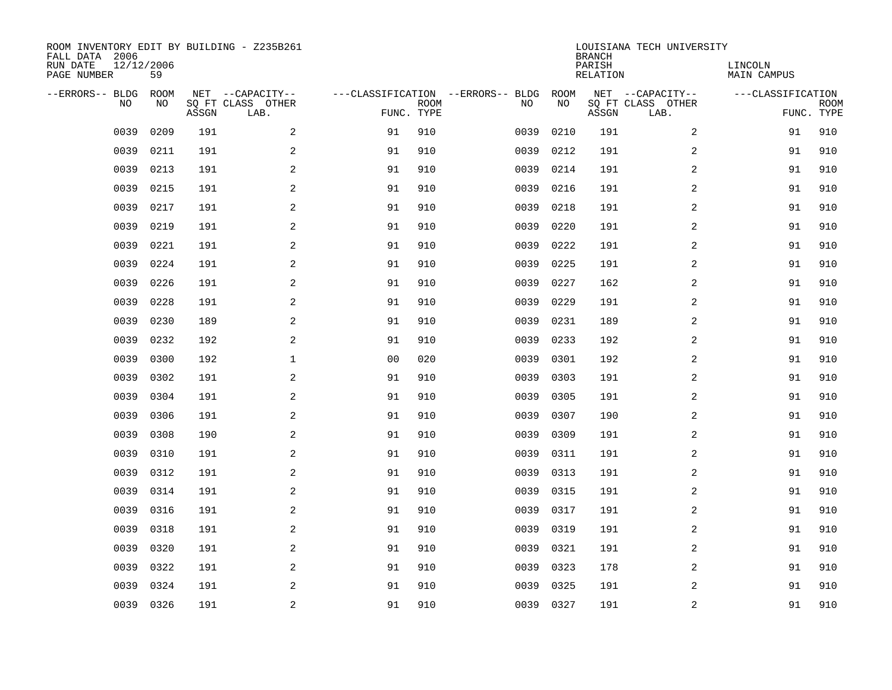ROOM INVENTORY EDIT BY BUILDING - Z235B261
FALL DATA 2006
RUN DATE 12/12/2006
PAGE NUMBER 59

LOUISIANA TECH UNIVERSITY
BRANCH
PARISH LINCOLN
RELATION MAIN CAMPUS

| --ERRORS-- | BLDG NO | ROOM NO | NET SQ FT ASSGN | --CAPACITY-- CLASS LAB. | OTHER | ---CLASSIFICATION FUNC. | ROOM TYPE | --ERRORS-- | BLDG NO | ROOM NO | NET SQ FT ASSGN | --CAPACITY-- CLASS LAB. | OTHER | ---CLASSIFICATION FUNC. | ROOM TYPE |
|---|---|---|---|---|---|---|---|---|---|---|---|---|---|---|---|
| | 0039 | 0209 | 191 | | 2 | 91 | 910 | | 0039 | 0210 | 191 | | 2 | 91 | 910 |
| | 0039 | 0211 | 191 | | 2 | 91 | 910 | | 0039 | 0212 | 191 | | 2 | 91 | 910 |
| | 0039 | 0213 | 191 | | 2 | 91 | 910 | | 0039 | 0214 | 191 | | 2 | 91 | 910 |
| | 0039 | 0215 | 191 | | 2 | 91 | 910 | | 0039 | 0216 | 191 | | 2 | 91 | 910 |
| | 0039 | 0217 | 191 | | 2 | 91 | 910 | | 0039 | 0218 | 191 | | 2 | 91 | 910 |
| | 0039 | 0219 | 191 | | 2 | 91 | 910 | | 0039 | 0220 | 191 | | 2 | 91 | 910 |
| | 0039 | 0221 | 191 | | 2 | 91 | 910 | | 0039 | 0222 | 191 | | 2 | 91 | 910 |
| | 0039 | 0224 | 191 | | 2 | 91 | 910 | | 0039 | 0225 | 191 | | 2 | 91 | 910 |
| | 0039 | 0226 | 191 | | 2 | 91 | 910 | | 0039 | 0227 | 162 | | 2 | 91 | 910 |
| | 0039 | 0228 | 191 | | 2 | 91 | 910 | | 0039 | 0229 | 191 | | 2 | 91 | 910 |
| | 0039 | 0230 | 189 | | 2 | 91 | 910 | | 0039 | 0231 | 189 | | 2 | 91 | 910 |
| | 0039 | 0232 | 192 | | 2 | 91 | 910 | | 0039 | 0233 | 192 | | 2 | 91 | 910 |
| | 0039 | 0300 | 192 | | 1 | 00 | 020 | | 0039 | 0301 | 192 | | 2 | 91 | 910 |
| | 0039 | 0302 | 191 | | 2 | 91 | 910 | | 0039 | 0303 | 191 | | 2 | 91 | 910 |
| | 0039 | 0304 | 191 | | 2 | 91 | 910 | | 0039 | 0305 | 191 | | 2 | 91 | 910 |
| | 0039 | 0306 | 191 | | 2 | 91 | 910 | | 0039 | 0307 | 190 | | 2 | 91 | 910 |
| | 0039 | 0308 | 190 | | 2 | 91 | 910 | | 0039 | 0309 | 191 | | 2 | 91 | 910 |
| | 0039 | 0310 | 191 | | 2 | 91 | 910 | | 0039 | 0311 | 191 | | 2 | 91 | 910 |
| | 0039 | 0312 | 191 | | 2 | 91 | 910 | | 0039 | 0313 | 191 | | 2 | 91 | 910 |
| | 0039 | 0314 | 191 | | 2 | 91 | 910 | | 0039 | 0315 | 191 | | 2 | 91 | 910 |
| | 0039 | 0316 | 191 | | 2 | 91 | 910 | | 0039 | 0317 | 191 | | 2 | 91 | 910 |
| | 0039 | 0318 | 191 | | 2 | 91 | 910 | | 0039 | 0319 | 191 | | 2 | 91 | 910 |
| | 0039 | 0320 | 191 | | 2 | 91 | 910 | | 0039 | 0321 | 191 | | 2 | 91 | 910 |
| | 0039 | 0322 | 191 | | 2 | 91 | 910 | | 0039 | 0323 | 178 | | 2 | 91 | 910 |
| | 0039 | 0324 | 191 | | 2 | 91 | 910 | | 0039 | 0325 | 191 | | 2 | 91 | 910 |
| | 0039 | 0326 | 191 | | 2 | 91 | 910 | | 0039 | 0327 | 191 | | 2 | 91 | 910 |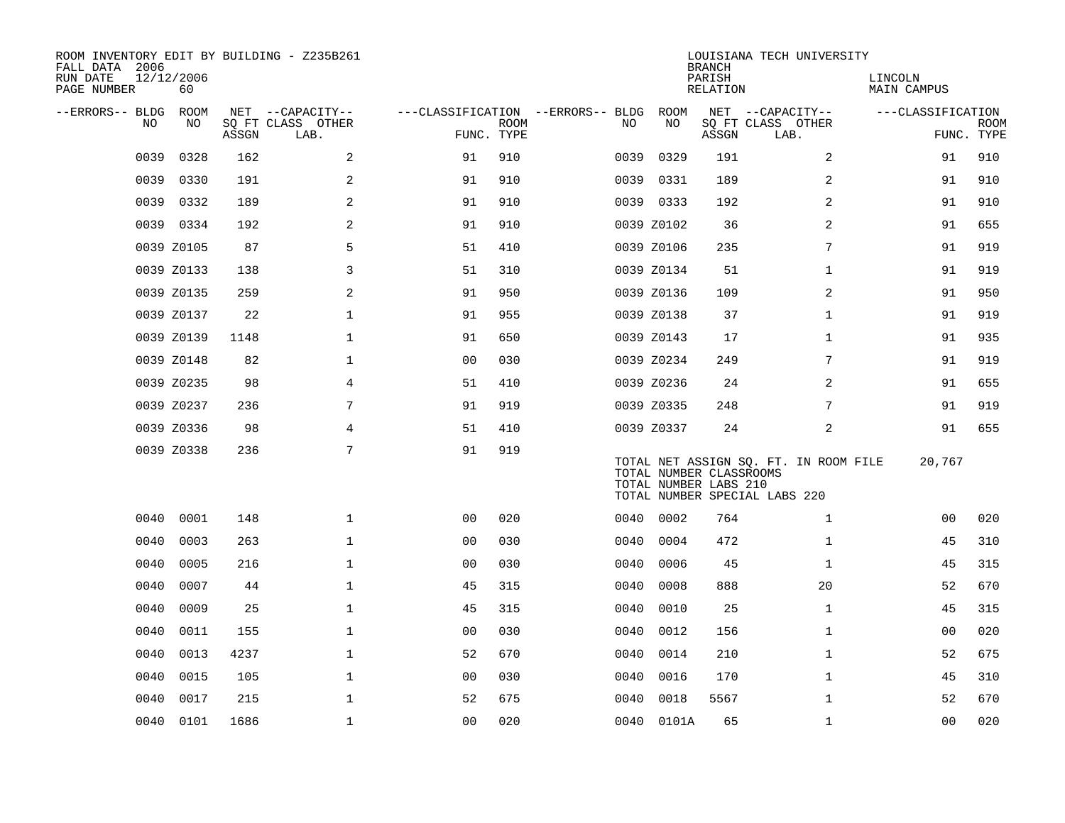ROOM INVENTORY EDIT BY BUILDING - Z235B261
FALL DATA 2006
RUN DATE 12/12/2006
PAGE NUMBER 60

LOUISIANA TECH UNIVERSITY
BRANCH
PARISH LINCOLN
RELATION MAIN CAMPUS

| --ERRORS-- | BLDG NO | ROOM NO | NET ASSGN SQ FT | CAPACITY CLASS | CAPACITY LAB. | CAPACITY OTHER | CLASSIFICATION FUNC. | ROOM TYPE | --ERRORS-- | BLDG NO | ROOM NO | NET ASSGN SQ FT | CAPACITY CLASS | CAPACITY LAB. | CAPACITY OTHER | CLASSIFICATION FUNC. | ROOM TYPE |
|---|---|---|---|---|---|---|---|---|---|---|---|---|---|---|---|---|---|
| | 0039 | 0328 | 162 | | | 2 | 91 | 910 | | 0039 | 0329 | 191 | | | 2 | 91 | 910 |
| | 0039 | 0330 | 191 | | | 2 | 91 | 910 | | 0039 | 0331 | 189 | | | 2 | 91 | 910 |
| | 0039 | 0332 | 189 | | | 2 | 91 | 910 | | 0039 | 0333 | 192 | | | 2 | 91 | 910 |
| | 0039 | 0334 | 192 | | | 2 | 91 | 910 | | 0039 | Z0102 | 36 | | | 2 | 91 | 655 |
| | 0039 | Z0105 | 87 | | | 5 | 51 | 410 | | 0039 | Z0106 | 235 | | | 7 | 91 | 919 |
| | 0039 | Z0133 | 138 | | | 3 | 51 | 310 | | 0039 | Z0134 | 51 | | | 1 | 91 | 919 |
| | 0039 | Z0135 | 259 | | | 2 | 91 | 950 | | 0039 | Z0136 | 109 | | | 2 | 91 | 950 |
| | 0039 | Z0137 | 22 | | | 1 | 91 | 955 | | 0039 | Z0138 | 37 | | | 1 | 91 | 919 |
| | 0039 | Z0139 | 1148 | | | 1 | 91 | 650 | | 0039 | Z0143 | 17 | | | 1 | 91 | 935 |
| | 0039 | Z0148 | 82 | | | 1 | 00 | 030 | | 0039 | Z0234 | 249 | | | 7 | 91 | 919 |
| | 0039 | Z0235 | 98 | | | 4 | 51 | 410 | | 0039 | Z0236 | 24 | | | 2 | 91 | 655 |
| | 0039 | Z0237 | 236 | | | 7 | 91 | 919 | | 0039 | Z0335 | 248 | | | 7 | 91 | 919 |
| | 0039 | Z0336 | 98 | | | 4 | 51 | 410 | | 0039 | Z0337 | 24 | | | 2 | 91 | 655 |
| | 0039 | Z0338 | 236 | | | 7 | 91 | 919 | | | | | | | | | |

TOTAL NET ASSIGN SQ. FT. IN ROOM FILE 20,767
TOTAL NUMBER CLASSROOMS
TOTAL NUMBER LABS 210
TOTAL NUMBER SPECIAL LABS 220

| --ERRORS-- | BLDG NO | ROOM NO | NET ASSGN SQ FT | CAPACITY CLASS | CAPACITY LAB. | CAPACITY OTHER | CLASSIFICATION FUNC. | ROOM TYPE | --ERRORS-- | BLDG NO | ROOM NO | NET ASSGN SQ FT | CAPACITY CLASS | CAPACITY LAB. | CAPACITY OTHER | CLASSIFICATION FUNC. | ROOM TYPE |
|---|---|---|---|---|---|---|---|---|---|---|---|---|---|---|---|---|---|
| | 0040 | 0001 | 148 | | | 1 | 00 | 020 | | 0040 | 0002 | 764 | | | 1 | 00 | 020 |
| | 0040 | 0003 | 263 | | | 1 | 00 | 030 | | 0040 | 0004 | 472 | | | 1 | 45 | 310 |
| | 0040 | 0005 | 216 | | | 1 | 00 | 030 | | 0040 | 0006 | 45 | | | 1 | 45 | 315 |
| | 0040 | 0007 | 44 | | | 1 | 45 | 315 | | 0040 | 0008 | 888 | | | 20 | 52 | 670 |
| | 0040 | 0009 | 25 | | | 1 | 45 | 315 | | 0040 | 0010 | 25 | | | 1 | 45 | 315 |
| | 0040 | 0011 | 155 | | | 1 | 00 | 030 | | 0040 | 0012 | 156 | | | 1 | 00 | 020 |
| | 0040 | 0013 | 4237 | | | 1 | 52 | 670 | | 0040 | 0014 | 210 | | | 1 | 52 | 675 |
| | 0040 | 0015 | 105 | | | 1 | 00 | 030 | | 0040 | 0016 | 170 | | | 1 | 45 | 310 |
| | 0040 | 0017 | 215 | | | 1 | 52 | 675 | | 0040 | 0018 | 5567 | | | 1 | 52 | 670 |
| | 0040 | 0101 | 1686 | | | 1 | 00 | 020 | | 0040 | 0101A | 65 | | | 1 | 00 | 020 |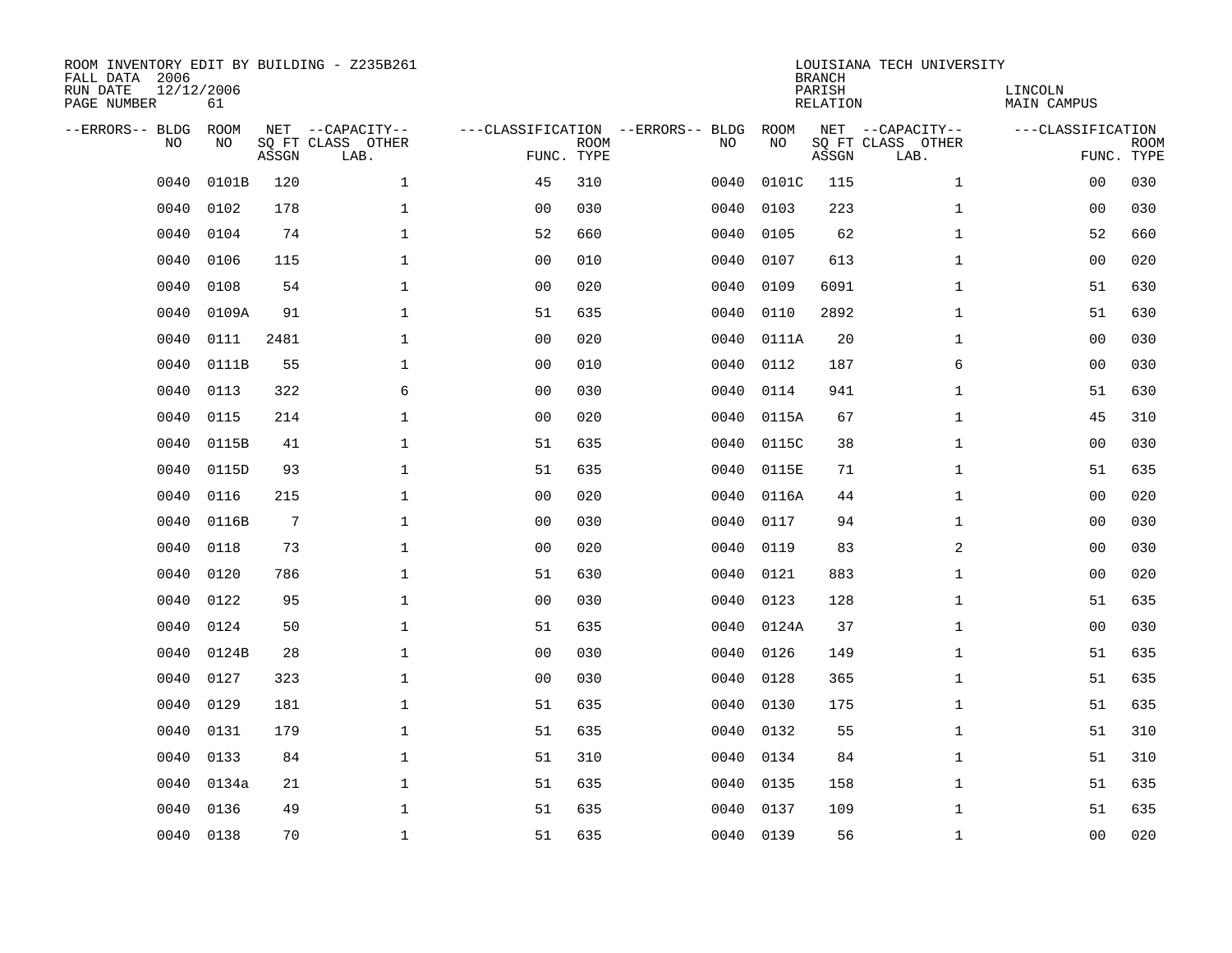ROOM INVENTORY EDIT BY BUILDING - Z235B261
FALL DATA 2006
RUN DATE 12/12/2006
PAGE NUMBER 61

LOUISIANA TECH UNIVERSITY
BRANCH
PARISH LINCOLN
RELATION MAIN CAMPUS

| --ERRORS-- | BLDG NO | ROOM NO | NET SQ FT ASSGN | --CAPACITY-- CLASS LAB. | OTHER | ---CLASSIFICATION FUNC. | ROOM TYPE | --ERRORS-- | BLDG NO | ROOM NO | NET SQ FT ASSGN | --CAPACITY-- CLASS LAB. | OTHER | ---CLASSIFICATION FUNC. | ROOM TYPE |
|---|---|---|---|---|---|---|---|---|---|---|---|---|---|---|---|
| | 0040 | 0101B | 120 | | 1 | 45 | 310 | | 0040 | 0101C | 115 | | 1 | 00 | 030 |
| | 0040 | 0102 | 178 | | 1 | 00 | 030 | | 0040 | 0103 | 223 | | 1 | 00 | 030 |
| | 0040 | 0104 | 74 | | 1 | 52 | 660 | | 0040 | 0105 | 62 | | 1 | 52 | 660 |
| | 0040 | 0106 | 115 | | 1 | 00 | 010 | | 0040 | 0107 | 613 | | 1 | 00 | 020 |
| | 0040 | 0108 | 54 | | 1 | 00 | 020 | | 0040 | 0109 | 6091 | | 1 | 51 | 630 |
| | 0040 | 0109A | 91 | | 1 | 51 | 635 | | 0040 | 0110 | 2892 | | 1 | 51 | 630 |
| | 0040 | 0111 | 2481 | | 1 | 00 | 020 | | 0040 | 0111A | 20 | | 1 | 00 | 030 |
| | 0040 | 0111B | 55 | | 1 | 00 | 010 | | 0040 | 0112 | 187 | | 6 | 00 | 030 |
| | 0040 | 0113 | 322 | | 6 | 00 | 030 | | 0040 | 0114 | 941 | | 1 | 51 | 630 |
| | 0040 | 0115 | 214 | | 1 | 00 | 020 | | 0040 | 0115A | 67 | | 1 | 45 | 310 |
| | 0040 | 0115B | 41 | | 1 | 51 | 635 | | 0040 | 0115C | 38 | | 1 | 00 | 030 |
| | 0040 | 0115D | 93 | | 1 | 51 | 635 | | 0040 | 0115E | 71 | | 1 | 51 | 635 |
| | 0040 | 0116 | 215 | | 1 | 00 | 020 | | 0040 | 0116A | 44 | | 1 | 00 | 020 |
| | 0040 | 0116B | 7 | | 1 | 00 | 030 | | 0040 | 0117 | 94 | | 1 | 00 | 030 |
| | 0040 | 0118 | 73 | | 1 | 00 | 020 | | 0040 | 0119 | 83 | | 2 | 00 | 030 |
| | 0040 | 0120 | 786 | | 1 | 51 | 630 | | 0040 | 0121 | 883 | | 1 | 00 | 020 |
| | 0040 | 0122 | 95 | | 1 | 00 | 030 | | 0040 | 0123 | 128 | | 1 | 51 | 635 |
| | 0040 | 0124 | 50 | | 1 | 51 | 635 | | 0040 | 0124A | 37 | | 1 | 00 | 030 |
| | 0040 | 0124B | 28 | | 1 | 00 | 030 | | 0040 | 0126 | 149 | | 1 | 51 | 635 |
| | 0040 | 0127 | 323 | | 1 | 00 | 030 | | 0040 | 0128 | 365 | | 1 | 51 | 635 |
| | 0040 | 0129 | 181 | | 1 | 51 | 635 | | 0040 | 0130 | 175 | | 1 | 51 | 635 |
| | 0040 | 0131 | 179 | | 1 | 51 | 635 | | 0040 | 0132 | 55 | | 1 | 51 | 310 |
| | 0040 | 0133 | 84 | | 1 | 51 | 310 | | 0040 | 0134 | 84 | | 1 | 51 | 310 |
| | 0040 | 0134a | 21 | | 1 | 51 | 635 | | 0040 | 0135 | 158 | | 1 | 51 | 635 |
| | 0040 | 0136 | 49 | | 1 | 51 | 635 | | 0040 | 0137 | 109 | | 1 | 51 | 635 |
| | 0040 | 0138 | 70 | | 1 | 51 | 635 | | 0040 | 0139 | 56 | | 1 | 00 | 020 |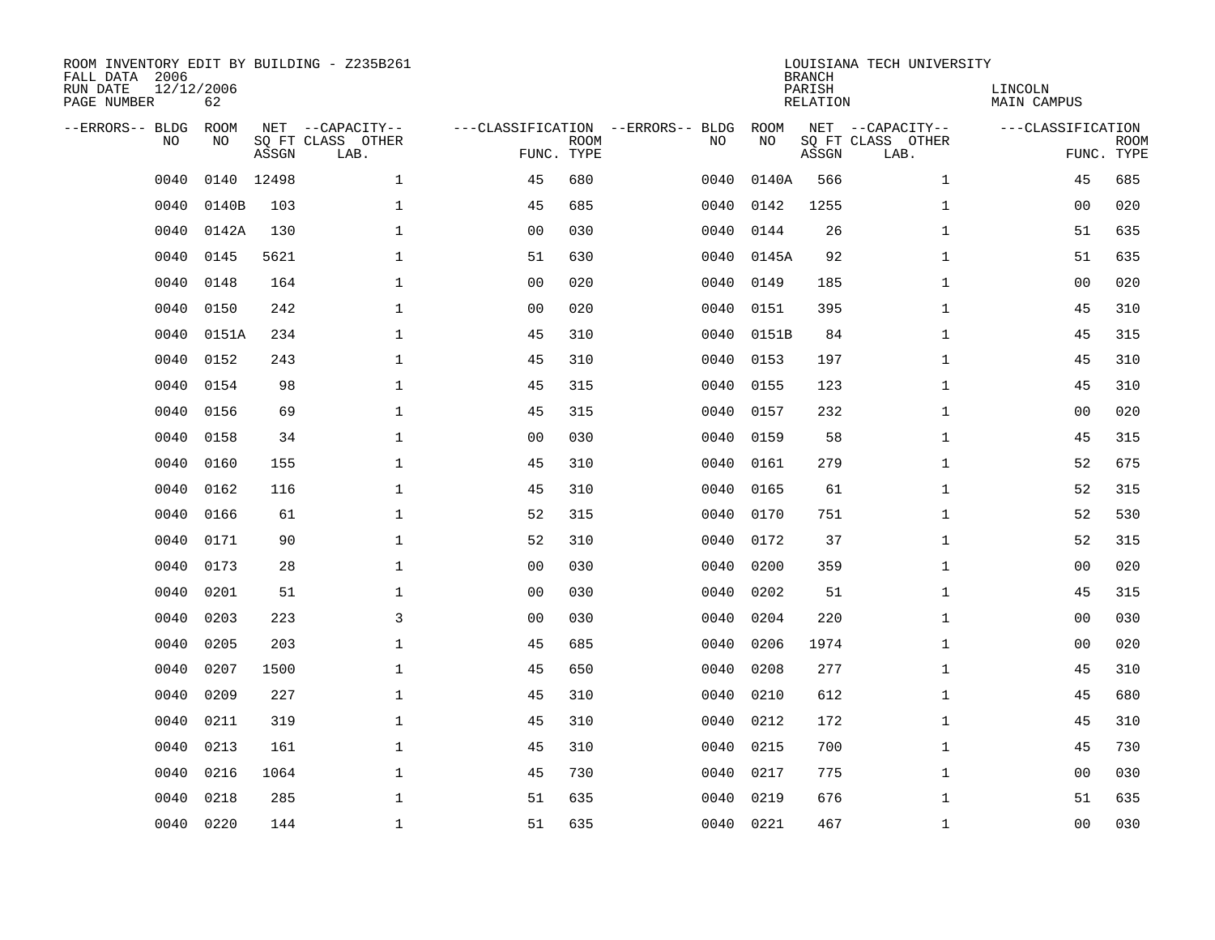ROOM INVENTORY EDIT BY BUILDING - Z235B261
FALL DATA 2006
RUN DATE 12/12/2006
PAGE NUMBER 62

LOUISIANA TECH UNIVERSITY
BRANCH
PARISH LINCOLN
RELATION MAIN CAMPUS

| --ERRORS-- | BLDG NO | ROOM NO | NET SQ FT ASSGN | --CAPACITY-- CLASS LAB. | OTHER | ---CLASSIFICATION FUNC. | ROOM TYPE | --ERRORS-- | BLDG NO | ROOM NO | NET SQ FT ASSGN | --CAPACITY-- CLASS LAB. | OTHER | ---CLASSIFICATION FUNC. | ROOM TYPE |
|---|---|---|---|---|---|---|---|---|---|---|---|---|---|---|---|
| | 0040 | 0140 | 12498 | | 1 | 45 | 680 | | 0040 | 0140A | 566 | | 1 | 45 | 685 |
| | 0040 | 0140B | 103 | | 1 | 45 | 685 | | 0040 | 0142 | 1255 | | 1 | 00 | 020 |
| | 0040 | 0142A | 130 | | 1 | 00 | 030 | | 0040 | 0144 | 26 | | 1 | 51 | 635 |
| | 0040 | 0145 | 5621 | | 1 | 51 | 630 | | 0040 | 0145A | 92 | | 1 | 51 | 635 |
| | 0040 | 0148 | 164 | | 1 | 00 | 020 | | 0040 | 0149 | 185 | | 1 | 00 | 020 |
| | 0040 | 0150 | 242 | | 1 | 00 | 020 | | 0040 | 0151 | 395 | | 1 | 45 | 310 |
| | 0040 | 0151A | 234 | | 1 | 45 | 310 | | 0040 | 0151B | 84 | | 1 | 45 | 315 |
| | 0040 | 0152 | 243 | | 1 | 45 | 310 | | 0040 | 0153 | 197 | | 1 | 45 | 310 |
| | 0040 | 0154 | 98 | | 1 | 45 | 315 | | 0040 | 0155 | 123 | | 1 | 45 | 310 |
| | 0040 | 0156 | 69 | | 1 | 45 | 315 | | 0040 | 0157 | 232 | | 1 | 00 | 020 |
| | 0040 | 0158 | 34 | | 1 | 00 | 030 | | 0040 | 0159 | 58 | | 1 | 45 | 315 |
| | 0040 | 0160 | 155 | | 1 | 45 | 310 | | 0040 | 0161 | 279 | | 1 | 52 | 675 |
| | 0040 | 0162 | 116 | | 1 | 45 | 310 | | 0040 | 0165 | 61 | | 1 | 52 | 315 |
| | 0040 | 0166 | 61 | | 1 | 52 | 315 | | 0040 | 0170 | 751 | | 1 | 52 | 530 |
| | 0040 | 0171 | 90 | | 1 | 52 | 310 | | 0040 | 0172 | 37 | | 1 | 52 | 315 |
| | 0040 | 0173 | 28 | | 1 | 00 | 030 | | 0040 | 0200 | 359 | | 1 | 00 | 020 |
| | 0040 | 0201 | 51 | | 1 | 00 | 030 | | 0040 | 0202 | 51 | | 1 | 45 | 315 |
| | 0040 | 0203 | 223 | | 3 | 00 | 030 | | 0040 | 0204 | 220 | | 1 | 00 | 030 |
| | 0040 | 0205 | 203 | | 1 | 45 | 685 | | 0040 | 0206 | 1974 | | 1 | 00 | 020 |
| | 0040 | 0207 | 1500 | | 1 | 45 | 650 | | 0040 | 0208 | 277 | | 1 | 45 | 310 |
| | 0040 | 0209 | 227 | | 1 | 45 | 310 | | 0040 | 0210 | 612 | | 1 | 45 | 680 |
| | 0040 | 0211 | 319 | | 1 | 45 | 310 | | 0040 | 0212 | 172 | | 1 | 45 | 310 |
| | 0040 | 0213 | 161 | | 1 | 45 | 310 | | 0040 | 0215 | 700 | | 1 | 45 | 730 |
| | 0040 | 0216 | 1064 | | 1 | 45 | 730 | | 0040 | 0217 | 775 | | 1 | 00 | 030 |
| | 0040 | 0218 | 285 | | 1 | 51 | 635 | | 0040 | 0219 | 676 | | 1 | 51 | 635 |
| | 0040 | 0220 | 144 | | 1 | 51 | 635 | | 0040 | 0221 | 467 | | 1 | 00 | 030 |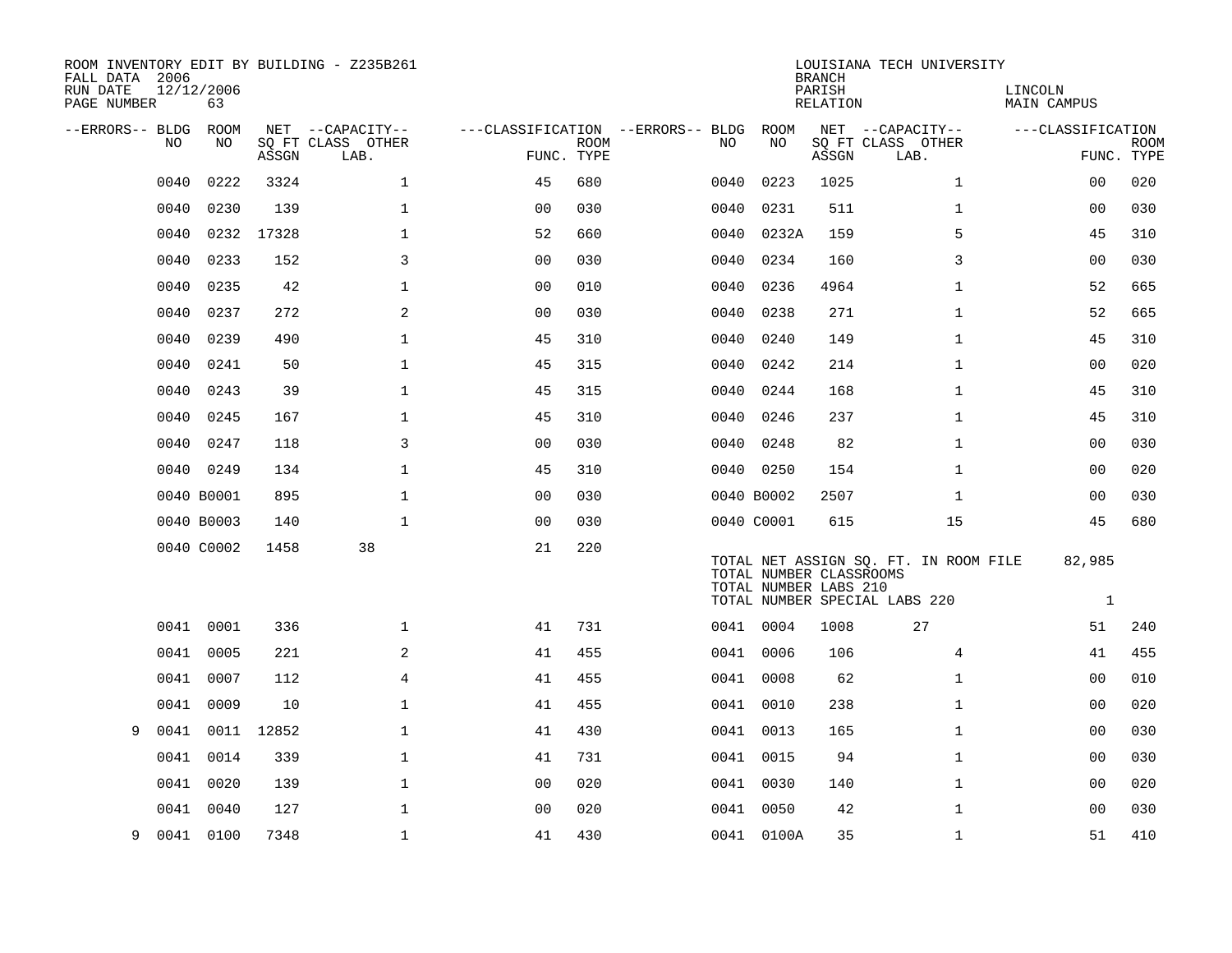ROOM INVENTORY EDIT BY BUILDING - Z235B261
FALL DATA 2006
RUN DATE 12/12/2006
PAGE NUMBER 63

LOUISIANA TECH UNIVERSITY
BRANCH
PARISH LINCOLN
RELATION MAIN CAMPUS

| --ERRORS-- | BLDG NO | ROOM NO | NET SQ FT ASSGN | CAPACITY CLASS LAB. | CAPACITY OTHER | CLASSIFICATION FUNC. | ROOM TYPE | --ERRORS-- | BLDG NO | ROOM NO | NET SQ FT ASSGN | CAPACITY CLASS LAB. | CAPACITY OTHER | CLASSIFICATION FUNC. | ROOM TYPE |
|---|---|---|---|---|---|---|---|---|---|---|---|---|---|---|---|
| | 0040 | 0222 | 3324 | | 1 | 45 | 680 | | 0040 | 0223 | 1025 | | 1 | 00 | 020 |
| | 0040 | 0230 | 139 | | 1 | 00 | 030 | | 0040 | 0231 | 511 | | 1 | 00 | 030 |
| | 0040 | 0232 | 17328 | | 1 | 52 | 660 | | 0040 | 0232A | 159 | | 5 | 45 | 310 |
| | 0040 | 0233 | 152 | | 3 | 00 | 030 | | 0040 | 0234 | 160 | | 3 | 00 | 030 |
| | 0040 | 0235 | 42 | | 1 | 00 | 010 | | 0040 | 0236 | 4964 | | 1 | 52 | 665 |
| | 0040 | 0237 | 272 | | 2 | 00 | 030 | | 0040 | 0238 | 271 | | 1 | 52 | 665 |
| | 0040 | 0239 | 490 | | 1 | 45 | 310 | | 0040 | 0240 | 149 | | 1 | 45 | 310 |
| | 0040 | 0241 | 50 | | 1 | 45 | 315 | | 0040 | 0242 | 214 | | 1 | 00 | 020 |
| | 0040 | 0243 | 39 | | 1 | 45 | 315 | | 0040 | 0244 | 168 | | 1 | 45 | 310 |
| | 0040 | 0245 | 167 | | 1 | 45 | 310 | | 0040 | 0246 | 237 | | 1 | 45 | 310 |
| | 0040 | 0247 | 118 | | 3 | 00 | 030 | | 0040 | 0248 | 82 | | 1 | 00 | 030 |
| | 0040 | 0249 | 134 | | 1 | 45 | 310 | | 0040 | 0250 | 154 | | 1 | 00 | 020 |
| | 0040 | B0001 | 895 | | 1 | 00 | 030 | | 0040 | B0002 | 2507 | | 1 | 00 | 030 |
| | 0040 | B0003 | 140 | | 1 | 00 | 030 | | 0040 | C0001 | 615 | | 15 | 45 | 680 |
| | 0040 | C0002 | 1458 | 38 | | 21 | 220 | | | | | | | | |

TOTAL NET ASSIGN SQ. FT. IN ROOM FILE 82,985
TOTAL NUMBER CLASSROOMS
TOTAL NUMBER LABS 210
TOTAL NUMBER SPECIAL LABS 220 1

| --ERRORS-- | BLDG NO | ROOM NO | NET SQ FT ASSGN | CAPACITY CLASS LAB. | CAPACITY OTHER | CLASSIFICATION FUNC. | ROOM TYPE | --ERRORS-- | BLDG NO | ROOM NO | NET SQ FT ASSGN | CAPACITY CLASS LAB. | CAPACITY OTHER | CLASSIFICATION FUNC. | ROOM TYPE |
|---|---|---|---|---|---|---|---|---|---|---|---|---|---|---|---|
| | 0041 | 0001 | 336 | | 1 | 41 | 731 | | 0041 | 0004 | 1008 | 27 | | 51 | 240 |
| | 0041 | 0005 | 221 | | 2 | 41 | 455 | | 0041 | 0006 | 106 | | 4 | 41 | 455 |
| | 0041 | 0007 | 112 | | 4 | 41 | 455 | | 0041 | 0008 | 62 | | 1 | 00 | 010 |
| | 0041 | 0009 | 10 | | 1 | 41 | 455 | | 0041 | 0010 | 238 | | 1 | 00 | 020 |
| 9 | 0041 | 0011 | 12852 | | 1 | 41 | 430 | | 0041 | 0013 | 165 | | 1 | 00 | 030 |
| | 0041 | 0014 | 339 | | 1 | 41 | 731 | | 0041 | 0015 | 94 | | 1 | 00 | 030 |
| | 0041 | 0020 | 139 | | 1 | 00 | 020 | | 0041 | 0030 | 140 | | 1 | 00 | 020 |
| | 0041 | 0040 | 127 | | 1 | 00 | 020 | | 0041 | 0050 | 42 | | 1 | 00 | 030 |
| 9 | 0041 | 0100 | 7348 | | 1 | 41 | 430 | | 0041 | 0100A | 35 | | 1 | 51 | 410 |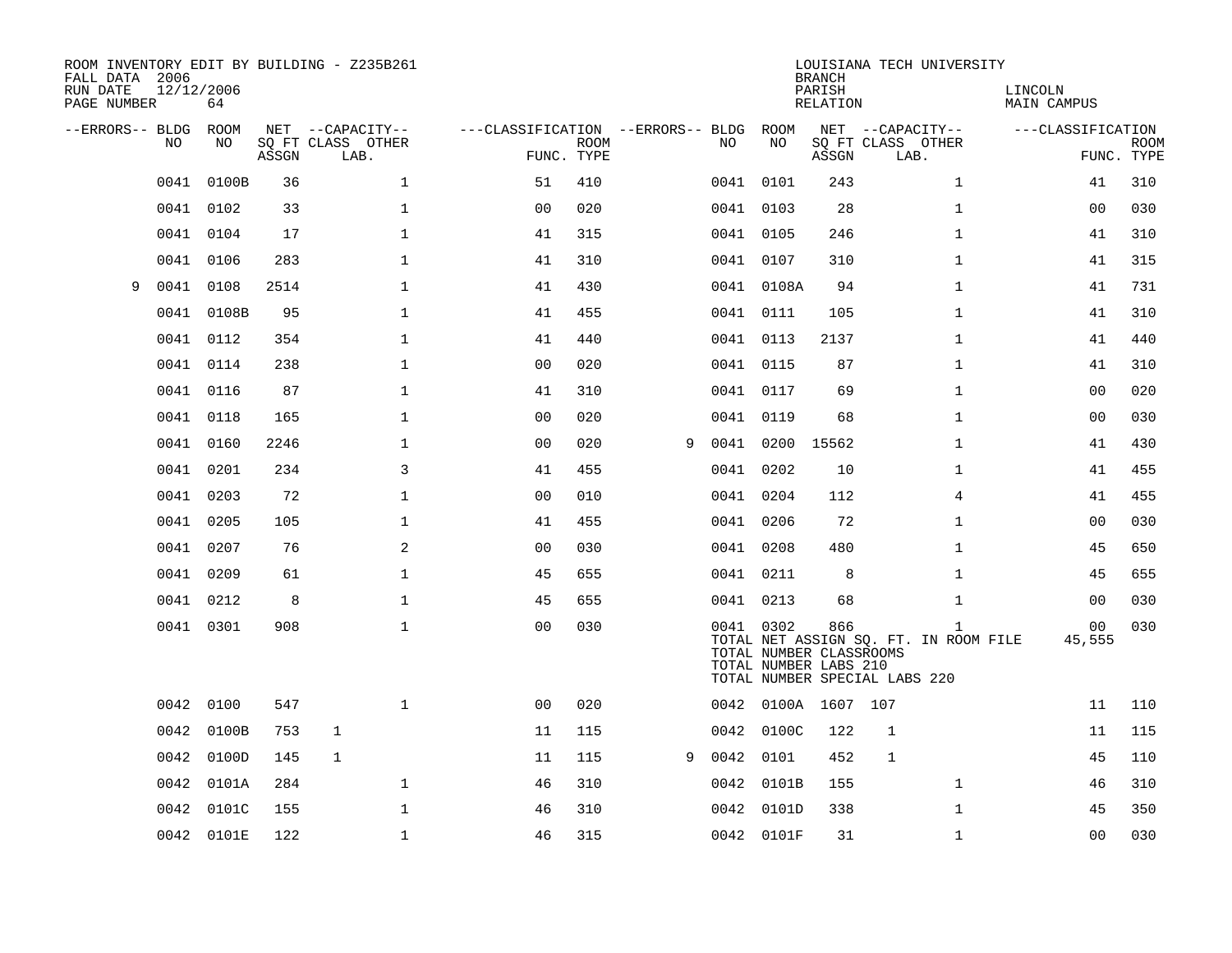ROOM INVENTORY EDIT BY BUILDING - Z235B261
FALL DATA 2006
RUN DATE 12/12/2006
PAGE NUMBER 64

LOUISIANA TECH UNIVERSITY
BRANCH
PARISH LINCOLN
RELATION MAIN CAMPUS

| --ERRORS-- | BLDG NO | ROOM NO | NET SQ FT ASSGN | CAPACITY CLASS | CAPACITY LAB. | CAPACITY OTHER | CLASSIFICATION FUNC. | ROOM TYPE | --ERRORS-- | BLDG NO | ROOM NO | NET SQ FT ASSGN | CAPACITY CLASS | CAPACITY LAB. | CAPACITY OTHER | CLASSIFICATION FUNC. | ROOM TYPE |
|---|---|---|---|---|---|---|---|---|---|---|---|---|---|---|---|---|---|
| | 0041 | 0100B | 36 | | | 1 | 51 | 410 | | 0041 | 0101 | 243 | | | 1 | 41 | 310 |
| | 0041 | 0102 | 33 | | | 1 | 00 | 020 | | 0041 | 0103 | 28 | | | 1 | 00 | 030 |
| | 0041 | 0104 | 17 | | | 1 | 41 | 315 | | 0041 | 0105 | 246 | | | 1 | 41 | 310 |
| | 0041 | 0106 | 283 | | | 1 | 41 | 310 | | 0041 | 0107 | 310 | | | 1 | 41 | 315 |
| 9 | 0041 | 0108 | 2514 | | | 1 | 41 | 430 | | 0041 | 0108A | 94 | | | 1 | 41 | 731 |
| | 0041 | 0108B | 95 | | | 1 | 41 | 455 | | 0041 | 0111 | 105 | | | 1 | 41 | 310 |
| | 0041 | 0112 | 354 | | | 1 | 41 | 440 | | 0041 | 0113 | 2137 | | | 1 | 41 | 440 |
| | 0041 | 0114 | 238 | | | 1 | 00 | 020 | | 0041 | 0115 | 87 | | | 1 | 41 | 310 |
| | 0041 | 0116 | 87 | | | 1 | 41 | 310 | | 0041 | 0117 | 69 | | | 1 | 00 | 020 |
| | 0041 | 0118 | 165 | | | 1 | 00 | 020 | | 0041 | 0119 | 68 | | | 1 | 00 | 030 |
| | 0041 | 0160 | 2246 | | | 1 | 00 | 020 | 9 | 0041 | 0200 | 15562 | | | 1 | 41 | 430 |
| | 0041 | 0201 | 234 | | | 3 | 41 | 455 | | 0041 | 0202 | 10 | | | 1 | 41 | 455 |
| | 0041 | 0203 | 72 | | | 1 | 00 | 010 | | 0041 | 0204 | 112 | | | 4 | 41 | 455 |
| | 0041 | 0205 | 105 | | | 1 | 41 | 455 | | 0041 | 0206 | 72 | | | 1 | 00 | 030 |
| | 0041 | 0207 | 76 | | | 2 | 00 | 030 | | 0041 | 0208 | 480 | | | 1 | 45 | 650 |
| | 0041 | 0209 | 61 | | | 1 | 45 | 655 | | 0041 | 0211 | 8 | | | 1 | 45 | 655 |
| | 0041 | 0212 | 8 | | | 1 | 45 | 655 | | 0041 | 0213 | 68 | | | 1 | 00 | 030 |
| | 0041 | 0301 | 908 | | | 1 | 00 | 030 | | 0041 | 0302 | 866 | | | 1 | 00 | 030 |

TOTAL NET ASSIGN SQ. FT. IN ROOM FILE 45,555
TOTAL NUMBER CLASSROOMS
TOTAL NUMBER LABS 210
TOTAL NUMBER SPECIAL LABS 220

| --ERRORS-- | BLDG NO | ROOM NO | NET SQ FT ASSGN | CAPACITY CLASS | CAPACITY LAB. | CAPACITY OTHER | CLASSIFICATION FUNC. | ROOM TYPE | --ERRORS-- | BLDG NO | ROOM NO | NET SQ FT ASSGN | CAPACITY CLASS | CAPACITY LAB. | CAPACITY OTHER | CLASSIFICATION FUNC. | ROOM TYPE |
|---|---|---|---|---|---|---|---|---|---|---|---|---|---|---|---|---|---|
| | 0042 | 0100 | 547 | | | 1 | 00 | 020 | | 0042 | 0100A | 1607 | 107 | | | 11 | 110 |
| | 0042 | 0100B | 753 | 1 | | | 11 | 115 | | 0042 | 0100C | 122 | 1 | | | 11 | 115 |
| | 0042 | 0100D | 145 | 1 | | | 11 | 115 | 9 | 0042 | 0101 | 452 | 1 | | | 45 | 110 |
| | 0042 | 0101A | 284 | | | 1 | 46 | 310 | | 0042 | 0101B | 155 | | | 1 | 46 | 310 |
| | 0042 | 0101C | 155 | | | 1 | 46 | 310 | | 0042 | 0101D | 338 | | | 1 | 45 | 350 |
| | 0042 | 0101E | 122 | | | 1 | 46 | 315 | | 0042 | 0101F | 31 | | | 1 | 00 | 030 |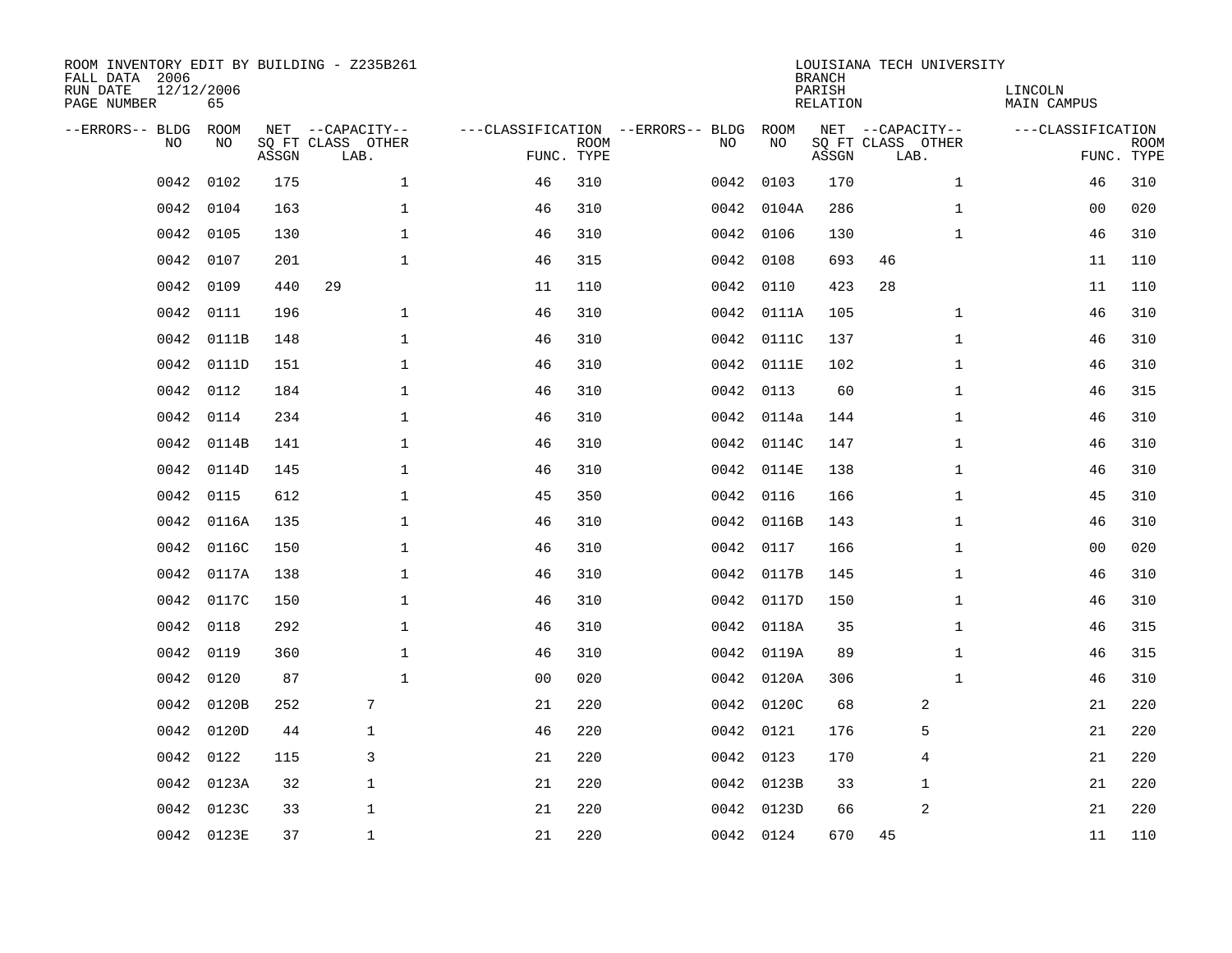ROOM INVENTORY EDIT BY BUILDING - Z235B261
FALL DATA 2006
RUN DATE 12/12/2006
PAGE NUMBER 65

LOUISIANA TECH UNIVERSITY
BRANCH
PARISH LINCOLN
RELATION MAIN CAMPUS

| --ERRORS-- | BLDG NO | ROOM NO | NET SQ FT ASSGN | --CAPACITY-- CLASS LAB. | OTHER | ---CLASSIFICATION FUNC. | ROOM TYPE | --ERRORS-- | BLDG NO | ROOM NO | NET SQ FT ASSGN | --CAPACITY-- CLASS LAB. | OTHER | ---CLASSIFICATION FUNC. | ROOM TYPE |
|---|---|---|---|---|---|---|---|---|---|---|---|---|---|---|---|
| | 0042 | 0102 | 175 | | 1 | 46 | 310 | | 0042 | 0103 | 170 | | 1 | 46 | 310 |
| | 0042 | 0104 | 163 | | 1 | 46 | 310 | | 0042 | 0104A | 286 | | 1 | 00 | 020 |
| | 0042 | 0105 | 130 | | 1 | 46 | 310 | | 0042 | 0106 | 130 | | 1 | 46 | 310 |
| | 0042 | 0107 | 201 | | 1 | 46 | 315 | | 0042 | 0108 | 693 | 46 | | 11 | 110 |
| | 0042 | 0109 | 440 | 29 | | 11 | 110 | | 0042 | 0110 | 423 | 28 | | 11 | 110 |
| | 0042 | 0111 | 196 | | 1 | 46 | 310 | | 0042 | 0111A | 105 | | 1 | 46 | 310 |
| | 0042 | 0111B | 148 | | 1 | 46 | 310 | | 0042 | 0111C | 137 | | 1 | 46 | 310 |
| | 0042 | 0111D | 151 | | 1 | 46 | 310 | | 0042 | 0111E | 102 | | 1 | 46 | 310 |
| | 0042 | 0112 | 184 | | 1 | 46 | 310 | | 0042 | 0113 | 60 | | 1 | 46 | 315 |
| | 0042 | 0114 | 234 | | 1 | 46 | 310 | | 0042 | 0114a | 144 | | 1 | 46 | 310 |
| | 0042 | 0114B | 141 | | 1 | 46 | 310 | | 0042 | 0114C | 147 | | 1 | 46 | 310 |
| | 0042 | 0114D | 145 | | 1 | 46 | 310 | | 0042 | 0114E | 138 | | 1 | 46 | 310 |
| | 0042 | 0115 | 612 | | 1 | 45 | 350 | | 0042 | 0116 | 166 | | 1 | 45 | 310 |
| | 0042 | 0116A | 135 | | 1 | 46 | 310 | | 0042 | 0116B | 143 | | 1 | 46 | 310 |
| | 0042 | 0116C | 150 | | 1 | 46 | 310 | | 0042 | 0117 | 166 | | 1 | 00 | 020 |
| | 0042 | 0117A | 138 | | 1 | 46 | 310 | | 0042 | 0117B | 145 | | 1 | 46 | 310 |
| | 0042 | 0117C | 150 | | 1 | 46 | 310 | | 0042 | 0117D | 150 | | 1 | 46 | 310 |
| | 0042 | 0118 | 292 | | 1 | 46 | 310 | | 0042 | 0118A | 35 | | 1 | 46 | 315 |
| | 0042 | 0119 | 360 | | 1 | 46 | 310 | | 0042 | 0119A | 89 | | 1 | 46 | 315 |
| | 0042 | 0120 | 87 | | 1 | 00 | 020 | | 0042 | 0120A | 306 | | 1 | 46 | 310 |
| | 0042 | 0120B | 252 | 7 | | 21 | 220 | | 0042 | 0120C | 68 | 2 | | 21 | 220 |
| | 0042 | 0120D | 44 | 1 | | 46 | 220 | | 0042 | 0121 | 176 | 5 | | 21 | 220 |
| | 0042 | 0122 | 115 | 3 | | 21 | 220 | | 0042 | 0123 | 170 | 4 | | 21 | 220 |
| | 0042 | 0123A | 32 | 1 | | 21 | 220 | | 0042 | 0123B | 33 | 1 | | 21 | 220 |
| | 0042 | 0123C | 33 | 1 | | 21 | 220 | | 0042 | 0123D | 66 | 2 | | 21 | 220 |
| | 0042 | 0123E | 37 | 1 | | 21 | 220 | | 0042 | 0124 | 670 | 45 | | 11 | 110 |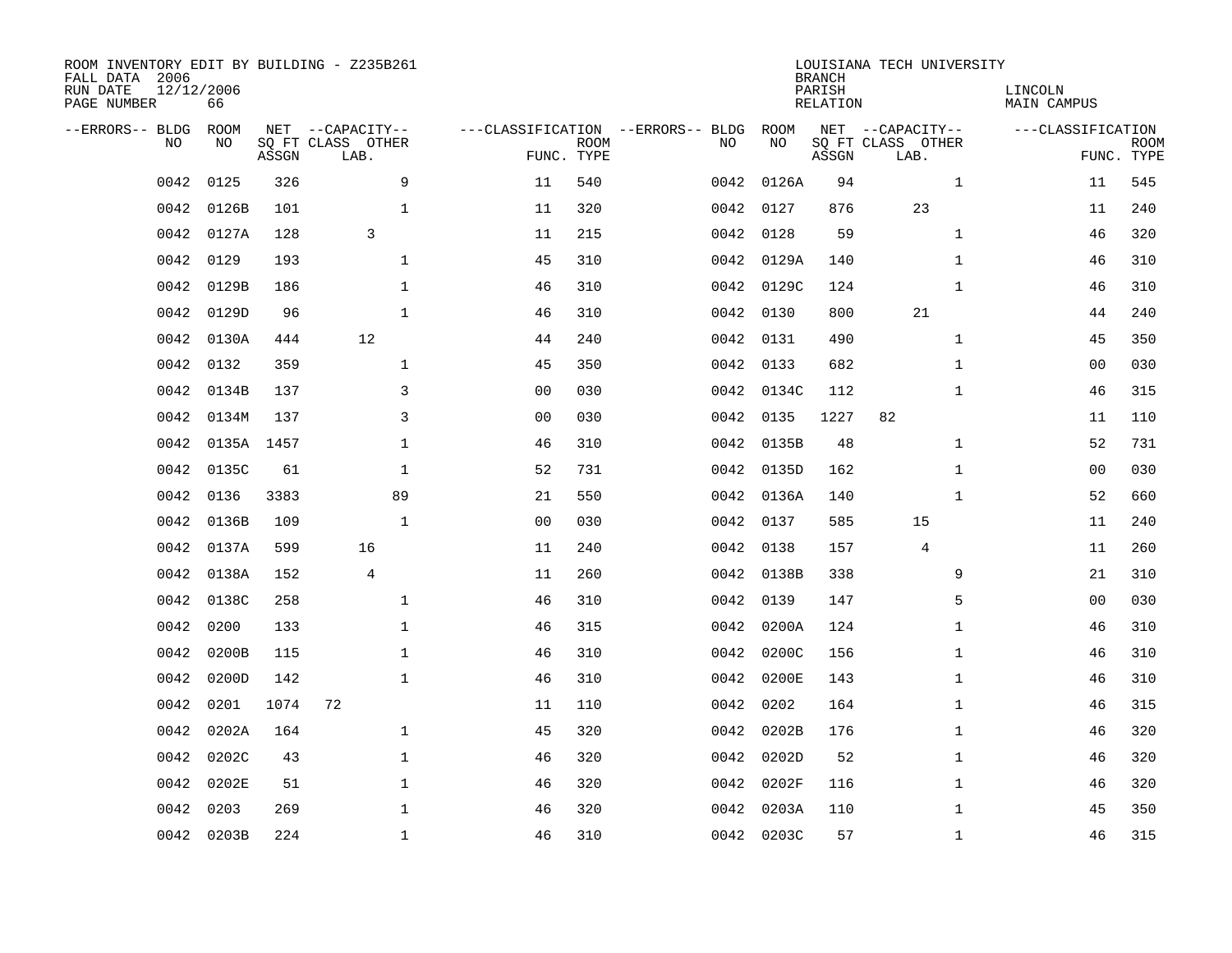ROOM INVENTORY EDIT BY BUILDING - Z235B261
FALL DATA 2006
RUN DATE 12/12/2006
PAGE NUMBER 66

LOUISIANA TECH UNIVERSITY
BRANCH
PARISH LINCOLN
RELATION MAIN CAMPUS

| --ERRORS-- | BLDG NO | ROOM NO | NET SQ FT ASSGN | --CAPACITY-- CLASS LAB. | OTHER | ---CLASSIFICATION FUNC. | ROOM TYPE | --ERRORS-- | BLDG NO | ROOM NO | NET SQ FT ASSGN | --CAPACITY-- CLASS LAB. | OTHER | ---CLASSIFICATION FUNC. | ROOM TYPE |
|---|---|---|---|---|---|---|---|---|---|---|---|---|---|---|---|
| | 0042 | 0125 | 326 | | 9 | 11 | 540 | | 0042 | 0126A | 94 | | 1 | 11 | 545 |
| | 0042 | 0126B | 101 | | 1 | 11 | 320 | | 0042 | 0127 | 876 | 23 | | 11 | 240 |
| | 0042 | 0127A | 128 | 3 | | 11 | 215 | | 0042 | 0128 | 59 | | 1 | 46 | 320 |
| | 0042 | 0129 | 193 | | 1 | 45 | 310 | | 0042 | 0129A | 140 | | 1 | 46 | 310 |
| | 0042 | 0129B | 186 | | 1 | 46 | 310 | | 0042 | 0129C | 124 | | 1 | 46 | 310 |
| | 0042 | 0129D | 96 | | 1 | 46 | 310 | | 0042 | 0130 | 800 | 21 | | 44 | 240 |
| | 0042 | 0130A | 444 | 12 | | 44 | 240 | | 0042 | 0131 | 490 | | 1 | 45 | 350 |
| | 0042 | 0132 | 359 | | 1 | 45 | 350 | | 0042 | 0133 | 682 | | 1 | 00 | 030 |
| | 0042 | 0134B | 137 | | 3 | 00 | 030 | | 0042 | 0134C | 112 | | 1 | 46 | 315 |
| | 0042 | 0134M | 137 | | 3 | 00 | 030 | | 0042 | 0135 | 1227 | 82 | | 11 | 110 |
| | 0042 | 0135A | 1457 | | 1 | 46 | 310 | | 0042 | 0135B | 48 | | 1 | 52 | 731 |
| | 0042 | 0135C | 61 | | 1 | 52 | 731 | | 0042 | 0135D | 162 | | 1 | 00 | 030 |
| | 0042 | 0136 | 3383 | | 89 | 21 | 550 | | 0042 | 0136A | 140 | | 1 | 52 | 660 |
| | 0042 | 0136B | 109 | | 1 | 00 | 030 | | 0042 | 0137 | 585 | 15 | | 11 | 240 |
| | 0042 | 0137A | 599 | 16 | | 11 | 240 | | 0042 | 0138 | 157 | 4 | | 11 | 260 |
| | 0042 | 0138A | 152 | 4 | | 11 | 260 | | 0042 | 0138B | 338 | | 9 | 21 | 310 |
| | 0042 | 0138C | 258 | | 1 | 46 | 310 | | 0042 | 0139 | 147 | | 5 | 00 | 030 |
| | 0042 | 0200 | 133 | | 1 | 46 | 315 | | 0042 | 0200A | 124 | | 1 | 46 | 310 |
| | 0042 | 0200B | 115 | | 1 | 46 | 310 | | 0042 | 0200C | 156 | | 1 | 46 | 310 |
| | 0042 | 0200D | 142 | | 1 | 46 | 310 | | 0042 | 0200E | 143 | | 1 | 46 | 310 |
| | 0042 | 0201 | 1074 | 72 | | 11 | 110 | | 0042 | 0202 | 164 | | 1 | 46 | 315 |
| | 0042 | 0202A | 164 | | 1 | 45 | 320 | | 0042 | 0202B | 176 | | 1 | 46 | 320 |
| | 0042 | 0202C | 43 | | 1 | 46 | 320 | | 0042 | 0202D | 52 | | 1 | 46 | 320 |
| | 0042 | 0202E | 51 | | 1 | 46 | 320 | | 0042 | 0202F | 116 | | 1 | 46 | 320 |
| | 0042 | 0203 | 269 | | 1 | 46 | 320 | | 0042 | 0203A | 110 | | 1 | 45 | 350 |
| | 0042 | 0203B | 224 | | 1 | 46 | 310 | | 0042 | 0203C | 57 | | 1 | 46 | 315 |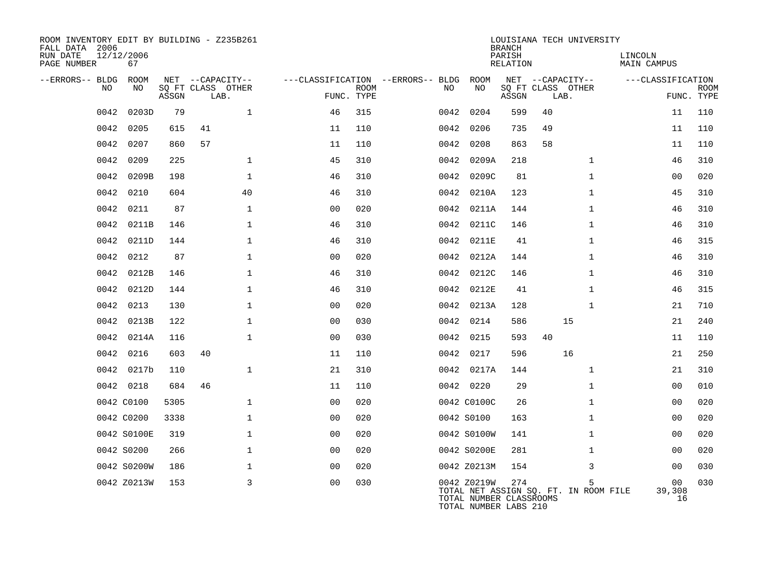ROOM INVENTORY EDIT BY BUILDING - Z235B261
FALL DATA 2006
RUN DATE 12/12/2006
PAGE NUMBER 67

LOUISIANA TECH UNIVERSITY
BRANCH
PARISH LINCOLN
RELATION MAIN CAMPUS

| --ERRORS-- | BLDG NO | ROOM NO | NET SQ FT ASSGN | CAPACITY CLASS | CAPACITY LAB. | CAPACITY OTHER | CLASSIFICATION FUNC. | ROOM TYPE | --ERRORS-- | BLDG NO | ROOM NO | NET SQ FT ASSGN | CAPACITY CLASS | CAPACITY LAB. | CAPACITY OTHER | CLASSIFICATION FUNC. | ROOM TYPE |
|---|---|---|---|---|---|---|---|---|---|---|---|---|---|---|---|---|---|
| | 0042 | 0203D | 79 | | | 1 | 46 | 315 | | 0042 | 0204 | 599 | 40 | | | 11 | 110 |
| | 0042 | 0205 | 615 | 41 | | | 11 | 110 | | 0042 | 0206 | 735 | 49 | | | 11 | 110 |
| | 0042 | 0207 | 860 | 57 | | | 11 | 110 | | 0042 | 0208 | 863 | 58 | | | 11 | 110 |
| | 0042 | 0209 | 225 | | | 1 | 45 | 310 | | 0042 | 0209A | 218 | | | 1 | 46 | 310 |
| | 0042 | 0209B | 198 | | | 1 | 46 | 310 | | 0042 | 0209C | 81 | | | 1 | 00 | 020 |
| | 0042 | 0210 | 604 | | | 40 | 46 | 310 | | 0042 | 0210A | 123 | | | 1 | 45 | 310 |
| | 0042 | 0211 | 87 | | | 1 | 00 | 020 | | 0042 | 0211A | 144 | | | 1 | 46 | 310 |
| | 0042 | 0211B | 146 | | | 1 | 46 | 310 | | 0042 | 0211C | 146 | | | 1 | 46 | 310 |
| | 0042 | 0211D | 144 | | | 1 | 46 | 310 | | 0042 | 0211E | 41 | | | 1 | 46 | 315 |
| | 0042 | 0212 | 87 | | | 1 | 00 | 020 | | 0042 | 0212A | 144 | | | 1 | 46 | 310 |
| | 0042 | 0212B | 146 | | | 1 | 46 | 310 | | 0042 | 0212C | 146 | | | 1 | 46 | 310 |
| | 0042 | 0212D | 144 | | | 1 | 46 | 310 | | 0042 | 0212E | 41 | | | 1 | 46 | 315 |
| | 0042 | 0213 | 130 | | | 1 | 00 | 020 | | 0042 | 0213A | 128 | | | 1 | 21 | 710 |
| | 0042 | 0213B | 122 | | | 1 | 00 | 030 | | 0042 | 0214 | 586 | | 15 | | 21 | 240 |
| | 0042 | 0214A | 116 | | | 1 | 00 | 030 | | 0042 | 0215 | 593 | 40 | | | 11 | 110 |
| | 0042 | 0216 | 603 | 40 | | | 11 | 110 | | 0042 | 0217 | 596 | | 16 | | 21 | 250 |
| | 0042 | 0217b | 110 | | | 1 | 21 | 310 | | 0042 | 0217A | 144 | | | 1 | 21 | 310 |
| | 0042 | 0218 | 684 | 46 | | | 11 | 110 | | 0042 | 0220 | 29 | | | 1 | 00 | 010 |
| | 0042 | C0100 | 5305 | | | 1 | 00 | 020 | | 0042 | C0100C | 26 | | | 1 | 00 | 020 |
| | 0042 | C0200 | 3338 | | | 1 | 00 | 020 | | 0042 | S0100 | 163 | | | 1 | 00 | 020 |
| | 0042 | S0100E | 319 | | | 1 | 00 | 020 | | 0042 | S0100W | 141 | | | 1 | 00 | 020 |
| | 0042 | S0200 | 266 | | | 1 | 00 | 020 | | 0042 | S0200E | 281 | | | 1 | 00 | 020 |
| | 0042 | S0200W | 186 | | | 1 | 00 | 020 | | 0042 | Z0213M | 154 | | | 3 | 00 | 030 |
| | 0042 | Z0213W | 153 | | | 3 | 00 | 030 | | 0042 | Z0219W | 274 | | | 5 | 00 | 030 |

TOTAL NET ASSIGN SQ. FT. IN ROOM FILE 39,308
TOTAL NUMBER CLASSROOMS 16
TOTAL NUMBER LABS 210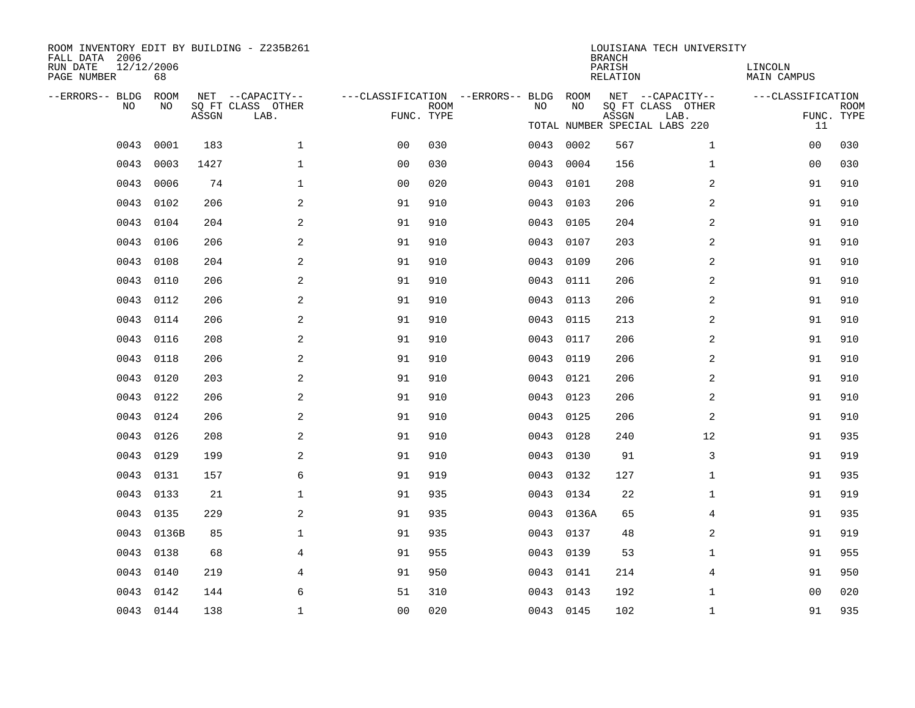ROOM INVENTORY EDIT BY BUILDING - Z235B261
FALL DATA 2006
RUN DATE 12/12/2006
PAGE NUMBER 68

LOUISIANA TECH UNIVERSITY
BRANCH
PARISH LINCOLN
RELATION MAIN CAMPUS

TOTAL NUMBER SPECIAL LABS 220 11

| --ERRORS-- | BLDG NO | ROOM NO | NET SQ FT ASSGN | CAPACITY CLASS LAB. | CAPACITY OTHER | CLASSIFICATION FUNC. | ROOM TYPE | --ERRORS-- | BLDG NO | ROOM NO | NET SQ FT ASSGN | CAPACITY CLASS LAB. | CAPACITY OTHER | CLASSIFICATION FUNC. | ROOM TYPE |
|---|---|---|---|---|---|---|---|---|---|---|---|---|---|---|---|
| | 0043 | 0001 | 183 | | 1 | 00 | 030 | | 0043 | 0002 | 567 | | 1 | 00 | 030 |
| | 0043 | 0003 | 1427 | | 1 | 00 | 030 | | 0043 | 0004 | 156 | | 1 | 00 | 030 |
| | 0043 | 0006 | 74 | | 1 | 00 | 020 | | 0043 | 0101 | 208 | | 2 | 91 | 910 |
| | 0043 | 0102 | 206 | | 2 | 91 | 910 | | 0043 | 0103 | 206 | | 2 | 91 | 910 |
| | 0043 | 0104 | 204 | | 2 | 91 | 910 | | 0043 | 0105 | 204 | | 2 | 91 | 910 |
| | 0043 | 0106 | 206 | | 2 | 91 | 910 | | 0043 | 0107 | 203 | | 2 | 91 | 910 |
| | 0043 | 0108 | 204 | | 2 | 91 | 910 | | 0043 | 0109 | 206 | | 2 | 91 | 910 |
| | 0043 | 0110 | 206 | | 2 | 91 | 910 | | 0043 | 0111 | 206 | | 2 | 91 | 910 |
| | 0043 | 0112 | 206 | | 2 | 91 | 910 | | 0043 | 0113 | 206 | | 2 | 91 | 910 |
| | 0043 | 0114 | 206 | | 2 | 91 | 910 | | 0043 | 0115 | 213 | | 2 | 91 | 910 |
| | 0043 | 0116 | 208 | | 2 | 91 | 910 | | 0043 | 0117 | 206 | | 2 | 91 | 910 |
| | 0043 | 0118 | 206 | | 2 | 91 | 910 | | 0043 | 0119 | 206 | | 2 | 91 | 910 |
| | 0043 | 0120 | 203 | | 2 | 91 | 910 | | 0043 | 0121 | 206 | | 2 | 91 | 910 |
| | 0043 | 0122 | 206 | | 2 | 91 | 910 | | 0043 | 0123 | 206 | | 2 | 91 | 910 |
| | 0043 | 0124 | 206 | | 2 | 91 | 910 | | 0043 | 0125 | 206 | | 2 | 91 | 910 |
| | 0043 | 0126 | 208 | | 2 | 91 | 910 | | 0043 | 0128 | 240 | | 12 | 91 | 935 |
| | 0043 | 0129 | 199 | | 2 | 91 | 910 | | 0043 | 0130 | 91 | | 3 | 91 | 919 |
| | 0043 | 0131 | 157 | | 6 | 91 | 919 | | 0043 | 0132 | 127 | | 1 | 91 | 935 |
| | 0043 | 0133 | 21 | | 1 | 91 | 935 | | 0043 | 0134 | 22 | | 1 | 91 | 919 |
| | 0043 | 0135 | 229 | | 2 | 91 | 935 | | 0043 | 0136A | 65 | | 4 | 91 | 935 |
| | 0043 | 0136B | 85 | | 1 | 91 | 935 | | 0043 | 0137 | 48 | | 2 | 91 | 919 |
| | 0043 | 0138 | 68 | | 4 | 91 | 955 | | 0043 | 0139 | 53 | | 1 | 91 | 955 |
| | 0043 | 0140 | 219 | | 4 | 91 | 950 | | 0043 | 0141 | 214 | | 4 | 91 | 950 |
| | 0043 | 0142 | 144 | | 6 | 51 | 310 | | 0043 | 0143 | 192 | | 1 | 00 | 020 |
| | 0043 | 0144 | 138 | | 1 | 00 | 020 | | 0043 | 0145 | 102 | | 1 | 91 | 935 |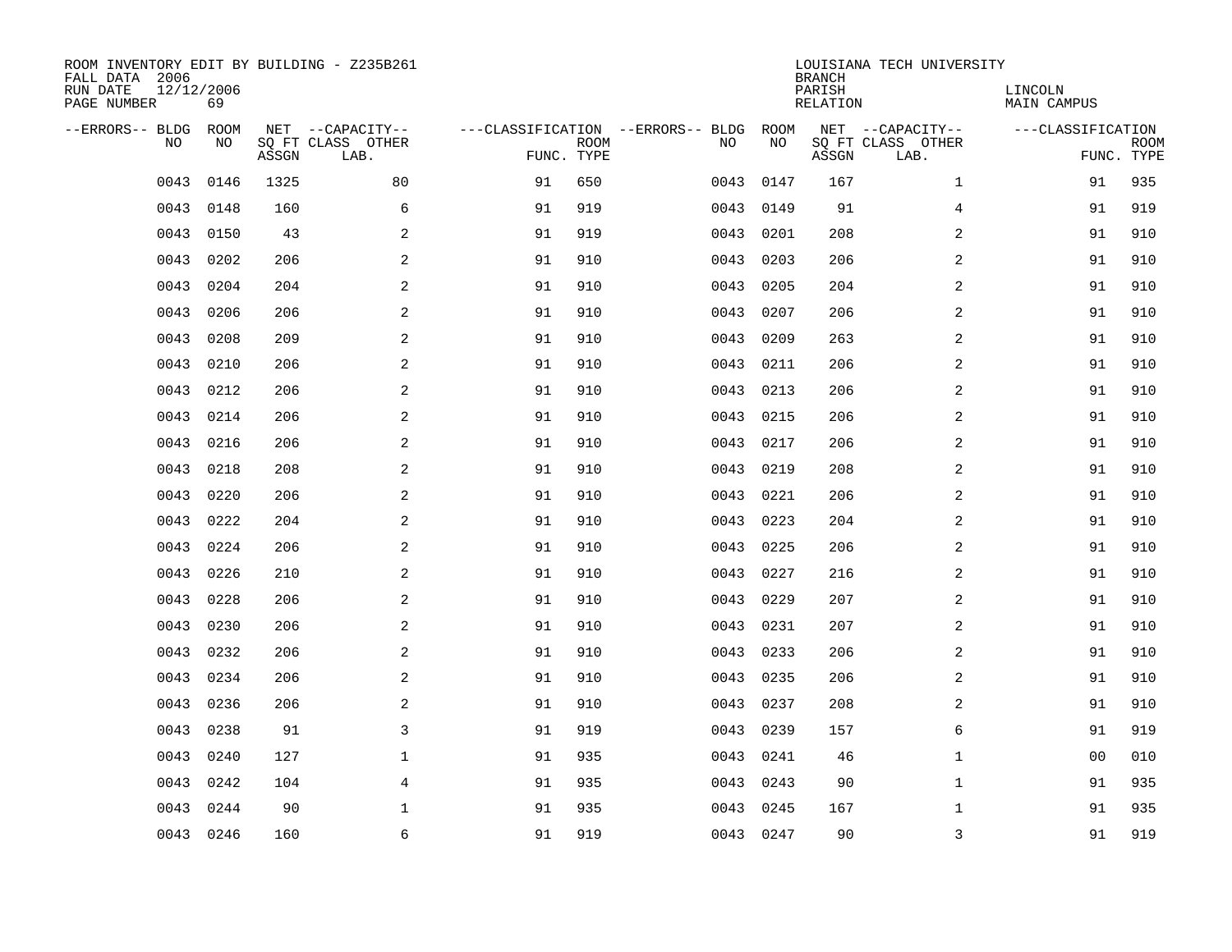ROOM INVENTORY EDIT BY BUILDING - Z235B261
FALL DATA 2006
RUN DATE 12/12/2006
PAGE NUMBER 69

LOUISIANA TECH UNIVERSITY
BRANCH
PARISH LINCOLN
RELATION MAIN CAMPUS

| --ERRORS-- | BLDG NO | ROOM NO | NET SQ FT ASSGN | --CAPACITY-- CLASS | OTHER LAB. | ---CLASSIFICATION FUNC. | ROOM TYPE | --ERRORS-- | BLDG NO | ROOM NO | NET SQ FT ASSGN | --CAPACITY-- CLASS | OTHER LAB. | ---CLASSIFICATION FUNC. | ROOM TYPE |
|---|---|---|---|---|---|---|---|---|---|---|---|---|---|---|---|
| | 0043 | 0146 | 1325 | | 80 | 91 | 650 | | 0043 | 0147 | 167 | | 1 | 91 | 935 |
| | 0043 | 0148 | 160 | | 6 | 91 | 919 | | 0043 | 0149 | 91 | | 4 | 91 | 919 |
| | 0043 | 0150 | 43 | | 2 | 91 | 919 | | 0043 | 0201 | 208 | | 2 | 91 | 910 |
| | 0043 | 0202 | 206 | | 2 | 91 | 910 | | 0043 | 0203 | 206 | | 2 | 91 | 910 |
| | 0043 | 0204 | 204 | | 2 | 91 | 910 | | 0043 | 0205 | 204 | | 2 | 91 | 910 |
| | 0043 | 0206 | 206 | | 2 | 91 | 910 | | 0043 | 0207 | 206 | | 2 | 91 | 910 |
| | 0043 | 0208 | 209 | | 2 | 91 | 910 | | 0043 | 0209 | 263 | | 2 | 91 | 910 |
| | 0043 | 0210 | 206 | | 2 | 91 | 910 | | 0043 | 0211 | 206 | | 2 | 91 | 910 |
| | 0043 | 0212 | 206 | | 2 | 91 | 910 | | 0043 | 0213 | 206 | | 2 | 91 | 910 |
| | 0043 | 0214 | 206 | | 2 | 91 | 910 | | 0043 | 0215 | 206 | | 2 | 91 | 910 |
| | 0043 | 0216 | 206 | | 2 | 91 | 910 | | 0043 | 0217 | 206 | | 2 | 91 | 910 |
| | 0043 | 0218 | 208 | | 2 | 91 | 910 | | 0043 | 0219 | 208 | | 2 | 91 | 910 |
| | 0043 | 0220 | 206 | | 2 | 91 | 910 | | 0043 | 0221 | 206 | | 2 | 91 | 910 |
| | 0043 | 0222 | 204 | | 2 | 91 | 910 | | 0043 | 0223 | 204 | | 2 | 91 | 910 |
| | 0043 | 0224 | 206 | | 2 | 91 | 910 | | 0043 | 0225 | 206 | | 2 | 91 | 910 |
| | 0043 | 0226 | 210 | | 2 | 91 | 910 | | 0043 | 0227 | 216 | | 2 | 91 | 910 |
| | 0043 | 0228 | 206 | | 2 | 91 | 910 | | 0043 | 0229 | 207 | | 2 | 91 | 910 |
| | 0043 | 0230 | 206 | | 2 | 91 | 910 | | 0043 | 0231 | 207 | | 2 | 91 | 910 |
| | 0043 | 0232 | 206 | | 2 | 91 | 910 | | 0043 | 0233 | 206 | | 2 | 91 | 910 |
| | 0043 | 0234 | 206 | | 2 | 91 | 910 | | 0043 | 0235 | 206 | | 2 | 91 | 910 |
| | 0043 | 0236 | 206 | | 2 | 91 | 910 | | 0043 | 0237 | 208 | | 2 | 91 | 910 |
| | 0043 | 0238 | 91 | | 3 | 91 | 919 | | 0043 | 0239 | 157 | | 6 | 91 | 919 |
| | 0043 | 0240 | 127 | | 1 | 91 | 935 | | 0043 | 0241 | 46 | | 1 | 00 | 010 |
| | 0043 | 0242 | 104 | | 4 | 91 | 935 | | 0043 | 0243 | 90 | | 1 | 91 | 935 |
| | 0043 | 0244 | 90 | | 1 | 91 | 935 | | 0043 | 0245 | 167 | | 1 | 91 | 935 |
| | 0043 | 0246 | 160 | | 6 | 91 | 919 | | 0043 | 0247 | 90 | | 3 | 91 | 919 |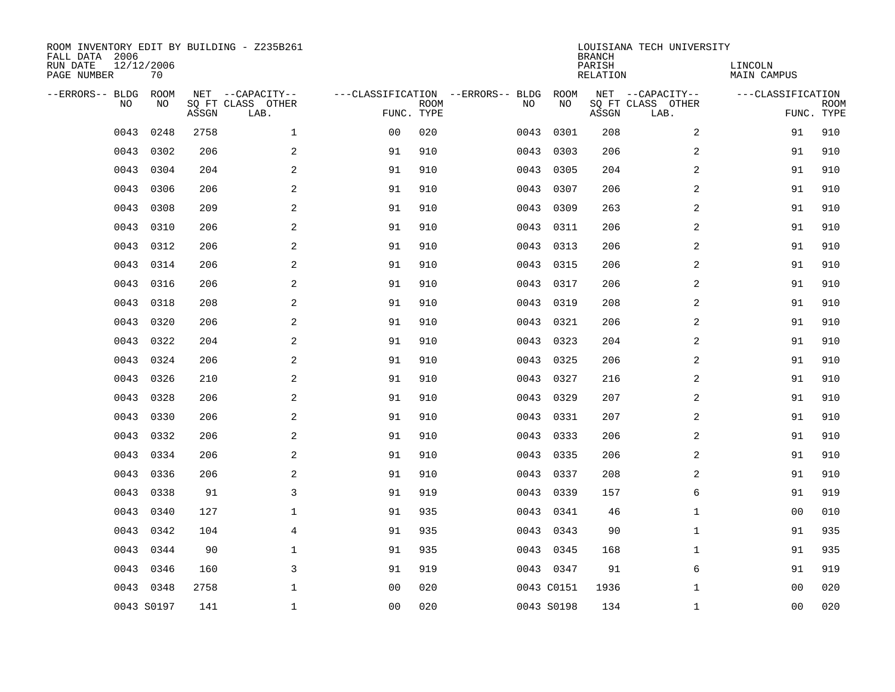ROOM INVENTORY EDIT BY BUILDING - Z235B261
FALL DATA 2006
RUN DATE 12/12/2006
PAGE NUMBER 70

LOUISIANA TECH UNIVERSITY
BRANCH
PARISH LINCOLN
RELATION MAIN CAMPUS

| --ERRORS-- | BLDG NO | ROOM NO | NET SQ FT ASSGN | --CAPACITY-- CLASS LAB. | OTHER | ---CLASSIFICATION FUNC. | ROOM TYPE | --ERRORS-- | BLDG NO | ROOM NO | NET SQ FT ASSGN | --CAPACITY-- CLASS LAB. | OTHER | ---CLASSIFICATION FUNC. | ROOM TYPE |
|---|---|---|---|---|---|---|---|---|---|---|---|---|---|---|---|
| | 0043 | 0248 | 2758 | | 1 | 00 | 020 | | 0043 | 0301 | 208 | | 2 | 91 | 910 |
| | 0043 | 0302 | 206 | | 2 | 91 | 910 | | 0043 | 0303 | 206 | | 2 | 91 | 910 |
| | 0043 | 0304 | 204 | | 2 | 91 | 910 | | 0043 | 0305 | 204 | | 2 | 91 | 910 |
| | 0043 | 0306 | 206 | | 2 | 91 | 910 | | 0043 | 0307 | 206 | | 2 | 91 | 910 |
| | 0043 | 0308 | 209 | | 2 | 91 | 910 | | 0043 | 0309 | 263 | | 2 | 91 | 910 |
| | 0043 | 0310 | 206 | | 2 | 91 | 910 | | 0043 | 0311 | 206 | | 2 | 91 | 910 |
| | 0043 | 0312 | 206 | | 2 | 91 | 910 | | 0043 | 0313 | 206 | | 2 | 91 | 910 |
| | 0043 | 0314 | 206 | | 2 | 91 | 910 | | 0043 | 0315 | 206 | | 2 | 91 | 910 |
| | 0043 | 0316 | 206 | | 2 | 91 | 910 | | 0043 | 0317 | 206 | | 2 | 91 | 910 |
| | 0043 | 0318 | 208 | | 2 | 91 | 910 | | 0043 | 0319 | 208 | | 2 | 91 | 910 |
| | 0043 | 0320 | 206 | | 2 | 91 | 910 | | 0043 | 0321 | 206 | | 2 | 91 | 910 |
| | 0043 | 0322 | 204 | | 2 | 91 | 910 | | 0043 | 0323 | 204 | | 2 | 91 | 910 |
| | 0043 | 0324 | 206 | | 2 | 91 | 910 | | 0043 | 0325 | 206 | | 2 | 91 | 910 |
| | 0043 | 0326 | 210 | | 2 | 91 | 910 | | 0043 | 0327 | 216 | | 2 | 91 | 910 |
| | 0043 | 0328 | 206 | | 2 | 91 | 910 | | 0043 | 0329 | 207 | | 2 | 91 | 910 |
| | 0043 | 0330 | 206 | | 2 | 91 | 910 | | 0043 | 0331 | 207 | | 2 | 91 | 910 |
| | 0043 | 0332 | 206 | | 2 | 91 | 910 | | 0043 | 0333 | 206 | | 2 | 91 | 910 |
| | 0043 | 0334 | 206 | | 2 | 91 | 910 | | 0043 | 0335 | 206 | | 2 | 91 | 910 |
| | 0043 | 0336 | 206 | | 2 | 91 | 910 | | 0043 | 0337 | 208 | | 2 | 91 | 910 |
| | 0043 | 0338 | 91 | | 3 | 91 | 919 | | 0043 | 0339 | 157 | | 6 | 91 | 919 |
| | 0043 | 0340 | 127 | | 1 | 91 | 935 | | 0043 | 0341 | 46 | | 1 | 00 | 010 |
| | 0043 | 0342 | 104 | | 4 | 91 | 935 | | 0043 | 0343 | 90 | | 1 | 91 | 935 |
| | 0043 | 0344 | 90 | | 1 | 91 | 935 | | 0043 | 0345 | 168 | | 1 | 91 | 935 |
| | 0043 | 0346 | 160 | | 3 | 91 | 919 | | 0043 | 0347 | 91 | | 6 | 91 | 919 |
| | 0043 | 0348 | 2758 | | 1 | 00 | 020 | | 0043 | C0151 | 1936 | | 1 | 00 | 020 |
| | 0043 | S0197 | 141 | | 1 | 00 | 020 | | 0043 | S0198 | 134 | | 1 | 00 | 020 |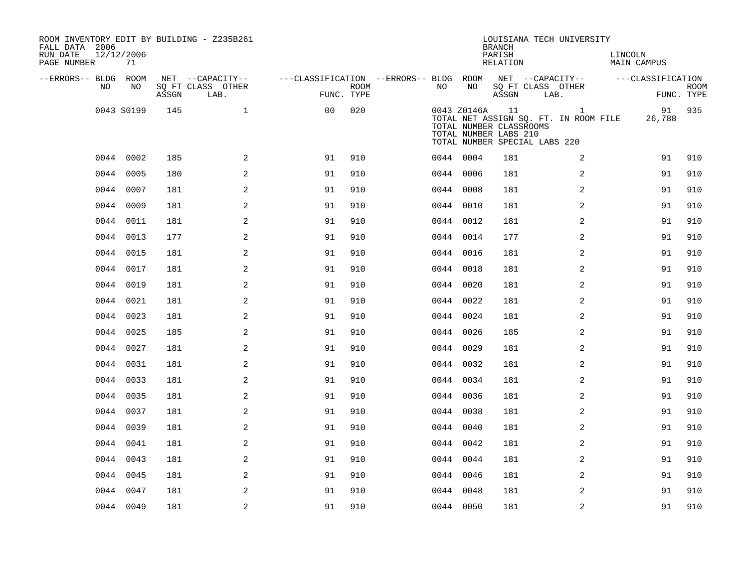ROOM INVENTORY EDIT BY BUILDING - Z235B261
FALL DATA 2006
RUN DATE 12/12/2006
PAGE NUMBER 71

LOUISIANA TECH UNIVERSITY
BRANCH
PARISH LINCOLN
RELATION MAIN CAMPUS

| --ERRORS-- | BLDG NO | ROOM NO | NET SQ FT ASSGN | --CAPACITY-- CLASS LAB. | OTHER | ---CLASSIFICATION FUNC. | ROOM TYPE | --ERRORS-- | BLDG NO | ROOM NO | NET SQ FT ASSGN | --CAPACITY-- CLASS LAB. | OTHER | ---CLASSIFICATION FUNC. | ROOM TYPE |
|---|---|---|---|---|---|---|---|---|---|---|---|---|---|---|---|
| | 0043 | S0199 | 145 | | 1 | 00 | 020 | | 0043 | Z0146A | 11 | | 1 | 91 | 935 |
| | | | | | | | | | TOTAL NET ASSIGN SQ. FT. IN ROOM FILE | | | | | 26,788 | |
| | | | | | | | | | TOTAL NUMBER CLASSROOMS | | | | | | |
| | | | | | | | | | TOTAL NUMBER LABS 210 | | | | | | |
| | | | | | | | | | TOTAL NUMBER SPECIAL LABS 220 | | | | | | |
| | 0044 | 0002 | 185 | | 2 | 91 | 910 | | 0044 | 0004 | 181 | | 2 | 91 | 910 |
| | 0044 | 0005 | 180 | | 2 | 91 | 910 | | 0044 | 0006 | 181 | | 2 | 91 | 910 |
| | 0044 | 0007 | 181 | | 2 | 91 | 910 | | 0044 | 0008 | 181 | | 2 | 91 | 910 |
| | 0044 | 0009 | 181 | | 2 | 91 | 910 | | 0044 | 0010 | 181 | | 2 | 91 | 910 |
| | 0044 | 0011 | 181 | | 2 | 91 | 910 | | 0044 | 0012 | 181 | | 2 | 91 | 910 |
| | 0044 | 0013 | 177 | | 2 | 91 | 910 | | 0044 | 0014 | 177 | | 2 | 91 | 910 |
| | 0044 | 0015 | 181 | | 2 | 91 | 910 | | 0044 | 0016 | 181 | | 2 | 91 | 910 |
| | 0044 | 0017 | 181 | | 2 | 91 | 910 | | 0044 | 0018 | 181 | | 2 | 91 | 910 |
| | 0044 | 0019 | 181 | | 2 | 91 | 910 | | 0044 | 0020 | 181 | | 2 | 91 | 910 |
| | 0044 | 0021 | 181 | | 2 | 91 | 910 | | 0044 | 0022 | 181 | | 2 | 91 | 910 |
| | 0044 | 0023 | 181 | | 2 | 91 | 910 | | 0044 | 0024 | 181 | | 2 | 91 | 910 |
| | 0044 | 0025 | 185 | | 2 | 91 | 910 | | 0044 | 0026 | 185 | | 2 | 91 | 910 |
| | 0044 | 0027 | 181 | | 2 | 91 | 910 | | 0044 | 0029 | 181 | | 2 | 91 | 910 |
| | 0044 | 0031 | 181 | | 2 | 91 | 910 | | 0044 | 0032 | 181 | | 2 | 91 | 910 |
| | 0044 | 0033 | 181 | | 2 | 91 | 910 | | 0044 | 0034 | 181 | | 2 | 91 | 910 |
| | 0044 | 0035 | 181 | | 2 | 91 | 910 | | 0044 | 0036 | 181 | | 2 | 91 | 910 |
| | 0044 | 0037 | 181 | | 2 | 91 | 910 | | 0044 | 0038 | 181 | | 2 | 91 | 910 |
| | 0044 | 0039 | 181 | | 2 | 91 | 910 | | 0044 | 0040 | 181 | | 2 | 91 | 910 |
| | 0044 | 0041 | 181 | | 2 | 91 | 910 | | 0044 | 0042 | 181 | | 2 | 91 | 910 |
| | 0044 | 0043 | 181 | | 2 | 91 | 910 | | 0044 | 0044 | 181 | | 2 | 91 | 910 |
| | 0044 | 0045 | 181 | | 2 | 91 | 910 | | 0044 | 0046 | 181 | | 2 | 91 | 910 |
| | 0044 | 0047 | 181 | | 2 | 91 | 910 | | 0044 | 0048 | 181 | | 2 | 91 | 910 |
| | 0044 | 0049 | 181 | | 2 | 91 | 910 | | 0044 | 0050 | 181 | | 2 | 91 | 910 |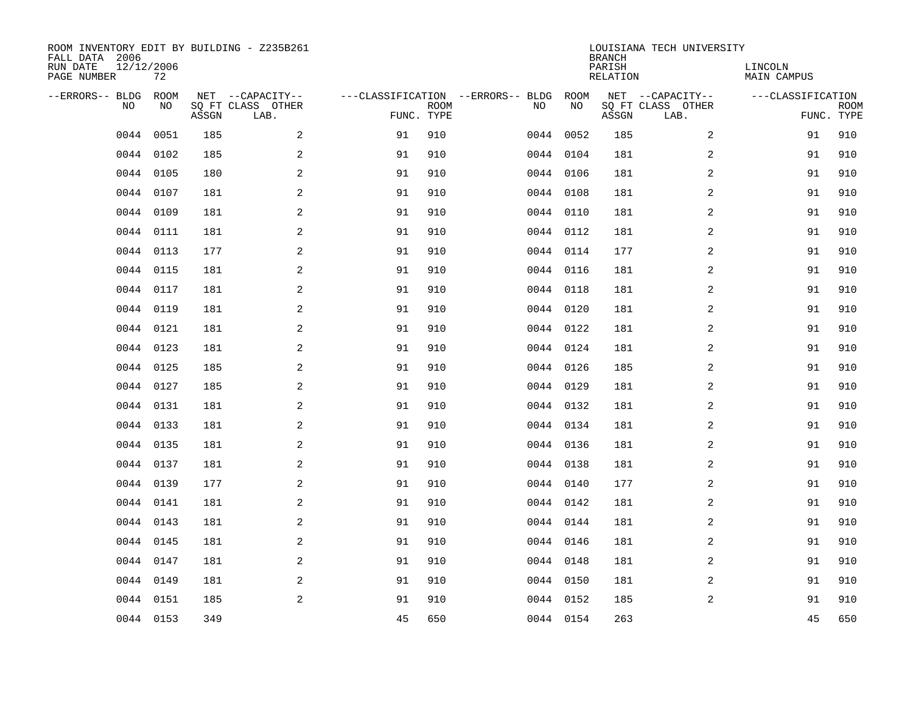ROOM INVENTORY EDIT BY BUILDING - Z235B261
FALL DATA 2006
RUN DATE 12/12/2006
PAGE NUMBER 72

LOUISIANA TECH UNIVERSITY
BRANCH
PARISH LINCOLN
RELATION MAIN CAMPUS

| --ERRORS-- | BLDG NO | ROOM NO | NET SQ FT ASSGN | --CAPACITY-- CLASS | OTHER LAB. | ---CLASSIFICATION FUNC. | ROOM TYPE | --ERRORS-- | BLDG NO | ROOM NO | NET SQ FT ASSGN | --CAPACITY-- CLASS | OTHER LAB. | ---CLASSIFICATION FUNC. | ROOM TYPE |
|---|---|---|---|---|---|---|---|---|---|---|---|---|---|---|---|
| | 0044 | 0051 | 185 | | 2 | 91 | 910 | | 0044 | 0052 | 185 | | 2 | 91 | 910 |
| | 0044 | 0102 | 185 | | 2 | 91 | 910 | | 0044 | 0104 | 181 | | 2 | 91 | 910 |
| | 0044 | 0105 | 180 | | 2 | 91 | 910 | | 0044 | 0106 | 181 | | 2 | 91 | 910 |
| | 0044 | 0107 | 181 | | 2 | 91 | 910 | | 0044 | 0108 | 181 | | 2 | 91 | 910 |
| | 0044 | 0109 | 181 | | 2 | 91 | 910 | | 0044 | 0110 | 181 | | 2 | 91 | 910 |
| | 0044 | 0111 | 181 | | 2 | 91 | 910 | | 0044 | 0112 | 181 | | 2 | 91 | 910 |
| | 0044 | 0113 | 177 | | 2 | 91 | 910 | | 0044 | 0114 | 177 | | 2 | 91 | 910 |
| | 0044 | 0115 | 181 | | 2 | 91 | 910 | | 0044 | 0116 | 181 | | 2 | 91 | 910 |
| | 0044 | 0117 | 181 | | 2 | 91 | 910 | | 0044 | 0118 | 181 | | 2 | 91 | 910 |
| | 0044 | 0119 | 181 | | 2 | 91 | 910 | | 0044 | 0120 | 181 | | 2 | 91 | 910 |
| | 0044 | 0121 | 181 | | 2 | 91 | 910 | | 0044 | 0122 | 181 | | 2 | 91 | 910 |
| | 0044 | 0123 | 181 | | 2 | 91 | 910 | | 0044 | 0124 | 181 | | 2 | 91 | 910 |
| | 0044 | 0125 | 185 | | 2 | 91 | 910 | | 0044 | 0126 | 185 | | 2 | 91 | 910 |
| | 0044 | 0127 | 185 | | 2 | 91 | 910 | | 0044 | 0129 | 181 | | 2 | 91 | 910 |
| | 0044 | 0131 | 181 | | 2 | 91 | 910 | | 0044 | 0132 | 181 | | 2 | 91 | 910 |
| | 0044 | 0133 | 181 | | 2 | 91 | 910 | | 0044 | 0134 | 181 | | 2 | 91 | 910 |
| | 0044 | 0135 | 181 | | 2 | 91 | 910 | | 0044 | 0136 | 181 | | 2 | 91 | 910 |
| | 0044 | 0137 | 181 | | 2 | 91 | 910 | | 0044 | 0138 | 181 | | 2 | 91 | 910 |
| | 0044 | 0139 | 177 | | 2 | 91 | 910 | | 0044 | 0140 | 177 | | 2 | 91 | 910 |
| | 0044 | 0141 | 181 | | 2 | 91 | 910 | | 0044 | 0142 | 181 | | 2 | 91 | 910 |
| | 0044 | 0143 | 181 | | 2 | 91 | 910 | | 0044 | 0144 | 181 | | 2 | 91 | 910 |
| | 0044 | 0145 | 181 | | 2 | 91 | 910 | | 0044 | 0146 | 181 | | 2 | 91 | 910 |
| | 0044 | 0147 | 181 | | 2 | 91 | 910 | | 0044 | 0148 | 181 | | 2 | 91 | 910 |
| | 0044 | 0149 | 181 | | 2 | 91 | 910 | | 0044 | 0150 | 181 | | 2 | 91 | 910 |
| | 0044 | 0151 | 185 | | 2 | 91 | 910 | | 0044 | 0152 | 185 | | 2 | 91 | 910 |
| | 0044 | 0153 | 349 | | | 45 | 650 | | 0044 | 0154 | 263 | | | 45 | 650 |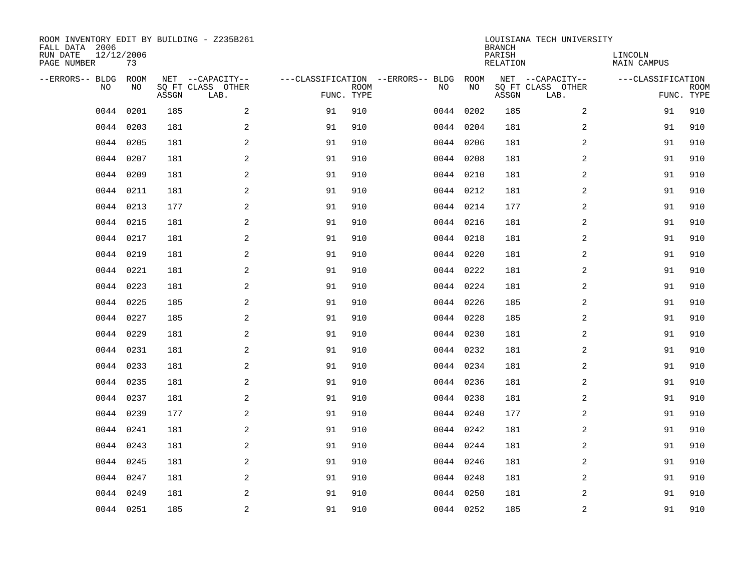ROOM INVENTORY EDIT BY BUILDING - Z235B261
FALL DATA 2006
RUN DATE 12/12/2006
PAGE NUMBER 73

LOUISIANA TECH UNIVERSITY
BRANCH
PARISH LINCOLN
RELATION MAIN CAMPUS

| --ERRORS-- | BLDG NO | ROOM NO | NET SQ FT ASSGN | --CAPACITY-- CLASS LAB. | OTHER | ---CLASSIFICATION FUNC. | ROOM TYPE | --ERRORS-- | BLDG NO | ROOM NO | NET SQ FT ASSGN | --CAPACITY-- CLASS LAB. | OTHER | ---CLASSIFICATION FUNC. | ROOM TYPE |
|---|---|---|---|---|---|---|---|---|---|---|---|---|---|---|---|
| | 0044 | 0201 | 185 | | 2 | 91 | 910 | | 0044 | 0202 | 185 | | 2 | 91 | 910 |
| | 0044 | 0203 | 181 | | 2 | 91 | 910 | | 0044 | 0204 | 181 | | 2 | 91 | 910 |
| | 0044 | 0205 | 181 | | 2 | 91 | 910 | | 0044 | 0206 | 181 | | 2 | 91 | 910 |
| | 0044 | 0207 | 181 | | 2 | 91 | 910 | | 0044 | 0208 | 181 | | 2 | 91 | 910 |
| | 0044 | 0209 | 181 | | 2 | 91 | 910 | | 0044 | 0210 | 181 | | 2 | 91 | 910 |
| | 0044 | 0211 | 181 | | 2 | 91 | 910 | | 0044 | 0212 | 181 | | 2 | 91 | 910 |
| | 0044 | 0213 | 177 | | 2 | 91 | 910 | | 0044 | 0214 | 177 | | 2 | 91 | 910 |
| | 0044 | 0215 | 181 | | 2 | 91 | 910 | | 0044 | 0216 | 181 | | 2 | 91 | 910 |
| | 0044 | 0217 | 181 | | 2 | 91 | 910 | | 0044 | 0218 | 181 | | 2 | 91 | 910 |
| | 0044 | 0219 | 181 | | 2 | 91 | 910 | | 0044 | 0220 | 181 | | 2 | 91 | 910 |
| | 0044 | 0221 | 181 | | 2 | 91 | 910 | | 0044 | 0222 | 181 | | 2 | 91 | 910 |
| | 0044 | 0223 | 181 | | 2 | 91 | 910 | | 0044 | 0224 | 181 | | 2 | 91 | 910 |
| | 0044 | 0225 | 185 | | 2 | 91 | 910 | | 0044 | 0226 | 185 | | 2 | 91 | 910 |
| | 0044 | 0227 | 185 | | 2 | 91 | 910 | | 0044 | 0228 | 185 | | 2 | 91 | 910 |
| | 0044 | 0229 | 181 | | 2 | 91 | 910 | | 0044 | 0230 | 181 | | 2 | 91 | 910 |
| | 0044 | 0231 | 181 | | 2 | 91 | 910 | | 0044 | 0232 | 181 | | 2 | 91 | 910 |
| | 0044 | 0233 | 181 | | 2 | 91 | 910 | | 0044 | 0234 | 181 | | 2 | 91 | 910 |
| | 0044 | 0235 | 181 | | 2 | 91 | 910 | | 0044 | 0236 | 181 | | 2 | 91 | 910 |
| | 0044 | 0237 | 181 | | 2 | 91 | 910 | | 0044 | 0238 | 181 | | 2 | 91 | 910 |
| | 0044 | 0239 | 177 | | 2 | 91 | 910 | | 0044 | 0240 | 177 | | 2 | 91 | 910 |
| | 0044 | 0241 | 181 | | 2 | 91 | 910 | | 0044 | 0242 | 181 | | 2 | 91 | 910 |
| | 0044 | 0243 | 181 | | 2 | 91 | 910 | | 0044 | 0244 | 181 | | 2 | 91 | 910 |
| | 0044 | 0245 | 181 | | 2 | 91 | 910 | | 0044 | 0246 | 181 | | 2 | 91 | 910 |
| | 0044 | 0247 | 181 | | 2 | 91 | 910 | | 0044 | 0248 | 181 | | 2 | 91 | 910 |
| | 0044 | 0249 | 181 | | 2 | 91 | 910 | | 0044 | 0250 | 181 | | 2 | 91 | 910 |
| | 0044 | 0251 | 185 | | 2 | 91 | 910 | | 0044 | 0252 | 185 | | 2 | 91 | 910 |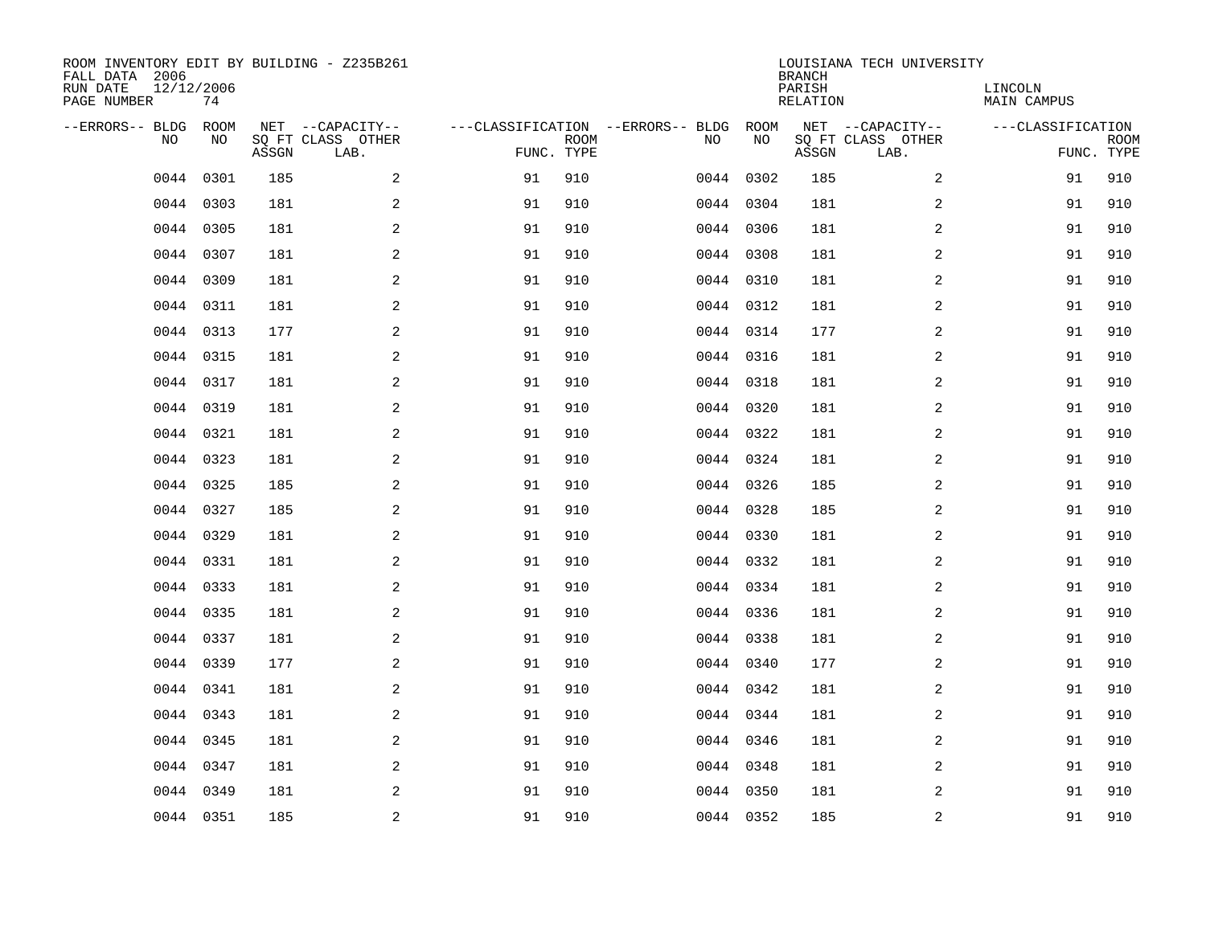ROOM INVENTORY EDIT BY BUILDING - Z235B261
FALL DATA 2006
RUN DATE 12/12/2006
PAGE NUMBER 74

LOUISIANA TECH UNIVERSITY
BRANCH
PARISH LINCOLN
RELATION MAIN CAMPUS

| --ERRORS-- | BLDG NO | ROOM NO | NET SQ FT ASSGN | --CAPACITY-- CLASS LAB. | OTHER | ---CLASSIFICATION FUNC. | ROOM TYPE | --ERRORS-- | BLDG NO | ROOM NO | NET SQ FT ASSGN | --CAPACITY-- CLASS LAB. | OTHER | ---CLASSIFICATION FUNC. | ROOM TYPE |
|---|---|---|---|---|---|---|---|---|---|---|---|---|---|---|---|
| | 0044 | 0301 | 185 | | 2 | 91 | 910 | | 0044 | 0302 | 185 | | 2 | 91 | 910 |
| | 0044 | 0303 | 181 | | 2 | 91 | 910 | | 0044 | 0304 | 181 | | 2 | 91 | 910 |
| | 0044 | 0305 | 181 | | 2 | 91 | 910 | | 0044 | 0306 | 181 | | 2 | 91 | 910 |
| | 0044 | 0307 | 181 | | 2 | 91 | 910 | | 0044 | 0308 | 181 | | 2 | 91 | 910 |
| | 0044 | 0309 | 181 | | 2 | 91 | 910 | | 0044 | 0310 | 181 | | 2 | 91 | 910 |
| | 0044 | 0311 | 181 | | 2 | 91 | 910 | | 0044 | 0312 | 181 | | 2 | 91 | 910 |
| | 0044 | 0313 | 177 | | 2 | 91 | 910 | | 0044 | 0314 | 177 | | 2 | 91 | 910 |
| | 0044 | 0315 | 181 | | 2 | 91 | 910 | | 0044 | 0316 | 181 | | 2 | 91 | 910 |
| | 0044 | 0317 | 181 | | 2 | 91 | 910 | | 0044 | 0318 | 181 | | 2 | 91 | 910 |
| | 0044 | 0319 | 181 | | 2 | 91 | 910 | | 0044 | 0320 | 181 | | 2 | 91 | 910 |
| | 0044 | 0321 | 181 | | 2 | 91 | 910 | | 0044 | 0322 | 181 | | 2 | 91 | 910 |
| | 0044 | 0323 | 181 | | 2 | 91 | 910 | | 0044 | 0324 | 181 | | 2 | 91 | 910 |
| | 0044 | 0325 | 185 | | 2 | 91 | 910 | | 0044 | 0326 | 185 | | 2 | 91 | 910 |
| | 0044 | 0327 | 185 | | 2 | 91 | 910 | | 0044 | 0328 | 185 | | 2 | 91 | 910 |
| | 0044 | 0329 | 181 | | 2 | 91 | 910 | | 0044 | 0330 | 181 | | 2 | 91 | 910 |
| | 0044 | 0331 | 181 | | 2 | 91 | 910 | | 0044 | 0332 | 181 | | 2 | 91 | 910 |
| | 0044 | 0333 | 181 | | 2 | 91 | 910 | | 0044 | 0334 | 181 | | 2 | 91 | 910 |
| | 0044 | 0335 | 181 | | 2 | 91 | 910 | | 0044 | 0336 | 181 | | 2 | 91 | 910 |
| | 0044 | 0337 | 181 | | 2 | 91 | 910 | | 0044 | 0338 | 181 | | 2 | 91 | 910 |
| | 0044 | 0339 | 177 | | 2 | 91 | 910 | | 0044 | 0340 | 177 | | 2 | 91 | 910 |
| | 0044 | 0341 | 181 | | 2 | 91 | 910 | | 0044 | 0342 | 181 | | 2 | 91 | 910 |
| | 0044 | 0343 | 181 | | 2 | 91 | 910 | | 0044 | 0344 | 181 | | 2 | 91 | 910 |
| | 0044 | 0345 | 181 | | 2 | 91 | 910 | | 0044 | 0346 | 181 | | 2 | 91 | 910 |
| | 0044 | 0347 | 181 | | 2 | 91 | 910 | | 0044 | 0348 | 181 | | 2 | 91 | 910 |
| | 0044 | 0349 | 181 | | 2 | 91 | 910 | | 0044 | 0350 | 181 | | 2 | 91 | 910 |
| | 0044 | 0351 | 185 | | 2 | 91 | 910 | | 0044 | 0352 | 185 | | 2 | 91 | 910 |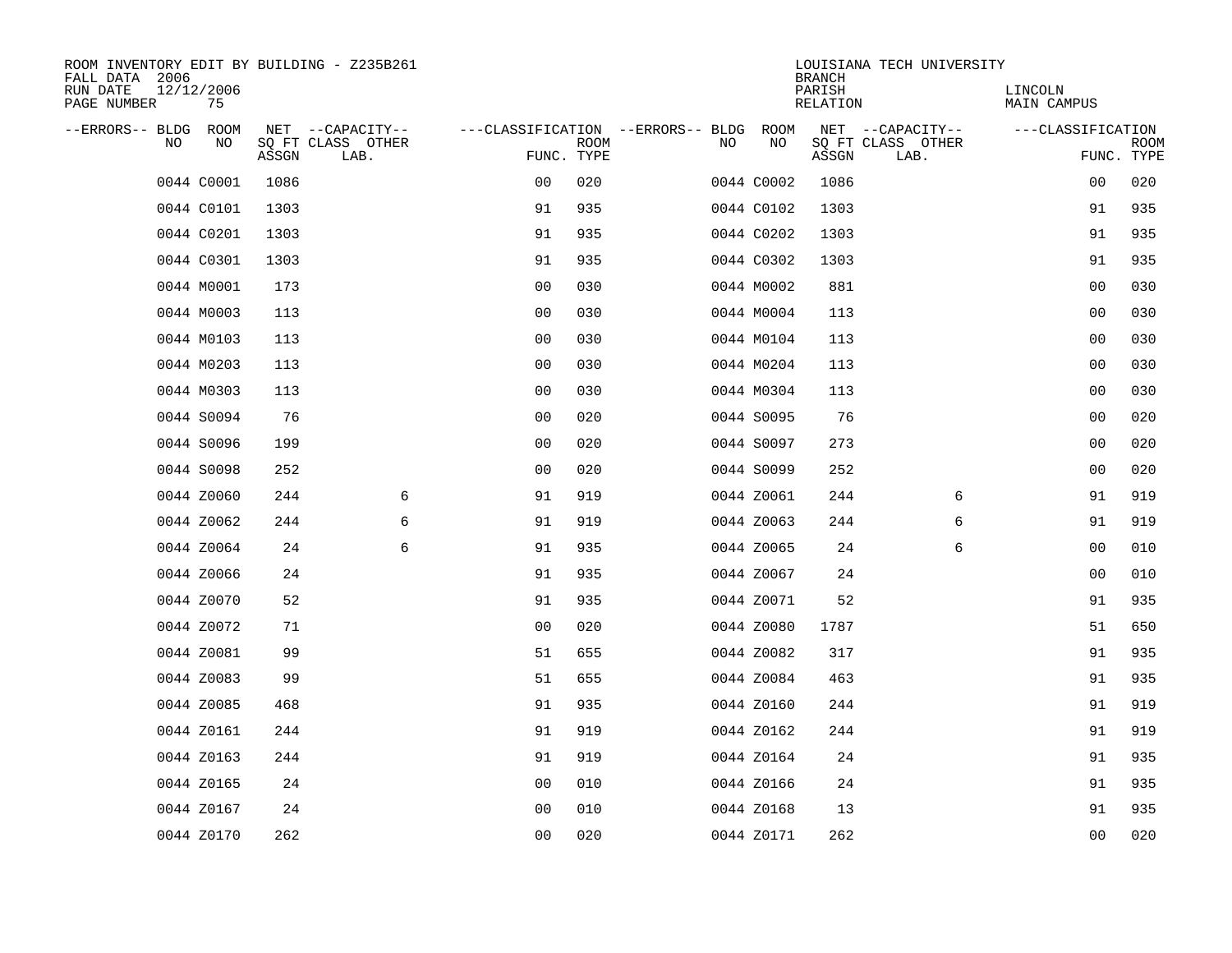ROOM INVENTORY EDIT BY BUILDING - Z235B261
FALL DATA 2006
RUN DATE 12/12/2006
PAGE NUMBER 75

LOUISIANA TECH UNIVERSITY
BRANCH
PARISH LINCOLN
RELATION MAIN CAMPUS

| --ERRORS-- | BLDG NO | ROOM NO | NET SQ FT ASSGN | --CAPACITY-- CLASS LAB. | OTHER | ---CLASSIFICATION FUNC. | ROOM TYPE | --ERRORS-- | BLDG NO | ROOM NO | NET SQ FT ASSGN | --CAPACITY-- CLASS LAB. | OTHER | ---CLASSIFICATION FUNC. | ROOM TYPE |
|---|---|---|---|---|---|---|---|---|---|---|---|---|---|---|---|
| | 0044 | C0001 | 1086 | | | 00 | 020 | | 0044 | C0002 | 1086 | | | 00 | 020 |
| | 0044 | C0101 | 1303 | | | 91 | 935 | | 0044 | C0102 | 1303 | | | 91 | 935 |
| | 0044 | C0201 | 1303 | | | 91 | 935 | | 0044 | C0202 | 1303 | | | 91 | 935 |
| | 0044 | C0301 | 1303 | | | 91 | 935 | | 0044 | C0302 | 1303 | | | 91 | 935 |
| | 0044 | M0001 | 173 | | | 00 | 030 | | 0044 | M0002 | 881 | | | 00 | 030 |
| | 0044 | M0003 | 113 | | | 00 | 030 | | 0044 | M0004 | 113 | | | 00 | 030 |
| | 0044 | M0103 | 113 | | | 00 | 030 | | 0044 | M0104 | 113 | | | 00 | 030 |
| | 0044 | M0203 | 113 | | | 00 | 030 | | 0044 | M0204 | 113 | | | 00 | 030 |
| | 0044 | M0303 | 113 | | | 00 | 030 | | 0044 | M0304 | 113 | | | 00 | 030 |
| | 0044 | S0094 | 76 | | | 00 | 020 | | 0044 | S0095 | 76 | | | 00 | 020 |
| | 0044 | S0096 | 199 | | | 00 | 020 | | 0044 | S0097 | 273 | | | 00 | 020 |
| | 0044 | S0098 | 252 | | | 00 | 020 | | 0044 | S0099 | 252 | | | 00 | 020 |
| | 0044 | Z0060 | 244 | | 6 | 91 | 919 | | 0044 | Z0061 | 244 | | 6 | 91 | 919 |
| | 0044 | Z0062 | 244 | | 6 | 91 | 919 | | 0044 | Z0063 | 244 | | 6 | 91 | 919 |
| | 0044 | Z0064 | 24 | | 6 | 91 | 935 | | 0044 | Z0065 | 24 | | 6 | 00 | 010 |
| | 0044 | Z0066 | 24 | | | 91 | 935 | | 0044 | Z0067 | 24 | | | 00 | 010 |
| | 0044 | Z0070 | 52 | | | 91 | 935 | | 0044 | Z0071 | 52 | | | 91 | 935 |
| | 0044 | Z0072 | 71 | | | 00 | 020 | | 0044 | Z0080 | 1787 | | | 51 | 650 |
| | 0044 | Z0081 | 99 | | | 51 | 655 | | 0044 | Z0082 | 317 | | | 91 | 935 |
| | 0044 | Z0083 | 99 | | | 51 | 655 | | 0044 | Z0084 | 463 | | | 91 | 935 |
| | 0044 | Z0085 | 468 | | | 91 | 935 | | 0044 | Z0160 | 244 | | | 91 | 919 |
| | 0044 | Z0161 | 244 | | | 91 | 919 | | 0044 | Z0162 | 244 | | | 91 | 919 |
| | 0044 | Z0163 | 244 | | | 91 | 919 | | 0044 | Z0164 | 24 | | | 91 | 935 |
| | 0044 | Z0165 | 24 | | | 00 | 010 | | 0044 | Z0166 | 24 | | | 91 | 935 |
| | 0044 | Z0167 | 24 | | | 00 | 010 | | 0044 | Z0168 | 13 | | | 91 | 935 |
| | 0044 | Z0170 | 262 | | | 00 | 020 | | 0044 | Z0171 | 262 | | | 00 | 020 |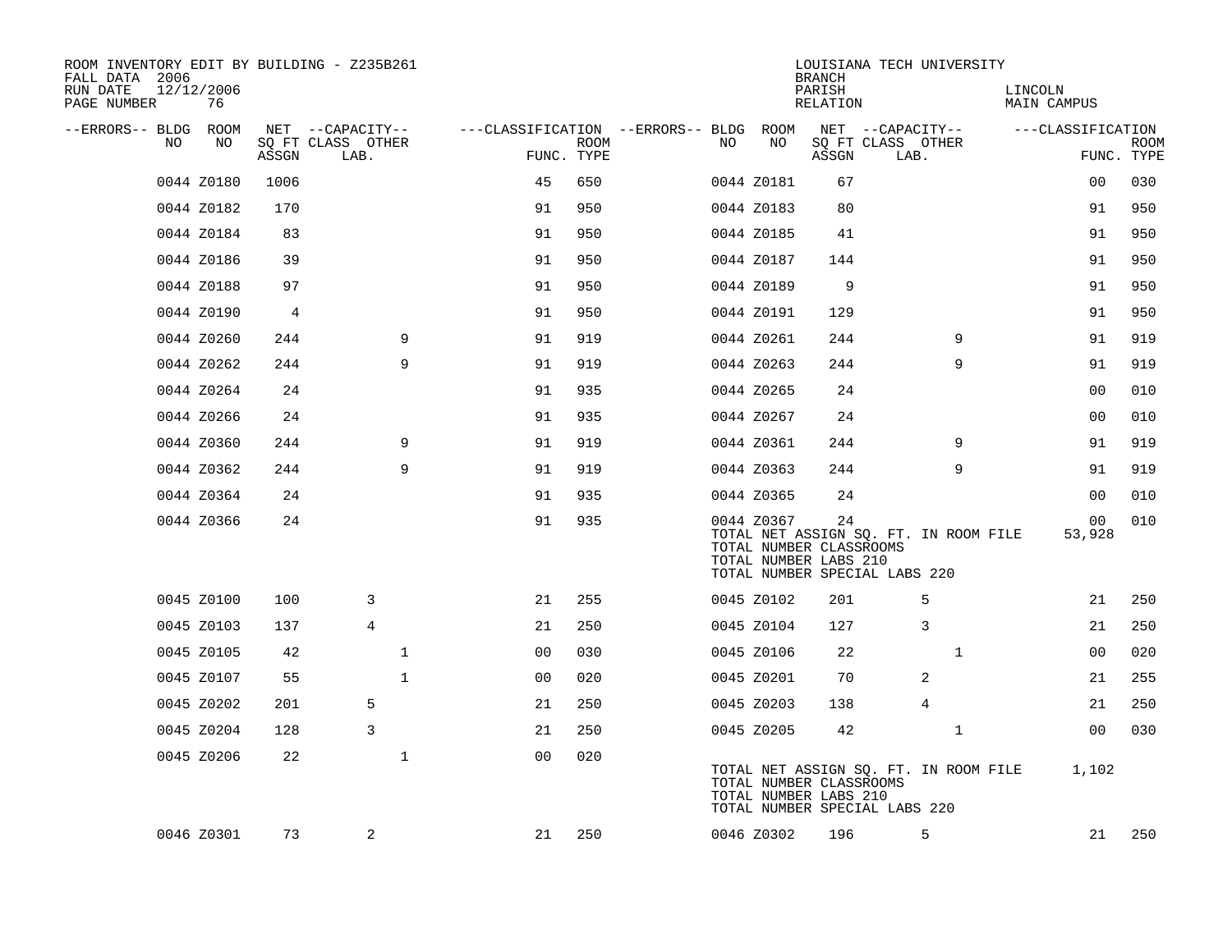ROOM INVENTORY EDIT BY BUILDING - Z235B261
FALL DATA 2006
RUN DATE 12/12/2006
PAGE NUMBER 76

LOUISIANA TECH UNIVERSITY
BRANCH
PARISH LINCOLN
RELATION MAIN CAMPUS

| --ERRORS-- | BLDG NO | ROOM NO | NET SQ FT ASSGN | CAPACITY CLASS LAB. | CAPACITY OTHER | CLASSIFICATION FUNC. | ROOM TYPE | --ERRORS-- | BLDG NO | ROOM NO | NET SQ FT ASSGN | CAPACITY CLASS LAB. | CAPACITY OTHER | CLASSIFICATION FUNC. | ROOM TYPE |
|---|---|---|---|---|---|---|---|---|---|---|---|---|---|---|---|
| | 0044 | Z0180 | 1006 | | | 45 | 650 | | 0044 | Z0181 | 67 | | | 00 | 030 |
| | 0044 | Z0182 | 170 | | | 91 | 950 | | 0044 | Z0183 | 80 | | | 91 | 950 |
| | 0044 | Z0184 | 83 | | | 91 | 950 | | 0044 | Z0185 | 41 | | | 91 | 950 |
| | 0044 | Z0186 | 39 | | | 91 | 950 | | 0044 | Z0187 | 144 | | | 91 | 950 |
| | 0044 | Z0188 | 97 | | | 91 | 950 | | 0044 | Z0189 | 9 | | | 91 | 950 |
| | 0044 | Z0190 | 4 | | | 91 | 950 | | 0044 | Z0191 | 129 | | | 91 | 950 |
| | 0044 | Z0260 | 244 | | 9 | 91 | 919 | | 0044 | Z0261 | 244 | | 9 | 91 | 919 |
| | 0044 | Z0262 | 244 | | 9 | 91 | 919 | | 0044 | Z0263 | 244 | | 9 | 91 | 919 |
| | 0044 | Z0264 | 24 | | | 91 | 935 | | 0044 | Z0265 | 24 | | | 00 | 010 |
| | 0044 | Z0266 | 24 | | | 91 | 935 | | 0044 | Z0267 | 24 | | | 00 | 010 |
| | 0044 | Z0360 | 244 | | 9 | 91 | 919 | | 0044 | Z0361 | 244 | | 9 | 91 | 919 |
| | 0044 | Z0362 | 244 | | 9 | 91 | 919 | | 0044 | Z0363 | 244 | | 9 | 91 | 919 |
| | 0044 | Z0364 | 24 | | | 91 | 935 | | 0044 | Z0365 | 24 | | | 00 | 010 |
| | 0044 | Z0366 | 24 | | | 91 | 935 | | 0044 | Z0367 | 24 | | | 00 | 010 |

TOTAL NET ASSIGN SQ. FT. IN ROOM FILE 53,928
TOTAL NUMBER CLASSROOMS
TOTAL NUMBER LABS 210
TOTAL NUMBER SPECIAL LABS 220

| --ERRORS-- | BLDG NO | ROOM NO | NET SQ FT ASSGN | CAPACITY CLASS LAB. | CAPACITY OTHER | CLASSIFICATION FUNC. | ROOM TYPE | --ERRORS-- | BLDG NO | ROOM NO | NET SQ FT ASSGN | CAPACITY CLASS LAB. | CAPACITY OTHER | CLASSIFICATION FUNC. | ROOM TYPE |
|---|---|---|---|---|---|---|---|---|---|---|---|---|---|---|---|
| | 0045 | Z0100 | 100 | 3 | | 21 | 255 | | 0045 | Z0102 | 201 | 5 | | 21 | 250 |
| | 0045 | Z0103 | 137 | 4 | | 21 | 250 | | 0045 | Z0104 | 127 | 3 | | 21 | 250 |
| | 0045 | Z0105 | 42 | | 1 | 00 | 030 | | 0045 | Z0106 | 22 | | 1 | 00 | 020 |
| | 0045 | Z0107 | 55 | | 1 | 00 | 020 | | 0045 | Z0201 | 70 | 2 | | 21 | 255 |
| | 0045 | Z0202 | 201 | 5 | | 21 | 250 | | 0045 | Z0203 | 138 | 4 | | 21 | 250 |
| | 0045 | Z0204 | 128 | 3 | | 21 | 250 | | 0045 | Z0205 | 42 | | 1 | 00 | 030 |
| | 0045 | Z0206 | 22 | | 1 | 00 | 020 | | | | | | | | |

TOTAL NET ASSIGN SQ. FT. IN ROOM FILE 1,102
TOTAL NUMBER CLASSROOMS
TOTAL NUMBER LABS 210
TOTAL NUMBER SPECIAL LABS 220

| --ERRORS-- | BLDG NO | ROOM NO | NET SQ FT ASSGN | CAPACITY CLASS LAB. | CAPACITY OTHER | CLASSIFICATION FUNC. | ROOM TYPE | --ERRORS-- | BLDG NO | ROOM NO | NET SQ FT ASSGN | CAPACITY CLASS LAB. | CAPACITY OTHER | CLASSIFICATION FUNC. | ROOM TYPE |
|---|---|---|---|---|---|---|---|---|---|---|---|---|---|---|---|
| | 0046 | Z0301 | 73 | 2 | | 21 | 250 | | 0046 | Z0302 | 196 | 5 | | 21 | 250 |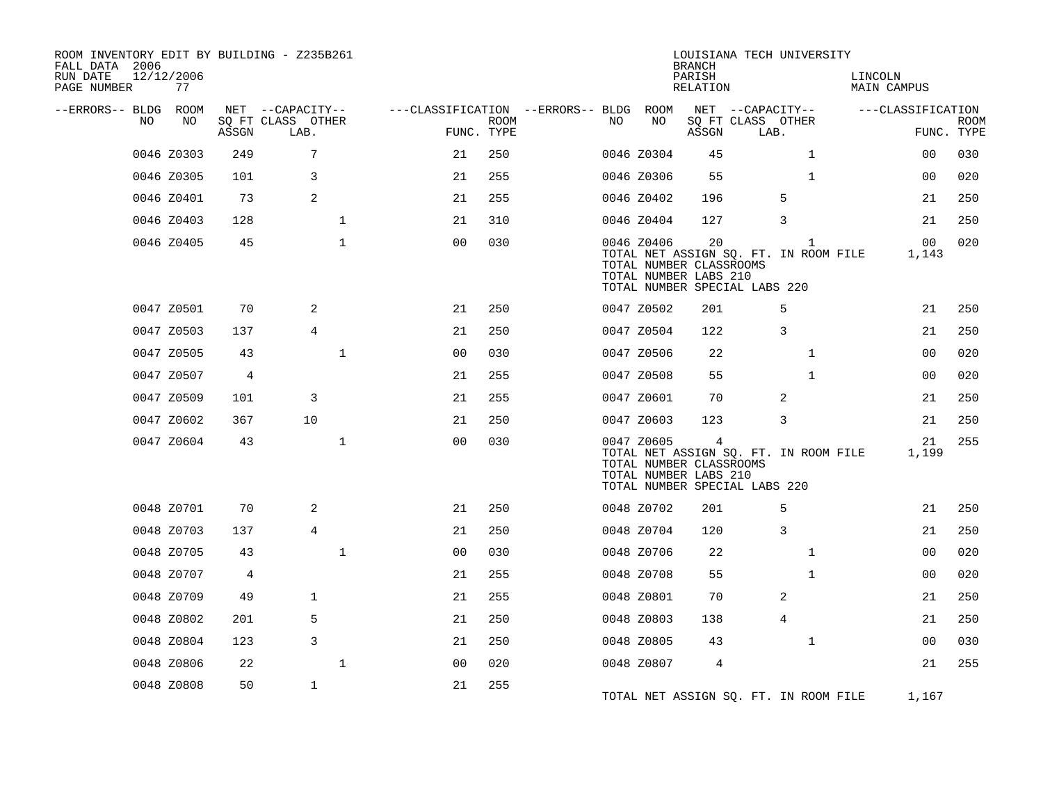ROOM INVENTORY EDIT BY BUILDING - Z235B261
FALL DATA 2006
RUN DATE 12/12/2006
PAGE NUMBER 77

LOUISIANA TECH UNIVERSITY
BRANCH
PARISH LINCOLN
RELATION MAIN CAMPUS

| --ERRORS-- | BLDG NO | ROOM NO | NET SQ FT ASSGN | CAPACITY CLASS LAB. | CAPACITY OTHER | CLASSIFICATION FUNC. | ROOM TYPE | --ERRORS-- | BLDG NO | ROOM NO | NET SQ FT ASSGN | CAPACITY CLASS LAB. | CAPACITY OTHER | CLASSIFICATION FUNC. | ROOM TYPE |
|---|---|---|---|---|---|---|---|---|---|---|---|---|---|---|---|
| | 0046 | Z0303 | 249 | 7 | | 21 | 250 | | 0046 | Z0304 | 45 | | 1 | 00 | 030 |
| | 0046 | Z0305 | 101 | 3 | | 21 | 255 | | 0046 | Z0306 | 55 | | 1 | 00 | 020 |
| | 0046 | Z0401 | 73 | 2 | | 21 | 255 | | 0046 | Z0402 | 196 | 5 | | 21 | 250 |
| | 0046 | Z0403 | 128 | | 1 | 21 | 310 | | 0046 | Z0404 | 127 | 3 | | 21 | 250 |
| | 0046 | Z0405 | 45 | | 1 | 00 | 030 | | 0046 | Z0406 | 20 | | 1 | 00 | 020 |
| | | | | | | | | | TOTAL NET ASSIGN SQ. FT. IN ROOM FILE | | | | | 1,143 | |
| | | | | | | | | | TOTAL NUMBER CLASSROOMS | | | | | | |
| | | | | | | | | | TOTAL NUMBER LABS 210 | | | | | | |
| | | | | | | | | | TOTAL NUMBER SPECIAL LABS 220 | | | | | | |
| | 0047 | Z0501 | 70 | 2 | | 21 | 250 | | 0047 | Z0502 | 201 | 5 | | 21 | 250 |
| | 0047 | Z0503 | 137 | 4 | | 21 | 250 | | 0047 | Z0504 | 122 | 3 | | 21 | 250 |
| | 0047 | Z0505 | 43 | | 1 | 00 | 030 | | 0047 | Z0506 | 22 | | 1 | 00 | 020 |
| | 0047 | Z0507 | 4 | | | 21 | 255 | | 0047 | Z0508 | 55 | | 1 | 00 | 020 |
| | 0047 | Z0509 | 101 | 3 | | 21 | 255 | | 0047 | Z0601 | 70 | 2 | | 21 | 250 |
| | 0047 | Z0602 | 367 | 10 | | 21 | 250 | | 0047 | Z0603 | 123 | 3 | | 21 | 250 |
| | 0047 | Z0604 | 43 | | 1 | 00 | 030 | | 0047 | Z0605 | 4 | | | 21 | 255 |
| | | | | | | | | | TOTAL NET ASSIGN SQ. FT. IN ROOM FILE | | | | | 1,199 | |
| | | | | | | | | | TOTAL NUMBER CLASSROOMS | | | | | | |
| | | | | | | | | | TOTAL NUMBER LABS 210 | | | | | | |
| | | | | | | | | | TOTAL NUMBER SPECIAL LABS 220 | | | | | | |
| | 0048 | Z0701 | 70 | 2 | | 21 | 250 | | 0048 | Z0702 | 201 | 5 | | 21 | 250 |
| | 0048 | Z0703 | 137 | 4 | | 21 | 250 | | 0048 | Z0704 | 120 | 3 | | 21 | 250 |
| | 0048 | Z0705 | 43 | | 1 | 00 | 030 | | 0048 | Z0706 | 22 | | 1 | 00 | 020 |
| | 0048 | Z0707 | 4 | | | 21 | 255 | | 0048 | Z0708 | 55 | | 1 | 00 | 020 |
| | 0048 | Z0709 | 49 | 1 | | 21 | 255 | | 0048 | Z0801 | 70 | 2 | | 21 | 250 |
| | 0048 | Z0802 | 201 | 5 | | 21 | 250 | | 0048 | Z0803 | 138 | 4 | | 21 | 250 |
| | 0048 | Z0804 | 123 | 3 | | 21 | 250 | | 0048 | Z0805 | 43 | | 1 | 00 | 030 |
| | 0048 | Z0806 | 22 | | 1 | 00 | 020 | | 0048 | Z0807 | 4 | | | 21 | 255 |
| | 0048 | Z0808 | 50 | 1 | | 21 | 255 | | | | | | | | |
| | | | | | | | | | TOTAL NET ASSIGN SQ. FT. IN ROOM FILE | | | | | 1,167 | |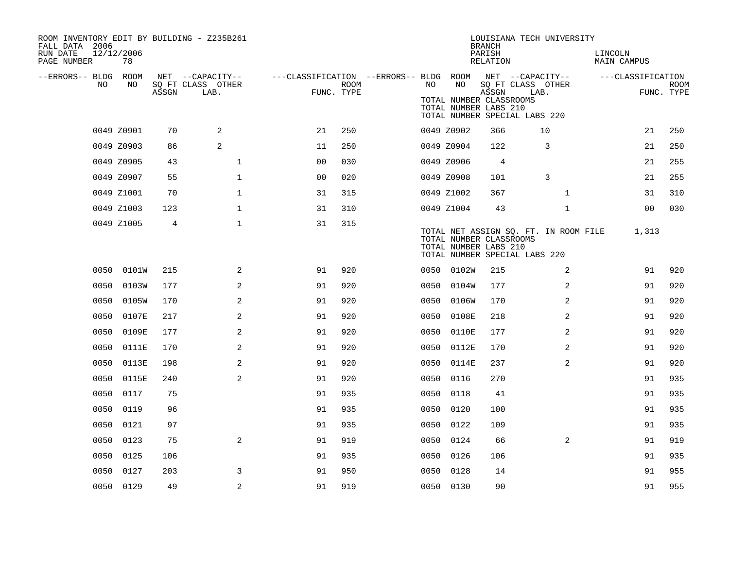ROOM INVENTORY EDIT BY BUILDING - Z235B261
FALL DATA 2006
RUN DATE 12/12/2006
PAGE NUMBER 78

LOUISIANA TECH UNIVERSITY
BRANCH
PARISH LINCOLN
RELATION MAIN CAMPUS

| --ERRORS-- | BLDG NO | ROOM NO | NET SQ FT ASSGN | CAPACITY CLASS LAB. | CAPACITY OTHER | CLASSIFICATION FUNC. | ROOM TYPE | --ERRORS-- | BLDG NO | ROOM NO | NET SQ FT ASSGN | CAPACITY CLASS LAB. | CAPACITY OTHER | CLASSIFICATION FUNC. | ROOM TYPE |
|---|---|---|---|---|---|---|---|---|---|---|---|---|---|---|---|
| | | | | | | | | | TOTAL NUMBER CLASSROOMS | | | | | | |
| | | | | | | | | | TOTAL NUMBER LABS 210 | | | | | | |
| | | | | | | | | | TOTAL NUMBER SPECIAL LABS 220 | | | | | | |
| | 0049 | Z0901 | 70 | 2 | | 21 | 250 | | 0049 | Z0902 | 366 | 10 | | 21 | 250 |
| | 0049 | Z0903 | 86 | 2 | | 11 | 250 | | 0049 | Z0904 | 122 | 3 | | 21 | 250 |
| | 0049 | Z0905 | 43 | | 1 | 00 | 030 | | 0049 | Z0906 | 4 | | | 21 | 255 |
| | 0049 | Z0907 | 55 | | 1 | 00 | 020 | | 0049 | Z0908 | 101 | 3 | | 21 | 255 |
| | 0049 | Z1001 | 70 | | 1 | 31 | 315 | | 0049 | Z1002 | 367 | | 1 | 31 | 310 |
| | 0049 | Z1003 | 123 | | 1 | 31 | 310 | | 0049 | Z1004 | 43 | | 1 | 00 | 030 |
| | 0049 | Z1005 | 4 | | 1 | 31 | 315 | | | | | | | | |
| | | | | | | | | | TOTAL NET ASSIGN SQ. FT. IN ROOM FILE | | | | | 1,313 | |
| | | | | | | | | | TOTAL NUMBER CLASSROOMS | | | | | | |
| | | | | | | | | | TOTAL NUMBER LABS 210 | | | | | | |
| | | | | | | | | | TOTAL NUMBER SPECIAL LABS 220 | | | | | | |
| | 0050 | 0101W | 215 | | 2 | 91 | 920 | | 0050 | 0102W | 215 | | 2 | 91 | 920 |
| | 0050 | 0103W | 177 | | 2 | 91 | 920 | | 0050 | 0104W | 177 | | 2 | 91 | 920 |
| | 0050 | 0105W | 170 | | 2 | 91 | 920 | | 0050 | 0106W | 170 | | 2 | 91 | 920 |
| | 0050 | 0107E | 217 | | 2 | 91 | 920 | | 0050 | 0108E | 218 | | 2 | 91 | 920 |
| | 0050 | 0109E | 177 | | 2 | 91 | 920 | | 0050 | 0110E | 177 | | 2 | 91 | 920 |
| | 0050 | 0111E | 170 | | 2 | 91 | 920 | | 0050 | 0112E | 170 | | 2 | 91 | 920 |
| | 0050 | 0113E | 198 | | 2 | 91 | 920 | | 0050 | 0114E | 237 | | 2 | 91 | 920 |
| | 0050 | 0115E | 240 | | 2 | 91 | 920 | | 0050 | 0116 | 270 | | | 91 | 935 |
| | 0050 | 0117 | 75 | | | 91 | 935 | | 0050 | 0118 | 41 | | | 91 | 935 |
| | 0050 | 0119 | 96 | | | 91 | 935 | | 0050 | 0120 | 100 | | | 91 | 935 |
| | 0050 | 0121 | 97 | | | 91 | 935 | | 0050 | 0122 | 109 | | | 91 | 935 |
| | 0050 | 0123 | 75 | | 2 | 91 | 919 | | 0050 | 0124 | 66 | | 2 | 91 | 919 |
| | 0050 | 0125 | 106 | | | 91 | 935 | | 0050 | 0126 | 106 | | | 91 | 935 |
| | 0050 | 0127 | 203 | | 3 | 91 | 950 | | 0050 | 0128 | 14 | | | 91 | 955 |
| | 0050 | 0129 | 49 | | 2 | 91 | 919 | | 0050 | 0130 | 90 | | | 91 | 955 |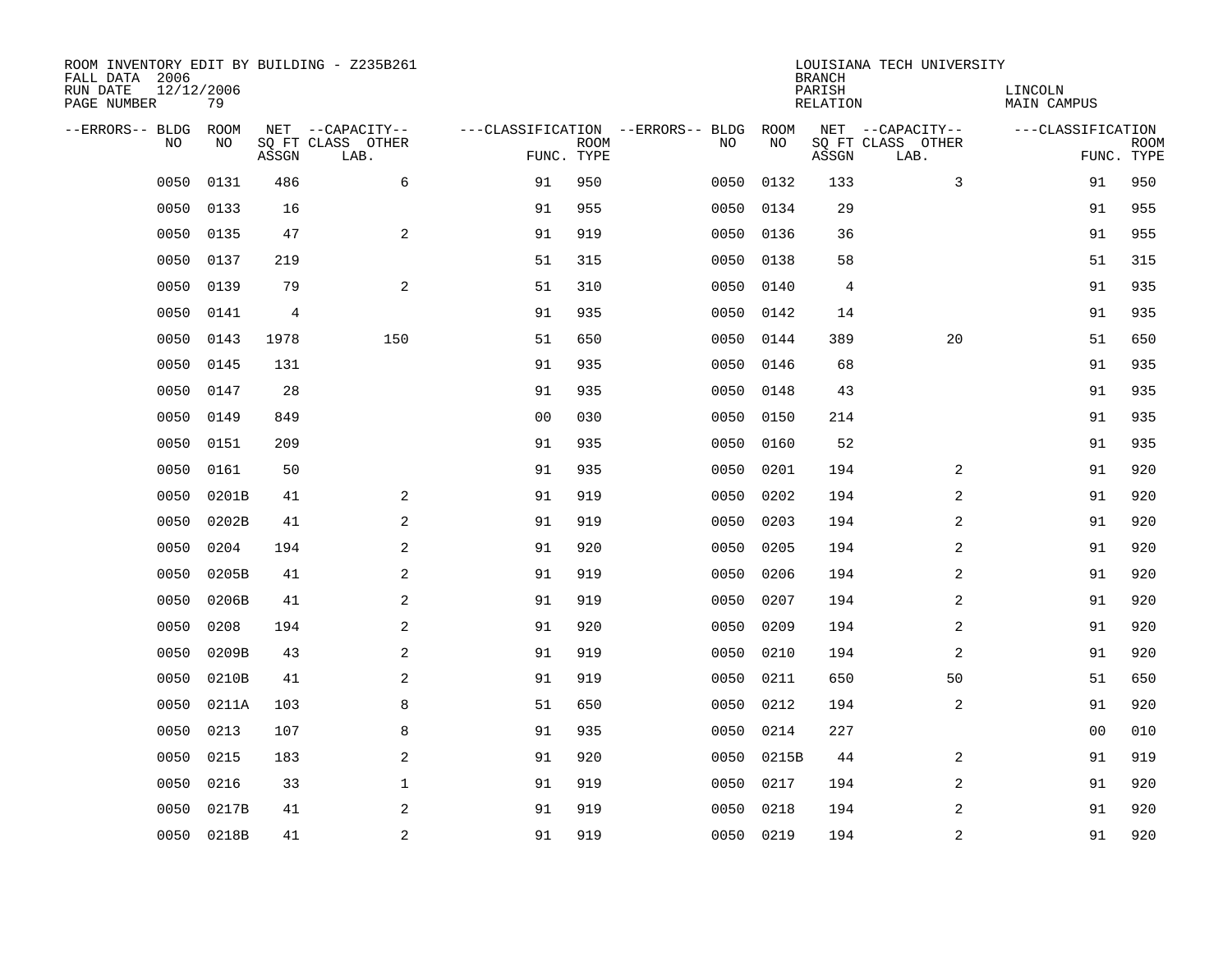ROOM INVENTORY EDIT BY BUILDING - Z235B261
FALL DATA 2006
RUN DATE 12/12/2006
PAGE NUMBER 79

LOUISIANA TECH UNIVERSITY
BRANCH
PARISH LINCOLN
RELATION MAIN CAMPUS

| --ERRORS-- | BLDG NO | ROOM NO | NET SQ FT ASSGN | --CAPACITY-- CLASS LAB. | OTHER | ---CLASSIFICATION FUNC. | ROOM TYPE | --ERRORS-- | BLDG NO | ROOM NO | NET SQ FT ASSGN | --CAPACITY-- CLASS LAB. | OTHER | ---CLASSIFICATION FUNC. | ROOM TYPE |
|---|---|---|---|---|---|---|---|---|---|---|---|---|---|---|---|
| | 0050 | 0131 | 486 | | 6 | 91 | 950 | | 0050 | 0132 | 133 | | 3 | 91 | 950 |
| | 0050 | 0133 | 16 | | | 91 | 955 | | 0050 | 0134 | 29 | | | 91 | 955 |
| | 0050 | 0135 | 47 | | 2 | 91 | 919 | | 0050 | 0136 | 36 | | | 91 | 955 |
| | 0050 | 0137 | 219 | | | 51 | 315 | | 0050 | 0138 | 58 | | | 51 | 315 |
| | 0050 | 0139 | 79 | | 2 | 51 | 310 | | 0050 | 0140 | 4 | | | 91 | 935 |
| | 0050 | 0141 | 4 | | | 91 | 935 | | 0050 | 0142 | 14 | | | 91 | 935 |
| | 0050 | 0143 | 1978 | | 150 | 51 | 650 | | 0050 | 0144 | 389 | | 20 | 51 | 650 |
| | 0050 | 0145 | 131 | | | 91 | 935 | | 0050 | 0146 | 68 | | | 91 | 935 |
| | 0050 | 0147 | 28 | | | 91 | 935 | | 0050 | 0148 | 43 | | | 91 | 935 |
| | 0050 | 0149 | 849 | | | 00 | 030 | | 0050 | 0150 | 214 | | | 91 | 935 |
| | 0050 | 0151 | 209 | | | 91 | 935 | | 0050 | 0160 | 52 | | | 91 | 935 |
| | 0050 | 0161 | 50 | | | 91 | 935 | | 0050 | 0201 | 194 | | 2 | 91 | 920 |
| | 0050 | 0201B | 41 | | 2 | 91 | 919 | | 0050 | 0202 | 194 | | 2 | 91 | 920 |
| | 0050 | 0202B | 41 | | 2 | 91 | 919 | | 0050 | 0203 | 194 | | 2 | 91 | 920 |
| | 0050 | 0204 | 194 | | 2 | 91 | 920 | | 0050 | 0205 | 194 | | 2 | 91 | 920 |
| | 0050 | 0205B | 41 | | 2 | 91 | 919 | | 0050 | 0206 | 194 | | 2 | 91 | 920 |
| | 0050 | 0206B | 41 | | 2 | 91 | 919 | | 0050 | 0207 | 194 | | 2 | 91 | 920 |
| | 0050 | 0208 | 194 | | 2 | 91 | 920 | | 0050 | 0209 | 194 | | 2 | 91 | 920 |
| | 0050 | 0209B | 43 | | 2 | 91 | 919 | | 0050 | 0210 | 194 | | 2 | 91 | 920 |
| | 0050 | 0210B | 41 | | 2 | 91 | 919 | | 0050 | 0211 | 650 | | 50 | 51 | 650 |
| | 0050 | 0211A | 103 | | 8 | 51 | 650 | | 0050 | 0212 | 194 | | 2 | 91 | 920 |
| | 0050 | 0213 | 107 | | 8 | 91 | 935 | | 0050 | 0214 | 227 | | | 00 | 010 |
| | 0050 | 0215 | 183 | | 2 | 91 | 920 | | 0050 | 0215B | 44 | | 2 | 91 | 919 |
| | 0050 | 0216 | 33 | | 1 | 91 | 919 | | 0050 | 0217 | 194 | | 2 | 91 | 920 |
| | 0050 | 0217B | 41 | | 2 | 91 | 919 | | 0050 | 0218 | 194 | | 2 | 91 | 920 |
| | 0050 | 0218B | 41 | | 2 | 91 | 919 | | 0050 | 0219 | 194 | | 2 | 91 | 920 |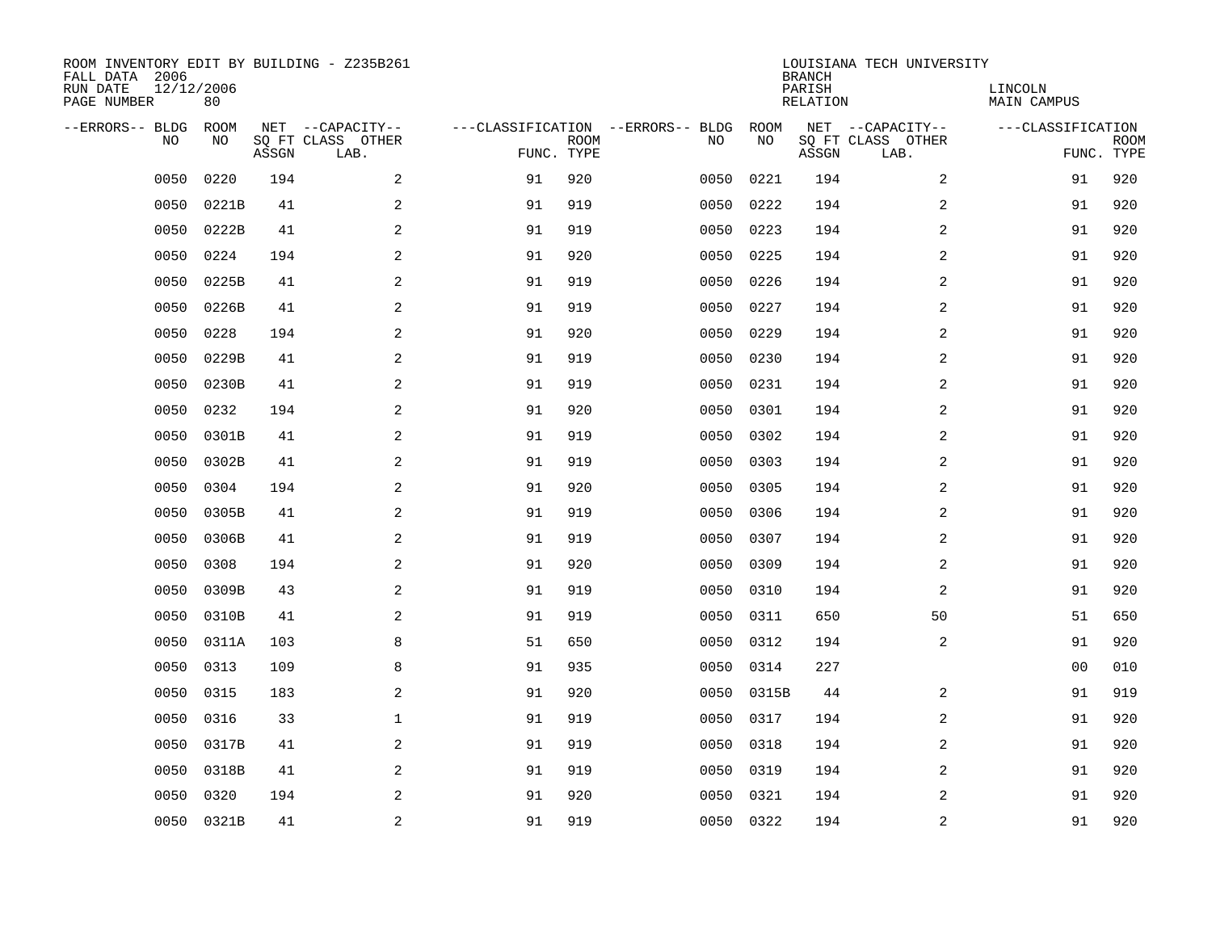ROOM INVENTORY EDIT BY BUILDING - Z235B261
FALL DATA 2006
RUN DATE 12/12/2006
PAGE NUMBER 80

LOUISIANA TECH UNIVERSITY
BRANCH
PARISH LINCOLN
RELATION MAIN CAMPUS

| --ERRORS-- | BLDG NO | ROOM NO | NET SQ FT ASSGN | --CAPACITY-- CLASS LAB. | OTHER | ---CLASSIFICATION FUNC. | ROOM TYPE | --ERRORS-- | BLDG NO | ROOM NO | NET SQ FT ASSGN | --CAPACITY-- CLASS LAB. | OTHER | ---CLASSIFICATION FUNC. | ROOM TYPE |
|---|---|---|---|---|---|---|---|---|---|---|---|---|---|---|---|
| | 0050 | 0220 | 194 | | 2 | 91 | 920 | | 0050 | 0221 | 194 | | 2 | 91 | 920 |
| | 0050 | 0221B | 41 | | 2 | 91 | 919 | | 0050 | 0222 | 194 | | 2 | 91 | 920 |
| | 0050 | 0222B | 41 | | 2 | 91 | 919 | | 0050 | 0223 | 194 | | 2 | 91 | 920 |
| | 0050 | 0224 | 194 | | 2 | 91 | 920 | | 0050 | 0225 | 194 | | 2 | 91 | 920 |
| | 0050 | 0225B | 41 | | 2 | 91 | 919 | | 0050 | 0226 | 194 | | 2 | 91 | 920 |
| | 0050 | 0226B | 41 | | 2 | 91 | 919 | | 0050 | 0227 | 194 | | 2 | 91 | 920 |
| | 0050 | 0228 | 194 | | 2 | 91 | 920 | | 0050 | 0229 | 194 | | 2 | 91 | 920 |
| | 0050 | 0229B | 41 | | 2 | 91 | 919 | | 0050 | 0230 | 194 | | 2 | 91 | 920 |
| | 0050 | 0230B | 41 | | 2 | 91 | 919 | | 0050 | 0231 | 194 | | 2 | 91 | 920 |
| | 0050 | 0232 | 194 | | 2 | 91 | 920 | | 0050 | 0301 | 194 | | 2 | 91 | 920 |
| | 0050 | 0301B | 41 | | 2 | 91 | 919 | | 0050 | 0302 | 194 | | 2 | 91 | 920 |
| | 0050 | 0302B | 41 | | 2 | 91 | 919 | | 0050 | 0303 | 194 | | 2 | 91 | 920 |
| | 0050 | 0304 | 194 | | 2 | 91 | 920 | | 0050 | 0305 | 194 | | 2 | 91 | 920 |
| | 0050 | 0305B | 41 | | 2 | 91 | 919 | | 0050 | 0306 | 194 | | 2 | 91 | 920 |
| | 0050 | 0306B | 41 | | 2 | 91 | 919 | | 0050 | 0307 | 194 | | 2 | 91 | 920 |
| | 0050 | 0308 | 194 | | 2 | 91 | 920 | | 0050 | 0309 | 194 | | 2 | 91 | 920 |
| | 0050 | 0309B | 43 | | 2 | 91 | 919 | | 0050 | 0310 | 194 | | 2 | 91 | 920 |
| | 0050 | 0310B | 41 | | 2 | 91 | 919 | | 0050 | 0311 | 650 | | 50 | 51 | 650 |
| | 0050 | 0311A | 103 | | 8 | 51 | 650 | | 0050 | 0312 | 194 | | 2 | 91 | 920 |
| | 0050 | 0313 | 109 | | 8 | 91 | 935 | | 0050 | 0314 | 227 | | | 00 | 010 |
| | 0050 | 0315 | 183 | | 2 | 91 | 920 | | 0050 | 0315B | 44 | | 2 | 91 | 919 |
| | 0050 | 0316 | 33 | | 1 | 91 | 919 | | 0050 | 0317 | 194 | | 2 | 91 | 920 |
| | 0050 | 0317B | 41 | | 2 | 91 | 919 | | 0050 | 0318 | 194 | | 2 | 91 | 920 |
| | 0050 | 0318B | 41 | | 2 | 91 | 919 | | 0050 | 0319 | 194 | | 2 | 91 | 920 |
| | 0050 | 0320 | 194 | | 2 | 91 | 920 | | 0050 | 0321 | 194 | | 2 | 91 | 920 |
| | 0050 | 0321B | 41 | | 2 | 91 | 919 | | 0050 | 0322 | 194 | | 2 | 91 | 920 |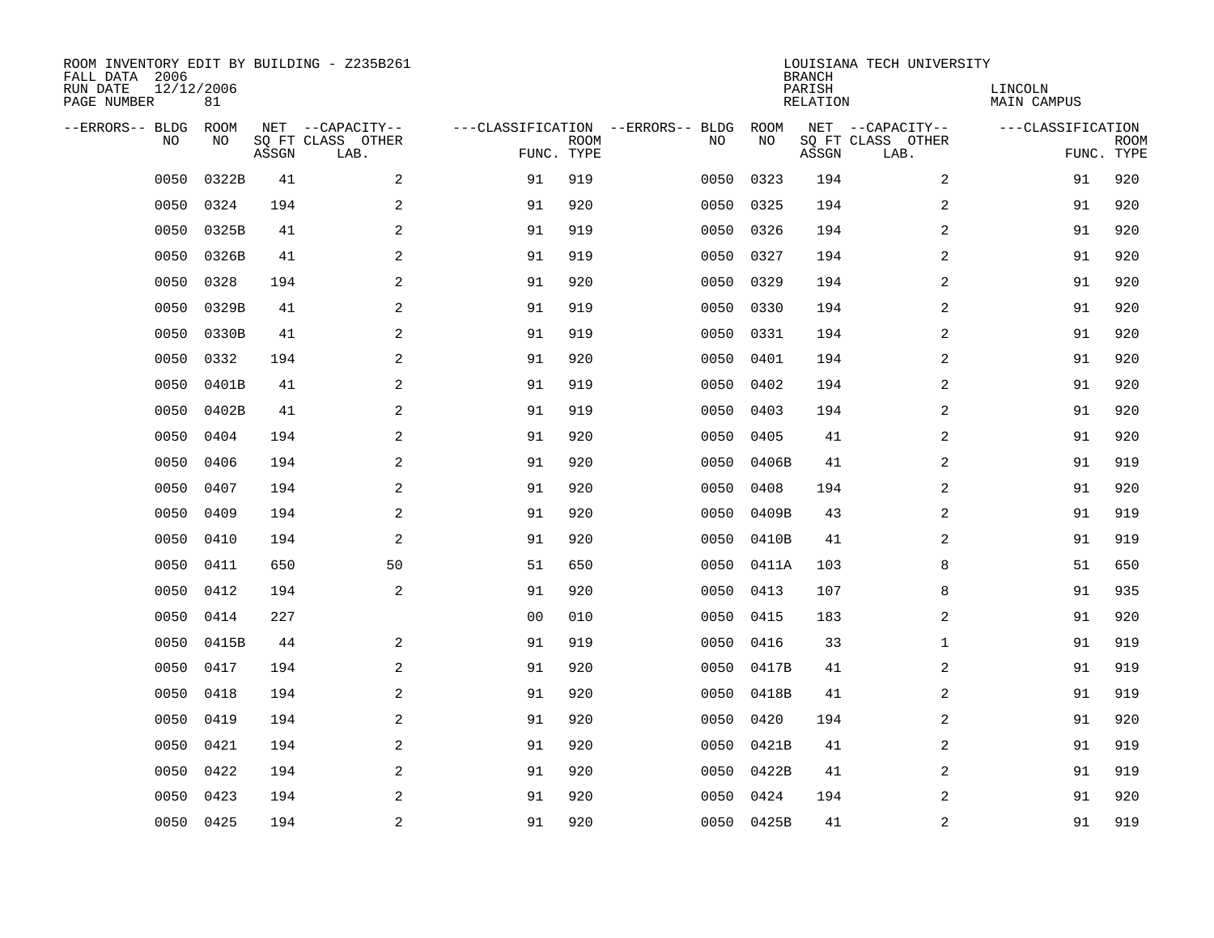ROOM INVENTORY EDIT BY BUILDING - Z235B261
FALL DATA 2006
RUN DATE 12/12/2006
PAGE NUMBER 81

LOUISIANA TECH UNIVERSITY
BRANCH
PARISH LINCOLN
RELATION MAIN CAMPUS

| --ERRORS-- | BLDG NO | ROOM NO | NET SQ FT ASSGN | --CAPACITY-- CLASS LAB. | OTHER | ---CLASSIFICATION FUNC. | ROOM TYPE | --ERRORS-- | BLDG NO | ROOM NO | NET SQ FT ASSGN | --CAPACITY-- CLASS LAB. | OTHER | ---CLASSIFICATION FUNC. | ROOM TYPE |
|---|---|---|---|---|---|---|---|---|---|---|---|---|---|---|---|
| | 0050 | 0322B | 41 | | 2 | 91 | 919 | | 0050 | 0323 | 194 | | 2 | 91 | 920 |
| | 0050 | 0324 | 194 | | 2 | 91 | 920 | | 0050 | 0325 | 194 | | 2 | 91 | 920 |
| | 0050 | 0325B | 41 | | 2 | 91 | 919 | | 0050 | 0326 | 194 | | 2 | 91 | 920 |
| | 0050 | 0326B | 41 | | 2 | 91 | 919 | | 0050 | 0327 | 194 | | 2 | 91 | 920 |
| | 0050 | 0328 | 194 | | 2 | 91 | 920 | | 0050 | 0329 | 194 | | 2 | 91 | 920 |
| | 0050 | 0329B | 41 | | 2 | 91 | 919 | | 0050 | 0330 | 194 | | 2 | 91 | 920 |
| | 0050 | 0330B | 41 | | 2 | 91 | 919 | | 0050 | 0331 | 194 | | 2 | 91 | 920 |
| | 0050 | 0332 | 194 | | 2 | 91 | 920 | | 0050 | 0401 | 194 | | 2 | 91 | 920 |
| | 0050 | 0401B | 41 | | 2 | 91 | 919 | | 0050 | 0402 | 194 | | 2 | 91 | 920 |
| | 0050 | 0402B | 41 | | 2 | 91 | 919 | | 0050 | 0403 | 194 | | 2 | 91 | 920 |
| | 0050 | 0404 | 194 | | 2 | 91 | 920 | | 0050 | 0405 | 41 | | 2 | 91 | 920 |
| | 0050 | 0406 | 194 | | 2 | 91 | 920 | | 0050 | 0406B | 41 | | 2 | 91 | 919 |
| | 0050 | 0407 | 194 | | 2 | 91 | 920 | | 0050 | 0408 | 194 | | 2 | 91 | 920 |
| | 0050 | 0409 | 194 | | 2 | 91 | 920 | | 0050 | 0409B | 43 | | 2 | 91 | 919 |
| | 0050 | 0410 | 194 | | 2 | 91 | 920 | | 0050 | 0410B | 41 | | 2 | 91 | 919 |
| | 0050 | 0411 | 650 | | 50 | 51 | 650 | | 0050 | 0411A | 103 | | 8 | 51 | 650 |
| | 0050 | 0412 | 194 | | 2 | 91 | 920 | | 0050 | 0413 | 107 | | 8 | 91 | 935 |
| | 0050 | 0414 | 227 | | | 00 | 010 | | 0050 | 0415 | 183 | | 2 | 91 | 920 |
| | 0050 | 0415B | 44 | | 2 | 91 | 919 | | 0050 | 0416 | 33 | | 1 | 91 | 919 |
| | 0050 | 0417 | 194 | | 2 | 91 | 920 | | 0050 | 0417B | 41 | | 2 | 91 | 919 |
| | 0050 | 0418 | 194 | | 2 | 91 | 920 | | 0050 | 0418B | 41 | | 2 | 91 | 919 |
| | 0050 | 0419 | 194 | | 2 | 91 | 920 | | 0050 | 0420 | 194 | | 2 | 91 | 920 |
| | 0050 | 0421 | 194 | | 2 | 91 | 920 | | 0050 | 0421B | 41 | | 2 | 91 | 919 |
| | 0050 | 0422 | 194 | | 2 | 91 | 920 | | 0050 | 0422B | 41 | | 2 | 91 | 919 |
| | 0050 | 0423 | 194 | | 2 | 91 | 920 | | 0050 | 0424 | 194 | | 2 | 91 | 920 |
| | 0050 | 0425 | 194 | | 2 | 91 | 920 | | 0050 | 0425B | 41 | | 2 | 91 | 919 |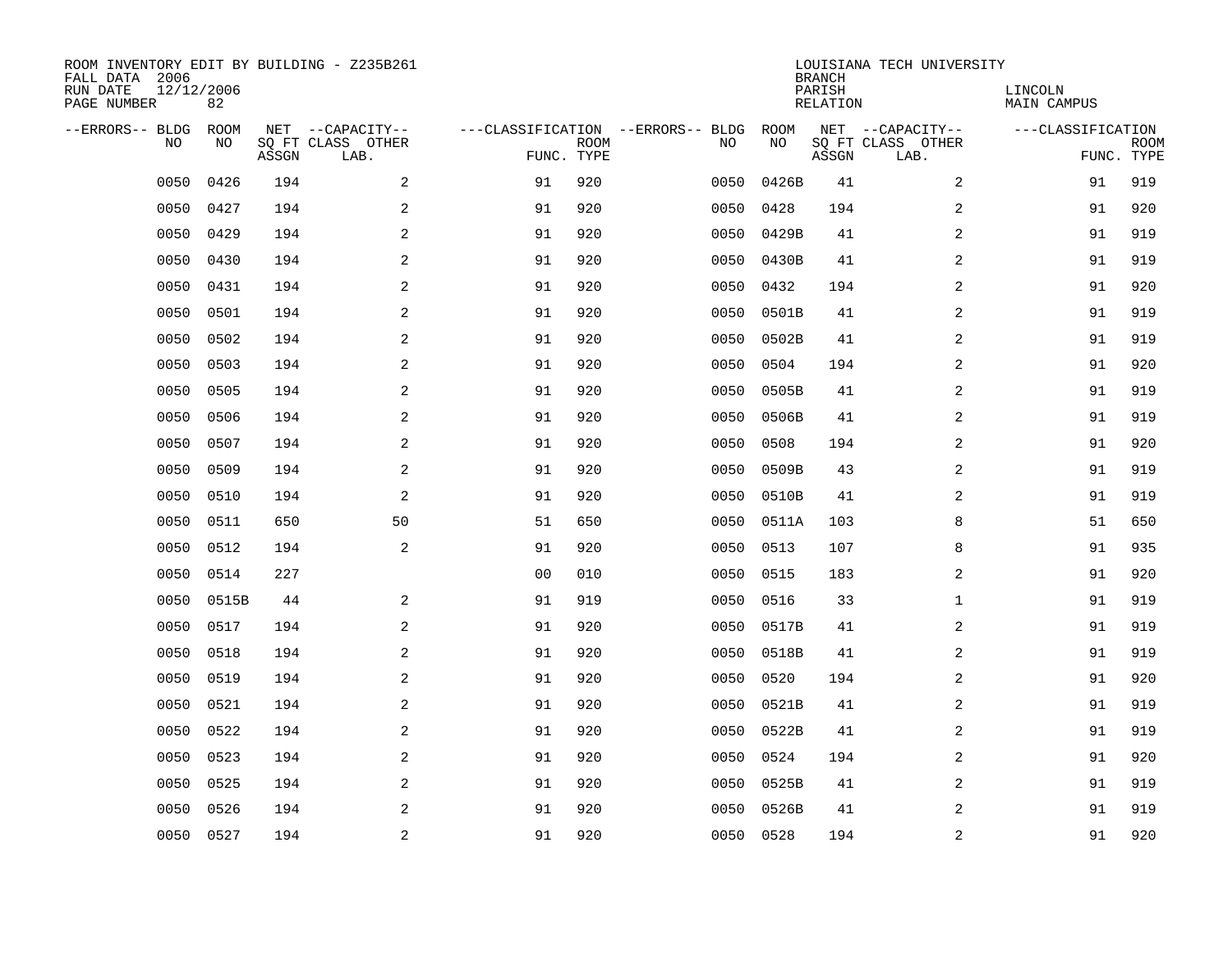ROOM INVENTORY EDIT BY BUILDING - Z235B261
FALL DATA 2006
RUN DATE 12/12/2006
PAGE NUMBER 82

LOUISIANA TECH UNIVERSITY
BRANCH
PARISH LINCOLN
RELATION MAIN CAMPUS

| --ERRORS-- | BLDG NO | ROOM NO | NET ASSGN SQ FT | CAPACITY CLASS LAB. | CAPACITY OTHER | CLASSIFICATION FUNC. | ROOM TYPE | --ERRORS-- | BLDG NO | ROOM NO | NET ASSGN SQ FT | CAPACITY CLASS LAB. | CAPACITY OTHER | CLASSIFICATION FUNC. | ROOM TYPE |
|---|---|---|---|---|---|---|---|---|---|---|---|---|---|---|---|
| | 0050 | 0426 | 194 | | 2 | 91 | 920 | | 0050 | 0426B | 41 | | 2 | 91 | 919 |
| | 0050 | 0427 | 194 | | 2 | 91 | 920 | | 0050 | 0428 | 194 | | 2 | 91 | 920 |
| | 0050 | 0429 | 194 | | 2 | 91 | 920 | | 0050 | 0429B | 41 | | 2 | 91 | 919 |
| | 0050 | 0430 | 194 | | 2 | 91 | 920 | | 0050 | 0430B | 41 | | 2 | 91 | 919 |
| | 0050 | 0431 | 194 | | 2 | 91 | 920 | | 0050 | 0432 | 194 | | 2 | 91 | 920 |
| | 0050 | 0501 | 194 | | 2 | 91 | 920 | | 0050 | 0501B | 41 | | 2 | 91 | 919 |
| | 0050 | 0502 | 194 | | 2 | 91 | 920 | | 0050 | 0502B | 41 | | 2 | 91 | 919 |
| | 0050 | 0503 | 194 | | 2 | 91 | 920 | | 0050 | 0504 | 194 | | 2 | 91 | 920 |
| | 0050 | 0505 | 194 | | 2 | 91 | 920 | | 0050 | 0505B | 41 | | 2 | 91 | 919 |
| | 0050 | 0506 | 194 | | 2 | 91 | 920 | | 0050 | 0506B | 41 | | 2 | 91 | 919 |
| | 0050 | 0507 | 194 | | 2 | 91 | 920 | | 0050 | 0508 | 194 | | 2 | 91 | 920 |
| | 0050 | 0509 | 194 | | 2 | 91 | 920 | | 0050 | 0509B | 43 | | 2 | 91 | 919 |
| | 0050 | 0510 | 194 | | 2 | 91 | 920 | | 0050 | 0510B | 41 | | 2 | 91 | 919 |
| | 0050 | 0511 | 650 | | 50 | 51 | 650 | | 0050 | 0511A | 103 | | 8 | 51 | 650 |
| | 0050 | 0512 | 194 | | 2 | 91 | 920 | | 0050 | 0513 | 107 | | 8 | 91 | 935 |
| | 0050 | 0514 | 227 | | | 00 | 010 | | 0050 | 0515 | 183 | | 2 | 91 | 920 |
| | 0050 | 0515B | 44 | | 2 | 91 | 919 | | 0050 | 0516 | 33 | | 1 | 91 | 919 |
| | 0050 | 0517 | 194 | | 2 | 91 | 920 | | 0050 | 0517B | 41 | | 2 | 91 | 919 |
| | 0050 | 0518 | 194 | | 2 | 91 | 920 | | 0050 | 0518B | 41 | | 2 | 91 | 919 |
| | 0050 | 0519 | 194 | | 2 | 91 | 920 | | 0050 | 0520 | 194 | | 2 | 91 | 920 |
| | 0050 | 0521 | 194 | | 2 | 91 | 920 | | 0050 | 0521B | 41 | | 2 | 91 | 919 |
| | 0050 | 0522 | 194 | | 2 | 91 | 920 | | 0050 | 0522B | 41 | | 2 | 91 | 919 |
| | 0050 | 0523 | 194 | | 2 | 91 | 920 | | 0050 | 0524 | 194 | | 2 | 91 | 920 |
| | 0050 | 0525 | 194 | | 2 | 91 | 920 | | 0050 | 0525B | 41 | | 2 | 91 | 919 |
| | 0050 | 0526 | 194 | | 2 | 91 | 920 | | 0050 | 0526B | 41 | | 2 | 91 | 919 |
| | 0050 | 0527 | 194 | | 2 | 91 | 920 | | 0050 | 0528 | 194 | | 2 | 91 | 920 |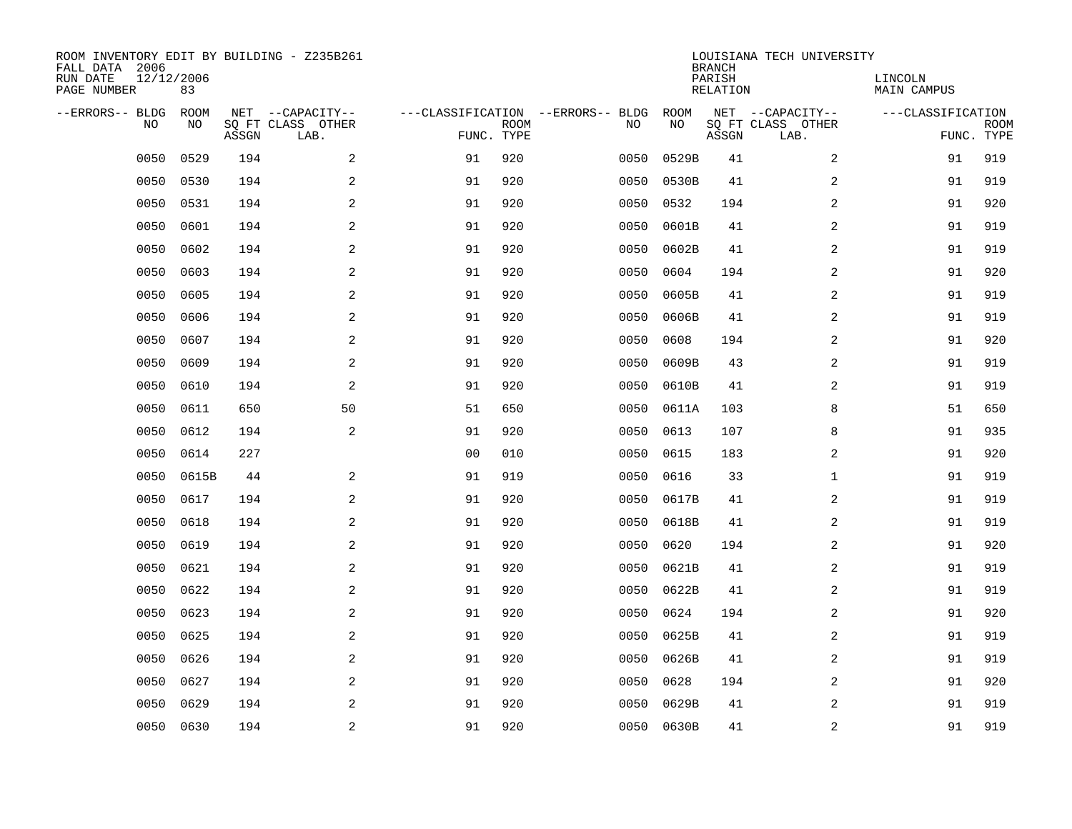ROOM INVENTORY EDIT BY BUILDING - Z235B261
FALL DATA 2006
RUN DATE 12/12/2006
PAGE NUMBER 83

LOUISIANA TECH UNIVERSITY
BRANCH
PARISH LINCOLN
RELATION MAIN CAMPUS

| --ERRORS-- | BLDG NO | ROOM NO | NET SQ FT ASSGN | --CAPACITY-- CLASS LAB. | OTHER | ---CLASSIFICATION FUNC. | ROOM TYPE | --ERRORS-- | BLDG NO | ROOM NO | NET SQ FT ASSGN | --CAPACITY-- CLASS LAB. | OTHER | ---CLASSIFICATION FUNC. | ROOM TYPE |
|---|---|---|---|---|---|---|---|---|---|---|---|---|---|---|---|
| | 0050 | 0529 | 194 | | 2 | 91 | 920 | | 0050 | 0529B | 41 | | 2 | 91 | 919 |
| | 0050 | 0530 | 194 | | 2 | 91 | 920 | | 0050 | 0530B | 41 | | 2 | 91 | 919 |
| | 0050 | 0531 | 194 | | 2 | 91 | 920 | | 0050 | 0532 | 194 | | 2 | 91 | 920 |
| | 0050 | 0601 | 194 | | 2 | 91 | 920 | | 0050 | 0601B | 41 | | 2 | 91 | 919 |
| | 0050 | 0602 | 194 | | 2 | 91 | 920 | | 0050 | 0602B | 41 | | 2 | 91 | 919 |
| | 0050 | 0603 | 194 | | 2 | 91 | 920 | | 0050 | 0604 | 194 | | 2 | 91 | 920 |
| | 0050 | 0605 | 194 | | 2 | 91 | 920 | | 0050 | 0605B | 41 | | 2 | 91 | 919 |
| | 0050 | 0606 | 194 | | 2 | 91 | 920 | | 0050 | 0606B | 41 | | 2 | 91 | 919 |
| | 0050 | 0607 | 194 | | 2 | 91 | 920 | | 0050 | 0608 | 194 | | 2 | 91 | 920 |
| | 0050 | 0609 | 194 | | 2 | 91 | 920 | | 0050 | 0609B | 43 | | 2 | 91 | 919 |
| | 0050 | 0610 | 194 | | 2 | 91 | 920 | | 0050 | 0610B | 41 | | 2 | 91 | 919 |
| | 0050 | 0611 | 650 | | 50 | 51 | 650 | | 0050 | 0611A | 103 | | 8 | 51 | 650 |
| | 0050 | 0612 | 194 | | 2 | 91 | 920 | | 0050 | 0613 | 107 | | 8 | 91 | 935 |
| | 0050 | 0614 | 227 | | | 00 | 010 | | 0050 | 0615 | 183 | | 2 | 91 | 920 |
| | 0050 | 0615B | 44 | | 2 | 91 | 919 | | 0050 | 0616 | 33 | | 1 | 91 | 919 |
| | 0050 | 0617 | 194 | | 2 | 91 | 920 | | 0050 | 0617B | 41 | | 2 | 91 | 919 |
| | 0050 | 0618 | 194 | | 2 | 91 | 920 | | 0050 | 0618B | 41 | | 2 | 91 | 919 |
| | 0050 | 0619 | 194 | | 2 | 91 | 920 | | 0050 | 0620 | 194 | | 2 | 91 | 920 |
| | 0050 | 0621 | 194 | | 2 | 91 | 920 | | 0050 | 0621B | 41 | | 2 | 91 | 919 |
| | 0050 | 0622 | 194 | | 2 | 91 | 920 | | 0050 | 0622B | 41 | | 2 | 91 | 919 |
| | 0050 | 0623 | 194 | | 2 | 91 | 920 | | 0050 | 0624 | 194 | | 2 | 91 | 920 |
| | 0050 | 0625 | 194 | | 2 | 91 | 920 | | 0050 | 0625B | 41 | | 2 | 91 | 919 |
| | 0050 | 0626 | 194 | | 2 | 91 | 920 | | 0050 | 0626B | 41 | | 2 | 91 | 919 |
| | 0050 | 0627 | 194 | | 2 | 91 | 920 | | 0050 | 0628 | 194 | | 2 | 91 | 920 |
| | 0050 | 0629 | 194 | | 2 | 91 | 920 | | 0050 | 0629B | 41 | | 2 | 91 | 919 |
| | 0050 | 0630 | 194 | | 2 | 91 | 920 | | 0050 | 0630B | 41 | | 2 | 91 | 919 |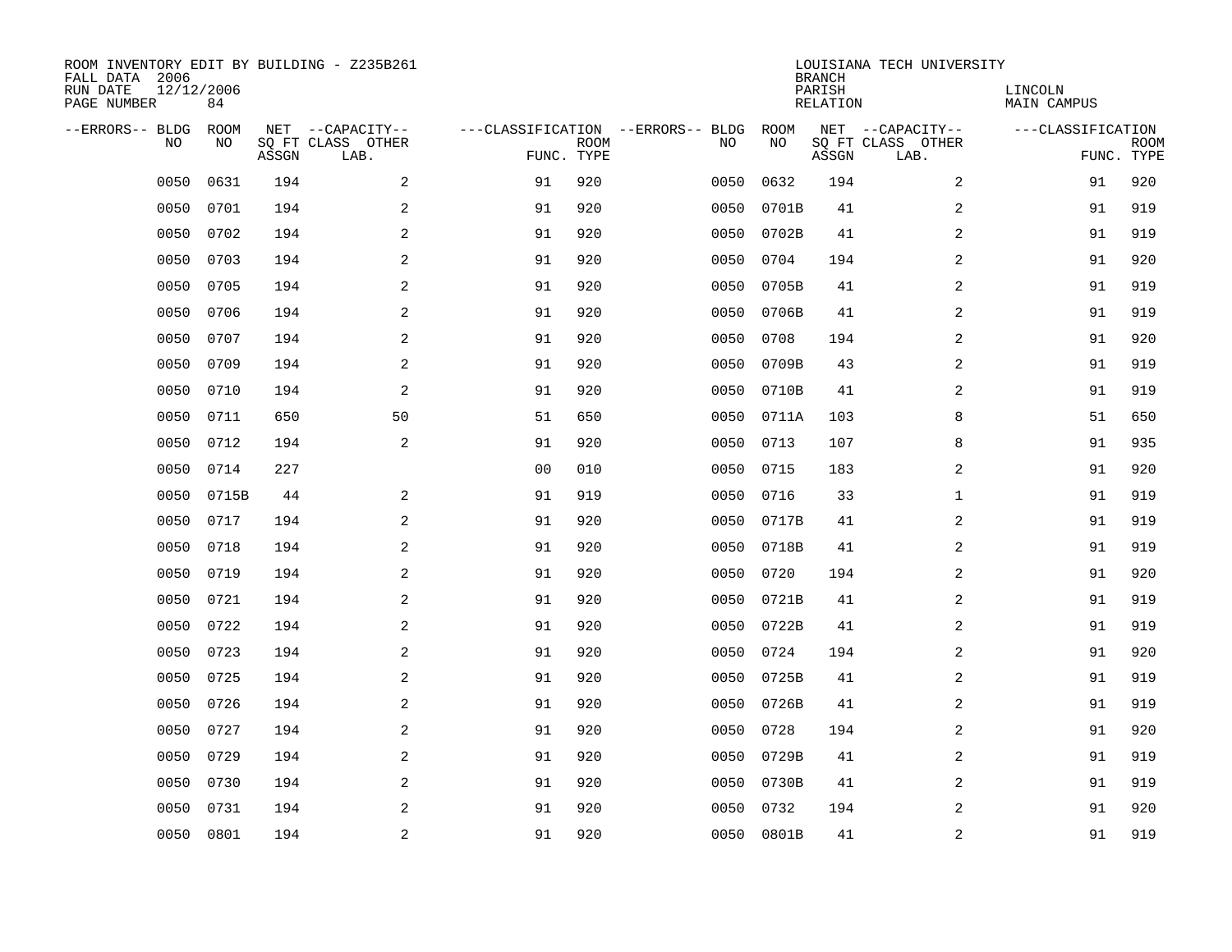ROOM INVENTORY EDIT BY BUILDING - Z235B261
FALL DATA 2006
RUN DATE 12/12/2006
PAGE NUMBER 84

LOUISIANA TECH UNIVERSITY
BRANCH
PARISH LINCOLN
RELATION MAIN CAMPUS

| --ERRORS-- | BLDG NO | ROOM NO | NET SQ FT ASSGN | --CAPACITY-- CLASS | OTHER LAB. | ---CLASSIFICATION FUNC. | ROOM TYPE | --ERRORS-- | BLDG NO | ROOM NO | NET SQ FT ASSGN | --CAPACITY-- CLASS | OTHER LAB. | ---CLASSIFICATION FUNC. | ROOM TYPE |
|---|---|---|---|---|---|---|---|---|---|---|---|---|---|---|---|
| | 0050 | 0631 | 194 | | 2 | 91 | 920 | | 0050 | 0632 | 194 | | 2 | 91 | 920 |
| | 0050 | 0701 | 194 | | 2 | 91 | 920 | | 0050 | 0701B | 41 | | 2 | 91 | 919 |
| | 0050 | 0702 | 194 | | 2 | 91 | 920 | | 0050 | 0702B | 41 | | 2 | 91 | 919 |
| | 0050 | 0703 | 194 | | 2 | 91 | 920 | | 0050 | 0704 | 194 | | 2 | 91 | 920 |
| | 0050 | 0705 | 194 | | 2 | 91 | 920 | | 0050 | 0705B | 41 | | 2 | 91 | 919 |
| | 0050 | 0706 | 194 | | 2 | 91 | 920 | | 0050 | 0706B | 41 | | 2 | 91 | 919 |
| | 0050 | 0707 | 194 | | 2 | 91 | 920 | | 0050 | 0708 | 194 | | 2 | 91 | 920 |
| | 0050 | 0709 | 194 | | 2 | 91 | 920 | | 0050 | 0709B | 43 | | 2 | 91 | 919 |
| | 0050 | 0710 | 194 | | 2 | 91 | 920 | | 0050 | 0710B | 41 | | 2 | 91 | 919 |
| | 0050 | 0711 | 650 | | 50 | 51 | 650 | | 0050 | 0711A | 103 | | 8 | 51 | 650 |
| | 0050 | 0712 | 194 | | 2 | 91 | 920 | | 0050 | 0713 | 107 | | 8 | 91 | 935 |
| | 0050 | 0714 | 227 | | | 00 | 010 | | 0050 | 0715 | 183 | | 2 | 91 | 920 |
| | 0050 | 0715B | 44 | | 2 | 91 | 919 | | 0050 | 0716 | 33 | | 1 | 91 | 919 |
| | 0050 | 0717 | 194 | | 2 | 91 | 920 | | 0050 | 0717B | 41 | | 2 | 91 | 919 |
| | 0050 | 0718 | 194 | | 2 | 91 | 920 | | 0050 | 0718B | 41 | | 2 | 91 | 919 |
| | 0050 | 0719 | 194 | | 2 | 91 | 920 | | 0050 | 0720 | 194 | | 2 | 91 | 920 |
| | 0050 | 0721 | 194 | | 2 | 91 | 920 | | 0050 | 0721B | 41 | | 2 | 91 | 919 |
| | 0050 | 0722 | 194 | | 2 | 91 | 920 | | 0050 | 0722B | 41 | | 2 | 91 | 919 |
| | 0050 | 0723 | 194 | | 2 | 91 | 920 | | 0050 | 0724 | 194 | | 2 | 91 | 920 |
| | 0050 | 0725 | 194 | | 2 | 91 | 920 | | 0050 | 0725B | 41 | | 2 | 91 | 919 |
| | 0050 | 0726 | 194 | | 2 | 91 | 920 | | 0050 | 0726B | 41 | | 2 | 91 | 919 |
| | 0050 | 0727 | 194 | | 2 | 91 | 920 | | 0050 | 0728 | 194 | | 2 | 91 | 920 |
| | 0050 | 0729 | 194 | | 2 | 91 | 920 | | 0050 | 0729B | 41 | | 2 | 91 | 919 |
| | 0050 | 0730 | 194 | | 2 | 91 | 920 | | 0050 | 0730B | 41 | | 2 | 91 | 919 |
| | 0050 | 0731 | 194 | | 2 | 91 | 920 | | 0050 | 0732 | 194 | | 2 | 91 | 920 |
| | 0050 | 0801 | 194 | | 2 | 91 | 920 | | 0050 | 0801B | 41 | | 2 | 91 | 919 |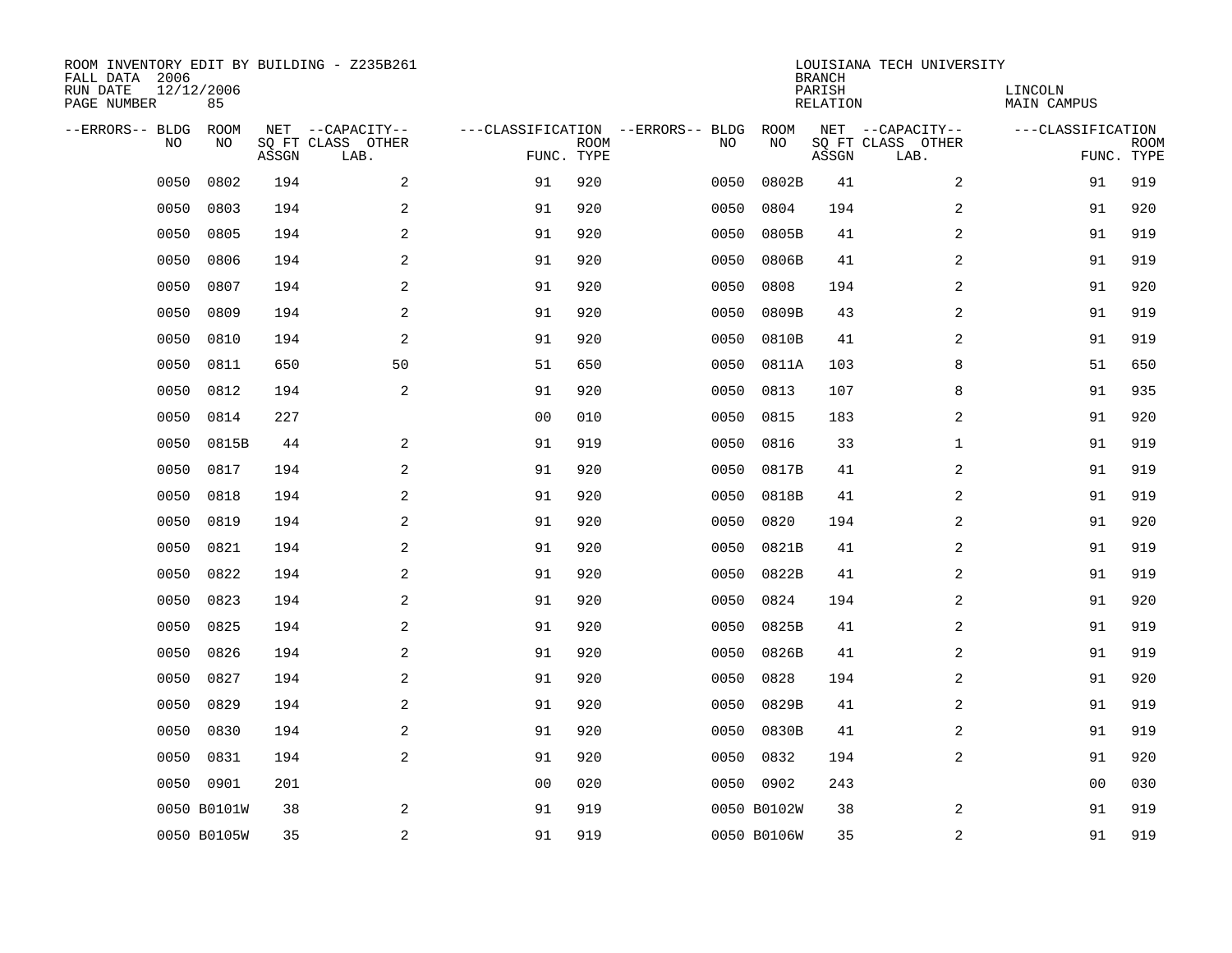ROOM INVENTORY EDIT BY BUILDING - Z235B261
FALL DATA 2006
RUN DATE 12/12/2006
PAGE NUMBER 85

LOUISIANA TECH UNIVERSITY
BRANCH
PARISH LINCOLN
RELATION MAIN CAMPUS

| --ERRORS-- | BLDG NO | ROOM NO | NET SQ FT ASSGN | --CAPACITY-- CLASS LAB. | OTHER | ---CLASSIFICATION FUNC. | ROOM TYPE | --ERRORS-- | BLDG NO | ROOM NO | NET SQ FT ASSGN | --CAPACITY-- CLASS LAB. | OTHER | ---CLASSIFICATION FUNC. | ROOM TYPE |
|---|---|---|---|---|---|---|---|---|---|---|---|---|---|---|---|
| | 0050 | 0802 | 194 | | 2 | 91 | 920 | | 0050 | 0802B | 41 | | 2 | 91 | 919 |
| | 0050 | 0803 | 194 | | 2 | 91 | 920 | | 0050 | 0804 | 194 | | 2 | 91 | 920 |
| | 0050 | 0805 | 194 | | 2 | 91 | 920 | | 0050 | 0805B | 41 | | 2 | 91 | 919 |
| | 0050 | 0806 | 194 | | 2 | 91 | 920 | | 0050 | 0806B | 41 | | 2 | 91 | 919 |
| | 0050 | 0807 | 194 | | 2 | 91 | 920 | | 0050 | 0808 | 194 | | 2 | 91 | 920 |
| | 0050 | 0809 | 194 | | 2 | 91 | 920 | | 0050 | 0809B | 43 | | 2 | 91 | 919 |
| | 0050 | 0810 | 194 | | 2 | 91 | 920 | | 0050 | 0810B | 41 | | 2 | 91 | 919 |
| | 0050 | 0811 | 650 | | 50 | 51 | 650 | | 0050 | 0811A | 103 | | 8 | 51 | 650 |
| | 0050 | 0812 | 194 | | 2 | 91 | 920 | | 0050 | 0813 | 107 | | 8 | 91 | 935 |
| | 0050 | 0814 | 227 | | | 00 | 010 | | 0050 | 0815 | 183 | | 2 | 91 | 920 |
| | 0050 | 0815B | 44 | | 2 | 91 | 919 | | 0050 | 0816 | 33 | | 1 | 91 | 919 |
| | 0050 | 0817 | 194 | | 2 | 91 | 920 | | 0050 | 0817B | 41 | | 2 | 91 | 919 |
| | 0050 | 0818 | 194 | | 2 | 91 | 920 | | 0050 | 0818B | 41 | | 2 | 91 | 919 |
| | 0050 | 0819 | 194 | | 2 | 91 | 920 | | 0050 | 0820 | 194 | | 2 | 91 | 920 |
| | 0050 | 0821 | 194 | | 2 | 91 | 920 | | 0050 | 0821B | 41 | | 2 | 91 | 919 |
| | 0050 | 0822 | 194 | | 2 | 91 | 920 | | 0050 | 0822B | 41 | | 2 | 91 | 919 |
| | 0050 | 0823 | 194 | | 2 | 91 | 920 | | 0050 | 0824 | 194 | | 2 | 91 | 920 |
| | 0050 | 0825 | 194 | | 2 | 91 | 920 | | 0050 | 0825B | 41 | | 2 | 91 | 919 |
| | 0050 | 0826 | 194 | | 2 | 91 | 920 | | 0050 | 0826B | 41 | | 2 | 91 | 919 |
| | 0050 | 0827 | 194 | | 2 | 91 | 920 | | 0050 | 0828 | 194 | | 2 | 91 | 920 |
| | 0050 | 0829 | 194 | | 2 | 91 | 920 | | 0050 | 0829B | 41 | | 2 | 91 | 919 |
| | 0050 | 0830 | 194 | | 2 | 91 | 920 | | 0050 | 0830B | 41 | | 2 | 91 | 919 |
| | 0050 | 0831 | 194 | | 2 | 91 | 920 | | 0050 | 0832 | 194 | | 2 | 91 | 920 |
| | 0050 | 0901 | 201 | | | 00 | 020 | | 0050 | 0902 | 243 | | | 00 | 030 |
| | 0050 | B0101W | 38 | | 2 | 91 | 919 | | 0050 | B0102W | 38 | | 2 | 91 | 919 |
| | 0050 | B0105W | 35 | | 2 | 91 | 919 | | 0050 | B0106W | 35 | | 2 | 91 | 919 |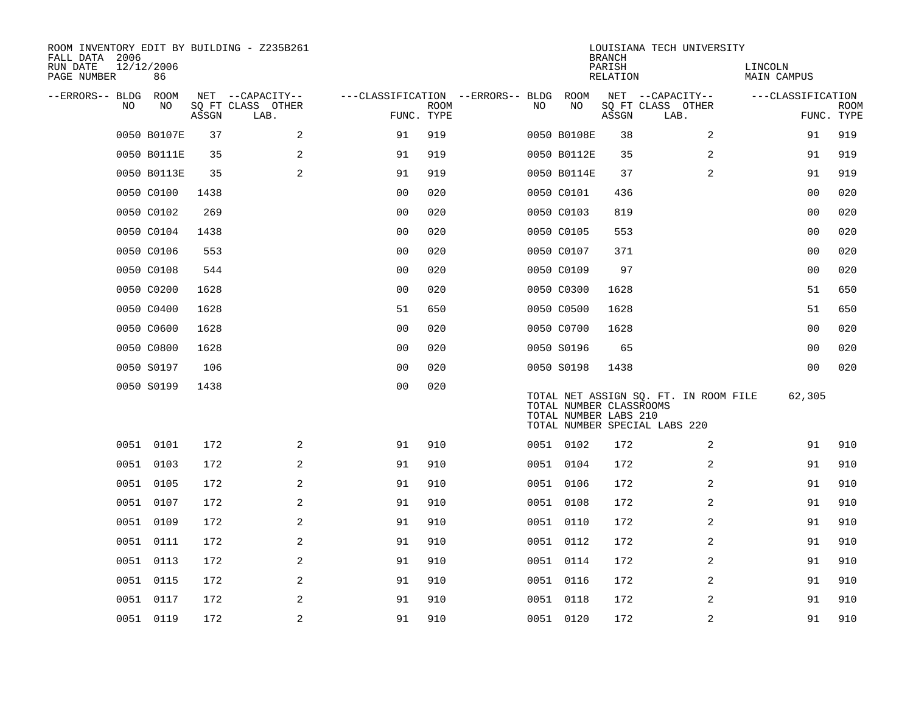ROOM INVENTORY EDIT BY BUILDING - Z235B261
FALL DATA 2006
RUN DATE 12/12/2006
PAGE NUMBER 86

LOUISIANA TECH UNIVERSITY
BRANCH
PARISH LINCOLN
RELATION MAIN CAMPUS

| --ERRORS-- | BLDG NO | ROOM NO | NET SQ FT ASSGN | --CAPACITY-- CLASS LAB. | OTHER | ---CLASSIFICATION FUNC. | ROOM TYPE | --ERRORS-- | BLDG NO | ROOM NO | NET SQ FT ASSGN | --CAPACITY-- CLASS LAB. | OTHER | ---CLASSIFICATION FUNC. | ROOM TYPE |
|---|---|---|---|---|---|---|---|---|---|---|---|---|---|---|---|
| | 0050 | B0107E | 37 | | 2 | 91 | 919 | | 0050 | B0108E | 38 | | 2 | 91 | 919 |
| | 0050 | B0111E | 35 | | 2 | 91 | 919 | | 0050 | B0112E | 35 | | 2 | 91 | 919 |
| | 0050 | B0113E | 35 | | 2 | 91 | 919 | | 0050 | B0114E | 37 | | 2 | 91 | 919 |
| | 0050 | C0100 | 1438 | | | 00 | 020 | | 0050 | C0101 | 436 | | | 00 | 020 |
| | 0050 | C0102 | 269 | | | 00 | 020 | | 0050 | C0103 | 819 | | | 00 | 020 |
| | 0050 | C0104 | 1438 | | | 00 | 020 | | 0050 | C0105 | 553 | | | 00 | 020 |
| | 0050 | C0106 | 553 | | | 00 | 020 | | 0050 | C0107 | 371 | | | 00 | 020 |
| | 0050 | C0108 | 544 | | | 00 | 020 | | 0050 | C0109 | 97 | | | 00 | 020 |
| | 0050 | C0200 | 1628 | | | 00 | 020 | | 0050 | C0300 | 1628 | | | 51 | 650 |
| | 0050 | C0400 | 1628 | | | 51 | 650 | | 0050 | C0500 | 1628 | | | 51 | 650 |
| | 0050 | C0600 | 1628 | | | 00 | 020 | | 0050 | C0700 | 1628 | | | 00 | 020 |
| | 0050 | C0800 | 1628 | | | 00 | 020 | | 0050 | S0196 | 65 | | | 00 | 020 |
| | 0050 | S0197 | 106 | | | 00 | 020 | | 0050 | S0198 | 1438 | | | 00 | 020 |
| | 0050 | S0199 | 1438 | | | 00 | 020 | | | | | | | | |

TOTAL NET ASSIGN SQ. FT. IN ROOM FILE 62,305
TOTAL NUMBER CLASSROOMS
TOTAL NUMBER LABS 210
TOTAL NUMBER SPECIAL LABS 220

| --ERRORS-- | BLDG NO | ROOM NO | NET SQ FT ASSGN | --CAPACITY-- CLASS LAB. | OTHER | ---CLASSIFICATION FUNC. | ROOM TYPE | --ERRORS-- | BLDG NO | ROOM NO | NET SQ FT ASSGN | --CAPACITY-- CLASS LAB. | OTHER | ---CLASSIFICATION FUNC. | ROOM TYPE |
|---|---|---|---|---|---|---|---|---|---|---|---|---|---|---|---|
| | 0051 | 0101 | 172 | | 2 | 91 | 910 | | 0051 | 0102 | 172 | | 2 | 91 | 910 |
| | 0051 | 0103 | 172 | | 2 | 91 | 910 | | 0051 | 0104 | 172 | | 2 | 91 | 910 |
| | 0051 | 0105 | 172 | | 2 | 91 | 910 | | 0051 | 0106 | 172 | | 2 | 91 | 910 |
| | 0051 | 0107 | 172 | | 2 | 91 | 910 | | 0051 | 0108 | 172 | | 2 | 91 | 910 |
| | 0051 | 0109 | 172 | | 2 | 91 | 910 | | 0051 | 0110 | 172 | | 2 | 91 | 910 |
| | 0051 | 0111 | 172 | | 2 | 91 | 910 | | 0051 | 0112 | 172 | | 2 | 91 | 910 |
| | 0051 | 0113 | 172 | | 2 | 91 | 910 | | 0051 | 0114 | 172 | | 2 | 91 | 910 |
| | 0051 | 0115 | 172 | | 2 | 91 | 910 | | 0051 | 0116 | 172 | | 2 | 91 | 910 |
| | 0051 | 0117 | 172 | | 2 | 91 | 910 | | 0051 | 0118 | 172 | | 2 | 91 | 910 |
| | 0051 | 0119 | 172 | | 2 | 91 | 910 | | 0051 | 0120 | 172 | | 2 | 91 | 910 |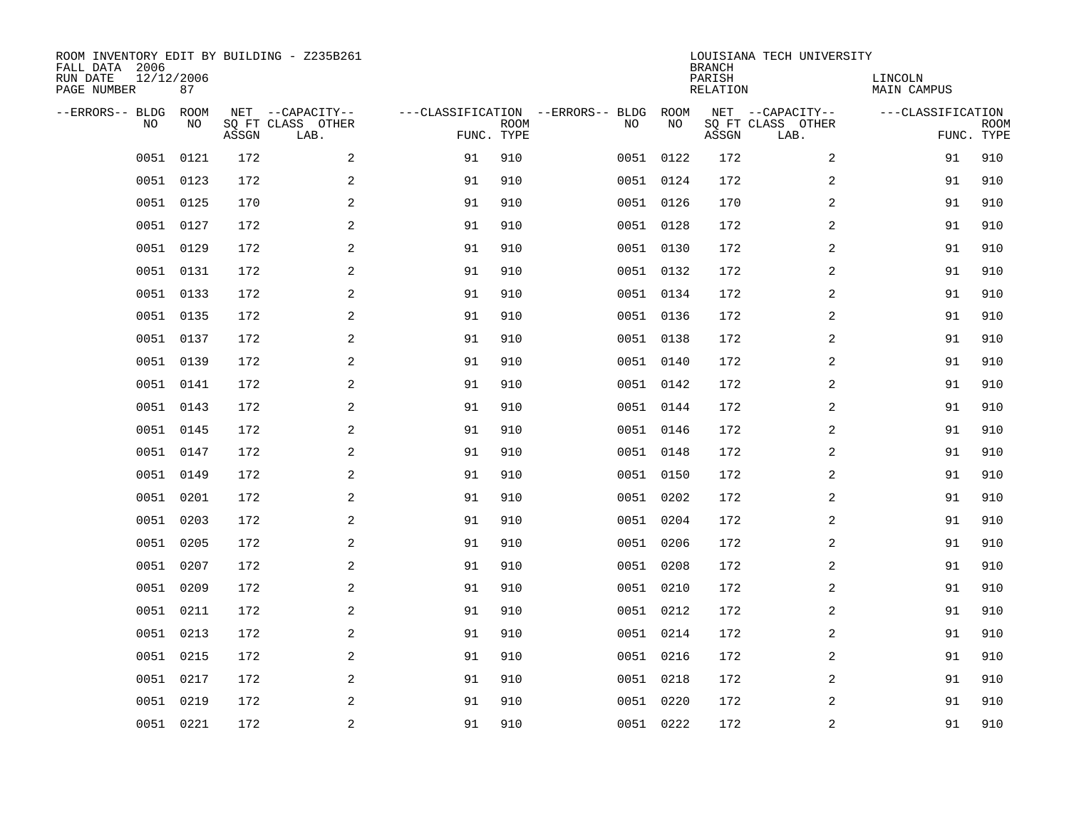ROOM INVENTORY EDIT BY BUILDING - Z235B261
FALL DATA 2006
RUN DATE 12/12/2006
PAGE NUMBER 87

LOUISIANA TECH UNIVERSITY
BRANCH
PARISH LINCOLN
RELATION MAIN CAMPUS

| --ERRORS-- | BLDG NO | ROOM NO | NET SQ FT ASSGN | --CAPACITY-- CLASS LAB. | OTHER | ---CLASSIFICATION FUNC. | ROOM TYPE | --ERRORS-- | BLDG NO | ROOM NO | NET SQ FT ASSGN | --CAPACITY-- CLASS LAB. | OTHER | ---CLASSIFICATION FUNC. | ROOM TYPE |
|---|---|---|---|---|---|---|---|---|---|---|---|---|---|---|---|
| | 0051 | 0121 | 172 | | 2 | 91 | 910 | | 0051 | 0122 | 172 | | 2 | 91 | 910 |
| | 0051 | 0123 | 172 | | 2 | 91 | 910 | | 0051 | 0124 | 172 | | 2 | 91 | 910 |
| | 0051 | 0125 | 170 | | 2 | 91 | 910 | | 0051 | 0126 | 170 | | 2 | 91 | 910 |
| | 0051 | 0127 | 172 | | 2 | 91 | 910 | | 0051 | 0128 | 172 | | 2 | 91 | 910 |
| | 0051 | 0129 | 172 | | 2 | 91 | 910 | | 0051 | 0130 | 172 | | 2 | 91 | 910 |
| | 0051 | 0131 | 172 | | 2 | 91 | 910 | | 0051 | 0132 | 172 | | 2 | 91 | 910 |
| | 0051 | 0133 | 172 | | 2 | 91 | 910 | | 0051 | 0134 | 172 | | 2 | 91 | 910 |
| | 0051 | 0135 | 172 | | 2 | 91 | 910 | | 0051 | 0136 | 172 | | 2 | 91 | 910 |
| | 0051 | 0137 | 172 | | 2 | 91 | 910 | | 0051 | 0138 | 172 | | 2 | 91 | 910 |
| | 0051 | 0139 | 172 | | 2 | 91 | 910 | | 0051 | 0140 | 172 | | 2 | 91 | 910 |
| | 0051 | 0141 | 172 | | 2 | 91 | 910 | | 0051 | 0142 | 172 | | 2 | 91 | 910 |
| | 0051 | 0143 | 172 | | 2 | 91 | 910 | | 0051 | 0144 | 172 | | 2 | 91 | 910 |
| | 0051 | 0145 | 172 | | 2 | 91 | 910 | | 0051 | 0146 | 172 | | 2 | 91 | 910 |
| | 0051 | 0147 | 172 | | 2 | 91 | 910 | | 0051 | 0148 | 172 | | 2 | 91 | 910 |
| | 0051 | 0149 | 172 | | 2 | 91 | 910 | | 0051 | 0150 | 172 | | 2 | 91 | 910 |
| | 0051 | 0201 | 172 | | 2 | 91 | 910 | | 0051 | 0202 | 172 | | 2 | 91 | 910 |
| | 0051 | 0203 | 172 | | 2 | 91 | 910 | | 0051 | 0204 | 172 | | 2 | 91 | 910 |
| | 0051 | 0205 | 172 | | 2 | 91 | 910 | | 0051 | 0206 | 172 | | 2 | 91 | 910 |
| | 0051 | 0207 | 172 | | 2 | 91 | 910 | | 0051 | 0208 | 172 | | 2 | 91 | 910 |
| | 0051 | 0209 | 172 | | 2 | 91 | 910 | | 0051 | 0210 | 172 | | 2 | 91 | 910 |
| | 0051 | 0211 | 172 | | 2 | 91 | 910 | | 0051 | 0212 | 172 | | 2 | 91 | 910 |
| | 0051 | 0213 | 172 | | 2 | 91 | 910 | | 0051 | 0214 | 172 | | 2 | 91 | 910 |
| | 0051 | 0215 | 172 | | 2 | 91 | 910 | | 0051 | 0216 | 172 | | 2 | 91 | 910 |
| | 0051 | 0217 | 172 | | 2 | 91 | 910 | | 0051 | 0218 | 172 | | 2 | 91 | 910 |
| | 0051 | 0219 | 172 | | 2 | 91 | 910 | | 0051 | 0220 | 172 | | 2 | 91 | 910 |
| | 0051 | 0221 | 172 | | 2 | 91 | 910 | | 0051 | 0222 | 172 | | 2 | 91 | 910 |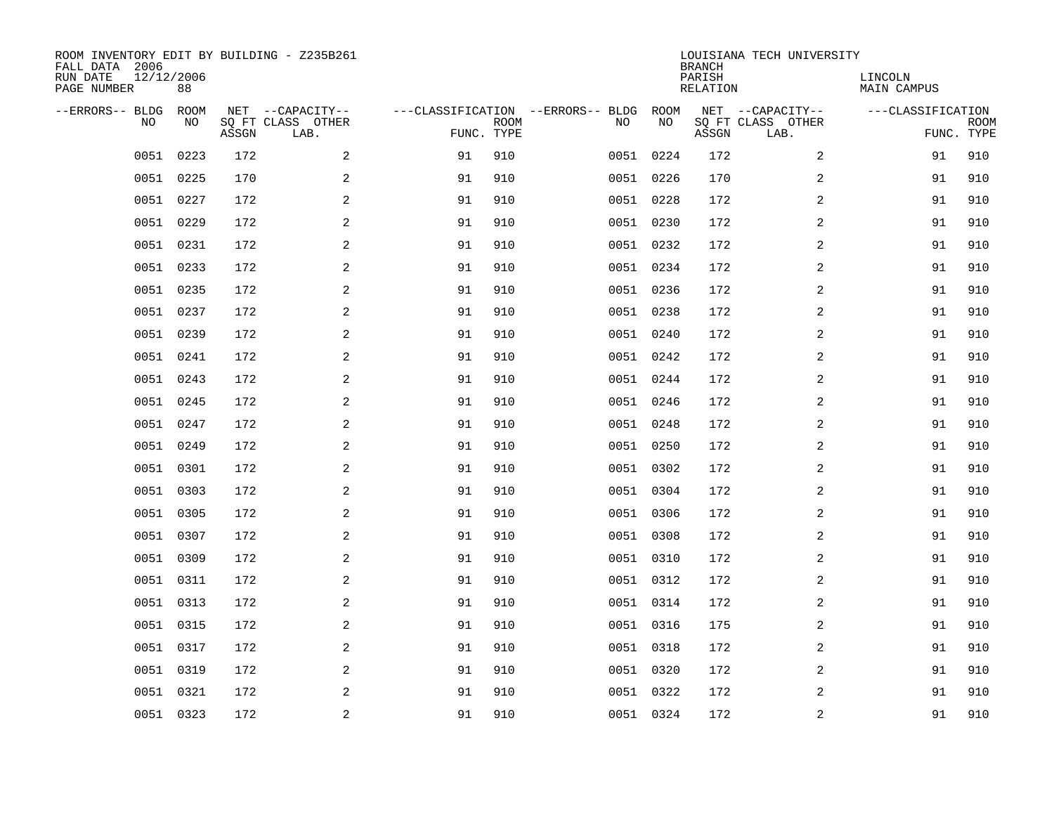ROOM INVENTORY EDIT BY BUILDING - Z235B261
FALL DATA 2006
RUN DATE 12/12/2006
PAGE NUMBER 88

LOUISIANA TECH UNIVERSITY
BRANCH
PARISH LINCOLN
RELATION MAIN CAMPUS

| --ERRORS-- | BLDG NO | ROOM NO | NET SQ FT ASSGN | --CAPACITY-- CLASS LAB. | OTHER | ---CLASSIFICATION FUNC. | ROOM TYPE | --ERRORS-- | BLDG NO | ROOM NO | NET SQ FT ASSGN | --CAPACITY-- CLASS LAB. | OTHER | ---CLASSIFICATION FUNC. | ROOM TYPE |
|---|---|---|---|---|---|---|---|---|---|---|---|---|---|---|---|
| | 0051 | 0223 | 172 | | 2 | 91 | 910 | | 0051 | 0224 | 172 | | 2 | 91 | 910 |
| | 0051 | 0225 | 170 | | 2 | 91 | 910 | | 0051 | 0226 | 170 | | 2 | 91 | 910 |
| | 0051 | 0227 | 172 | | 2 | 91 | 910 | | 0051 | 0228 | 172 | | 2 | 91 | 910 |
| | 0051 | 0229 | 172 | | 2 | 91 | 910 | | 0051 | 0230 | 172 | | 2 | 91 | 910 |
| | 0051 | 0231 | 172 | | 2 | 91 | 910 | | 0051 | 0232 | 172 | | 2 | 91 | 910 |
| | 0051 | 0233 | 172 | | 2 | 91 | 910 | | 0051 | 0234 | 172 | | 2 | 91 | 910 |
| | 0051 | 0235 | 172 | | 2 | 91 | 910 | | 0051 | 0236 | 172 | | 2 | 91 | 910 |
| | 0051 | 0237 | 172 | | 2 | 91 | 910 | | 0051 | 0238 | 172 | | 2 | 91 | 910 |
| | 0051 | 0239 | 172 | | 2 | 91 | 910 | | 0051 | 0240 | 172 | | 2 | 91 | 910 |
| | 0051 | 0241 | 172 | | 2 | 91 | 910 | | 0051 | 0242 | 172 | | 2 | 91 | 910 |
| | 0051 | 0243 | 172 | | 2 | 91 | 910 | | 0051 | 0244 | 172 | | 2 | 91 | 910 |
| | 0051 | 0245 | 172 | | 2 | 91 | 910 | | 0051 | 0246 | 172 | | 2 | 91 | 910 |
| | 0051 | 0247 | 172 | | 2 | 91 | 910 | | 0051 | 0248 | 172 | | 2 | 91 | 910 |
| | 0051 | 0249 | 172 | | 2 | 91 | 910 | | 0051 | 0250 | 172 | | 2 | 91 | 910 |
| | 0051 | 0301 | 172 | | 2 | 91 | 910 | | 0051 | 0302 | 172 | | 2 | 91 | 910 |
| | 0051 | 0303 | 172 | | 2 | 91 | 910 | | 0051 | 0304 | 172 | | 2 | 91 | 910 |
| | 0051 | 0305 | 172 | | 2 | 91 | 910 | | 0051 | 0306 | 172 | | 2 | 91 | 910 |
| | 0051 | 0307 | 172 | | 2 | 91 | 910 | | 0051 | 0308 | 172 | | 2 | 91 | 910 |
| | 0051 | 0309 | 172 | | 2 | 91 | 910 | | 0051 | 0310 | 172 | | 2 | 91 | 910 |
| | 0051 | 0311 | 172 | | 2 | 91 | 910 | | 0051 | 0312 | 172 | | 2 | 91 | 910 |
| | 0051 | 0313 | 172 | | 2 | 91 | 910 | | 0051 | 0314 | 172 | | 2 | 91 | 910 |
| | 0051 | 0315 | 172 | | 2 | 91 | 910 | | 0051 | 0316 | 175 | | 2 | 91 | 910 |
| | 0051 | 0317 | 172 | | 2 | 91 | 910 | | 0051 | 0318 | 172 | | 2 | 91 | 910 |
| | 0051 | 0319 | 172 | | 2 | 91 | 910 | | 0051 | 0320 | 172 | | 2 | 91 | 910 |
| | 0051 | 0321 | 172 | | 2 | 91 | 910 | | 0051 | 0322 | 172 | | 2 | 91 | 910 |
| | 0051 | 0323 | 172 | | 2 | 91 | 910 | | 0051 | 0324 | 172 | | 2 | 91 | 910 |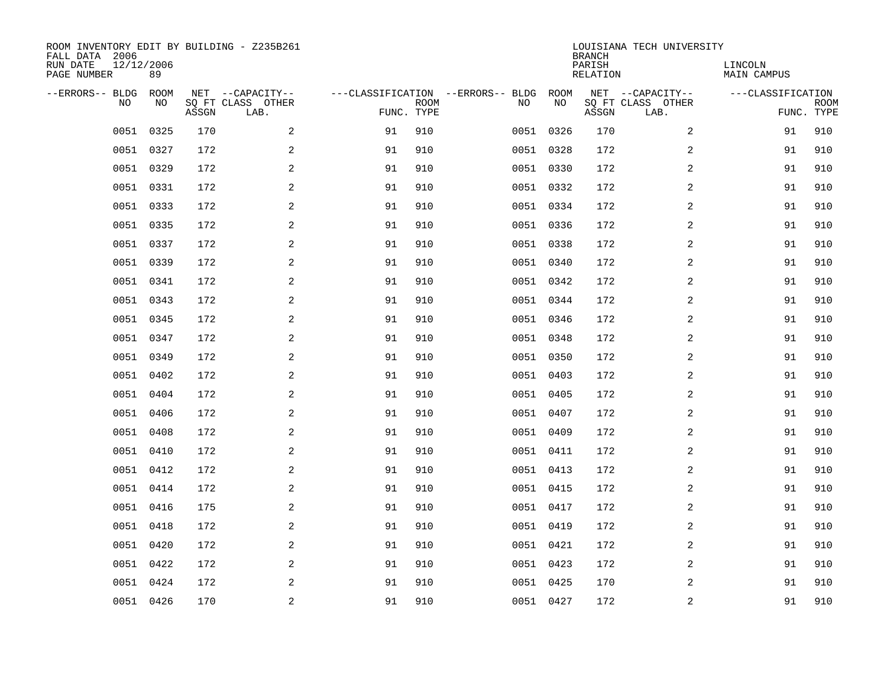ROOM INVENTORY EDIT BY BUILDING - Z235B261
FALL DATA 2006
RUN DATE 12/12/2006
PAGE NUMBER 89

LOUISIANA TECH UNIVERSITY
BRANCH
PARISH LINCOLN
RELATION MAIN CAMPUS

| --ERRORS-- | BLDG NO | ROOM NO | NET SQ FT ASSGN | --CAPACITY-- CLASS | OTHER LAB. | ---CLASSIFICATION FUNC. | ROOM TYPE | --ERRORS-- | BLDG NO | ROOM NO | NET SQ FT ASSGN | --CAPACITY-- CLASS | OTHER LAB. | ---CLASSIFICATION FUNC. | ROOM TYPE |
|---|---|---|---|---|---|---|---|---|---|---|---|---|---|---|---|
| | 0051 | 0325 | 170 | | 2 | 91 | 910 | | 0051 | 0326 | 170 | | 2 | 91 | 910 |
| | 0051 | 0327 | 172 | | 2 | 91 | 910 | | 0051 | 0328 | 172 | | 2 | 91 | 910 |
| | 0051 | 0329 | 172 | | 2 | 91 | 910 | | 0051 | 0330 | 172 | | 2 | 91 | 910 |
| | 0051 | 0331 | 172 | | 2 | 91 | 910 | | 0051 | 0332 | 172 | | 2 | 91 | 910 |
| | 0051 | 0333 | 172 | | 2 | 91 | 910 | | 0051 | 0334 | 172 | | 2 | 91 | 910 |
| | 0051 | 0335 | 172 | | 2 | 91 | 910 | | 0051 | 0336 | 172 | | 2 | 91 | 910 |
| | 0051 | 0337 | 172 | | 2 | 91 | 910 | | 0051 | 0338 | 172 | | 2 | 91 | 910 |
| | 0051 | 0339 | 172 | | 2 | 91 | 910 | | 0051 | 0340 | 172 | | 2 | 91 | 910 |
| | 0051 | 0341 | 172 | | 2 | 91 | 910 | | 0051 | 0342 | 172 | | 2 | 91 | 910 |
| | 0051 | 0343 | 172 | | 2 | 91 | 910 | | 0051 | 0344 | 172 | | 2 | 91 | 910 |
| | 0051 | 0345 | 172 | | 2 | 91 | 910 | | 0051 | 0346 | 172 | | 2 | 91 | 910 |
| | 0051 | 0347 | 172 | | 2 | 91 | 910 | | 0051 | 0348 | 172 | | 2 | 91 | 910 |
| | 0051 | 0349 | 172 | | 2 | 91 | 910 | | 0051 | 0350 | 172 | | 2 | 91 | 910 |
| | 0051 | 0402 | 172 | | 2 | 91 | 910 | | 0051 | 0403 | 172 | | 2 | 91 | 910 |
| | 0051 | 0404 | 172 | | 2 | 91 | 910 | | 0051 | 0405 | 172 | | 2 | 91 | 910 |
| | 0051 | 0406 | 172 | | 2 | 91 | 910 | | 0051 | 0407 | 172 | | 2 | 91 | 910 |
| | 0051 | 0408 | 172 | | 2 | 91 | 910 | | 0051 | 0409 | 172 | | 2 | 91 | 910 |
| | 0051 | 0410 | 172 | | 2 | 91 | 910 | | 0051 | 0411 | 172 | | 2 | 91 | 910 |
| | 0051 | 0412 | 172 | | 2 | 91 | 910 | | 0051 | 0413 | 172 | | 2 | 91 | 910 |
| | 0051 | 0414 | 172 | | 2 | 91 | 910 | | 0051 | 0415 | 172 | | 2 | 91 | 910 |
| | 0051 | 0416 | 175 | | 2 | 91 | 910 | | 0051 | 0417 | 172 | | 2 | 91 | 910 |
| | 0051 | 0418 | 172 | | 2 | 91 | 910 | | 0051 | 0419 | 172 | | 2 | 91 | 910 |
| | 0051 | 0420 | 172 | | 2 | 91 | 910 | | 0051 | 0421 | 172 | | 2 | 91 | 910 |
| | 0051 | 0422 | 172 | | 2 | 91 | 910 | | 0051 | 0423 | 172 | | 2 | 91 | 910 |
| | 0051 | 0424 | 172 | | 2 | 91 | 910 | | 0051 | 0425 | 170 | | 2 | 91 | 910 |
| | 0051 | 0426 | 170 | | 2 | 91 | 910 | | 0051 | 0427 | 172 | | 2 | 91 | 910 |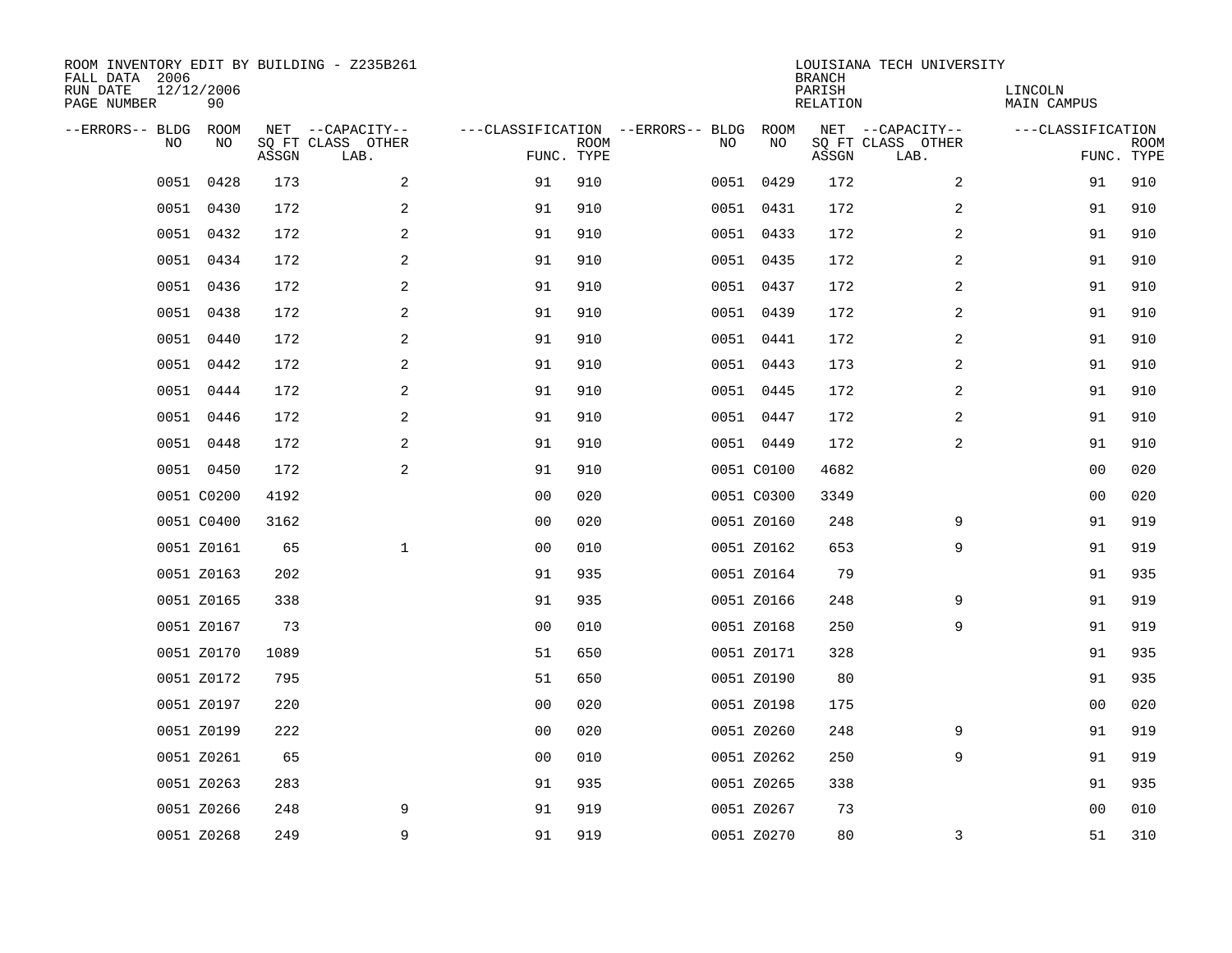ROOM INVENTORY EDIT BY BUILDING - Z235B261
FALL DATA 2006
RUN DATE 12/12/2006
PAGE NUMBER 90

LOUISIANA TECH UNIVERSITY
BRANCH
PARISH LINCOLN
RELATION MAIN CAMPUS

| --ERRORS-- | BLDG NO | ROOM NO | NET SQ FT ASSGN | --CAPACITY-- CLASS LAB. | OTHER | ---CLASSIFICATION FUNC. | ROOM TYPE | --ERRORS-- | BLDG NO | ROOM NO | NET SQ FT ASSGN | --CAPACITY-- CLASS LAB. | OTHER | ---CLASSIFICATION FUNC. | ROOM TYPE |
|---|---|---|---|---|---|---|---|---|---|---|---|---|---|---|---|
| | 0051 | 0428 | 173 | | 2 | 91 | 910 | | 0051 | 0429 | 172 | | 2 | 91 | 910 |
| | 0051 | 0430 | 172 | | 2 | 91 | 910 | | 0051 | 0431 | 172 | | 2 | 91 | 910 |
| | 0051 | 0432 | 172 | | 2 | 91 | 910 | | 0051 | 0433 | 172 | | 2 | 91 | 910 |
| | 0051 | 0434 | 172 | | 2 | 91 | 910 | | 0051 | 0435 | 172 | | 2 | 91 | 910 |
| | 0051 | 0436 | 172 | | 2 | 91 | 910 | | 0051 | 0437 | 172 | | 2 | 91 | 910 |
| | 0051 | 0438 | 172 | | 2 | 91 | 910 | | 0051 | 0439 | 172 | | 2 | 91 | 910 |
| | 0051 | 0440 | 172 | | 2 | 91 | 910 | | 0051 | 0441 | 172 | | 2 | 91 | 910 |
| | 0051 | 0442 | 172 | | 2 | 91 | 910 | | 0051 | 0443 | 173 | | 2 | 91 | 910 |
| | 0051 | 0444 | 172 | | 2 | 91 | 910 | | 0051 | 0445 | 172 | | 2 | 91 | 910 |
| | 0051 | 0446 | 172 | | 2 | 91 | 910 | | 0051 | 0447 | 172 | | 2 | 91 | 910 |
| | 0051 | 0448 | 172 | | 2 | 91 | 910 | | 0051 | 0449 | 172 | | 2 | 91 | 910 |
| | 0051 | 0450 | 172 | | 2 | 91 | 910 | | 0051 | C0100 | 4682 | | | 00 | 020 |
| | 0051 | C0200 | 4192 | | | 00 | 020 | | 0051 | C0300 | 3349 | | | 00 | 020 |
| | 0051 | C0400 | 3162 | | | 00 | 020 | | 0051 | Z0160 | 248 | | 9 | 91 | 919 |
| | 0051 | Z0161 | 65 | | 1 | 00 | 010 | | 0051 | Z0162 | 653 | | 9 | 91 | 919 |
| | 0051 | Z0163 | 202 | | | 91 | 935 | | 0051 | Z0164 | 79 | | | 91 | 935 |
| | 0051 | Z0165 | 338 | | | 91 | 935 | | 0051 | Z0166 | 248 | | 9 | 91 | 919 |
| | 0051 | Z0167 | 73 | | | 00 | 010 | | 0051 | Z0168 | 250 | | 9 | 91 | 919 |
| | 0051 | Z0170 | 1089 | | | 51 | 650 | | 0051 | Z0171 | 328 | | | 91 | 935 |
| | 0051 | Z0172 | 795 | | | 51 | 650 | | 0051 | Z0190 | 80 | | | 91 | 935 |
| | 0051 | Z0197 | 220 | | | 00 | 020 | | 0051 | Z0198 | 175 | | | 00 | 020 |
| | 0051 | Z0199 | 222 | | | 00 | 020 | | 0051 | Z0260 | 248 | | 9 | 91 | 919 |
| | 0051 | Z0261 | 65 | | | 00 | 010 | | 0051 | Z0262 | 250 | | 9 | 91 | 919 |
| | 0051 | Z0263 | 283 | | | 91 | 935 | | 0051 | Z0265 | 338 | | | 91 | 935 |
| | 0051 | Z0266 | 248 | | 9 | 91 | 919 | | 0051 | Z0267 | 73 | | | 00 | 010 |
| | 0051 | Z0268 | 249 | | 9 | 91 | 919 | | 0051 | Z0270 | 80 | | 3 | 51 | 310 |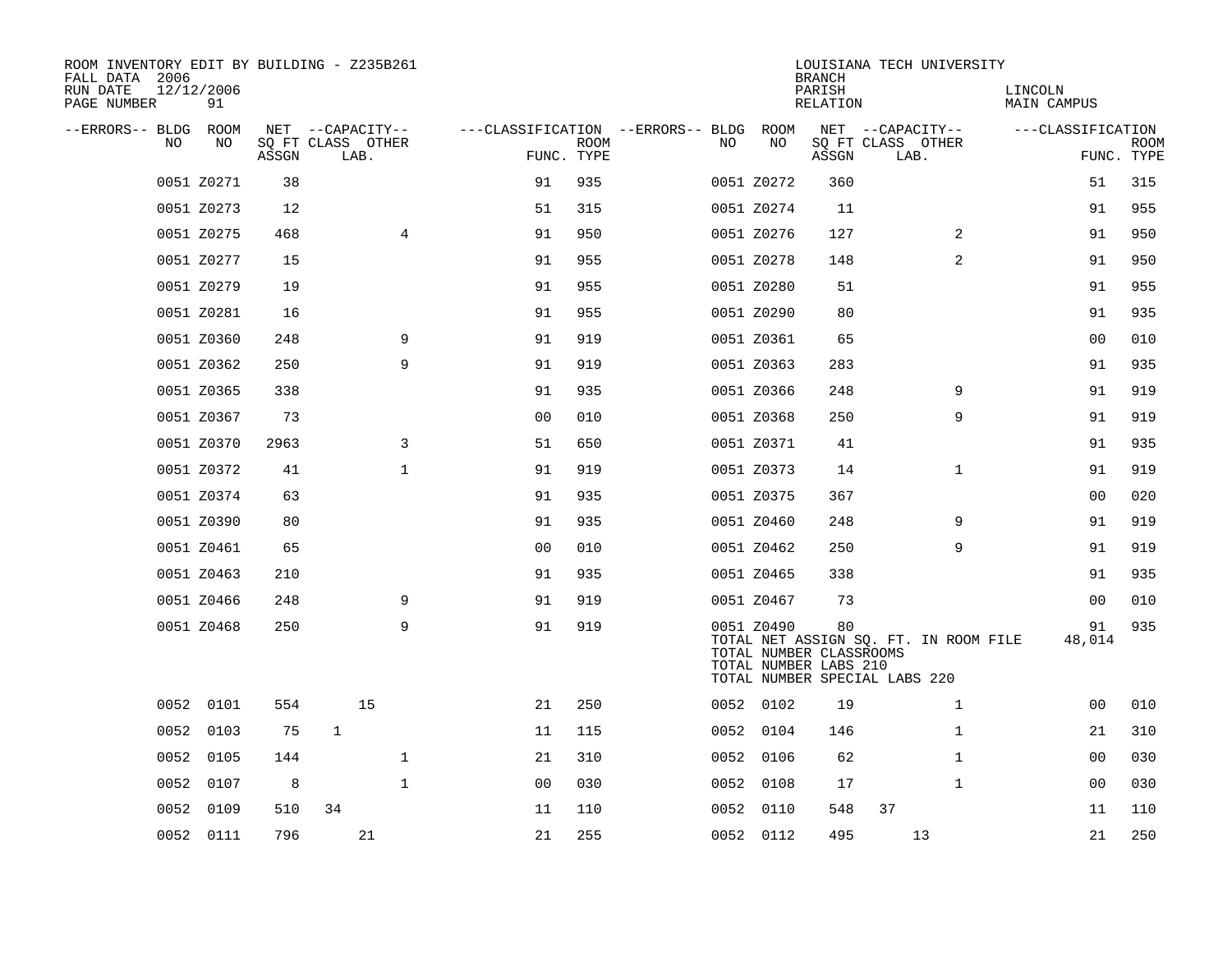ROOM INVENTORY EDIT BY BUILDING - Z235B261
FALL DATA 2006
RUN DATE 12/12/2006
PAGE NUMBER 91

LOUISIANA TECH UNIVERSITY
BRANCH
PARISH LINCOLN
RELATION MAIN CAMPUS

| --ERRORS-- | BLDG NO | ROOM NO | NET SQ FT ASSGN | CAPACITY CLASS | CAPACITY LAB. | CAPACITY OTHER | CLASSIFICATION FUNC. | ROOM TYPE | --ERRORS-- | BLDG NO | ROOM NO | NET SQ FT ASSGN | CAPACITY CLASS | CAPACITY LAB. | CAPACITY OTHER | CLASSIFICATION FUNC. | ROOM TYPE |
|---|---|---|---|---|---|---|---|---|---|---|---|---|---|---|---|---|---|
| | 0051 | Z0271 | 38 | | | | 91 | 935 | | 0051 | Z0272 | 360 | | | | 51 | 315 |
| | 0051 | Z0273 | 12 | | | | 51 | 315 | | 0051 | Z0274 | 11 | | | | 91 | 955 |
| | 0051 | Z0275 | 468 | | | 4 | 91 | 950 | | 0051 | Z0276 | 127 | | | 2 | 91 | 950 |
| | 0051 | Z0277 | 15 | | | | 91 | 955 | | 0051 | Z0278 | 148 | | | 2 | 91 | 950 |
| | 0051 | Z0279 | 19 | | | | 91 | 955 | | 0051 | Z0280 | 51 | | | | 91 | 955 |
| | 0051 | Z0281 | 16 | | | | 91 | 955 | | 0051 | Z0290 | 80 | | | | 91 | 935 |
| | 0051 | Z0360 | 248 | | | 9 | 91 | 919 | | 0051 | Z0361 | 65 | | | | 00 | 010 |
| | 0051 | Z0362 | 250 | | | 9 | 91 | 919 | | 0051 | Z0363 | 283 | | | | 91 | 935 |
| | 0051 | Z0365 | 338 | | | | 91 | 935 | | 0051 | Z0366 | 248 | | | 9 | 91 | 919 |
| | 0051 | Z0367 | 73 | | | | 00 | 010 | | 0051 | Z0368 | 250 | | | 9 | 91 | 919 |
| | 0051 | Z0370 | 2963 | | | 3 | 51 | 650 | | 0051 | Z0371 | 41 | | | | 91 | 935 |
| | 0051 | Z0372 | 41 | | | 1 | 91 | 919 | | 0051 | Z0373 | 14 | | | 1 | 91 | 919 |
| | 0051 | Z0374 | 63 | | | | 91 | 935 | | 0051 | Z0375 | 367 | | | | 00 | 020 |
| | 0051 | Z0390 | 80 | | | | 91 | 935 | | 0051 | Z0460 | 248 | | | 9 | 91 | 919 |
| | 0051 | Z0461 | 65 | | | | 00 | 010 | | 0051 | Z0462 | 250 | | | 9 | 91 | 919 |
| | 0051 | Z0463 | 210 | | | | 91 | 935 | | 0051 | Z0465 | 338 | | | | 91 | 935 |
| | 0051 | Z0466 | 248 | | | 9 | 91 | 919 | | 0051 | Z0467 | 73 | | | | 00 | 010 |
| | 0051 | Z0468 | 250 | | | 9 | 91 | 919 | | 0051 | Z0490 | 80 | | | | 91 | 935 |
| | | | | | | | | | | | TOTAL NET ASSIGN SQ. FT. IN ROOM FILE | | | | | 48,014 | |
| | | | | | | | | | | | TOTAL NUMBER CLASSROOMS | | | | | | |
| | | | | | | | | | | | TOTAL NUMBER LABS 210 | | | | | | |
| | | | | | | | | | | | TOTAL NUMBER SPECIAL LABS 220 | | | | | | |
| | 0052 | 0101 | 554 | | 15 | | 21 | 250 | | 0052 | 0102 | 19 | | | 1 | 00 | 010 |
| | 0052 | 0103 | 75 | 1 | | | 11 | 115 | | 0052 | 0104 | 146 | | | 1 | 21 | 310 |
| | 0052 | 0105 | 144 | | | 1 | 21 | 310 | | 0052 | 0106 | 62 | | | 1 | 00 | 030 |
| | 0052 | 0107 | 8 | | | 1 | 00 | 030 | | 0052 | 0108 | 17 | | | 1 | 00 | 030 |
| | 0052 | 0109 | 510 | 34 | | | 11 | 110 | | 0052 | 0110 | 548 | 37 | | | 11 | 110 |
| | 0052 | 0111 | 796 | | 21 | | 21 | 255 | | 0052 | 0112 | 495 | | 13 | | 21 | 250 |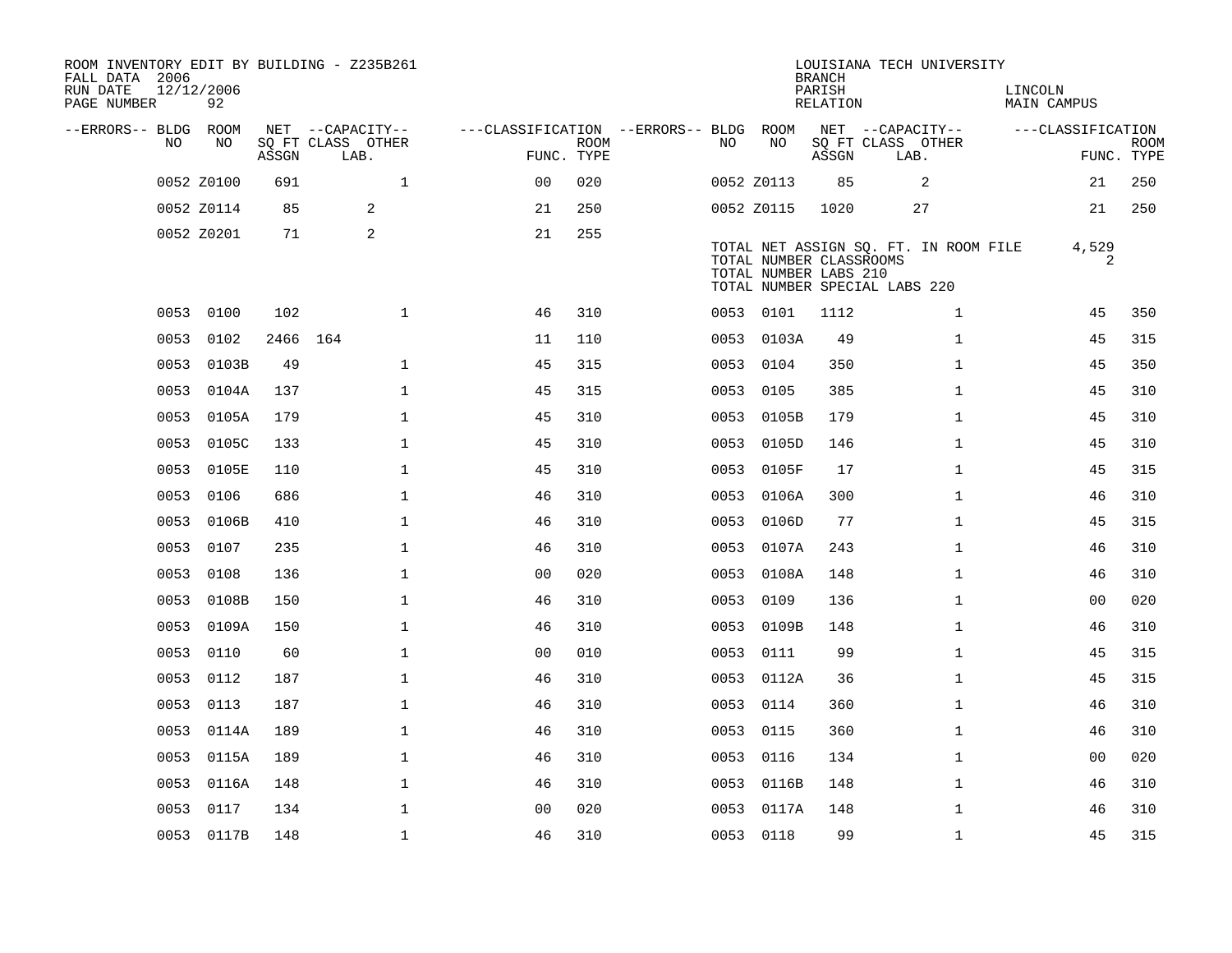ROOM INVENTORY EDIT BY BUILDING - Z235B261
FALL DATA 2006
RUN DATE 12/12/2006
PAGE NUMBER 92

LOUISIANA TECH UNIVERSITY
BRANCH
PARISH LINCOLN
RELATION MAIN CAMPUS

| --ERRORS-- | BLDG NO | ROOM NO | NET SQ FT ASSGN | CAPACITY CLASS | CAPACITY OTHER LAB. | CLASSIFICATION FUNC. | ROOM TYPE | --ERRORS-- | BLDG NO | ROOM NO | NET SQ FT ASSGN | CAPACITY CLASS | CAPACITY OTHER LAB. | CLASSIFICATION FUNC. | ROOM TYPE |
|---|---|---|---|---|---|---|---|---|---|---|---|---|---|---|---|
| | 0052 | Z0100 | 691 | | 1 | 00 | 020 | | 0052 | Z0113 | 85 | 2 | | 21 | 250 |
| | 0052 | Z0114 | 85 | 2 | | 21 | 250 | | 0052 | Z0115 | 1020 | 27 | | 21 | 250 |
| | 0052 | Z0201 | 71 | 2 | | 21 | 255 | | | | | | | | |

TOTAL NET ASSIGN SQ. FT. IN ROOM FILE 4,529
TOTAL NUMBER CLASSROOMS 2
TOTAL NUMBER LABS 210
TOTAL NUMBER SPECIAL LABS 220

| --ERRORS-- | BLDG NO | ROOM NO | NET SQ FT ASSGN | CAPACITY CLASS | CAPACITY OTHER LAB. | CLASSIFICATION FUNC. | ROOM TYPE | --ERRORS-- | BLDG NO | ROOM NO | NET SQ FT ASSGN | CAPACITY CLASS | CAPACITY OTHER LAB. | CLASSIFICATION FUNC. | ROOM TYPE |
|---|---|---|---|---|---|---|---|---|---|---|---|---|---|---|---|
| | 0053 | 0100 | 102 | | 1 | 46 | 310 | | 0053 | 0101 | 1112 | | 1 | 45 | 350 |
| | 0053 | 0102 | 2466 | 164 | | 11 | 110 | | 0053 | 0103A | 49 | | 1 | 45 | 315 |
| | 0053 | 0103B | 49 | | 1 | 45 | 315 | | 0053 | 0104 | 350 | | 1 | 45 | 350 |
| | 0053 | 0104A | 137 | | 1 | 45 | 315 | | 0053 | 0105 | 385 | | 1 | 45 | 310 |
| | 0053 | 0105A | 179 | | 1 | 45 | 310 | | 0053 | 0105B | 179 | | 1 | 45 | 310 |
| | 0053 | 0105C | 133 | | 1 | 45 | 310 | | 0053 | 0105D | 146 | | 1 | 45 | 310 |
| | 0053 | 0105E | 110 | | 1 | 45 | 310 | | 0053 | 0105F | 17 | | 1 | 45 | 315 |
| | 0053 | 0106 | 686 | | 1 | 46 | 310 | | 0053 | 0106A | 300 | | 1 | 46 | 310 |
| | 0053 | 0106B | 410 | | 1 | 46 | 310 | | 0053 | 0106D | 77 | | 1 | 45 | 315 |
| | 0053 | 0107 | 235 | | 1 | 46 | 310 | | 0053 | 0107A | 243 | | 1 | 46 | 310 |
| | 0053 | 0108 | 136 | | 1 | 00 | 020 | | 0053 | 0108A | 148 | | 1 | 46 | 310 |
| | 0053 | 0108B | 150 | | 1 | 46 | 310 | | 0053 | 0109 | 136 | | 1 | 00 | 020 |
| | 0053 | 0109A | 150 | | 1 | 46 | 310 | | 0053 | 0109B | 148 | | 1 | 46 | 310 |
| | 0053 | 0110 | 60 | | 1 | 00 | 010 | | 0053 | 0111 | 99 | | 1 | 45 | 315 |
| | 0053 | 0112 | 187 | | 1 | 46 | 310 | | 0053 | 0112A | 36 | | 1 | 45 | 315 |
| | 0053 | 0113 | 187 | | 1 | 46 | 310 | | 0053 | 0114 | 360 | | 1 | 46 | 310 |
| | 0053 | 0114A | 189 | | 1 | 46 | 310 | | 0053 | 0115 | 360 | | 1 | 46 | 310 |
| | 0053 | 0115A | 189 | | 1 | 46 | 310 | | 0053 | 0116 | 134 | | 1 | 00 | 020 |
| | 0053 | 0116A | 148 | | 1 | 46 | 310 | | 0053 | 0116B | 148 | | 1 | 46 | 310 |
| | 0053 | 0117 | 134 | | 1 | 00 | 020 | | 0053 | 0117A | 148 | | 1 | 46 | 310 |
| | 0053 | 0117B | 148 | | 1 | 46 | 310 | | 0053 | 0118 | 99 | | 1 | 45 | 315 |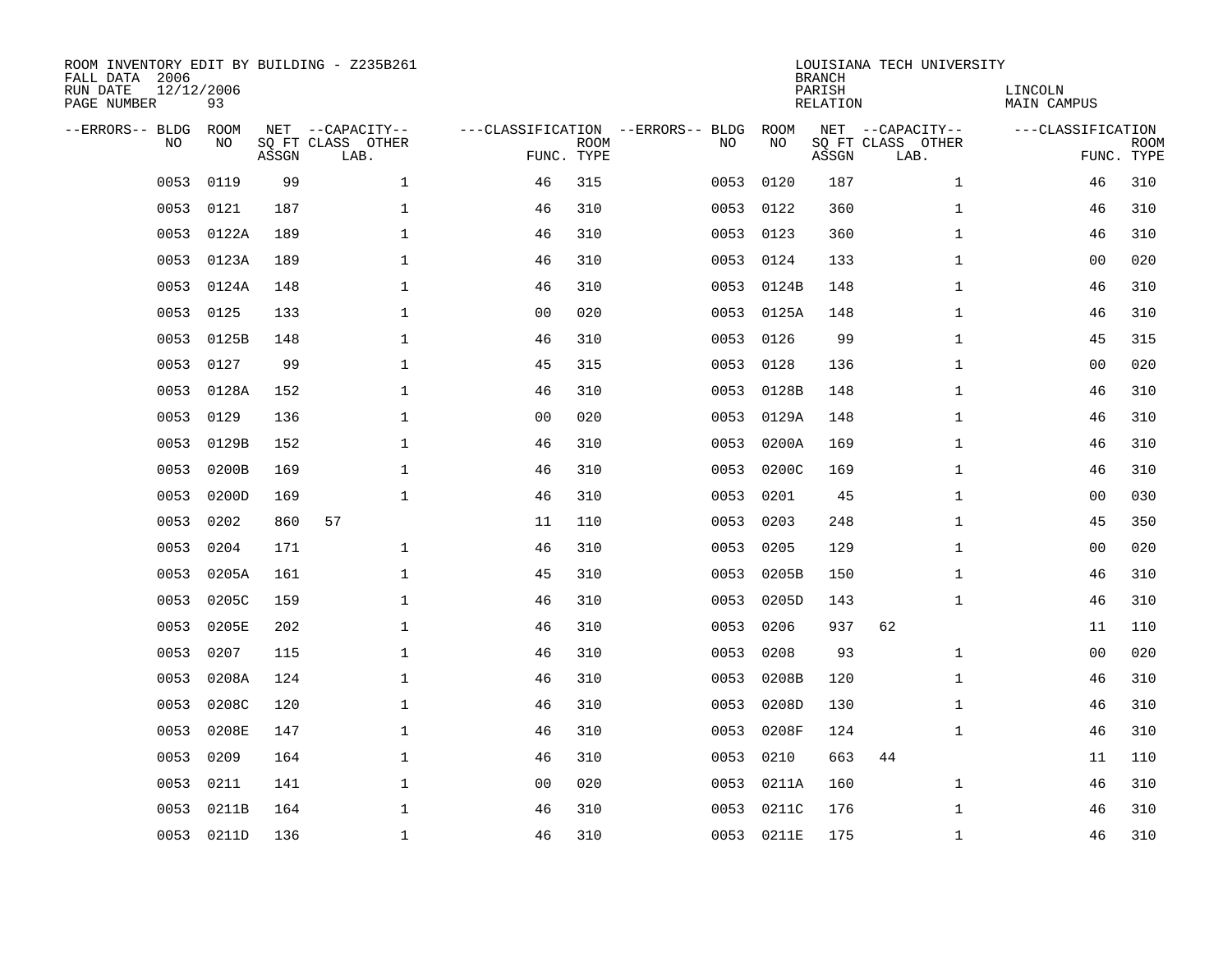ROOM INVENTORY EDIT BY BUILDING - Z235B261
FALL DATA 2006
RUN DATE 12/12/2006
PAGE NUMBER 93

LOUISIANA TECH UNIVERSITY
BRANCH
PARISH LINCOLN
RELATION MAIN CAMPUS

| --ERRORS-- | BLDG NO | ROOM NO | NET SQ FT ASSGN | CAPACITY CLASS | CAPACITY LAB. | CAPACITY OTHER | CLASSIFICATION FUNC. | ROOM TYPE | --ERRORS-- | BLDG NO | ROOM NO | NET SQ FT ASSGN | CAPACITY CLASS | CAPACITY LAB. | CAPACITY OTHER | CLASSIFICATION FUNC. | ROOM TYPE |
|---|---|---|---|---|---|---|---|---|---|---|---|---|---|---|---|---|---|
| | 0053 | 0119 | 99 | | | 1 | 46 | 315 | | 0053 | 0120 | 187 | | | 1 | 46 | 310 |
| | 0053 | 0121 | 187 | | | 1 | 46 | 310 | | 0053 | 0122 | 360 | | | 1 | 46 | 310 |
| | 0053 | 0122A | 189 | | | 1 | 46 | 310 | | 0053 | 0123 | 360 | | | 1 | 46 | 310 |
| | 0053 | 0123A | 189 | | | 1 | 46 | 310 | | 0053 | 0124 | 133 | | | 1 | 00 | 020 |
| | 0053 | 0124A | 148 | | | 1 | 46 | 310 | | 0053 | 0124B | 148 | | | 1 | 46 | 310 |
| | 0053 | 0125 | 133 | | | 1 | 00 | 020 | | 0053 | 0125A | 148 | | | 1 | 46 | 310 |
| | 0053 | 0125B | 148 | | | 1 | 46 | 310 | | 0053 | 0126 | 99 | | | 1 | 45 | 315 |
| | 0053 | 0127 | 99 | | | 1 | 45 | 315 | | 0053 | 0128 | 136 | | | 1 | 00 | 020 |
| | 0053 | 0128A | 152 | | | 1 | 46 | 310 | | 0053 | 0128B | 148 | | | 1 | 46 | 310 |
| | 0053 | 0129 | 136 | | | 1 | 00 | 020 | | 0053 | 0129A | 148 | | | 1 | 46 | 310 |
| | 0053 | 0129B | 152 | | | 1 | 46 | 310 | | 0053 | 0200A | 169 | | | 1 | 46 | 310 |
| | 0053 | 0200B | 169 | | | 1 | 46 | 310 | | 0053 | 0200C | 169 | | | 1 | 46 | 310 |
| | 0053 | 0200D | 169 | | | 1 | 46 | 310 | | 0053 | 0201 | 45 | | | 1 | 00 | 030 |
| | 0053 | 0202 | 860 | 57 | | | 11 | 110 | | 0053 | 0203 | 248 | | | 1 | 45 | 350 |
| | 0053 | 0204 | 171 | | | 1 | 46 | 310 | | 0053 | 0205 | 129 | | | 1 | 00 | 020 |
| | 0053 | 0205A | 161 | | | 1 | 45 | 310 | | 0053 | 0205B | 150 | | | 1 | 46 | 310 |
| | 0053 | 0205C | 159 | | | 1 | 46 | 310 | | 0053 | 0205D | 143 | | | 1 | 46 | 310 |
| | 0053 | 0205E | 202 | | | 1 | 46 | 310 | | 0053 | 0206 | 937 | 62 | | | 11 | 110 |
| | 0053 | 0207 | 115 | | | 1 | 46 | 310 | | 0053 | 0208 | 93 | | | 1 | 00 | 020 |
| | 0053 | 0208A | 124 | | | 1 | 46 | 310 | | 0053 | 0208B | 120 | | | 1 | 46 | 310 |
| | 0053 | 0208C | 120 | | | 1 | 46 | 310 | | 0053 | 0208D | 130 | | | 1 | 46 | 310 |
| | 0053 | 0208E | 147 | | | 1 | 46 | 310 | | 0053 | 0208F | 124 | | | 1 | 46 | 310 |
| | 0053 | 0209 | 164 | | | 1 | 46 | 310 | | 0053 | 0210 | 663 | 44 | | | 11 | 110 |
| | 0053 | 0211 | 141 | | | 1 | 00 | 020 | | 0053 | 0211A | 160 | | | 1 | 46 | 310 |
| | 0053 | 0211B | 164 | | | 1 | 46 | 310 | | 0053 | 0211C | 176 | | | 1 | 46 | 310 |
| | 0053 | 0211D | 136 | | | 1 | 46 | 310 | | 0053 | 0211E | 175 | | | 1 | 46 | 310 |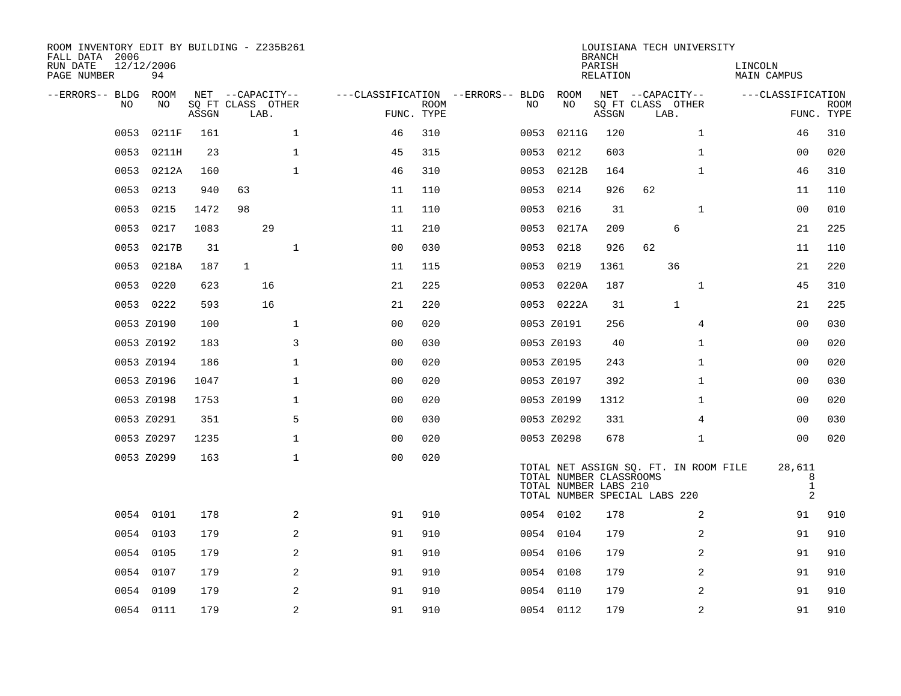ROOM INVENTORY EDIT BY BUILDING - Z235B261
FALL DATA 2006
RUN DATE 12/12/2006
PAGE NUMBER 94

LOUISIANA TECH UNIVERSITY
BRANCH
PARISH LINCOLN
RELATION MAIN CAMPUS

| --ERRORS-- | BLDG NO | ROOM NO | NET SQ FT ASSGN | CAPACITY CLASS | LAB. | OTHER | FUNC. | ROOM TYPE | --ERRORS-- | BLDG NO | ROOM NO | NET SQ FT ASSGN | CAPACITY CLASS | LAB. | OTHER | FUNC. | ROOM TYPE |
|---|---|---|---|---|---|---|---|---|---|---|---|---|---|---|---|---|---|
| | 0053 | 0211F | 161 | | | 1 | 46 | 310 | | 0053 | 0211G | 120 | | | 1 | 46 | 310 |
| | 0053 | 0211H | 23 | | | 1 | 45 | 315 | | 0053 | 0212 | 603 | | | 1 | 00 | 020 |
| | 0053 | 0212A | 160 | | | 1 | 46 | 310 | | 0053 | 0212B | 164 | | | 1 | 46 | 310 |
| | 0053 | 0213 | 940 | 63 | | | 11 | 110 | | 0053 | 0214 | 926 | 62 | | | 11 | 110 |
| | 0053 | 0215 | 1472 | 98 | | | 11 | 110 | | 0053 | 0216 | 31 | | | 1 | 00 | 010 |
| | 0053 | 0217 | 1083 | | 29 | | 11 | 210 | | 0053 | 0217A | 209 | | 6 | | 21 | 225 |
| | 0053 | 0217B | 31 | | | 1 | 00 | 030 | | 0053 | 0218 | 926 | 62 | | | 11 | 110 |
| | 0053 | 0218A | 187 | 1 | | | 11 | 115 | | 0053 | 0219 | 1361 | | 36 | | 21 | 220 |
| | 0053 | 0220 | 623 | | 16 | | 21 | 225 | | 0053 | 0220A | 187 | | | 1 | 45 | 310 |
| | 0053 | 0222 | 593 | | 16 | | 21 | 220 | | 0053 | 0222A | 31 | | 1 | | 21 | 225 |
| | 0053 | Z0190 | 100 | | | 1 | 00 | 020 | | 0053 | Z0191 | 256 | | | 4 | 00 | 030 |
| | 0053 | Z0192 | 183 | | | 3 | 00 | 030 | | 0053 | Z0193 | 40 | | | 1 | 00 | 020 |
| | 0053 | Z0194 | 186 | | | 1 | 00 | 020 | | 0053 | Z0195 | 243 | | | 1 | 00 | 020 |
| | 0053 | Z0196 | 1047 | | | 1 | 00 | 020 | | 0053 | Z0197 | 392 | | | 1 | 00 | 030 |
| | 0053 | Z0198 | 1753 | | | 1 | 00 | 020 | | 0053 | Z0199 | 1312 | | | 1 | 00 | 020 |
| | 0053 | Z0291 | 351 | | | 5 | 00 | 030 | | 0053 | Z0292 | 331 | | | 4 | 00 | 030 |
| | 0053 | Z0297 | 1235 | | | 1 | 00 | 020 | | 0053 | Z0298 | 678 | | | 1 | 00 | 020 |
| | 0053 | Z0299 | 163 | | | 1 | 00 | 020 | | | | | | | | | |

TOTAL NET ASSIGN SQ. FT. IN ROOM FILE 28,611
TOTAL NUMBER CLASSROOMS 8
TOTAL NUMBER LABS 210 1
TOTAL NUMBER SPECIAL LABS 220 2

| --ERRORS-- | BLDG NO | ROOM NO | NET SQ FT ASSGN | CAPACITY CLASS | LAB. | OTHER | FUNC. | ROOM TYPE | --ERRORS-- | BLDG NO | ROOM NO | NET SQ FT ASSGN | CAPACITY CLASS | LAB. | OTHER | FUNC. | ROOM TYPE |
|---|---|---|---|---|---|---|---|---|---|---|---|---|---|---|---|---|---|
| | 0054 | 0101 | 178 | | | 2 | 91 | 910 | | 0054 | 0102 | 178 | | | 2 | 91 | 910 |
| | 0054 | 0103 | 179 | | | 2 | 91 | 910 | | 0054 | 0104 | 179 | | | 2 | 91 | 910 |
| | 0054 | 0105 | 179 | | | 2 | 91 | 910 | | 0054 | 0106 | 179 | | | 2 | 91 | 910 |
| | 0054 | 0107 | 179 | | | 2 | 91 | 910 | | 0054 | 0108 | 179 | | | 2 | 91 | 910 |
| | 0054 | 0109 | 179 | | | 2 | 91 | 910 | | 0054 | 0110 | 179 | | | 2 | 91 | 910 |
| | 0054 | 0111 | 179 | | | 2 | 91 | 910 | | 0054 | 0112 | 179 | | | 2 | 91 | 910 |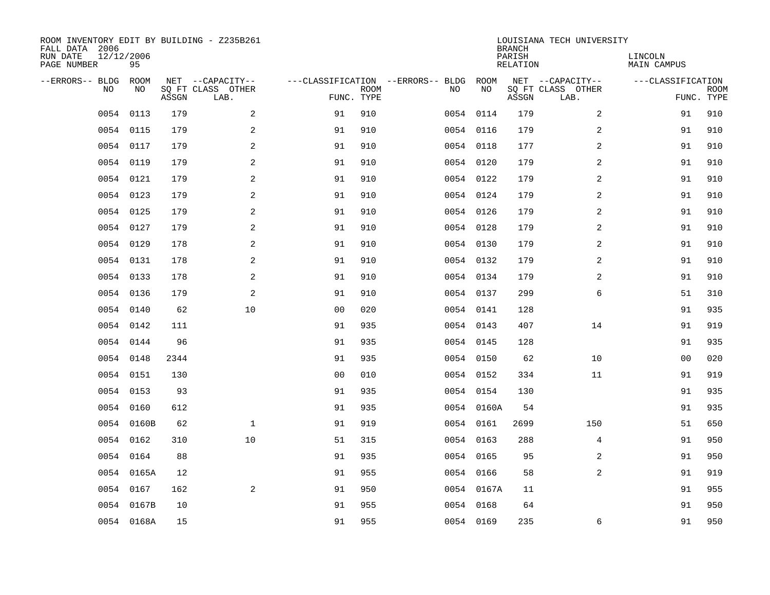ROOM INVENTORY EDIT BY BUILDING - Z235B261
FALL DATA 2006
RUN DATE 12/12/2006
PAGE NUMBER 95

LOUISIANA TECH UNIVERSITY
BRANCH
PARISH LINCOLN
RELATION MAIN CAMPUS

| --ERRORS-- | BLDG NO | ROOM NO | NET SQ FT ASSGN | --CAPACITY-- CLASS LAB. | OTHER | ---CLASSIFICATION FUNC. | ROOM TYPE | --ERRORS-- | BLDG NO | ROOM NO | NET SQ FT ASSGN | --CAPACITY-- CLASS LAB. | OTHER | ---CLASSIFICATION FUNC. | ROOM TYPE |
|---|---|---|---|---|---|---|---|---|---|---|---|---|---|---|---|
| | 0054 | 0113 | 179 | | 2 | 91 | 910 | | 0054 | 0114 | 179 | | 2 | 91 | 910 |
| | 0054 | 0115 | 179 | | 2 | 91 | 910 | | 0054 | 0116 | 179 | | 2 | 91 | 910 |
| | 0054 | 0117 | 179 | | 2 | 91 | 910 | | 0054 | 0118 | 177 | | 2 | 91 | 910 |
| | 0054 | 0119 | 179 | | 2 | 91 | 910 | | 0054 | 0120 | 179 | | 2 | 91 | 910 |
| | 0054 | 0121 | 179 | | 2 | 91 | 910 | | 0054 | 0122 | 179 | | 2 | 91 | 910 |
| | 0054 | 0123 | 179 | | 2 | 91 | 910 | | 0054 | 0124 | 179 | | 2 | 91 | 910 |
| | 0054 | 0125 | 179 | | 2 | 91 | 910 | | 0054 | 0126 | 179 | | 2 | 91 | 910 |
| | 0054 | 0127 | 179 | | 2 | 91 | 910 | | 0054 | 0128 | 179 | | 2 | 91 | 910 |
| | 0054 | 0129 | 178 | | 2 | 91 | 910 | | 0054 | 0130 | 179 | | 2 | 91 | 910 |
| | 0054 | 0131 | 178 | | 2 | 91 | 910 | | 0054 | 0132 | 179 | | 2 | 91 | 910 |
| | 0054 | 0133 | 178 | | 2 | 91 | 910 | | 0054 | 0134 | 179 | | 2 | 91 | 910 |
| | 0054 | 0136 | 179 | | 2 | 91 | 910 | | 0054 | 0137 | 299 | | 6 | 51 | 310 |
| | 0054 | 0140 | 62 | | 10 | 00 | 020 | | 0054 | 0141 | 128 | | | 91 | 935 |
| | 0054 | 0142 | 111 | | | 91 | 935 | | 0054 | 0143 | 407 | | 14 | 91 | 919 |
| | 0054 | 0144 | 96 | | | 91 | 935 | | 0054 | 0145 | 128 | | | 91 | 935 |
| | 0054 | 0148 | 2344 | | | 91 | 935 | | 0054 | 0150 | 62 | | 10 | 00 | 020 |
| | 0054 | 0151 | 130 | | | 00 | 010 | | 0054 | 0152 | 334 | | 11 | 91 | 919 |
| | 0054 | 0153 | 93 | | | 91 | 935 | | 0054 | 0154 | 130 | | | 91 | 935 |
| | 0054 | 0160 | 612 | | | 91 | 935 | | 0054 | 0160A | 54 | | | 91 | 935 |
| | 0054 | 0160B | 62 | | 1 | 91 | 919 | | 0054 | 0161 | 2699 | | 150 | 51 | 650 |
| | 0054 | 0162 | 310 | | 10 | 51 | 315 | | 0054 | 0163 | 288 | | 4 | 91 | 950 |
| | 0054 | 0164 | 88 | | | 91 | 935 | | 0054 | 0165 | 95 | | 2 | 91 | 950 |
| | 0054 | 0165A | 12 | | | 91 | 955 | | 0054 | 0166 | 58 | | 2 | 91 | 919 |
| | 0054 | 0167 | 162 | | 2 | 91 | 950 | | 0054 | 0167A | 11 | | | 91 | 955 |
| | 0054 | 0167B | 10 | | | 91 | 955 | | 0054 | 0168 | 64 | | | 91 | 950 |
| | 0054 | 0168A | 15 | | | 91 | 955 | | 0054 | 0169 | 235 | | 6 | 91 | 950 |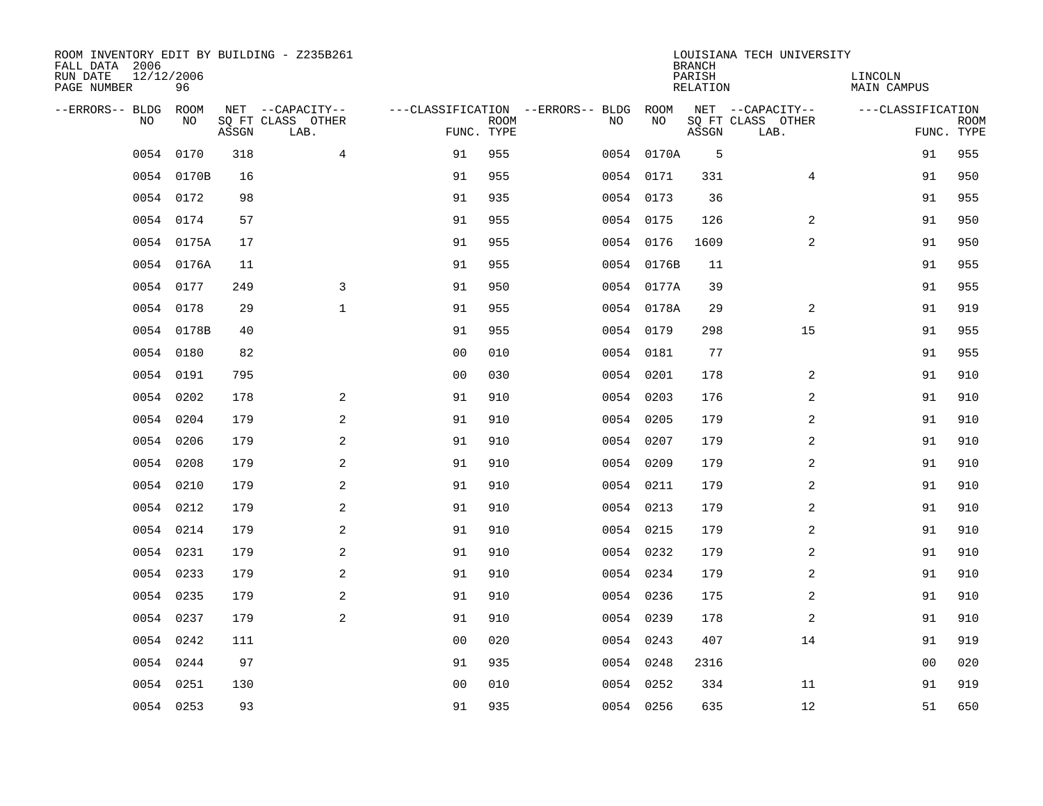ROOM INVENTORY EDIT BY BUILDING - Z235B261
FALL DATA 2006
RUN DATE 12/12/2006
PAGE NUMBER 96

LOUISIANA TECH UNIVERSITY
BRANCH
PARISH LINCOLN
RELATION MAIN CAMPUS

| --ERRORS-- | BLDG NO | ROOM NO | NET SQ FT ASSGN | --CAPACITY-- CLASS | LAB. | OTHER | ---CLASSIFICATION FUNC. | ROOM TYPE | --ERRORS-- | BLDG NO | ROOM NO | NET SQ FT ASSGN | --CAPACITY-- CLASS | LAB. | OTHER | ---CLASSIFICATION FUNC. | ROOM TYPE |
|---|---|---|---|---|---|---|---|---|---|---|---|---|---|---|---|---|---|
| | 0054 | 0170 | 318 | | | 4 | 91 | 955 | | 0054 | 0170A | 5 | | | | 91 | 955 |
| | 0054 | 0170B | 16 | | | | 91 | 955 | | 0054 | 0171 | 331 | | | 4 | 91 | 950 |
| | 0054 | 0172 | 98 | | | | 91 | 935 | | 0054 | 0173 | 36 | | | | 91 | 955 |
| | 0054 | 0174 | 57 | | | | 91 | 955 | | 0054 | 0175 | 126 | | | 2 | 91 | 950 |
| | 0054 | 0175A | 17 | | | | 91 | 955 | | 0054 | 0176 | 1609 | | | 2 | 91 | 950 |
| | 0054 | 0176A | 11 | | | | 91 | 955 | | 0054 | 0176B | 11 | | | | 91 | 955 |
| | 0054 | 0177 | 249 | | | 3 | 91 | 950 | | 0054 | 0177A | 39 | | | | 91 | 955 |
| | 0054 | 0178 | 29 | | | 1 | 91 | 955 | | 0054 | 0178A | 29 | | | 2 | 91 | 919 |
| | 0054 | 0178B | 40 | | | | 91 | 955 | | 0054 | 0179 | 298 | | | 15 | 91 | 955 |
| | 0054 | 0180 | 82 | | | | 00 | 010 | | 0054 | 0181 | 77 | | | | 91 | 955 |
| | 0054 | 0191 | 795 | | | | 00 | 030 | | 0054 | 0201 | 178 | | | 2 | 91 | 910 |
| | 0054 | 0202 | 178 | | | 2 | 91 | 910 | | 0054 | 0203 | 176 | | | 2 | 91 | 910 |
| | 0054 | 0204 | 179 | | | 2 | 91 | 910 | | 0054 | 0205 | 179 | | | 2 | 91 | 910 |
| | 0054 | 0206 | 179 | | | 2 | 91 | 910 | | 0054 | 0207 | 179 | | | 2 | 91 | 910 |
| | 0054 | 0208 | 179 | | | 2 | 91 | 910 | | 0054 | 0209 | 179 | | | 2 | 91 | 910 |
| | 0054 | 0210 | 179 | | | 2 | 91 | 910 | | 0054 | 0211 | 179 | | | 2 | 91 | 910 |
| | 0054 | 0212 | 179 | | | 2 | 91 | 910 | | 0054 | 0213 | 179 | | | 2 | 91 | 910 |
| | 0054 | 0214 | 179 | | | 2 | 91 | 910 | | 0054 | 0215 | 179 | | | 2 | 91 | 910 |
| | 0054 | 0231 | 179 | | | 2 | 91 | 910 | | 0054 | 0232 | 179 | | | 2 | 91 | 910 |
| | 0054 | 0233 | 179 | | | 2 | 91 | 910 | | 0054 | 0234 | 179 | | | 2 | 91 | 910 |
| | 0054 | 0235 | 179 | | | 2 | 91 | 910 | | 0054 | 0236 | 175 | | | 2 | 91 | 910 |
| | 0054 | 0237 | 179 | | | 2 | 91 | 910 | | 0054 | 0239 | 178 | | | 2 | 91 | 910 |
| | 0054 | 0242 | 111 | | | | 00 | 020 | | 0054 | 0243 | 407 | | | 14 | 91 | 919 |
| | 0054 | 0244 | 97 | | | | 91 | 935 | | 0054 | 0248 | 2316 | | | | 00 | 020 |
| | 0054 | 0251 | 130 | | | | 00 | 010 | | 0054 | 0252 | 334 | | | 11 | 91 | 919 |
| | 0054 | 0253 | 93 | | | | 91 | 935 | | 0054 | 0256 | 635 | | | 12 | 51 | 650 |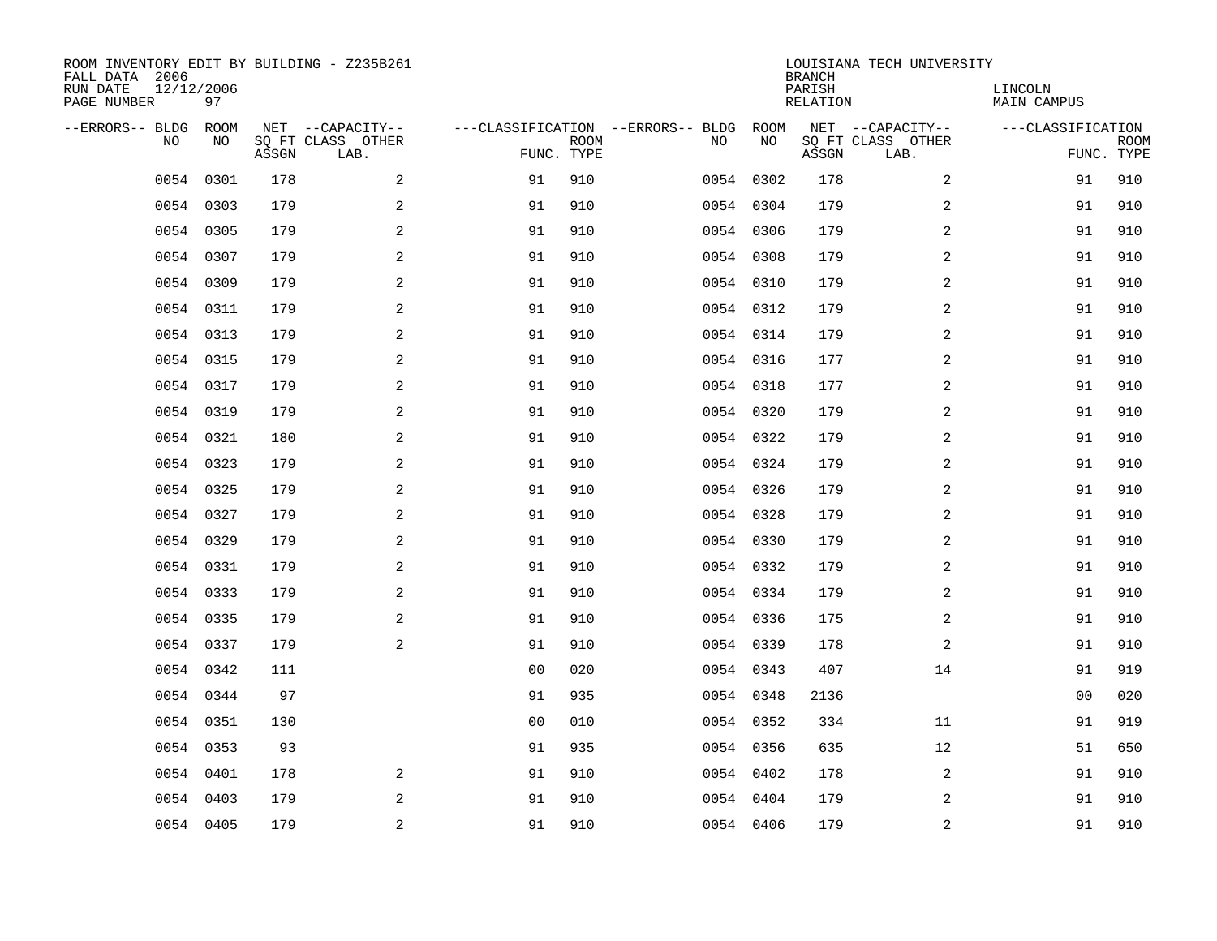ROOM INVENTORY EDIT BY BUILDING - Z235B261
FALL DATA 2006
RUN DATE 12/12/2006
PAGE NUMBER 97

LOUISIANA TECH UNIVERSITY
BRANCH
PARISH LINCOLN
RELATION MAIN CAMPUS

| --ERRORS-- | BLDG NO | ROOM NO | NET SQ FT ASSGN | --CAPACITY-- CLASS | OTHER LAB. | ---CLASSIFICATION FUNC. | ROOM TYPE | --ERRORS-- | BLDG NO | ROOM NO | NET SQ FT ASSGN | --CAPACITY-- CLASS | OTHER LAB. | ---CLASSIFICATION FUNC. | ROOM TYPE |
|---|---|---|---|---|---|---|---|---|---|---|---|---|---|---|---|
| | 0054 | 0301 | 178 | | 2 | 91 | 910 | | 0054 | 0302 | 178 | | 2 | 91 | 910 |
| | 0054 | 0303 | 179 | | 2 | 91 | 910 | | 0054 | 0304 | 179 | | 2 | 91 | 910 |
| | 0054 | 0305 | 179 | | 2 | 91 | 910 | | 0054 | 0306 | 179 | | 2 | 91 | 910 |
| | 0054 | 0307 | 179 | | 2 | 91 | 910 | | 0054 | 0308 | 179 | | 2 | 91 | 910 |
| | 0054 | 0309 | 179 | | 2 | 91 | 910 | | 0054 | 0310 | 179 | | 2 | 91 | 910 |
| | 0054 | 0311 | 179 | | 2 | 91 | 910 | | 0054 | 0312 | 179 | | 2 | 91 | 910 |
| | 0054 | 0313 | 179 | | 2 | 91 | 910 | | 0054 | 0314 | 179 | | 2 | 91 | 910 |
| | 0054 | 0315 | 179 | | 2 | 91 | 910 | | 0054 | 0316 | 177 | | 2 | 91 | 910 |
| | 0054 | 0317 | 179 | | 2 | 91 | 910 | | 0054 | 0318 | 177 | | 2 | 91 | 910 |
| | 0054 | 0319 | 179 | | 2 | 91 | 910 | | 0054 | 0320 | 179 | | 2 | 91 | 910 |
| | 0054 | 0321 | 180 | | 2 | 91 | 910 | | 0054 | 0322 | 179 | | 2 | 91 | 910 |
| | 0054 | 0323 | 179 | | 2 | 91 | 910 | | 0054 | 0324 | 179 | | 2 | 91 | 910 |
| | 0054 | 0325 | 179 | | 2 | 91 | 910 | | 0054 | 0326 | 179 | | 2 | 91 | 910 |
| | 0054 | 0327 | 179 | | 2 | 91 | 910 | | 0054 | 0328 | 179 | | 2 | 91 | 910 |
| | 0054 | 0329 | 179 | | 2 | 91 | 910 | | 0054 | 0330 | 179 | | 2 | 91 | 910 |
| | 0054 | 0331 | 179 | | 2 | 91 | 910 | | 0054 | 0332 | 179 | | 2 | 91 | 910 |
| | 0054 | 0333 | 179 | | 2 | 91 | 910 | | 0054 | 0334 | 179 | | 2 | 91 | 910 |
| | 0054 | 0335 | 179 | | 2 | 91 | 910 | | 0054 | 0336 | 175 | | 2 | 91 | 910 |
| | 0054 | 0337 | 179 | | 2 | 91 | 910 | | 0054 | 0339 | 178 | | 2 | 91 | 910 |
| | 0054 | 0342 | 111 | | | 00 | 020 | | 0054 | 0343 | 407 | | 14 | 91 | 919 |
| | 0054 | 0344 | 97 | | | 91 | 935 | | 0054 | 0348 | 2136 | | | 00 | 020 |
| | 0054 | 0351 | 130 | | | 00 | 010 | | 0054 | 0352 | 334 | | 11 | 91 | 919 |
| | 0054 | 0353 | 93 | | | 91 | 935 | | 0054 | 0356 | 635 | | 12 | 51 | 650 |
| | 0054 | 0401 | 178 | | 2 | 91 | 910 | | 0054 | 0402 | 178 | | 2 | 91 | 910 |
| | 0054 | 0403 | 179 | | 2 | 91 | 910 | | 0054 | 0404 | 179 | | 2 | 91 | 910 |
| | 0054 | 0405 | 179 | | 2 | 91 | 910 | | 0054 | 0406 | 179 | | 2 | 91 | 910 |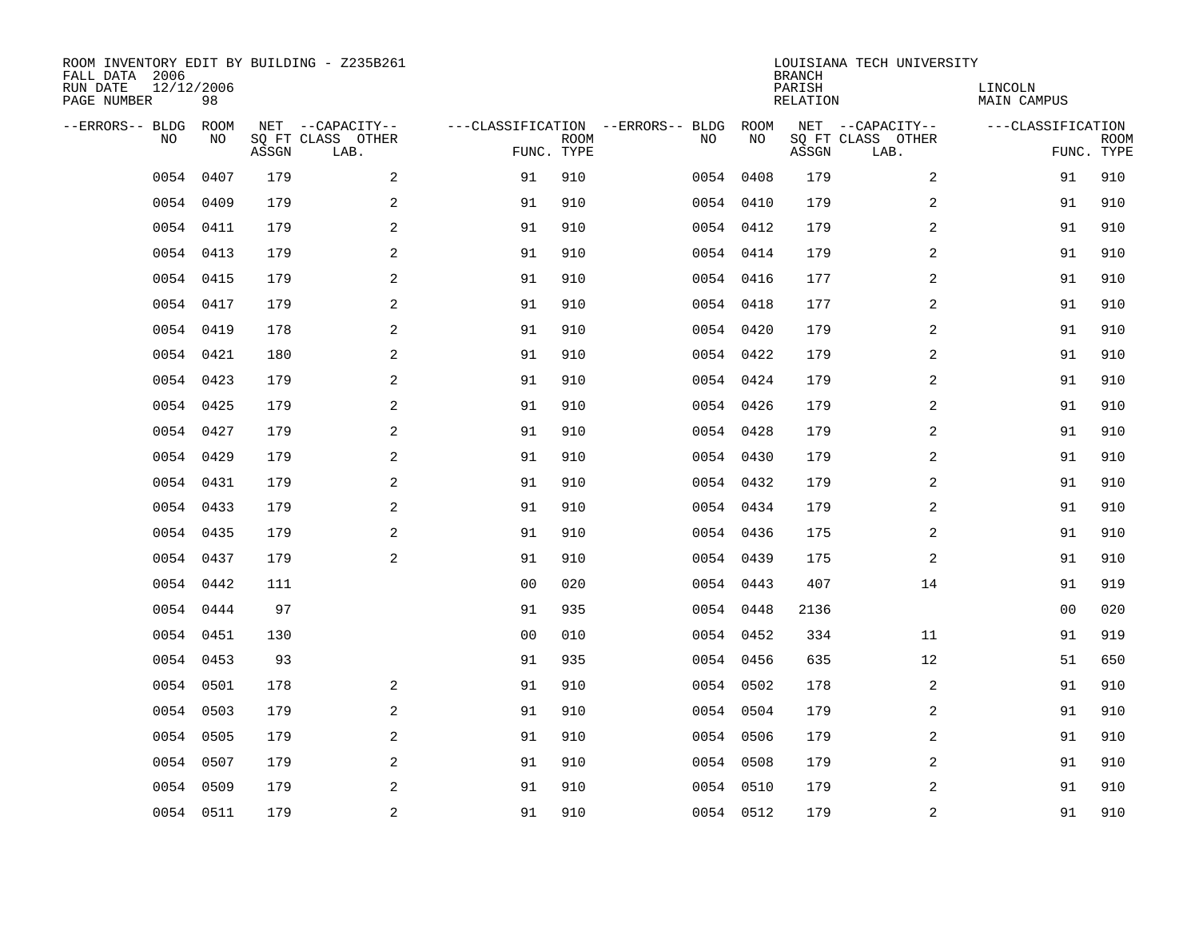ROOM INVENTORY EDIT BY BUILDING - Z235B261
FALL DATA 2006
RUN DATE 12/12/2006
PAGE NUMBER 98

LOUISIANA TECH UNIVERSITY
BRANCH
PARISH LINCOLN
RELATION MAIN CAMPUS

| --ERRORS-- | BLDG NO | ROOM NO | NET SQ FT ASSGN | --CAPACITY-- CLASS LAB. | OTHER | ---CLASSIFICATION FUNC. | ROOM TYPE | --ERRORS-- | BLDG NO | ROOM NO | NET SQ FT ASSGN | --CAPACITY-- CLASS LAB. | OTHER | ---CLASSIFICATION FUNC. | ROOM TYPE |
|---|---|---|---|---|---|---|---|---|---|---|---|---|---|---|---|
| | 0054 | 0407 | 179 | | 2 | 91 | 910 | | 0054 | 0408 | 179 | | 2 | 91 | 910 |
| | 0054 | 0409 | 179 | | 2 | 91 | 910 | | 0054 | 0410 | 179 | | 2 | 91 | 910 |
| | 0054 | 0411 | 179 | | 2 | 91 | 910 | | 0054 | 0412 | 179 | | 2 | 91 | 910 |
| | 0054 | 0413 | 179 | | 2 | 91 | 910 | | 0054 | 0414 | 179 | | 2 | 91 | 910 |
| | 0054 | 0415 | 179 | | 2 | 91 | 910 | | 0054 | 0416 | 177 | | 2 | 91 | 910 |
| | 0054 | 0417 | 179 | | 2 | 91 | 910 | | 0054 | 0418 | 177 | | 2 | 91 | 910 |
| | 0054 | 0419 | 178 | | 2 | 91 | 910 | | 0054 | 0420 | 179 | | 2 | 91 | 910 |
| | 0054 | 0421 | 180 | | 2 | 91 | 910 | | 0054 | 0422 | 179 | | 2 | 91 | 910 |
| | 0054 | 0423 | 179 | | 2 | 91 | 910 | | 0054 | 0424 | 179 | | 2 | 91 | 910 |
| | 0054 | 0425 | 179 | | 2 | 91 | 910 | | 0054 | 0426 | 179 | | 2 | 91 | 910 |
| | 0054 | 0427 | 179 | | 2 | 91 | 910 | | 0054 | 0428 | 179 | | 2 | 91 | 910 |
| | 0054 | 0429 | 179 | | 2 | 91 | 910 | | 0054 | 0430 | 179 | | 2 | 91 | 910 |
| | 0054 | 0431 | 179 | | 2 | 91 | 910 | | 0054 | 0432 | 179 | | 2 | 91 | 910 |
| | 0054 | 0433 | 179 | | 2 | 91 | 910 | | 0054 | 0434 | 179 | | 2 | 91 | 910 |
| | 0054 | 0435 | 179 | | 2 | 91 | 910 | | 0054 | 0436 | 175 | | 2 | 91 | 910 |
| | 0054 | 0437 | 179 | | 2 | 91 | 910 | | 0054 | 0439 | 175 | | 2 | 91 | 910 |
| | 0054 | 0442 | 111 | | | 00 | 020 | | 0054 | 0443 | 407 | | 14 | 91 | 919 |
| | 0054 | 0444 | 97 | | | 91 | 935 | | 0054 | 0448 | 2136 | | | 00 | 020 |
| | 0054 | 0451 | 130 | | | 00 | 010 | | 0054 | 0452 | 334 | | 11 | 91 | 919 |
| | 0054 | 0453 | 93 | | | 91 | 935 | | 0054 | 0456 | 635 | | 12 | 51 | 650 |
| | 0054 | 0501 | 178 | | 2 | 91 | 910 | | 0054 | 0502 | 178 | | 2 | 91 | 910 |
| | 0054 | 0503 | 179 | | 2 | 91 | 910 | | 0054 | 0504 | 179 | | 2 | 91 | 910 |
| | 0054 | 0505 | 179 | | 2 | 91 | 910 | | 0054 | 0506 | 179 | | 2 | 91 | 910 |
| | 0054 | 0507 | 179 | | 2 | 91 | 910 | | 0054 | 0508 | 179 | | 2 | 91 | 910 |
| | 0054 | 0509 | 179 | | 2 | 91 | 910 | | 0054 | 0510 | 179 | | 2 | 91 | 910 |
| | 0054 | 0511 | 179 | | 2 | 91 | 910 | | 0054 | 0512 | 179 | | 2 | 91 | 910 |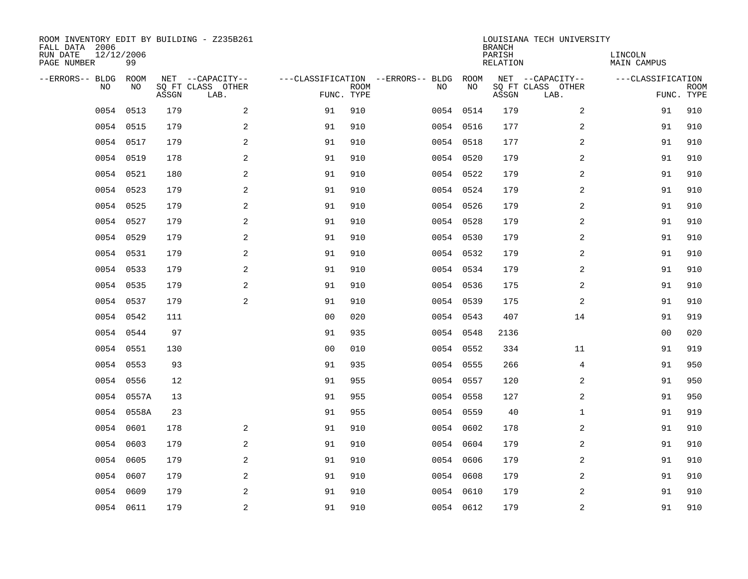ROOM INVENTORY EDIT BY BUILDING - Z235B261
FALL DATA 2006
RUN DATE 12/12/2006
PAGE NUMBER 99

LOUISIANA TECH UNIVERSITY
BRANCH
PARISH LINCOLN
RELATION MAIN CAMPUS

| --ERRORS-- | BLDG NO | ROOM NO | NET SQ FT ASSGN | --CAPACITY-- CLASS LAB. | OTHER | ---CLASSIFICATION FUNC. | ROOM TYPE | --ERRORS-- | BLDG NO | ROOM NO | NET SQ FT ASSGN | --CAPACITY-- CLASS LAB. | OTHER | ---CLASSIFICATION FUNC. | ROOM TYPE |
|---|---|---|---|---|---|---|---|---|---|---|---|---|---|---|---|
| | 0054 | 0513 | 179 | | 2 | 91 | 910 | | 0054 | 0514 | 179 | | 2 | 91 | 910 |
| | 0054 | 0515 | 179 | | 2 | 91 | 910 | | 0054 | 0516 | 177 | | 2 | 91 | 910 |
| | 0054 | 0517 | 179 | | 2 | 91 | 910 | | 0054 | 0518 | 177 | | 2 | 91 | 910 |
| | 0054 | 0519 | 178 | | 2 | 91 | 910 | | 0054 | 0520 | 179 | | 2 | 91 | 910 |
| | 0054 | 0521 | 180 | | 2 | 91 | 910 | | 0054 | 0522 | 179 | | 2 | 91 | 910 |
| | 0054 | 0523 | 179 | | 2 | 91 | 910 | | 0054 | 0524 | 179 | | 2 | 91 | 910 |
| | 0054 | 0525 | 179 | | 2 | 91 | 910 | | 0054 | 0526 | 179 | | 2 | 91 | 910 |
| | 0054 | 0527 | 179 | | 2 | 91 | 910 | | 0054 | 0528 | 179 | | 2 | 91 | 910 |
| | 0054 | 0529 | 179 | | 2 | 91 | 910 | | 0054 | 0530 | 179 | | 2 | 91 | 910 |
| | 0054 | 0531 | 179 | | 2 | 91 | 910 | | 0054 | 0532 | 179 | | 2 | 91 | 910 |
| | 0054 | 0533 | 179 | | 2 | 91 | 910 | | 0054 | 0534 | 179 | | 2 | 91 | 910 |
| | 0054 | 0535 | 179 | | 2 | 91 | 910 | | 0054 | 0536 | 175 | | 2 | 91 | 910 |
| | 0054 | 0537 | 179 | | 2 | 91 | 910 | | 0054 | 0539 | 175 | | 2 | 91 | 910 |
| | 0054 | 0542 | 111 | | | 00 | 020 | | 0054 | 0543 | 407 | | 14 | 91 | 919 |
| | 0054 | 0544 | 97 | | | 91 | 935 | | 0054 | 0548 | 2136 | | | 00 | 020 |
| | 0054 | 0551 | 130 | | | 00 | 010 | | 0054 | 0552 | 334 | | 11 | 91 | 919 |
| | 0054 | 0553 | 93 | | | 91 | 935 | | 0054 | 0555 | 266 | | 4 | 91 | 950 |
| | 0054 | 0556 | 12 | | | 91 | 955 | | 0054 | 0557 | 120 | | 2 | 91 | 950 |
| | 0054 | 0557A | 13 | | | 91 | 955 | | 0054 | 0558 | 127 | | 2 | 91 | 950 |
| | 0054 | 0558A | 23 | | | 91 | 955 | | 0054 | 0559 | 40 | | 1 | 91 | 919 |
| | 0054 | 0601 | 178 | | 2 | 91 | 910 | | 0054 | 0602 | 178 | | 2 | 91 | 910 |
| | 0054 | 0603 | 179 | | 2 | 91 | 910 | | 0054 | 0604 | 179 | | 2 | 91 | 910 |
| | 0054 | 0605 | 179 | | 2 | 91 | 910 | | 0054 | 0606 | 179 | | 2 | 91 | 910 |
| | 0054 | 0607 | 179 | | 2 | 91 | 910 | | 0054 | 0608 | 179 | | 2 | 91 | 910 |
| | 0054 | 0609 | 179 | | 2 | 91 | 910 | | 0054 | 0610 | 179 | | 2 | 91 | 910 |
| | 0054 | 0611 | 179 | | 2 | 91 | 910 | | 0054 | 0612 | 179 | | 2 | 91 | 910 |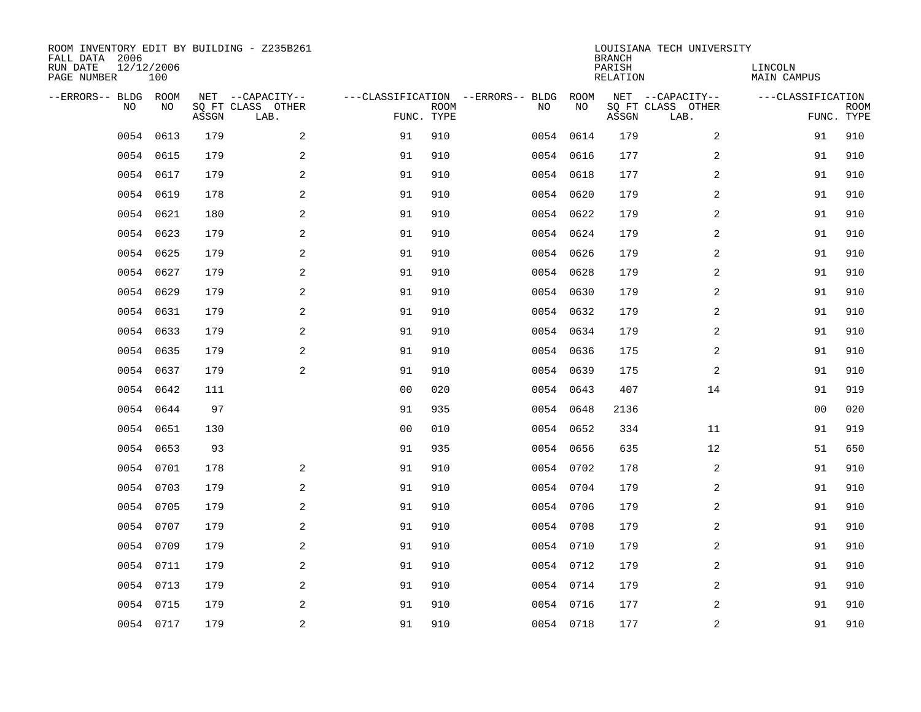ROOM INVENTORY EDIT BY BUILDING - Z235B261
FALL DATA 2006
RUN DATE 12/12/2006
PAGE NUMBER 100

LOUISIANA TECH UNIVERSITY
BRANCH
PARISH LINCOLN
RELATION MAIN CAMPUS

| --ERRORS-- | BLDG NO | ROOM NO | NET ASSGN SQ FT | --CAPACITY-- CLASS LAB. | OTHER | ---CLASSIFICATION FUNC. | ROOM TYPE | --ERRORS-- | BLDG NO | ROOM NO | NET ASSGN SQ FT | --CAPACITY-- CLASS LAB. | OTHER | ---CLASSIFICATION FUNC. | ROOM TYPE |
|---|---|---|---|---|---|---|---|---|---|---|---|---|---|---|---|
| | 0054 | 0613 | 179 | | 2 | 91 | 910 | | 0054 | 0614 | 179 | | 2 | 91 | 910 |
| | 0054 | 0615 | 179 | | 2 | 91 | 910 | | 0054 | 0616 | 177 | | 2 | 91 | 910 |
| | 0054 | 0617 | 179 | | 2 | 91 | 910 | | 0054 | 0618 | 177 | | 2 | 91 | 910 |
| | 0054 | 0619 | 178 | | 2 | 91 | 910 | | 0054 | 0620 | 179 | | 2 | 91 | 910 |
| | 0054 | 0621 | 180 | | 2 | 91 | 910 | | 0054 | 0622 | 179 | | 2 | 91 | 910 |
| | 0054 | 0623 | 179 | | 2 | 91 | 910 | | 0054 | 0624 | 179 | | 2 | 91 | 910 |
| | 0054 | 0625 | 179 | | 2 | 91 | 910 | | 0054 | 0626 | 179 | | 2 | 91 | 910 |
| | 0054 | 0627 | 179 | | 2 | 91 | 910 | | 0054 | 0628 | 179 | | 2 | 91 | 910 |
| | 0054 | 0629 | 179 | | 2 | 91 | 910 | | 0054 | 0630 | 179 | | 2 | 91 | 910 |
| | 0054 | 0631 | 179 | | 2 | 91 | 910 | | 0054 | 0632 | 179 | | 2 | 91 | 910 |
| | 0054 | 0633 | 179 | | 2 | 91 | 910 | | 0054 | 0634 | 179 | | 2 | 91 | 910 |
| | 0054 | 0635 | 179 | | 2 | 91 | 910 | | 0054 | 0636 | 175 | | 2 | 91 | 910 |
| | 0054 | 0637 | 179 | | 2 | 91 | 910 | | 0054 | 0639 | 175 | | 2 | 91 | 910 |
| | 0054 | 0642 | 111 | | | 00 | 020 | | 0054 | 0643 | 407 | | 14 | 91 | 919 |
| | 0054 | 0644 | 97 | | | 91 | 935 | | 0054 | 0648 | 2136 | | | 00 | 020 |
| | 0054 | 0651 | 130 | | | 00 | 010 | | 0054 | 0652 | 334 | | 11 | 91 | 919 |
| | 0054 | 0653 | 93 | | | 91 | 935 | | 0054 | 0656 | 635 | | 12 | 51 | 650 |
| | 0054 | 0701 | 178 | | 2 | 91 | 910 | | 0054 | 0702 | 178 | | 2 | 91 | 910 |
| | 0054 | 0703 | 179 | | 2 | 91 | 910 | | 0054 | 0704 | 179 | | 2 | 91 | 910 |
| | 0054 | 0705 | 179 | | 2 | 91 | 910 | | 0054 | 0706 | 179 | | 2 | 91 | 910 |
| | 0054 | 0707 | 179 | | 2 | 91 | 910 | | 0054 | 0708 | 179 | | 2 | 91 | 910 |
| | 0054 | 0709 | 179 | | 2 | 91 | 910 | | 0054 | 0710 | 179 | | 2 | 91 | 910 |
| | 0054 | 0711 | 179 | | 2 | 91 | 910 | | 0054 | 0712 | 179 | | 2 | 91 | 910 |
| | 0054 | 0713 | 179 | | 2 | 91 | 910 | | 0054 | 0714 | 179 | | 2 | 91 | 910 |
| | 0054 | 0715 | 179 | | 2 | 91 | 910 | | 0054 | 0716 | 177 | | 2 | 91 | 910 |
| | 0054 | 0717 | 179 | | 2 | 91 | 910 | | 0054 | 0718 | 177 | | 2 | 91 | 910 |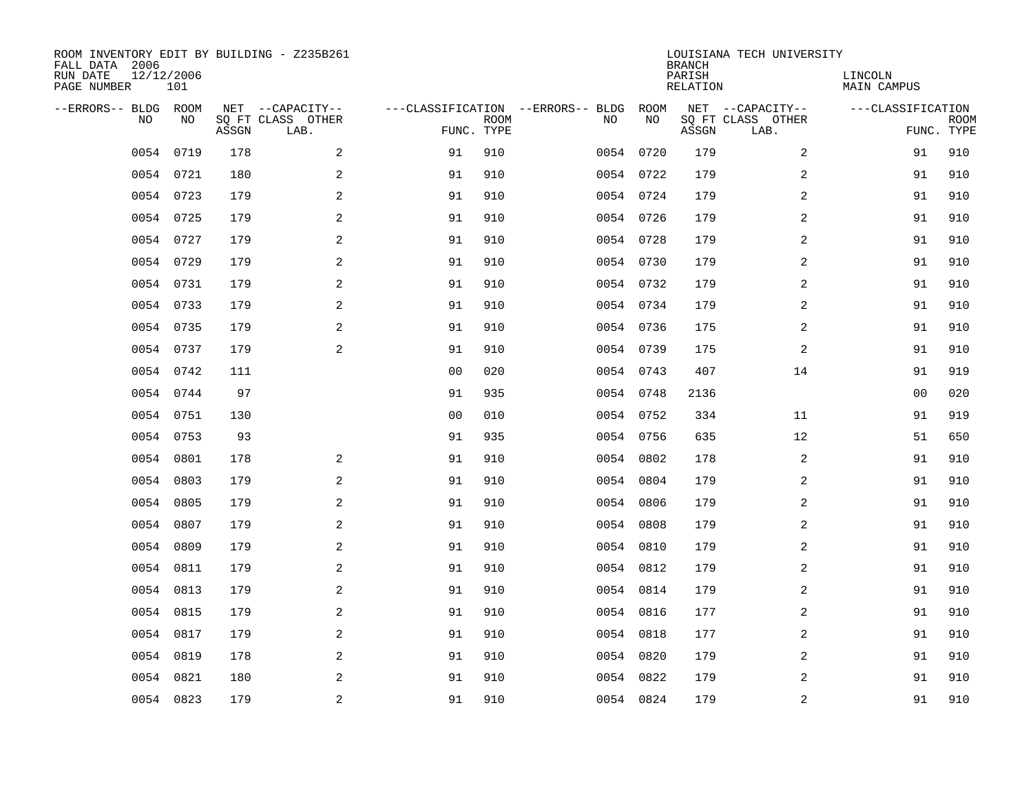ROOM INVENTORY EDIT BY BUILDING - Z235B261
FALL DATA 2006
RUN DATE 12/12/2006
PAGE NUMBER 101

LOUISIANA TECH UNIVERSITY
BRANCH
PARISH LINCOLN
RELATION MAIN CAMPUS

| --ERRORS-- | BLDG NO | ROOM NO | NET SQ FT ASSGN | --CAPACITY-- CLASS LAB. | OTHER | ---CLASSIFICATION FUNC. | ROOM TYPE | --ERRORS-- | BLDG NO | ROOM NO | NET SQ FT ASSGN | --CAPACITY-- CLASS LAB. | OTHER | ---CLASSIFICATION FUNC. | ROOM TYPE |
|---|---|---|---|---|---|---|---|---|---|---|---|---|---|---|---|
| | 0054 | 0719 | 178 | | 2 | 91 | 910 | | 0054 | 0720 | 179 | | 2 | 91 | 910 |
| | 0054 | 0721 | 180 | | 2 | 91 | 910 | | 0054 | 0722 | 179 | | 2 | 91 | 910 |
| | 0054 | 0723 | 179 | | 2 | 91 | 910 | | 0054 | 0724 | 179 | | 2 | 91 | 910 |
| | 0054 | 0725 | 179 | | 2 | 91 | 910 | | 0054 | 0726 | 179 | | 2 | 91 | 910 |
| | 0054 | 0727 | 179 | | 2 | 91 | 910 | | 0054 | 0728 | 179 | | 2 | 91 | 910 |
| | 0054 | 0729 | 179 | | 2 | 91 | 910 | | 0054 | 0730 | 179 | | 2 | 91 | 910 |
| | 0054 | 0731 | 179 | | 2 | 91 | 910 | | 0054 | 0732 | 179 | | 2 | 91 | 910 |
| | 0054 | 0733 | 179 | | 2 | 91 | 910 | | 0054 | 0734 | 179 | | 2 | 91 | 910 |
| | 0054 | 0735 | 179 | | 2 | 91 | 910 | | 0054 | 0736 | 175 | | 2 | 91 | 910 |
| | 0054 | 0737 | 179 | | 2 | 91 | 910 | | 0054 | 0739 | 175 | | 2 | 91 | 910 |
| | 0054 | 0742 | 111 | | | 00 | 020 | | 0054 | 0743 | 407 | | 14 | 91 | 919 |
| | 0054 | 0744 | 97 | | | 91 | 935 | | 0054 | 0748 | 2136 | | | 00 | 020 |
| | 0054 | 0751 | 130 | | | 00 | 010 | | 0054 | 0752 | 334 | | 11 | 91 | 919 |
| | 0054 | 0753 | 93 | | | 91 | 935 | | 0054 | 0756 | 635 | | 12 | 51 | 650 |
| | 0054 | 0801 | 178 | | 2 | 91 | 910 | | 0054 | 0802 | 178 | | 2 | 91 | 910 |
| | 0054 | 0803 | 179 | | 2 | 91 | 910 | | 0054 | 0804 | 179 | | 2 | 91 | 910 |
| | 0054 | 0805 | 179 | | 2 | 91 | 910 | | 0054 | 0806 | 179 | | 2 | 91 | 910 |
| | 0054 | 0807 | 179 | | 2 | 91 | 910 | | 0054 | 0808 | 179 | | 2 | 91 | 910 |
| | 0054 | 0809 | 179 | | 2 | 91 | 910 | | 0054 | 0810 | 179 | | 2 | 91 | 910 |
| | 0054 | 0811 | 179 | | 2 | 91 | 910 | | 0054 | 0812 | 179 | | 2 | 91 | 910 |
| | 0054 | 0813 | 179 | | 2 | 91 | 910 | | 0054 | 0814 | 179 | | 2 | 91 | 910 |
| | 0054 | 0815 | 179 | | 2 | 91 | 910 | | 0054 | 0816 | 177 | | 2 | 91 | 910 |
| | 0054 | 0817 | 179 | | 2 | 91 | 910 | | 0054 | 0818 | 177 | | 2 | 91 | 910 |
| | 0054 | 0819 | 178 | | 2 | 91 | 910 | | 0054 | 0820 | 179 | | 2 | 91 | 910 |
| | 0054 | 0821 | 180 | | 2 | 91 | 910 | | 0054 | 0822 | 179 | | 2 | 91 | 910 |
| | 0054 | 0823 | 179 | | 2 | 91 | 910 | | 0054 | 0824 | 179 | | 2 | 91 | 910 |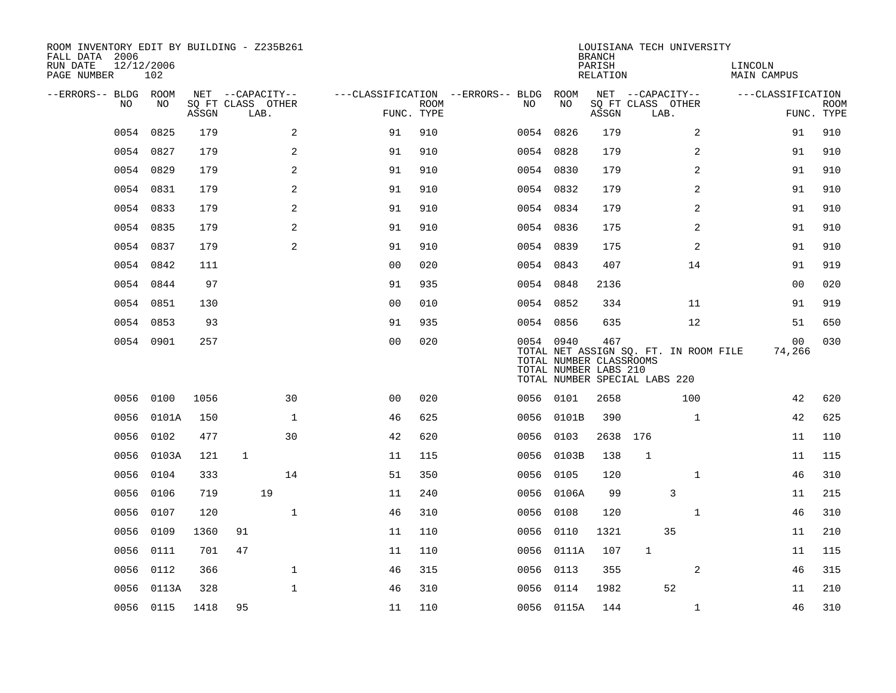ROOM INVENTORY EDIT BY BUILDING - Z235B261
FALL DATA 2006
RUN DATE 12/12/2006
PAGE NUMBER 102

LOUISIANA TECH UNIVERSITY
BRANCH
PARISH LINCOLN
RELATION MAIN CAMPUS

| --ERRORS-- | BLDG NO | ROOM NO | NET SQ FT ASSGN | CAPACITY CLASS | CAPACITY LAB. | CAPACITY OTHER | CLASSIFICATION FUNC. | ROOM TYPE | --ERRORS-- | BLDG NO | ROOM NO | NET SQ FT ASSGN | CAPACITY CLASS | CAPACITY LAB. | CAPACITY OTHER | CLASSIFICATION FUNC. | ROOM TYPE |
|---|---|---|---|---|---|---|---|---|---|---|---|---|---|---|---|---|---|
| | 0054 | 0825 | 179 | | | 2 | 91 | 910 | | 0054 | 0826 | 179 | | | 2 | 91 | 910 |
| | 0054 | 0827 | 179 | | | 2 | 91 | 910 | | 0054 | 0828 | 179 | | | 2 | 91 | 910 |
| | 0054 | 0829 | 179 | | | 2 | 91 | 910 | | 0054 | 0830 | 179 | | | 2 | 91 | 910 |
| | 0054 | 0831 | 179 | | | 2 | 91 | 910 | | 0054 | 0832 | 179 | | | 2 | 91 | 910 |
| | 0054 | 0833 | 179 | | | 2 | 91 | 910 | | 0054 | 0834 | 179 | | | 2 | 91 | 910 |
| | 0054 | 0835 | 179 | | | 2 | 91 | 910 | | 0054 | 0836 | 175 | | | 2 | 91 | 910 |
| | 0054 | 0837 | 179 | | | 2 | 91 | 910 | | 0054 | 0839 | 175 | | | 2 | 91 | 910 |
| | 0054 | 0842 | 111 | | | | 00 | 020 | | 0054 | 0843 | 407 | | | 14 | 91 | 919 |
| | 0054 | 0844 | 97 | | | | 91 | 935 | | 0054 | 0848 | 2136 | | | | 00 | 020 |
| | 0054 | 0851 | 130 | | | | 00 | 010 | | 0054 | 0852 | 334 | | | 11 | 91 | 919 |
| | 0054 | 0853 | 93 | | | | 91 | 935 | | 0054 | 0856 | 635 | | | 12 | 51 | 650 |
| | 0054 | 0901 | 257 | | | | 00 | 020 | | 0054 | 0940 | 467 | | | | 00 | 030 |
| | | | | | | | | | | TOTAL NET ASSIGN SQ. FT. IN ROOM FILE | | | | | | 74,266 | |
| | | | | | | | | | | TOTAL NUMBER CLASSROOMS | | | | | | | |
| | | | | | | | | | | TOTAL NUMBER LABS 210 | | | | | | | |
| | | | | | | | | | | TOTAL NUMBER SPECIAL LABS 220 | | | | | | | |
| | 0056 | 0100 | 1056 | | | 30 | 00 | 020 | | 0056 | 0101 | 2658 | | | 100 | 42 | 620 |
| | 0056 | 0101A | 150 | | | 1 | 46 | 625 | | 0056 | 0101B | 390 | | | 1 | 42 | 625 |
| | 0056 | 0102 | 477 | | | 30 | 42 | 620 | | 0056 | 0103 | 2638 | 176 | | | 11 | 110 |
| | 0056 | 0103A | 121 | 1 | | | 11 | 115 | | 0056 | 0103B | 138 | 1 | | | 11 | 115 |
| | 0056 | 0104 | 333 | | | 14 | 51 | 350 | | 0056 | 0105 | 120 | | | 1 | 46 | 310 |
| | 0056 | 0106 | 719 | | 19 | | 11 | 240 | | 0056 | 0106A | 99 | | 3 | | 11 | 215 |
| | 0056 | 0107 | 120 | | | 1 | 46 | 310 | | 0056 | 0108 | 120 | | | 1 | 46 | 310 |
| | 0056 | 0109 | 1360 | 91 | | | 11 | 110 | | 0056 | 0110 | 1321 | | 35 | | 11 | 210 |
| | 0056 | 0111 | 701 | 47 | | | 11 | 110 | | 0056 | 0111A | 107 | 1 | | | 11 | 115 |
| | 0056 | 0112 | 366 | | | 1 | 46 | 315 | | 0056 | 0113 | 355 | | | 2 | 46 | 315 |
| | 0056 | 0113A | 328 | | | 1 | 46 | 310 | | 0056 | 0114 | 1982 | | 52 | | 11 | 210 |
| | 0056 | 0115 | 1418 | 95 | | | 11 | 110 | | 0056 | 0115A | 144 | | | 1 | 46 | 310 |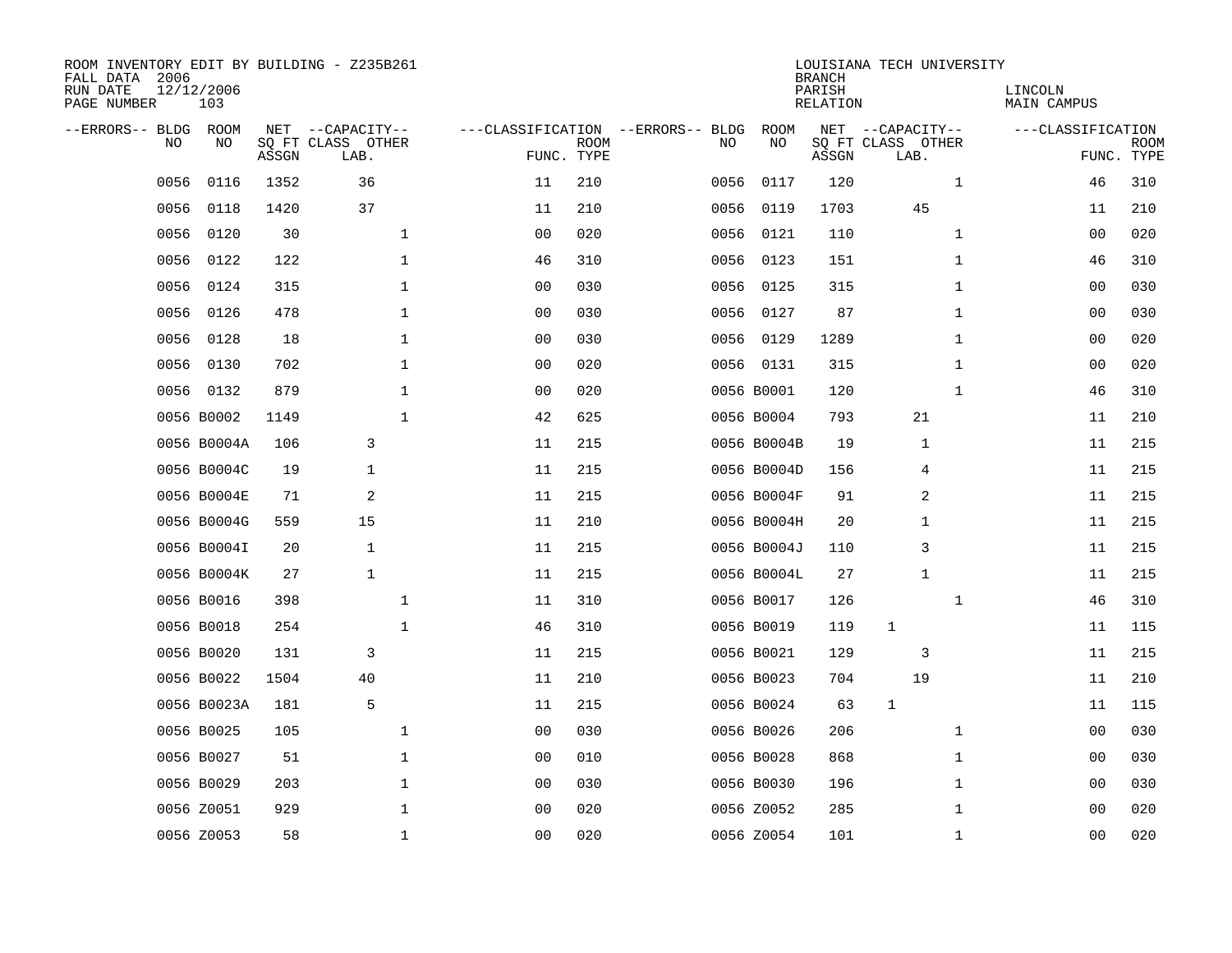ROOM INVENTORY EDIT BY BUILDING - Z235B261
FALL DATA 2006
RUN DATE 12/12/2006
PAGE NUMBER 103

LOUISIANA TECH UNIVERSITY
BRANCH
PARISH LINCOLN
RELATION MAIN CAMPUS

| --ERRORS-- | BLDG NO | ROOM NO | NET SQ FT ASSGN | --CAPACITY-- CLASS LAB. | OTHER | ---CLASSIFICATION FUNC. | ROOM TYPE | --ERRORS-- | BLDG NO | ROOM NO | NET SQ FT ASSGN | --CAPACITY-- CLASS LAB. | OTHER | ---CLASSIFICATION FUNC. | ROOM TYPE |
|---|---|---|---|---|---|---|---|---|---|---|---|---|---|---|---|
| | 0056 | 0116 | 1352 | 36 | | 11 | 210 | | 0056 | 0117 | 120 | | 1 | 46 | 310 |
| | 0056 | 0118 | 1420 | 37 | | 11 | 210 | | 0056 | 0119 | 1703 | 45 | | 11 | 210 |
| | 0056 | 0120 | 30 | | 1 | 00 | 020 | | 0056 | 0121 | 110 | | 1 | 00 | 020 |
| | 0056 | 0122 | 122 | | 1 | 46 | 310 | | 0056 | 0123 | 151 | | 1 | 46 | 310 |
| | 0056 | 0124 | 315 | | 1 | 00 | 030 | | 0056 | 0125 | 315 | | 1 | 00 | 030 |
| | 0056 | 0126 | 478 | | 1 | 00 | 030 | | 0056 | 0127 | 87 | | 1 | 00 | 030 |
| | 0056 | 0128 | 18 | | 1 | 00 | 030 | | 0056 | 0129 | 1289 | | 1 | 00 | 020 |
| | 0056 | 0130 | 702 | | 1 | 00 | 020 | | 0056 | 0131 | 315 | | 1 | 00 | 020 |
| | 0056 | 0132 | 879 | | 1 | 00 | 020 | | 0056 | B0001 | 120 | | 1 | 46 | 310 |
| | 0056 | B0002 | 1149 | | 1 | 42 | 625 | | 0056 | B0004 | 793 | 21 | | 11 | 210 |
| | 0056 | B0004A | 106 | 3 | | 11 | 215 | | 0056 | B0004B | 19 | 1 | | 11 | 215 |
| | 0056 | B0004C | 19 | 1 | | 11 | 215 | | 0056 | B0004D | 156 | 4 | | 11 | 215 |
| | 0056 | B0004E | 71 | 2 | | 11 | 215 | | 0056 | B0004F | 91 | 2 | | 11 | 215 |
| | 0056 | B0004G | 559 | 15 | | 11 | 210 | | 0056 | B0004H | 20 | 1 | | 11 | 215 |
| | 0056 | B0004I | 20 | 1 | | 11 | 215 | | 0056 | B0004J | 110 | 3 | | 11 | 215 |
| | 0056 | B0004K | 27 | 1 | | 11 | 215 | | 0056 | B0004L | 27 | 1 | | 11 | 215 |
| | 0056 | B0016 | 398 | | 1 | 11 | 310 | | 0056 | B0017 | 126 | | 1 | 46 | 310 |
| | 0056 | B0018 | 254 | | 1 | 46 | 310 | | 0056 | B0019 | 119 | 1 | | 11 | 115 |
| | 0056 | B0020 | 131 | 3 | | 11 | 215 | | 0056 | B0021 | 129 | 3 | | 11 | 215 |
| | 0056 | B0022 | 1504 | 40 | | 11 | 210 | | 0056 | B0023 | 704 | 19 | | 11 | 210 |
| | 0056 | B0023A | 181 | 5 | | 11 | 215 | | 0056 | B0024 | 63 | 1 | | 11 | 115 |
| | 0056 | B0025 | 105 | | 1 | 00 | 030 | | 0056 | B0026 | 206 | | 1 | 00 | 030 |
| | 0056 | B0027 | 51 | | 1 | 00 | 010 | | 0056 | B0028 | 868 | | 1 | 00 | 030 |
| | 0056 | B0029 | 203 | | 1 | 00 | 030 | | 0056 | B0030 | 196 | | 1 | 00 | 030 |
| | 0056 | Z0051 | 929 | | 1 | 00 | 020 | | 0056 | Z0052 | 285 | | 1 | 00 | 020 |
| | 0056 | Z0053 | 58 | | 1 | 00 | 020 | | 0056 | Z0054 | 101 | | 1 | 00 | 020 |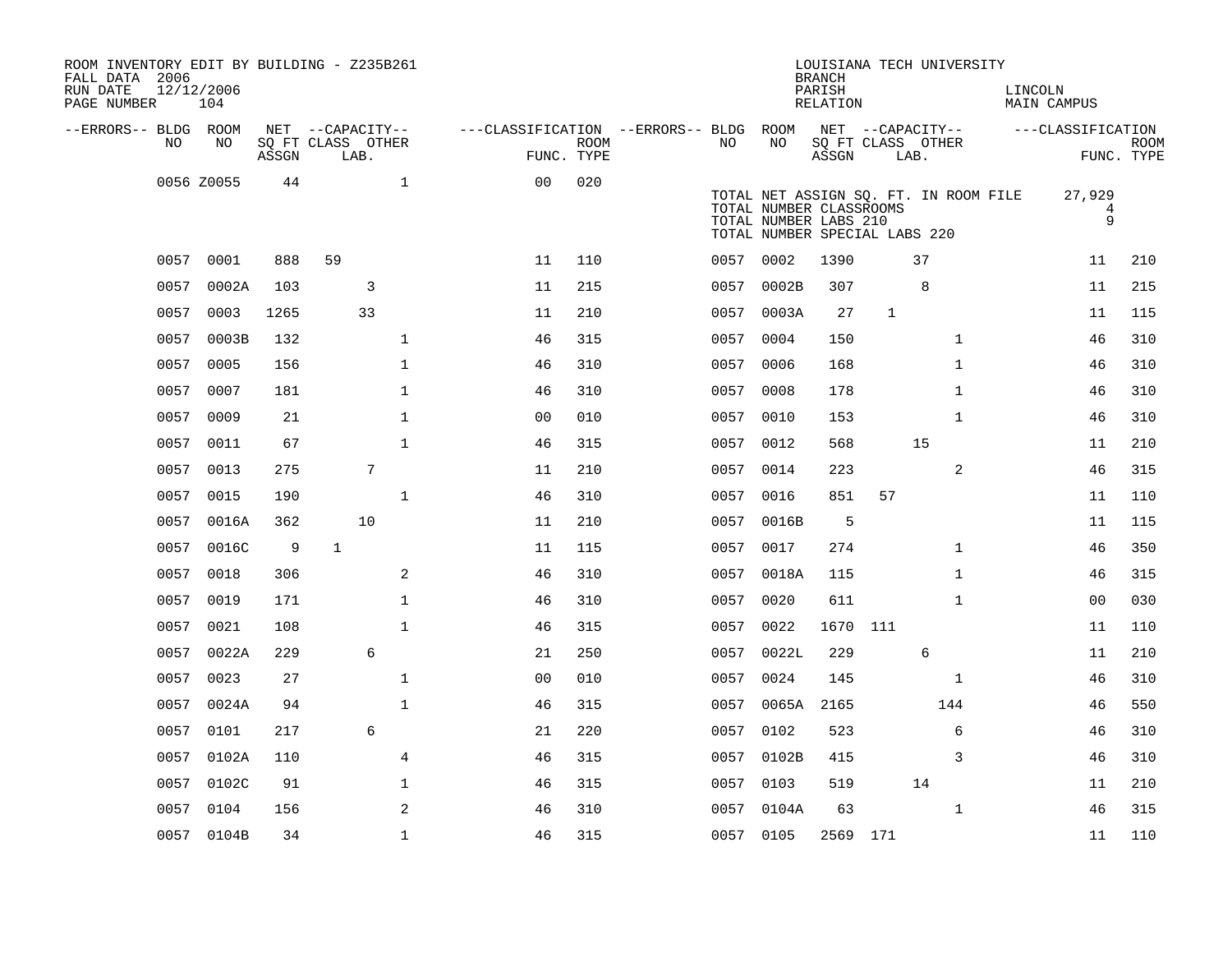ROOM INVENTORY EDIT BY BUILDING - Z235B261
FALL DATA 2006
RUN DATE 12/12/2006
PAGE NUMBER 104

LOUISIANA TECH UNIVERSITY
BRANCH
PARISH LINCOLN
RELATION MAIN CAMPUS

| --ERRORS-- | BLDG NO | ROOM NO | NET ASSGN SQ FT | CAPACITY CLASS | CAPACITY LAB. | CAPACITY OTHER | FUNC. | ROOM TYPE | --ERRORS-- | BLDG NO | ROOM NO | NET ASSGN SQ FT | CAPACITY CLASS | CAPACITY LAB. | CAPACITY OTHER | FUNC. | ROOM TYPE |
|---|---|---|---|---|---|---|---|---|---|---|---|---|---|---|---|---|---|
| | 0056 | Z0055 | 44 | | | 1 | 00 | 020 | | | | | | | | | |

TOTAL NET ASSIGN SQ. FT. IN ROOM FILE 27,929
TOTAL NUMBER CLASSROOMS 4
TOTAL NUMBER LABS 210 9
TOTAL NUMBER SPECIAL LABS 220

| --ERRORS-- | BLDG NO | ROOM NO | NET ASSGN SQ FT | CAPACITY CLASS | CAPACITY LAB. | CAPACITY OTHER | FUNC. | ROOM TYPE | --ERRORS-- | BLDG NO | ROOM NO | NET ASSGN SQ FT | CAPACITY CLASS | CAPACITY LAB. | CAPACITY OTHER | FUNC. | ROOM TYPE |
|---|---|---|---|---|---|---|---|---|---|---|---|---|---|---|---|---|---|
| | 0057 | 0001 | 888 | 59 | | | 11 | 110 | | 0057 | 0002 | 1390 | | 37 | | 11 | 210 |
| | 0057 | 0002A | 103 | | 3 | | 11 | 215 | | 0057 | 0002B | 307 | | 8 | | 11 | 215 |
| | 0057 | 0003 | 1265 | | 33 | | 11 | 210 | | 0057 | 0003A | 27 | 1 | | | 11 | 115 |
| | 0057 | 0003B | 132 | | | 1 | 46 | 315 | | 0057 | 0004 | 150 | | | 1 | 46 | 310 |
| | 0057 | 0005 | 156 | | | 1 | 46 | 310 | | 0057 | 0006 | 168 | | | 1 | 46 | 310 |
| | 0057 | 0007 | 181 | | | 1 | 46 | 310 | | 0057 | 0008 | 178 | | | 1 | 46 | 310 |
| | 0057 | 0009 | 21 | | | 1 | 00 | 010 | | 0057 | 0010 | 153 | | | 1 | 46 | 310 |
| | 0057 | 0011 | 67 | | | 1 | 46 | 315 | | 0057 | 0012 | 568 | | 15 | | 11 | 210 |
| | 0057 | 0013 | 275 | | 7 | | 11 | 210 | | 0057 | 0014 | 223 | | | 2 | 46 | 315 |
| | 0057 | 0015 | 190 | | | 1 | 46 | 310 | | 0057 | 0016 | 851 | 57 | | | 11 | 110 |
| | 0057 | 0016A | 362 | | 10 | | 11 | 210 | | 0057 | 0016B | 5 | | | | 11 | 115 |
| | 0057 | 0016C | 9 | 1 | | | 11 | 115 | | 0057 | 0017 | 274 | | | 1 | 46 | 350 |
| | 0057 | 0018 | 306 | | | 2 | 46 | 310 | | 0057 | 0018A | 115 | | | 1 | 46 | 315 |
| | 0057 | 0019 | 171 | | | 1 | 46 | 310 | | 0057 | 0020 | 611 | | | 1 | 00 | 030 |
| | 0057 | 0021 | 108 | | | 1 | 46 | 315 | | 0057 | 0022 | 1670 | 111 | | | 11 | 110 |
| | 0057 | 0022A | 229 | | 6 | | 21 | 250 | | 0057 | 0022L | 229 | | 6 | | 11 | 210 |
| | 0057 | 0023 | 27 | | | 1 | 00 | 010 | | 0057 | 0024 | 145 | | | 1 | 46 | 310 |
| | 0057 | 0024A | 94 | | | 1 | 46 | 315 | | 0057 | 0065A | 2165 | | | 144 | 46 | 550 |
| | 0057 | 0101 | 217 | | 6 | | 21 | 220 | | 0057 | 0102 | 523 | | | 6 | 46 | 310 |
| | 0057 | 0102A | 110 | | | 4 | 46 | 315 | | 0057 | 0102B | 415 | | | 3 | 46 | 310 |
| | 0057 | 0102C | 91 | | | 1 | 46 | 315 | | 0057 | 0103 | 519 | | 14 | | 11 | 210 |
| | 0057 | 0104 | 156 | | | 2 | 46 | 310 | | 0057 | 0104A | 63 | | | 1 | 46 | 315 |
| | 0057 | 0104B | 34 | | | 1 | 46 | 315 | | 0057 | 0105 | 2569 | 171 | | | 11 | 110 |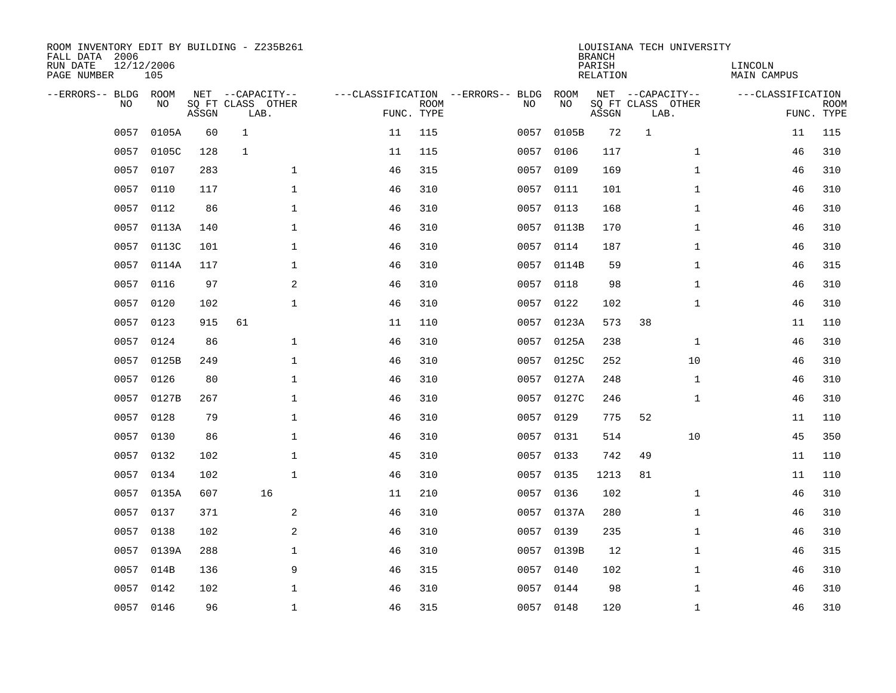ROOM INVENTORY EDIT BY BUILDING - Z235B261
FALL DATA 2006
RUN DATE 12/12/2006
PAGE NUMBER 105

LOUISIANA TECH UNIVERSITY
BRANCH
PARISH LINCOLN
RELATION MAIN CAMPUS

| --ERRORS-- | BLDG NO | ROOM NO | NET SQ FT ASSGN | CAPACITY CLASS LAB. | CAPACITY OTHER | CLASSIFICATION FUNC. | ROOM TYPE | --ERRORS-- | BLDG NO | ROOM NO | NET SQ FT ASSGN | CAPACITY CLASS LAB. | CAPACITY OTHER | CLASSIFICATION FUNC. | ROOM TYPE |
|---|---|---|---|---|---|---|---|---|---|---|---|---|---|---|---|
| | 0057 | 0105A | 60 | 1 | | 11 | 115 | | 0057 | 0105B | 72 | 1 | | 11 | 115 |
| | 0057 | 0105C | 128 | 1 | | 11 | 115 | | 0057 | 0106 | 117 | | 1 | 46 | 310 |
| | 0057 | 0107 | 283 | | 1 | 46 | 315 | | 0057 | 0109 | 169 | | 1 | 46 | 310 |
| | 0057 | 0110 | 117 | | 1 | 46 | 310 | | 0057 | 0111 | 101 | | 1 | 46 | 310 |
| | 0057 | 0112 | 86 | | 1 | 46 | 310 | | 0057 | 0113 | 168 | | 1 | 46 | 310 |
| | 0057 | 0113A | 140 | | 1 | 46 | 310 | | 0057 | 0113B | 170 | | 1 | 46 | 310 |
| | 0057 | 0113C | 101 | | 1 | 46 | 310 | | 0057 | 0114 | 187 | | 1 | 46 | 310 |
| | 0057 | 0114A | 117 | | 1 | 46 | 310 | | 0057 | 0114B | 59 | | 1 | 46 | 315 |
| | 0057 | 0116 | 97 | | 2 | 46 | 310 | | 0057 | 0118 | 98 | | 1 | 46 | 310 |
| | 0057 | 0120 | 102 | | 1 | 46 | 310 | | 0057 | 0122 | 102 | | 1 | 46 | 310 |
| | 0057 | 0123 | 915 | 61 | | 11 | 110 | | 0057 | 0123A | 573 | 38 | | 11 | 110 |
| | 0057 | 0124 | 86 | | 1 | 46 | 310 | | 0057 | 0125A | 238 | | 1 | 46 | 310 |
| | 0057 | 0125B | 249 | | 1 | 46 | 310 | | 0057 | 0125C | 252 | | 10 | 46 | 310 |
| | 0057 | 0126 | 80 | | 1 | 46 | 310 | | 0057 | 0127A | 248 | | 1 | 46 | 310 |
| | 0057 | 0127B | 267 | | 1 | 46 | 310 | | 0057 | 0127C | 246 | | 1 | 46 | 310 |
| | 0057 | 0128 | 79 | | 1 | 46 | 310 | | 0057 | 0129 | 775 | 52 | | 11 | 110 |
| | 0057 | 0130 | 86 | | 1 | 46 | 310 | | 0057 | 0131 | 514 | | 10 | 45 | 350 |
| | 0057 | 0132 | 102 | | 1 | 45 | 310 | | 0057 | 0133 | 742 | 49 | | 11 | 110 |
| | 0057 | 0134 | 102 | | 1 | 46 | 310 | | 0057 | 0135 | 1213 | 81 | | 11 | 110 |
| | 0057 | 0135A | 607 | 16 | | 11 | 210 | | 0057 | 0136 | 102 | | 1 | 46 | 310 |
| | 0057 | 0137 | 371 | | 2 | 46 | 310 | | 0057 | 0137A | 280 | | 1 | 46 | 310 |
| | 0057 | 0138 | 102 | | 2 | 46 | 310 | | 0057 | 0139 | 235 | | 1 | 46 | 310 |
| | 0057 | 0139A | 288 | | 1 | 46 | 310 | | 0057 | 0139B | 12 | | 1 | 46 | 315 |
| | 0057 | 014B | 136 | | 9 | 46 | 315 | | 0057 | 0140 | 102 | | 1 | 46 | 310 |
| | 0057 | 0142 | 102 | | 1 | 46 | 310 | | 0057 | 0144 | 98 | | 1 | 46 | 310 |
| | 0057 | 0146 | 96 | | 1 | 46 | 315 | | 0057 | 0148 | 120 | | 1 | 46 | 310 |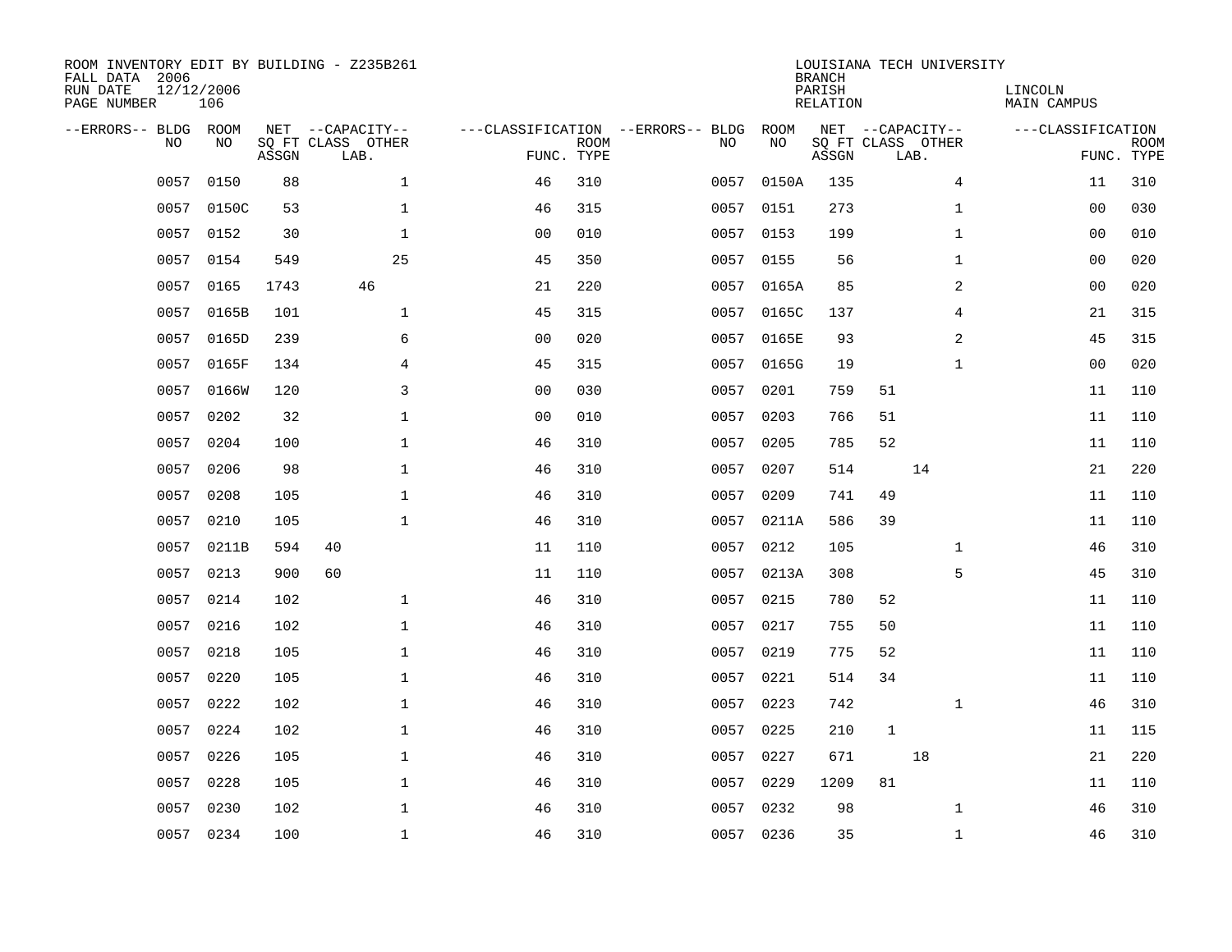ROOM INVENTORY EDIT BY BUILDING - Z235B261
FALL DATA 2006
RUN DATE 12/12/2006
PAGE NUMBER 106

LOUISIANA TECH UNIVERSITY
BRANCH
PARISH LINCOLN
RELATION MAIN CAMPUS

| --ERRORS-- | BLDG NO | ROOM NO | NET SQ FT ASSGN | CAPACITY CLASS | CAPACITY LAB. | CAPACITY OTHER | CLASSIFICATION FUNC. | ROOM TYPE | --ERRORS-- | BLDG NO | ROOM NO | NET SQ FT ASSGN | CAPACITY CLASS | CAPACITY LAB. | CAPACITY OTHER | CLASSIFICATION FUNC. | ROOM TYPE |
|---|---|---|---|---|---|---|---|---|---|---|---|---|---|---|---|---|---|
| | 0057 | 0150 | 88 | | | 1 | 46 | 310 | | 0057 | 0150A | 135 | | | 4 | 11 | 310 |
| | 0057 | 0150C | 53 | | | 1 | 46 | 315 | | 0057 | 0151 | 273 | | | 1 | 00 | 030 |
| | 0057 | 0152 | 30 | | | 1 | 00 | 010 | | 0057 | 0153 | 199 | | | 1 | 00 | 010 |
| | 0057 | 0154 | 549 | | | 25 | 45 | 350 | | 0057 | 0155 | 56 | | | 1 | 00 | 020 |
| | 0057 | 0165 | 1743 | | 46 | | 21 | 220 | | 0057 | 0165A | 85 | | | 2 | 00 | 020 |
| | 0057 | 0165B | 101 | | | 1 | 45 | 315 | | 0057 | 0165C | 137 | | | 4 | 21 | 315 |
| | 0057 | 0165D | 239 | | | 6 | 00 | 020 | | 0057 | 0165E | 93 | | | 2 | 45 | 315 |
| | 0057 | 0165F | 134 | | | 4 | 45 | 315 | | 0057 | 0165G | 19 | | | 1 | 00 | 020 |
| | 0057 | 0166W | 120 | | | 3 | 00 | 030 | | 0057 | 0201 | 759 | 51 | | | 11 | 110 |
| | 0057 | 0202 | 32 | | | 1 | 00 | 010 | | 0057 | 0203 | 766 | 51 | | | 11 | 110 |
| | 0057 | 0204 | 100 | | | 1 | 46 | 310 | | 0057 | 0205 | 785 | 52 | | | 11 | 110 |
| | 0057 | 0206 | 98 | | | 1 | 46 | 310 | | 0057 | 0207 | 514 | | 14 | | 21 | 220 |
| | 0057 | 0208 | 105 | | | 1 | 46 | 310 | | 0057 | 0209 | 741 | 49 | | | 11 | 110 |
| | 0057 | 0210 | 105 | | | 1 | 46 | 310 | | 0057 | 0211A | 586 | 39 | | | 11 | 110 |
| | 0057 | 0211B | 594 | 40 | | | 11 | 110 | | 0057 | 0212 | 105 | | | 1 | 46 | 310 |
| | 0057 | 0213 | 900 | 60 | | | 11 | 110 | | 0057 | 0213A | 308 | | | 5 | 45 | 310 |
| | 0057 | 0214 | 102 | | | 1 | 46 | 310 | | 0057 | 0215 | 780 | 52 | | | 11 | 110 |
| | 0057 | 0216 | 102 | | | 1 | 46 | 310 | | 0057 | 0217 | 755 | 50 | | | 11 | 110 |
| | 0057 | 0218 | 105 | | | 1 | 46 | 310 | | 0057 | 0219 | 775 | 52 | | | 11 | 110 |
| | 0057 | 0220 | 105 | | | 1 | 46 | 310 | | 0057 | 0221 | 514 | 34 | | | 11 | 110 |
| | 0057 | 0222 | 102 | | | 1 | 46 | 310 | | 0057 | 0223 | 742 | | | 1 | 46 | 310 |
| | 0057 | 0224 | 102 | | | 1 | 46 | 310 | | 0057 | 0225 | 210 | 1 | | | 11 | 115 |
| | 0057 | 0226 | 105 | | | 1 | 46 | 310 | | 0057 | 0227 | 671 | | 18 | | 21 | 220 |
| | 0057 | 0228 | 105 | | | 1 | 46 | 310 | | 0057 | 0229 | 1209 | 81 | | | 11 | 110 |
| | 0057 | 0230 | 102 | | | 1 | 46 | 310 | | 0057 | 0232 | 98 | | | 1 | 46 | 310 |
| | 0057 | 0234 | 100 | | | 1 | 46 | 310 | | 0057 | 0236 | 35 | | | 1 | 46 | 310 |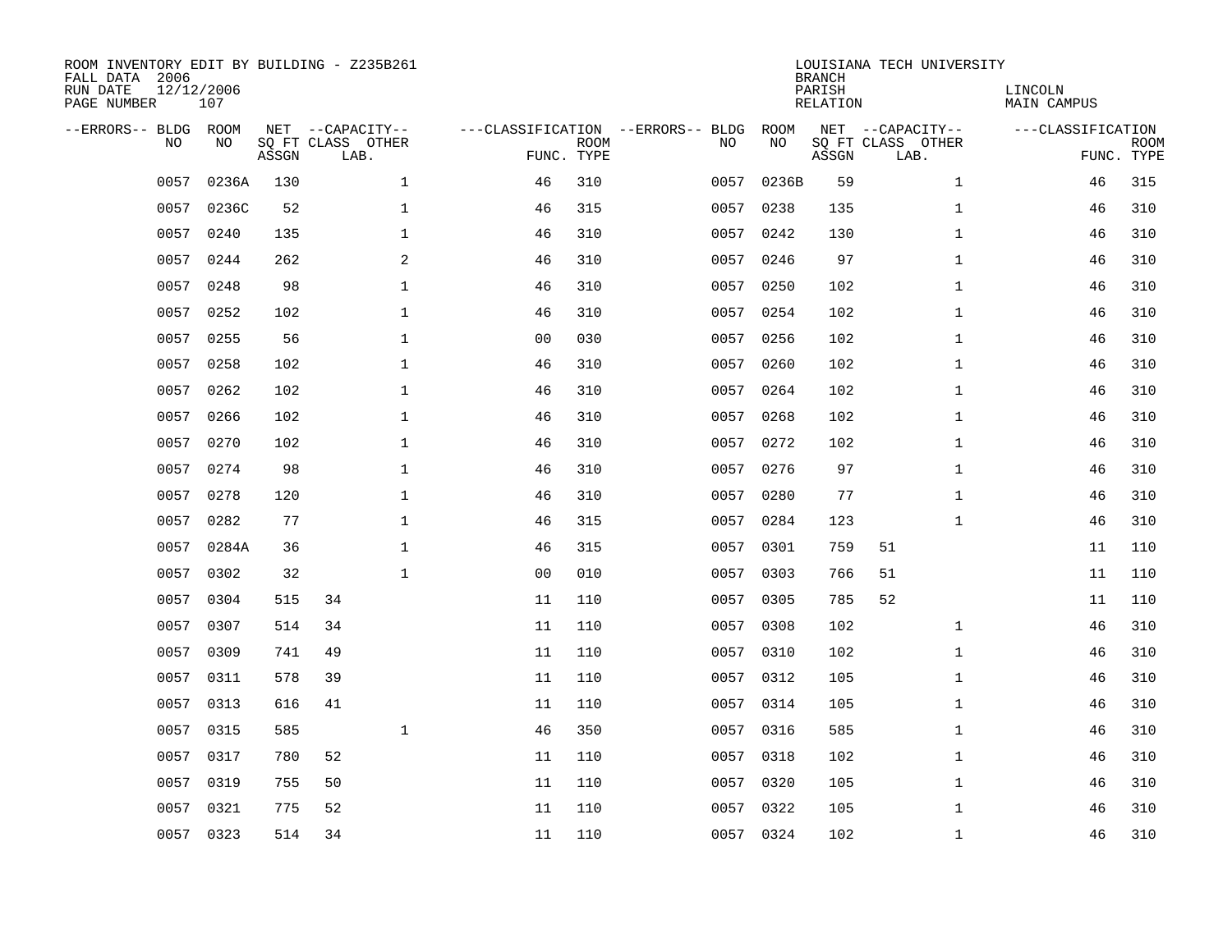ROOM INVENTORY EDIT BY BUILDING - Z235B261
FALL DATA 2006
RUN DATE 12/12/2006
PAGE NUMBER 107

LOUISIANA TECH UNIVERSITY
BRANCH
PARISH LINCOLN
RELATION MAIN CAMPUS

| --ERRORS-- | BLDG NO | ROOM NO | NET SQ FT ASSGN | CAPACITY CLASS | CAPACITY OTHER LAB. | CLASSIFICATION FUNC. | ROOM TYPE | --ERRORS-- | BLDG NO | ROOM NO | NET SQ FT ASSGN | CAPACITY CLASS | CAPACITY OTHER LAB. | CLASSIFICATION FUNC. | ROOM TYPE |
|---|---|---|---|---|---|---|---|---|---|---|---|---|---|---|---|
| | 0057 | 0236A | 130 | | 1 | 46 | 310 | | 0057 | 0236B | 59 | | 1 | 46 | 315 |
| | 0057 | 0236C | 52 | | 1 | 46 | 315 | | 0057 | 0238 | 135 | | 1 | 46 | 310 |
| | 0057 | 0240 | 135 | | 1 | 46 | 310 | | 0057 | 0242 | 130 | | 1 | 46 | 310 |
| | 0057 | 0244 | 262 | | 2 | 46 | 310 | | 0057 | 0246 | 97 | | 1 | 46 | 310 |
| | 0057 | 0248 | 98 | | 1 | 46 | 310 | | 0057 | 0250 | 102 | | 1 | 46 | 310 |
| | 0057 | 0252 | 102 | | 1 | 46 | 310 | | 0057 | 0254 | 102 | | 1 | 46 | 310 |
| | 0057 | 0255 | 56 | | 1 | 00 | 030 | | 0057 | 0256 | 102 | | 1 | 46 | 310 |
| | 0057 | 0258 | 102 | | 1 | 46 | 310 | | 0057 | 0260 | 102 | | 1 | 46 | 310 |
| | 0057 | 0262 | 102 | | 1 | 46 | 310 | | 0057 | 0264 | 102 | | 1 | 46 | 310 |
| | 0057 | 0266 | 102 | | 1 | 46 | 310 | | 0057 | 0268 | 102 | | 1 | 46 | 310 |
| | 0057 | 0270 | 102 | | 1 | 46 | 310 | | 0057 | 0272 | 102 | | 1 | 46 | 310 |
| | 0057 | 0274 | 98 | | 1 | 46 | 310 | | 0057 | 0276 | 97 | | 1 | 46 | 310 |
| | 0057 | 0278 | 120 | | 1 | 46 | 310 | | 0057 | 0280 | 77 | | 1 | 46 | 310 |
| | 0057 | 0282 | 77 | | 1 | 46 | 315 | | 0057 | 0284 | 123 | | 1 | 46 | 310 |
| | 0057 | 0284A | 36 | | 1 | 46 | 315 | | 0057 | 0301 | 759 | 51 | | 11 | 110 |
| | 0057 | 0302 | 32 | | 1 | 00 | 010 | | 0057 | 0303 | 766 | 51 | | 11 | 110 |
| | 0057 | 0304 | 515 | 34 | | 11 | 110 | | 0057 | 0305 | 785 | 52 | | 11 | 110 |
| | 0057 | 0307 | 514 | 34 | | 11 | 110 | | 0057 | 0308 | 102 | | 1 | 46 | 310 |
| | 0057 | 0309 | 741 | 49 | | 11 | 110 | | 0057 | 0310 | 102 | | 1 | 46 | 310 |
| | 0057 | 0311 | 578 | 39 | | 11 | 110 | | 0057 | 0312 | 105 | | 1 | 46 | 310 |
| | 0057 | 0313 | 616 | 41 | | 11 | 110 | | 0057 | 0314 | 105 | | 1 | 46 | 310 |
| | 0057 | 0315 | 585 | | 1 | 46 | 350 | | 0057 | 0316 | 585 | | 1 | 46 | 310 |
| | 0057 | 0317 | 780 | 52 | | 11 | 110 | | 0057 | 0318 | 102 | | 1 | 46 | 310 |
| | 0057 | 0319 | 755 | 50 | | 11 | 110 | | 0057 | 0320 | 105 | | 1 | 46 | 310 |
| | 0057 | 0321 | 775 | 52 | | 11 | 110 | | 0057 | 0322 | 105 | | 1 | 46 | 310 |
| | 0057 | 0323 | 514 | 34 | | 11 | 110 | | 0057 | 0324 | 102 | | 1 | 46 | 310 |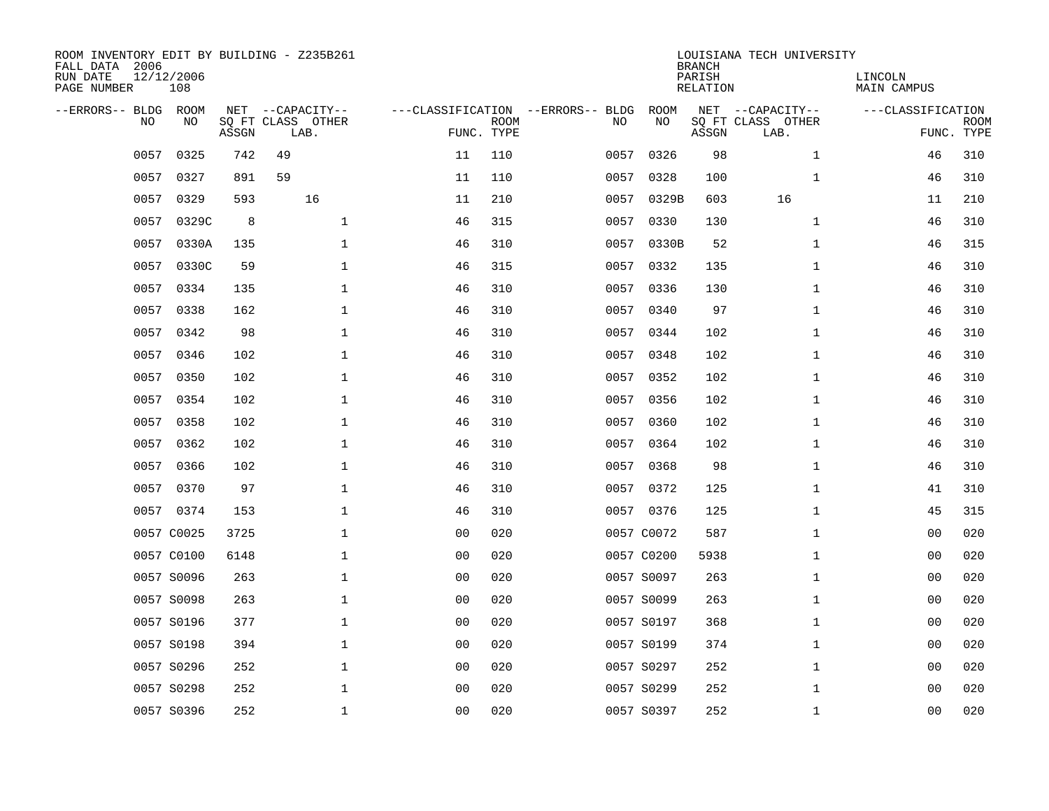ROOM INVENTORY EDIT BY BUILDING - Z235B261
FALL DATA 2006
RUN DATE 12/12/2006
PAGE NUMBER 108

LOUISIANA TECH UNIVERSITY
BRANCH
PARISH LINCOLN
RELATION MAIN CAMPUS

| --ERRORS-- | BLDG NO | ROOM NO | NET SQ FT ASSGN | CAPACITY CLASS LAB. | CAPACITY OTHER | CLASSIFICATION FUNC. | ROOM TYPE | --ERRORS-- | BLDG NO | ROOM NO | NET SQ FT ASSGN | CAPACITY CLASS LAB. | CAPACITY OTHER | CLASSIFICATION FUNC. | ROOM TYPE |
|---|---|---|---|---|---|---|---|---|---|---|---|---|---|---|---|
| | 0057 | 0325 | 742 | 49 | | 11 | 110 | | 0057 | 0326 | 98 | | 1 | 46 | 310 |
| | 0057 | 0327 | 891 | 59 | | 11 | 110 | | 0057 | 0328 | 100 | | 1 | 46 | 310 |
| | 0057 | 0329 | 593 | 16 | | 11 | 210 | | 0057 | 0329B | 603 | 16 | | 11 | 210 |
| | 0057 | 0329C | 8 | | 1 | 46 | 315 | | 0057 | 0330 | 130 | | 1 | 46 | 310 |
| | 0057 | 0330A | 135 | | 1 | 46 | 310 | | 0057 | 0330B | 52 | | 1 | 46 | 315 |
| | 0057 | 0330C | 59 | | 1 | 46 | 315 | | 0057 | 0332 | 135 | | 1 | 46 | 310 |
| | 0057 | 0334 | 135 | | 1 | 46 | 310 | | 0057 | 0336 | 130 | | 1 | 46 | 310 |
| | 0057 | 0338 | 162 | | 1 | 46 | 310 | | 0057 | 0340 | 97 | | 1 | 46 | 310 |
| | 0057 | 0342 | 98 | | 1 | 46 | 310 | | 0057 | 0344 | 102 | | 1 | 46 | 310 |
| | 0057 | 0346 | 102 | | 1 | 46 | 310 | | 0057 | 0348 | 102 | | 1 | 46 | 310 |
| | 0057 | 0350 | 102 | | 1 | 46 | 310 | | 0057 | 0352 | 102 | | 1 | 46 | 310 |
| | 0057 | 0354 | 102 | | 1 | 46 | 310 | | 0057 | 0356 | 102 | | 1 | 46 | 310 |
| | 0057 | 0358 | 102 | | 1 | 46 | 310 | | 0057 | 0360 | 102 | | 1 | 46 | 310 |
| | 0057 | 0362 | 102 | | 1 | 46 | 310 | | 0057 | 0364 | 102 | | 1 | 46 | 310 |
| | 0057 | 0366 | 102 | | 1 | 46 | 310 | | 0057 | 0368 | 98 | | 1 | 46 | 310 |
| | 0057 | 0370 | 97 | | 1 | 46 | 310 | | 0057 | 0372 | 125 | | 1 | 41 | 310 |
| | 0057 | 0374 | 153 | | 1 | 46 | 310 | | 0057 | 0376 | 125 | | 1 | 45 | 315 |
| | 0057 | C0025 | 3725 | | 1 | 00 | 020 | | 0057 | C0072 | 587 | | 1 | 00 | 020 |
| | 0057 | C0100 | 6148 | | 1 | 00 | 020 | | 0057 | C0200 | 5938 | | 1 | 00 | 020 |
| | 0057 | S0096 | 263 | | 1 | 00 | 020 | | 0057 | S0097 | 263 | | 1 | 00 | 020 |
| | 0057 | S0098 | 263 | | 1 | 00 | 020 | | 0057 | S0099 | 263 | | 1 | 00 | 020 |
| | 0057 | S0196 | 377 | | 1 | 00 | 020 | | 0057 | S0197 | 368 | | 1 | 00 | 020 |
| | 0057 | S0198 | 394 | | 1 | 00 | 020 | | 0057 | S0199 | 374 | | 1 | 00 | 020 |
| | 0057 | S0296 | 252 | | 1 | 00 | 020 | | 0057 | S0297 | 252 | | 1 | 00 | 020 |
| | 0057 | S0298 | 252 | | 1 | 00 | 020 | | 0057 | S0299 | 252 | | 1 | 00 | 020 |
| | 0057 | S0396 | 252 | | 1 | 00 | 020 | | 0057 | S0397 | 252 | | 1 | 00 | 020 |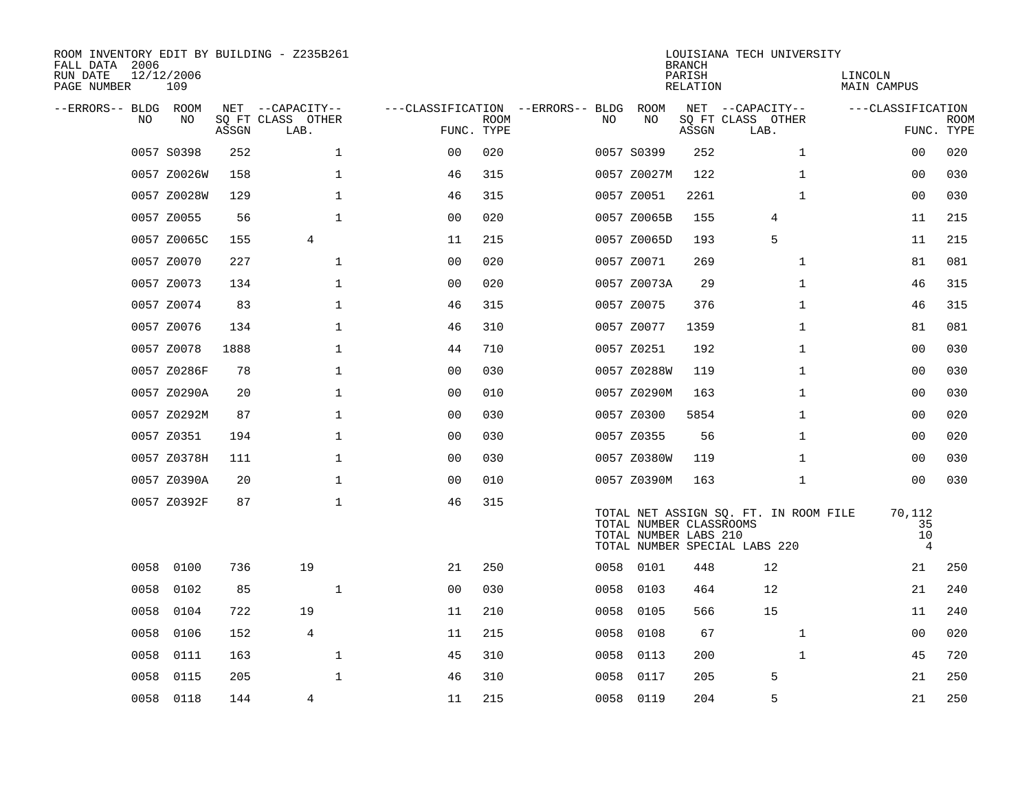ROOM INVENTORY EDIT BY BUILDING - Z235B261
FALL DATA 2006
RUN DATE 12/12/2006
PAGE NUMBER 109

LOUISIANA TECH UNIVERSITY
BRANCH
PARISH LINCOLN
RELATION MAIN CAMPUS

| --ERRORS-- | BLDG NO | ROOM NO | NET SQ FT ASSGN | CAPACITY CLASS LAB. | CAPACITY OTHER | CLASSIFICATION FUNC. | ROOM TYPE | --ERRORS-- | BLDG NO | ROOM NO | NET SQ FT ASSGN | CAPACITY CLASS LAB. | CAPACITY OTHER | CLASSIFICATION FUNC. | ROOM TYPE |
|---|---|---|---|---|---|---|---|---|---|---|---|---|---|---|---|
| | 0057 | S0398 | 252 | | 1 | 00 | 020 | | 0057 | S0399 | 252 | | 1 | 00 | 020 |
| | 0057 | Z0026W | 158 | | 1 | 46 | 315 | | 0057 | Z0027M | 122 | | 1 | 00 | 030 |
| | 0057 | Z0028W | 129 | | 1 | 46 | 315 | | 0057 | Z0051 | 2261 | | 1 | 00 | 030 |
| | 0057 | Z0055 | 56 | | 1 | 00 | 020 | | 0057 | Z0065B | 155 | 4 | | 11 | 215 |
| | 0057 | Z0065C | 155 | 4 | | 11 | 215 | | 0057 | Z0065D | 193 | 5 | | 11 | 215 |
| | 0057 | Z0070 | 227 | | 1 | 00 | 020 | | 0057 | Z0071 | 269 | | 1 | 81 | 081 |
| | 0057 | Z0073 | 134 | | 1 | 00 | 020 | | 0057 | Z0073A | 29 | | 1 | 46 | 315 |
| | 0057 | Z0074 | 83 | | 1 | 46 | 315 | | 0057 | Z0075 | 376 | | 1 | 46 | 315 |
| | 0057 | Z0076 | 134 | | 1 | 46 | 310 | | 0057 | Z0077 | 1359 | | 1 | 81 | 081 |
| | 0057 | Z0078 | 1888 | | 1 | 44 | 710 | | 0057 | Z0251 | 192 | | 1 | 00 | 030 |
| | 0057 | Z0286F | 78 | | 1 | 00 | 030 | | 0057 | Z0288W | 119 | | 1 | 00 | 030 |
| | 0057 | Z0290A | 20 | | 1 | 00 | 010 | | 0057 | Z0290M | 163 | | 1 | 00 | 030 |
| | 0057 | Z0292M | 87 | | 1 | 00 | 030 | | 0057 | Z0300 | 5854 | | 1 | 00 | 020 |
| | 0057 | Z0351 | 194 | | 1 | 00 | 030 | | 0057 | Z0355 | 56 | | 1 | 00 | 020 |
| | 0057 | Z0378H | 111 | | 1 | 00 | 030 | | 0057 | Z0380W | 119 | | 1 | 00 | 030 |
| | 0057 | Z0390A | 20 | | 1 | 00 | 010 | | 0057 | Z0390M | 163 | | 1 | 00 | 030 |
| | 0057 | Z0392F | 87 | | 1 | 46 | 315 | | | | | | | | |

TOTAL NET ASSIGN SQ. FT. IN ROOM FILE 70,112
TOTAL NUMBER CLASSROOMS 35
TOTAL NUMBER LABS 210 10
TOTAL NUMBER SPECIAL LABS 220 4

| --ERRORS-- | BLDG NO | ROOM NO | NET SQ FT ASSGN | CAPACITY CLASS LAB. | CAPACITY OTHER | CLASSIFICATION FUNC. | ROOM TYPE | --ERRORS-- | BLDG NO | ROOM NO | NET SQ FT ASSGN | CAPACITY CLASS LAB. | CAPACITY OTHER | CLASSIFICATION FUNC. | ROOM TYPE |
|---|---|---|---|---|---|---|---|---|---|---|---|---|---|---|---|
| | 0058 | 0100 | 736 | 19 | | 21 | 250 | | 0058 | 0101 | 448 | 12 | | 21 | 250 |
| | 0058 | 0102 | 85 | | 1 | 00 | 030 | | 0058 | 0103 | 464 | 12 | | 21 | 240 |
| | 0058 | 0104 | 722 | 19 | | 11 | 210 | | 0058 | 0105 | 566 | 15 | | 11 | 240 |
| | 0058 | 0106 | 152 | 4 | | 11 | 215 | | 0058 | 0108 | 67 | | 1 | 00 | 020 |
| | 0058 | 0111 | 163 | | 1 | 45 | 310 | | 0058 | 0113 | 200 | | 1 | 45 | 720 |
| | 0058 | 0115 | 205 | | 1 | 46 | 310 | | 0058 | 0117 | 205 | 5 | | 21 | 250 |
| | 0058 | 0118 | 144 | 4 | | 11 | 215 | | 0058 | 0119 | 204 | 5 | | 21 | 250 |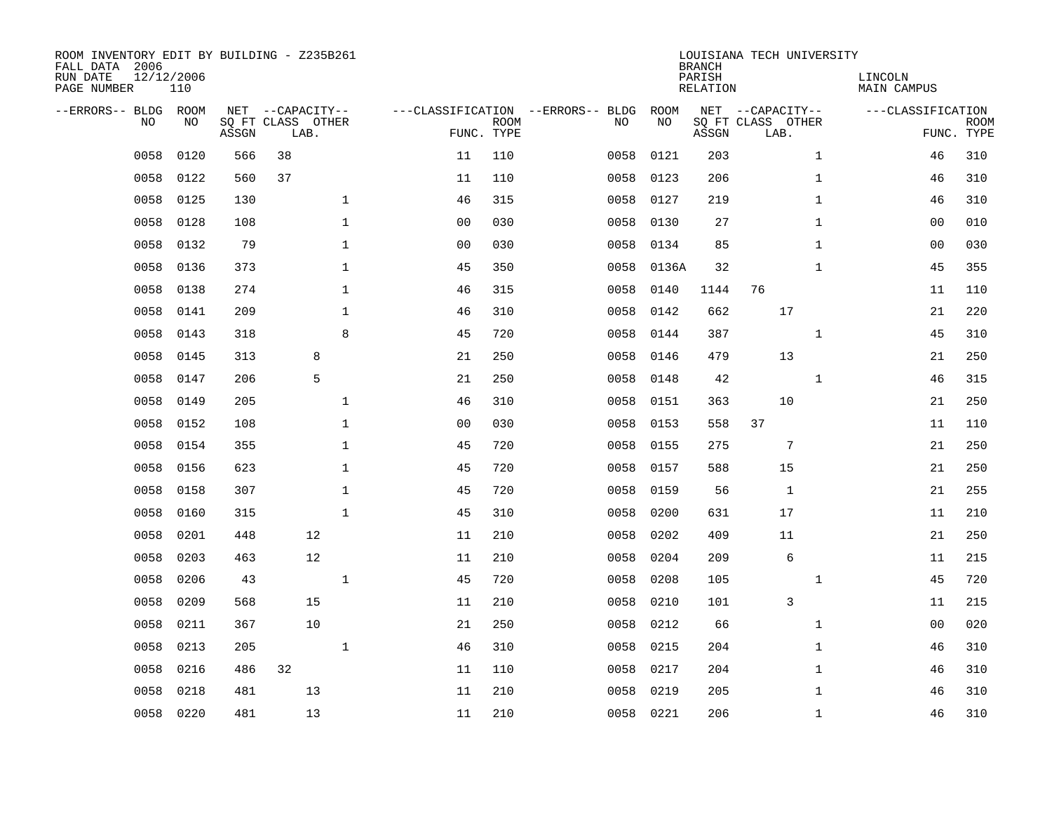ROOM INVENTORY EDIT BY BUILDING - Z235B261
FALL DATA 2006
RUN DATE 12/12/2006
PAGE NUMBER 110

LOUISIANA TECH UNIVERSITY
BRANCH
PARISH LINCOLN
RELATION MAIN CAMPUS

| --ERRORS-- | BLDG NO | ROOM NO | NET SQ FT ASSGN | CAPACITY CLASS LAB. | CAPACITY OTHER | CLASSIFICATION FUNC. | ROOM TYPE | --ERRORS-- | BLDG NO | ROOM NO | NET SQ FT ASSGN | CAPACITY CLASS LAB. | CAPACITY OTHER | CLASSIFICATION FUNC. | ROOM TYPE |
|---|---|---|---|---|---|---|---|---|---|---|---|---|---|---|---|
| | 0058 | 0120 | 566 | 38 | | 11 | 110 | | 0058 | 0121 | 203 | | 1 | 46 | 310 |
| | 0058 | 0122 | 560 | 37 | | 11 | 110 | | 0058 | 0123 | 206 | | 1 | 46 | 310 |
| | 0058 | 0125 | 130 | | 1 | 46 | 315 | | 0058 | 0127 | 219 | | 1 | 46 | 310 |
| | 0058 | 0128 | 108 | | 1 | 00 | 030 | | 0058 | 0130 | 27 | | 1 | 00 | 010 |
| | 0058 | 0132 | 79 | | 1 | 00 | 030 | | 0058 | 0134 | 85 | | 1 | 00 | 030 |
| | 0058 | 0136 | 373 | | 1 | 45 | 350 | | 0058 | 0136A | 32 | | 1 | 45 | 355 |
| | 0058 | 0138 | 274 | | 1 | 46 | 315 | | 0058 | 0140 | 1144 | 76 | | 11 | 110 |
| | 0058 | 0141 | 209 | | 1 | 46 | 310 | | 0058 | 0142 | 662 | 17 | | 21 | 220 |
| | 0058 | 0143 | 318 | | 8 | 45 | 720 | | 0058 | 0144 | 387 | | 1 | 45 | 310 |
| | 0058 | 0145 | 313 | 8 | | 21 | 250 | | 0058 | 0146 | 479 | 13 | | 21 | 250 |
| | 0058 | 0147 | 206 | 5 | | 21 | 250 | | 0058 | 0148 | 42 | | 1 | 46 | 315 |
| | 0058 | 0149 | 205 | | 1 | 46 | 310 | | 0058 | 0151 | 363 | 10 | | 21 | 250 |
| | 0058 | 0152 | 108 | | 1 | 00 | 030 | | 0058 | 0153 | 558 | 37 | | 11 | 110 |
| | 0058 | 0154 | 355 | | 1 | 45 | 720 | | 0058 | 0155 | 275 | 7 | | 21 | 250 |
| | 0058 | 0156 | 623 | | 1 | 45 | 720 | | 0058 | 0157 | 588 | 15 | | 21 | 250 |
| | 0058 | 0158 | 307 | | 1 | 45 | 720 | | 0058 | 0159 | 56 | 1 | | 21 | 255 |
| | 0058 | 0160 | 315 | | 1 | 45 | 310 | | 0058 | 0200 | 631 | 17 | | 11 | 210 |
| | 0058 | 0201 | 448 | 12 | | 11 | 210 | | 0058 | 0202 | 409 | 11 | | 21 | 250 |
| | 0058 | 0203 | 463 | 12 | | 11 | 210 | | 0058 | 0204 | 209 | 6 | | 11 | 215 |
| | 0058 | 0206 | 43 | | 1 | 45 | 720 | | 0058 | 0208 | 105 | | 1 | 45 | 720 |
| | 0058 | 0209 | 568 | 15 | | 11 | 210 | | 0058 | 0210 | 101 | 3 | | 11 | 215 |
| | 0058 | 0211 | 367 | 10 | | 21 | 250 | | 0058 | 0212 | 66 | | 1 | 00 | 020 |
| | 0058 | 0213 | 205 | | 1 | 46 | 310 | | 0058 | 0215 | 204 | | 1 | 46 | 310 |
| | 0058 | 0216 | 486 | 32 | | 11 | 110 | | 0058 | 0217 | 204 | | 1 | 46 | 310 |
| | 0058 | 0218 | 481 | 13 | | 11 | 210 | | 0058 | 0219 | 205 | | 1 | 46 | 310 |
| | 0058 | 0220 | 481 | 13 | | 11 | 210 | | 0058 | 0221 | 206 | | 1 | 46 | 310 |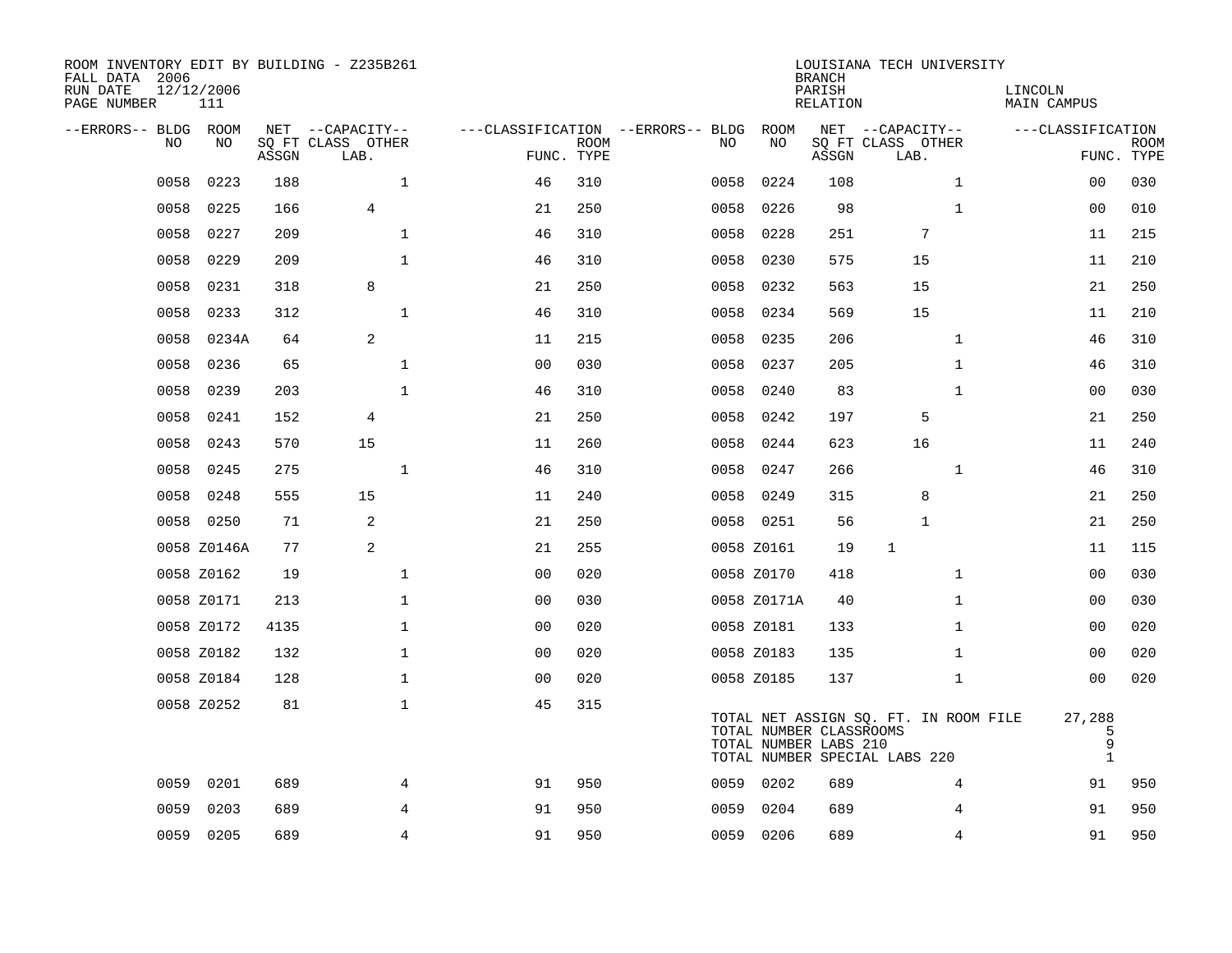ROOM INVENTORY EDIT BY BUILDING - Z235B261
FALL DATA 2006
RUN DATE 12/12/2006
PAGE NUMBER 111

LOUISIANA TECH UNIVERSITY
BRANCH
PARISH LINCOLN
RELATION MAIN CAMPUS

| --ERRORS-- | BLDG NO | ROOM NO | NET SQ FT ASSGN | CAPACITY CLASS LAB. | CAPACITY OTHER | FUNC. | ROOM TYPE | --ERRORS-- | BLDG NO | ROOM NO | NET SQ FT ASSGN | CAPACITY CLASS LAB. | CAPACITY OTHER | FUNC. | ROOM TYPE |
|---|---|---|---|---|---|---|---|---|---|---|---|---|---|---|---|
| | 0058 | 0223 | 188 | | 1 | 46 | 310 | | 0058 | 0224 | 108 | | 1 | 00 | 030 |
| | 0058 | 0225 | 166 | 4 | | 21 | 250 | | 0058 | 0226 | 98 | | 1 | 00 | 010 |
| | 0058 | 0227 | 209 | | 1 | 46 | 310 | | 0058 | 0228 | 251 | 7 | | 11 | 215 |
| | 0058 | 0229 | 209 | | 1 | 46 | 310 | | 0058 | 0230 | 575 | 15 | | 11 | 210 |
| | 0058 | 0231 | 318 | 8 | | 21 | 250 | | 0058 | 0232 | 563 | 15 | | 21 | 250 |
| | 0058 | 0233 | 312 | | 1 | 46 | 310 | | 0058 | 0234 | 569 | 15 | | 11 | 210 |
| | 0058 | 0234A | 64 | 2 | | 11 | 215 | | 0058 | 0235 | 206 | | 1 | 46 | 310 |
| | 0058 | 0236 | 65 | | 1 | 00 | 030 | | 0058 | 0237 | 205 | | 1 | 46 | 310 |
| | 0058 | 0239 | 203 | | 1 | 46 | 310 | | 0058 | 0240 | 83 | | 1 | 00 | 030 |
| | 0058 | 0241 | 152 | 4 | | 21 | 250 | | 0058 | 0242 | 197 | 5 | | 21 | 250 |
| | 0058 | 0243 | 570 | 15 | | 11 | 260 | | 0058 | 0244 | 623 | 16 | | 11 | 240 |
| | 0058 | 0245 | 275 | | 1 | 46 | 310 | | 0058 | 0247 | 266 | | 1 | 46 | 310 |
| | 0058 | 0248 | 555 | 15 | | 11 | 240 | | 0058 | 0249 | 315 | 8 | | 21 | 250 |
| | 0058 | 0250 | 71 | 2 | | 21 | 250 | | 0058 | 0251 | 56 | 1 | | 21 | 250 |
| | 0058 | Z0146A | 77 | 2 | | 21 | 255 | | 0058 | Z0161 | 19 | 1 | | 11 | 115 |
| | 0058 | Z0162 | 19 | | 1 | 00 | 020 | | 0058 | Z0170 | 418 | | 1 | 00 | 030 |
| | 0058 | Z0171 | 213 | | 1 | 00 | 030 | | 0058 | Z0171A | 40 | | 1 | 00 | 030 |
| | 0058 | Z0172 | 4135 | | 1 | 00 | 020 | | 0058 | Z0181 | 133 | | 1 | 00 | 020 |
| | 0058 | Z0182 | 132 | | 1 | 00 | 020 | | 0058 | Z0183 | 135 | | 1 | 00 | 020 |
| | 0058 | Z0184 | 128 | | 1 | 00 | 020 | | 0058 | Z0185 | 137 | | 1 | 00 | 020 |
| | 0058 | Z0252 | 81 | | 1 | 45 | 315 | | | | | | | | |

TOTAL NET ASSIGN SQ. FT. IN ROOM FILE 27,288
TOTAL NUMBER CLASSROOMS 5
TOTAL NUMBER LABS 210 9
TOTAL NUMBER SPECIAL LABS 220 1

| --ERRORS-- | BLDG NO | ROOM NO | NET SQ FT ASSGN | CAPACITY CLASS LAB. | CAPACITY OTHER | FUNC. | ROOM TYPE | --ERRORS-- | BLDG NO | ROOM NO | NET SQ FT ASSGN | CAPACITY CLASS LAB. | CAPACITY OTHER | FUNC. | ROOM TYPE |
|---|---|---|---|---|---|---|---|---|---|---|---|---|---|---|---|
| | 0059 | 0201 | 689 | | 4 | 91 | 950 | | 0059 | 0202 | 689 | | 4 | 91 | 950 |
| | 0059 | 0203 | 689 | | 4 | 91 | 950 | | 0059 | 0204 | 689 | | 4 | 91 | 950 |
| | 0059 | 0205 | 689 | | 4 | 91 | 950 | | 0059 | 0206 | 689 | | 4 | 91 | 950 |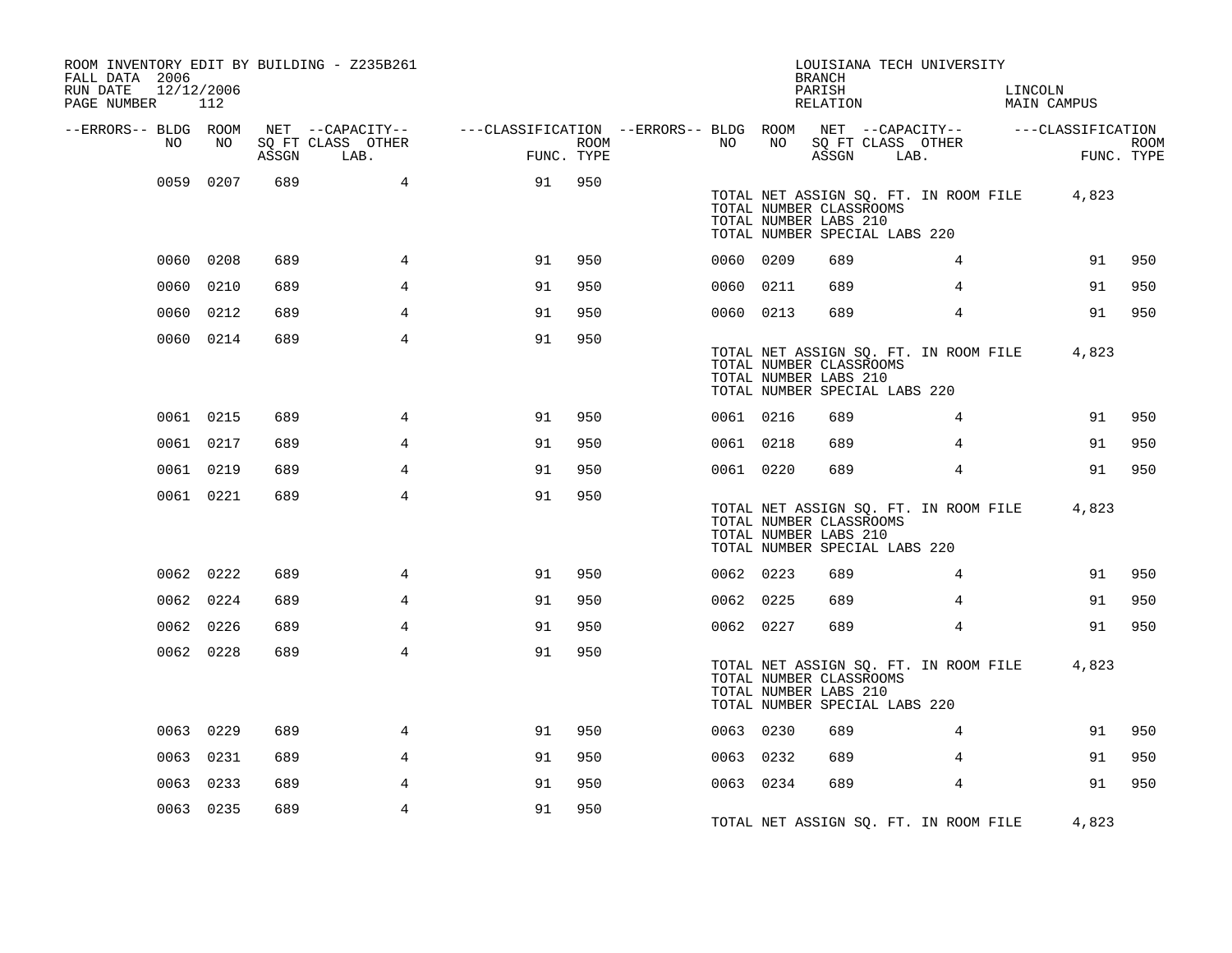ROOM INVENTORY EDIT BY BUILDING - Z235B261
FALL DATA 2006
RUN DATE 12/12/2006
PAGE NUMBER 112

LOUISIANA TECH UNIVERSITY
BRANCH
PARISH LINCOLN
RELATION MAIN CAMPUS

| --ERRORS-- | BLDG NO | ROOM NO | NET SQ FT ASSGN | --CAPACITY-- CLASS LAB. | OTHER | ---CLASSIFICATION FUNC. | ROOM TYPE | --ERRORS-- | BLDG NO | ROOM NO | NET SQ FT ASSGN | --CAPACITY-- CLASS LAB. | OTHER | ---CLASSIFICATION FUNC. | ROOM TYPE |
|---|---|---|---|---|---|---|---|---|---|---|---|---|---|---|---|
| | 0059 | 0207 | 689 | | 4 | 91 | 950 | | | | | | | | |
| | | | | | | | | | TOTAL NET ASSIGN SQ. FT. IN ROOM FILE | | | | | 4,823 | |
| | | | | | | | | | TOTAL NUMBER CLASSROOMS | | | | | | |
| | | | | | | | | | TOTAL NUMBER LABS 210 | | | | | | |
| | | | | | | | | | TOTAL NUMBER SPECIAL LABS 220 | | | | | | |
| | 0060 | 0208 | 689 | | 4 | 91 | 950 | | 0060 | 0209 | 689 | | 4 | 91 | 950 |
| | 0060 | 0210 | 689 | | 4 | 91 | 950 | | 0060 | 0211 | 689 | | 4 | 91 | 950 |
| | 0060 | 0212 | 689 | | 4 | 91 | 950 | | 0060 | 0213 | 689 | | 4 | 91 | 950 |
| | 0060 | 0214 | 689 | | 4 | 91 | 950 | | | | | | | | |
| | | | | | | | | | TOTAL NET ASSIGN SQ. FT. IN ROOM FILE | | | | | 4,823 | |
| | | | | | | | | | TOTAL NUMBER CLASSROOMS | | | | | | |
| | | | | | | | | | TOTAL NUMBER LABS 210 | | | | | | |
| | | | | | | | | | TOTAL NUMBER SPECIAL LABS 220 | | | | | | |
| | 0061 | 0215 | 689 | | 4 | 91 | 950 | | 0061 | 0216 | 689 | | 4 | 91 | 950 |
| | 0061 | 0217 | 689 | | 4 | 91 | 950 | | 0061 | 0218 | 689 | | 4 | 91 | 950 |
| | 0061 | 0219 | 689 | | 4 | 91 | 950 | | 0061 | 0220 | 689 | | 4 | 91 | 950 |
| | 0061 | 0221 | 689 | | 4 | 91 | 950 | | | | | | | | |
| | | | | | | | | | TOTAL NET ASSIGN SQ. FT. IN ROOM FILE | | | | | 4,823 | |
| | | | | | | | | | TOTAL NUMBER CLASSROOMS | | | | | | |
| | | | | | | | | | TOTAL NUMBER LABS 210 | | | | | | |
| | | | | | | | | | TOTAL NUMBER SPECIAL LABS 220 | | | | | | |
| | 0062 | 0222 | 689 | | 4 | 91 | 950 | | 0062 | 0223 | 689 | | 4 | 91 | 950 |
| | 0062 | 0224 | 689 | | 4 | 91 | 950 | | 0062 | 0225 | 689 | | 4 | 91 | 950 |
| | 0062 | 0226 | 689 | | 4 | 91 | 950 | | 0062 | 0227 | 689 | | 4 | 91 | 950 |
| | 0062 | 0228 | 689 | | 4 | 91 | 950 | | | | | | | | |
| | | | | | | | | | TOTAL NET ASSIGN SQ. FT. IN ROOM FILE | | | | | 4,823 | |
| | | | | | | | | | TOTAL NUMBER CLASSROOMS | | | | | | |
| | | | | | | | | | TOTAL NUMBER LABS 210 | | | | | | |
| | | | | | | | | | TOTAL NUMBER SPECIAL LABS 220 | | | | | | |
| | 0063 | 0229 | 689 | | 4 | 91 | 950 | | 0063 | 0230 | 689 | | 4 | 91 | 950 |
| | 0063 | 0231 | 689 | | 4 | 91 | 950 | | 0063 | 0232 | 689 | | 4 | 91 | 950 |
| | 0063 | 0233 | 689 | | 4 | 91 | 950 | | 0063 | 0234 | 689 | | 4 | 91 | 950 |
| | 0063 | 0235 | 689 | | 4 | 91 | 950 | | | | | | | | |
| | | | | | | | | | TOTAL NET ASSIGN SQ. FT. IN ROOM FILE | | | | | 4,823 | |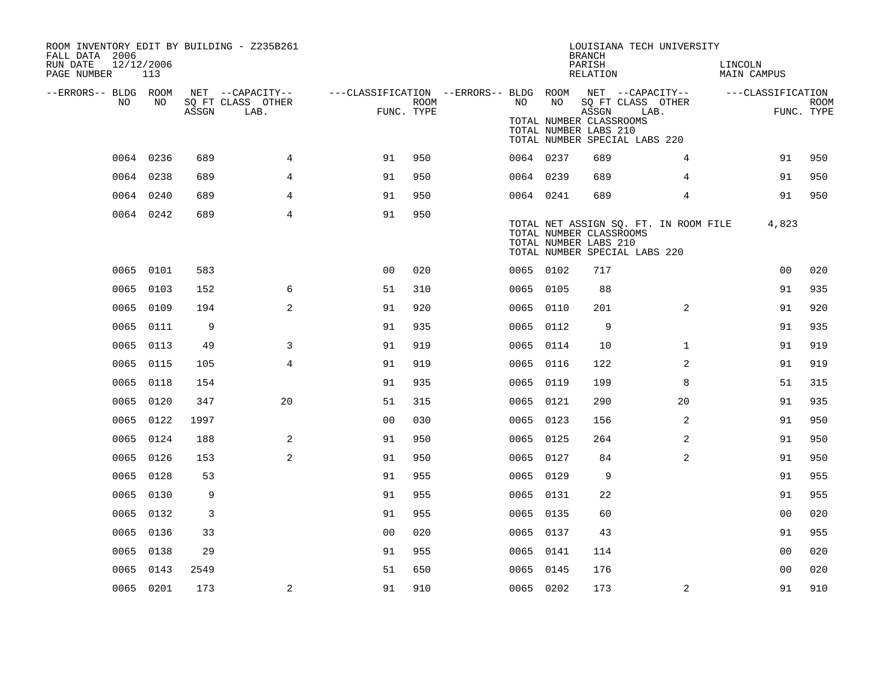ROOM INVENTORY EDIT BY BUILDING - Z235B261
FALL DATA 2006
RUN DATE 12/12/2006

LOUISIANA TECH UNIVERSITY
BRANCH
PARISH LINCOLN
RELATION MAIN CAMPUS

| --ERRORS-- | BLDG NO | ROOM NO | NET SQ FT ASSGN | --CAPACITY-- CLASS LAB. | OTHER | ---CLASSIFICATION FUNC. | ROOM TYPE | --ERRORS-- | BLDG NO | ROOM NO | NET SQ FT ASSGN | --CAPACITY-- CLASS LAB. | OTHER | ---CLASSIFICATION FUNC. | ROOM TYPE |
|---|---|---|---|---|---|---|---|---|---|---|---|---|---|---|---|
| | | | | | | | | | TOTAL NUMBER CLASSROOMS | | | | | | |
| | | | | | | | | | TOTAL NUMBER LABS 210 | | | | | | |
| | | | | | | | | | TOTAL NUMBER SPECIAL LABS 220 | | | | | | |
| | 0064 | 0236 | 689 | | 4 | 91 | 950 | | 0064 | 0237 | 689 | | 4 | 91 | 950 |
| | 0064 | 0238 | 689 | | 4 | 91 | 950 | | 0064 | 0239 | 689 | | 4 | 91 | 950 |
| | 0064 | 0240 | 689 | | 4 | 91 | 950 | | 0064 | 0241 | 689 | | 4 | 91 | 950 |
| | 0064 | 0242 | 689 | | 4 | 91 | 950 | | | | | | | | |
| | | | | | | | | | TOTAL NET ASSIGN SQ. FT. IN ROOM FILE | | 4,823 | | | | |
| | | | | | | | | | TOTAL NUMBER CLASSROOMS | | | | | | |
| | | | | | | | | | TOTAL NUMBER LABS 210 | | | | | | |
| | | | | | | | | | TOTAL NUMBER SPECIAL LABS 220 | | | | | | |
| | 0065 | 0101 | 583 | | | 00 | 020 | | 0065 | 0102 | 717 | | | 00 | 020 |
| | 0065 | 0103 | 152 | | 6 | 51 | 310 | | 0065 | 0105 | 88 | | | 91 | 935 |
| | 0065 | 0109 | 194 | | 2 | 91 | 920 | | 0065 | 0110 | 201 | | 2 | 91 | 920 |
| | 0065 | 0111 | 9 | | | 91 | 935 | | 0065 | 0112 | 9 | | | 91 | 935 |
| | 0065 | 0113 | 49 | | 3 | 91 | 919 | | 0065 | 0114 | 10 | | 1 | 91 | 919 |
| | 0065 | 0115 | 105 | | 4 | 91 | 919 | | 0065 | 0116 | 122 | | 2 | 91 | 919 |
| | 0065 | 0118 | 154 | | | 91 | 935 | | 0065 | 0119 | 199 | | 8 | 51 | 315 |
| | 0065 | 0120 | 347 | | 20 | 51 | 315 | | 0065 | 0121 | 290 | | 20 | 91 | 935 |
| | 0065 | 0122 | 1997 | | | 00 | 030 | | 0065 | 0123 | 156 | | 2 | 91 | 950 |
| | 0065 | 0124 | 188 | | 2 | 91 | 950 | | 0065 | 0125 | 264 | | 2 | 91 | 950 |
| | 0065 | 0126 | 153 | | 2 | 91 | 950 | | 0065 | 0127 | 84 | | 2 | 91 | 950 |
| | 0065 | 0128 | 53 | | | 91 | 955 | | 0065 | 0129 | 9 | | | 91 | 955 |
| | 0065 | 0130 | 9 | | | 91 | 955 | | 0065 | 0131 | 22 | | | 91 | 955 |
| | 0065 | 0132 | 3 | | | 91 | 955 | | 0065 | 0135 | 60 | | | 00 | 020 |
| | 0065 | 0136 | 33 | | | 00 | 020 | | 0065 | 0137 | 43 | | | 91 | 955 |
| | 0065 | 0138 | 29 | | | 91 | 955 | | 0065 | 0141 | 114 | | | 00 | 020 |
| | 0065 | 0143 | 2549 | | | 51 | 650 | | 0065 | 0145 | 176 | | | 00 | 020 |
| | 0065 | 0201 | 173 | | 2 | 91 | 910 | | 0065 | 0202 | 173 | | 2 | 91 | 910 |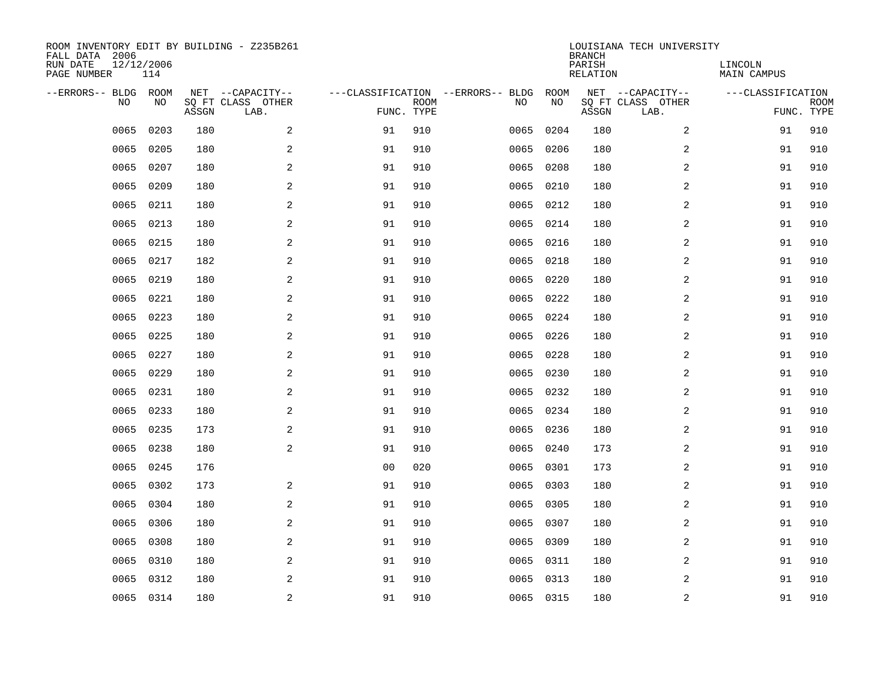ROOM INVENTORY EDIT BY BUILDING - Z235B261
FALL DATA 2006
RUN DATE 12/12/2006
PAGE NUMBER 114

LOUISIANA TECH UNIVERSITY
BRANCH
PARISH LINCOLN
RELATION MAIN CAMPUS

| --ERRORS-- | BLDG NO | ROOM NO | NET SQ FT ASSGN | --CAPACITY-- CLASS LAB. | OTHER | ---CLASSIFICATION FUNC. | ROOM TYPE | --ERRORS-- | BLDG NO | ROOM NO | NET SQ FT ASSGN | --CAPACITY-- CLASS LAB. | OTHER | ---CLASSIFICATION FUNC. | ROOM TYPE |
|---|---|---|---|---|---|---|---|---|---|---|---|---|---|---|---|
| | 0065 | 0203 | 180 | | 2 | 91 | 910 | | 0065 | 0204 | 180 | | 2 | 91 | 910 |
| | 0065 | 0205 | 180 | | 2 | 91 | 910 | | 0065 | 0206 | 180 | | 2 | 91 | 910 |
| | 0065 | 0207 | 180 | | 2 | 91 | 910 | | 0065 | 0208 | 180 | | 2 | 91 | 910 |
| | 0065 | 0209 | 180 | | 2 | 91 | 910 | | 0065 | 0210 | 180 | | 2 | 91 | 910 |
| | 0065 | 0211 | 180 | | 2 | 91 | 910 | | 0065 | 0212 | 180 | | 2 | 91 | 910 |
| | 0065 | 0213 | 180 | | 2 | 91 | 910 | | 0065 | 0214 | 180 | | 2 | 91 | 910 |
| | 0065 | 0215 | 180 | | 2 | 91 | 910 | | 0065 | 0216 | 180 | | 2 | 91 | 910 |
| | 0065 | 0217 | 182 | | 2 | 91 | 910 | | 0065 | 0218 | 180 | | 2 | 91 | 910 |
| | 0065 | 0219 | 180 | | 2 | 91 | 910 | | 0065 | 0220 | 180 | | 2 | 91 | 910 |
| | 0065 | 0221 | 180 | | 2 | 91 | 910 | | 0065 | 0222 | 180 | | 2 | 91 | 910 |
| | 0065 | 0223 | 180 | | 2 | 91 | 910 | | 0065 | 0224 | 180 | | 2 | 91 | 910 |
| | 0065 | 0225 | 180 | | 2 | 91 | 910 | | 0065 | 0226 | 180 | | 2 | 91 | 910 |
| | 0065 | 0227 | 180 | | 2 | 91 | 910 | | 0065 | 0228 | 180 | | 2 | 91 | 910 |
| | 0065 | 0229 | 180 | | 2 | 91 | 910 | | 0065 | 0230 | 180 | | 2 | 91 | 910 |
| | 0065 | 0231 | 180 | | 2 | 91 | 910 | | 0065 | 0232 | 180 | | 2 | 91 | 910 |
| | 0065 | 0233 | 180 | | 2 | 91 | 910 | | 0065 | 0234 | 180 | | 2 | 91 | 910 |
| | 0065 | 0235 | 173 | | 2 | 91 | 910 | | 0065 | 0236 | 180 | | 2 | 91 | 910 |
| | 0065 | 0238 | 180 | | 2 | 91 | 910 | | 0065 | 0240 | 173 | | 2 | 91 | 910 |
| | 0065 | 0245 | 176 | | | 00 | 020 | | 0065 | 0301 | 173 | | 2 | 91 | 910 |
| | 0065 | 0302 | 173 | | 2 | 91 | 910 | | 0065 | 0303 | 180 | | 2 | 91 | 910 |
| | 0065 | 0304 | 180 | | 2 | 91 | 910 | | 0065 | 0305 | 180 | | 2 | 91 | 910 |
| | 0065 | 0306 | 180 | | 2 | 91 | 910 | | 0065 | 0307 | 180 | | 2 | 91 | 910 |
| | 0065 | 0308 | 180 | | 2 | 91 | 910 | | 0065 | 0309 | 180 | | 2 | 91 | 910 |
| | 0065 | 0310 | 180 | | 2 | 91 | 910 | | 0065 | 0311 | 180 | | 2 | 91 | 910 |
| | 0065 | 0312 | 180 | | 2 | 91 | 910 | | 0065 | 0313 | 180 | | 2 | 91 | 910 |
| | 0065 | 0314 | 180 | | 2 | 91 | 910 | | 0065 | 0315 | 180 | | 2 | 91 | 910 |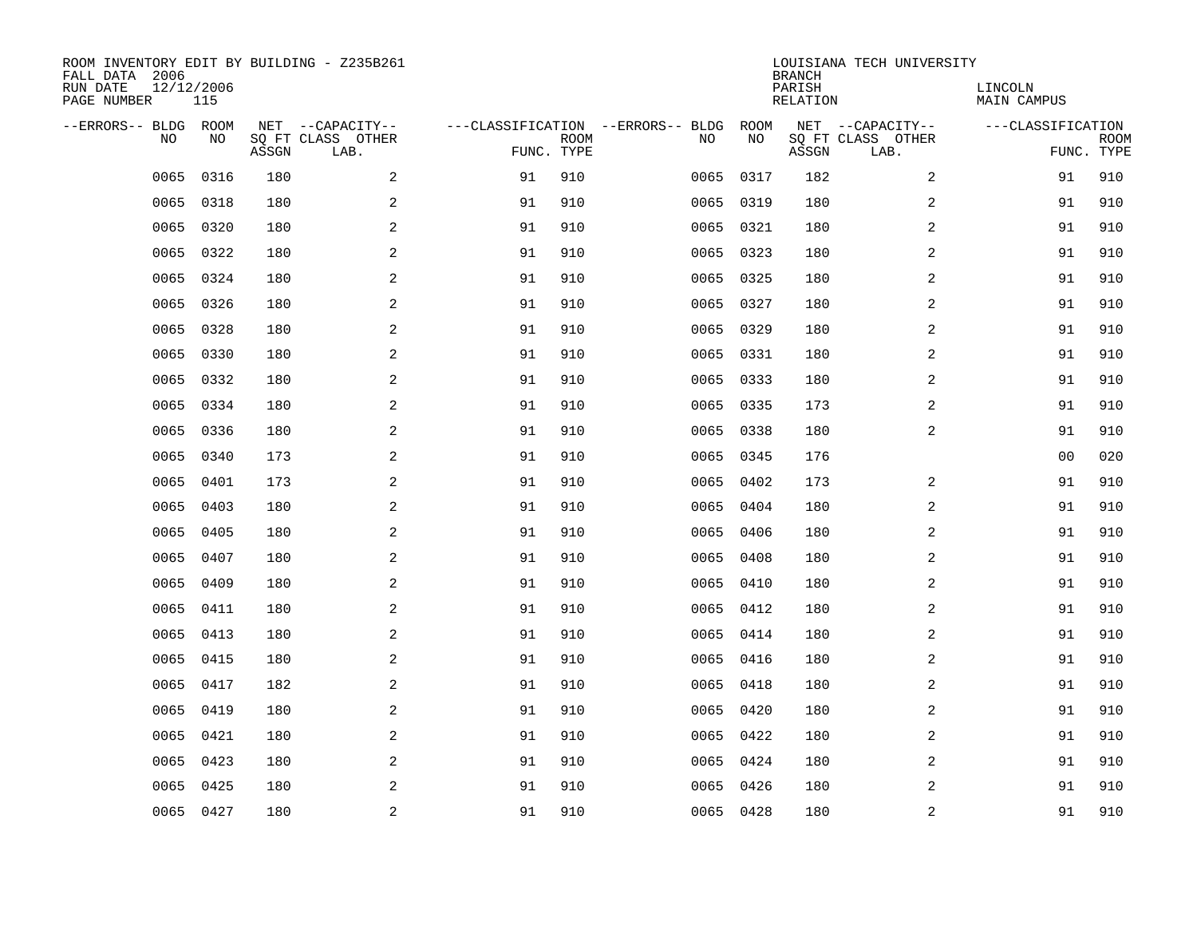ROOM INVENTORY EDIT BY BUILDING - Z235B261
FALL DATA 2006
RUN DATE 12/12/2006
PAGE NUMBER 115

LOUISIANA TECH UNIVERSITY
BRANCH
PARISH LINCOLN
RELATION MAIN CAMPUS

| --ERRORS-- | BLDG NO | ROOM NO | NET SQ FT ASSGN | --CAPACITY-- CLASS LAB. | OTHER | ---CLASSIFICATION FUNC. | ROOM TYPE | --ERRORS-- | BLDG NO | ROOM NO | NET SQ FT ASSGN | --CAPACITY-- CLASS LAB. | OTHER | ---CLASSIFICATION FUNC. | ROOM TYPE |
|---|---|---|---|---|---|---|---|---|---|---|---|---|---|---|---|
| | 0065 | 0316 | 180 | | 2 | 91 | 910 | | 0065 | 0317 | 182 | | 2 | 91 | 910 |
| | 0065 | 0318 | 180 | | 2 | 91 | 910 | | 0065 | 0319 | 180 | | 2 | 91 | 910 |
| | 0065 | 0320 | 180 | | 2 | 91 | 910 | | 0065 | 0321 | 180 | | 2 | 91 | 910 |
| | 0065 | 0322 | 180 | | 2 | 91 | 910 | | 0065 | 0323 | 180 | | 2 | 91 | 910 |
| | 0065 | 0324 | 180 | | 2 | 91 | 910 | | 0065 | 0325 | 180 | | 2 | 91 | 910 |
| | 0065 | 0326 | 180 | | 2 | 91 | 910 | | 0065 | 0327 | 180 | | 2 | 91 | 910 |
| | 0065 | 0328 | 180 | | 2 | 91 | 910 | | 0065 | 0329 | 180 | | 2 | 91 | 910 |
| | 0065 | 0330 | 180 | | 2 | 91 | 910 | | 0065 | 0331 | 180 | | 2 | 91 | 910 |
| | 0065 | 0332 | 180 | | 2 | 91 | 910 | | 0065 | 0333 | 180 | | 2 | 91 | 910 |
| | 0065 | 0334 | 180 | | 2 | 91 | 910 | | 0065 | 0335 | 173 | | 2 | 91 | 910 |
| | 0065 | 0336 | 180 | | 2 | 91 | 910 | | 0065 | 0338 | 180 | | 2 | 91 | 910 |
| | 0065 | 0340 | 173 | | 2 | 91 | 910 | | 0065 | 0345 | 176 | | | 00 | 020 |
| | 0065 | 0401 | 173 | | 2 | 91 | 910 | | 0065 | 0402 | 173 | | 2 | 91 | 910 |
| | 0065 | 0403 | 180 | | 2 | 91 | 910 | | 0065 | 0404 | 180 | | 2 | 91 | 910 |
| | 0065 | 0405 | 180 | | 2 | 91 | 910 | | 0065 | 0406 | 180 | | 2 | 91 | 910 |
| | 0065 | 0407 | 180 | | 2 | 91 | 910 | | 0065 | 0408 | 180 | | 2 | 91 | 910 |
| | 0065 | 0409 | 180 | | 2 | 91 | 910 | | 0065 | 0410 | 180 | | 2 | 91 | 910 |
| | 0065 | 0411 | 180 | | 2 | 91 | 910 | | 0065 | 0412 | 180 | | 2 | 91 | 910 |
| | 0065 | 0413 | 180 | | 2 | 91 | 910 | | 0065 | 0414 | 180 | | 2 | 91 | 910 |
| | 0065 | 0415 | 180 | | 2 | 91 | 910 | | 0065 | 0416 | 180 | | 2 | 91 | 910 |
| | 0065 | 0417 | 182 | | 2 | 91 | 910 | | 0065 | 0418 | 180 | | 2 | 91 | 910 |
| | 0065 | 0419 | 180 | | 2 | 91 | 910 | | 0065 | 0420 | 180 | | 2 | 91 | 910 |
| | 0065 | 0421 | 180 | | 2 | 91 | 910 | | 0065 | 0422 | 180 | | 2 | 91 | 910 |
| | 0065 | 0423 | 180 | | 2 | 91 | 910 | | 0065 | 0424 | 180 | | 2 | 91 | 910 |
| | 0065 | 0425 | 180 | | 2 | 91 | 910 | | 0065 | 0426 | 180 | | 2 | 91 | 910 |
| | 0065 | 0427 | 180 | | 2 | 91 | 910 | | 0065 | 0428 | 180 | | 2 | 91 | 910 |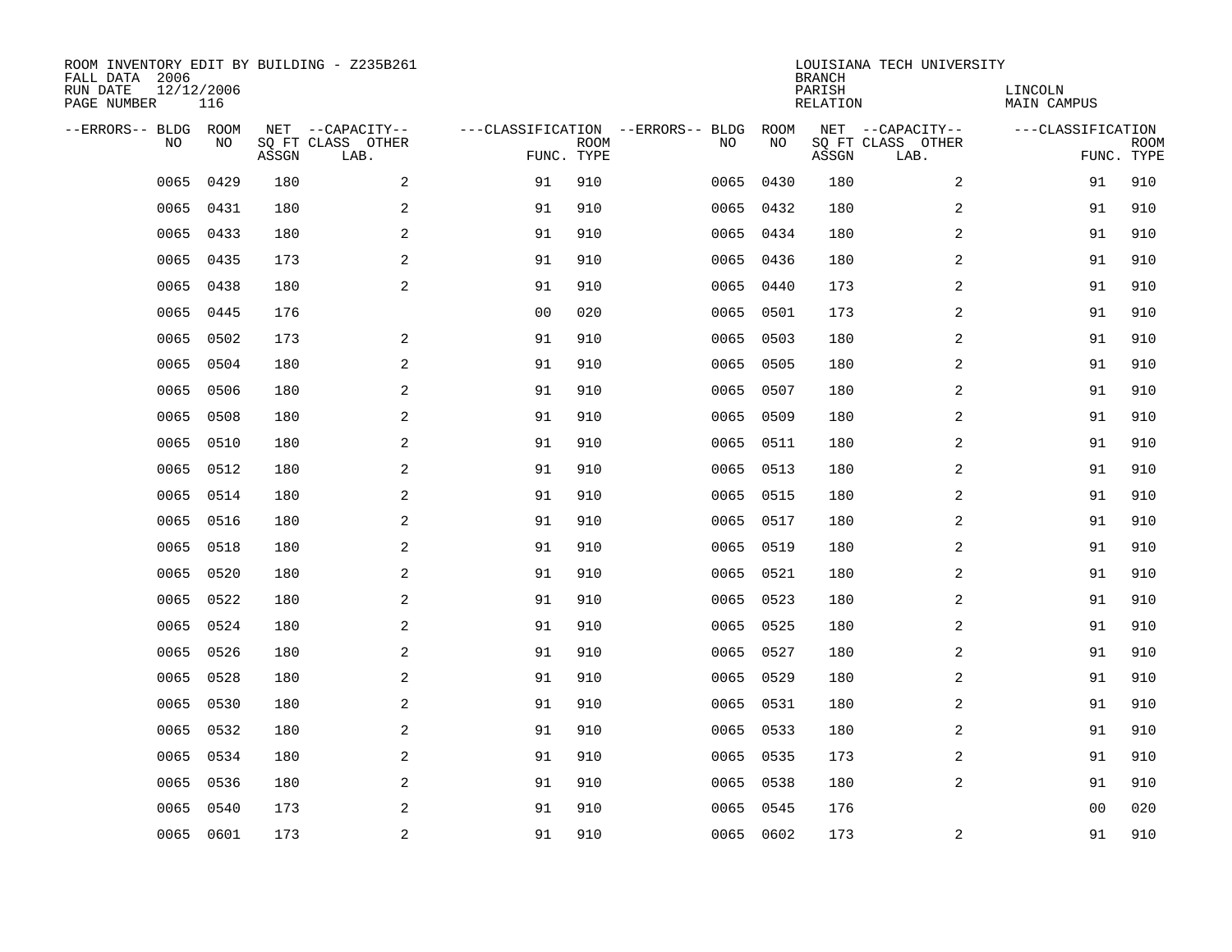ROOM INVENTORY EDIT BY BUILDING - Z235B261
FALL DATA 2006
RUN DATE 12/12/2006
PAGE NUMBER 116

LOUISIANA TECH UNIVERSITY
BRANCH
PARISH LINCOLN
RELATION MAIN CAMPUS

| --ERRORS-- | BLDG NO | ROOM NO | NET SQ FT ASSGN | --CAPACITY-- CLASS LAB. | OTHER | ---CLASSIFICATION FUNC. | ROOM TYPE | --ERRORS-- | BLDG NO | ROOM NO | NET SQ FT ASSGN | --CAPACITY-- CLASS LAB. | OTHER | ---CLASSIFICATION FUNC. | ROOM TYPE |
|---|---|---|---|---|---|---|---|---|---|---|---|---|---|---|---|
| | 0065 | 0429 | 180 | | 2 | 91 | 910 | | 0065 | 0430 | 180 | | 2 | 91 | 910 |
| | 0065 | 0431 | 180 | | 2 | 91 | 910 | | 0065 | 0432 | 180 | | 2 | 91 | 910 |
| | 0065 | 0433 | 180 | | 2 | 91 | 910 | | 0065 | 0434 | 180 | | 2 | 91 | 910 |
| | 0065 | 0435 | 173 | | 2 | 91 | 910 | | 0065 | 0436 | 180 | | 2 | 91 | 910 |
| | 0065 | 0438 | 180 | | 2 | 91 | 910 | | 0065 | 0440 | 173 | | 2 | 91 | 910 |
| | 0065 | 0445 | 176 | | | 00 | 020 | | 0065 | 0501 | 173 | | 2 | 91 | 910 |
| | 0065 | 0502 | 173 | | 2 | 91 | 910 | | 0065 | 0503 | 180 | | 2 | 91 | 910 |
| | 0065 | 0504 | 180 | | 2 | 91 | 910 | | 0065 | 0505 | 180 | | 2 | 91 | 910 |
| | 0065 | 0506 | 180 | | 2 | 91 | 910 | | 0065 | 0507 | 180 | | 2 | 91 | 910 |
| | 0065 | 0508 | 180 | | 2 | 91 | 910 | | 0065 | 0509 | 180 | | 2 | 91 | 910 |
| | 0065 | 0510 | 180 | | 2 | 91 | 910 | | 0065 | 0511 | 180 | | 2 | 91 | 910 |
| | 0065 | 0512 | 180 | | 2 | 91 | 910 | | 0065 | 0513 | 180 | | 2 | 91 | 910 |
| | 0065 | 0514 | 180 | | 2 | 91 | 910 | | 0065 | 0515 | 180 | | 2 | 91 | 910 |
| | 0065 | 0516 | 180 | | 2 | 91 | 910 | | 0065 | 0517 | 180 | | 2 | 91 | 910 |
| | 0065 | 0518 | 180 | | 2 | 91 | 910 | | 0065 | 0519 | 180 | | 2 | 91 | 910 |
| | 0065 | 0520 | 180 | | 2 | 91 | 910 | | 0065 | 0521 | 180 | | 2 | 91 | 910 |
| | 0065 | 0522 | 180 | | 2 | 91 | 910 | | 0065 | 0523 | 180 | | 2 | 91 | 910 |
| | 0065 | 0524 | 180 | | 2 | 91 | 910 | | 0065 | 0525 | 180 | | 2 | 91 | 910 |
| | 0065 | 0526 | 180 | | 2 | 91 | 910 | | 0065 | 0527 | 180 | | 2 | 91 | 910 |
| | 0065 | 0528 | 180 | | 2 | 91 | 910 | | 0065 | 0529 | 180 | | 2 | 91 | 910 |
| | 0065 | 0530 | 180 | | 2 | 91 | 910 | | 0065 | 0531 | 180 | | 2 | 91 | 910 |
| | 0065 | 0532 | 180 | | 2 | 91 | 910 | | 0065 | 0533 | 180 | | 2 | 91 | 910 |
| | 0065 | 0534 | 180 | | 2 | 91 | 910 | | 0065 | 0535 | 173 | | 2 | 91 | 910 |
| | 0065 | 0536 | 180 | | 2 | 91 | 910 | | 0065 | 0538 | 180 | | 2 | 91 | 910 |
| | 0065 | 0540 | 173 | | 2 | 91 | 910 | | 0065 | 0545 | 176 | | | 00 | 020 |
| | 0065 | 0601 | 173 | | 2 | 91 | 910 | | 0065 | 0602 | 173 | | 2 | 91 | 910 |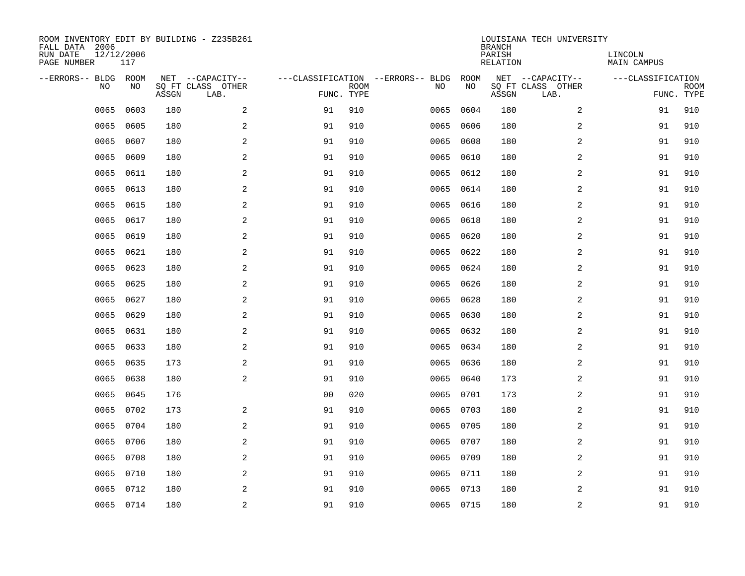ROOM INVENTORY EDIT BY BUILDING - Z235B261
FALL DATA 2006
RUN DATE 12/12/2006
PAGE NUMBER 117

LOUISIANA TECH UNIVERSITY
BRANCH
PARISH LINCOLN
RELATION MAIN CAMPUS

| --ERRORS-- | BLDG NO | ROOM NO | NET SQ FT ASSGN | --CAPACITY-- CLASS LAB. | OTHER | ---CLASSIFICATION FUNC. | ROOM TYPE | --ERRORS-- | BLDG NO | ROOM NO | NET SQ FT ASSGN | --CAPACITY-- CLASS LAB. | OTHER | ---CLASSIFICATION FUNC. | ROOM TYPE |
|---|---|---|---|---|---|---|---|---|---|---|---|---|---|---|---|
| | 0065 | 0603 | 180 | | 2 | 91 | 910 | | 0065 | 0604 | 180 | | 2 | 91 | 910 |
| | 0065 | 0605 | 180 | | 2 | 91 | 910 | | 0065 | 0606 | 180 | | 2 | 91 | 910 |
| | 0065 | 0607 | 180 | | 2 | 91 | 910 | | 0065 | 0608 | 180 | | 2 | 91 | 910 |
| | 0065 | 0609 | 180 | | 2 | 91 | 910 | | 0065 | 0610 | 180 | | 2 | 91 | 910 |
| | 0065 | 0611 | 180 | | 2 | 91 | 910 | | 0065 | 0612 | 180 | | 2 | 91 | 910 |
| | 0065 | 0613 | 180 | | 2 | 91 | 910 | | 0065 | 0614 | 180 | | 2 | 91 | 910 |
| | 0065 | 0615 | 180 | | 2 | 91 | 910 | | 0065 | 0616 | 180 | | 2 | 91 | 910 |
| | 0065 | 0617 | 180 | | 2 | 91 | 910 | | 0065 | 0618 | 180 | | 2 | 91 | 910 |
| | 0065 | 0619 | 180 | | 2 | 91 | 910 | | 0065 | 0620 | 180 | | 2 | 91 | 910 |
| | 0065 | 0621 | 180 | | 2 | 91 | 910 | | 0065 | 0622 | 180 | | 2 | 91 | 910 |
| | 0065 | 0623 | 180 | | 2 | 91 | 910 | | 0065 | 0624 | 180 | | 2 | 91 | 910 |
| | 0065 | 0625 | 180 | | 2 | 91 | 910 | | 0065 | 0626 | 180 | | 2 | 91 | 910 |
| | 0065 | 0627 | 180 | | 2 | 91 | 910 | | 0065 | 0628 | 180 | | 2 | 91 | 910 |
| | 0065 | 0629 | 180 | | 2 | 91 | 910 | | 0065 | 0630 | 180 | | 2 | 91 | 910 |
| | 0065 | 0631 | 180 | | 2 | 91 | 910 | | 0065 | 0632 | 180 | | 2 | 91 | 910 |
| | 0065 | 0633 | 180 | | 2 | 91 | 910 | | 0065 | 0634 | 180 | | 2 | 91 | 910 |
| | 0065 | 0635 | 173 | | 2 | 91 | 910 | | 0065 | 0636 | 180 | | 2 | 91 | 910 |
| | 0065 | 0638 | 180 | | 2 | 91 | 910 | | 0065 | 0640 | 173 | | 2 | 91 | 910 |
| | 0065 | 0645 | 176 | | | 00 | 020 | | 0065 | 0701 | 173 | | 2 | 91 | 910 |
| | 0065 | 0702 | 173 | | 2 | 91 | 910 | | 0065 | 0703 | 180 | | 2 | 91 | 910 |
| | 0065 | 0704 | 180 | | 2 | 91 | 910 | | 0065 | 0705 | 180 | | 2 | 91 | 910 |
| | 0065 | 0706 | 180 | | 2 | 91 | 910 | | 0065 | 0707 | 180 | | 2 | 91 | 910 |
| | 0065 | 0708 | 180 | | 2 | 91 | 910 | | 0065 | 0709 | 180 | | 2 | 91 | 910 |
| | 0065 | 0710 | 180 | | 2 | 91 | 910 | | 0065 | 0711 | 180 | | 2 | 91 | 910 |
| | 0065 | 0712 | 180 | | 2 | 91 | 910 | | 0065 | 0713 | 180 | | 2 | 91 | 910 |
| | 0065 | 0714 | 180 | | 2 | 91 | 910 | | 0065 | 0715 | 180 | | 2 | 91 | 910 |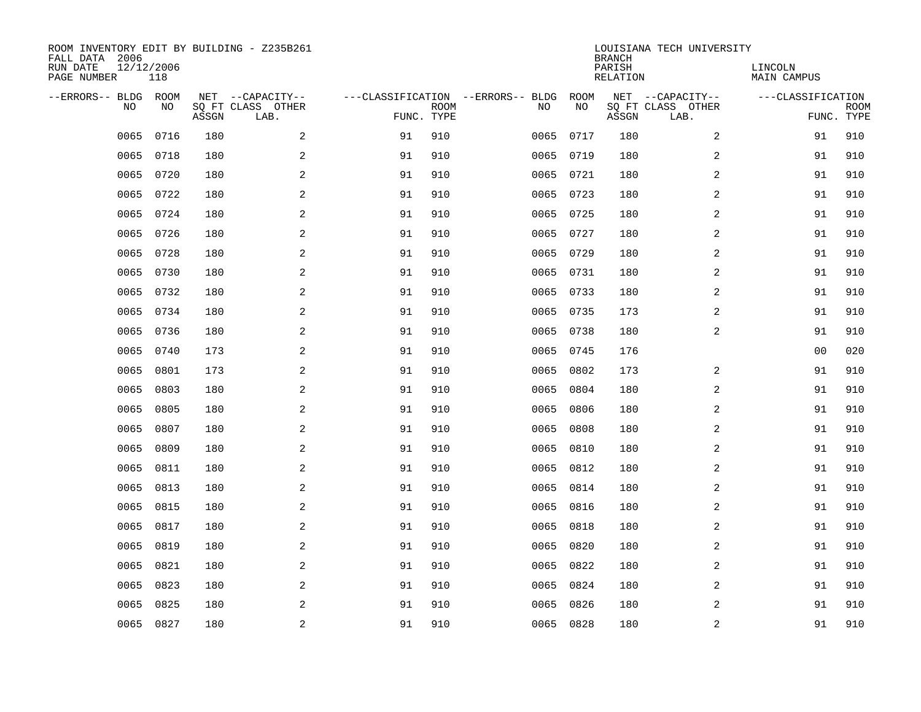ROOM INVENTORY EDIT BY BUILDING - Z235B261
FALL DATA 2006
RUN DATE 12/12/2006
PAGE NUMBER 118

LOUISIANA TECH UNIVERSITY
BRANCH
PARISH LINCOLN
RELATION MAIN CAMPUS

| --ERRORS-- | BLDG NO | ROOM NO | NET SQ FT ASSGN | --CAPACITY-- CLASS LAB. | OTHER | ---CLASSIFICATION FUNC. | ROOM TYPE | --ERRORS-- | BLDG NO | ROOM NO | NET SQ FT ASSGN | --CAPACITY-- CLASS LAB. | OTHER | ---CLASSIFICATION FUNC. | ROOM TYPE |
|---|---|---|---|---|---|---|---|---|---|---|---|---|---|---|---|
| | 0065 | 0716 | 180 | | 2 | 91 | 910 | | 0065 | 0717 | 180 | | 2 | 91 | 910 |
| | 0065 | 0718 | 180 | | 2 | 91 | 910 | | 0065 | 0719 | 180 | | 2 | 91 | 910 |
| | 0065 | 0720 | 180 | | 2 | 91 | 910 | | 0065 | 0721 | 180 | | 2 | 91 | 910 |
| | 0065 | 0722 | 180 | | 2 | 91 | 910 | | 0065 | 0723 | 180 | | 2 | 91 | 910 |
| | 0065 | 0724 | 180 | | 2 | 91 | 910 | | 0065 | 0725 | 180 | | 2 | 91 | 910 |
| | 0065 | 0726 | 180 | | 2 | 91 | 910 | | 0065 | 0727 | 180 | | 2 | 91 | 910 |
| | 0065 | 0728 | 180 | | 2 | 91 | 910 | | 0065 | 0729 | 180 | | 2 | 91 | 910 |
| | 0065 | 0730 | 180 | | 2 | 91 | 910 | | 0065 | 0731 | 180 | | 2 | 91 | 910 |
| | 0065 | 0732 | 180 | | 2 | 91 | 910 | | 0065 | 0733 | 180 | | 2 | 91 | 910 |
| | 0065 | 0734 | 180 | | 2 | 91 | 910 | | 0065 | 0735 | 173 | | 2 | 91 | 910 |
| | 0065 | 0736 | 180 | | 2 | 91 | 910 | | 0065 | 0738 | 180 | | 2 | 91 | 910 |
| | 0065 | 0740 | 173 | | 2 | 91 | 910 | | 0065 | 0745 | 176 | | | 00 | 020 |
| | 0065 | 0801 | 173 | | 2 | 91 | 910 | | 0065 | 0802 | 173 | | 2 | 91 | 910 |
| | 0065 | 0803 | 180 | | 2 | 91 | 910 | | 0065 | 0804 | 180 | | 2 | 91 | 910 |
| | 0065 | 0805 | 180 | | 2 | 91 | 910 | | 0065 | 0806 | 180 | | 2 | 91 | 910 |
| | 0065 | 0807 | 180 | | 2 | 91 | 910 | | 0065 | 0808 | 180 | | 2 | 91 | 910 |
| | 0065 | 0809 | 180 | | 2 | 91 | 910 | | 0065 | 0810 | 180 | | 2 | 91 | 910 |
| | 0065 | 0811 | 180 | | 2 | 91 | 910 | | 0065 | 0812 | 180 | | 2 | 91 | 910 |
| | 0065 | 0813 | 180 | | 2 | 91 | 910 | | 0065 | 0814 | 180 | | 2 | 91 | 910 |
| | 0065 | 0815 | 180 | | 2 | 91 | 910 | | 0065 | 0816 | 180 | | 2 | 91 | 910 |
| | 0065 | 0817 | 180 | | 2 | 91 | 910 | | 0065 | 0818 | 180 | | 2 | 91 | 910 |
| | 0065 | 0819 | 180 | | 2 | 91 | 910 | | 0065 | 0820 | 180 | | 2 | 91 | 910 |
| | 0065 | 0821 | 180 | | 2 | 91 | 910 | | 0065 | 0822 | 180 | | 2 | 91 | 910 |
| | 0065 | 0823 | 180 | | 2 | 91 | 910 | | 0065 | 0824 | 180 | | 2 | 91 | 910 |
| | 0065 | 0825 | 180 | | 2 | 91 | 910 | | 0065 | 0826 | 180 | | 2 | 91 | 910 |
| | 0065 | 0827 | 180 | | 2 | 91 | 910 | | 0065 | 0828 | 180 | | 2 | 91 | 910 |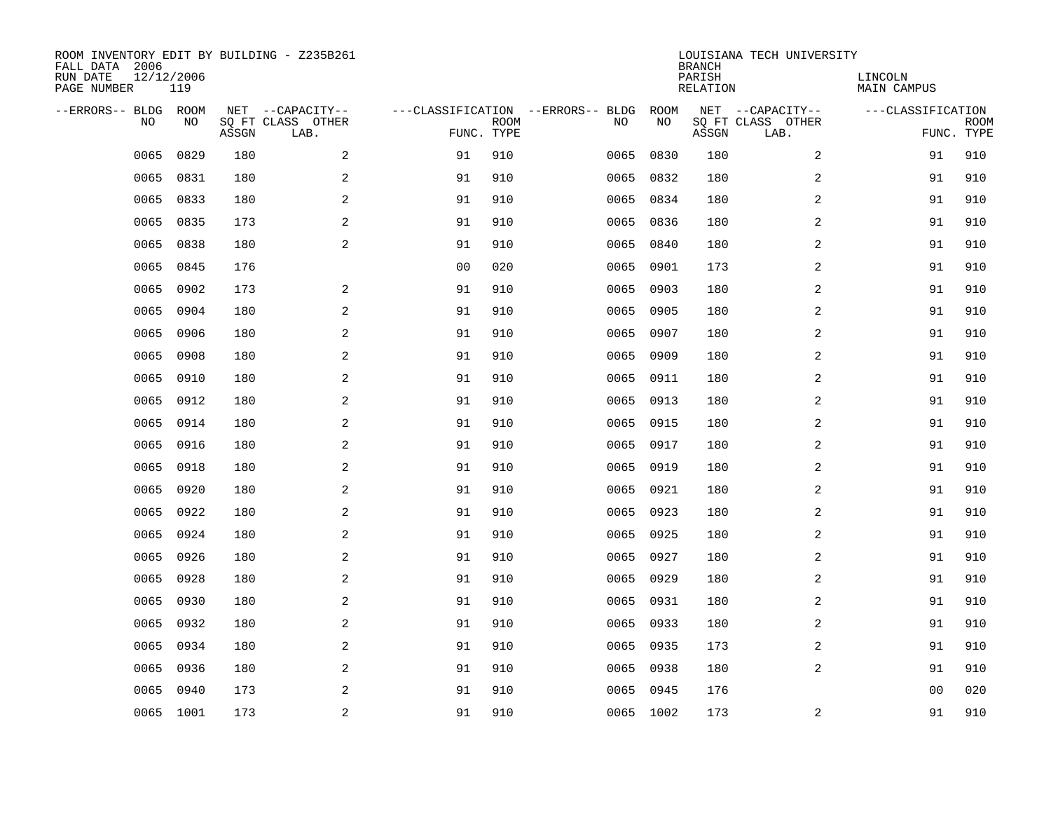ROOM INVENTORY EDIT BY BUILDING - Z235B261
FALL DATA 2006
RUN DATE 12/12/2006
PAGE NUMBER 119

LOUISIANA TECH UNIVERSITY
BRANCH
PARISH LINCOLN
RELATION MAIN CAMPUS

| --ERRORS-- | BLDG NO | ROOM NO | NET SQ FT ASSGN | --CAPACITY-- CLASS LAB. | OTHER | ---CLASSIFICATION FUNC. | ROOM TYPE | --ERRORS-- | BLDG NO | ROOM NO | NET SQ FT ASSGN | --CAPACITY-- CLASS LAB. | OTHER | ---CLASSIFICATION FUNC. | ROOM TYPE |
|---|---|---|---|---|---|---|---|---|---|---|---|---|---|---|---|
| | 0065 | 0829 | 180 | | 2 | 91 | 910 | | 0065 | 0830 | 180 | | 2 | 91 | 910 |
| | 0065 | 0831 | 180 | | 2 | 91 | 910 | | 0065 | 0832 | 180 | | 2 | 91 | 910 |
| | 0065 | 0833 | 180 | | 2 | 91 | 910 | | 0065 | 0834 | 180 | | 2 | 91 | 910 |
| | 0065 | 0835 | 173 | | 2 | 91 | 910 | | 0065 | 0836 | 180 | | 2 | 91 | 910 |
| | 0065 | 0838 | 180 | | 2 | 91 | 910 | | 0065 | 0840 | 180 | | 2 | 91 | 910 |
| | 0065 | 0845 | 176 | | | 00 | 020 | | 0065 | 0901 | 173 | | 2 | 91 | 910 |
| | 0065 | 0902 | 173 | | 2 | 91 | 910 | | 0065 | 0903 | 180 | | 2 | 91 | 910 |
| | 0065 | 0904 | 180 | | 2 | 91 | 910 | | 0065 | 0905 | 180 | | 2 | 91 | 910 |
| | 0065 | 0906 | 180 | | 2 | 91 | 910 | | 0065 | 0907 | 180 | | 2 | 91 | 910 |
| | 0065 | 0908 | 180 | | 2 | 91 | 910 | | 0065 | 0909 | 180 | | 2 | 91 | 910 |
| | 0065 | 0910 | 180 | | 2 | 91 | 910 | | 0065 | 0911 | 180 | | 2 | 91 | 910 |
| | 0065 | 0912 | 180 | | 2 | 91 | 910 | | 0065 | 0913 | 180 | | 2 | 91 | 910 |
| | 0065 | 0914 | 180 | | 2 | 91 | 910 | | 0065 | 0915 | 180 | | 2 | 91 | 910 |
| | 0065 | 0916 | 180 | | 2 | 91 | 910 | | 0065 | 0917 | 180 | | 2 | 91 | 910 |
| | 0065 | 0918 | 180 | | 2 | 91 | 910 | | 0065 | 0919 | 180 | | 2 | 91 | 910 |
| | 0065 | 0920 | 180 | | 2 | 91 | 910 | | 0065 | 0921 | 180 | | 2 | 91 | 910 |
| | 0065 | 0922 | 180 | | 2 | 91 | 910 | | 0065 | 0923 | 180 | | 2 | 91 | 910 |
| | 0065 | 0924 | 180 | | 2 | 91 | 910 | | 0065 | 0925 | 180 | | 2 | 91 | 910 |
| | 0065 | 0926 | 180 | | 2 | 91 | 910 | | 0065 | 0927 | 180 | | 2 | 91 | 910 |
| | 0065 | 0928 | 180 | | 2 | 91 | 910 | | 0065 | 0929 | 180 | | 2 | 91 | 910 |
| | 0065 | 0930 | 180 | | 2 | 91 | 910 | | 0065 | 0931 | 180 | | 2 | 91 | 910 |
| | 0065 | 0932 | 180 | | 2 | 91 | 910 | | 0065 | 0933 | 180 | | 2 | 91 | 910 |
| | 0065 | 0934 | 180 | | 2 | 91 | 910 | | 0065 | 0935 | 173 | | 2 | 91 | 910 |
| | 0065 | 0936 | 180 | | 2 | 91 | 910 | | 0065 | 0938 | 180 | | 2 | 91 | 910 |
| | 0065 | 0940 | 173 | | 2 | 91 | 910 | | 0065 | 0945 | 176 | | | 00 | 020 |
| | 0065 | 1001 | 173 | | 2 | 91 | 910 | | 0065 | 1002 | 173 | | 2 | 91 | 910 |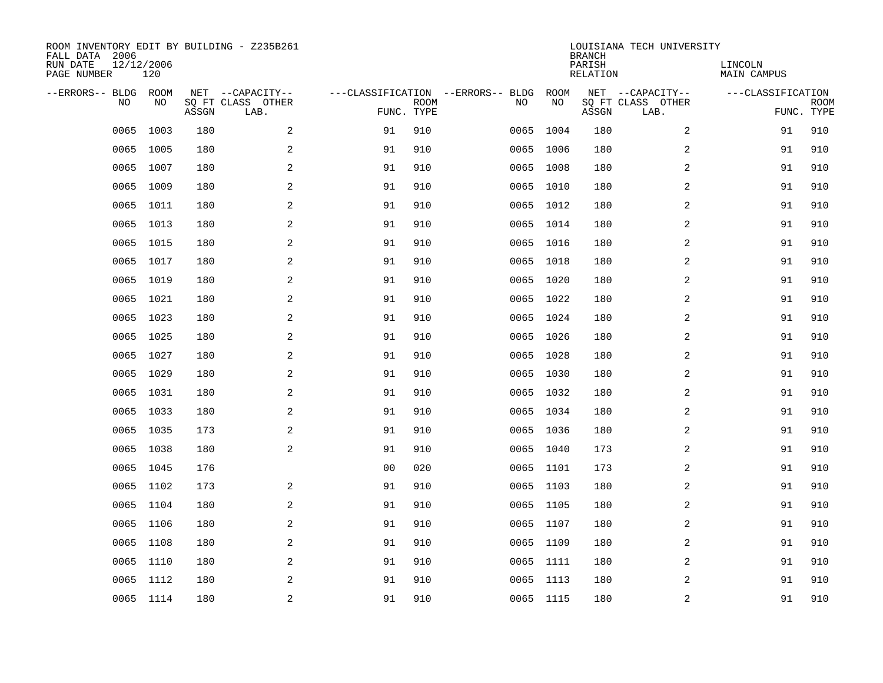ROOM INVENTORY EDIT BY BUILDING - Z235B261
FALL DATA 2006
RUN DATE 12/12/2006
PAGE NUMBER 120

LOUISIANA TECH UNIVERSITY
BRANCH
PARISH LINCOLN
RELATION MAIN CAMPUS

| --ERRORS-- | BLDG NO | ROOM NO | NET SQ FT ASSGN | --CAPACITY-- CLASS LAB. | OTHER | ---CLASSIFICATION FUNC. | ROOM TYPE | --ERRORS-- | BLDG NO | ROOM NO | NET SQ FT ASSGN | --CAPACITY-- CLASS LAB. | OTHER | ---CLASSIFICATION FUNC. | ROOM TYPE |
|---|---|---|---|---|---|---|---|---|---|---|---|---|---|---|---|
| | 0065 | 1003 | 180 | | 2 | 91 | 910 | | 0065 | 1004 | 180 | | 2 | 91 | 910 |
| | 0065 | 1005 | 180 | | 2 | 91 | 910 | | 0065 | 1006 | 180 | | 2 | 91 | 910 |
| | 0065 | 1007 | 180 | | 2 | 91 | 910 | | 0065 | 1008 | 180 | | 2 | 91 | 910 |
| | 0065 | 1009 | 180 | | 2 | 91 | 910 | | 0065 | 1010 | 180 | | 2 | 91 | 910 |
| | 0065 | 1011 | 180 | | 2 | 91 | 910 | | 0065 | 1012 | 180 | | 2 | 91 | 910 |
| | 0065 | 1013 | 180 | | 2 | 91 | 910 | | 0065 | 1014 | 180 | | 2 | 91 | 910 |
| | 0065 | 1015 | 180 | | 2 | 91 | 910 | | 0065 | 1016 | 180 | | 2 | 91 | 910 |
| | 0065 | 1017 | 180 | | 2 | 91 | 910 | | 0065 | 1018 | 180 | | 2 | 91 | 910 |
| | 0065 | 1019 | 180 | | 2 | 91 | 910 | | 0065 | 1020 | 180 | | 2 | 91 | 910 |
| | 0065 | 1021 | 180 | | 2 | 91 | 910 | | 0065 | 1022 | 180 | | 2 | 91 | 910 |
| | 0065 | 1023 | 180 | | 2 | 91 | 910 | | 0065 | 1024 | 180 | | 2 | 91 | 910 |
| | 0065 | 1025 | 180 | | 2 | 91 | 910 | | 0065 | 1026 | 180 | | 2 | 91 | 910 |
| | 0065 | 1027 | 180 | | 2 | 91 | 910 | | 0065 | 1028 | 180 | | 2 | 91 | 910 |
| | 0065 | 1029 | 180 | | 2 | 91 | 910 | | 0065 | 1030 | 180 | | 2 | 91 | 910 |
| | 0065 | 1031 | 180 | | 2 | 91 | 910 | | 0065 | 1032 | 180 | | 2 | 91 | 910 |
| | 0065 | 1033 | 180 | | 2 | 91 | 910 | | 0065 | 1034 | 180 | | 2 | 91 | 910 |
| | 0065 | 1035 | 173 | | 2 | 91 | 910 | | 0065 | 1036 | 180 | | 2 | 91 | 910 |
| | 0065 | 1038 | 180 | | 2 | 91 | 910 | | 0065 | 1040 | 173 | | 2 | 91 | 910 |
| | 0065 | 1045 | 176 | | | 00 | 020 | | 0065 | 1101 | 173 | | 2 | 91 | 910 |
| | 0065 | 1102 | 173 | | 2 | 91 | 910 | | 0065 | 1103 | 180 | | 2 | 91 | 910 |
| | 0065 | 1104 | 180 | | 2 | 91 | 910 | | 0065 | 1105 | 180 | | 2 | 91 | 910 |
| | 0065 | 1106 | 180 | | 2 | 91 | 910 | | 0065 | 1107 | 180 | | 2 | 91 | 910 |
| | 0065 | 1108 | 180 | | 2 | 91 | 910 | | 0065 | 1109 | 180 | | 2 | 91 | 910 |
| | 0065 | 1110 | 180 | | 2 | 91 | 910 | | 0065 | 1111 | 180 | | 2 | 91 | 910 |
| | 0065 | 1112 | 180 | | 2 | 91 | 910 | | 0065 | 1113 | 180 | | 2 | 91 | 910 |
| | 0065 | 1114 | 180 | | 2 | 91 | 910 | | 0065 | 1115 | 180 | | 2 | 91 | 910 |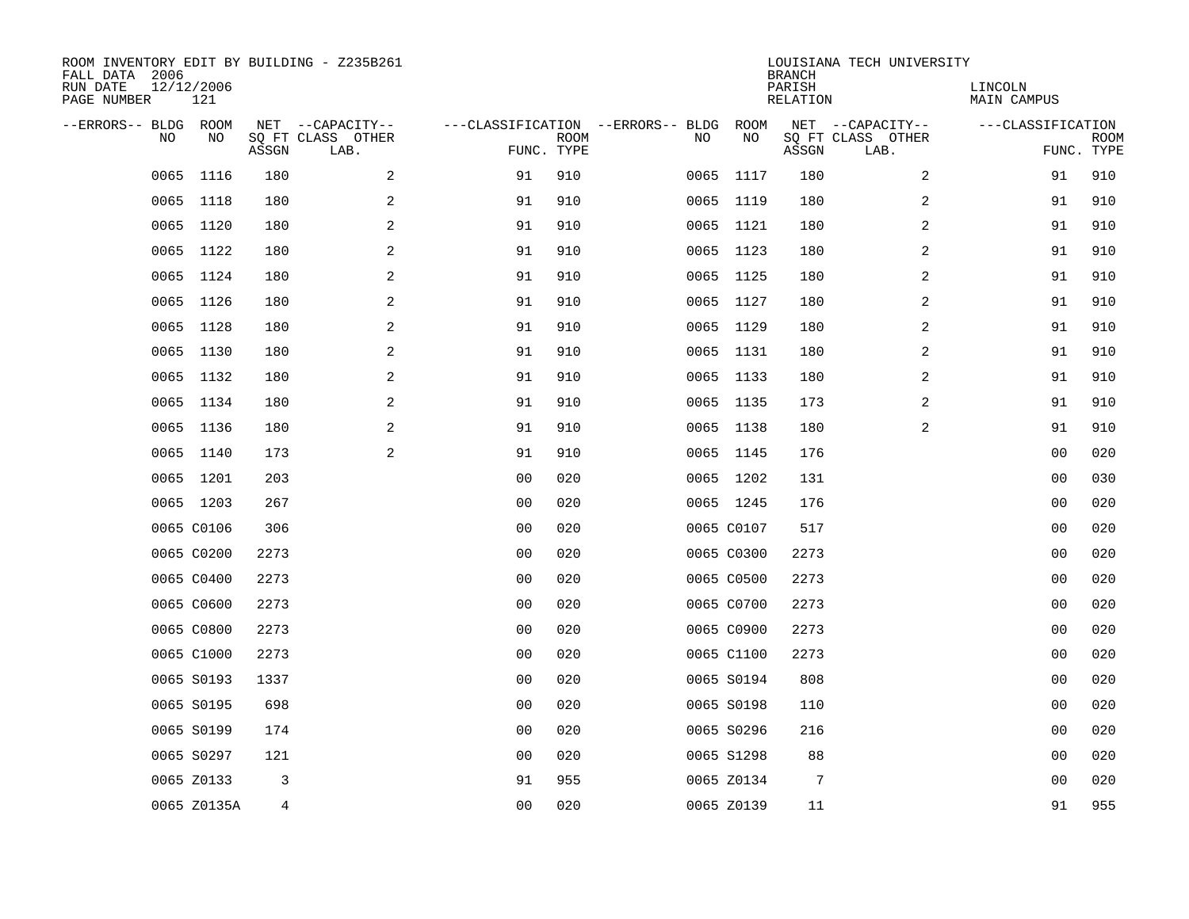ROOM INVENTORY EDIT BY BUILDING - Z235B261
FALL DATA 2006
RUN DATE 12/12/2006
PAGE NUMBER 121

LOUISIANA TECH UNIVERSITY
BRANCH
PARISH LINCOLN
RELATION MAIN CAMPUS

| --ERRORS-- | BLDG NO | ROOM NO | NET SQ FT ASSGN | --CAPACITY-- CLASS | OTHER LAB. | ---CLASSIFICATION FUNC. | ROOM TYPE | --ERRORS-- | BLDG NO | ROOM NO | NET SQ FT ASSGN | --CAPACITY-- CLASS | OTHER LAB. | ---CLASSIFICATION FUNC. | ROOM TYPE |
|---|---|---|---|---|---|---|---|---|---|---|---|---|---|---|---|
| | 0065 | 1116 | 180 | | 2 | 91 | 910 | | 0065 | 1117 | 180 | | 2 | 91 | 910 |
| | 0065 | 1118 | 180 | | 2 | 91 | 910 | | 0065 | 1119 | 180 | | 2 | 91 | 910 |
| | 0065 | 1120 | 180 | | 2 | 91 | 910 | | 0065 | 1121 | 180 | | 2 | 91 | 910 |
| | 0065 | 1122 | 180 | | 2 | 91 | 910 | | 0065 | 1123 | 180 | | 2 | 91 | 910 |
| | 0065 | 1124 | 180 | | 2 | 91 | 910 | | 0065 | 1125 | 180 | | 2 | 91 | 910 |
| | 0065 | 1126 | 180 | | 2 | 91 | 910 | | 0065 | 1127 | 180 | | 2 | 91 | 910 |
| | 0065 | 1128 | 180 | | 2 | 91 | 910 | | 0065 | 1129 | 180 | | 2 | 91 | 910 |
| | 0065 | 1130 | 180 | | 2 | 91 | 910 | | 0065 | 1131 | 180 | | 2 | 91 | 910 |
| | 0065 | 1132 | 180 | | 2 | 91 | 910 | | 0065 | 1133 | 180 | | 2 | 91 | 910 |
| | 0065 | 1134 | 180 | | 2 | 91 | 910 | | 0065 | 1135 | 173 | | 2 | 91 | 910 |
| | 0065 | 1136 | 180 | | 2 | 91 | 910 | | 0065 | 1138 | 180 | | 2 | 91 | 910 |
| | 0065 | 1140 | 173 | | 2 | 91 | 910 | | 0065 | 1145 | 176 | | | 00 | 020 |
| | 0065 | 1201 | 203 | | | 00 | 020 | | 0065 | 1202 | 131 | | | 00 | 030 |
| | 0065 | 1203 | 267 | | | 00 | 020 | | 0065 | 1245 | 176 | | | 00 | 020 |
| | 0065 | C0106 | 306 | | | 00 | 020 | | 0065 | C0107 | 517 | | | 00 | 020 |
| | 0065 | C0200 | 2273 | | | 00 | 020 | | 0065 | C0300 | 2273 | | | 00 | 020 |
| | 0065 | C0400 | 2273 | | | 00 | 020 | | 0065 | C0500 | 2273 | | | 00 | 020 |
| | 0065 | C0600 | 2273 | | | 00 | 020 | | 0065 | C0700 | 2273 | | | 00 | 020 |
| | 0065 | C0800 | 2273 | | | 00 | 020 | | 0065 | C0900 | 2273 | | | 00 | 020 |
| | 0065 | C1000 | 2273 | | | 00 | 020 | | 0065 | C1100 | 2273 | | | 00 | 020 |
| | 0065 | S0193 | 1337 | | | 00 | 020 | | 0065 | S0194 | 808 | | | 00 | 020 |
| | 0065 | S0195 | 698 | | | 00 | 020 | | 0065 | S0198 | 110 | | | 00 | 020 |
| | 0065 | S0199 | 174 | | | 00 | 020 | | 0065 | S0296 | 216 | | | 00 | 020 |
| | 0065 | S0297 | 121 | | | 00 | 020 | | 0065 | S1298 | 88 | | | 00 | 020 |
| | 0065 | Z0133 | 3 | | | 91 | 955 | | 0065 | Z0134 | 7 | | | 00 | 020 |
| | 0065 | Z0135A | 4 | | | 00 | 020 | | 0065 | Z0139 | 11 | | | 91 | 955 |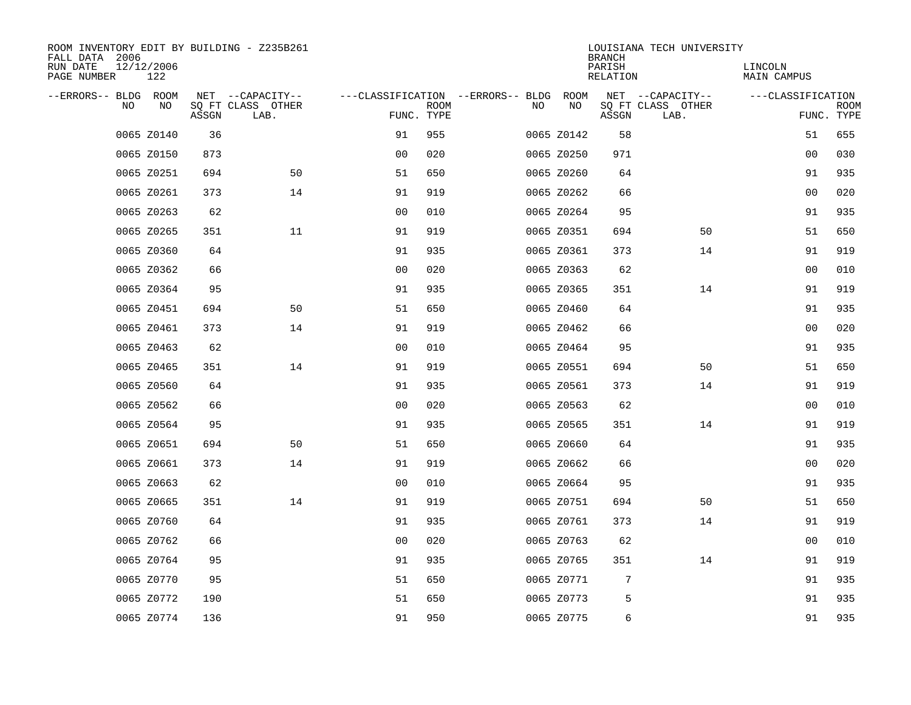ROOM INVENTORY EDIT BY BUILDING - Z235B261
FALL DATA 2006
RUN DATE 12/12/2006
PAGE NUMBER 122

LOUISIANA TECH UNIVERSITY
BRANCH
PARISH LINCOLN
RELATION MAIN CAMPUS

| --ERRORS-- | BLDG NO | ROOM NO | NET SQ FT ASSGN | --CAPACITY-- CLASS | OTHER LAB. | ---CLASSIFICATION FUNC. | ROOM TYPE | --ERRORS-- | BLDG NO | ROOM NO | NET SQ FT ASSGN | --CAPACITY-- CLASS | OTHER LAB. | ---CLASSIFICATION FUNC. | ROOM TYPE |
|---|---|---|---|---|---|---|---|---|---|---|---|---|---|---|---|
| | 0065 | Z0140 | 36 | | | 91 | 955 | | 0065 | Z0142 | 58 | | | 51 | 655 |
| | 0065 | Z0150 | 873 | | | 00 | 020 | | 0065 | Z0250 | 971 | | | 00 | 030 |
| | 0065 | Z0251 | 694 | | 50 | 51 | 650 | | 0065 | Z0260 | 64 | | | 91 | 935 |
| | 0065 | Z0261 | 373 | | 14 | 91 | 919 | | 0065 | Z0262 | 66 | | | 00 | 020 |
| | 0065 | Z0263 | 62 | | | 00 | 010 | | 0065 | Z0264 | 95 | | | 91 | 935 |
| | 0065 | Z0265 | 351 | | 11 | 91 | 919 | | 0065 | Z0351 | 694 | | 50 | 51 | 650 |
| | 0065 | Z0360 | 64 | | | 91 | 935 | | 0065 | Z0361 | 373 | | 14 | 91 | 919 |
| | 0065 | Z0362 | 66 | | | 00 | 020 | | 0065 | Z0363 | 62 | | | 00 | 010 |
| | 0065 | Z0364 | 95 | | | 91 | 935 | | 0065 | Z0365 | 351 | | 14 | 91 | 919 |
| | 0065 | Z0451 | 694 | | 50 | 51 | 650 | | 0065 | Z0460 | 64 | | | 91 | 935 |
| | 0065 | Z0461 | 373 | | 14 | 91 | 919 | | 0065 | Z0462 | 66 | | | 00 | 020 |
| | 0065 | Z0463 | 62 | | | 00 | 010 | | 0065 | Z0464 | 95 | | | 91 | 935 |
| | 0065 | Z0465 | 351 | | 14 | 91 | 919 | | 0065 | Z0551 | 694 | | 50 | 51 | 650 |
| | 0065 | Z0560 | 64 | | | 91 | 935 | | 0065 | Z0561 | 373 | | 14 | 91 | 919 |
| | 0065 | Z0562 | 66 | | | 00 | 020 | | 0065 | Z0563 | 62 | | | 00 | 010 |
| | 0065 | Z0564 | 95 | | | 91 | 935 | | 0065 | Z0565 | 351 | | 14 | 91 | 919 |
| | 0065 | Z0651 | 694 | | 50 | 51 | 650 | | 0065 | Z0660 | 64 | | | 91 | 935 |
| | 0065 | Z0661 | 373 | | 14 | 91 | 919 | | 0065 | Z0662 | 66 | | | 00 | 020 |
| | 0065 | Z0663 | 62 | | | 00 | 010 | | 0065 | Z0664 | 95 | | | 91 | 935 |
| | 0065 | Z0665 | 351 | | 14 | 91 | 919 | | 0065 | Z0751 | 694 | | 50 | 51 | 650 |
| | 0065 | Z0760 | 64 | | | 91 | 935 | | 0065 | Z0761 | 373 | | 14 | 91 | 919 |
| | 0065 | Z0762 | 66 | | | 00 | 020 | | 0065 | Z0763 | 62 | | | 00 | 010 |
| | 0065 | Z0764 | 95 | | | 91 | 935 | | 0065 | Z0765 | 351 | | 14 | 91 | 919 |
| | 0065 | Z0770 | 95 | | | 51 | 650 | | 0065 | Z0771 | 7 | | | 91 | 935 |
| | 0065 | Z0772 | 190 | | | 51 | 650 | | 0065 | Z0773 | 5 | | | 91 | 935 |
| | 0065 | Z0774 | 136 | | | 91 | 950 | | 0065 | Z0775 | 6 | | | 91 | 935 |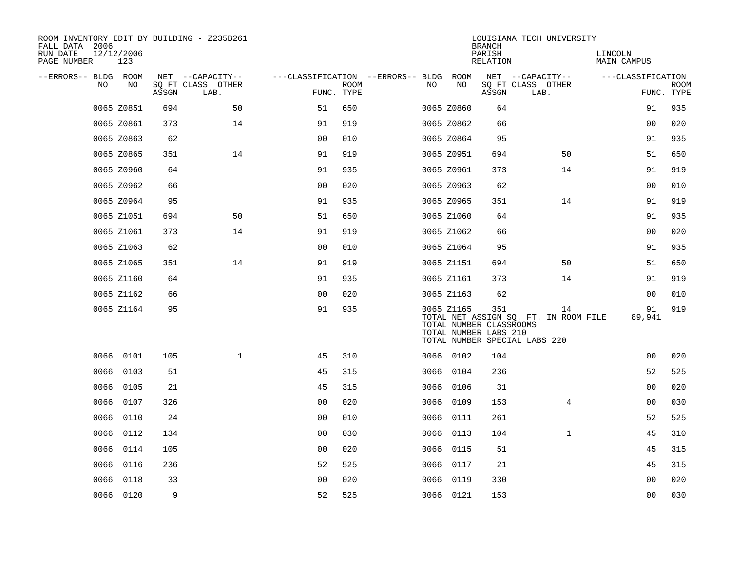ROOM INVENTORY EDIT BY BUILDING - Z235B261
FALL DATA 2006
RUN DATE 12/12/2006
PAGE NUMBER 123

LOUISIANA TECH UNIVERSITY
BRANCH
PARISH LINCOLN
RELATION MAIN CAMPUS

| --ERRORS-- | BLDG NO | ROOM NO | NET SQ FT ASSGN | CAPACITY CLASS LAB. | CAPACITY OTHER | CLASSIFICATION FUNC. | ROOM TYPE | --ERRORS-- | BLDG NO | ROOM NO | NET SQ FT ASSGN | CAPACITY CLASS LAB. | CAPACITY OTHER | CLASSIFICATION FUNC. | ROOM TYPE |
|---|---|---|---|---|---|---|---|---|---|---|---|---|---|---|---|
| | 0065 | Z0851 | 694 | | 50 | 51 | 650 | | 0065 | Z0860 | 64 | | | 91 | 935 |
| | 0065 | Z0861 | 373 | | 14 | 91 | 919 | | 0065 | Z0862 | 66 | | | 00 | 020 |
| | 0065 | Z0863 | 62 | | | 00 | 010 | | 0065 | Z0864 | 95 | | | 91 | 935 |
| | 0065 | Z0865 | 351 | | 14 | 91 | 919 | | 0065 | Z0951 | 694 | | 50 | 51 | 650 |
| | 0065 | Z0960 | 64 | | | 91 | 935 | | 0065 | Z0961 | 373 | | 14 | 91 | 919 |
| | 0065 | Z0962 | 66 | | | 00 | 020 | | 0065 | Z0963 | 62 | | | 00 | 010 |
| | 0065 | Z0964 | 95 | | | 91 | 935 | | 0065 | Z0965 | 351 | | 14 | 91 | 919 |
| | 0065 | Z1051 | 694 | | 50 | 51 | 650 | | 0065 | Z1060 | 64 | | | 91 | 935 |
| | 0065 | Z1061 | 373 | | 14 | 91 | 919 | | 0065 | Z1062 | 66 | | | 00 | 020 |
| | 0065 | Z1063 | 62 | | | 00 | 010 | | 0065 | Z1064 | 95 | | | 91 | 935 |
| | 0065 | Z1065 | 351 | | 14 | 91 | 919 | | 0065 | Z1151 | 694 | | 50 | 51 | 650 |
| | 0065 | Z1160 | 64 | | | 91 | 935 | | 0065 | Z1161 | 373 | | 14 | 91 | 919 |
| | 0065 | Z1162 | 66 | | | 00 | 020 | | 0065 | Z1163 | 62 | | | 00 | 010 |
| | 0065 | Z1164 | 95 | | | 91 | 935 | | 0065 | Z1165 | 351 | | 14 | 91 | 919 |
| | | | | | | | | | TOTAL NET ASSIGN SQ. FT. IN ROOM FILE | | | | | 89,941 | |
| | | | | | | | | | TOTAL NUMBER CLASSROOMS | | | | | | |
| | | | | | | | | | TOTAL NUMBER LABS 210 | | | | | | |
| | | | | | | | | | TOTAL NUMBER SPECIAL LABS 220 | | | | | | |
| | 0066 | 0101 | 105 | | 1 | 45 | 310 | | 0066 | 0102 | 104 | | | 00 | 020 |
| | 0066 | 0103 | 51 | | | 45 | 315 | | 0066 | 0104 | 236 | | | 52 | 525 |
| | 0066 | 0105 | 21 | | | 45 | 315 | | 0066 | 0106 | 31 | | | 00 | 020 |
| | 0066 | 0107 | 326 | | | 00 | 020 | | 0066 | 0109 | 153 | | 4 | 00 | 030 |
| | 0066 | 0110 | 24 | | | 00 | 010 | | 0066 | 0111 | 261 | | | 52 | 525 |
| | 0066 | 0112 | 134 | | | 00 | 030 | | 0066 | 0113 | 104 | | 1 | 45 | 310 |
| | 0066 | 0114 | 105 | | | 00 | 020 | | 0066 | 0115 | 51 | | | 45 | 315 |
| | 0066 | 0116 | 236 | | | 52 | 525 | | 0066 | 0117 | 21 | | | 45 | 315 |
| | 0066 | 0118 | 33 | | | 00 | 020 | | 0066 | 0119 | 330 | | | 00 | 020 |
| | 0066 | 0120 | 9 | | | 52 | 525 | | 0066 | 0121 | 153 | | | 00 | 030 |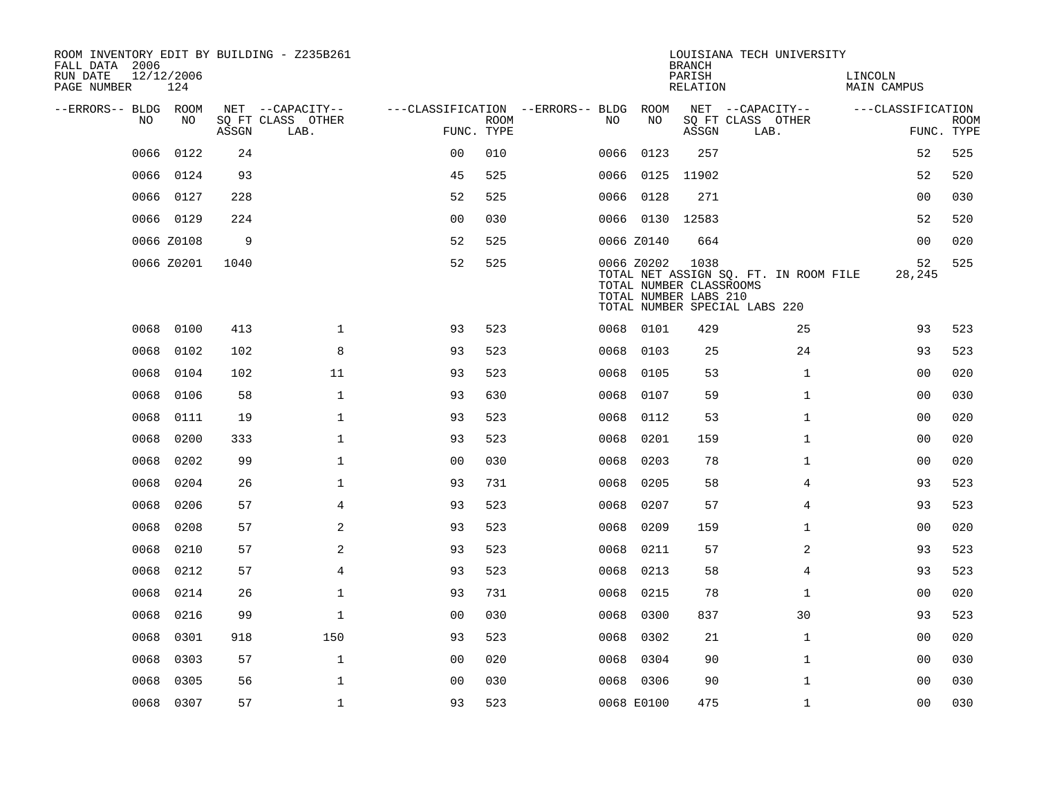ROOM INVENTORY EDIT BY BUILDING - Z235B261
FALL DATA 2006
RUN DATE 12/12/2006
PAGE NUMBER 124

LOUISIANA TECH UNIVERSITY
BRANCH
PARISH LINCOLN
RELATION MAIN CAMPUS

| --ERRORS-- | BLDG NO | ROOM NO | NET SQ FT ASSGN | --CAPACITY-- CLASS | OTHER LAB. | ---CLASSIFICATION FUNC. | ROOM TYPE | --ERRORS-- | BLDG NO | ROOM NO | NET SQ FT ASSGN | --CAPACITY-- CLASS | OTHER LAB. | ---CLASSIFICATION FUNC. | ROOM TYPE |
|---|---|---|---|---|---|---|---|---|---|---|---|---|---|---|---|
| | 0066 | 0122 | 24 | | | 00 | 010 | | 0066 | 0123 | 257 | | | 52 | 525 |
| | 0066 | 0124 | 93 | | | 45 | 525 | | 0066 | 0125 | 11902 | | | 52 | 520 |
| | 0066 | 0127 | 228 | | | 52 | 525 | | 0066 | 0128 | 271 | | | 00 | 030 |
| | 0066 | 0129 | 224 | | | 00 | 030 | | 0066 | 0130 | 12583 | | | 52 | 520 |
| | 0066 | Z0108 | 9 | | | 52 | 525 | | 0066 | Z0140 | 664 | | | 00 | 020 |
| | 0066 | Z0201 | 1040 | | | 52 | 525 | | 0066 | Z0202 | 1038 | | | 52 | 525 |
| | | | | | | | | | TOTAL NET ASSIGN SQ. FT. IN ROOM FILE | | | | | 28,245 | |
| | | | | | | | | | TOTAL NUMBER CLASSROOMS | | | | | | |
| | | | | | | | | | TOTAL NUMBER LABS 210 | | | | | | |
| | | | | | | | | | TOTAL NUMBER SPECIAL LABS 220 | | | | | | |
| | 0068 | 0100 | 413 | | 1 | 93 | 523 | | 0068 | 0101 | 429 | | 25 | 93 | 523 |
| | 0068 | 0102 | 102 | | 8 | 93 | 523 | | 0068 | 0103 | 25 | | 24 | 93 | 523 |
| | 0068 | 0104 | 102 | | 11 | 93 | 523 | | 0068 | 0105 | 53 | | 1 | 00 | 020 |
| | 0068 | 0106 | 58 | | 1 | 93 | 630 | | 0068 | 0107 | 59 | | 1 | 00 | 030 |
| | 0068 | 0111 | 19 | | 1 | 93 | 523 | | 0068 | 0112 | 53 | | 1 | 00 | 020 |
| | 0068 | 0200 | 333 | | 1 | 93 | 523 | | 0068 | 0201 | 159 | | 1 | 00 | 020 |
| | 0068 | 0202 | 99 | | 1 | 00 | 030 | | 0068 | 0203 | 78 | | 1 | 00 | 020 |
| | 0068 | 0204 | 26 | | 1 | 93 | 731 | | 0068 | 0205 | 58 | | 4 | 93 | 523 |
| | 0068 | 0206 | 57 | | 4 | 93 | 523 | | 0068 | 0207 | 57 | | 4 | 93 | 523 |
| | 0068 | 0208 | 57 | | 2 | 93 | 523 | | 0068 | 0209 | 159 | | 1 | 00 | 020 |
| | 0068 | 0210 | 57 | | 2 | 93 | 523 | | 0068 | 0211 | 57 | | 2 | 93 | 523 |
| | 0068 | 0212 | 57 | | 4 | 93 | 523 | | 0068 | 0213 | 58 | | 4 | 93 | 523 |
| | 0068 | 0214 | 26 | | 1 | 93 | 731 | | 0068 | 0215 | 78 | | 1 | 00 | 020 |
| | 0068 | 0216 | 99 | | 1 | 00 | 030 | | 0068 | 0300 | 837 | | 30 | 93 | 523 |
| | 0068 | 0301 | 918 | | 150 | 93 | 523 | | 0068 | 0302 | 21 | | 1 | 00 | 020 |
| | 0068 | 0303 | 57 | | 1 | 00 | 020 | | 0068 | 0304 | 90 | | 1 | 00 | 030 |
| | 0068 | 0305 | 56 | | 1 | 00 | 030 | | 0068 | 0306 | 90 | | 1 | 00 | 030 |
| | 0068 | 0307 | 57 | | 1 | 93 | 523 | | 0068 | E0100 | 475 | | 1 | 00 | 030 |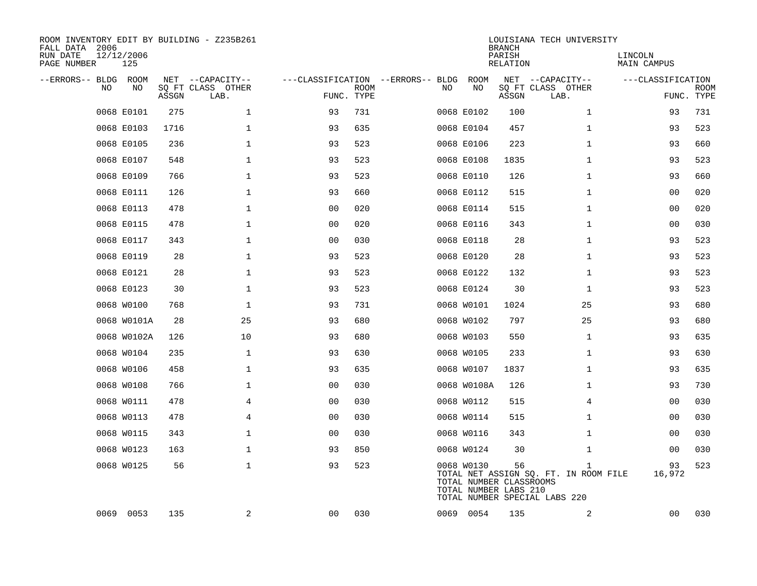ROOM INVENTORY EDIT BY BUILDING - Z235B261
FALL DATA 2006
RUN DATE 12/12/2006
PAGE NUMBER 125

LOUISIANA TECH UNIVERSITY
BRANCH
PARISH LINCOLN
RELATION MAIN CAMPUS

| --ERRORS-- | BLDG NO | ROOM NO | NET ASSGN SQ FT | CAPACITY CLASS LAB. | CAPACITY OTHER | CLASSIFICATION FUNC. | ROOM TYPE | --ERRORS-- | BLDG NO | ROOM NO | NET ASSGN SQ FT | CAPACITY CLASS LAB. | CAPACITY OTHER | CLASSIFICATION FUNC. | ROOM TYPE |
|---|---|---|---|---|---|---|---|---|---|---|---|---|---|---|---|
| | 0068 | E0101 | 275 | | 1 | 93 | 731 | | 0068 | E0102 | 100 | | 1 | 93 | 731 |
| | 0068 | E0103 | 1716 | | 1 | 93 | 635 | | 0068 | E0104 | 457 | | 1 | 93 | 523 |
| | 0068 | E0105 | 236 | | 1 | 93 | 523 | | 0068 | E0106 | 223 | | 1 | 93 | 660 |
| | 0068 | E0107 | 548 | | 1 | 93 | 523 | | 0068 | E0108 | 1835 | | 1 | 93 | 523 |
| | 0068 | E0109 | 766 | | 1 | 93 | 523 | | 0068 | E0110 | 126 | | 1 | 93 | 660 |
| | 0068 | E0111 | 126 | | 1 | 93 | 660 | | 0068 | E0112 | 515 | | 1 | 00 | 020 |
| | 0068 | E0113 | 478 | | 1 | 00 | 020 | | 0068 | E0114 | 515 | | 1 | 00 | 020 |
| | 0068 | E0115 | 478 | | 1 | 00 | 020 | | 0068 | E0116 | 343 | | 1 | 00 | 030 |
| | 0068 | E0117 | 343 | | 1 | 00 | 030 | | 0068 | E0118 | 28 | | 1 | 93 | 523 |
| | 0068 | E0119 | 28 | | 1 | 93 | 523 | | 0068 | E0120 | 28 | | 1 | 93 | 523 |
| | 0068 | E0121 | 28 | | 1 | 93 | 523 | | 0068 | E0122 | 132 | | 1 | 93 | 523 |
| | 0068 | E0123 | 30 | | 1 | 93 | 523 | | 0068 | E0124 | 30 | | 1 | 93 | 523 |
| | 0068 | W0100 | 768 | | 1 | 93 | 731 | | 0068 | W0101 | 1024 | | 25 | 93 | 680 |
| | 0068 | W0101A | 28 | | 25 | 93 | 680 | | 0068 | W0102 | 797 | | 25 | 93 | 680 |
| | 0068 | W0102A | 126 | | 10 | 93 | 680 | | 0068 | W0103 | 550 | | 1 | 93 | 635 |
| | 0068 | W0104 | 235 | | 1 | 93 | 630 | | 0068 | W0105 | 233 | | 1 | 93 | 630 |
| | 0068 | W0106 | 458 | | 1 | 93 | 635 | | 0068 | W0107 | 1837 | | 1 | 93 | 635 |
| | 0068 | W0108 | 766 | | 1 | 00 | 030 | | 0068 | W0108A | 126 | | 1 | 93 | 730 |
| | 0068 | W0111 | 478 | | 4 | 00 | 030 | | 0068 | W0112 | 515 | | 4 | 00 | 030 |
| | 0068 | W0113 | 478 | | 4 | 00 | 030 | | 0068 | W0114 | 515 | | 1 | 00 | 030 |
| | 0068 | W0115 | 343 | | 1 | 00 | 030 | | 0068 | W0116 | 343 | | 1 | 00 | 030 |
| | 0068 | W0123 | 163 | | 1 | 93 | 850 | | 0068 | W0124 | 30 | | 1 | 00 | 030 |
| | 0068 | W0125 | 56 | | 1 | 93 | 523 | | 0068 | W0130 | 56 | | 1 | 93 | 523 |
| | 0069 | 0053 | 135 | | 2 | 00 | 030 | | 0069 | 0054 | 135 | | 2 | 00 | 030 |

TOTAL NET ASSIGN SQ. FT. IN ROOM FILE 16,972
TOTAL NUMBER CLASSROOMS
TOTAL NUMBER LABS 210
TOTAL NUMBER SPECIAL LABS 220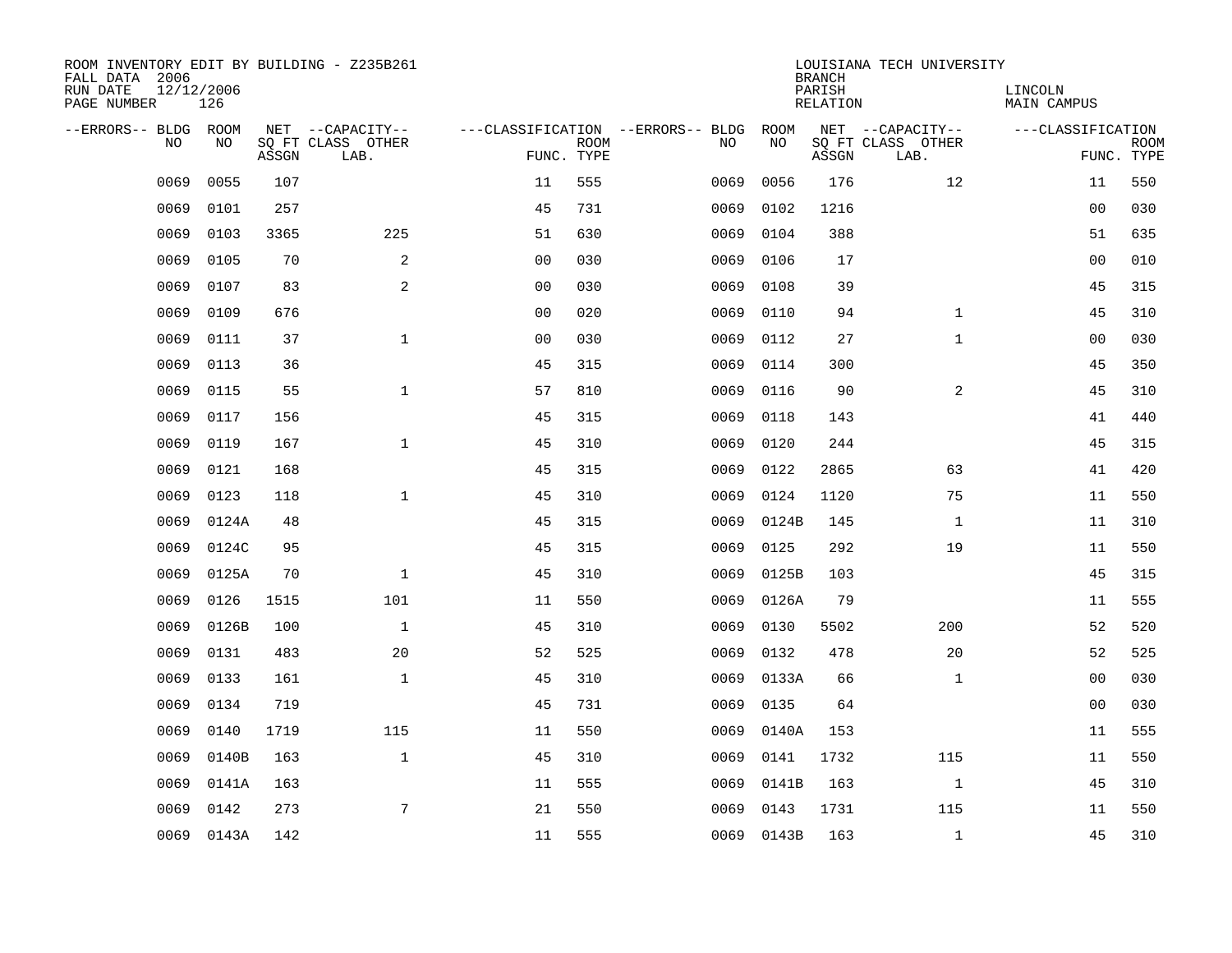ROOM INVENTORY EDIT BY BUILDING - Z235B261
FALL DATA 2006
RUN DATE 12/12/2006
PAGE NUMBER 126

LOUISIANA TECH UNIVERSITY
BRANCH
PARISH LINCOLN
RELATION MAIN CAMPUS

| --ERRORS-- | BLDG NO | ROOM NO | NET SQ FT ASSGN | --CAPACITY-- CLASS | OTHER LAB. | ---CLASSIFICATION FUNC. | ROOM TYPE | --ERRORS-- | BLDG NO | ROOM NO | NET SQ FT ASSGN | --CAPACITY-- CLASS | OTHER LAB. | ---CLASSIFICATION FUNC. | ROOM TYPE |
|---|---|---|---|---|---|---|---|---|---|---|---|---|---|---|---|
| | 0069 | 0055 | 107 | | | 11 | 555 | | 0069 | 0056 | 176 | | 12 | 11 | 550 |
| | 0069 | 0101 | 257 | | | 45 | 731 | | 0069 | 0102 | 1216 | | | 00 | 030 |
| | 0069 | 0103 | 3365 | | 225 | 51 | 630 | | 0069 | 0104 | 388 | | | 51 | 635 |
| | 0069 | 0105 | 70 | | 2 | 00 | 030 | | 0069 | 0106 | 17 | | | 00 | 010 |
| | 0069 | 0107 | 83 | | 2 | 00 | 030 | | 0069 | 0108 | 39 | | | 45 | 315 |
| | 0069 | 0109 | 676 | | | 00 | 020 | | 0069 | 0110 | 94 | | 1 | 45 | 310 |
| | 0069 | 0111 | 37 | | 1 | 00 | 030 | | 0069 | 0112 | 27 | | 1 | 00 | 030 |
| | 0069 | 0113 | 36 | | | 45 | 315 | | 0069 | 0114 | 300 | | | 45 | 350 |
| | 0069 | 0115 | 55 | | 1 | 57 | 810 | | 0069 | 0116 | 90 | | 2 | 45 | 310 |
| | 0069 | 0117 | 156 | | | 45 | 315 | | 0069 | 0118 | 143 | | | 41 | 440 |
| | 0069 | 0119 | 167 | | 1 | 45 | 310 | | 0069 | 0120 | 244 | | | 45 | 315 |
| | 0069 | 0121 | 168 | | | 45 | 315 | | 0069 | 0122 | 2865 | | 63 | 41 | 420 |
| | 0069 | 0123 | 118 | | 1 | 45 | 310 | | 0069 | 0124 | 1120 | | 75 | 11 | 550 |
| | 0069 | 0124A | 48 | | | 45 | 315 | | 0069 | 0124B | 145 | | 1 | 11 | 310 |
| | 0069 | 0124C | 95 | | | 45 | 315 | | 0069 | 0125 | 292 | | 19 | 11 | 550 |
| | 0069 | 0125A | 70 | | 1 | 45 | 310 | | 0069 | 0125B | 103 | | | 45 | 315 |
| | 0069 | 0126 | 1515 | | 101 | 11 | 550 | | 0069 | 0126A | 79 | | | 11 | 555 |
| | 0069 | 0126B | 100 | | 1 | 45 | 310 | | 0069 | 0130 | 5502 | | 200 | 52 | 520 |
| | 0069 | 0131 | 483 | | 20 | 52 | 525 | | 0069 | 0132 | 478 | | 20 | 52 | 525 |
| | 0069 | 0133 | 161 | | 1 | 45 | 310 | | 0069 | 0133A | 66 | | 1 | 00 | 030 |
| | 0069 | 0134 | 719 | | | 45 | 731 | | 0069 | 0135 | 64 | | | 00 | 030 |
| | 0069 | 0140 | 1719 | | 115 | 11 | 550 | | 0069 | 0140A | 153 | | | 11 | 555 |
| | 0069 | 0140B | 163 | | 1 | 45 | 310 | | 0069 | 0141 | 1732 | | 115 | 11 | 550 |
| | 0069 | 0141A | 163 | | | 11 | 555 | | 0069 | 0141B | 163 | | 1 | 45 | 310 |
| | 0069 | 0142 | 273 | | 7 | 21 | 550 | | 0069 | 0143 | 1731 | | 115 | 11 | 550 |
| | 0069 | 0143A | 142 | | | 11 | 555 | | 0069 | 0143B | 163 | | 1 | 45 | 310 |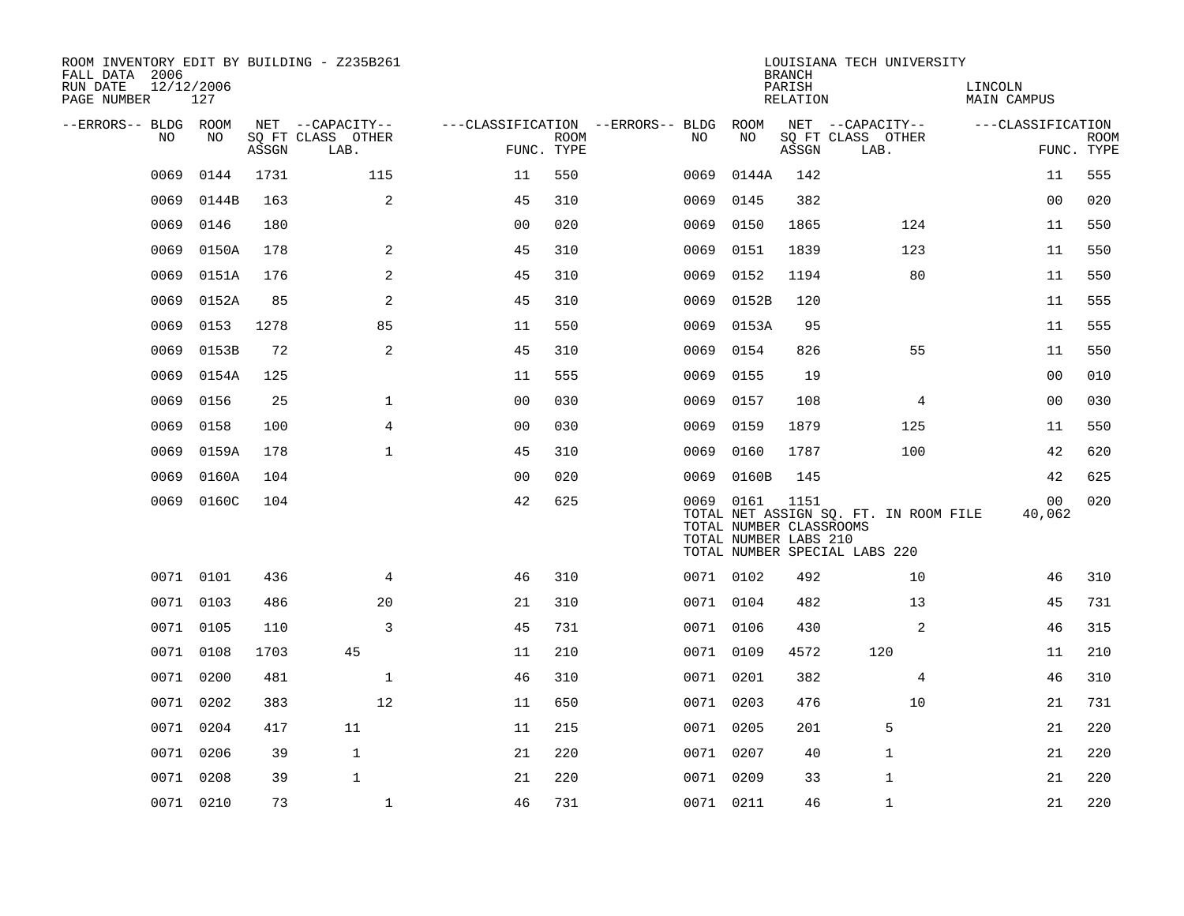ROOM INVENTORY EDIT BY BUILDING - Z235B261
FALL DATA 2006
RUN DATE 12/12/2006
PAGE NUMBER 127

LOUISIANA TECH UNIVERSITY
BRANCH
PARISH LINCOLN
RELATION MAIN CAMPUS

| --ERRORS-- | BLDG NO | ROOM NO | NET SQ FT ASSGN | --CAPACITY-- CLASS LAB. | OTHER | ---CLASSIFICATION FUNC. | ROOM TYPE | --ERRORS-- | BLDG NO | ROOM NO | NET SQ FT ASSGN | --CAPACITY-- CLASS LAB. | OTHER | ---CLASSIFICATION FUNC. | ROOM TYPE |
|---|---|---|---|---|---|---|---|---|---|---|---|---|---|---|---|
| | 0069 | 0144 | 1731 | | 115 | 11 | 550 | | 0069 | 0144A | 142 | | | 11 | 555 |
| | 0069 | 0144B | 163 | | 2 | 45 | 310 | | 0069 | 0145 | 382 | | | 00 | 020 |
| | 0069 | 0146 | 180 | | | 00 | 020 | | 0069 | 0150 | 1865 | | 124 | 11 | 550 |
| | 0069 | 0150A | 178 | | 2 | 45 | 310 | | 0069 | 0151 | 1839 | | 123 | 11 | 550 |
| | 0069 | 0151A | 176 | | 2 | 45 | 310 | | 0069 | 0152 | 1194 | | 80 | 11 | 550 |
| | 0069 | 0152A | 85 | | 2 | 45 | 310 | | 0069 | 0152B | 120 | | | 11 | 555 |
| | 0069 | 0153 | 1278 | | 85 | 11 | 550 | | 0069 | 0153A | 95 | | | 11 | 555 |
| | 0069 | 0153B | 72 | | 2 | 45 | 310 | | 0069 | 0154 | 826 | | 55 | 11 | 550 |
| | 0069 | 0154A | 125 | | | 11 | 555 | | 0069 | 0155 | 19 | | | 00 | 010 |
| | 0069 | 0156 | 25 | | 1 | 00 | 030 | | 0069 | 0157 | 108 | | 4 | 00 | 030 |
| | 0069 | 0158 | 100 | | 4 | 00 | 030 | | 0069 | 0159 | 1879 | | 125 | 11 | 550 |
| | 0069 | 0159A | 178 | | 1 | 45 | 310 | | 0069 | 0160 | 1787 | | 100 | 42 | 620 |
| | 0069 | 0160A | 104 | | | 00 | 020 | | 0069 | 0160B | 145 | | | 42 | 625 |
| | 0069 | 0160C | 104 | | | 42 | 625 | | 0069 | 0161 | 1151 | | | 00 | 020 |
| | | | | | | | | | TOTAL NET ASSIGN SQ. FT. IN ROOM FILE | | | | | 40,062 | |
| | | | | | | | | | TOTAL NUMBER CLASSROOMS | | | | | | |
| | | | | | | | | | TOTAL NUMBER LABS 210 | | | | | | |
| | | | | | | | | | TOTAL NUMBER SPECIAL LABS 220 | | | | | | |
| | 0071 | 0101 | 436 | | 4 | 46 | 310 | | 0071 | 0102 | 492 | | 10 | 46 | 310 |
| | 0071 | 0103 | 486 | | 20 | 21 | 310 | | 0071 | 0104 | 482 | | 13 | 45 | 731 |
| | 0071 | 0105 | 110 | | 3 | 45 | 731 | | 0071 | 0106 | 430 | | 2 | 46 | 315 |
| | 0071 | 0108 | 1703 | 45 | | 11 | 210 | | 0071 | 0109 | 4572 | 120 | | 11 | 210 |
| | 0071 | 0200 | 481 | | 1 | 46 | 310 | | 0071 | 0201 | 382 | | 4 | 46 | 310 |
| | 0071 | 0202 | 383 | | 12 | 11 | 650 | | 0071 | 0203 | 476 | | 10 | 21 | 731 |
| | 0071 | 0204 | 417 | 11 | | 11 | 215 | | 0071 | 0205 | 201 | 5 | | 21 | 220 |
| | 0071 | 0206 | 39 | 1 | | 21 | 220 | | 0071 | 0207 | 40 | 1 | | 21 | 220 |
| | 0071 | 0208 | 39 | 1 | | 21 | 220 | | 0071 | 0209 | 33 | 1 | | 21 | 220 |
| | 0071 | 0210 | 73 | | 1 | 46 | 731 | | 0071 | 0211 | 46 | 1 | | 21 | 220 |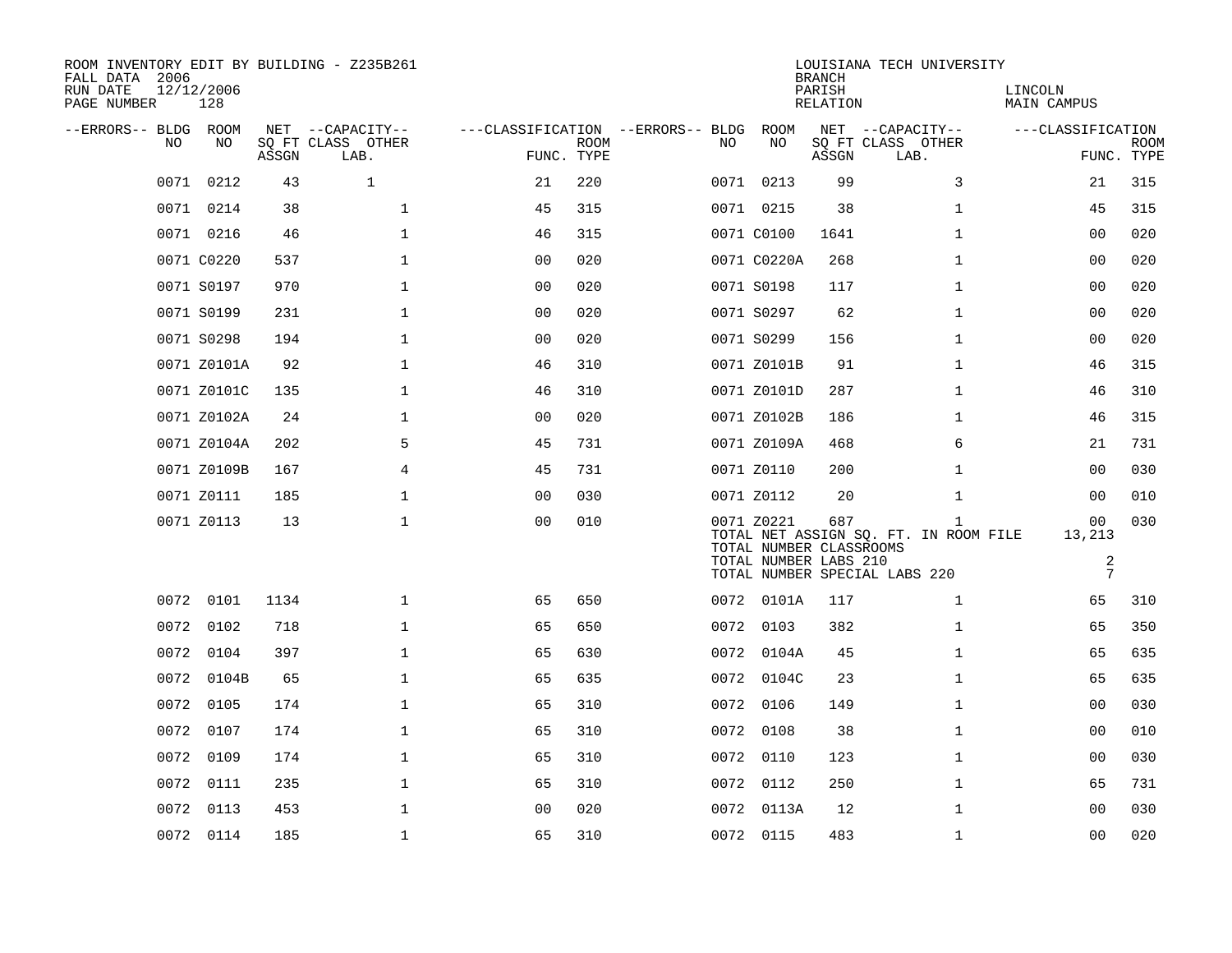ROOM INVENTORY EDIT BY BUILDING - Z235B261
FALL DATA 2006
RUN DATE 12/12/2006
PAGE NUMBER 128

LOUISIANA TECH UNIVERSITY
BRANCH
PARISH LINCOLN
RELATION MAIN CAMPUS

| --ERRORS-- | BLDG NO | ROOM NO | NET SQ FT ASSGN | --CAPACITY-- CLASS LAB. | OTHER | ---CLASSIFICATION FUNC. | ROOM TYPE | --ERRORS-- | BLDG NO | ROOM NO | NET SQ FT ASSGN | --CAPACITY-- CLASS LAB. | OTHER | ---CLASSIFICATION FUNC. | ROOM TYPE |
|---|---|---|---|---|---|---|---|---|---|---|---|---|---|---|---|
| | 0071 | 0212 | 43 | 1 | | 21 | 220 | | 0071 | 0213 | 99 | | 3 | 21 | 315 |
| | 0071 | 0214 | 38 | | 1 | 45 | 315 | | 0071 | 0215 | 38 | | 1 | 45 | 315 |
| | 0071 | 0216 | 46 | | 1 | 46 | 315 | | 0071 | C0100 | 1641 | | 1 | 00 | 020 |
| | 0071 | C0220 | 537 | | 1 | 00 | 020 | | 0071 | C0220A | 268 | | 1 | 00 | 020 |
| | 0071 | S0197 | 970 | | 1 | 00 | 020 | | 0071 | S0198 | 117 | | 1 | 00 | 020 |
| | 0071 | S0199 | 231 | | 1 | 00 | 020 | | 0071 | S0297 | 62 | | 1 | 00 | 020 |
| | 0071 | S0298 | 194 | | 1 | 00 | 020 | | 0071 | S0299 | 156 | | 1 | 00 | 020 |
| | 0071 | Z0101A | 92 | | 1 | 46 | 310 | | 0071 | Z0101B | 91 | | 1 | 46 | 315 |
| | 0071 | Z0101C | 135 | | 1 | 46 | 310 | | 0071 | Z0101D | 287 | | 1 | 46 | 310 |
| | 0071 | Z0102A | 24 | | 1 | 00 | 020 | | 0071 | Z0102B | 186 | | 1 | 46 | 315 |
| | 0071 | Z0104A | 202 | | 5 | 45 | 731 | | 0071 | Z0109A | 468 | | 6 | 21 | 731 |
| | 0071 | Z0109B | 167 | | 4 | 45 | 731 | | 0071 | Z0110 | 200 | | 1 | 00 | 030 |
| | 0071 | Z0111 | 185 | | 1 | 00 | 030 | | 0071 | Z0112 | 20 | | 1 | 00 | 010 |
| | 0071 | Z0113 | 13 | | 1 | 00 | 010 | | 0071 | Z0221 | 687 | | 1 | 00 | 030 |
| | | | | | | | | | TOTAL NET ASSIGN SQ. FT. IN ROOM FILE | | | | | 13,213 | |
| | | | | | | | | | TOTAL NUMBER CLASSROOMS | | | | | | |
| | | | | | | | | | TOTAL NUMBER LABS 210 | | | | | 2 | |
| | | | | | | | | | TOTAL NUMBER SPECIAL LABS 220 | | | | | 7 | |
| | 0072 | 0101 | 1134 | | 1 | 65 | 650 | | 0072 | 0101A | 117 | | 1 | 65 | 310 |
| | 0072 | 0102 | 718 | | 1 | 65 | 650 | | 0072 | 0103 | 382 | | 1 | 65 | 350 |
| | 0072 | 0104 | 397 | | 1 | 65 | 630 | | 0072 | 0104A | 45 | | 1 | 65 | 635 |
| | 0072 | 0104B | 65 | | 1 | 65 | 635 | | 0072 | 0104C | 23 | | 1 | 65 | 635 |
| | 0072 | 0105 | 174 | | 1 | 65 | 310 | | 0072 | 0106 | 149 | | 1 | 00 | 030 |
| | 0072 | 0107 | 174 | | 1 | 65 | 310 | | 0072 | 0108 | 38 | | 1 | 00 | 010 |
| | 0072 | 0109 | 174 | | 1 | 65 | 310 | | 0072 | 0110 | 123 | | 1 | 00 | 030 |
| | 0072 | 0111 | 235 | | 1 | 65 | 310 | | 0072 | 0112 | 250 | | 1 | 65 | 731 |
| | 0072 | 0113 | 453 | | 1 | 00 | 020 | | 0072 | 0113A | 12 | | 1 | 00 | 030 |
| | 0072 | 0114 | 185 | | 1 | 65 | 310 | | 0072 | 0115 | 483 | | 1 | 00 | 020 |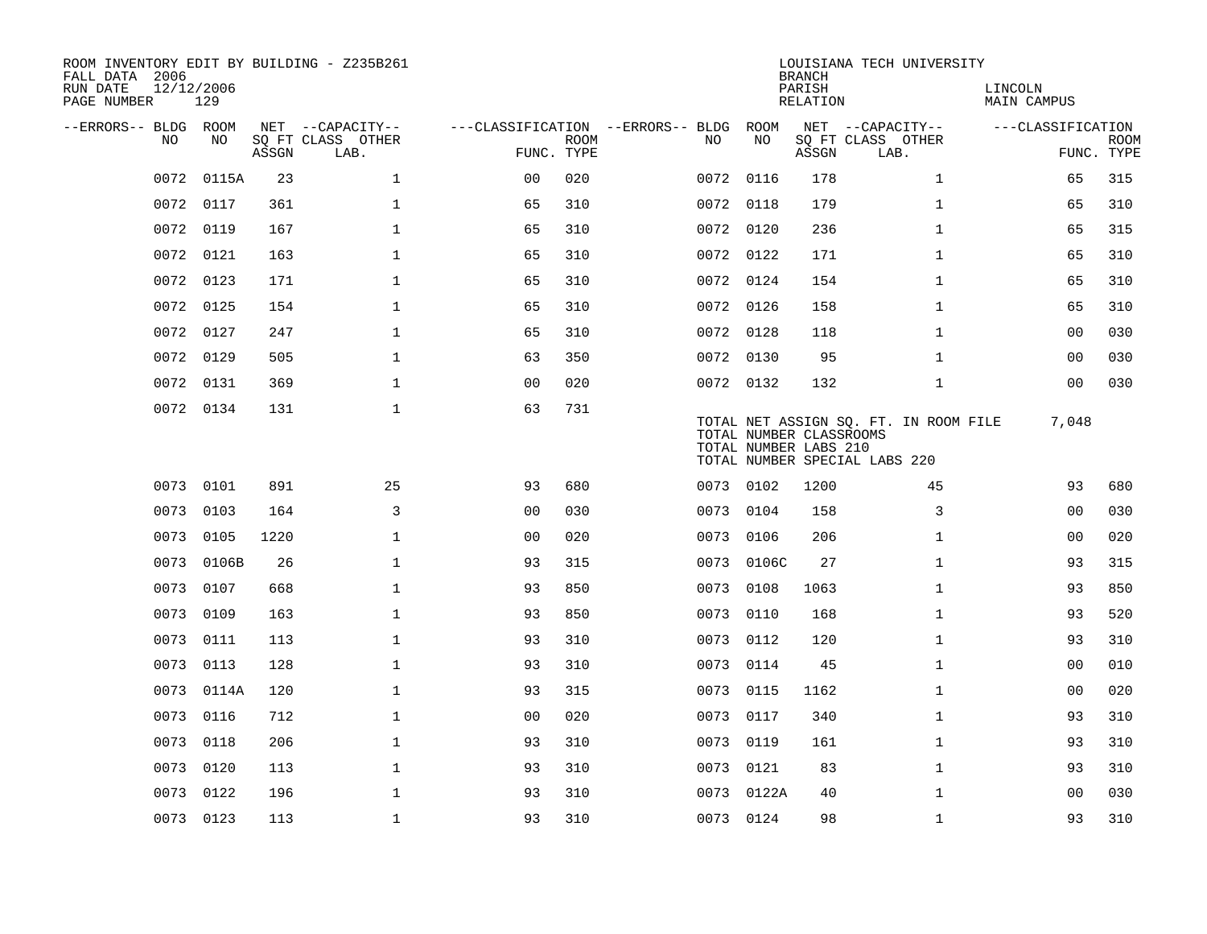ROOM INVENTORY EDIT BY BUILDING - Z235B261
FALL DATA 2006
RUN DATE 12/12/2006
PAGE NUMBER 129

LOUISIANA TECH UNIVERSITY
BRANCH
PARISH LINCOLN
RELATION MAIN CAMPUS

| --ERRORS-- | BLDG NO | ROOM NO | NET SQ FT ASSGN | --CAPACITY-- CLASS LAB. | OTHER | ---CLASSIFICATION FUNC. | ROOM TYPE | --ERRORS-- | BLDG NO | ROOM NO | NET SQ FT ASSGN | --CAPACITY-- CLASS LAB. | OTHER | ---CLASSIFICATION FUNC. | ROOM TYPE |
|---|---|---|---|---|---|---|---|---|---|---|---|---|---|---|---|
| | 0072 | 0115A | 23 | | 1 | 00 | 020 | | 0072 | 0116 | 178 | | 1 | 65 | 315 |
| | 0072 | 0117 | 361 | | 1 | 65 | 310 | | 0072 | 0118 | 179 | | 1 | 65 | 310 |
| | 0072 | 0119 | 167 | | 1 | 65 | 310 | | 0072 | 0120 | 236 | | 1 | 65 | 315 |
| | 0072 | 0121 | 163 | | 1 | 65 | 310 | | 0072 | 0122 | 171 | | 1 | 65 | 310 |
| | 0072 | 0123 | 171 | | 1 | 65 | 310 | | 0072 | 0124 | 154 | | 1 | 65 | 310 |
| | 0072 | 0125 | 154 | | 1 | 65 | 310 | | 0072 | 0126 | 158 | | 1 | 65 | 310 |
| | 0072 | 0127 | 247 | | 1 | 65 | 310 | | 0072 | 0128 | 118 | | 1 | 00 | 030 |
| | 0072 | 0129 | 505 | | 1 | 63 | 350 | | 0072 | 0130 | 95 | | 1 | 00 | 030 |
| | 0072 | 0131 | 369 | | 1 | 00 | 020 | | 0072 | 0132 | 132 | | 1 | 00 | 030 |
| | 0072 | 0134 | 131 | | 1 | 63 | 731 | | | | | | | | |

TOTAL NET ASSIGN SQ. FT. IN ROOM FILE 7,048
TOTAL NUMBER CLASSROOMS
TOTAL NUMBER LABS 210
TOTAL NUMBER SPECIAL LABS 220

| --ERRORS-- | BLDG NO | ROOM NO | NET SQ FT ASSGN | --CAPACITY-- CLASS LAB. | OTHER | ---CLASSIFICATION FUNC. | ROOM TYPE | --ERRORS-- | BLDG NO | ROOM NO | NET SQ FT ASSGN | --CAPACITY-- CLASS LAB. | OTHER | ---CLASSIFICATION FUNC. | ROOM TYPE |
|---|---|---|---|---|---|---|---|---|---|---|---|---|---|---|---|
| | 0073 | 0101 | 891 | | 25 | 93 | 680 | | 0073 | 0102 | 1200 | | 45 | 93 | 680 |
| | 0073 | 0103 | 164 | | 3 | 00 | 030 | | 0073 | 0104 | 158 | | 3 | 00 | 030 |
| | 0073 | 0105 | 1220 | | 1 | 00 | 020 | | 0073 | 0106 | 206 | | 1 | 00 | 020 |
| | 0073 | 0106B | 26 | | 1 | 93 | 315 | | 0073 | 0106C | 27 | | 1 | 93 | 315 |
| | 0073 | 0107 | 668 | | 1 | 93 | 850 | | 0073 | 0108 | 1063 | | 1 | 93 | 850 |
| | 0073 | 0109 | 163 | | 1 | 93 | 850 | | 0073 | 0110 | 168 | | 1 | 93 | 520 |
| | 0073 | 0111 | 113 | | 1 | 93 | 310 | | 0073 | 0112 | 120 | | 1 | 93 | 310 |
| | 0073 | 0113 | 128 | | 1 | 93 | 310 | | 0073 | 0114 | 45 | | 1 | 00 | 010 |
| | 0073 | 0114A | 120 | | 1 | 93 | 315 | | 0073 | 0115 | 1162 | | 1 | 00 | 020 |
| | 0073 | 0116 | 712 | | 1 | 00 | 020 | | 0073 | 0117 | 340 | | 1 | 93 | 310 |
| | 0073 | 0118 | 206 | | 1 | 93 | 310 | | 0073 | 0119 | 161 | | 1 | 93 | 310 |
| | 0073 | 0120 | 113 | | 1 | 93 | 310 | | 0073 | 0121 | 83 | | 1 | 93 | 310 |
| | 0073 | 0122 | 196 | | 1 | 93 | 310 | | 0073 | 0122A | 40 | | 1 | 00 | 030 |
| | 0073 | 0123 | 113 | | 1 | 93 | 310 | | 0073 | 0124 | 98 | | 1 | 93 | 310 |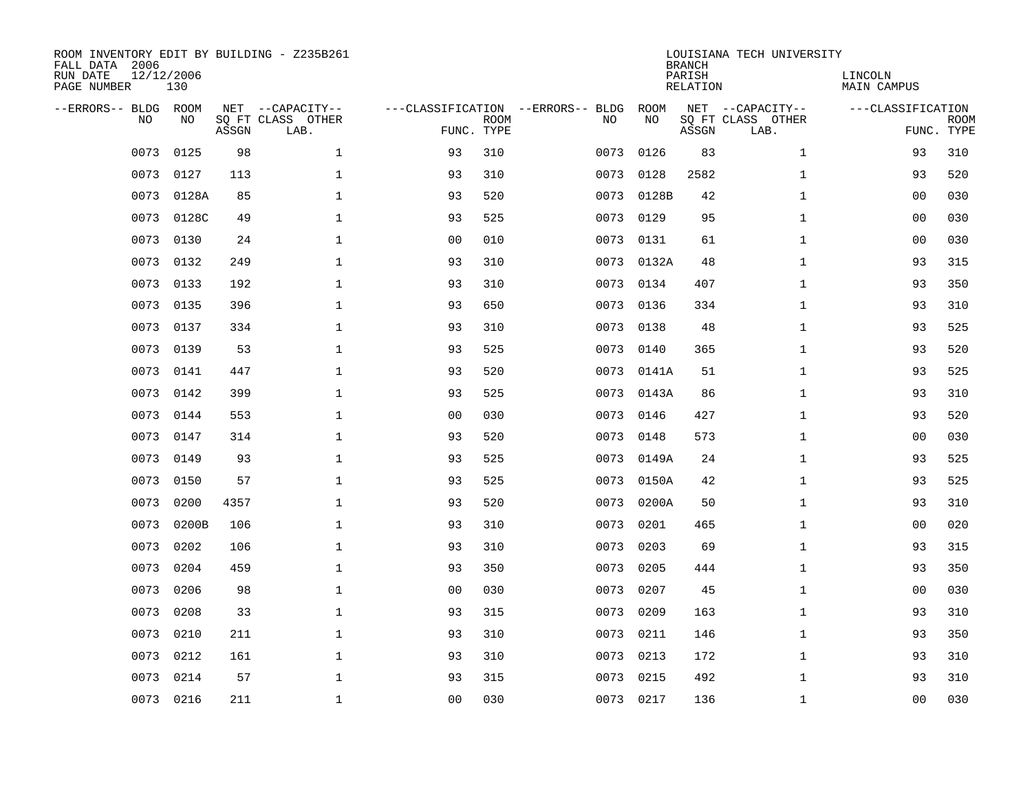ROOM INVENTORY EDIT BY BUILDING - Z235B261
FALL DATA 2006
RUN DATE 12/12/2006
PAGE NUMBER 130

LOUISIANA TECH UNIVERSITY
BRANCH
PARISH LINCOLN
RELATION MAIN CAMPUS

| --ERRORS-- | BLDG NO | ROOM NO | NET SQ FT ASSGN | --CAPACITY-- CLASS | OTHER LAB. | ---CLASSIFICATION FUNC. | ROOM TYPE | --ERRORS-- | BLDG NO | ROOM NO | NET SQ FT ASSGN | --CAPACITY-- CLASS | OTHER LAB. | ---CLASSIFICATION FUNC. | ROOM TYPE |
|---|---|---|---|---|---|---|---|---|---|---|---|---|---|---|---|
| | 0073 | 0125 | 98 | | 1 | 93 | 310 | | 0073 | 0126 | 83 | | 1 | 93 | 310 |
| | 0073 | 0127 | 113 | | 1 | 93 | 310 | | 0073 | 0128 | 2582 | | 1 | 93 | 520 |
| | 0073 | 0128A | 85 | | 1 | 93 | 520 | | 0073 | 0128B | 42 | | 1 | 00 | 030 |
| | 0073 | 0128C | 49 | | 1 | 93 | 525 | | 0073 | 0129 | 95 | | 1 | 00 | 030 |
| | 0073 | 0130 | 24 | | 1 | 00 | 010 | | 0073 | 0131 | 61 | | 1 | 00 | 030 |
| | 0073 | 0132 | 249 | | 1 | 93 | 310 | | 0073 | 0132A | 48 | | 1 | 93 | 315 |
| | 0073 | 0133 | 192 | | 1 | 93 | 310 | | 0073 | 0134 | 407 | | 1 | 93 | 350 |
| | 0073 | 0135 | 396 | | 1 | 93 | 650 | | 0073 | 0136 | 334 | | 1 | 93 | 310 |
| | 0073 | 0137 | 334 | | 1 | 93 | 310 | | 0073 | 0138 | 48 | | 1 | 93 | 525 |
| | 0073 | 0139 | 53 | | 1 | 93 | 525 | | 0073 | 0140 | 365 | | 1 | 93 | 520 |
| | 0073 | 0141 | 447 | | 1 | 93 | 520 | | 0073 | 0141A | 51 | | 1 | 93 | 525 |
| | 0073 | 0142 | 399 | | 1 | 93 | 525 | | 0073 | 0143A | 86 | | 1 | 93 | 310 |
| | 0073 | 0144 | 553 | | 1 | 00 | 030 | | 0073 | 0146 | 427 | | 1 | 93 | 520 |
| | 0073 | 0147 | 314 | | 1 | 93 | 520 | | 0073 | 0148 | 573 | | 1 | 00 | 030 |
| | 0073 | 0149 | 93 | | 1 | 93 | 525 | | 0073 | 0149A | 24 | | 1 | 93 | 525 |
| | 0073 | 0150 | 57 | | 1 | 93 | 525 | | 0073 | 0150A | 42 | | 1 | 93 | 525 |
| | 0073 | 0200 | 4357 | | 1 | 93 | 520 | | 0073 | 0200A | 50 | | 1 | 93 | 310 |
| | 0073 | 0200B | 106 | | 1 | 93 | 310 | | 0073 | 0201 | 465 | | 1 | 00 | 020 |
| | 0073 | 0202 | 106 | | 1 | 93 | 310 | | 0073 | 0203 | 69 | | 1 | 93 | 315 |
| | 0073 | 0204 | 459 | | 1 | 93 | 350 | | 0073 | 0205 | 444 | | 1 | 93 | 350 |
| | 0073 | 0206 | 98 | | 1 | 00 | 030 | | 0073 | 0207 | 45 | | 1 | 00 | 030 |
| | 0073 | 0208 | 33 | | 1 | 93 | 315 | | 0073 | 0209 | 163 | | 1 | 93 | 310 |
| | 0073 | 0210 | 211 | | 1 | 93 | 310 | | 0073 | 0211 | 146 | | 1 | 93 | 350 |
| | 0073 | 0212 | 161 | | 1 | 93 | 310 | | 0073 | 0213 | 172 | | 1 | 93 | 310 |
| | 0073 | 0214 | 57 | | 1 | 93 | 315 | | 0073 | 0215 | 492 | | 1 | 93 | 310 |
| | 0073 | 0216 | 211 | | 1 | 00 | 030 | | 0073 | 0217 | 136 | | 1 | 00 | 030 |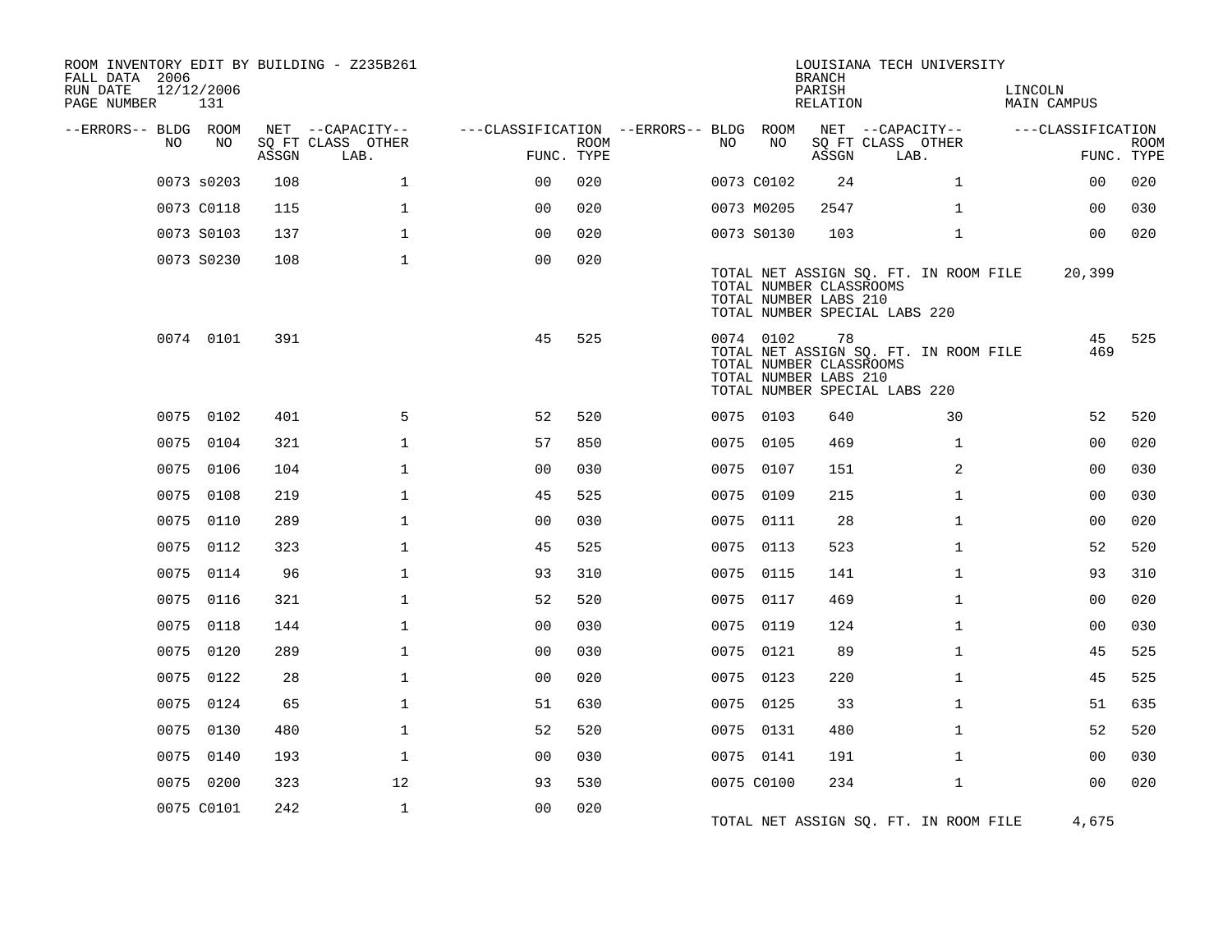ROOM INVENTORY EDIT BY BUILDING - Z235B261
FALL DATA 2006
RUN DATE 12/12/2006
PAGE NUMBER 131

LOUISIANA TECH UNIVERSITY
BRANCH
PARISH LINCOLN
RELATION MAIN CAMPUS

| --ERRORS-- | BLDG NO | ROOM NO | NET SQ FT ASSGN | --CAPACITY-- CLASS LAB. | OTHER | ---CLASSIFICATION FUNC. | ROOM TYPE | --ERRORS-- | BLDG NO | ROOM NO | NET SQ FT ASSGN | --CAPACITY-- CLASS LAB. | OTHER | ---CLASSIFICATION FUNC. | ROOM TYPE |
|---|---|---|---|---|---|---|---|---|---|---|---|---|---|---|---|
| | 0073 | s0203 | 108 | | 1 | 00 | 020 | | 0073 | C0102 | 24 | | 1 | 00 | 020 |
| | 0073 | C0118 | 115 | | 1 | 00 | 020 | | 0073 | M0205 | 2547 | | 1 | 00 | 030 |
| | 0073 | S0103 | 137 | | 1 | 00 | 020 | | 0073 | S0130 | 103 | | 1 | 00 | 020 |
| | 0073 | S0230 | 108 | | 1 | 00 | 020 | | | | | | | | |

TOTAL NET ASSIGN SQ. FT. IN ROOM FILE 20,399
TOTAL NUMBER CLASSROOMS
TOTAL NUMBER LABS 210
TOTAL NUMBER SPECIAL LABS 220

| --ERRORS-- | BLDG NO | ROOM NO | NET SQ FT ASSGN | --CAPACITY-- CLASS LAB. | OTHER | ---CLASSIFICATION FUNC. | ROOM TYPE | --ERRORS-- | BLDG NO | ROOM NO | NET SQ FT ASSGN | --CAPACITY-- CLASS LAB. | OTHER | ---CLASSIFICATION FUNC. | ROOM TYPE |
|---|---|---|---|---|---|---|---|---|---|---|---|---|---|---|---|
| | 0074 | 0101 | 391 | | | 45 | 525 | | 0074 | 0102 | 78 | | | 45 | 525 |

TOTAL NET ASSIGN SQ. FT. IN ROOM FILE 469
TOTAL NUMBER CLASSROOMS
TOTAL NUMBER LABS 210
TOTAL NUMBER SPECIAL LABS 220

| --ERRORS-- | BLDG NO | ROOM NO | NET SQ FT ASSGN | --CAPACITY-- CLASS LAB. | OTHER | ---CLASSIFICATION FUNC. | ROOM TYPE | --ERRORS-- | BLDG NO | ROOM NO | NET SQ FT ASSGN | --CAPACITY-- CLASS LAB. | OTHER | ---CLASSIFICATION FUNC. | ROOM TYPE |
|---|---|---|---|---|---|---|---|---|---|---|---|---|---|---|---|
| | 0075 | 0102 | 401 | | 5 | 52 | 520 | | 0075 | 0103 | 640 | | 30 | 52 | 520 |
| | 0075 | 0104 | 321 | | 1 | 57 | 850 | | 0075 | 0105 | 469 | | 1 | 00 | 020 |
| | 0075 | 0106 | 104 | | 1 | 00 | 030 | | 0075 | 0107 | 151 | | 2 | 00 | 030 |
| | 0075 | 0108 | 219 | | 1 | 45 | 525 | | 0075 | 0109 | 215 | | 1 | 00 | 030 |
| | 0075 | 0110 | 289 | | 1 | 00 | 030 | | 0075 | 0111 | 28 | | 1 | 00 | 020 |
| | 0075 | 0112 | 323 | | 1 | 45 | 525 | | 0075 | 0113 | 523 | | 1 | 52 | 520 |
| | 0075 | 0114 | 96 | | 1 | 93 | 310 | | 0075 | 0115 | 141 | | 1 | 93 | 310 |
| | 0075 | 0116 | 321 | | 1 | 52 | 520 | | 0075 | 0117 | 469 | | 1 | 00 | 020 |
| | 0075 | 0118 | 144 | | 1 | 00 | 030 | | 0075 | 0119 | 124 | | 1 | 00 | 030 |
| | 0075 | 0120 | 289 | | 1 | 00 | 030 | | 0075 | 0121 | 89 | | 1 | 45 | 525 |
| | 0075 | 0122 | 28 | | 1 | 00 | 020 | | 0075 | 0123 | 220 | | 1 | 45 | 525 |
| | 0075 | 0124 | 65 | | 1 | 51 | 630 | | 0075 | 0125 | 33 | | 1 | 51 | 635 |
| | 0075 | 0130 | 480 | | 1 | 52 | 520 | | 0075 | 0131 | 480 | | 1 | 52 | 520 |
| | 0075 | 0140 | 193 | | 1 | 00 | 030 | | 0075 | 0141 | 191 | | 1 | 00 | 030 |
| | 0075 | 0200 | 323 | | 12 | 93 | 530 | | 0075 | C0100 | 234 | | 1 | 00 | 020 |
| | 0075 | C0101 | 242 | | 1 | 00 | 020 | | | | | | | | |

TOTAL NET ASSIGN SQ. FT. IN ROOM FILE 4,675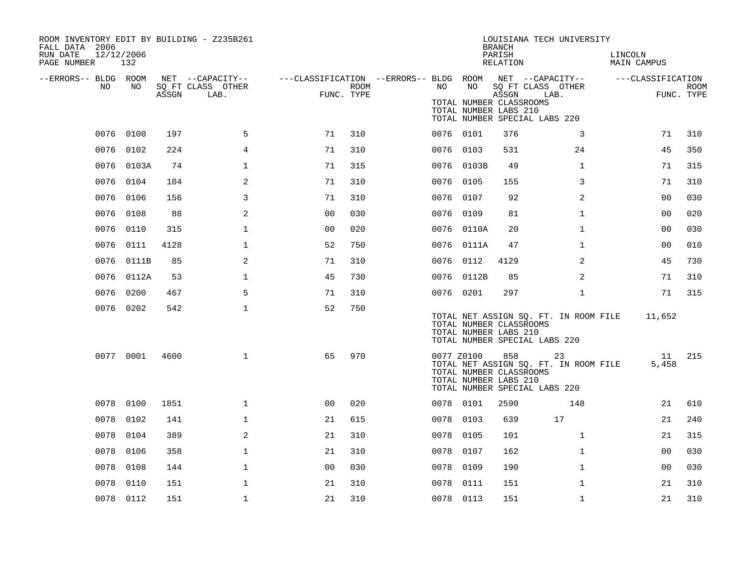ROOM INVENTORY EDIT BY BUILDING - Z235B261
FALL DATA 2006
RUN DATE 12/12/2006

LOUISIANA TECH UNIVERSITY
BRANCH
PARISH LINCOLN
RELATION MAIN CAMPUS

| --ERRORS-- | BLDG NO | ROOM NO | NET SQ FT ASSGN | CAPACITY CLASS LAB. | CAPACITY OTHER | CLASSIFICATION FUNC. | ROOM TYPE | --ERRORS-- | BLDG NO | ROOM NO | NET SQ FT ASSGN | CAPACITY CLASS LAB. | CAPACITY OTHER | CLASSIFICATION FUNC. | ROOM TYPE |
|---|---|---|---|---|---|---|---|---|---|---|---|---|---|---|---|
| | | | | | | | | | TOTAL NUMBER CLASSROOMS | | | | | | |
| | | | | | | | | | TOTAL NUMBER LABS 210 | | | | | | |
| | | | | | | | | | TOTAL NUMBER SPECIAL LABS 220 | | | | | | |
| | 0076 | 0100 | 197 | | 5 | 71 | 310 | | 0076 | 0101 | 376 | | 3 | 71 | 310 |
| | 0076 | 0102 | 224 | | 4 | 71 | 310 | | 0076 | 0103 | 531 | | 24 | 45 | 350 |
| | 0076 | 0103A | 74 | | 1 | 71 | 315 | | 0076 | 0103B | 49 | | 1 | 71 | 315 |
| | 0076 | 0104 | 104 | | 2 | 71 | 310 | | 0076 | 0105 | 155 | | 3 | 71 | 310 |
| | 0076 | 0106 | 156 | | 3 | 71 | 310 | | 0076 | 0107 | 92 | | 2 | 00 | 030 |
| | 0076 | 0108 | 88 | | 2 | 00 | 030 | | 0076 | 0109 | 81 | | 1 | 00 | 020 |
| | 0076 | 0110 | 315 | | 1 | 00 | 020 | | 0076 | 0110A | 20 | | 1 | 00 | 030 |
| | 0076 | 0111 | 4128 | | 1 | 52 | 750 | | 0076 | 0111A | 47 | | 1 | 00 | 010 |
| | 0076 | 0111B | 85 | | 2 | 71 | 310 | | 0076 | 0112 | 4129 | | 2 | 45 | 730 |
| | 0076 | 0112A | 53 | | 1 | 45 | 730 | | 0076 | 0112B | 85 | | 2 | 71 | 310 |
| | 0076 | 0200 | 467 | | 5 | 71 | 310 | | 0076 | 0201 | 297 | | 1 | 71 | 315 |
| | 0076 | 0202 | 542 | | 1 | 52 | 750 | | | | | | | | |
| | | | | | | | | | TOTAL NET ASSIGN SQ. FT. IN ROOM FILE | | | | | 11,652 | |
| | | | | | | | | | TOTAL NUMBER CLASSROOMS | | | | | | |
| | | | | | | | | | TOTAL NUMBER LABS 210 | | | | | | |
| | | | | | | | | | TOTAL NUMBER SPECIAL LABS 220 | | | | | | |
| | 0077 | 0001 | 4600 | | 1 | 65 | 970 | | 0077 | Z0100 | 858 | 23 | | 11 | 215 |
| | | | | | | | | | TOTAL NET ASSIGN SQ. FT. IN ROOM FILE | | | | | 5,458 | |
| | | | | | | | | | TOTAL NUMBER CLASSROOMS | | | | | | |
| | | | | | | | | | TOTAL NUMBER LABS 210 | | | | | | |
| | | | | | | | | | TOTAL NUMBER SPECIAL LABS 220 | | | | | | |
| | 0078 | 0100 | 1851 | | 1 | 00 | 020 | | 0078 | 0101 | 2590 | | 148 | 21 | 610 |
| | 0078 | 0102 | 141 | | 1 | 21 | 615 | | 0078 | 0103 | 639 | 17 | | 21 | 240 |
| | 0078 | 0104 | 389 | | 2 | 21 | 310 | | 0078 | 0105 | 101 | | 1 | 21 | 315 |
| | 0078 | 0106 | 358 | | 1 | 21 | 310 | | 0078 | 0107 | 162 | | 1 | 00 | 030 |
| | 0078 | 0108 | 144 | | 1 | 00 | 030 | | 0078 | 0109 | 190 | | 1 | 00 | 030 |
| | 0078 | 0110 | 151 | | 1 | 21 | 310 | | 0078 | 0111 | 151 | | 1 | 21 | 310 |
| | 0078 | 0112 | 151 | | 1 | 21 | 310 | | 0078 | 0113 | 151 | | 1 | 21 | 310 |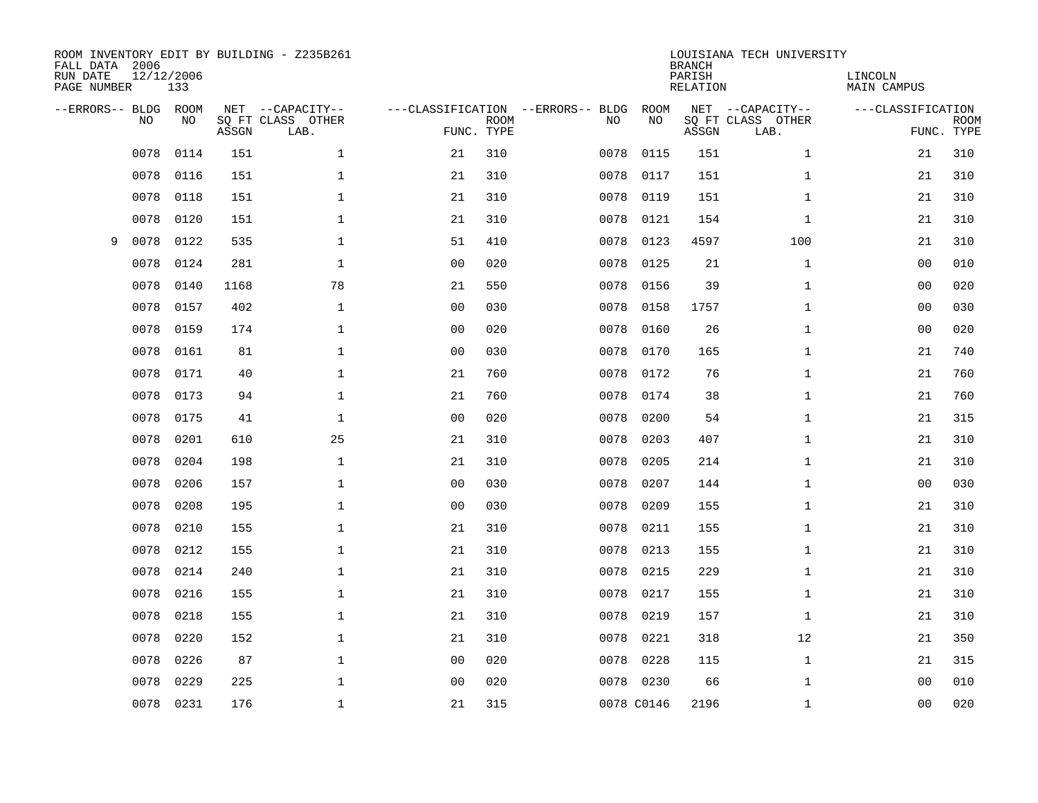ROOM INVENTORY EDIT BY BUILDING - Z235B261
FALL DATA 2006
RUN DATE 12/12/2006
PAGE NUMBER 133

LOUISIANA TECH UNIVERSITY
BRANCH
PARISH LINCOLN
RELATION MAIN CAMPUS

| --ERRORS-- | BLDG NO | ROOM NO | NET SQ FT ASSGN | --CAPACITY-- CLASS LAB. | OTHER | ---CLASSIFICATION FUNC. | ROOM TYPE | --ERRORS-- | BLDG NO | ROOM NO | NET SQ FT ASSGN | --CAPACITY-- CLASS LAB. | OTHER | ---CLASSIFICATION FUNC. | ROOM TYPE |
|---|---|---|---|---|---|---|---|---|---|---|---|---|---|---|---|
| | 0078 | 0114 | 151 | | 1 | 21 | 310 | | 0078 | 0115 | 151 | | 1 | 21 | 310 |
| | 0078 | 0116 | 151 | | 1 | 21 | 310 | | 0078 | 0117 | 151 | | 1 | 21 | 310 |
| | 0078 | 0118 | 151 | | 1 | 21 | 310 | | 0078 | 0119 | 151 | | 1 | 21 | 310 |
| | 0078 | 0120 | 151 | | 1 | 21 | 310 | | 0078 | 0121 | 154 | | 1 | 21 | 310 |
| 9 | 0078 | 0122 | 535 | | 1 | 51 | 410 | | 0078 | 0123 | 4597 | | 100 | 21 | 310 |
| | 0078 | 0124 | 281 | | 1 | 00 | 020 | | 0078 | 0125 | 21 | | 1 | 00 | 010 |
| | 0078 | 0140 | 1168 | | 78 | 21 | 550 | | 0078 | 0156 | 39 | | 1 | 00 | 020 |
| | 0078 | 0157 | 402 | | 1 | 00 | 030 | | 0078 | 0158 | 1757 | | 1 | 00 | 030 |
| | 0078 | 0159 | 174 | | 1 | 00 | 020 | | 0078 | 0160 | 26 | | 1 | 00 | 020 |
| | 0078 | 0161 | 81 | | 1 | 00 | 030 | | 0078 | 0170 | 165 | | 1 | 21 | 740 |
| | 0078 | 0171 | 40 | | 1 | 21 | 760 | | 0078 | 0172 | 76 | | 1 | 21 | 760 |
| | 0078 | 0173 | 94 | | 1 | 21 | 760 | | 0078 | 0174 | 38 | | 1 | 21 | 760 |
| | 0078 | 0175 | 41 | | 1 | 00 | 020 | | 0078 | 0200 | 54 | | 1 | 21 | 315 |
| | 0078 | 0201 | 610 | | 25 | 21 | 310 | | 0078 | 0203 | 407 | | 1 | 21 | 310 |
| | 0078 | 0204 | 198 | | 1 | 21 | 310 | | 0078 | 0205 | 214 | | 1 | 21 | 310 |
| | 0078 | 0206 | 157 | | 1 | 00 | 030 | | 0078 | 0207 | 144 | | 1 | 00 | 030 |
| | 0078 | 0208 | 195 | | 1 | 00 | 030 | | 0078 | 0209 | 155 | | 1 | 21 | 310 |
| | 0078 | 0210 | 155 | | 1 | 21 | 310 | | 0078 | 0211 | 155 | | 1 | 21 | 310 |
| | 0078 | 0212 | 155 | | 1 | 21 | 310 | | 0078 | 0213 | 155 | | 1 | 21 | 310 |
| | 0078 | 0214 | 240 | | 1 | 21 | 310 | | 0078 | 0215 | 229 | | 1 | 21 | 310 |
| | 0078 | 0216 | 155 | | 1 | 21 | 310 | | 0078 | 0217 | 155 | | 1 | 21 | 310 |
| | 0078 | 0218 | 155 | | 1 | 21 | 310 | | 0078 | 0219 | 157 | | 1 | 21 | 310 |
| | 0078 | 0220 | 152 | | 1 | 21 | 310 | | 0078 | 0221 | 318 | | 12 | 21 | 350 |
| | 0078 | 0226 | 87 | | 1 | 00 | 020 | | 0078 | 0228 | 115 | | 1 | 21 | 315 |
| | 0078 | 0229 | 225 | | 1 | 00 | 020 | | 0078 | 0230 | 66 | | 1 | 00 | 010 |
| | 0078 | 0231 | 176 | | 1 | 21 | 315 | | 0078 | C0146 | 2196 | | 1 | 00 | 020 |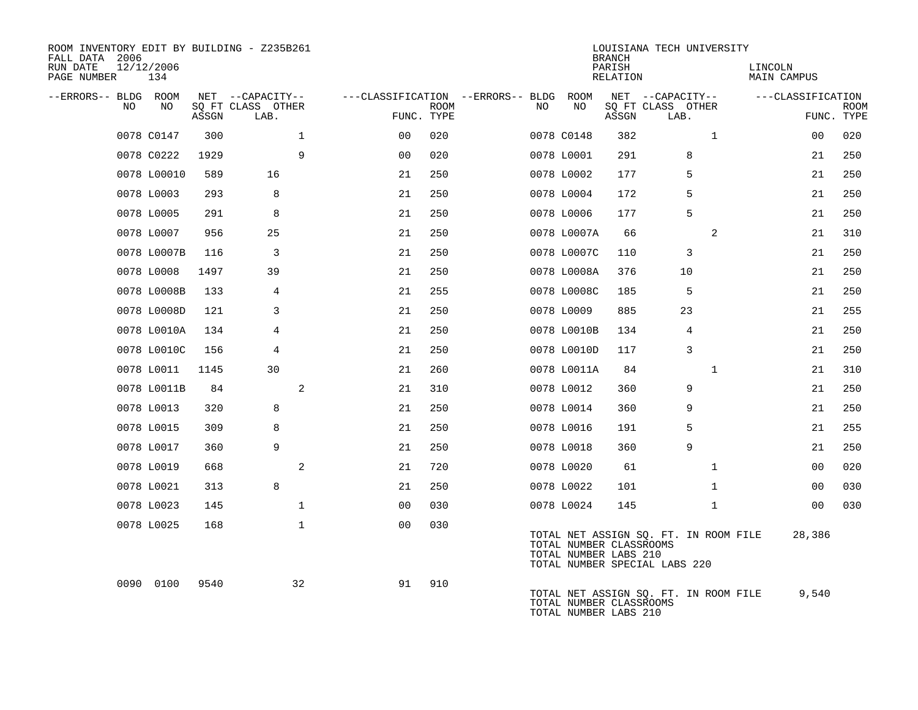ROOM INVENTORY EDIT BY BUILDING - Z235B261
FALL DATA 2006
RUN DATE 12/12/2006
PAGE NUMBER 134

LOUISIANA TECH UNIVERSITY
BRANCH
PARISH LINCOLN
RELATION MAIN CAMPUS

| --ERRORS-- | BLDG NO | ROOM NO | NET SQ FT ASSGN | CAPACITY CLASS LAB. | CAPACITY OTHER | CLASSIFICATION FUNC. | ROOM TYPE | --ERRORS-- | BLDG NO | ROOM NO | NET SQ FT ASSGN | CAPACITY CLASS LAB. | CAPACITY OTHER | CLASSIFICATION FUNC. | ROOM TYPE |
|---|---|---|---|---|---|---|---|---|---|---|---|---|---|---|---|
| | 0078 | C0147 | 300 | | 1 | 00 | 020 | | 0078 | C0148 | 382 | | 1 | 00 | 020 |
| | 0078 | C0222 | 1929 | | 9 | 00 | 020 | | 0078 | L0001 | 291 | 8 | | 21 | 250 |
| | 0078 | L00010 | 589 | 16 | | 21 | 250 | | 0078 | L0002 | 177 | 5 | | 21 | 250 |
| | 0078 | L0003 | 293 | 8 | | 21 | 250 | | 0078 | L0004 | 172 | 5 | | 21 | 250 |
| | 0078 | L0005 | 291 | 8 | | 21 | 250 | | 0078 | L0006 | 177 | 5 | | 21 | 250 |
| | 0078 | L0007 | 956 | 25 | | 21 | 250 | | 0078 | L0007A | 66 | | 2 | 21 | 310 |
| | 0078 | L0007B | 116 | 3 | | 21 | 250 | | 0078 | L0007C | 110 | 3 | | 21 | 250 |
| | 0078 | L0008 | 1497 | 39 | | 21 | 250 | | 0078 | L0008A | 376 | 10 | | 21 | 250 |
| | 0078 | L0008B | 133 | 4 | | 21 | 255 | | 0078 | L0008C | 185 | 5 | | 21 | 250 |
| | 0078 | L0008D | 121 | 3 | | 21 | 250 | | 0078 | L0009 | 885 | 23 | | 21 | 255 |
| | 0078 | L0010A | 134 | 4 | | 21 | 250 | | 0078 | L0010B | 134 | 4 | | 21 | 250 |
| | 0078 | L0010C | 156 | 4 | | 21 | 250 | | 0078 | L0010D | 117 | 3 | | 21 | 250 |
| | 0078 | L0011 | 1145 | 30 | | 21 | 260 | | 0078 | L0011A | 84 | | 1 | 21 | 310 |
| | 0078 | L0011B | 84 | | 2 | 21 | 310 | | 0078 | L0012 | 360 | 9 | | 21 | 250 |
| | 0078 | L0013 | 320 | 8 | | 21 | 250 | | 0078 | L0014 | 360 | 9 | | 21 | 250 |
| | 0078 | L0015 | 309 | 8 | | 21 | 250 | | 0078 | L0016 | 191 | 5 | | 21 | 255 |
| | 0078 | L0017 | 360 | 9 | | 21 | 250 | | 0078 | L0018 | 360 | 9 | | 21 | 250 |
| | 0078 | L0019 | 668 | | 2 | 21 | 720 | | 0078 | L0020 | 61 | | 1 | 00 | 020 |
| | 0078 | L0021 | 313 | 8 | | 21 | 250 | | 0078 | L0022 | 101 | | 1 | 00 | 030 |
| | 0078 | L0023 | 145 | | 1 | 00 | 030 | | 0078 | L0024 | 145 | | 1 | 00 | 030 |
| | 0078 | L0025 | 168 | | 1 | 00 | 030 | | | | | | | | |

TOTAL NET ASSIGN SQ. FT. IN ROOM FILE 28,386
TOTAL NUMBER CLASSROOMS
TOTAL NUMBER LABS 210
TOTAL NUMBER SPECIAL LABS 220

| --ERRORS-- | BLDG NO | ROOM NO | NET SQ FT ASSGN | CAPACITY CLASS LAB. | CAPACITY OTHER | CLASSIFICATION FUNC. | ROOM TYPE |
|---|---|---|---|---|---|---|---|
| | 0090 | 0100 | 9540 | | 32 | 91 | 910 |

TOTAL NET ASSIGN SQ. FT. IN ROOM FILE 9,540
TOTAL NUMBER CLASSROOMS
TOTAL NUMBER LABS 210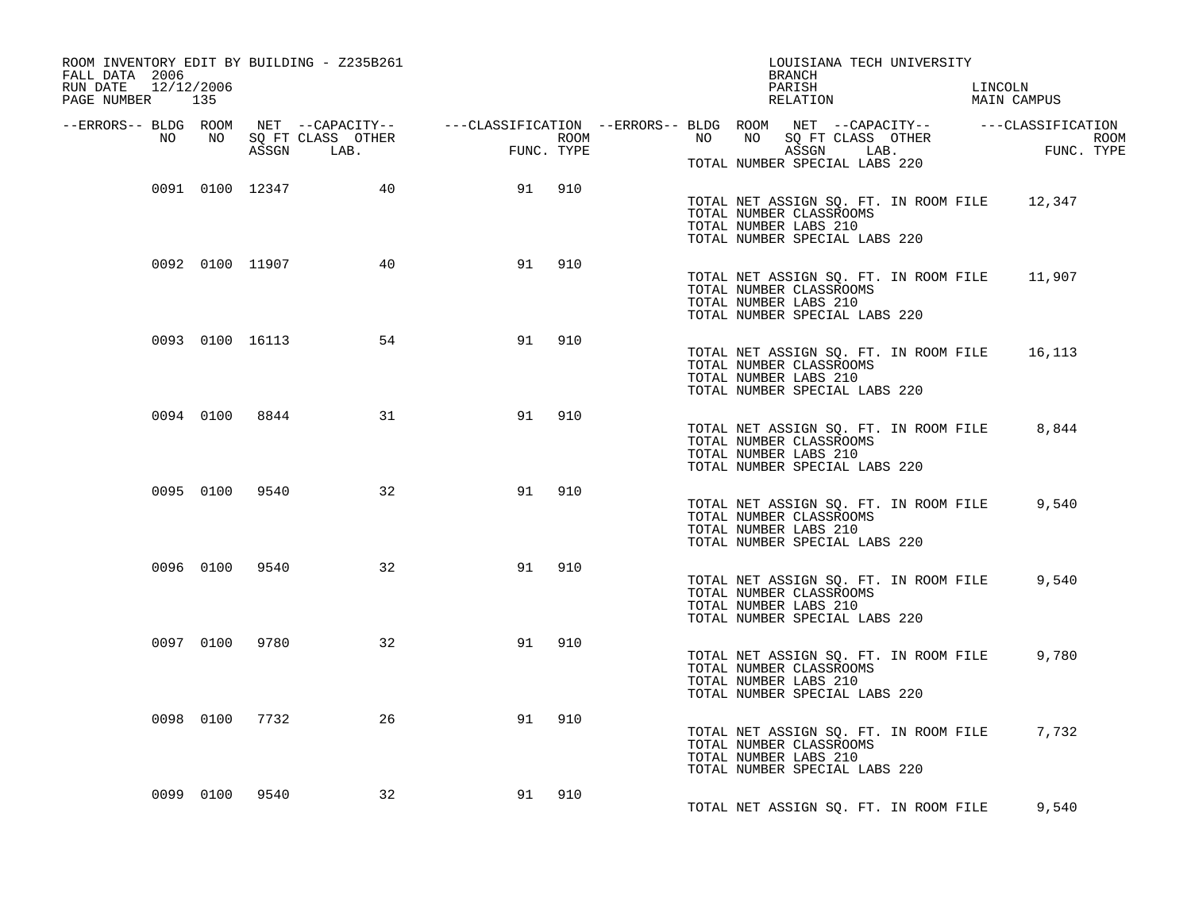ROOM INVENTORY EDIT BY BUILDING - Z235B261
FALL DATA 2006
RUN DATE 12/12/2006

LOUISIANA TECH UNIVERSITY
BRANCH
PARISH LINCOLN
RELATION MAIN CAMPUS

| --ERRORS-- | BLDG NO | ROOM NO | NET SQ FT ASSGN | --CAPACITY-- CLASS LAB. | OTHER | ---CLASSIFICATION FUNC. | ROOM TYPE |
|---|---|---|---|---|---|---|---|
| | 0091 | 0100 | 12347 | | 40 | 91 | 910 |
| | 0092 | 0100 | 11907 | | 40 | 91 | 910 |
| | 0093 | 0100 | 16113 | | 54 | 91 | 910 |
| | 0094 | 0100 | 8844 | | 31 | 91 | 910 |
| | 0095 | 0100 | 9540 | | 32 | 91 | 910 |
| | 0096 | 0100 | 9540 | | 32 | 91 | 910 |
| | 0097 | 0100 | 9780 | | 32 | 91 | 910 |
| | 0098 | 0100 | 7732 | | 26 | 91 | 910 |
| | 0099 | 0100 | 9540 | | 32 | 91 | 910 |

TOTAL NUMBER SPECIAL LABS 220

TOTAL NET ASSIGN SQ. FT. IN ROOM FILE 12,347
TOTAL NUMBER CLASSROOMS
TOTAL NUMBER LABS 210
TOTAL NUMBER SPECIAL LABS 220

TOTAL NET ASSIGN SQ. FT. IN ROOM FILE 11,907
TOTAL NUMBER CLASSROOMS
TOTAL NUMBER LABS 210
TOTAL NUMBER SPECIAL LABS 220

TOTAL NET ASSIGN SQ. FT. IN ROOM FILE 16,113
TOTAL NUMBER CLASSROOMS
TOTAL NUMBER LABS 210
TOTAL NUMBER SPECIAL LABS 220

TOTAL NET ASSIGN SQ. FT. IN ROOM FILE 8,844
TOTAL NUMBER CLASSROOMS
TOTAL NUMBER LABS 210
TOTAL NUMBER SPECIAL LABS 220

TOTAL NET ASSIGN SQ. FT. IN ROOM FILE 9,540
TOTAL NUMBER CLASSROOMS
TOTAL NUMBER LABS 210
TOTAL NUMBER SPECIAL LABS 220

TOTAL NET ASSIGN SQ. FT. IN ROOM FILE 9,540
TOTAL NUMBER CLASSROOMS
TOTAL NUMBER LABS 210
TOTAL NUMBER SPECIAL LABS 220

TOTAL NET ASSIGN SQ. FT. IN ROOM FILE 9,780
TOTAL NUMBER CLASSROOMS
TOTAL NUMBER LABS 210
TOTAL NUMBER SPECIAL LABS 220

TOTAL NET ASSIGN SQ. FT. IN ROOM FILE 7,732
TOTAL NUMBER CLASSROOMS
TOTAL NUMBER LABS 210
TOTAL NUMBER SPECIAL LABS 220

TOTAL NET ASSIGN SQ. FT. IN ROOM FILE 9,540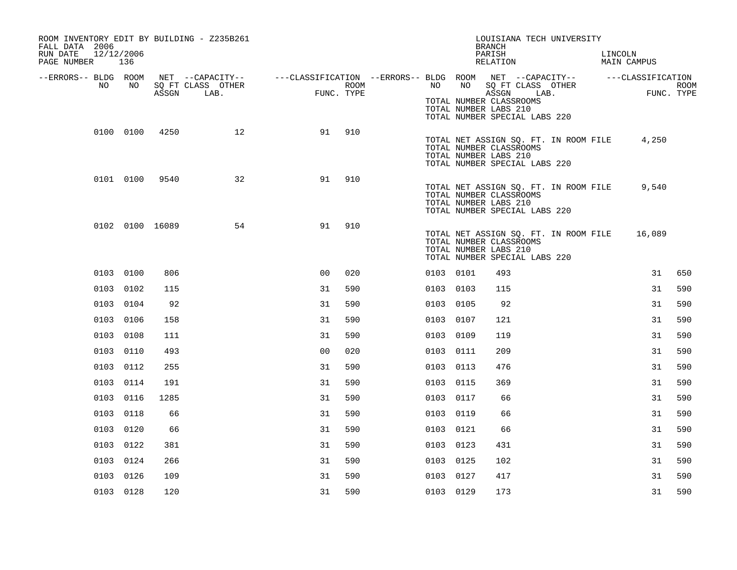ROOM INVENTORY EDIT BY BUILDING - Z235B261
FALL DATA 2006
RUN DATE 12/12/2006
PAGE NUMBER 136

LOUISIANA TECH UNIVERSITY
BRANCH
PARISH LINCOLN
RELATION MAIN CAMPUS

| --ERRORS-- | BLDG NO | ROOM NO | NET SQ FT ASSGN | --CAPACITY-- CLASS LAB. | OTHER | ---CLASSIFICATION FUNC. | ROOM TYPE | --ERRORS-- | BLDG NO | ROOM NO | NET SQ FT ASSGN | --CAPACITY-- CLASS LAB. | OTHER | ---CLASSIFICATION FUNC. | ROOM TYPE |
|---|---|---|---|---|---|---|---|---|---|---|---|---|---|---|---|
| | | | | | | | | | TOTAL NUMBER CLASSROOMS<br>TOTAL NUMBER LABS 210<br>TOTAL NUMBER SPECIAL LABS 220 | | | | | | |
| | 0100 | 0100 | 4250 | | 12 | 91 | 910 | | | | | | | | |
| | | | | | | | | | TOTAL NET ASSIGN SQ. FT. IN ROOM FILE<br>TOTAL NUMBER CLASSROOMS<br>TOTAL NUMBER LABS 210<br>TOTAL NUMBER SPECIAL LABS 220 | | | | | 4,250 | |
| | 0101 | 0100 | 9540 | | 32 | 91 | 910 | | | | | | | | |
| | | | | | | | | | TOTAL NET ASSIGN SQ. FT. IN ROOM FILE<br>TOTAL NUMBER CLASSROOMS<br>TOTAL NUMBER LABS 210<br>TOTAL NUMBER SPECIAL LABS 220 | | | | | 9,540 | |
| | 0102 | 0100 | 16089 | | 54 | 91 | 910 | | | | | | | | |
| | | | | | | | | | TOTAL NET ASSIGN SQ. FT. IN ROOM FILE<br>TOTAL NUMBER CLASSROOMS<br>TOTAL NUMBER LABS 210<br>TOTAL NUMBER SPECIAL LABS 220 | | | | | 16,089 | |
| | 0103 | 0100 | 806 | | | 00 | 020 | | 0103 | 0101 | 493 | | | 31 | 650 |
| | 0103 | 0102 | 115 | | | 31 | 590 | | 0103 | 0103 | 115 | | | 31 | 590 |
| | 0103 | 0104 | 92 | | | 31 | 590 | | 0103 | 0105 | 92 | | | 31 | 590 |
| | 0103 | 0106 | 158 | | | 31 | 590 | | 0103 | 0107 | 121 | | | 31 | 590 |
| | 0103 | 0108 | 111 | | | 31 | 590 | | 0103 | 0109 | 119 | | | 31 | 590 |
| | 0103 | 0110 | 493 | | | 00 | 020 | | 0103 | 0111 | 209 | | | 31 | 590 |
| | 0103 | 0112 | 255 | | | 31 | 590 | | 0103 | 0113 | 476 | | | 31 | 590 |
| | 0103 | 0114 | 191 | | | 31 | 590 | | 0103 | 0115 | 369 | | | 31 | 590 |
| | 0103 | 0116 | 1285 | | | 31 | 590 | | 0103 | 0117 | 66 | | | 31 | 590 |
| | 0103 | 0118 | 66 | | | 31 | 590 | | 0103 | 0119 | 66 | | | 31 | 590 |
| | 0103 | 0120 | 66 | | | 31 | 590 | | 0103 | 0121 | 66 | | | 31 | 590 |
| | 0103 | 0122 | 381 | | | 31 | 590 | | 0103 | 0123 | 431 | | | 31 | 590 |
| | 0103 | 0124 | 266 | | | 31 | 590 | | 0103 | 0125 | 102 | | | 31 | 590 |
| | 0103 | 0126 | 109 | | | 31 | 590 | | 0103 | 0127 | 417 | | | 31 | 590 |
| | 0103 | 0128 | 120 | | | 31 | 590 | | 0103 | 0129 | 173 | | | 31 | 590 |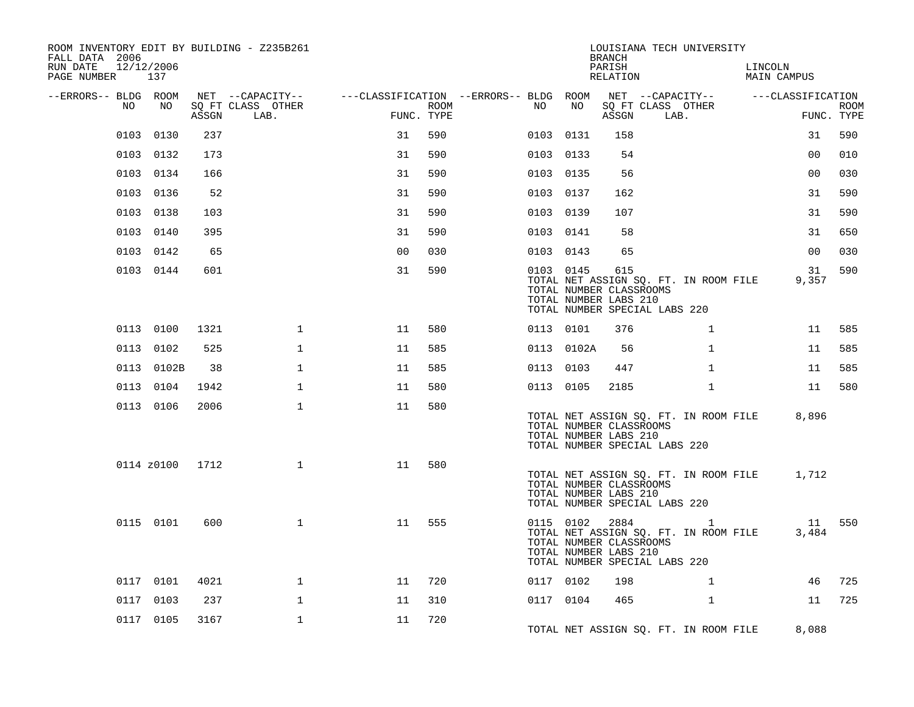ROOM INVENTORY EDIT BY BUILDING - Z235B261
FALL DATA 2006
RUN DATE 12/12/2006
PAGE NUMBER 137

LOUISIANA TECH UNIVERSITY
BRANCH
PARISH LINCOLN
RELATION MAIN CAMPUS

| --ERRORS-- | BLDG NO | ROOM NO | NET SQ FT ASSGN | --CAPACITY-- CLASS LAB. | OTHER | ---CLASSIFICATION FUNC. | ROOM TYPE | --ERRORS-- | BLDG NO | ROOM NO | NET SQ FT ASSGN | --CAPACITY-- CLASS LAB. | OTHER | ---CLASSIFICATION FUNC. | ROOM TYPE |
|---|---|---|---|---|---|---|---|---|---|---|---|---|---|---|---|
| | 0103 | 0130 | 237 | | | 31 | 590 | | 0103 | 0131 | 158 | | | 31 | 590 |
| | 0103 | 0132 | 173 | | | 31 | 590 | | 0103 | 0133 | 54 | | | 00 | 010 |
| | 0103 | 0134 | 166 | | | 31 | 590 | | 0103 | 0135 | 56 | | | 00 | 030 |
| | 0103 | 0136 | 52 | | | 31 | 590 | | 0103 | 0137 | 162 | | | 31 | 590 |
| | 0103 | 0138 | 103 | | | 31 | 590 | | 0103 | 0139 | 107 | | | 31 | 590 |
| | 0103 | 0140 | 395 | | | 31 | 590 | | 0103 | 0141 | 58 | | | 31 | 650 |
| | 0103 | 0142 | 65 | | | 00 | 030 | | 0103 | 0143 | 65 | | | 00 | 030 |
| | 0103 | 0144 | 601 | | | 31 | 590 | | 0103 | 0145 | 615 | | | 31 | 590 |
| | | | | | | | | | TOTAL NET ASSIGN SQ. FT. IN ROOM FILE | | | | | 9,357 | |
| | | | | | | | | | TOTAL NUMBER CLASSROOMS | | | | | | |
| | | | | | | | | | TOTAL NUMBER LABS 210 | | | | | | |
| | | | | | | | | | TOTAL NUMBER SPECIAL LABS 220 | | | | | | |
| | 0113 | 0100 | 1321 | | 1 | 11 | 580 | | 0113 | 0101 | 376 | | 1 | 11 | 585 |
| | 0113 | 0102 | 525 | | 1 | 11 | 585 | | 0113 | 0102A | 56 | | 1 | 11 | 585 |
| | 0113 | 0102B | 38 | | 1 | 11 | 585 | | 0113 | 0103 | 447 | | 1 | 11 | 585 |
| | 0113 | 0104 | 1942 | | 1 | 11 | 580 | | 0113 | 0105 | 2185 | | 1 | 11 | 580 |
| | 0113 | 0106 | 2006 | | 1 | 11 | 580 | | | | | | | | |
| | | | | | | | | | TOTAL NET ASSIGN SQ. FT. IN ROOM FILE | | | | | 8,896 | |
| | | | | | | | | | TOTAL NUMBER CLASSROOMS | | | | | | |
| | | | | | | | | | TOTAL NUMBER LABS 210 | | | | | | |
| | | | | | | | | | TOTAL NUMBER SPECIAL LABS 220 | | | | | | |
| | 0114 | z0100 | 1712 | | 1 | 11 | 580 | | | | | | | | |
| | | | | | | | | | TOTAL NET ASSIGN SQ. FT. IN ROOM FILE | | | | | 1,712 | |
| | | | | | | | | | TOTAL NUMBER CLASSROOMS | | | | | | |
| | | | | | | | | | TOTAL NUMBER LABS 210 | | | | | | |
| | | | | | | | | | TOTAL NUMBER SPECIAL LABS 220 | | | | | | |
| | 0115 | 0101 | 600 | | 1 | 11 | 555 | | 0115 | 0102 | 2884 | | 1 | 11 | 550 |
| | | | | | | | | | TOTAL NET ASSIGN SQ. FT. IN ROOM FILE | | | | | 3,484 | |
| | | | | | | | | | TOTAL NUMBER CLASSROOMS | | | | | | |
| | | | | | | | | | TOTAL NUMBER LABS 210 | | | | | | |
| | | | | | | | | | TOTAL NUMBER SPECIAL LABS 220 | | | | | | |
| | 0117 | 0101 | 4021 | | 1 | 11 | 720 | | 0117 | 0102 | 198 | | 1 | 46 | 725 |
| | 0117 | 0103 | 237 | | 1 | 11 | 310 | | 0117 | 0104 | 465 | | 1 | 11 | 725 |
| | 0117 | 0105 | 3167 | | 1 | 11 | 720 | | | | | | | | |
| | | | | | | | | | TOTAL NET ASSIGN SQ. FT. IN ROOM FILE | | | | | 8,088 | |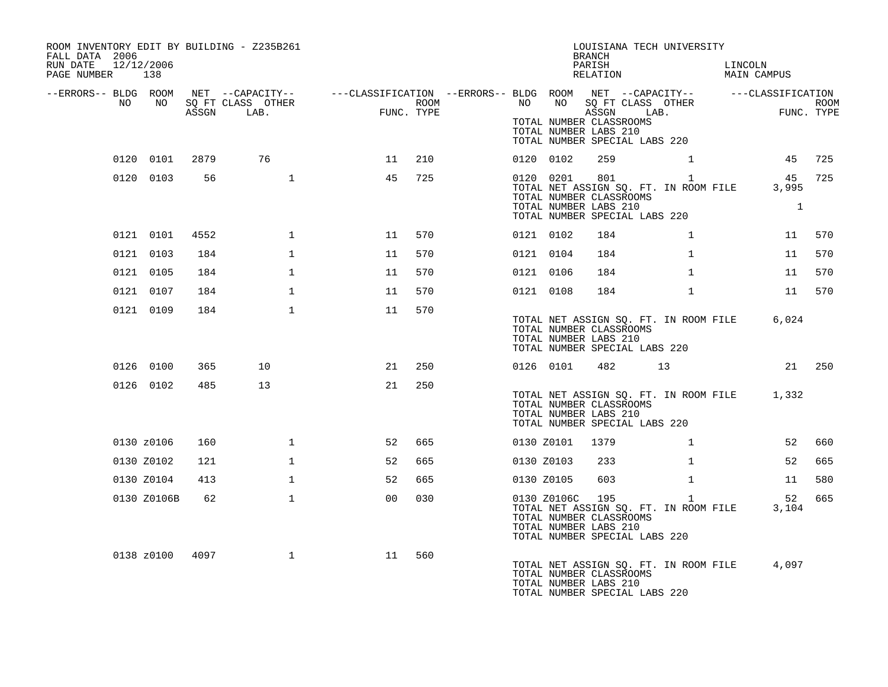ROOM INVENTORY EDIT BY BUILDING - Z235B261
FALL DATA 2006
RUN DATE 12/12/2006
PAGE NUMBER 138

LOUISIANA TECH UNIVERSITY
BRANCH
PARISH LINCOLN
RELATION MAIN CAMPUS

| --ERRORS-- | BLDG NO | ROOM NO | NET SQ FT ASSGN | CAPACITY CLASS LAB. | CAPACITY OTHER | CLASSIFICATION FUNC. | ROOM TYPE | --ERRORS-- | BLDG NO | ROOM NO | NET SQ FT ASSGN | CAPACITY CLASS LAB. | CAPACITY OTHER | CLASSIFICATION FUNC. | ROOM TYPE |
|---|---|---|---|---|---|---|---|---|---|---|---|---|---|---|---|
| | | | | | | | | | TOTAL NUMBER CLASSROOMS | | | | | | |
| | | | | | | | | | TOTAL NUMBER LABS 210 | | | | | | |
| | | | | | | | | | TOTAL NUMBER SPECIAL LABS 220 | | | | | | |
| | 0120 | 0101 | 2879 | 76 | | 11 | 210 | | 0120 | 0102 | 259 | | 1 | 45 | 725 |
| | 0120 | 0103 | 56 | | 1 | 45 | 725 | | 0120 | 0201 | 801 | | 1 | 45 | 725 |
| | | | | | | | | | TOTAL NET ASSIGN SQ. FT. IN ROOM FILE | | | | | 3,995 | |
| | | | | | | | | | TOTAL NUMBER CLASSROOMS | | | | | | |
| | | | | | | | | | TOTAL NUMBER LABS 210 | | | | | 1 | |
| | | | | | | | | | TOTAL NUMBER SPECIAL LABS 220 | | | | | | |
| | 0121 | 0101 | 4552 | | 1 | 11 | 570 | | 0121 | 0102 | 184 | | 1 | 11 | 570 |
| | 0121 | 0103 | 184 | | 1 | 11 | 570 | | 0121 | 0104 | 184 | | 1 | 11 | 570 |
| | 0121 | 0105 | 184 | | 1 | 11 | 570 | | 0121 | 0106 | 184 | | 1 | 11 | 570 |
| | 0121 | 0107 | 184 | | 1 | 11 | 570 | | 0121 | 0108 | 184 | | 1 | 11 | 570 |
| | 0121 | 0109 | 184 | | 1 | 11 | 570 | | | | | | | | |
| | | | | | | | | | TOTAL NET ASSIGN SQ. FT. IN ROOM FILE | | | | | 6,024 | |
| | | | | | | | | | TOTAL NUMBER CLASSROOMS | | | | | | |
| | | | | | | | | | TOTAL NUMBER LABS 210 | | | | | | |
| | | | | | | | | | TOTAL NUMBER SPECIAL LABS 220 | | | | | | |
| | 0126 | 0100 | 365 | 10 | | 21 | 250 | | 0126 | 0101 | 482 | 13 | | 21 | 250 |
| | 0126 | 0102 | 485 | 13 | | 21 | 250 | | | | | | | | |
| | | | | | | | | | TOTAL NET ASSIGN SQ. FT. IN ROOM FILE | | | | | 1,332 | |
| | | | | | | | | | TOTAL NUMBER CLASSROOMS | | | | | | |
| | | | | | | | | | TOTAL NUMBER LABS 210 | | | | | | |
| | | | | | | | | | TOTAL NUMBER SPECIAL LABS 220 | | | | | | |
| | 0130 | z0106 | 160 | | 1 | 52 | 665 | | 0130 | Z0101 | 1379 | | 1 | 52 | 660 |
| | 0130 | Z0102 | 121 | | 1 | 52 | 665 | | 0130 | Z0103 | 233 | | 1 | 52 | 665 |
| | 0130 | Z0104 | 413 | | 1 | 52 | 665 | | 0130 | Z0105 | 603 | | 1 | 11 | 580 |
| | 0130 | Z0106B | 62 | | 1 | 00 | 030 | | 0130 | Z0106C | 195 | | 1 | 52 | 665 |
| | | | | | | | | | TOTAL NET ASSIGN SQ. FT. IN ROOM FILE | | | | | 3,104 | |
| | | | | | | | | | TOTAL NUMBER CLASSROOMS | | | | | | |
| | | | | | | | | | TOTAL NUMBER LABS 210 | | | | | | |
| | | | | | | | | | TOTAL NUMBER SPECIAL LABS 220 | | | | | | |
| | 0138 | z0100 | 4097 | | 1 | 11 | 560 | | | | | | | | |
| | | | | | | | | | TOTAL NET ASSIGN SQ. FT. IN ROOM FILE | | | | | 4,097 | |
| | | | | | | | | | TOTAL NUMBER CLASSROOMS | | | | | | |
| | | | | | | | | | TOTAL NUMBER LABS 210 | | | | | | |
| | | | | | | | | | TOTAL NUMBER SPECIAL LABS 220 | | | | | | |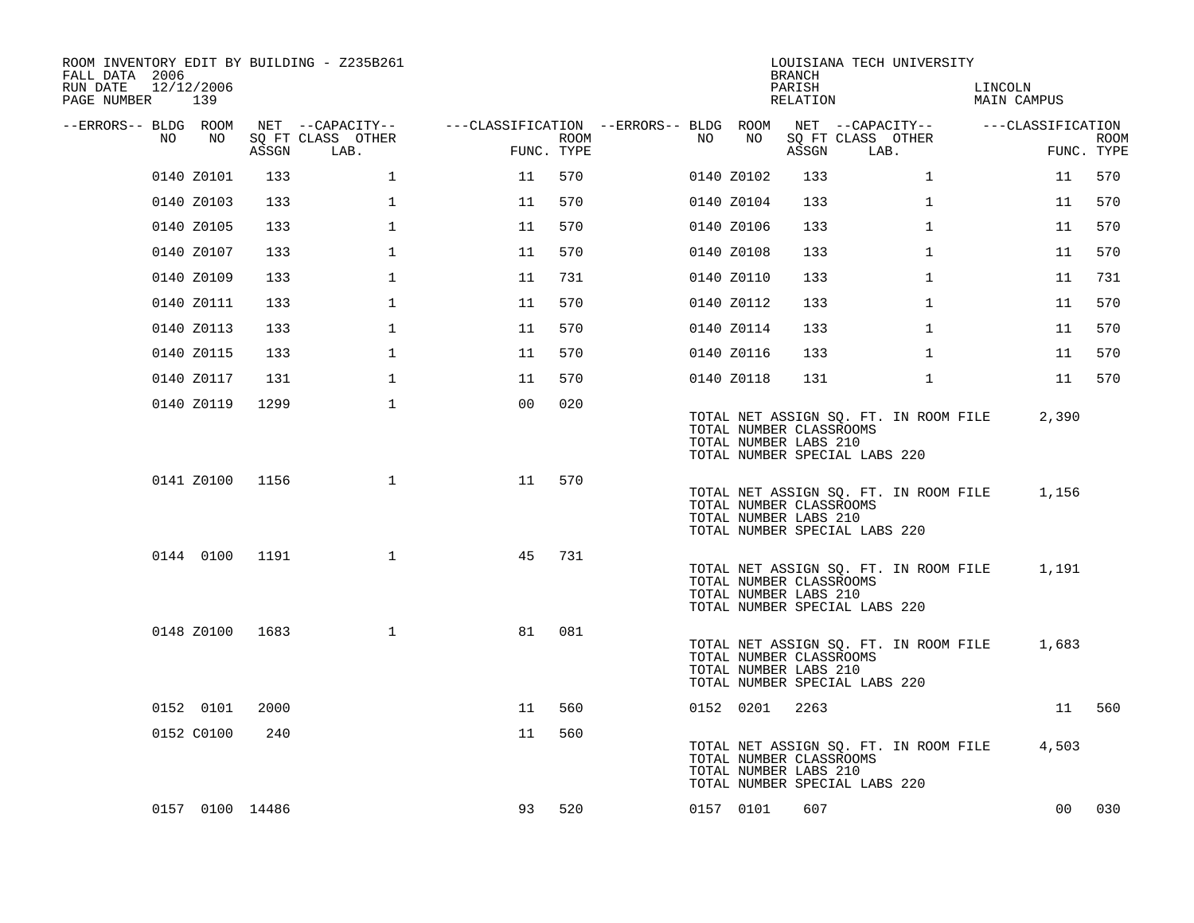ROOM INVENTORY EDIT BY BUILDING - Z235B261
FALL DATA 2006
RUN DATE 12/12/2006
PAGE NUMBER 139

LOUISIANA TECH UNIVERSITY
BRANCH
PARISH LINCOLN
RELATION MAIN CAMPUS

| --ERRORS-- | BLDG NO | ROOM NO | NET SQ FT ASSGN | --CAPACITY-- CLASS LAB. | OTHER | ---CLASSIFICATION FUNC. | ROOM TYPE | --ERRORS-- | BLDG NO | ROOM NO | NET SQ FT ASSGN | --CAPACITY-- CLASS LAB. | OTHER | ---CLASSIFICATION FUNC. | ROOM TYPE |
|---|---|---|---|---|---|---|---|---|---|---|---|---|---|---|---|
| | 0140 | Z0101 | 133 | | 1 | 11 | 570 | | 0140 | Z0102 | 133 | | 1 | 11 | 570 |
| | 0140 | Z0103 | 133 | | 1 | 11 | 570 | | 0140 | Z0104 | 133 | | 1 | 11 | 570 |
| | 0140 | Z0105 | 133 | | 1 | 11 | 570 | | 0140 | Z0106 | 133 | | 1 | 11 | 570 |
| | 0140 | Z0107 | 133 | | 1 | 11 | 570 | | 0140 | Z0108 | 133 | | 1 | 11 | 570 |
| | 0140 | Z0109 | 133 | | 1 | 11 | 731 | | 0140 | Z0110 | 133 | | 1 | 11 | 731 |
| | 0140 | Z0111 | 133 | | 1 | 11 | 570 | | 0140 | Z0112 | 133 | | 1 | 11 | 570 |
| | 0140 | Z0113 | 133 | | 1 | 11 | 570 | | 0140 | Z0114 | 133 | | 1 | 11 | 570 |
| | 0140 | Z0115 | 133 | | 1 | 11 | 570 | | 0140 | Z0116 | 133 | | 1 | 11 | 570 |
| | 0140 | Z0117 | 131 | | 1 | 11 | 570 | | 0140 | Z0118 | 131 | | 1 | 11 | 570 |
| | 0140 | Z0119 | 1299 | | 1 | 00 | 020 | | | | | | | | |

TOTAL NET ASSIGN SQ. FT. IN ROOM FILE 2,390
TOTAL NUMBER CLASSROOMS
TOTAL NUMBER LABS 210
TOTAL NUMBER SPECIAL LABS 220

| --ERRORS-- | BLDG NO | ROOM NO | NET SQ FT ASSGN | --CAPACITY-- CLASS LAB. | OTHER | ---CLASSIFICATION FUNC. | ROOM TYPE |
|---|---|---|---|---|---|---|---|
| | 0141 | Z0100 | 1156 | | 1 | 11 | 570 |

TOTAL NET ASSIGN SQ. FT. IN ROOM FILE 1,156
TOTAL NUMBER CLASSROOMS
TOTAL NUMBER LABS 210
TOTAL NUMBER SPECIAL LABS 220

| --ERRORS-- | BLDG NO | ROOM NO | NET SQ FT ASSGN | --CAPACITY-- CLASS LAB. | OTHER | ---CLASSIFICATION FUNC. | ROOM TYPE |
|---|---|---|---|---|---|---|---|
| | 0144 | 0100 | 1191 | | 1 | 45 | 731 |

TOTAL NET ASSIGN SQ. FT. IN ROOM FILE 1,191
TOTAL NUMBER CLASSROOMS
TOTAL NUMBER LABS 210
TOTAL NUMBER SPECIAL LABS 220

| --ERRORS-- | BLDG NO | ROOM NO | NET SQ FT ASSGN | --CAPACITY-- CLASS LAB. | OTHER | ---CLASSIFICATION FUNC. | ROOM TYPE |
|---|---|---|---|---|---|---|---|
| | 0148 | Z0100 | 1683 | | 1 | 81 | 081 |

TOTAL NET ASSIGN SQ. FT. IN ROOM FILE 1,683
TOTAL NUMBER CLASSROOMS
TOTAL NUMBER LABS 210
TOTAL NUMBER SPECIAL LABS 220

| --ERRORS-- | BLDG NO | ROOM NO | NET SQ FT ASSGN | --CAPACITY-- CLASS LAB. | OTHER | ---CLASSIFICATION FUNC. | ROOM TYPE | --ERRORS-- | BLDG NO | ROOM NO | NET SQ FT ASSGN | --CAPACITY-- CLASS LAB. | OTHER | ---CLASSIFICATION FUNC. | ROOM TYPE |
|---|---|---|---|---|---|---|---|---|---|---|---|---|---|---|---|
| | 0152 | 0101 | 2000 | | | 11 | 560 | | 0152 | 0201 | 2263 | | | 11 | 560 |
| | 0152 | C0100 | 240 | | | 11 | 560 | | | | | | | | |

TOTAL NET ASSIGN SQ. FT. IN ROOM FILE 4,503
TOTAL NUMBER CLASSROOMS
TOTAL NUMBER LABS 210
TOTAL NUMBER SPECIAL LABS 220

| --ERRORS-- | BLDG NO | ROOM NO | NET SQ FT ASSGN | --CAPACITY-- CLASS LAB. | OTHER | ---CLASSIFICATION FUNC. | ROOM TYPE | --ERRORS-- | BLDG NO | ROOM NO | NET SQ FT ASSGN | --CAPACITY-- CLASS LAB. | OTHER | ---CLASSIFICATION FUNC. | ROOM TYPE |
|---|---|---|---|---|---|---|---|---|---|---|---|---|---|---|---|
| | 0157 | 0100 | 14486 | | | 93 | 520 | | 0157 | 0101 | 607 | | | 00 | 030 |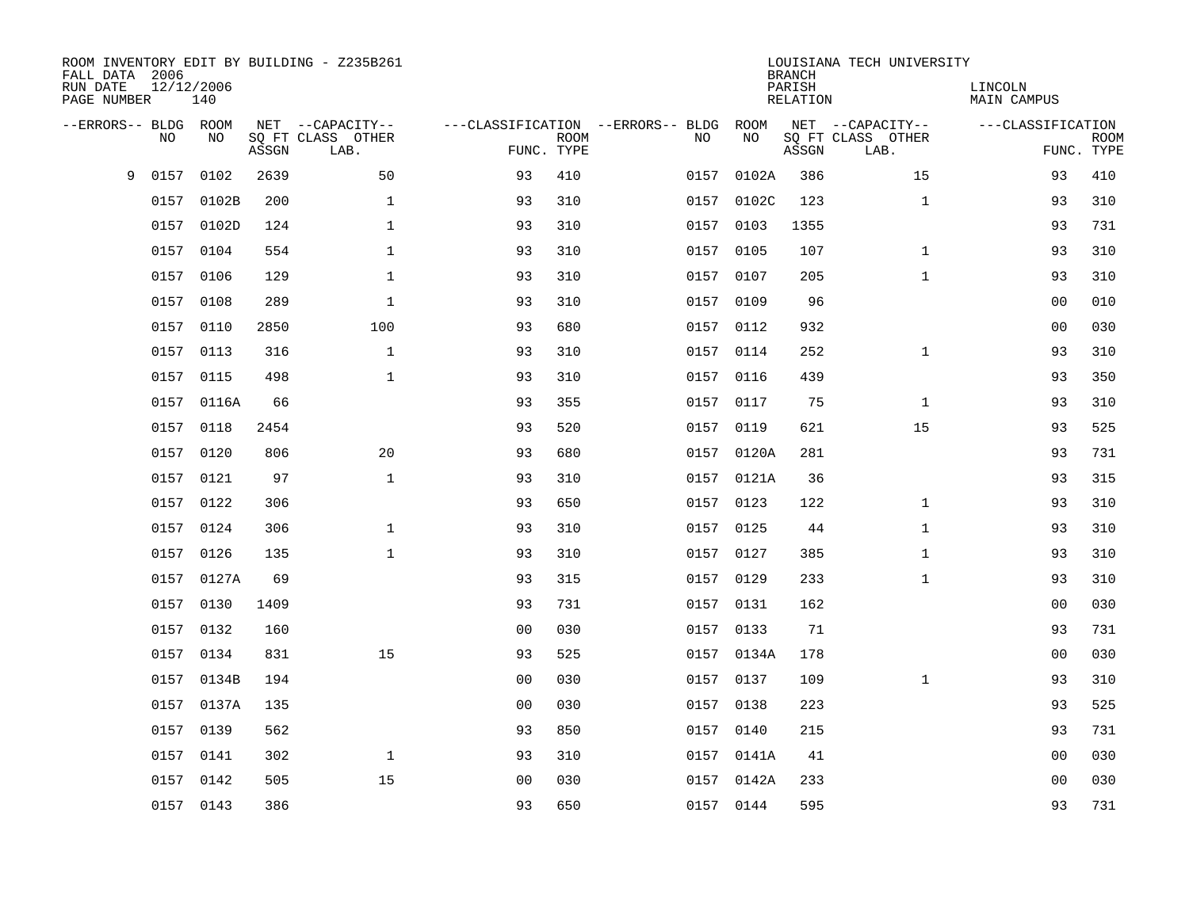ROOM INVENTORY EDIT BY BUILDING - Z235B261
FALL DATA 2006
RUN DATE 12/12/2006
PAGE NUMBER 140

LOUISIANA TECH UNIVERSITY
BRANCH
PARISH LINCOLN
RELATION MAIN CAMPUS

| --ERRORS-- | BLDG NO | ROOM NO | NET SQ FT ASSGN | --CAPACITY-- CLASS LAB. | OTHER | ---CLASSIFICATION FUNC. | ROOM TYPE | --ERRORS-- | BLDG NO | ROOM NO | NET SQ FT ASSGN | --CAPACITY-- CLASS LAB. | OTHER | ---CLASSIFICATION FUNC. | ROOM TYPE |
|---|---|---|---|---|---|---|---|---|---|---|---|---|---|---|---|
| 9 | 0157 | 0102 | 2639 | | 50 | 93 | 410 | | 0157 | 0102A | 386 | | 15 | 93 | 410 |
| | 0157 | 0102B | 200 | | 1 | 93 | 310 | | 0157 | 0102C | 123 | | 1 | 93 | 310 |
| | 0157 | 0102D | 124 | | 1 | 93 | 310 | | 0157 | 0103 | 1355 | | | 93 | 731 |
| | 0157 | 0104 | 554 | | 1 | 93 | 310 | | 0157 | 0105 | 107 | | 1 | 93 | 310 |
| | 0157 | 0106 | 129 | | 1 | 93 | 310 | | 0157 | 0107 | 205 | | 1 | 93 | 310 |
| | 0157 | 0108 | 289 | | 1 | 93 | 310 | | 0157 | 0109 | 96 | | | 00 | 010 |
| | 0157 | 0110 | 2850 | | 100 | 93 | 680 | | 0157 | 0112 | 932 | | | 00 | 030 |
| | 0157 | 0113 | 316 | | 1 | 93 | 310 | | 0157 | 0114 | 252 | | 1 | 93 | 310 |
| | 0157 | 0115 | 498 | | 1 | 93 | 310 | | 0157 | 0116 | 439 | | | 93 | 350 |
| | 0157 | 0116A | 66 | | | 93 | 355 | | 0157 | 0117 | 75 | | 1 | 93 | 310 |
| | 0157 | 0118 | 2454 | | | 93 | 520 | | 0157 | 0119 | 621 | | 15 | 93 | 525 |
| | 0157 | 0120 | 806 | | 20 | 93 | 680 | | 0157 | 0120A | 281 | | | 93 | 731 |
| | 0157 | 0121 | 97 | | 1 | 93 | 310 | | 0157 | 0121A | 36 | | | 93 | 315 |
| | 0157 | 0122 | 306 | | | 93 | 650 | | 0157 | 0123 | 122 | | 1 | 93 | 310 |
| | 0157 | 0124 | 306 | | 1 | 93 | 310 | | 0157 | 0125 | 44 | | 1 | 93 | 310 |
| | 0157 | 0126 | 135 | | 1 | 93 | 310 | | 0157 | 0127 | 385 | | 1 | 93 | 310 |
| | 0157 | 0127A | 69 | | | 93 | 315 | | 0157 | 0129 | 233 | | 1 | 93 | 310 |
| | 0157 | 0130 | 1409 | | | 93 | 731 | | 0157 | 0131 | 162 | | | 00 | 030 |
| | 0157 | 0132 | 160 | | | 00 | 030 | | 0157 | 0133 | 71 | | | 93 | 731 |
| | 0157 | 0134 | 831 | | 15 | 93 | 525 | | 0157 | 0134A | 178 | | | 00 | 030 |
| | 0157 | 0134B | 194 | | | 00 | 030 | | 0157 | 0137 | 109 | | 1 | 93 | 310 |
| | 0157 | 0137A | 135 | | | 00 | 030 | | 0157 | 0138 | 223 | | | 93 | 525 |
| | 0157 | 0139 | 562 | | | 93 | 850 | | 0157 | 0140 | 215 | | | 93 | 731 |
| | 0157 | 0141 | 302 | | 1 | 93 | 310 | | 0157 | 0141A | 41 | | | 00 | 030 |
| | 0157 | 0142 | 505 | | 15 | 00 | 030 | | 0157 | 0142A | 233 | | | 00 | 030 |
| | 0157 | 0143 | 386 | | | 93 | 650 | | 0157 | 0144 | 595 | | | 93 | 731 |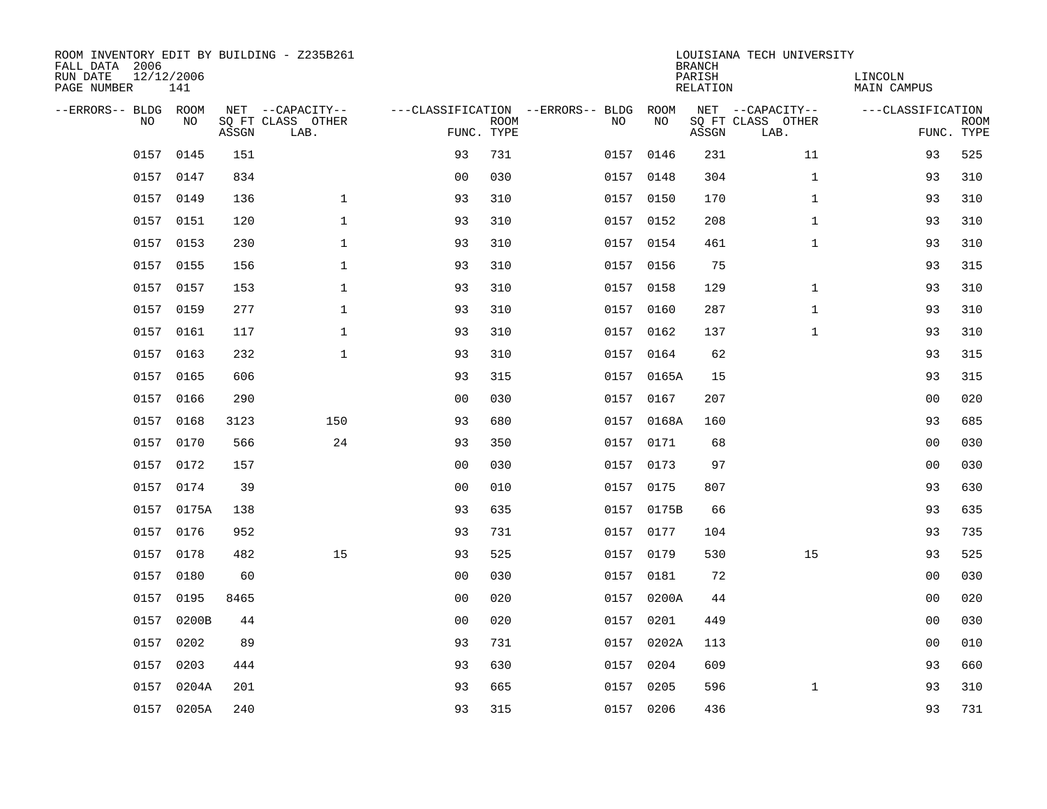ROOM INVENTORY EDIT BY BUILDING - Z235B261
FALL DATA 2006
RUN DATE 12/12/2006
PAGE NUMBER 141

LOUISIANA TECH UNIVERSITY
BRANCH
PARISH LINCOLN
RELATION MAIN CAMPUS

| --ERRORS-- | BLDG NO | ROOM NO | NET SQ FT ASSGN | --CAPACITY-- CLASS | OTHER LAB. | ---CLASSIFICATION FUNC. | ROOM TYPE | --ERRORS-- | BLDG NO | ROOM NO | NET SQ FT ASSGN | --CAPACITY-- CLASS | OTHER LAB. | ---CLASSIFICATION FUNC. | ROOM TYPE |
|---|---|---|---|---|---|---|---|---|---|---|---|---|---|---|---|
| | 0157 | 0145 | 151 | | | 93 | 731 | | 0157 | 0146 | 231 | | 11 | 93 | 525 |
| | 0157 | 0147 | 834 | | | 00 | 030 | | 0157 | 0148 | 304 | | 1 | 93 | 310 |
| | 0157 | 0149 | 136 | | 1 | 93 | 310 | | 0157 | 0150 | 170 | | 1 | 93 | 310 |
| | 0157 | 0151 | 120 | | 1 | 93 | 310 | | 0157 | 0152 | 208 | | 1 | 93 | 310 |
| | 0157 | 0153 | 230 | | 1 | 93 | 310 | | 0157 | 0154 | 461 | | 1 | 93 | 310 |
| | 0157 | 0155 | 156 | | 1 | 93 | 310 | | 0157 | 0156 | 75 | | | 93 | 315 |
| | 0157 | 0157 | 153 | | 1 | 93 | 310 | | 0157 | 0158 | 129 | | 1 | 93 | 310 |
| | 0157 | 0159 | 277 | | 1 | 93 | 310 | | 0157 | 0160 | 287 | | 1 | 93 | 310 |
| | 0157 | 0161 | 117 | | 1 | 93 | 310 | | 0157 | 0162 | 137 | | 1 | 93 | 310 |
| | 0157 | 0163 | 232 | | 1 | 93 | 310 | | 0157 | 0164 | 62 | | | 93 | 315 |
| | 0157 | 0165 | 606 | | | 93 | 315 | | 0157 | 0165A | 15 | | | 93 | 315 |
| | 0157 | 0166 | 290 | | | 00 | 030 | | 0157 | 0167 | 207 | | | 00 | 020 |
| | 0157 | 0168 | 3123 | | 150 | 93 | 680 | | 0157 | 0168A | 160 | | | 93 | 685 |
| | 0157 | 0170 | 566 | | 24 | 93 | 350 | | 0157 | 0171 | 68 | | | 00 | 030 |
| | 0157 | 0172 | 157 | | | 00 | 030 | | 0157 | 0173 | 97 | | | 00 | 030 |
| | 0157 | 0174 | 39 | | | 00 | 010 | | 0157 | 0175 | 807 | | | 93 | 630 |
| | 0157 | 0175A | 138 | | | 93 | 635 | | 0157 | 0175B | 66 | | | 93 | 635 |
| | 0157 | 0176 | 952 | | | 93 | 731 | | 0157 | 0177 | 104 | | | 93 | 735 |
| | 0157 | 0178 | 482 | | 15 | 93 | 525 | | 0157 | 0179 | 530 | | 15 | 93 | 525 |
| | 0157 | 0180 | 60 | | | 00 | 030 | | 0157 | 0181 | 72 | | | 00 | 030 |
| | 0157 | 0195 | 8465 | | | 00 | 020 | | 0157 | 0200A | 44 | | | 00 | 020 |
| | 0157 | 0200B | 44 | | | 00 | 020 | | 0157 | 0201 | 449 | | | 00 | 030 |
| | 0157 | 0202 | 89 | | | 93 | 731 | | 0157 | 0202A | 113 | | | 00 | 010 |
| | 0157 | 0203 | 444 | | | 93 | 630 | | 0157 | 0204 | 609 | | | 93 | 660 |
| | 0157 | 0204A | 201 | | | 93 | 665 | | 0157 | 0205 | 596 | | 1 | 93 | 310 |
| | 0157 | 0205A | 240 | | | 93 | 315 | | 0157 | 0206 | 436 | | | 93 | 731 |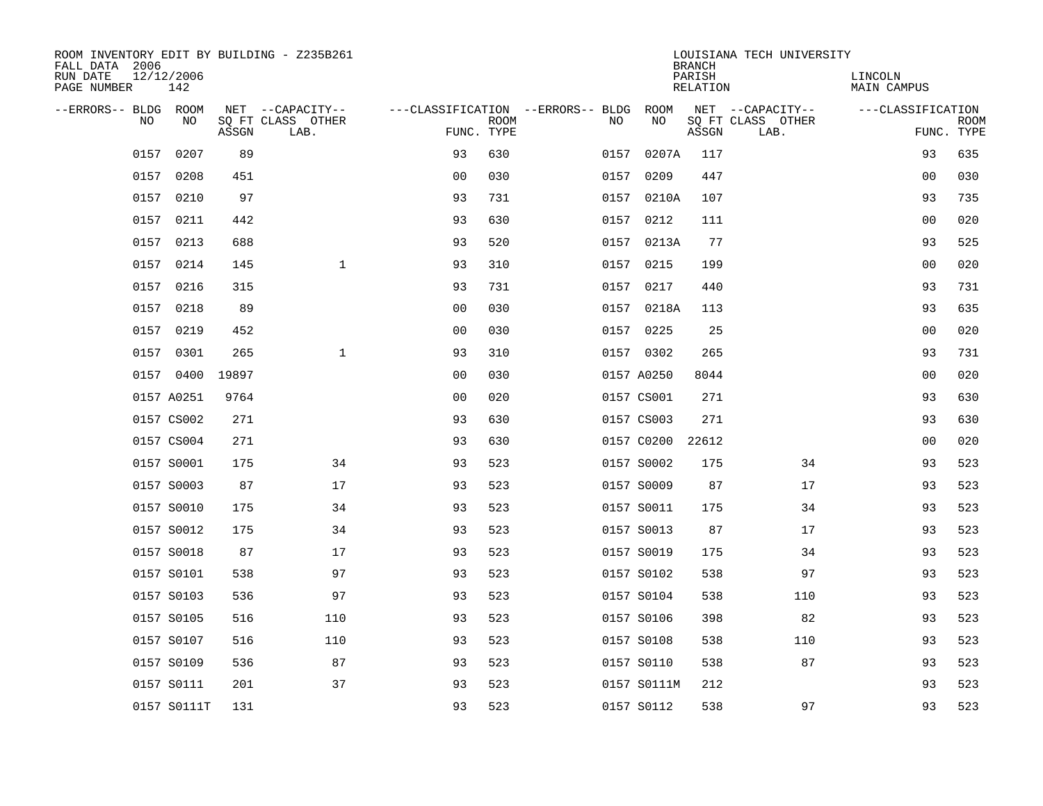ROOM INVENTORY EDIT BY BUILDING - Z235B261
FALL DATA 2006
RUN DATE 12/12/2006
PAGE NUMBER 142

LOUISIANA TECH UNIVERSITY
BRANCH
PARISH LINCOLN
RELATION MAIN CAMPUS

| --ERRORS-- | BLDG NO | ROOM NO | NET SQ FT ASSGN | --CAPACITY-- CLASS | OTHER LAB. | ---CLASSIFICATION FUNC. | ROOM TYPE | --ERRORS-- | BLDG NO | ROOM NO | NET SQ FT ASSGN | --CAPACITY-- CLASS | OTHER LAB. | ---CLASSIFICATION FUNC. | ROOM TYPE |
|---|---|---|---|---|---|---|---|---|---|---|---|---|---|---|---|
| | 0157 | 0207 | 89 | | | 93 | 630 | | 0157 | 0207A | 117 | | | 93 | 635 |
| | 0157 | 0208 | 451 | | | 00 | 030 | | 0157 | 0209 | 447 | | | 00 | 030 |
| | 0157 | 0210 | 97 | | | 93 | 731 | | 0157 | 0210A | 107 | | | 93 | 735 |
| | 0157 | 0211 | 442 | | | 93 | 630 | | 0157 | 0212 | 111 | | | 00 | 020 |
| | 0157 | 0213 | 688 | | | 93 | 520 | | 0157 | 0213A | 77 | | | 93 | 525 |
| | 0157 | 0214 | 145 | | 1 | 93 | 310 | | 0157 | 0215 | 199 | | | 00 | 020 |
| | 0157 | 0216 | 315 | | | 93 | 731 | | 0157 | 0217 | 440 | | | 93 | 731 |
| | 0157 | 0218 | 89 | | | 00 | 030 | | 0157 | 0218A | 113 | | | 93 | 635 |
| | 0157 | 0219 | 452 | | | 00 | 030 | | 0157 | 0225 | 25 | | | 00 | 020 |
| | 0157 | 0301 | 265 | | 1 | 93 | 310 | | 0157 | 0302 | 265 | | | 93 | 731 |
| | 0157 | 0400 | 19897 | | | 00 | 030 | | 0157 | A0250 | 8044 | | | 00 | 020 |
| | 0157 | A0251 | 9764 | | | 00 | 020 | | 0157 | CS001 | 271 | | | 93 | 630 |
| | 0157 | CS002 | 271 | | | 93 | 630 | | 0157 | CS003 | 271 | | | 93 | 630 |
| | 0157 | CS004 | 271 | | | 93 | 630 | | 0157 | C0200 | 22612 | | | 00 | 020 |
| | 0157 | S0001 | 175 | | 34 | 93 | 523 | | 0157 | S0002 | 175 | | 34 | 93 | 523 |
| | 0157 | S0003 | 87 | | 17 | 93 | 523 | | 0157 | S0009 | 87 | | 17 | 93 | 523 |
| | 0157 | S0010 | 175 | | 34 | 93 | 523 | | 0157 | S0011 | 175 | | 34 | 93 | 523 |
| | 0157 | S0012 | 175 | | 34 | 93 | 523 | | 0157 | S0013 | 87 | | 17 | 93 | 523 |
| | 0157 | S0018 | 87 | | 17 | 93 | 523 | | 0157 | S0019 | 175 | | 34 | 93 | 523 |
| | 0157 | S0101 | 538 | | 97 | 93 | 523 | | 0157 | S0102 | 538 | | 97 | 93 | 523 |
| | 0157 | S0103 | 536 | | 97 | 93 | 523 | | 0157 | S0104 | 538 | | 110 | 93 | 523 |
| | 0157 | S0105 | 516 | | 110 | 93 | 523 | | 0157 | S0106 | 398 | | 82 | 93 | 523 |
| | 0157 | S0107 | 516 | | 110 | 93 | 523 | | 0157 | S0108 | 538 | | 110 | 93 | 523 |
| | 0157 | S0109 | 536 | | 87 | 93 | 523 | | 0157 | S0110 | 538 | | 87 | 93 | 523 |
| | 0157 | S0111 | 201 | | 37 | 93 | 523 | | 0157 | S0111M | 212 | | | 93 | 523 |
| | 0157 | S0111T | 131 | | | 93 | 523 | | 0157 | S0112 | 538 | | 97 | 93 | 523 |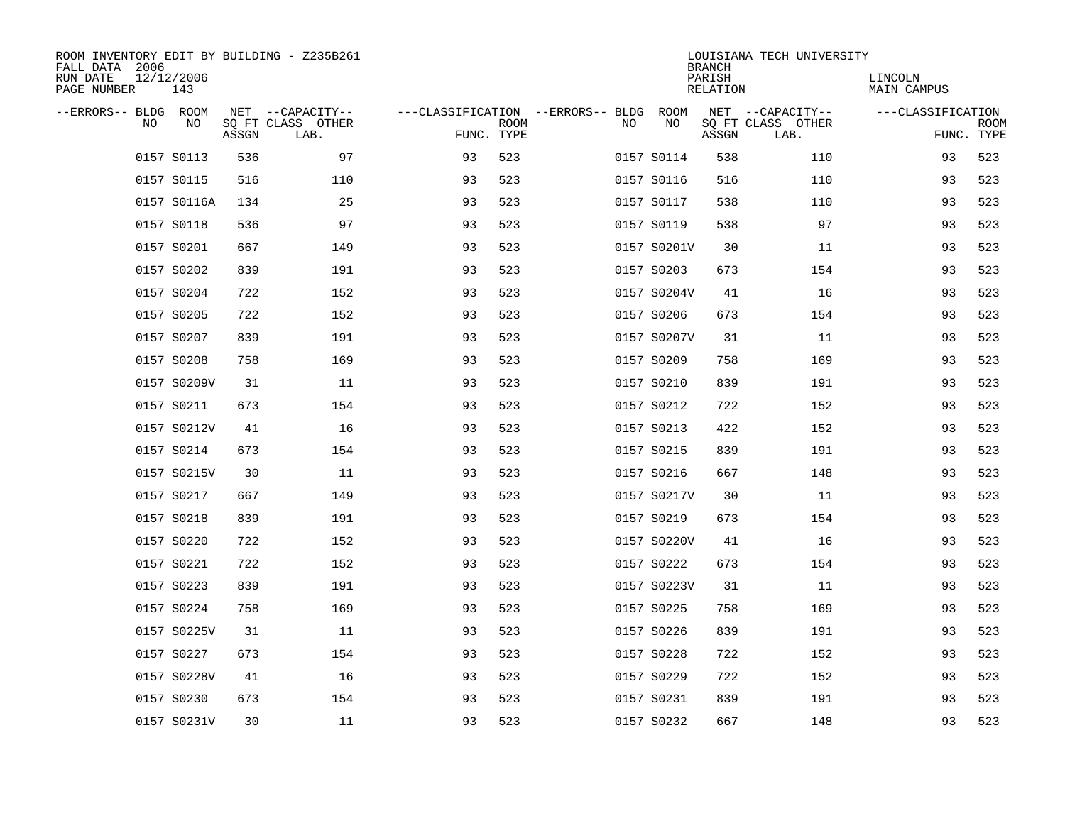ROOM INVENTORY EDIT BY BUILDING - Z235B261
FALL DATA 2006
RUN DATE 12/12/2006
PAGE NUMBER 143

LOUISIANA TECH UNIVERSITY
BRANCH
PARISH LINCOLN
RELATION MAIN CAMPUS

| --ERRORS-- | BLDG NO | ROOM NO | NET SQ FT ASSGN | --CAPACITY-- CLASS LAB. | OTHER | ---CLASSIFICATION FUNC. | ROOM TYPE | --ERRORS-- | BLDG NO | ROOM NO | NET SQ FT ASSGN | --CAPACITY-- CLASS LAB. | OTHER | ---CLASSIFICATION FUNC. | ROOM TYPE |
|---|---|---|---|---|---|---|---|---|---|---|---|---|---|---|---|
| | 0157 | S0113 | 536 | | 97 | 93 | 523 | | 0157 | S0114 | 538 | | 110 | 93 | 523 |
| | 0157 | S0115 | 516 | | 110 | 93 | 523 | | 0157 | S0116 | 516 | | 110 | 93 | 523 |
| | 0157 | S0116A | 134 | | 25 | 93 | 523 | | 0157 | S0117 | 538 | | 110 | 93 | 523 |
| | 0157 | S0118 | 536 | | 97 | 93 | 523 | | 0157 | S0119 | 538 | | 97 | 93 | 523 |
| | 0157 | S0201 | 667 | | 149 | 93 | 523 | | 0157 | S0201V | 30 | | 11 | 93 | 523 |
| | 0157 | S0202 | 839 | | 191 | 93 | 523 | | 0157 | S0203 | 673 | | 154 | 93 | 523 |
| | 0157 | S0204 | 722 | | 152 | 93 | 523 | | 0157 | S0204V | 41 | | 16 | 93 | 523 |
| | 0157 | S0205 | 722 | | 152 | 93 | 523 | | 0157 | S0206 | 673 | | 154 | 93 | 523 |
| | 0157 | S0207 | 839 | | 191 | 93 | 523 | | 0157 | S0207V | 31 | | 11 | 93 | 523 |
| | 0157 | S0208 | 758 | | 169 | 93 | 523 | | 0157 | S0209 | 758 | | 169 | 93 | 523 |
| | 0157 | S0209V | 31 | | 11 | 93 | 523 | | 0157 | S0210 | 839 | | 191 | 93 | 523 |
| | 0157 | S0211 | 673 | | 154 | 93 | 523 | | 0157 | S0212 | 722 | | 152 | 93 | 523 |
| | 0157 | S0212V | 41 | | 16 | 93 | 523 | | 0157 | S0213 | 422 | | 152 | 93 | 523 |
| | 0157 | S0214 | 673 | | 154 | 93 | 523 | | 0157 | S0215 | 839 | | 191 | 93 | 523 |
| | 0157 | S0215V | 30 | | 11 | 93 | 523 | | 0157 | S0216 | 667 | | 148 | 93 | 523 |
| | 0157 | S0217 | 667 | | 149 | 93 | 523 | | 0157 | S0217V | 30 | | 11 | 93 | 523 |
| | 0157 | S0218 | 839 | | 191 | 93 | 523 | | 0157 | S0219 | 673 | | 154 | 93 | 523 |
| | 0157 | S0220 | 722 | | 152 | 93 | 523 | | 0157 | S0220V | 41 | | 16 | 93 | 523 |
| | 0157 | S0221 | 722 | | 152 | 93 | 523 | | 0157 | S0222 | 673 | | 154 | 93 | 523 |
| | 0157 | S0223 | 839 | | 191 | 93 | 523 | | 0157 | S0223V | 31 | | 11 | 93 | 523 |
| | 0157 | S0224 | 758 | | 169 | 93 | 523 | | 0157 | S0225 | 758 | | 169 | 93 | 523 |
| | 0157 | S0225V | 31 | | 11 | 93 | 523 | | 0157 | S0226 | 839 | | 191 | 93 | 523 |
| | 0157 | S0227 | 673 | | 154 | 93 | 523 | | 0157 | S0228 | 722 | | 152 | 93 | 523 |
| | 0157 | S0228V | 41 | | 16 | 93 | 523 | | 0157 | S0229 | 722 | | 152 | 93 | 523 |
| | 0157 | S0230 | 673 | | 154 | 93 | 523 | | 0157 | S0231 | 839 | | 191 | 93 | 523 |
| | 0157 | S0231V | 30 | | 11 | 93 | 523 | | 0157 | S0232 | 667 | | 148 | 93 | 523 |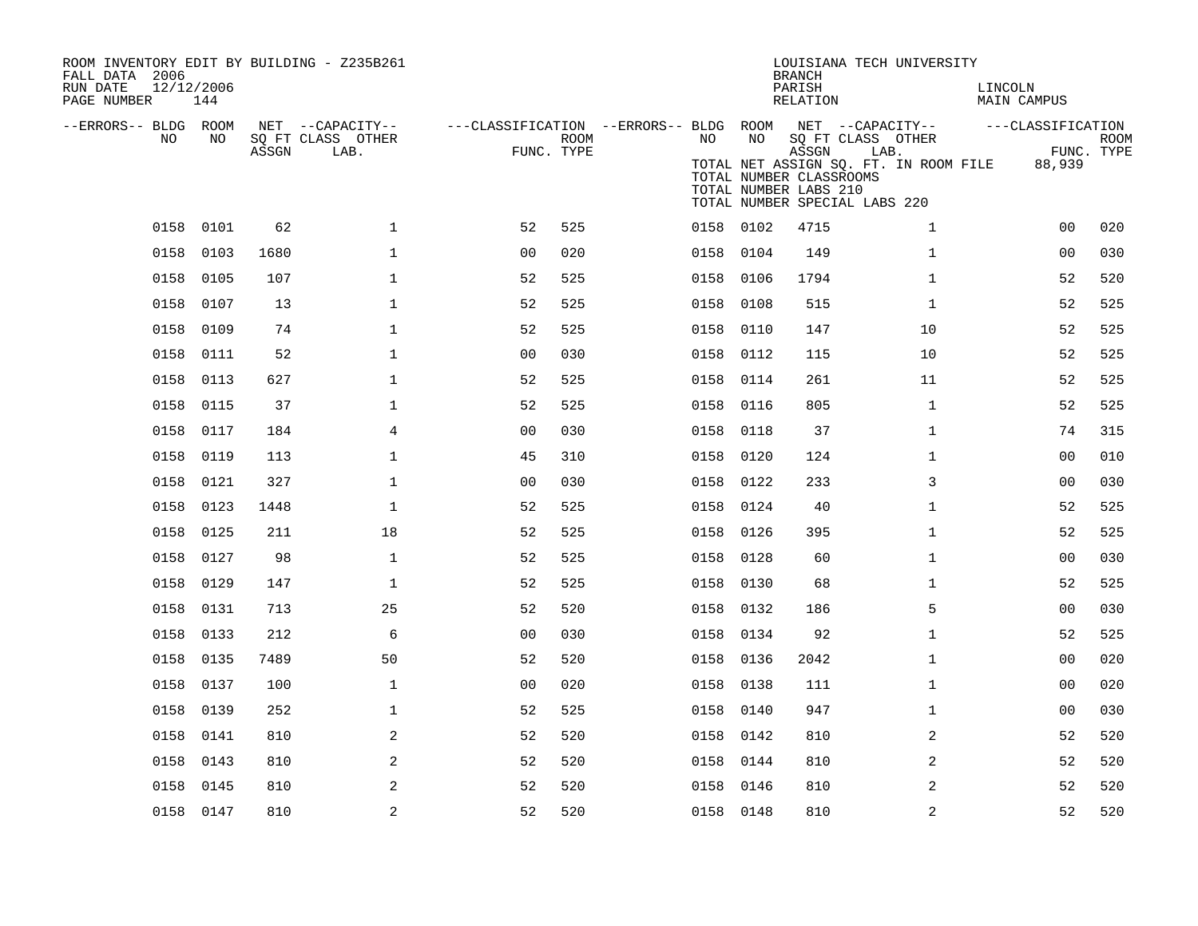ROOM INVENTORY EDIT BY BUILDING - Z235B261
FALL DATA 2006
RUN DATE 12/12/2006
PAGE NUMBER 144

LOUISIANA TECH UNIVERSITY
BRANCH
PARISH LINCOLN
RELATION MAIN CAMPUS

TOTAL NET ASSIGN SQ. FT. IN ROOM FILE 88,939
TOTAL NUMBER CLASSROOMS
TOTAL NUMBER LABS 210
TOTAL NUMBER SPECIAL LABS 220

| --ERRORS-- | BLDG NO | ROOM NO | NET SQ FT ASSGN | --CAPACITY-- CLASS LAB. | OTHER | ---CLASSIFICATION FUNC. | ROOM TYPE | --ERRORS-- | BLDG NO | ROOM NO | NET SQ FT ASSGN | --CAPACITY-- CLASS LAB. | OTHER | ---CLASSIFICATION FUNC. | ROOM TYPE |
|---|---|---|---|---|---|---|---|---|---|---|---|---|---|---|---|
| | 0158 | 0101 | 62 | | 1 | 52 | 525 | | 0158 | 0102 | 4715 | | 1 | 00 | 020 |
| | 0158 | 0103 | 1680 | | 1 | 00 | 020 | | 0158 | 0104 | 149 | | 1 | 00 | 030 |
| | 0158 | 0105 | 107 | | 1 | 52 | 525 | | 0158 | 0106 | 1794 | | 1 | 52 | 520 |
| | 0158 | 0107 | 13 | | 1 | 52 | 525 | | 0158 | 0108 | 515 | | 1 | 52 | 525 |
| | 0158 | 0109 | 74 | | 1 | 52 | 525 | | 0158 | 0110 | 147 | | 10 | 52 | 525 |
| | 0158 | 0111 | 52 | | 1 | 00 | 030 | | 0158 | 0112 | 115 | | 10 | 52 | 525 |
| | 0158 | 0113 | 627 | | 1 | 52 | 525 | | 0158 | 0114 | 261 | | 11 | 52 | 525 |
| | 0158 | 0115 | 37 | | 1 | 52 | 525 | | 0158 | 0116 | 805 | | 1 | 52 | 525 |
| | 0158 | 0117 | 184 | | 4 | 00 | 030 | | 0158 | 0118 | 37 | | 1 | 74 | 315 |
| | 0158 | 0119 | 113 | | 1 | 45 | 310 | | 0158 | 0120 | 124 | | 1 | 00 | 010 |
| | 0158 | 0121 | 327 | | 1 | 00 | 030 | | 0158 | 0122 | 233 | | 3 | 00 | 030 |
| | 0158 | 0123 | 1448 | | 1 | 52 | 525 | | 0158 | 0124 | 40 | | 1 | 52 | 525 |
| | 0158 | 0125 | 211 | | 18 | 52 | 525 | | 0158 | 0126 | 395 | | 1 | 52 | 525 |
| | 0158 | 0127 | 98 | | 1 | 52 | 525 | | 0158 | 0128 | 60 | | 1 | 00 | 030 |
| | 0158 | 0129 | 147 | | 1 | 52 | 525 | | 0158 | 0130 | 68 | | 1 | 52 | 525 |
| | 0158 | 0131 | 713 | | 25 | 52 | 520 | | 0158 | 0132 | 186 | | 5 | 00 | 030 |
| | 0158 | 0133 | 212 | | 6 | 00 | 030 | | 0158 | 0134 | 92 | | 1 | 52 | 525 |
| | 0158 | 0135 | 7489 | | 50 | 52 | 520 | | 0158 | 0136 | 2042 | | 1 | 00 | 020 |
| | 0158 | 0137 | 100 | | 1 | 00 | 020 | | 0158 | 0138 | 111 | | 1 | 00 | 020 |
| | 0158 | 0139 | 252 | | 1 | 52 | 525 | | 0158 | 0140 | 947 | | 1 | 00 | 030 |
| | 0158 | 0141 | 810 | | 2 | 52 | 520 | | 0158 | 0142 | 810 | | 2 | 52 | 520 |
| | 0158 | 0143 | 810 | | 2 | 52 | 520 | | 0158 | 0144 | 810 | | 2 | 52 | 520 |
| | 0158 | 0145 | 810 | | 2 | 52 | 520 | | 0158 | 0146 | 810 | | 2 | 52 | 520 |
| | 0158 | 0147 | 810 | | 2 | 52 | 520 | | 0158 | 0148 | 810 | | 2 | 52 | 520 |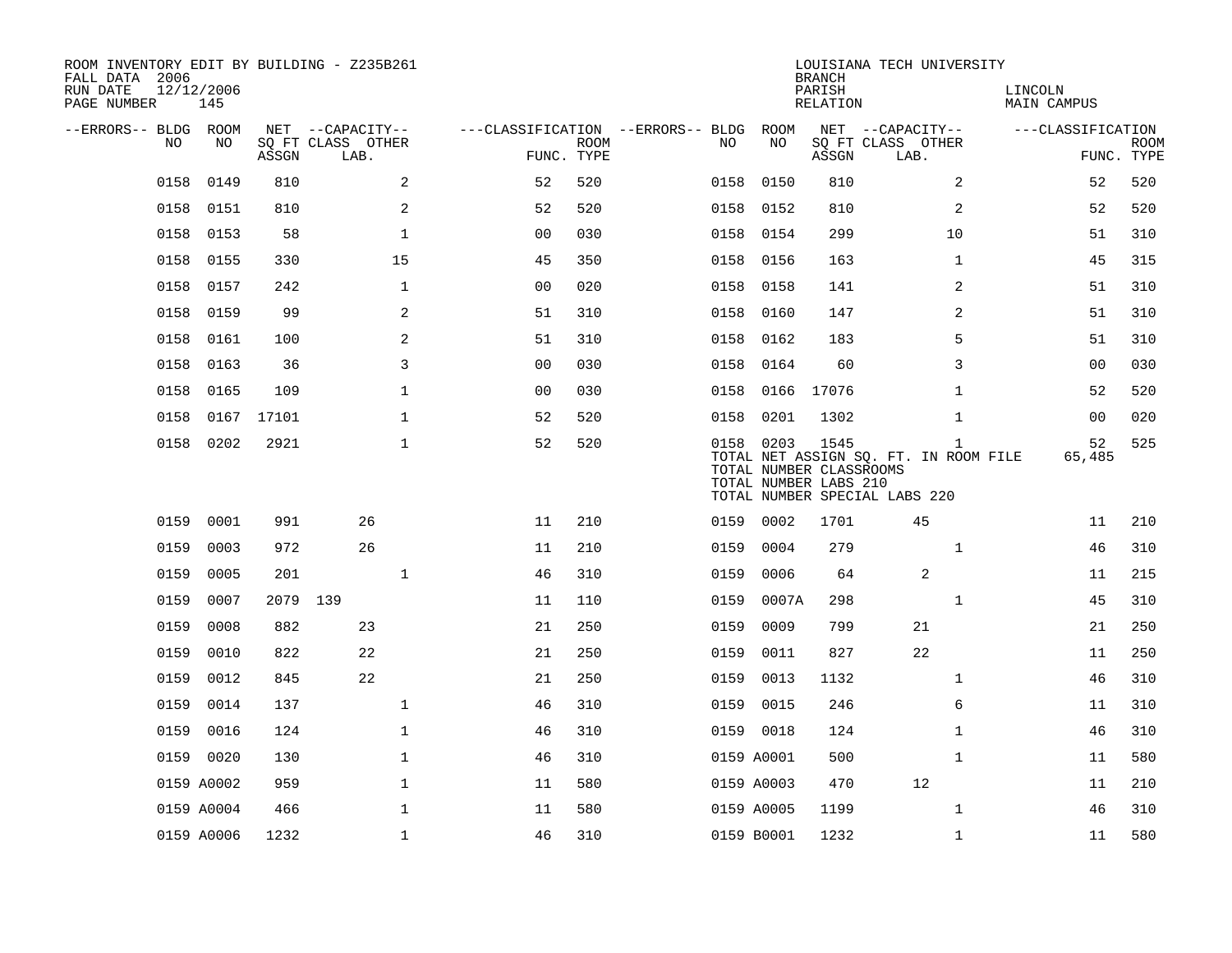ROOM INVENTORY EDIT BY BUILDING - Z235B261
FALL DATA 2006
RUN DATE 12/12/2006
PAGE NUMBER 145

LOUISIANA TECH UNIVERSITY
BRANCH
PARISH LINCOLN
RELATION MAIN CAMPUS

| --ERRORS-- | BLDG NO | ROOM NO | NET ASSGN SQ FT | CAPACITY CLASS LAB. | CAPACITY OTHER | CLASSIFICATION FUNC. | ROOM TYPE | --ERRORS-- | BLDG NO | ROOM NO | NET ASSGN SQ FT | CAPACITY CLASS LAB. | CAPACITY OTHER | CLASSIFICATION FUNC. | ROOM TYPE |
|---|---|---|---|---|---|---|---|---|---|---|---|---|---|---|---|
| | 0158 | 0149 | 810 | | 2 | 52 | 520 | | 0158 | 0150 | 810 | | 2 | 52 | 520 |
| | 0158 | 0151 | 810 | | 2 | 52 | 520 | | 0158 | 0152 | 810 | | 2 | 52 | 520 |
| | 0158 | 0153 | 58 | | 1 | 00 | 030 | | 0158 | 0154 | 299 | | 10 | 51 | 310 |
| | 0158 | 0155 | 330 | | 15 | 45 | 350 | | 0158 | 0156 | 163 | | 1 | 45 | 315 |
| | 0158 | 0157 | 242 | | 1 | 00 | 020 | | 0158 | 0158 | 141 | | 2 | 51 | 310 |
| | 0158 | 0159 | 99 | | 2 | 51 | 310 | | 0158 | 0160 | 147 | | 2 | 51 | 310 |
| | 0158 | 0161 | 100 | | 2 | 51 | 310 | | 0158 | 0162 | 183 | | 5 | 51 | 310 |
| | 0158 | 0163 | 36 | | 3 | 00 | 030 | | 0158 | 0164 | 60 | | 3 | 00 | 030 |
| | 0158 | 0165 | 109 | | 1 | 00 | 030 | | 0158 | 0166 | 17076 | | 1 | 52 | 520 |
| | 0158 | 0167 | 17101 | | 1 | 52 | 520 | | 0158 | 0201 | 1302 | | 1 | 00 | 020 |
| | 0158 | 0202 | 2921 | | 1 | 52 | 520 | | 0158 | 0203 | 1545 | | 1 | 52 | 525 |
| | | | | | | | | | TOTAL NET ASSIGN SQ. FT. IN ROOM FILE | | | | | 65,485 | |
| | | | | | | | | | TOTAL NUMBER CLASSROOMS | | | | | | |
| | | | | | | | | | TOTAL NUMBER LABS 210 | | | | | | |
| | | | | | | | | | TOTAL NUMBER SPECIAL LABS 220 | | | | | | |
| | 0159 | 0001 | 991 | 26 | | 11 | 210 | | 0159 | 0002 | 1701 | 45 | | 11 | 210 |
| | 0159 | 0003 | 972 | 26 | | 11 | 210 | | 0159 | 0004 | 279 | | 1 | 46 | 310 |
| | 0159 | 0005 | 201 | | 1 | 46 | 310 | | 0159 | 0006 | 64 | 2 | | 11 | 215 |
| | 0159 | 0007 | 2079 | 139 | | 11 | 110 | | 0159 | 0007A | 298 | | 1 | 45 | 310 |
| | 0159 | 0008 | 882 | 23 | | 21 | 250 | | 0159 | 0009 | 799 | 21 | | 21 | 250 |
| | 0159 | 0010 | 822 | 22 | | 21 | 250 | | 0159 | 0011 | 827 | 22 | | 11 | 250 |
| | 0159 | 0012 | 845 | 22 | | 21 | 250 | | 0159 | 0013 | 1132 | | 1 | 46 | 310 |
| | 0159 | 0014 | 137 | | 1 | 46 | 310 | | 0159 | 0015 | 246 | | 6 | 11 | 310 |
| | 0159 | 0016 | 124 | | 1 | 46 | 310 | | 0159 | 0018 | 124 | | 1 | 46 | 310 |
| | 0159 | 0020 | 130 | | 1 | 46 | 310 | | 0159 | A0001 | 500 | | 1 | 11 | 580 |
| | 0159 | A0002 | 959 | | 1 | 11 | 580 | | 0159 | A0003 | 470 | 12 | | 11 | 210 |
| | 0159 | A0004 | 466 | | 1 | 11 | 580 | | 0159 | A0005 | 1199 | | 1 | 46 | 310 |
| | 0159 | A0006 | 1232 | | 1 | 46 | 310 | | 0159 | B0001 | 1232 | | 1 | 11 | 580 |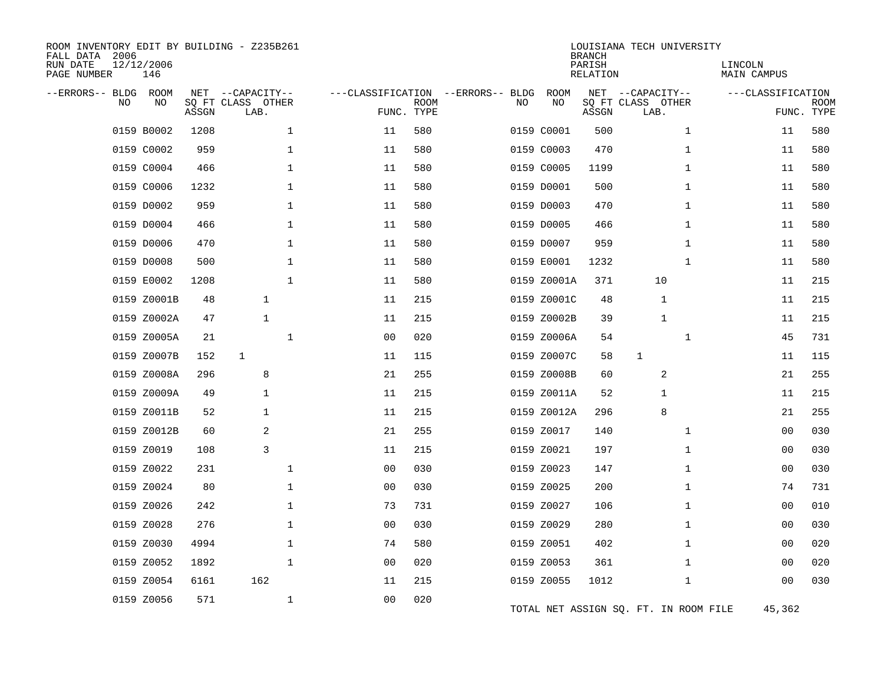ROOM INVENTORY EDIT BY BUILDING - Z235B261
FALL DATA 2006
RUN DATE 12/12/2006
PAGE NUMBER 146

LOUISIANA TECH UNIVERSITY
BRANCH
PARISH LINCOLN
RELATION MAIN CAMPUS

| --ERRORS-- | BLDG NO | ROOM NO | NET SQ FT ASSGN | CAPACITY CLASS LAB. | CAPACITY OTHER | CLASSIFICATION FUNC. | ROOM TYPE | --ERRORS-- | BLDG NO | ROOM NO | NET SQ FT ASSGN | CAPACITY CLASS LAB. | CAPACITY OTHER | CLASSIFICATION FUNC. | ROOM TYPE |
|---|---|---|---|---|---|---|---|---|---|---|---|---|---|---|---|
| | 0159 | B0002 | 1208 | | 1 | 11 | 580 | | 0159 | C0001 | 500 | | 1 | 11 | 580 |
| | 0159 | C0002 | 959 | | 1 | 11 | 580 | | 0159 | C0003 | 470 | | 1 | 11 | 580 |
| | 0159 | C0004 | 466 | | 1 | 11 | 580 | | 0159 | C0005 | 1199 | | 1 | 11 | 580 |
| | 0159 | C0006 | 1232 | | 1 | 11 | 580 | | 0159 | D0001 | 500 | | 1 | 11 | 580 |
| | 0159 | D0002 | 959 | | 1 | 11 | 580 | | 0159 | D0003 | 470 | | 1 | 11 | 580 |
| | 0159 | D0004 | 466 | | 1 | 11 | 580 | | 0159 | D0005 | 466 | | 1 | 11 | 580 |
| | 0159 | D0006 | 470 | | 1 | 11 | 580 | | 0159 | D0007 | 959 | | 1 | 11 | 580 |
| | 0159 | D0008 | 500 | | 1 | 11 | 580 | | 0159 | E0001 | 1232 | | 1 | 11 | 580 |
| | 0159 | E0002 | 1208 | | 1 | 11 | 580 | | 0159 | Z0001A | 371 | 10 | | 11 | 215 |
| | 0159 | Z0001B | 48 | 1 | | 11 | 215 | | 0159 | Z0001C | 48 | 1 | | 11 | 215 |
| | 0159 | Z0002A | 47 | 1 | | 11 | 215 | | 0159 | Z0002B | 39 | 1 | | 11 | 215 |
| | 0159 | Z0005A | 21 | | 1 | 00 | 020 | | 0159 | Z0006A | 54 | | 1 | 45 | 731 |
| | 0159 | Z0007B | 152 | 1 | | 11 | 115 | | 0159 | Z0007C | 58 | 1 | | 11 | 115 |
| | 0159 | Z0008A | 296 | 8 | | 21 | 255 | | 0159 | Z0008B | 60 | 2 | | 21 | 255 |
| | 0159 | Z0009A | 49 | 1 | | 11 | 215 | | 0159 | Z0011A | 52 | 1 | | 11 | 215 |
| | 0159 | Z0011B | 52 | 1 | | 11 | 215 | | 0159 | Z0012A | 296 | 8 | | 21 | 255 |
| | 0159 | Z0012B | 60 | 2 | | 21 | 255 | | 0159 | Z0017 | 140 | | 1 | 00 | 030 |
| | 0159 | Z0019 | 108 | 3 | | 11 | 215 | | 0159 | Z0021 | 197 | | 1 | 00 | 030 |
| | 0159 | Z0022 | 231 | | 1 | 00 | 030 | | 0159 | Z0023 | 147 | | 1 | 00 | 030 |
| | 0159 | Z0024 | 80 | | 1 | 00 | 030 | | 0159 | Z0025 | 200 | | 1 | 74 | 731 |
| | 0159 | Z0026 | 242 | | 1 | 73 | 731 | | 0159 | Z0027 | 106 | | 1 | 00 | 010 |
| | 0159 | Z0028 | 276 | | 1 | 00 | 030 | | 0159 | Z0029 | 280 | | 1 | 00 | 030 |
| | 0159 | Z0030 | 4994 | | 1 | 74 | 580 | | 0159 | Z0051 | 402 | | 1 | 00 | 020 |
| | 0159 | Z0052 | 1892 | | 1 | 00 | 020 | | 0159 | Z0053 | 361 | | 1 | 00 | 020 |
| | 0159 | Z0054 | 6161 | 162 | | 11 | 215 | | 0159 | Z0055 | 1012 | | 1 | 00 | 030 |
| | 0159 | Z0056 | 571 | | 1 | 00 | 020 | | | | | | | | |

TOTAL NET ASSIGN SQ. FT. IN ROOM FILE 45,362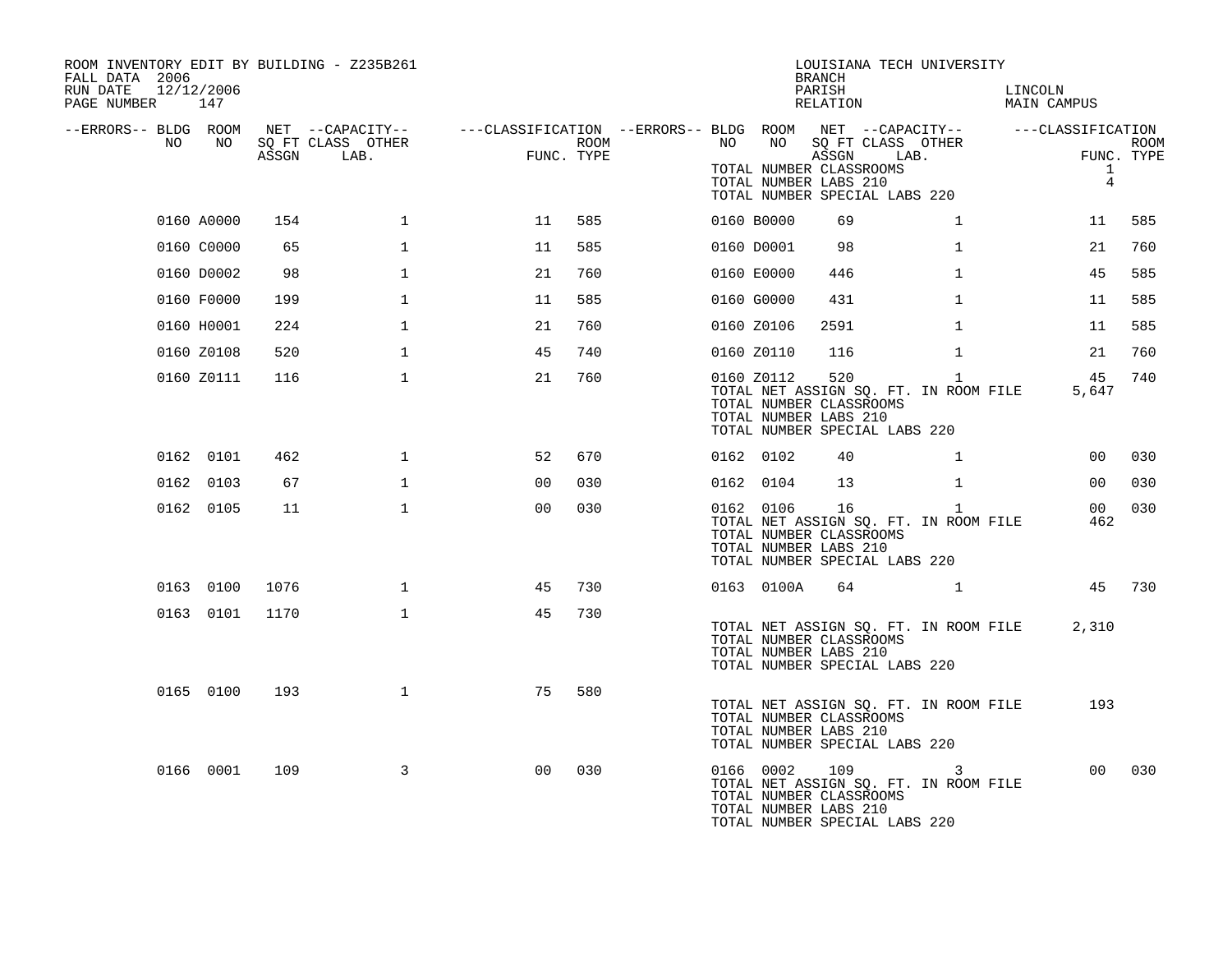ROOM INVENTORY EDIT BY BUILDING - Z235B261
FALL DATA 2006
RUN DATE 12/12/2006

LOUISIANA TECH UNIVERSITY
BRANCH
PARISH LINCOLN
RELATION MAIN CAMPUS

| --ERRORS-- | BLDG NO | ROOM NO | NET SQ FT ASSGN | CAPACITY CLASS LAB. | CAPACITY OTHER | CLASSIFICATION FUNC. | ROOM TYPE | --ERRORS-- | BLDG NO | ROOM NO | NET SQ FT ASSGN | CAPACITY CLASS LAB. | CAPACITY OTHER | CLASSIFICATION FUNC. | ROOM TYPE |
|---|---|---|---|---|---|---|---|---|---|---|---|---|---|---|---|
| | | | | | | | | | TOTAL NUMBER CLASSROOMS | | | | | 1 | |
| | | | | | | | | | TOTAL NUMBER LABS 210 | | | | | 4 | |
| | | | | | | | | | TOTAL NUMBER SPECIAL LABS 220 | | | | | | |
| | 0160 | A0000 | 154 | | 1 | 11 | 585 | | 0160 | B0000 | 69 | | 1 | 11 | 585 |
| | 0160 | C0000 | 65 | | 1 | 11 | 585 | | 0160 | D0001 | 98 | | 1 | 21 | 760 |
| | 0160 | D0002 | 98 | | 1 | 21 | 760 | | 0160 | E0000 | 446 | | 1 | 45 | 585 |
| | 0160 | F0000 | 199 | | 1 | 11 | 585 | | 0160 | G0000 | 431 | | 1 | 11 | 585 |
| | 0160 | H0001 | 224 | | 1 | 21 | 760 | | 0160 | Z0106 | 2591 | | 1 | 11 | 585 |
| | 0160 | Z0108 | 520 | | 1 | 45 | 740 | | 0160 | Z0110 | 116 | | 1 | 21 | 760 |
| | 0160 | Z0111 | 116 | | 1 | 21 | 760 | | 0160 | Z0112 | 520 | | 1 | 45 | 740 |
| | | | | | | | | | TOTAL NET ASSIGN SQ. FT. IN ROOM FILE | | | | | 5,647 | |
| | | | | | | | | | TOTAL NUMBER CLASSROOMS | | | | | | |
| | | | | | | | | | TOTAL NUMBER LABS 210 | | | | | | |
| | | | | | | | | | TOTAL NUMBER SPECIAL LABS 220 | | | | | | |
| | 0162 | 0101 | 462 | | 1 | 52 | 670 | | 0162 | 0102 | 40 | | 1 | 00 | 030 |
| | 0162 | 0103 | 67 | | 1 | 00 | 030 | | 0162 | 0104 | 13 | | 1 | 00 | 030 |
| | 0162 | 0105 | 11 | | 1 | 00 | 030 | | 0162 | 0106 | 16 | | 1 | 00 | 030 |
| | | | | | | | | | TOTAL NET ASSIGN SQ. FT. IN ROOM FILE | | | | | 462 | |
| | | | | | | | | | TOTAL NUMBER CLASSROOMS | | | | | | |
| | | | | | | | | | TOTAL NUMBER LABS 210 | | | | | | |
| | | | | | | | | | TOTAL NUMBER SPECIAL LABS 220 | | | | | | |
| | 0163 | 0100 | 1076 | | 1 | 45 | 730 | | 0163 | 0100A | 64 | | 1 | 45 | 730 |
| | 0163 | 0101 | 1170 | | 1 | 45 | 730 | | | | | | | | |
| | | | | | | | | | TOTAL NET ASSIGN SQ. FT. IN ROOM FILE | | | | | 2,310 | |
| | | | | | | | | | TOTAL NUMBER CLASSROOMS | | | | | | |
| | | | | | | | | | TOTAL NUMBER LABS 210 | | | | | | |
| | | | | | | | | | TOTAL NUMBER SPECIAL LABS 220 | | | | | | |
| | 0165 | 0100 | 193 | | 1 | 75 | 580 | | | | | | | | |
| | | | | | | | | | TOTAL NET ASSIGN SQ. FT. IN ROOM FILE | | | | | 193 | |
| | | | | | | | | | TOTAL NUMBER CLASSROOMS | | | | | | |
| | | | | | | | | | TOTAL NUMBER LABS 210 | | | | | | |
| | | | | | | | | | TOTAL NUMBER SPECIAL LABS 220 | | | | | | |
| | 0166 | 0001 | 109 | | 3 | 00 | 030 | | 0166 | 0002 | 109 | | 3 | 00 | 030 |
| | | | | | | | | | TOTAL NET ASSIGN SQ. FT. IN ROOM FILE | | | | | | |
| | | | | | | | | | TOTAL NUMBER CLASSROOMS | | | | | | |
| | | | | | | | | | TOTAL NUMBER LABS 210 | | | | | | |
| | | | | | | | | | TOTAL NUMBER SPECIAL LABS 220 | | | | | | |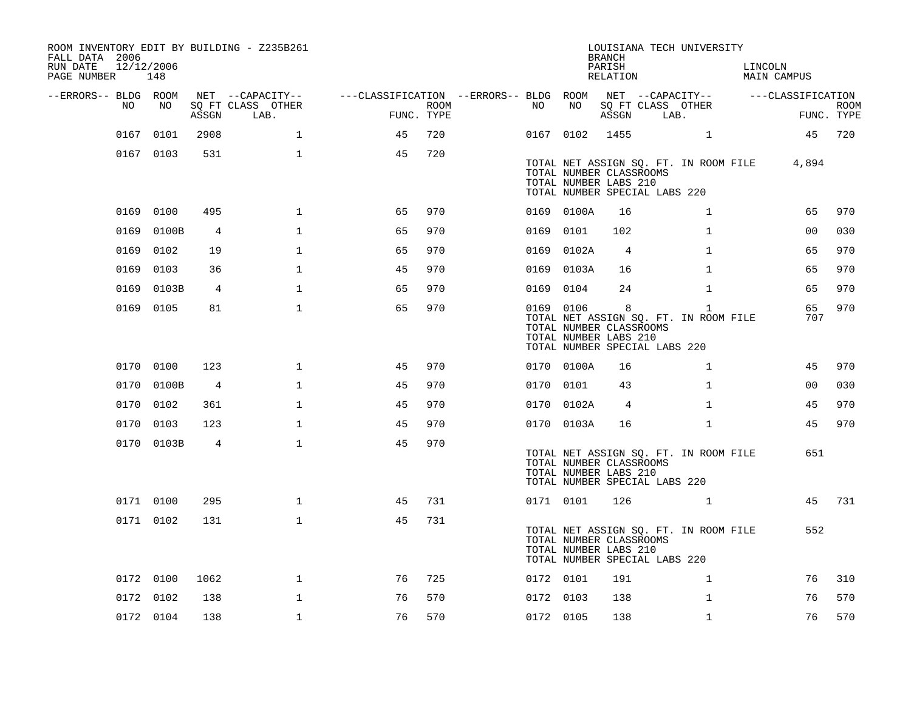ROOM INVENTORY EDIT BY BUILDING - Z235B261
FALL DATA 2006
RUN DATE 12/12/2006
PAGE NUMBER 148

LOUISIANA TECH UNIVERSITY
BRANCH
PARISH LINCOLN
RELATION MAIN CAMPUS

| --ERRORS-- | BLDG NO | ROOM NO | NET SQ FT ASSGN | --CAPACITY-- CLASS LAB. | OTHER | ---CLASSIFICATION FUNC. | ROOM TYPE | --ERRORS-- | BLDG NO | ROOM NO | NET SQ FT ASSGN | --CAPACITY-- CLASS LAB. | OTHER | ---CLASSIFICATION FUNC. | ROOM TYPE |
|---|---|---|---|---|---|---|---|---|---|---|---|---|---|---|---|
| | 0167 | 0101 | 2908 | | 1 | 45 | 720 | | 0167 | 0102 | 1455 | | 1 | 45 | 720 |
| | 0167 | 0103 | 531 | | 1 | 45 | 720 | | | | | | | | |
| | | | | | | | | | TOTAL NET ASSIGN SQ. FT. IN ROOM FILE | | | | | 4,894 | |
| | | | | | | | | | TOTAL NUMBER CLASSROOMS | | | | | | |
| | | | | | | | | | TOTAL NUMBER LABS 210 | | | | | | |
| | | | | | | | | | TOTAL NUMBER SPECIAL LABS 220 | | | | | | |
| | 0169 | 0100 | 495 | | 1 | 65 | 970 | | 0169 | 0100A | 16 | | 1 | 65 | 970 |
| | 0169 | 0100B | 4 | | 1 | 65 | 970 | | 0169 | 0101 | 102 | | 1 | 00 | 030 |
| | 0169 | 0102 | 19 | | 1 | 65 | 970 | | 0169 | 0102A | 4 | | 1 | 65 | 970 |
| | 0169 | 0103 | 36 | | 1 | 45 | 970 | | 0169 | 0103A | 16 | | 1 | 65 | 970 |
| | 0169 | 0103B | 4 | | 1 | 65 | 970 | | 0169 | 0104 | 24 | | 1 | 65 | 970 |
| | 0169 | 0105 | 81 | | 1 | 65 | 970 | | 0169 | 0106 | 8 | | 1 | 65 | 970 |
| | | | | | | | | | TOTAL NET ASSIGN SQ. FT. IN ROOM FILE | | | | | 707 | |
| | | | | | | | | | TOTAL NUMBER CLASSROOMS | | | | | | |
| | | | | | | | | | TOTAL NUMBER LABS 210 | | | | | | |
| | | | | | | | | | TOTAL NUMBER SPECIAL LABS 220 | | | | | | |
| | 0170 | 0100 | 123 | | 1 | 45 | 970 | | 0170 | 0100A | 16 | | 1 | 45 | 970 |
| | 0170 | 0100B | 4 | | 1 | 45 | 970 | | 0170 | 0101 | 43 | | 1 | 00 | 030 |
| | 0170 | 0102 | 361 | | 1 | 45 | 970 | | 0170 | 0102A | 4 | | 1 | 45 | 970 |
| | 0170 | 0103 | 123 | | 1 | 45 | 970 | | 0170 | 0103A | 16 | | 1 | 45 | 970 |
| | 0170 | 0103B | 4 | | 1 | 45 | 970 | | | | | | | | |
| | | | | | | | | | TOTAL NET ASSIGN SQ. FT. IN ROOM FILE | | | | | 651 | |
| | | | | | | | | | TOTAL NUMBER CLASSROOMS | | | | | | |
| | | | | | | | | | TOTAL NUMBER LABS 210 | | | | | | |
| | | | | | | | | | TOTAL NUMBER SPECIAL LABS 220 | | | | | | |
| | 0171 | 0100 | 295 | | 1 | 45 | 731 | | 0171 | 0101 | 126 | | 1 | 45 | 731 |
| | 0171 | 0102 | 131 | | 1 | 45 | 731 | | | | | | | | |
| | | | | | | | | | TOTAL NET ASSIGN SQ. FT. IN ROOM FILE | | | | | 552 | |
| | | | | | | | | | TOTAL NUMBER CLASSROOMS | | | | | | |
| | | | | | | | | | TOTAL NUMBER LABS 210 | | | | | | |
| | | | | | | | | | TOTAL NUMBER SPECIAL LABS 220 | | | | | | |
| | 0172 | 0100 | 1062 | | 1 | 76 | 725 | | 0172 | 0101 | 191 | | 1 | 76 | 310 |
| | 0172 | 0102 | 138 | | 1 | 76 | 570 | | 0172 | 0103 | 138 | | 1 | 76 | 570 |
| | 0172 | 0104 | 138 | | 1 | 76 | 570 | | 0172 | 0105 | 138 | | 1 | 76 | 570 |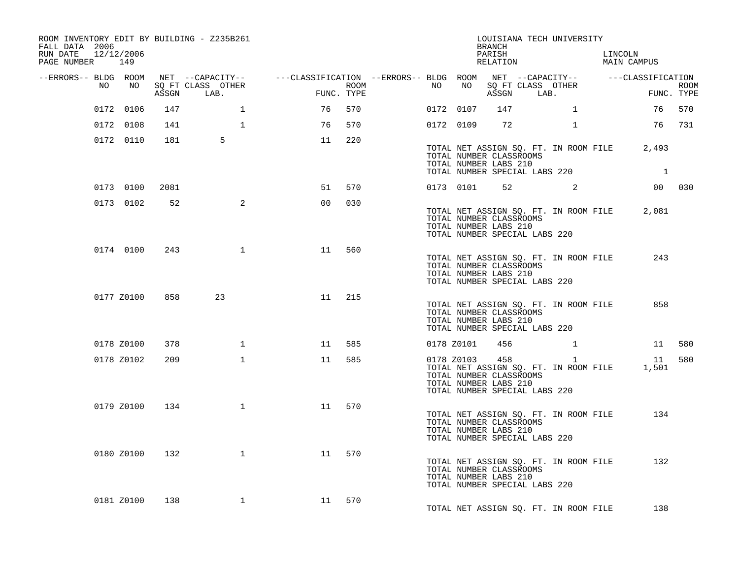ROOM INVENTORY EDIT BY BUILDING - Z235B261
FALL DATA 2006
RUN DATE 12/12/2006
PAGE NUMBER 149

LOUISIANA TECH UNIVERSITY
BRANCH
PARISH LINCOLN
RELATION MAIN CAMPUS

| --ERRORS-- | BLDG NO | ROOM NO | NET SQ FT ASSGN | CAPACITY CLASS LAB. | CAPACITY OTHER | CLASSIFICATION FUNC. | ROOM TYPE | --ERRORS-- | BLDG NO | ROOM NO | NET SQ FT ASSGN | CAPACITY CLASS LAB. | CAPACITY OTHER | CLASSIFICATION FUNC. | ROOM TYPE |
|---|---|---|---|---|---|---|---|---|---|---|---|---|---|---|---|
| | 0172 | 0106 | 147 | | 1 | 76 | 570 | | 0172 | 0107 | 147 | | 1 | 76 | 570 |
| | 0172 | 0108 | 141 | | 1 | 76 | 570 | | 0172 | 0109 | 72 | | 1 | 76 | 731 |
| | 0172 | 0110 | 181 | 5 | | 11 | 220 | | | | | | | | |

TOTAL NET ASSIGN SQ. FT. IN ROOM FILE 2,493
TOTAL NUMBER CLASSROOMS
TOTAL NUMBER LABS 210
TOTAL NUMBER SPECIAL LABS 220 1

| --ERRORS-- | BLDG NO | ROOM NO | NET SQ FT ASSGN | CAPACITY CLASS LAB. | CAPACITY OTHER | CLASSIFICATION FUNC. | ROOM TYPE | --ERRORS-- | BLDG NO | ROOM NO | NET SQ FT ASSGN | CAPACITY CLASS LAB. | CAPACITY OTHER | CLASSIFICATION FUNC. | ROOM TYPE |
|---|---|---|---|---|---|---|---|---|---|---|---|---|---|---|---|
| | 0173 | 0100 | 2081 | | | 51 | 570 | | 0173 | 0101 | 52 | | 2 | 00 | 030 |
| | 0173 | 0102 | 52 | | 2 | 00 | 030 | | | | | | | | |

TOTAL NET ASSIGN SQ. FT. IN ROOM FILE 2,081
TOTAL NUMBER CLASSROOMS
TOTAL NUMBER LABS 210
TOTAL NUMBER SPECIAL LABS 220

| --ERRORS-- | BLDG NO | ROOM NO | NET SQ FT ASSGN | CAPACITY CLASS LAB. | CAPACITY OTHER | CLASSIFICATION FUNC. | ROOM TYPE |
|---|---|---|---|---|---|---|---|
| | 0174 | 0100 | 243 | | 1 | 11 | 560 |

TOTAL NET ASSIGN SQ. FT. IN ROOM FILE 243
TOTAL NUMBER CLASSROOMS
TOTAL NUMBER LABS 210
TOTAL NUMBER SPECIAL LABS 220

| --ERRORS-- | BLDG NO | ROOM NO | NET SQ FT ASSGN | CAPACITY CLASS LAB. | CAPACITY OTHER | CLASSIFICATION FUNC. | ROOM TYPE |
|---|---|---|---|---|---|---|---|
| | 0177 | Z0100 | 858 | 23 | | 11 | 215 |

TOTAL NET ASSIGN SQ. FT. IN ROOM FILE 858
TOTAL NUMBER CLASSROOMS
TOTAL NUMBER LABS 210
TOTAL NUMBER SPECIAL LABS 220

| --ERRORS-- | BLDG NO | ROOM NO | NET SQ FT ASSGN | CAPACITY CLASS LAB. | CAPACITY OTHER | CLASSIFICATION FUNC. | ROOM TYPE | --ERRORS-- | BLDG NO | ROOM NO | NET SQ FT ASSGN | CAPACITY CLASS LAB. | CAPACITY OTHER | CLASSIFICATION FUNC. | ROOM TYPE |
|---|---|---|---|---|---|---|---|---|---|---|---|---|---|---|---|
| | 0178 | Z0100 | 378 | | 1 | 11 | 585 | | 0178 | Z0101 | 456 | | 1 | 11 | 580 |
| | 0178 | Z0102 | 209 | | 1 | 11 | 585 | | 0178 | Z0103 | 458 | | 1 | 11 | 580 |

TOTAL NET ASSIGN SQ. FT. IN ROOM FILE 1,501
TOTAL NUMBER CLASSROOMS
TOTAL NUMBER LABS 210
TOTAL NUMBER SPECIAL LABS 220

| --ERRORS-- | BLDG NO | ROOM NO | NET SQ FT ASSGN | CAPACITY CLASS LAB. | CAPACITY OTHER | CLASSIFICATION FUNC. | ROOM TYPE |
|---|---|---|---|---|---|---|---|
| | 0179 | Z0100 | 134 | | 1 | 11 | 570 |

TOTAL NET ASSIGN SQ. FT. IN ROOM FILE 134
TOTAL NUMBER CLASSROOMS
TOTAL NUMBER LABS 210
TOTAL NUMBER SPECIAL LABS 220

| --ERRORS-- | BLDG NO | ROOM NO | NET SQ FT ASSGN | CAPACITY CLASS LAB. | CAPACITY OTHER | CLASSIFICATION FUNC. | ROOM TYPE |
|---|---|---|---|---|---|---|---|
| | 0180 | Z0100 | 132 | | 1 | 11 | 570 |

TOTAL NET ASSIGN SQ. FT. IN ROOM FILE 132
TOTAL NUMBER CLASSROOMS
TOTAL NUMBER LABS 210
TOTAL NUMBER SPECIAL LABS 220

| --ERRORS-- | BLDG NO | ROOM NO | NET SQ FT ASSGN | CAPACITY CLASS LAB. | CAPACITY OTHER | CLASSIFICATION FUNC. | ROOM TYPE |
|---|---|---|---|---|---|---|---|
| | 0181 | Z0100 | 138 | | 1 | 11 | 570 |

TOTAL NET ASSIGN SQ. FT. IN ROOM FILE 138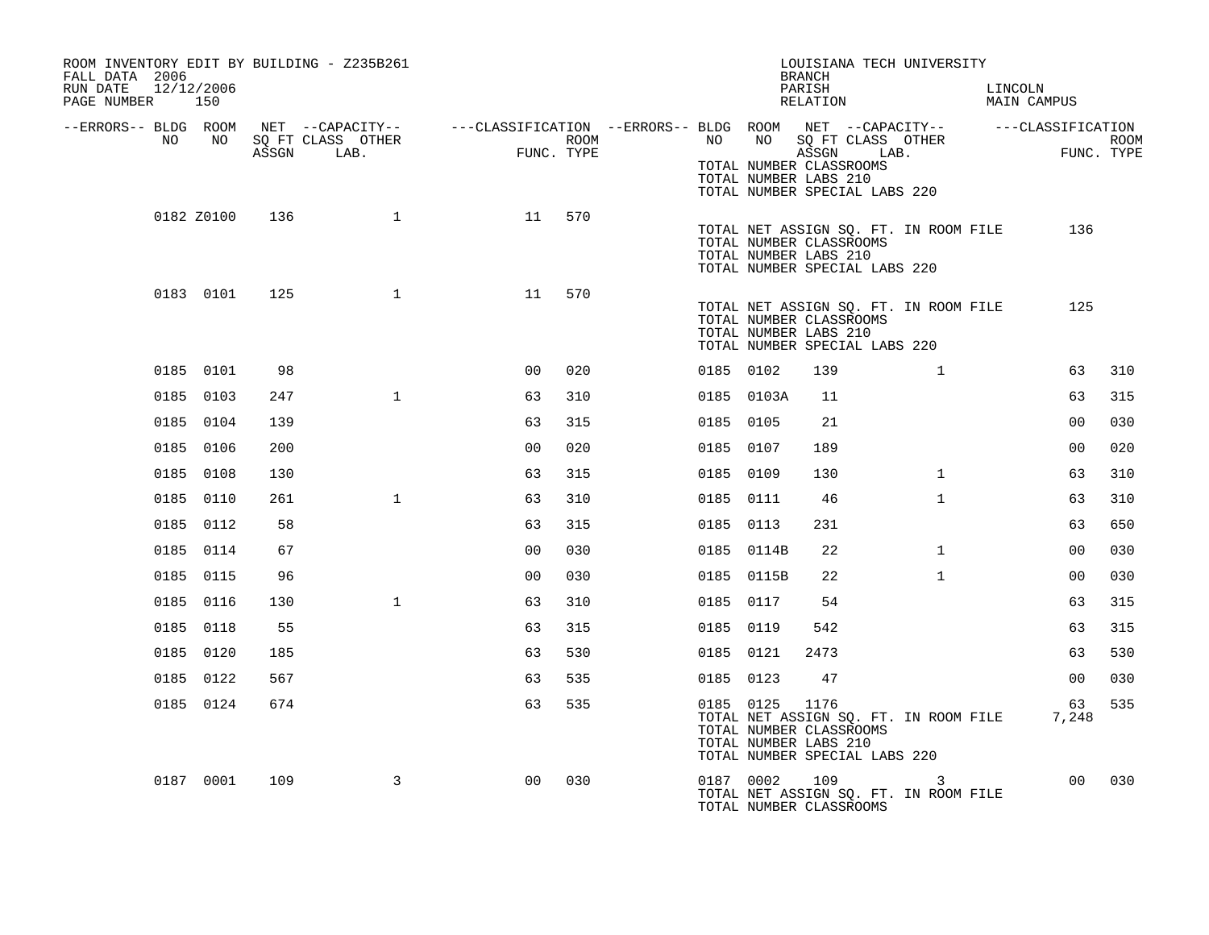ROOM INVENTORY EDIT BY BUILDING - Z235B261
FALL DATA 2006
RUN DATE 12/12/2006
PAGE NUMBER 150

LOUISIANA TECH UNIVERSITY
BRANCH
PARISH LINCOLN
RELATION MAIN CAMPUS

| --ERRORS-- | BLDG NO | ROOM NO | NET SQ FT ASSGN | CLASS | OTHER LAB. | FUNC. | ROOM TYPE | --ERRORS-- | BLDG NO | ROOM NO | NET SQ FT ASSGN | CLASS | OTHER LAB. | FUNC. | ROOM TYPE |
|---|---|---|---|---|---|---|---|---|---|---|---|---|---|---|---|
| | | | | | | | | | TOTAL NUMBER CLASSROOMS | | | | | | |
| | | | | | | | | | TOTAL NUMBER LABS 210 | | | | | | |
| | | | | | | | | | TOTAL NUMBER SPECIAL LABS 220 | | | | | | |
| | 0182 | Z0100 | 136 | | 1 | 11 | 570 | | | | | | | | |
| | | | | | | | | | TOTAL NET ASSIGN SQ. FT. IN ROOM FILE | | | | | 136 | |
| | | | | | | | | | TOTAL NUMBER CLASSROOMS | | | | | | |
| | | | | | | | | | TOTAL NUMBER LABS 210 | | | | | | |
| | | | | | | | | | TOTAL NUMBER SPECIAL LABS 220 | | | | | | |
| | 0183 | 0101 | 125 | | 1 | 11 | 570 | | | | | | | | |
| | | | | | | | | | TOTAL NET ASSIGN SQ. FT. IN ROOM FILE | | | | | 125 | |
| | | | | | | | | | TOTAL NUMBER CLASSROOMS | | | | | | |
| | | | | | | | | | TOTAL NUMBER LABS 210 | | | | | | |
| | | | | | | | | | TOTAL NUMBER SPECIAL LABS 220 | | | | | | |
| | 0185 | 0101 | 98 | | | 00 | 020 | | 0185 | 0102 | 139 | | 1 | 63 | 310 |
| | 0185 | 0103 | 247 | | 1 | 63 | 310 | | 0185 | 0103A | 11 | | | 63 | 315 |
| | 0185 | 0104 | 139 | | | 63 | 315 | | 0185 | 0105 | 21 | | | 00 | 030 |
| | 0185 | 0106 | 200 | | | 00 | 020 | | 0185 | 0107 | 189 | | | 00 | 020 |
| | 0185 | 0108 | 130 | | | 63 | 315 | | 0185 | 0109 | 130 | | 1 | 63 | 310 |
| | 0185 | 0110 | 261 | | 1 | 63 | 310 | | 0185 | 0111 | 46 | | 1 | 63 | 310 |
| | 0185 | 0112 | 58 | | | 63 | 315 | | 0185 | 0113 | 231 | | | 63 | 650 |
| | 0185 | 0114 | 67 | | | 00 | 030 | | 0185 | 0114B | 22 | | 1 | 00 | 030 |
| | 0185 | 0115 | 96 | | | 00 | 030 | | 0185 | 0115B | 22 | | 1 | 00 | 030 |
| | 0185 | 0116 | 130 | | 1 | 63 | 310 | | 0185 | 0117 | 54 | | | 63 | 315 |
| | 0185 | 0118 | 55 | | | 63 | 315 | | 0185 | 0119 | 542 | | | 63 | 315 |
| | 0185 | 0120 | 185 | | | 63 | 530 | | 0185 | 0121 | 2473 | | | 63 | 530 |
| | 0185 | 0122 | 567 | | | 63 | 535 | | 0185 | 0123 | 47 | | | 00 | 030 |
| | 0185 | 0124 | 674 | | | 63 | 535 | | 0185 | 0125 | 1176 | | | 63 | 535 |
| | | | | | | | | | TOTAL NET ASSIGN SQ. FT. IN ROOM FILE | | | | | 7,248 | |
| | | | | | | | | | TOTAL NUMBER CLASSROOMS | | | | | | |
| | | | | | | | | | TOTAL NUMBER LABS 210 | | | | | | |
| | | | | | | | | | TOTAL NUMBER SPECIAL LABS 220 | | | | | | |
| | 0187 | 0001 | 109 | | 3 | 00 | 030 | | 0187 | 0002 | 109 | | 3 | 00 | 030 |
| | | | | | | | | | TOTAL NET ASSIGN SQ. FT. IN ROOM FILE | | | | | | |
| | | | | | | | | | TOTAL NUMBER CLASSROOMS | | | | | | |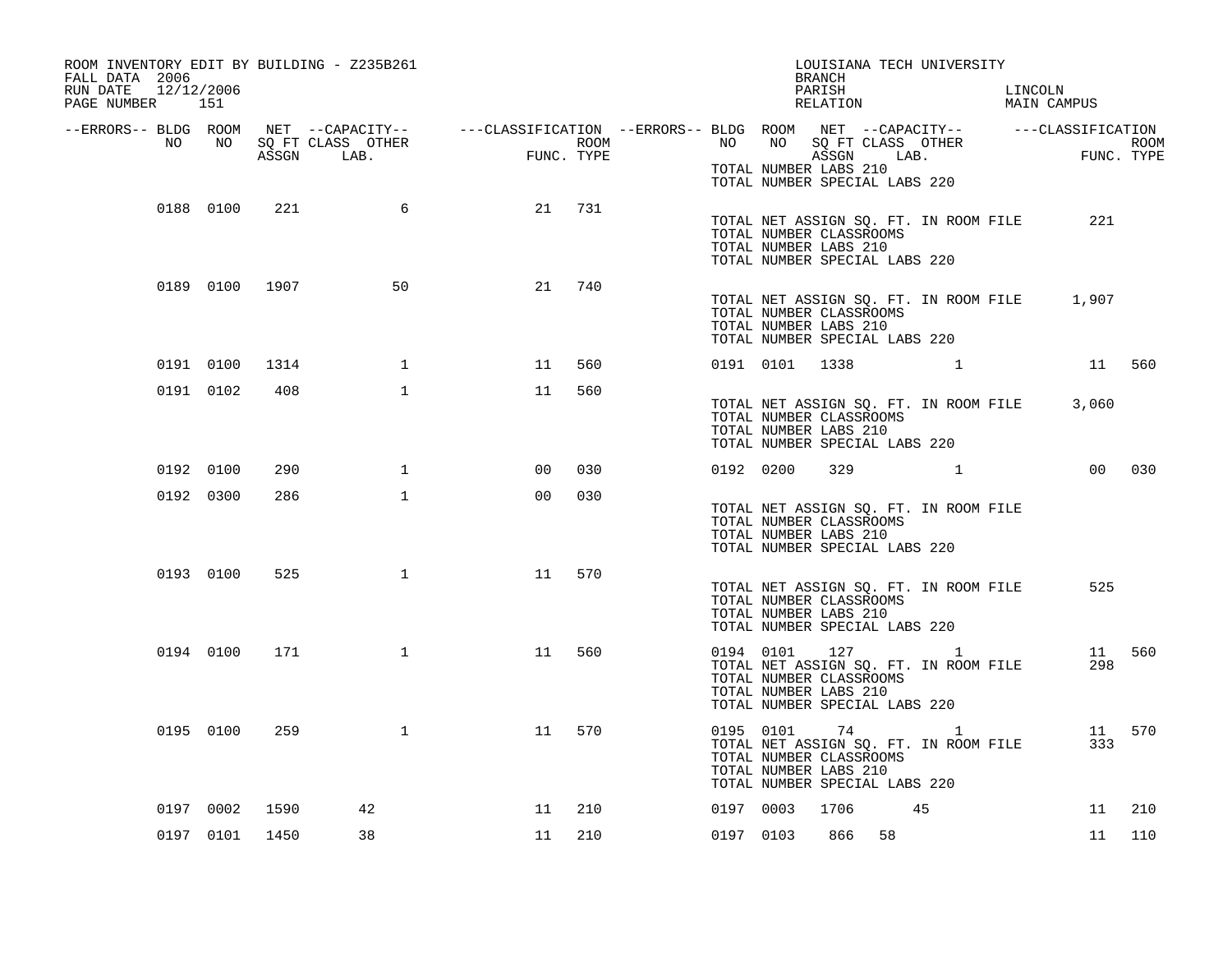ROOM INVENTORY EDIT BY BUILDING - Z235B261
FALL DATA 2006
RUN DATE 12/12/2006
PAGE NUMBER 151

LOUISIANA TECH UNIVERSITY
BRANCH
PARISH LINCOLN
RELATION MAIN CAMPUS

| --ERRORS-- | BLDG NO | ROOM NO | NET SQ FT ASSGN | --CAPACITY-- CLASS LAB. | OTHER | ---CLASSIFICATION FUNC. | ROOM TYPE | --ERRORS-- | BLDG NO | ROOM NO | NET SQ FT ASSGN | --CAPACITY-- CLASS LAB. | OTHER | ---CLASSIFICATION FUNC. | ROOM TYPE |
|---|---|---|---|---|---|---|---|---|---|---|---|---|---|---|---|
| | | | | | | | | | TOTAL NUMBER LABS 210 | | | | | | |
| | | | | | | | | | TOTAL NUMBER SPECIAL LABS 220 | | | | | | |
| | 0188 | 0100 | 221 | | 6 | 21 | 731 | | | | | | | | |
| | | | | | | | | | TOTAL NET ASSIGN SQ. FT. IN ROOM FILE | | | | | 221 | |
| | | | | | | | | | TOTAL NUMBER CLASSROOMS | | | | | | |
| | | | | | | | | | TOTAL NUMBER LABS 210 | | | | | | |
| | | | | | | | | | TOTAL NUMBER SPECIAL LABS 220 | | | | | | |
| | 0189 | 0100 | 1907 | | 50 | 21 | 740 | | | | | | | | |
| | | | | | | | | | TOTAL NET ASSIGN SQ. FT. IN ROOM FILE | | | | | 1,907 | |
| | | | | | | | | | TOTAL NUMBER CLASSROOMS | | | | | | |
| | | | | | | | | | TOTAL NUMBER LABS 210 | | | | | | |
| | | | | | | | | | TOTAL NUMBER SPECIAL LABS 220 | | | | | | |
| | 0191 | 0100 | 1314 | | 1 | 11 | 560 | | 0191 | 0101 | 1338 | | 1 | 11 | 560 |
| | 0191 | 0102 | 408 | | 1 | 11 | 560 | | | | | | | | |
| | | | | | | | | | TOTAL NET ASSIGN SQ. FT. IN ROOM FILE | | | | | 3,060 | |
| | | | | | | | | | TOTAL NUMBER CLASSROOMS | | | | | | |
| | | | | | | | | | TOTAL NUMBER LABS 210 | | | | | | |
| | | | | | | | | | TOTAL NUMBER SPECIAL LABS 220 | | | | | | |
| | 0192 | 0100 | 290 | | 1 | 00 | 030 | | 0192 | 0200 | 329 | | 1 | 00 | 030 |
| | 0192 | 0300 | 286 | | 1 | 00 | 030 | | | | | | | | |
| | | | | | | | | | TOTAL NET ASSIGN SQ. FT. IN ROOM FILE | | | | | | |
| | | | | | | | | | TOTAL NUMBER CLASSROOMS | | | | | | |
| | | | | | | | | | TOTAL NUMBER LABS 210 | | | | | | |
| | | | | | | | | | TOTAL NUMBER SPECIAL LABS 220 | | | | | | |
| | 0193 | 0100 | 525 | | 1 | 11 | 570 | | | | | | | | |
| | | | | | | | | | TOTAL NET ASSIGN SQ. FT. IN ROOM FILE | | | | | 525 | |
| | | | | | | | | | TOTAL NUMBER CLASSROOMS | | | | | | |
| | | | | | | | | | TOTAL NUMBER LABS 210 | | | | | | |
| | | | | | | | | | TOTAL NUMBER SPECIAL LABS 220 | | | | | | |
| | 0194 | 0100 | 171 | | 1 | 11 | 560 | | 0194 | 0101 | 127 | | 1 | 11 | 560 |
| | | | | | | | | | TOTAL NET ASSIGN SQ. FT. IN ROOM FILE | | | | | 298 | |
| | | | | | | | | | TOTAL NUMBER CLASSROOMS | | | | | | |
| | | | | | | | | | TOTAL NUMBER LABS 210 | | | | | | |
| | | | | | | | | | TOTAL NUMBER SPECIAL LABS 220 | | | | | | |
| | 0195 | 0100 | 259 | | 1 | 11 | 570 | | 0195 | 0101 | 74 | | 1 | 11 | 570 |
| | | | | | | | | | TOTAL NET ASSIGN SQ. FT. IN ROOM FILE | | | | | 333 | |
| | | | | | | | | | TOTAL NUMBER CLASSROOMS | | | | | | |
| | | | | | | | | | TOTAL NUMBER LABS 210 | | | | | | |
| | | | | | | | | | TOTAL NUMBER SPECIAL LABS 220 | | | | | | |
| | 0197 | 0002 | 1590 | 42 | | 11 | 210 | | 0197 | 0003 | 1706 | 45 | | 11 | 210 |
| | 0197 | 0101 | 1450 | 38 | | 11 | 210 | | 0197 | 0103 | 866 | 58 | | 11 | 110 |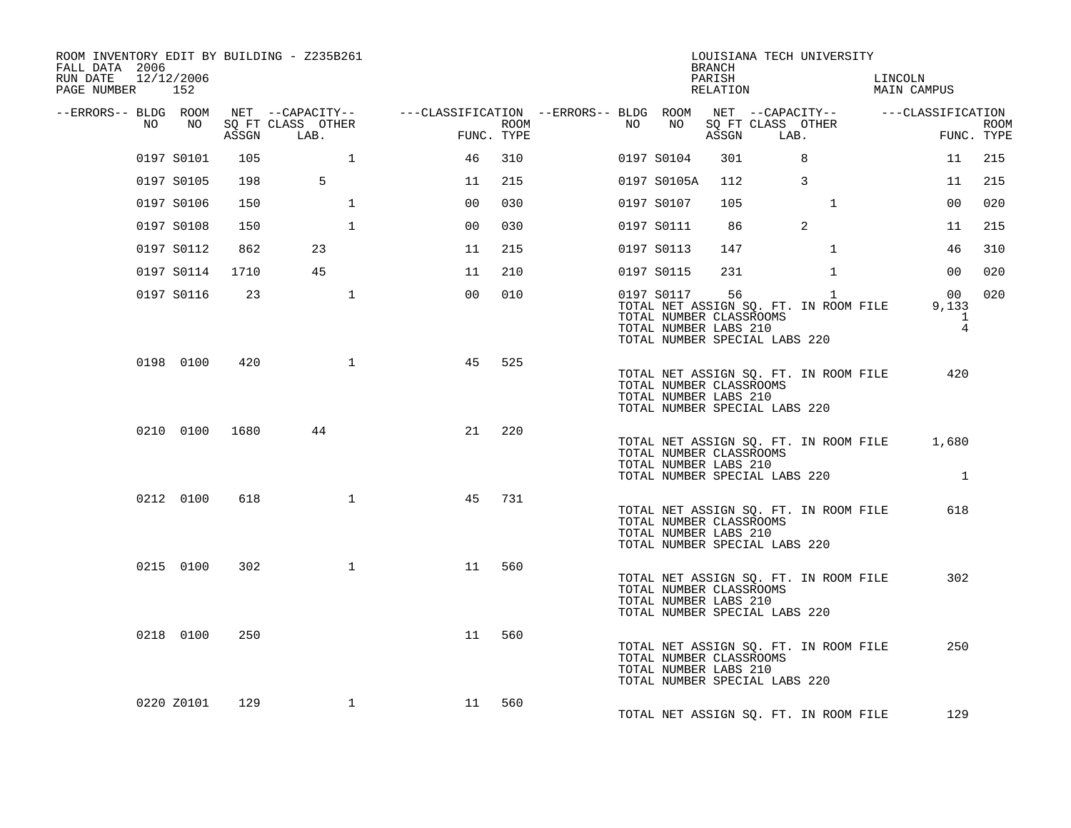ROOM INVENTORY EDIT BY BUILDING - Z235B261
FALL DATA 2006
RUN DATE 12/12/2006
PAGE NUMBER 152

LOUISIANA TECH UNIVERSITY
BRANCH
PARISH LINCOLN
RELATION MAIN CAMPUS

| --ERRORS-- | BLDG NO | ROOM NO | NET SQ FT ASSGN | CAPACITY CLASS LAB. | CAPACITY OTHER | CLASSIFICATION FUNC. | ROOM TYPE | --ERRORS-- | BLDG NO | ROOM NO | NET SQ FT ASSGN | CAPACITY CLASS LAB. | CAPACITY OTHER | CLASSIFICATION FUNC. | ROOM TYPE |
|---|---|---|---|---|---|---|---|---|---|---|---|---|---|---|---|
| | 0197 | S0101 | 105 | | 1 | 46 | 310 | | 0197 | S0104 | 301 | 8 | | 11 | 215 |
| | 0197 | S0105 | 198 | 5 | | 11 | 215 | | 0197 | S0105A | 112 | 3 | | 11 | 215 |
| | 0197 | S0106 | 150 | | 1 | 00 | 030 | | 0197 | S0107 | 105 | | 1 | 00 | 020 |
| | 0197 | S0108 | 150 | | 1 | 00 | 030 | | 0197 | S0111 | 86 | 2 | | 11 | 215 |
| | 0197 | S0112 | 862 | 23 | | 11 | 215 | | 0197 | S0113 | 147 | | 1 | 46 | 310 |
| | 0197 | S0114 | 1710 | 45 | | 11 | 210 | | 0197 | S0115 | 231 | | 1 | 00 | 020 |
| | 0197 | S0116 | 23 | | 1 | 00 | 010 | | 0197 | S0117 | 56 | | 1 | 00 | 020 |

TOTAL NET ASSIGN SQ. FT. IN ROOM FILE 9,133
TOTAL NUMBER CLASSROOMS 1
TOTAL NUMBER LABS 210 4
TOTAL NUMBER SPECIAL LABS 220

| BLDG NO | ROOM NO | NET SQ FT ASSGN | CAPACITY CLASS LAB. | CAPACITY OTHER | FUNC. | ROOM TYPE |
|---|---|---|---|---|---|---|
| 0198 | 0100 | 420 | | 1 | 45 | 525 |

TOTAL NET ASSIGN SQ. FT. IN ROOM FILE 420
TOTAL NUMBER CLASSROOMS
TOTAL NUMBER LABS 210
TOTAL NUMBER SPECIAL LABS 220

| BLDG NO | ROOM NO | NET SQ FT ASSGN | CAPACITY CLASS LAB. | CAPACITY OTHER | FUNC. | ROOM TYPE |
|---|---|---|---|---|---|---|
| 0210 | 0100 | 1680 | 44 | | 21 | 220 |

TOTAL NET ASSIGN SQ. FT. IN ROOM FILE 1,680
TOTAL NUMBER CLASSROOMS
TOTAL NUMBER LABS 210
TOTAL NUMBER SPECIAL LABS 220 1

| BLDG NO | ROOM NO | NET SQ FT ASSGN | CAPACITY CLASS LAB. | CAPACITY OTHER | FUNC. | ROOM TYPE |
|---|---|---|---|---|---|---|
| 0212 | 0100 | 618 | | 1 | 45 | 731 |

TOTAL NET ASSIGN SQ. FT. IN ROOM FILE 618
TOTAL NUMBER CLASSROOMS
TOTAL NUMBER LABS 210
TOTAL NUMBER SPECIAL LABS 220

| BLDG NO | ROOM NO | NET SQ FT ASSGN | CAPACITY CLASS LAB. | CAPACITY OTHER | FUNC. | ROOM TYPE |
|---|---|---|---|---|---|---|
| 0215 | 0100 | 302 | | 1 | 11 | 560 |

TOTAL NET ASSIGN SQ. FT. IN ROOM FILE 302
TOTAL NUMBER CLASSROOMS
TOTAL NUMBER LABS 210
TOTAL NUMBER SPECIAL LABS 220

| BLDG NO | ROOM NO | NET SQ FT ASSGN | CAPACITY CLASS LAB. | CAPACITY OTHER | FUNC. | ROOM TYPE |
|---|---|---|---|---|---|---|
| 0218 | 0100 | 250 | | | 11 | 560 |

TOTAL NET ASSIGN SQ. FT. IN ROOM FILE 250
TOTAL NUMBER CLASSROOMS
TOTAL NUMBER LABS 210
TOTAL NUMBER SPECIAL LABS 220

| BLDG NO | ROOM NO | NET SQ FT ASSGN | CAPACITY CLASS LAB. | CAPACITY OTHER | FUNC. | ROOM TYPE |
|---|---|---|---|---|---|---|
| 0220 | Z0101 | 129 | | 1 | 11 | 560 |

TOTAL NET ASSIGN SQ. FT. IN ROOM FILE 129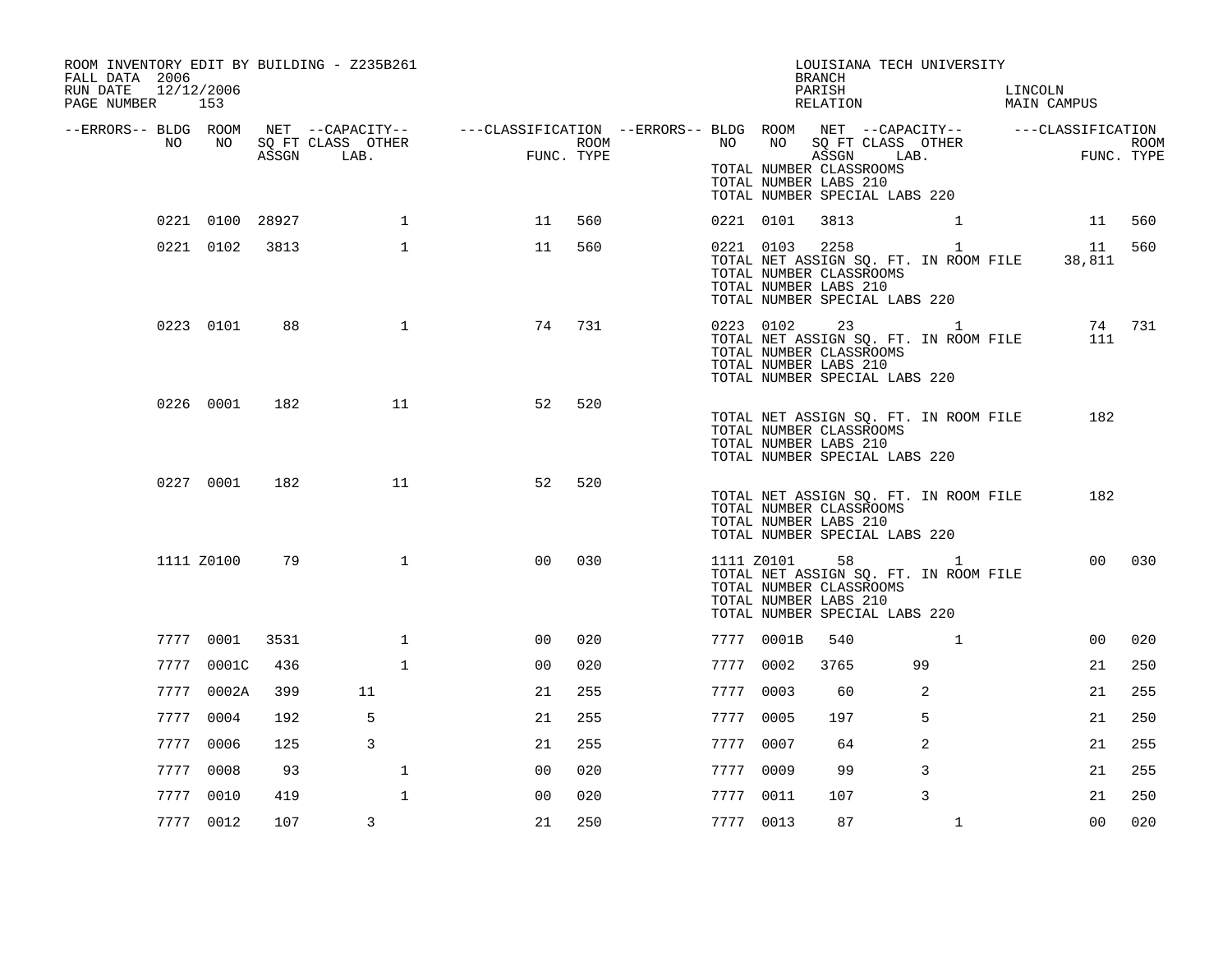ROOM INVENTORY EDIT BY BUILDING - Z235B261
FALL DATA 2006
RUN DATE 12/12/2006
PAGE NUMBER 153

LOUISIANA TECH UNIVERSITY
BRANCH
PARISH LINCOLN
RELATION MAIN CAMPUS

| --ERRORS-- | BLDG NO | ROOM NO | NET SQ FT ASSGN | --CAPACITY-- CLASS LAB. | OTHER | ---CLASSIFICATION FUNC. | ROOM TYPE | --ERRORS-- | BLDG NO | ROOM NO | NET SQ FT ASSGN | --CAPACITY-- CLASS LAB. | OTHER | ---CLASSIFICATION FUNC. | ROOM TYPE |
|---|---|---|---|---|---|---|---|---|---|---|---|---|---|---|---|
| | | | | | | | | | TOTAL NUMBER CLASSROOMS | | | | | | |
| | | | | | | | | | TOTAL NUMBER LABS 210 | | | | | | |
| | | | | | | | | | TOTAL NUMBER SPECIAL LABS 220 | | | | | | |
| | 0221 | 0100 | 28927 | | 1 | 11 | 560 | | 0221 | 0101 | 3813 | | 1 | 11 | 560 |
| | 0221 | 0102 | 3813 | | 1 | 11 | 560 | | 0221 | 0103 | 2258 | | 1 | 11 | 560 |
| | | | | | | | | | TOTAL NET ASSIGN SQ. FT. IN ROOM FILE | | | | | 38,811 | |
| | | | | | | | | | TOTAL NUMBER CLASSROOMS | | | | | | |
| | | | | | | | | | TOTAL NUMBER LABS 210 | | | | | | |
| | | | | | | | | | TOTAL NUMBER SPECIAL LABS 220 | | | | | | |
| | 0223 | 0101 | 88 | | 1 | 74 | 731 | | 0223 | 0102 | 23 | | 1 | 74 | 731 |
| | | | | | | | | | TOTAL NET ASSIGN SQ. FT. IN ROOM FILE | | | | | 111 | |
| | | | | | | | | | TOTAL NUMBER CLASSROOMS | | | | | | |
| | | | | | | | | | TOTAL NUMBER LABS 210 | | | | | | |
| | | | | | | | | | TOTAL NUMBER SPECIAL LABS 220 | | | | | | |
| | 0226 | 0001 | 182 | 11 | | 52 | 520 | | | | | | | | |
| | | | | | | | | | TOTAL NET ASSIGN SQ. FT. IN ROOM FILE | | | | | 182 | |
| | | | | | | | | | TOTAL NUMBER CLASSROOMS | | | | | | |
| | | | | | | | | | TOTAL NUMBER LABS 210 | | | | | | |
| | | | | | | | | | TOTAL NUMBER SPECIAL LABS 220 | | | | | | |
| | 0227 | 0001 | 182 | 11 | | 52 | 520 | | | | | | | | |
| | | | | | | | | | TOTAL NET ASSIGN SQ. FT. IN ROOM FILE | | | | | 182 | |
| | | | | | | | | | TOTAL NUMBER CLASSROOMS | | | | | | |
| | | | | | | | | | TOTAL NUMBER LABS 210 | | | | | | |
| | | | | | | | | | TOTAL NUMBER SPECIAL LABS 220 | | | | | | |
| | 1111 | Z0100 | 79 | | 1 | 00 | 030 | | 1111 | Z0101 | 58 | | 1 | 00 | 030 |
| | | | | | | | | | TOTAL NET ASSIGN SQ. FT. IN ROOM FILE | | | | | | |
| | | | | | | | | | TOTAL NUMBER CLASSROOMS | | | | | | |
| | | | | | | | | | TOTAL NUMBER LABS 210 | | | | | | |
| | | | | | | | | | TOTAL NUMBER SPECIAL LABS 220 | | | | | | |
| | 7777 | 0001 | 3531 | | 1 | 00 | 020 | | 7777 | 0001B | 540 | | 1 | 00 | 020 |
| | 7777 | 0001C | 436 | | 1 | 00 | 020 | | 7777 | 0002 | 3765 | 99 | | 21 | 250 |
| | 7777 | 0002A | 399 | 11 | | 21 | 255 | | 7777 | 0003 | 60 | 2 | | 21 | 255 |
| | 7777 | 0004 | 192 | 5 | | 21 | 255 | | 7777 | 0005 | 197 | 5 | | 21 | 250 |
| | 7777 | 0006 | 125 | 3 | | 21 | 255 | | 7777 | 0007 | 64 | 2 | | 21 | 255 |
| | 7777 | 0008 | 93 | | 1 | 00 | 020 | | 7777 | 0009 | 99 | 3 | | 21 | 255 |
| | 7777 | 0010 | 419 | | 1 | 00 | 020 | | 7777 | 0011 | 107 | 3 | | 21 | 250 |
| | 7777 | 0012 | 107 | 3 | | 21 | 250 | | 7777 | 0013 | 87 | | 1 | 00 | 020 |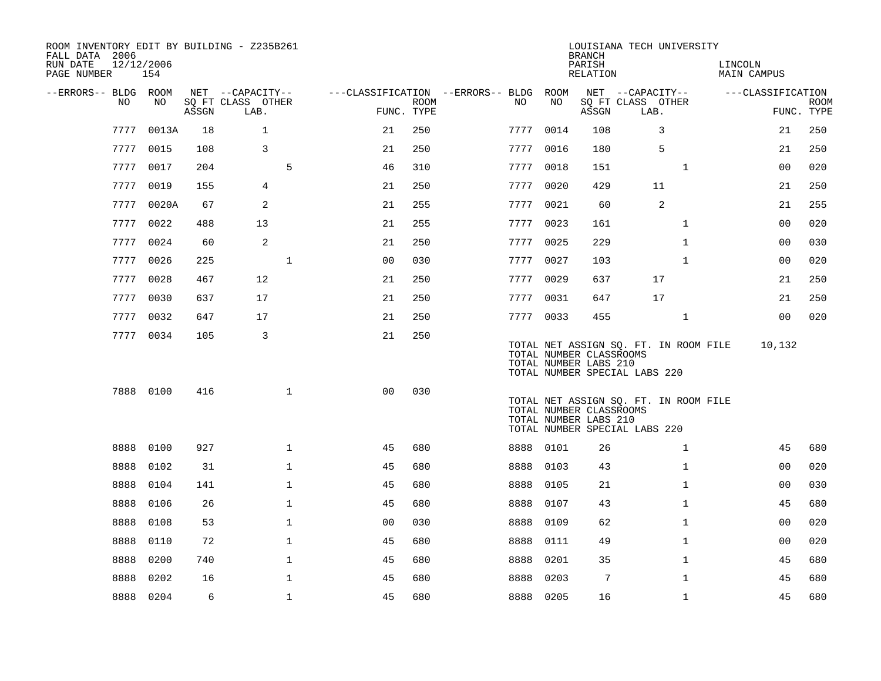ROOM INVENTORY EDIT BY BUILDING - Z235B261
FALL DATA 2006
RUN DATE 12/12/2006
PAGE NUMBER 154

LOUISIANA TECH UNIVERSITY
BRANCH
PARISH LINCOLN
RELATION MAIN CAMPUS

| --ERRORS-- | BLDG NO | ROOM NO | NET SQ FT ASSGN | CAPACITY CLASS LAB. | CAPACITY OTHER | CLASSIFICATION FUNC. | ROOM TYPE | --ERRORS-- | BLDG NO | ROOM NO | NET SQ FT ASSGN | CAPACITY CLASS LAB. | CAPACITY OTHER | CLASSIFICATION FUNC. | ROOM TYPE |
|---|---|---|---|---|---|---|---|---|---|---|---|---|---|---|---|
| | 7777 | 0013A | 18 | 1 | | 21 | 250 | | 7777 | 0014 | 108 | 3 | | 21 | 250 |
| | 7777 | 0015 | 108 | 3 | | 21 | 250 | | 7777 | 0016 | 180 | 5 | | 21 | 250 |
| | 7777 | 0017 | 204 | | 5 | 46 | 310 | | 7777 | 0018 | 151 | | 1 | 00 | 020 |
| | 7777 | 0019 | 155 | 4 | | 21 | 250 | | 7777 | 0020 | 429 | 11 | | 21 | 250 |
| | 7777 | 0020A | 67 | 2 | | 21 | 255 | | 7777 | 0021 | 60 | 2 | | 21 | 255 |
| | 7777 | 0022 | 488 | 13 | | 21 | 255 | | 7777 | 0023 | 161 | | 1 | 00 | 020 |
| | 7777 | 0024 | 60 | 2 | | 21 | 250 | | 7777 | 0025 | 229 | | 1 | 00 | 030 |
| | 7777 | 0026 | 225 | | 1 | 00 | 030 | | 7777 | 0027 | 103 | | 1 | 00 | 020 |
| | 7777 | 0028 | 467 | 12 | | 21 | 250 | | 7777 | 0029 | 637 | 17 | | 21 | 250 |
| | 7777 | 0030 | 637 | 17 | | 21 | 250 | | 7777 | 0031 | 647 | 17 | | 21 | 250 |
| | 7777 | 0032 | 647 | 17 | | 21 | 250 | | 7777 | 0033 | 455 | | 1 | 00 | 020 |
| | 7777 | 0034 | 105 | 3 | | 21 | 250 | | | | | | | | |

TOTAL NET ASSIGN SQ. FT. IN ROOM FILE 10,132
TOTAL NUMBER CLASSROOMS
TOTAL NUMBER LABS 210
TOTAL NUMBER SPECIAL LABS 220

| --ERRORS-- | BLDG NO | ROOM NO | NET SQ FT ASSGN | CAPACITY CLASS LAB. | CAPACITY OTHER | CLASSIFICATION FUNC. | ROOM TYPE |
|---|---|---|---|---|---|---|---|
| | 7888 | 0100 | 416 | | 1 | 00 | 030 |

TOTAL NET ASSIGN SQ. FT. IN ROOM FILE
TOTAL NUMBER CLASSROOMS
TOTAL NUMBER LABS 210
TOTAL NUMBER SPECIAL LABS 220

| --ERRORS-- | BLDG NO | ROOM NO | NET SQ FT ASSGN | CAPACITY CLASS LAB. | CAPACITY OTHER | CLASSIFICATION FUNC. | ROOM TYPE | --ERRORS-- | BLDG NO | ROOM NO | NET SQ FT ASSGN | CAPACITY CLASS LAB. | CAPACITY OTHER | CLASSIFICATION FUNC. | ROOM TYPE |
|---|---|---|---|---|---|---|---|---|---|---|---|---|---|---|---|
| | 8888 | 0100 | 927 | | 1 | 45 | 680 | | 8888 | 0101 | 26 | | 1 | 45 | 680 |
| | 8888 | 0102 | 31 | | 1 | 45 | 680 | | 8888 | 0103 | 43 | | 1 | 00 | 020 |
| | 8888 | 0104 | 141 | | 1 | 45 | 680 | | 8888 | 0105 | 21 | | 1 | 00 | 030 |
| | 8888 | 0106 | 26 | | 1 | 45 | 680 | | 8888 | 0107 | 43 | | 1 | 45 | 680 |
| | 8888 | 0108 | 53 | | 1 | 00 | 030 | | 8888 | 0109 | 62 | | 1 | 00 | 020 |
| | 8888 | 0110 | 72 | | 1 | 45 | 680 | | 8888 | 0111 | 49 | | 1 | 00 | 020 |
| | 8888 | 0200 | 740 | | 1 | 45 | 680 | | 8888 | 0201 | 35 | | 1 | 45 | 680 |
| | 8888 | 0202 | 16 | | 1 | 45 | 680 | | 8888 | 0203 | 7 | | 1 | 45 | 680 |
| | 8888 | 0204 | 6 | | 1 | 45 | 680 | | 8888 | 0205 | 16 | | 1 | 45 | 680 |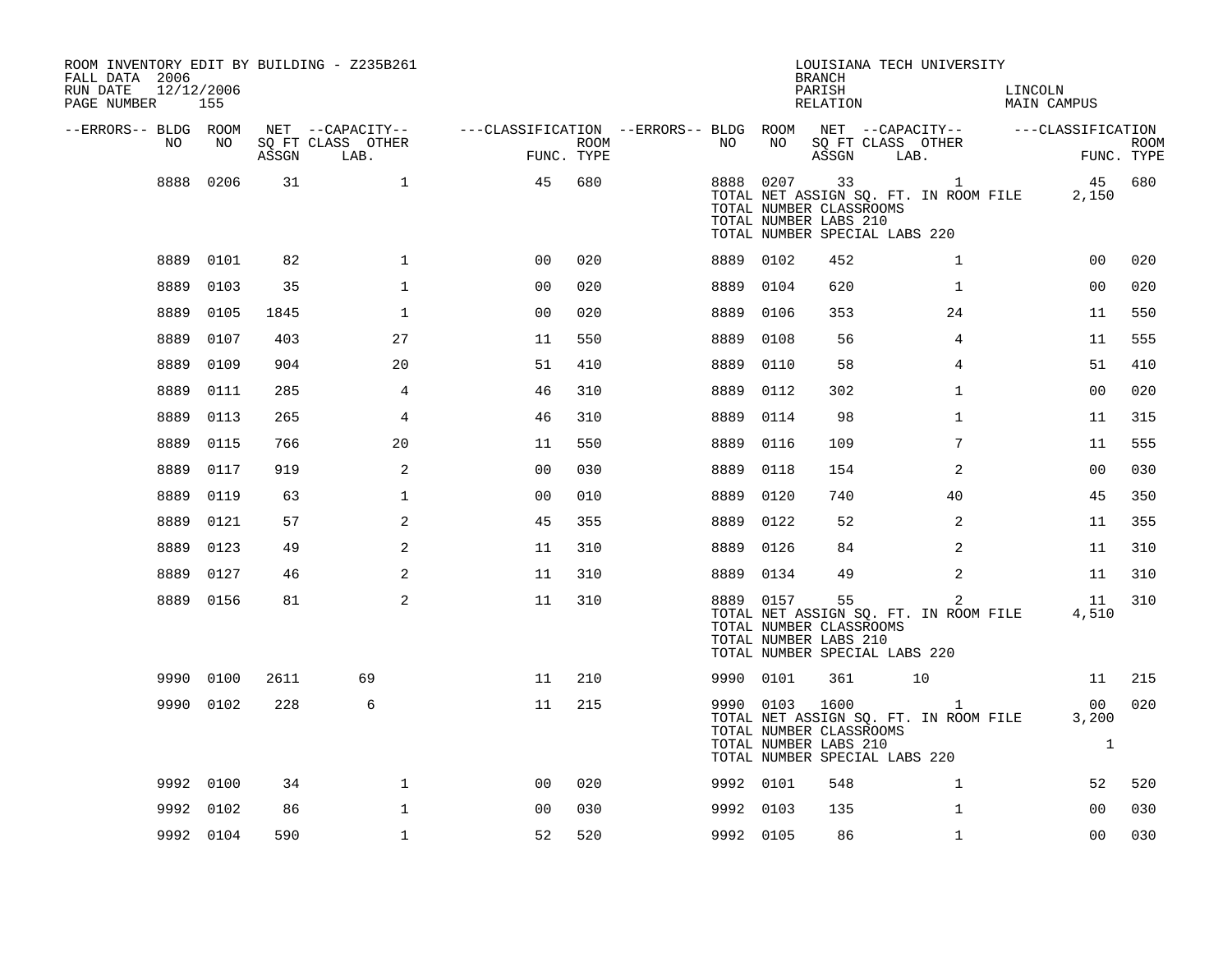ROOM INVENTORY EDIT BY BUILDING - Z235B261
FALL DATA 2006
RUN DATE 12/12/2006
PAGE NUMBER 155

LOUISIANA TECH UNIVERSITY
BRANCH
PARISH LINCOLN
RELATION MAIN CAMPUS

| --ERRORS-- | BLDG NO | ROOM NO | NET ASSGN SQ FT | CAPACITY CLASS LAB. | CAPACITY OTHER | CLASSIFICATION FUNC. | ROOM TYPE | --ERRORS-- | BLDG NO | ROOM NO | NET ASSGN SQ FT | CAPACITY CLASS LAB. | CAPACITY OTHER | CLASSIFICATION FUNC. | ROOM TYPE |
|---|---|---|---|---|---|---|---|---|---|---|---|---|---|---|---|
| | 8888 | 0206 | 31 | | 1 | 45 | 680 | | 8888 | 0207 | 33 | | 1 | 45 | 680 |
| | | | | | | | | | TOTAL NET ASSIGN SQ. FT. IN ROOM FILE | | | | | 2,150 | |
| | | | | | | | | | TOTAL NUMBER CLASSROOMS | | | | | | |
| | | | | | | | | | TOTAL NUMBER LABS 210 | | | | | | |
| | | | | | | | | | TOTAL NUMBER SPECIAL LABS 220 | | | | | | |
| | 8889 | 0101 | 82 | | 1 | 00 | 020 | | 8889 | 0102 | 452 | | 1 | 00 | 020 |
| | 8889 | 0103 | 35 | | 1 | 00 | 020 | | 8889 | 0104 | 620 | | 1 | 00 | 020 |
| | 8889 | 0105 | 1845 | | 1 | 00 | 020 | | 8889 | 0106 | 353 | | 24 | 11 | 550 |
| | 8889 | 0107 | 403 | | 27 | 11 | 550 | | 8889 | 0108 | 56 | | 4 | 11 | 555 |
| | 8889 | 0109 | 904 | | 20 | 51 | 410 | | 8889 | 0110 | 58 | | 4 | 51 | 410 |
| | 8889 | 0111 | 285 | | 4 | 46 | 310 | | 8889 | 0112 | 302 | | 1 | 00 | 020 |
| | 8889 | 0113 | 265 | | 4 | 46 | 310 | | 8889 | 0114 | 98 | | 1 | 11 | 315 |
| | 8889 | 0115 | 766 | | 20 | 11 | 550 | | 8889 | 0116 | 109 | | 7 | 11 | 555 |
| | 8889 | 0117 | 919 | | 2 | 00 | 030 | | 8889 | 0118 | 154 | | 2 | 00 | 030 |
| | 8889 | 0119 | 63 | | 1 | 00 | 010 | | 8889 | 0120 | 740 | | 40 | 45 | 350 |
| | 8889 | 0121 | 57 | | 2 | 45 | 355 | | 8889 | 0122 | 52 | | 2 | 11 | 355 |
| | 8889 | 0123 | 49 | | 2 | 11 | 310 | | 8889 | 0126 | 84 | | 2 | 11 | 310 |
| | 8889 | 0127 | 46 | | 2 | 11 | 310 | | 8889 | 0134 | 49 | | 2 | 11 | 310 |
| | 8889 | 0156 | 81 | | 2 | 11 | 310 | | 8889 | 0157 | 55 | | 2 | 11 | 310 |
| | | | | | | | | | TOTAL NET ASSIGN SQ. FT. IN ROOM FILE | | | | | 4,510 | |
| | | | | | | | | | TOTAL NUMBER CLASSROOMS | | | | | | |
| | | | | | | | | | TOTAL NUMBER LABS 210 | | | | | | |
| | | | | | | | | | TOTAL NUMBER SPECIAL LABS 220 | | | | | | |
| | 9990 | 0100 | 2611 | 69 | | 11 | 210 | | 9990 | 0101 | 361 | 10 | | 11 | 215 |
| | 9990 | 0102 | 228 | 6 | | 11 | 215 | | 9990 | 0103 | 1600 | | 1 | 00 | 020 |
| | | | | | | | | | TOTAL NET ASSIGN SQ. FT. IN ROOM FILE | | | | | 3,200 | |
| | | | | | | | | | TOTAL NUMBER CLASSROOMS | | | | | | |
| | | | | | | | | | TOTAL NUMBER LABS 210 | | | | | 1 | |
| | | | | | | | | | TOTAL NUMBER SPECIAL LABS 220 | | | | | | |
| | 9992 | 0100 | 34 | | 1 | 00 | 020 | | 9992 | 0101 | 548 | | 1 | 52 | 520 |
| | 9992 | 0102 | 86 | | 1 | 00 | 030 | | 9992 | 0103 | 135 | | 1 | 00 | 030 |
| | 9992 | 0104 | 590 | | 1 | 52 | 520 | | 9992 | 0105 | 86 | | 1 | 00 | 030 |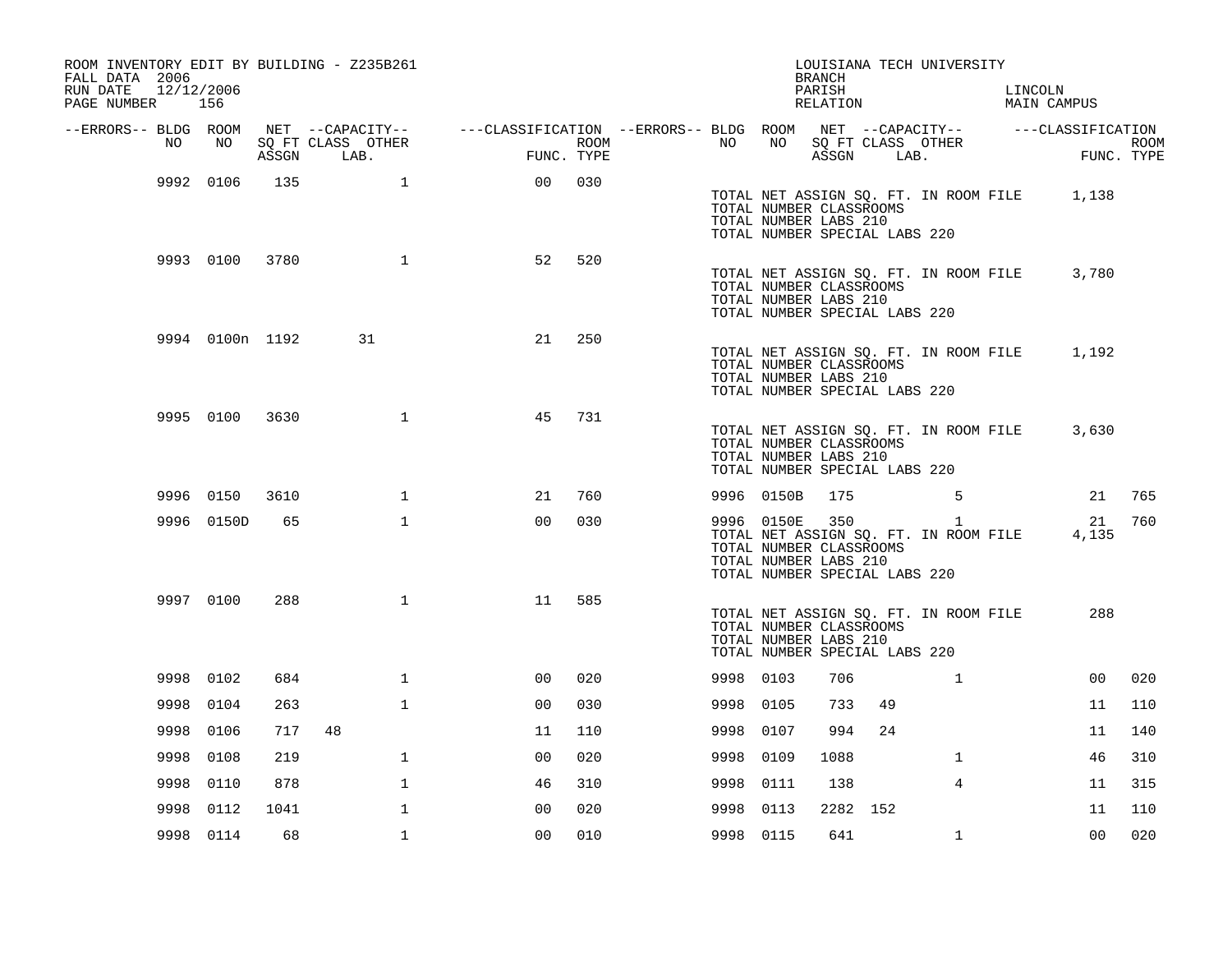ROOM INVENTORY EDIT BY BUILDING - Z235B261
FALL DATA 2006
RUN DATE 12/12/2006
PAGE NUMBER 156

LOUISIANA TECH UNIVERSITY
BRANCH
PARISH LINCOLN
RELATION MAIN CAMPUS

| --ERRORS-- | BLDG NO | ROOM NO | NET SQ FT ASSGN | --CAPACITY-- CLASS LAB. | OTHER | ---CLASSIFICATION FUNC. | ROOM TYPE | --ERRORS-- | BLDG NO | ROOM NO | NET SQ FT ASSGN | --CAPACITY-- CLASS LAB. | OTHER | ---CLASSIFICATION FUNC. | ROOM TYPE |
|---|---|---|---|---|---|---|---|---|---|---|---|---|---|---|---|
| | 9992 | 0106 | 135 | | 1 | 00 | 030 | | | | | | | | |
| | | | | | | | | | TOTAL NET ASSIGN SQ. FT. IN ROOM FILE | | | | | 1,138 | |
| | | | | | | | | | TOTAL NUMBER CLASSROOMS | | | | | | |
| | | | | | | | | | TOTAL NUMBER LABS 210 | | | | | | |
| | | | | | | | | | TOTAL NUMBER SPECIAL LABS 220 | | | | | | |
| | 9993 | 0100 | 3780 | | 1 | 52 | 520 | | | | | | | | |
| | | | | | | | | | TOTAL NET ASSIGN SQ. FT. IN ROOM FILE | | | | | 3,780 | |
| | | | | | | | | | TOTAL NUMBER CLASSROOMS | | | | | | |
| | | | | | | | | | TOTAL NUMBER LABS 210 | | | | | | |
| | | | | | | | | | TOTAL NUMBER SPECIAL LABS 220 | | | | | | |
| | 9994 | 0100n | 1192 | 31 | | 21 | 250 | | | | | | | | |
| | | | | | | | | | TOTAL NET ASSIGN SQ. FT. IN ROOM FILE | | | | | 1,192 | |
| | | | | | | | | | TOTAL NUMBER CLASSROOMS | | | | | | |
| | | | | | | | | | TOTAL NUMBER LABS 210 | | | | | | |
| | | | | | | | | | TOTAL NUMBER SPECIAL LABS 220 | | | | | | |
| | 9995 | 0100 | 3630 | | 1 | 45 | 731 | | | | | | | | |
| | | | | | | | | | TOTAL NET ASSIGN SQ. FT. IN ROOM FILE | | | | | 3,630 | |
| | | | | | | | | | TOTAL NUMBER CLASSROOMS | | | | | | |
| | | | | | | | | | TOTAL NUMBER LABS 210 | | | | | | |
| | | | | | | | | | TOTAL NUMBER SPECIAL LABS 220 | | | | | | |
| | 9996 | 0150 | 3610 | | 1 | 21 | 760 | | 9996 | 0150B | 175 | | 5 | 21 | 765 |
| | 9996 | 0150D | 65 | | 1 | 00 | 030 | | 9996 | 0150E | 350 | | 1 | 21 | 760 |
| | | | | | | | | | TOTAL NET ASSIGN SQ. FT. IN ROOM FILE | | | | | 4,135 | |
| | | | | | | | | | TOTAL NUMBER CLASSROOMS | | | | | | |
| | | | | | | | | | TOTAL NUMBER LABS 210 | | | | | | |
| | | | | | | | | | TOTAL NUMBER SPECIAL LABS 220 | | | | | | |
| | 9997 | 0100 | 288 | | 1 | 11 | 585 | | | | | | | | |
| | | | | | | | | | TOTAL NET ASSIGN SQ. FT. IN ROOM FILE | | | | | 288 | |
| | | | | | | | | | TOTAL NUMBER CLASSROOMS | | | | | | |
| | | | | | | | | | TOTAL NUMBER LABS 210 | | | | | | |
| | | | | | | | | | TOTAL NUMBER SPECIAL LABS 220 | | | | | | |
| | 9998 | 0102 | 684 | | 1 | 00 | 020 | | 9998 | 0103 | 706 | | 1 | 00 | 020 |
| | 9998 | 0104 | 263 | | 1 | 00 | 030 | | 9998 | 0105 | 733 | 49 | | 11 | 110 |
| | 9998 | 0106 | 717 | 48 | | 11 | 110 | | 9998 | 0107 | 994 | 24 | | 11 | 140 |
| | 9998 | 0108 | 219 | | 1 | 00 | 020 | | 9998 | 0109 | 1088 | | 1 | 46 | 310 |
| | 9998 | 0110 | 878 | | 1 | 46 | 310 | | 9998 | 0111 | 138 | | 4 | 11 | 315 |
| | 9998 | 0112 | 1041 | | 1 | 00 | 020 | | 9998 | 0113 | 2282 | 152 | | 11 | 110 |
| | 9998 | 0114 | 68 | | 1 | 00 | 010 | | 9998 | 0115 | 641 | | 1 | 00 | 020 |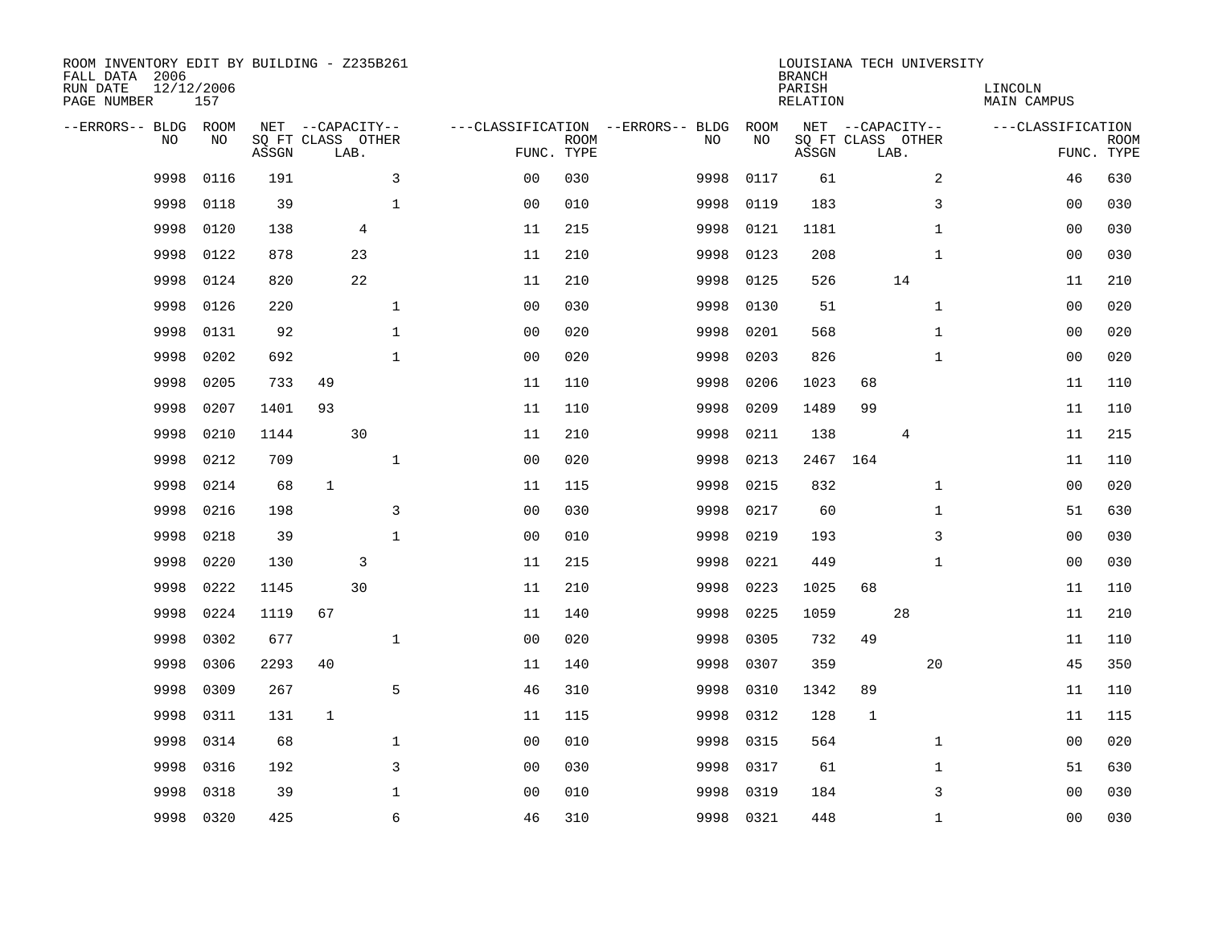ROOM INVENTORY EDIT BY BUILDING - Z235B261
FALL DATA 2006
RUN DATE 12/12/2006
PAGE NUMBER 157

LOUISIANA TECH UNIVERSITY
BRANCH
PARISH LINCOLN
RELATION MAIN CAMPUS

| --ERRORS-- | BLDG NO | ROOM NO | NET ASSGN SQ FT | CAPACITY CLASS | CAPACITY LAB. | CAPACITY OTHER | CLASSIFICATION FUNC. | ROOM TYPE | --ERRORS-- | BLDG NO | ROOM NO | NET ASSGN SQ FT | CAPACITY CLASS | CAPACITY LAB. | CAPACITY OTHER | CLASSIFICATION FUNC. | ROOM TYPE |
|---|---|---|---|---|---|---|---|---|---|---|---|---|---|---|---|---|---|
| | 9998 | 0116 | 191 | | | 3 | 00 | 030 | | 9998 | 0117 | 61 | | | 2 | 46 | 630 |
| | 9998 | 0118 | 39 | | | 1 | 00 | 010 | | 9998 | 0119 | 183 | | | 3 | 00 | 030 |
| | 9998 | 0120 | 138 | | 4 | | 11 | 215 | | 9998 | 0121 | 1181 | | | 1 | 00 | 030 |
| | 9998 | 0122 | 878 | | 23 | | 11 | 210 | | 9998 | 0123 | 208 | | | 1 | 00 | 030 |
| | 9998 | 0124 | 820 | | 22 | | 11 | 210 | | 9998 | 0125 | 526 | | 14 | | 11 | 210 |
| | 9998 | 0126 | 220 | | | 1 | 00 | 030 | | 9998 | 0130 | 51 | | | 1 | 00 | 020 |
| | 9998 | 0131 | 92 | | | 1 | 00 | 020 | | 9998 | 0201 | 568 | | | 1 | 00 | 020 |
| | 9998 | 0202 | 692 | | | 1 | 00 | 020 | | 9998 | 0203 | 826 | | | 1 | 00 | 020 |
| | 9998 | 0205 | 733 | 49 | | | 11 | 110 | | 9998 | 0206 | 1023 | 68 | | | 11 | 110 |
| | 9998 | 0207 | 1401 | 93 | | | 11 | 110 | | 9998 | 0209 | 1489 | 99 | | | 11 | 110 |
| | 9998 | 0210 | 1144 | | 30 | | 11 | 210 | | 9998 | 0211 | 138 | | 4 | | 11 | 215 |
| | 9998 | 0212 | 709 | | | 1 | 00 | 020 | | 9998 | 0213 | 2467 | 164 | | | 11 | 110 |
| | 9998 | 0214 | 68 | 1 | | | 11 | 115 | | 9998 | 0215 | 832 | | | 1 | 00 | 020 |
| | 9998 | 0216 | 198 | | | 3 | 00 | 030 | | 9998 | 0217 | 60 | | | 1 | 51 | 630 |
| | 9998 | 0218 | 39 | | | 1 | 00 | 010 | | 9998 | 0219 | 193 | | | 3 | 00 | 030 |
| | 9998 | 0220 | 130 | | 3 | | 11 | 215 | | 9998 | 0221 | 449 | | | 1 | 00 | 030 |
| | 9998 | 0222 | 1145 | | 30 | | 11 | 210 | | 9998 | 0223 | 1025 | 68 | | | 11 | 110 |
| | 9998 | 0224 | 1119 | 67 | | | 11 | 140 | | 9998 | 0225 | 1059 | | 28 | | 11 | 210 |
| | 9998 | 0302 | 677 | | | 1 | 00 | 020 | | 9998 | 0305 | 732 | 49 | | | 11 | 110 |
| | 9998 | 0306 | 2293 | 40 | | | 11 | 140 | | 9998 | 0307 | 359 | | | 20 | 45 | 350 |
| | 9998 | 0309 | 267 | | | 5 | 46 | 310 | | 9998 | 0310 | 1342 | 89 | | | 11 | 110 |
| | 9998 | 0311 | 131 | 1 | | | 11 | 115 | | 9998 | 0312 | 128 | 1 | | | 11 | 115 |
| | 9998 | 0314 | 68 | | | 1 | 00 | 010 | | 9998 | 0315 | 564 | | | 1 | 00 | 020 |
| | 9998 | 0316 | 192 | | | 3 | 00 | 030 | | 9998 | 0317 | 61 | | | 1 | 51 | 630 |
| | 9998 | 0318 | 39 | | | 1 | 00 | 010 | | 9998 | 0319 | 184 | | | 3 | 00 | 030 |
| | 9998 | 0320 | 425 | | | 6 | 46 | 310 | | 9998 | 0321 | 448 | | | 1 | 00 | 030 |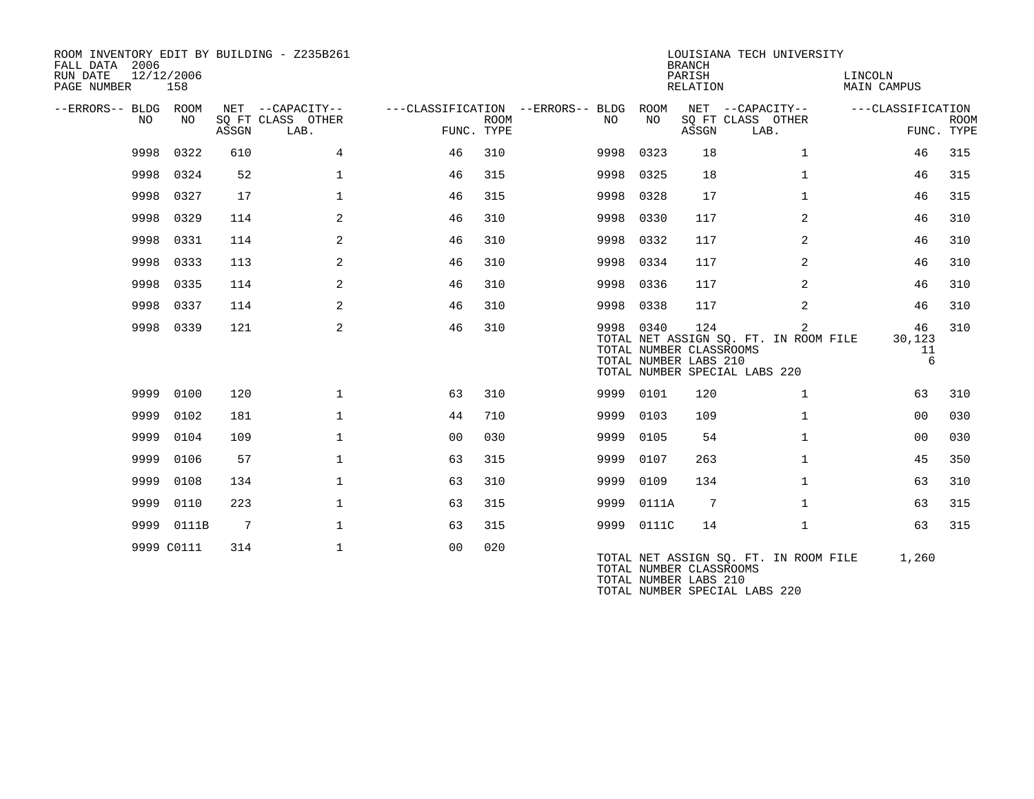ROOM INVENTORY EDIT BY BUILDING - Z235B261
FALL DATA 2006
RUN DATE 12/12/2006
PAGE NUMBER 158

LOUISIANA TECH UNIVERSITY
BRANCH
PARISH LINCOLN
RELATION MAIN CAMPUS

| --ERRORS-- | BLDG NO | ROOM NO | NET SQ FT ASSGN | --CAPACITY-- CLASS | OTHER LAB. | ---CLASSIFICATION FUNC. | ROOM TYPE | --ERRORS-- | BLDG NO | ROOM NO | NET SQ FT ASSGN | --CAPACITY-- CLASS | OTHER LAB. | ---CLASSIFICATION FUNC. | ROOM TYPE |
|---|---|---|---|---|---|---|---|---|---|---|---|---|---|---|---|
| | 9998 | 0322 | 610 | | 4 | 46 | 310 | | 9998 | 0323 | 18 | | 1 | 46 | 315 |
| | 9998 | 0324 | 52 | | 1 | 46 | 315 | | 9998 | 0325 | 18 | | 1 | 46 | 315 |
| | 9998 | 0327 | 17 | | 1 | 46 | 315 | | 9998 | 0328 | 17 | | 1 | 46 | 315 |
| | 9998 | 0329 | 114 | | 2 | 46 | 310 | | 9998 | 0330 | 117 | | 2 | 46 | 310 |
| | 9998 | 0331 | 114 | | 2 | 46 | 310 | | 9998 | 0332 | 117 | | 2 | 46 | 310 |
| | 9998 | 0333 | 113 | | 2 | 46 | 310 | | 9998 | 0334 | 117 | | 2 | 46 | 310 |
| | 9998 | 0335 | 114 | | 2 | 46 | 310 | | 9998 | 0336 | 117 | | 2 | 46 | 310 |
| | 9998 | 0337 | 114 | | 2 | 46 | 310 | | 9998 | 0338 | 117 | | 2 | 46 | 310 |
| | 9998 | 0339 | 121 | | 2 | 46 | 310 | | 9998 | 0340 | 124 | | 2 | 46 | 310 |

TOTAL NET ASSIGN SQ. FT. IN ROOM FILE 30,123
TOTAL NUMBER CLASSROOMS 11
TOTAL NUMBER LABS 210 6
TOTAL NUMBER SPECIAL LABS 220

| --ERRORS-- | BLDG NO | ROOM NO | NET SQ FT ASSGN | --CAPACITY-- CLASS | OTHER LAB. | ---CLASSIFICATION FUNC. | ROOM TYPE | --ERRORS-- | BLDG NO | ROOM NO | NET SQ FT ASSGN | --CAPACITY-- CLASS | OTHER LAB. | ---CLASSIFICATION FUNC. | ROOM TYPE |
|---|---|---|---|---|---|---|---|---|---|---|---|---|---|---|---|
| | 9999 | 0100 | 120 | | 1 | 63 | 310 | | 9999 | 0101 | 120 | | 1 | 63 | 310 |
| | 9999 | 0102 | 181 | | 1 | 44 | 710 | | 9999 | 0103 | 109 | | 1 | 00 | 030 |
| | 9999 | 0104 | 109 | | 1 | 00 | 030 | | 9999 | 0105 | 54 | | 1 | 00 | 030 |
| | 9999 | 0106 | 57 | | 1 | 63 | 315 | | 9999 | 0107 | 263 | | 1 | 45 | 350 |
| | 9999 | 0108 | 134 | | 1 | 63 | 310 | | 9999 | 0109 | 134 | | 1 | 63 | 310 |
| | 9999 | 0110 | 223 | | 1 | 63 | 315 | | 9999 | 0111A | 7 | | 1 | 63 | 315 |
| | 9999 | 0111B | 7 | | 1 | 63 | 315 | | 9999 | 0111C | 14 | | 1 | 63 | 315 |
| | 9999 | C0111 | 314 | | 1 | 00 | 020 | | | | | | | | |

TOTAL NET ASSIGN SQ. FT. IN ROOM FILE 1,260
TOTAL NUMBER CLASSROOMS
TOTAL NUMBER LABS 210
TOTAL NUMBER SPECIAL LABS 220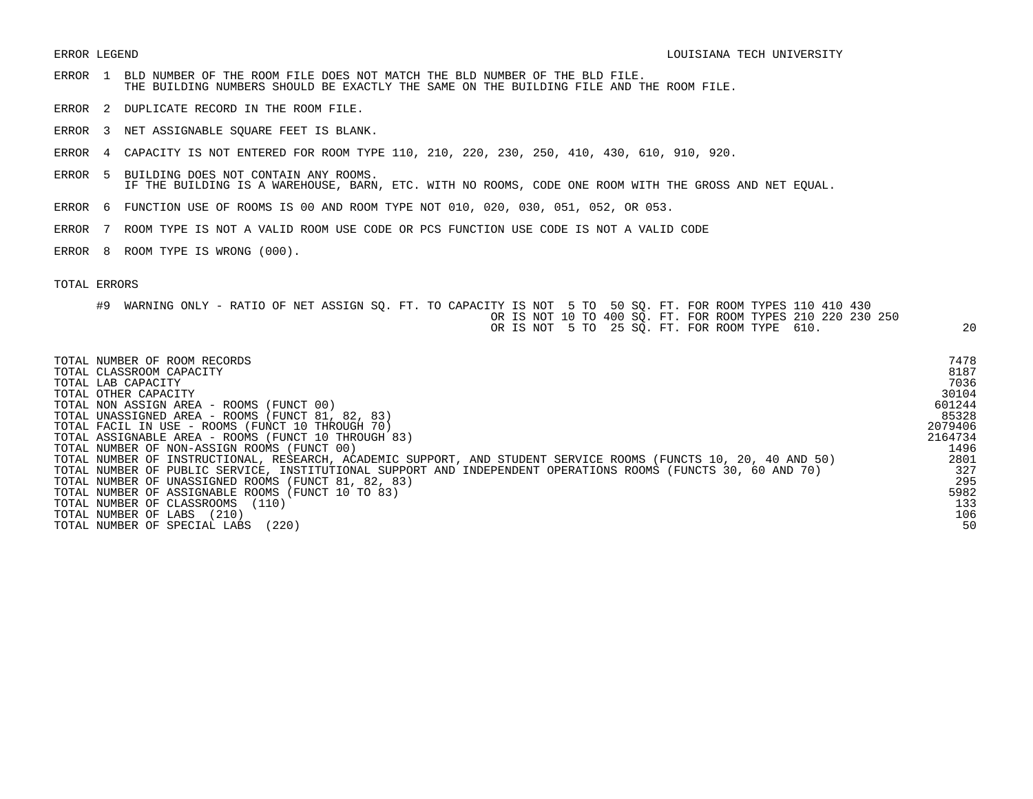ERROR LEGEND

LOUISIANA TECH UNIVERSITY

ERROR 1 BLD NUMBER OF THE ROOM FILE DOES NOT MATCH THE BLD NUMBER OF THE BLD FILE.
THE BUILDING NUMBERS SHOULD BE EXACTLY THE SAME ON THE BUILDING FILE AND THE ROOM FILE.

ERROR 2 DUPLICATE RECORD IN THE ROOM FILE.

ERROR 3 NET ASSIGNABLE SQUARE FEET IS BLANK.

ERROR 4 CAPACITY IS NOT ENTERED FOR ROOM TYPE 110, 210, 220, 230, 250, 410, 430, 610, 910, 920.

ERROR 5 BUILDING DOES NOT CONTAIN ANY ROOMS.
IF THE BUILDING IS A WAREHOUSE, BARN, ETC. WITH NO ROOMS, CODE ONE ROOM WITH THE GROSS AND NET EQUAL.

ERROR 6 FUNCTION USE OF ROOMS IS 00 AND ROOM TYPE NOT 010, 020, 030, 051, 052, OR 053.

ERROR 7 ROOM TYPE IS NOT A VALID ROOM USE CODE OR PCS FUNCTION USE CODE IS NOT A VALID CODE

ERROR 8 ROOM TYPE IS WRONG (000).

TOTAL ERRORS

| | |
|---|---|
| #9 WARNING ONLY - RATIO OF NET ASSIGN SQ. FT. TO CAPACITY IS NOT 5 TO 50 SQ. FT. FOR ROOM TYPES 110 410 430 OR IS NOT 10 TO 400 SQ. FT. FOR ROOM TYPES 210 220 230 250 OR IS NOT 5 TO 25 SQ. FT. FOR ROOM TYPE 610. | 20 |

| | |
|---|---|
| TOTAL NUMBER OF ROOM RECORDS | 7478 |
| TOTAL CLASSROOM CAPACITY | 8187 |
| TOTAL LAB CAPACITY | 7036 |
| TOTAL OTHER CAPACITY | 30104 |
| TOTAL NON ASSIGN AREA - ROOMS (FUNCT 00) | 601244 |
| TOTAL UNASSIGNED AREA - ROOMS (FUNCT 81, 82, 83) | 85328 |
| TOTAL FACIL IN USE - ROOMS (FUNCT 10 THROUGH 70) | 2079406 |
| TOTAL ASSIGNABLE AREA - ROOMS (FUNCT 10 THROUGH 83) | 2164734 |
| TOTAL NUMBER OF NON-ASSIGN ROOMS (FUNCT 00) | 1496 |
| TOTAL NUMBER OF INSTRUCTIONAL, RESEARCH, ACADEMIC SUPPORT, AND STUDENT SERVICE ROOMS (FUNCTS 10, 20, 40 AND 50) | 2801 |
| TOTAL NUMBER OF PUBLIC SERVICE, INSTITUTIONAL SUPPORT AND INDEPENDENT OPERATIONS ROOMS (FUNCTS 30, 60 AND 70) | 327 |
| TOTAL NUMBER OF UNASSIGNED ROOMS (FUNCT 81, 82, 83) | 295 |
| TOTAL NUMBER OF ASSIGNABLE ROOMS (FUNCT 10 TO 83) | 5982 |
| TOTAL NUMBER OF CLASSROOMS (110) | 133 |
| TOTAL NUMBER OF LABS (210) | 106 |
| TOTAL NUMBER OF SPECIAL LABS (220) | 50 |